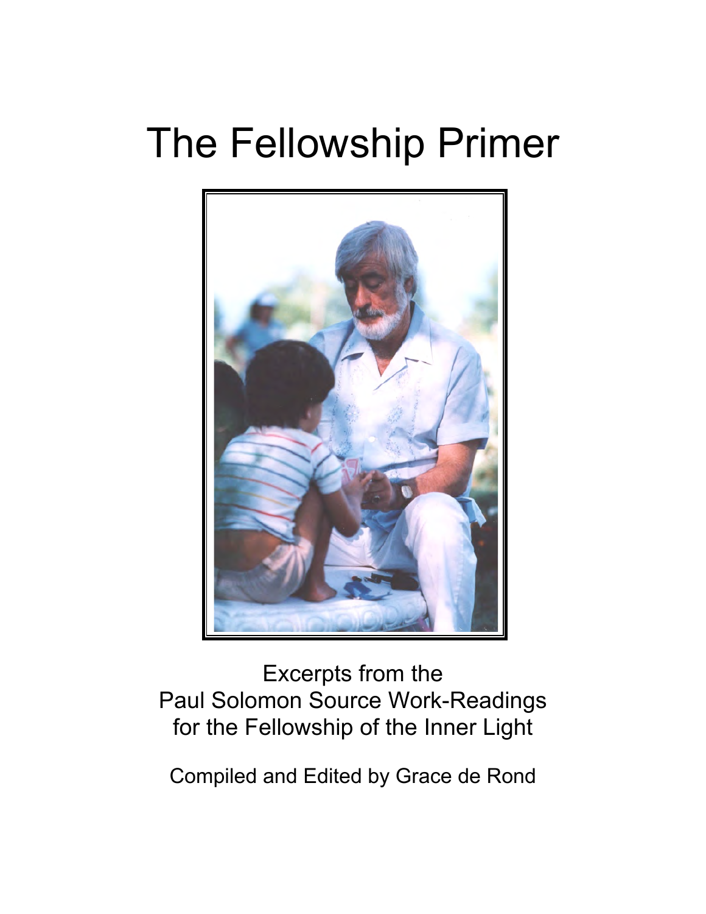# The Fellowship Primer

Excerpts from the
Paul Solomon Source Work-Readings
for the Fellowship of the Inner Light

Compiled and Edited by Grace de Rond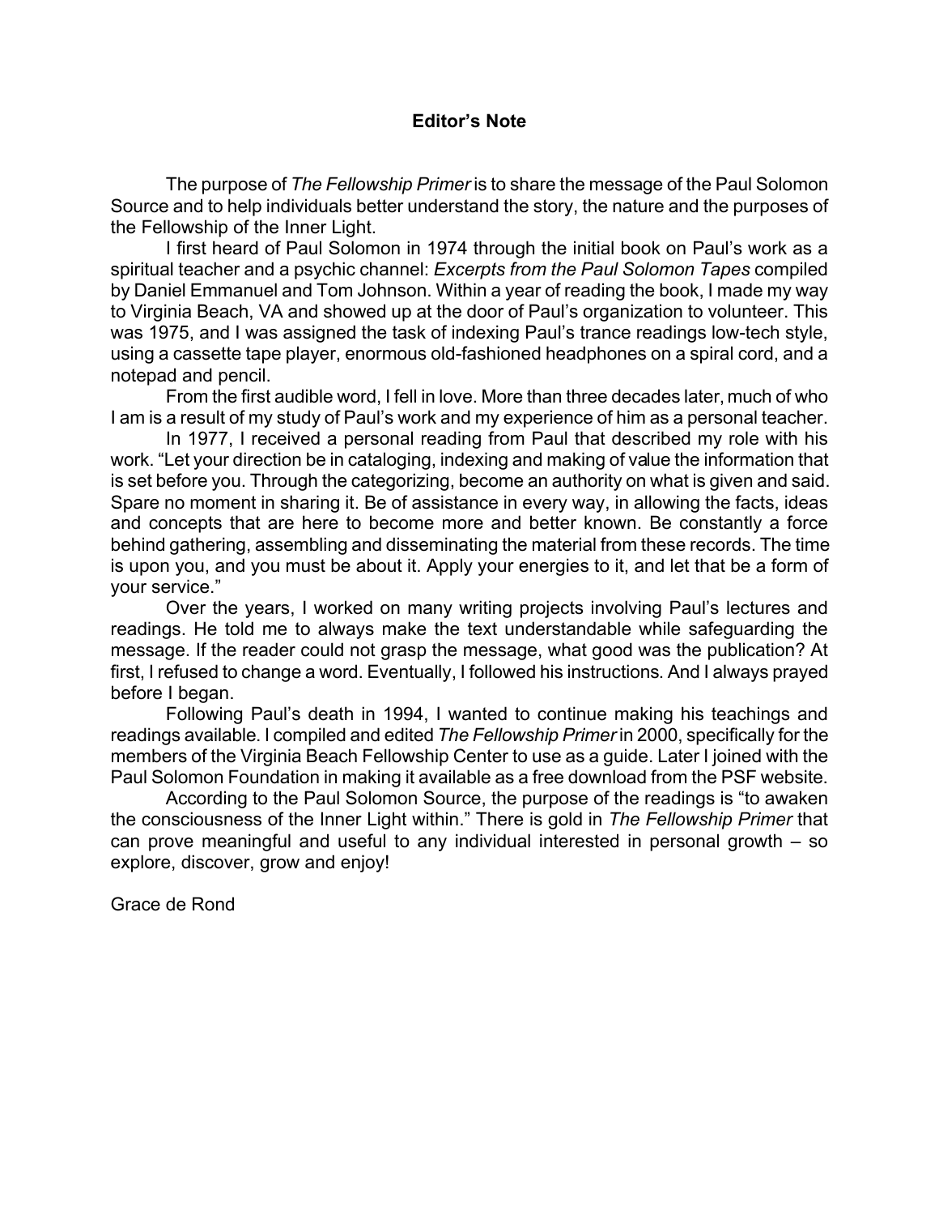## Editor's Note

The purpose of *The Fellowship Primer* is to share the message of the Paul Solomon Source and to help individuals better understand the story, the nature and the purposes of the Fellowship of the Inner Light.

I first heard of Paul Solomon in 1974 through the initial book on Paul's work as a spiritual teacher and a psychic channel: *Excerpts from the Paul Solomon Tapes* compiled by Daniel Emmanuel and Tom Johnson. Within a year of reading the book, I made my way to Virginia Beach, VA and showed up at the door of Paul's organization to volunteer. This was 1975, and I was assigned the task of indexing Paul's trance readings low-tech style, using a cassette tape player, enormous old-fashioned headphones on a spiral cord, and a notepad and pencil.

From the first audible word, I fell in love. More than three decades later, much of who I am is a result of my study of Paul's work and my experience of him as a personal teacher.

In 1977, I received a personal reading from Paul that described my role with his work. "Let your direction be in cataloging, indexing and making of value the information that is set before you. Through the categorizing, become an authority on what is given and said. Spare no moment in sharing it. Be of assistance in every way, in allowing the facts, ideas and concepts that are here to become more and better known. Be constantly a force behind gathering, assembling and disseminating the material from these records. The time is upon you, and you must be about it. Apply your energies to it, and let that be a form of your service."

Over the years, I worked on many writing projects involving Paul's lectures and readings. He told me to always make the text understandable while safeguarding the message. If the reader could not grasp the message, what good was the publication? At first, I refused to change a word. Eventually, I followed his instructions. And I always prayed before I began.

Following Paul's death in 1994, I wanted to continue making his teachings and readings available. I compiled and edited *The Fellowship Primer* in 2000, specifically for the members of the Virginia Beach Fellowship Center to use as a guide. Later I joined with the Paul Solomon Foundation in making it available as a free download from the PSF website.

According to the Paul Solomon Source, the purpose of the readings is "to awaken the consciousness of the Inner Light within." There is gold in *The Fellowship Primer* that can prove meaningful and useful to any individual interested in personal growth – so explore, discover, grow and enjoy!

Grace de Rond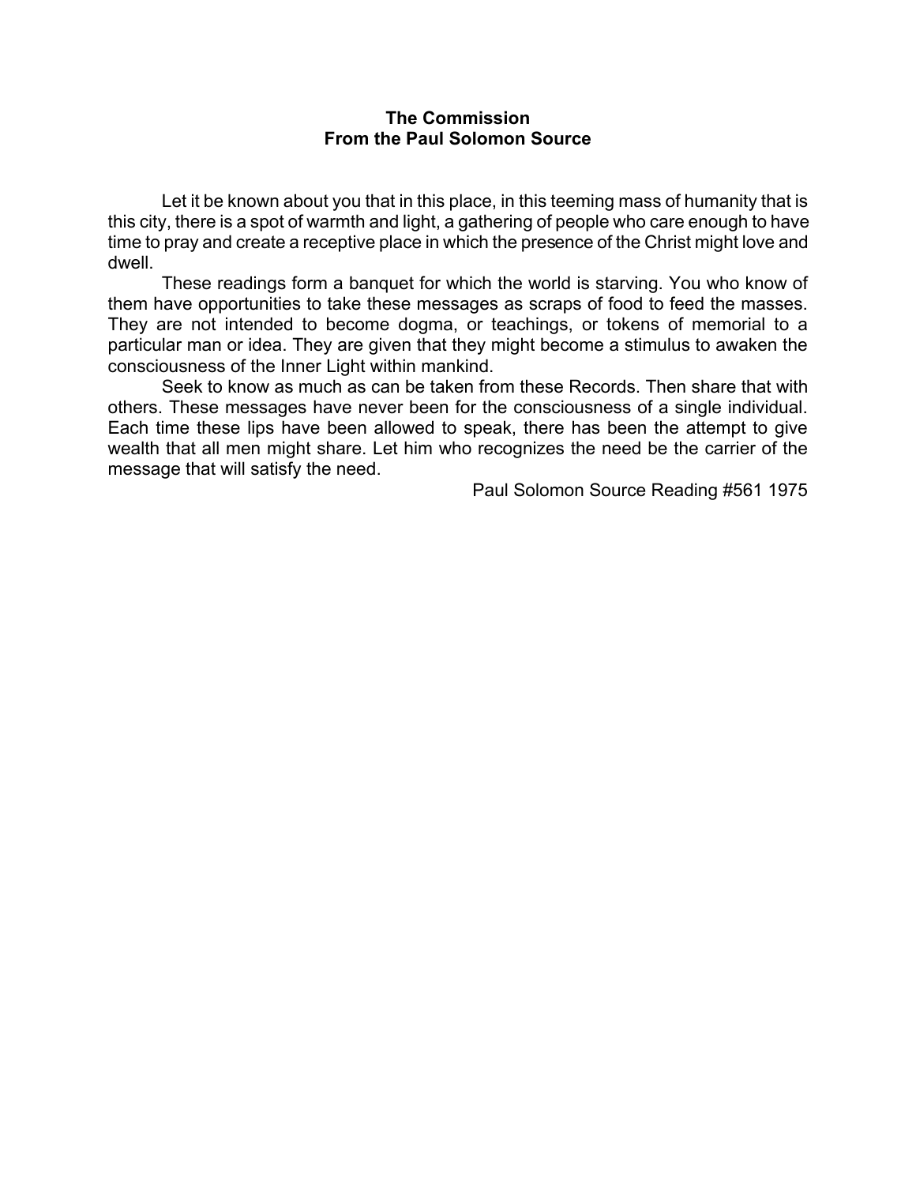**The Commission**
**From the Paul Solomon Source**

Let it be known about you that in this place, in this teeming mass of humanity that is this city, there is a spot of warmth and light, a gathering of people who care enough to have time to pray and create a receptive place in which the presence of the Christ might love and dwell.

These readings form a banquet for which the world is starving. You who know of them have opportunities to take these messages as scraps of food to feed the masses. They are not intended to become dogma, or teachings, or tokens of memorial to a particular man or idea. They are given that they might become a stimulus to awaken the consciousness of the Inner Light within mankind.

Seek to know as much as can be taken from these Records. Then share that with others. These messages have never been for the consciousness of a single individual. Each time these lips have been allowed to speak, there has been the attempt to give wealth that all men might share. Let him who recognizes the need be the carrier of the message that will satisfy the need.

Paul Solomon Source Reading #561 1975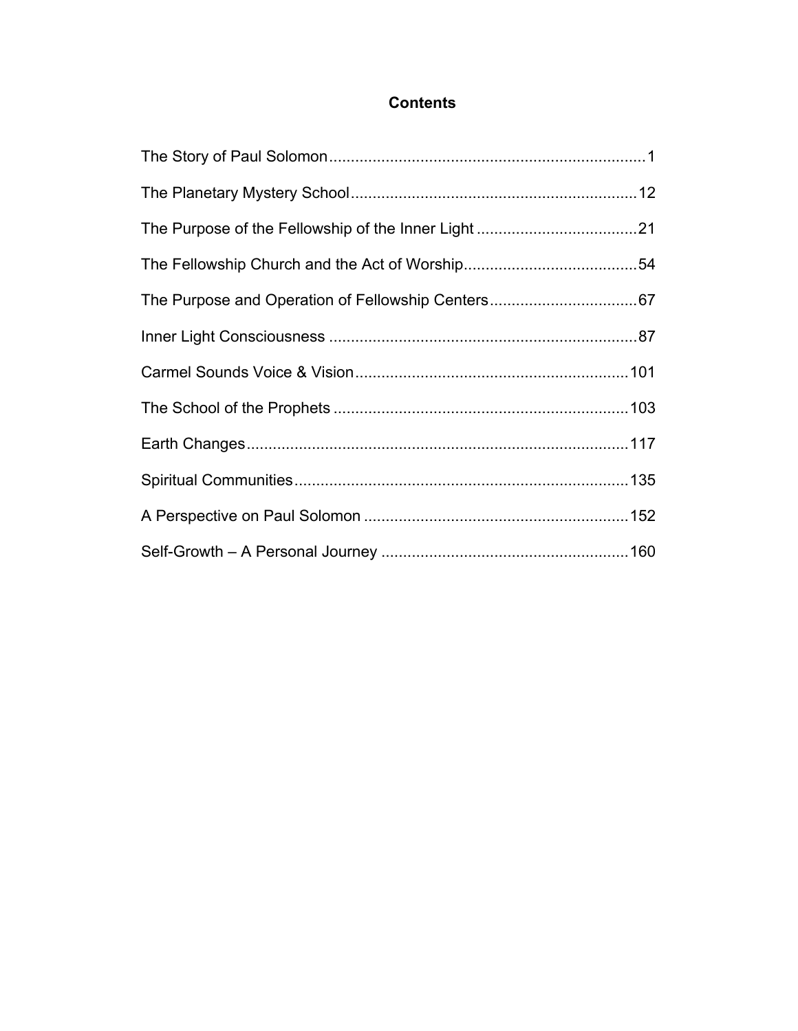# Contents

The Story of Paul Solomon ........................................................................1

The Planetary Mystery School .................................................................12

The Purpose of the Fellowship of the Inner Light .....................................21

The Fellowship Church and the Act of Worship........................................54

The Purpose and Operation of Fellowship Centers..................................67

Inner Light Consciousness .......................................................................87

Carmel Sounds Voice & Vision...............................................................101

The School of the Prophets ....................................................................103

Earth Changes.......................................................................................117

Spiritual Communities.............................................................................135

A Perspective on Paul Solomon .............................................................152

Self-Growth – A Personal Journey .........................................................160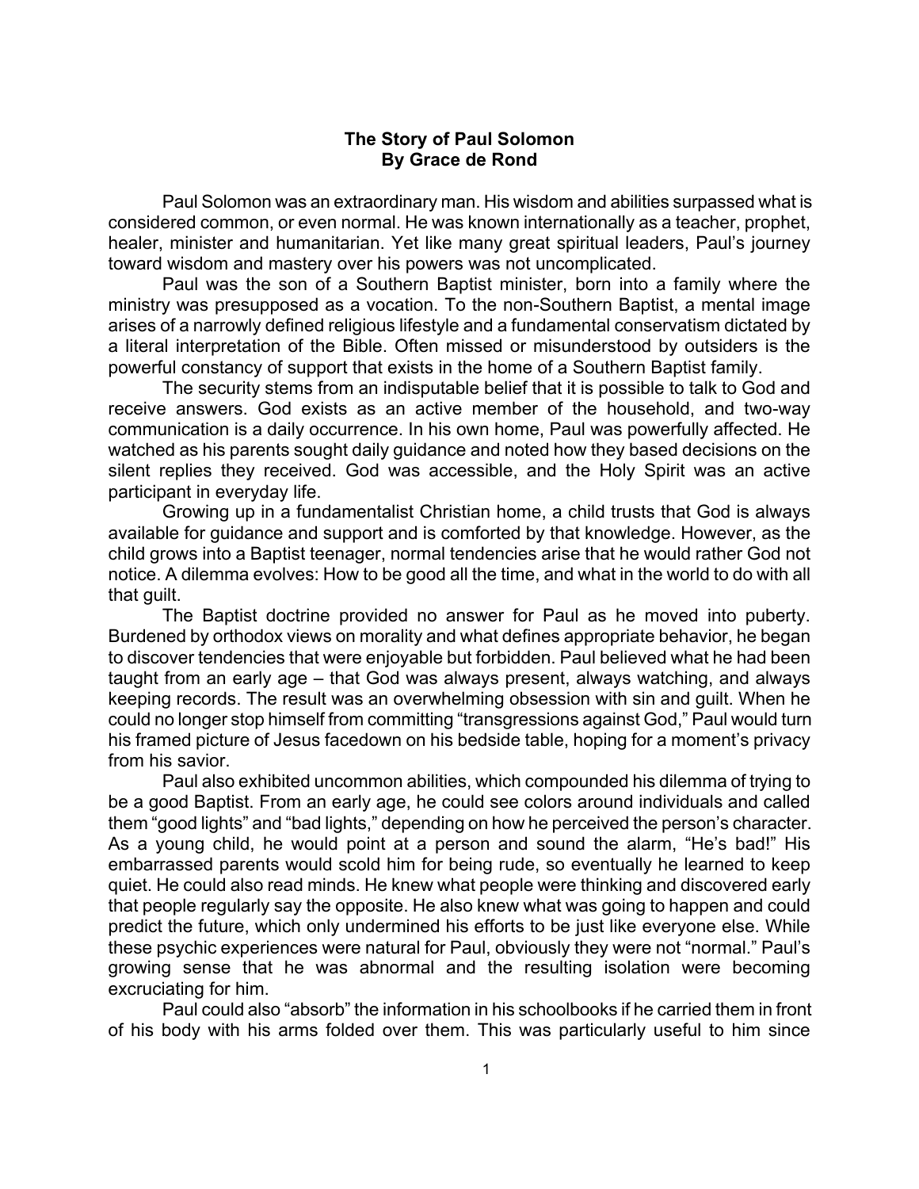**The Story of Paul Solomon**
**By Grace de Rond**

Paul Solomon was an extraordinary man. His wisdom and abilities surpassed what is considered common, or even normal. He was known internationally as a teacher, prophet, healer, minister and humanitarian. Yet like many great spiritual leaders, Paul's journey toward wisdom and mastery over his powers was not uncomplicated.

Paul was the son of a Southern Baptist minister, born into a family where the ministry was presupposed as a vocation. To the non-Southern Baptist, a mental image arises of a narrowly defined religious lifestyle and a fundamental conservatism dictated by a literal interpretation of the Bible. Often missed or misunderstood by outsiders is the powerful constancy of support that exists in the home of a Southern Baptist family.

The security stems from an indisputable belief that it is possible to talk to God and receive answers. God exists as an active member of the household, and two-way communication is a daily occurrence. In his own home, Paul was powerfully affected. He watched as his parents sought daily guidance and noted how they based decisions on the silent replies they received. God was accessible, and the Holy Spirit was an active participant in everyday life.

Growing up in a fundamentalist Christian home, a child trusts that God is always available for guidance and support and is comforted by that knowledge. However, as the child grows into a Baptist teenager, normal tendencies arise that he would rather God not notice. A dilemma evolves: How to be good all the time, and what in the world to do with all that guilt.

The Baptist doctrine provided no answer for Paul as he moved into puberty. Burdened by orthodox views on morality and what defines appropriate behavior, he began to discover tendencies that were enjoyable but forbidden. Paul believed what he had been taught from an early age – that God was always present, always watching, and always keeping records. The result was an overwhelming obsession with sin and guilt. When he could no longer stop himself from committing "transgressions against God," Paul would turn his framed picture of Jesus facedown on his bedside table, hoping for a moment's privacy from his savior.

Paul also exhibited uncommon abilities, which compounded his dilemma of trying to be a good Baptist. From an early age, he could see colors around individuals and called them "good lights" and "bad lights," depending on how he perceived the person's character. As a young child, he would point at a person and sound the alarm, "He's bad!" His embarrassed parents would scold him for being rude, so eventually he learned to keep quiet. He could also read minds. He knew what people were thinking and discovered early that people regularly say the opposite. He also knew what was going to happen and could predict the future, which only undermined his efforts to be just like everyone else. While these psychic experiences were natural for Paul, obviously they were not "normal." Paul's growing sense that he was abnormal and the resulting isolation were becoming excruciating for him.

Paul could also "absorb" the information in his schoolbooks if he carried them in front of his body with his arms folded over them. This was particularly useful to him since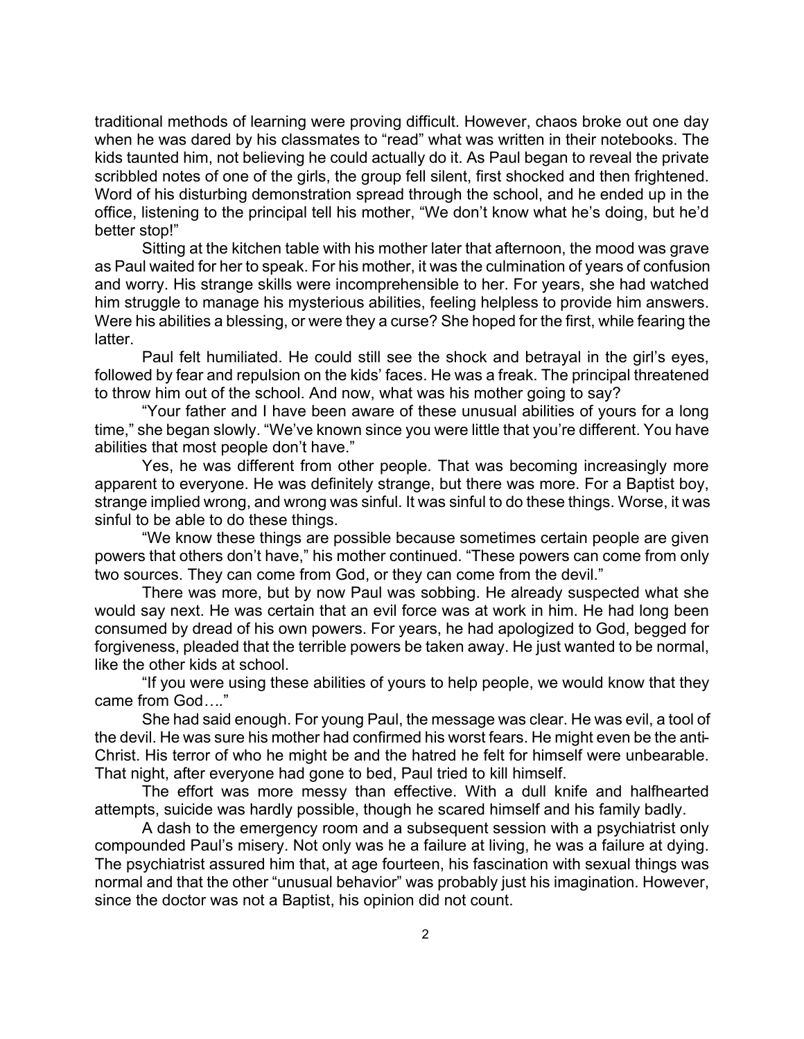traditional methods of learning were proving difficult. However, chaos broke out one day when he was dared by his classmates to "read" what was written in their notebooks. The kids taunted him, not believing he could actually do it. As Paul began to reveal the private scribbled notes of one of the girls, the group fell silent, first shocked and then frightened. Word of his disturbing demonstration spread through the school, and he ended up in the office, listening to the principal tell his mother, "We don't know what he's doing, but he'd better stop!"

Sitting at the kitchen table with his mother later that afternoon, the mood was grave as Paul waited for her to speak. For his mother, it was the culmination of years of confusion and worry. His strange skills were incomprehensible to her. For years, she had watched him struggle to manage his mysterious abilities, feeling helpless to provide him answers. Were his abilities a blessing, or were they a curse? She hoped for the first, while fearing the latter.

Paul felt humiliated. He could still see the shock and betrayal in the girl's eyes, followed by fear and repulsion on the kids' faces. He was a freak. The principal threatened to throw him out of the school. And now, what was his mother going to say?

"Your father and I have been aware of these unusual abilities of yours for a long time," she began slowly. "We've known since you were little that you're different. You have abilities that most people don't have."

Yes, he was different from other people. That was becoming increasingly more apparent to everyone. He was definitely strange, but there was more. For a Baptist boy, strange implied wrong, and wrong was sinful. It was sinful to do these things. Worse, it was sinful to be able to do these things.

"We know these things are possible because sometimes certain people are given powers that others don't have," his mother continued. "These powers can come from only two sources. They can come from God, or they can come from the devil."

There was more, but by now Paul was sobbing. He already suspected what she would say next. He was certain that an evil force was at work in him. He had long been consumed by dread of his own powers. For years, he had apologized to God, begged for forgiveness, pleaded that the terrible powers be taken away. He just wanted to be normal, like the other kids at school.

"If you were using these abilities of yours to help people, we would know that they came from God*….*"

She had said enough. For young Paul, the message was clear. He was evil, a tool of the devil. He was sure his mother had confirmed his worst fears. He might even be the anti-Christ. His terror of who he might be and the hatred he felt for himself were unbearable. That night, after everyone had gone to bed, Paul tried to kill himself.

The effort was more messy than effective. With a dull knife and halfhearted attempts, suicide was hardly possible, though he scared himself and his family badly.

A dash to the emergency room and a subsequent session with a psychiatrist only compounded Paul's misery. Not only was he a failure at living, he was a failure at dying. The psychiatrist assured him that, at age fourteen, his fascination with sexual things was normal and that the other "unusual behavior" was probably just his imagination. However, since the doctor was not a Baptist, his opinion did not count.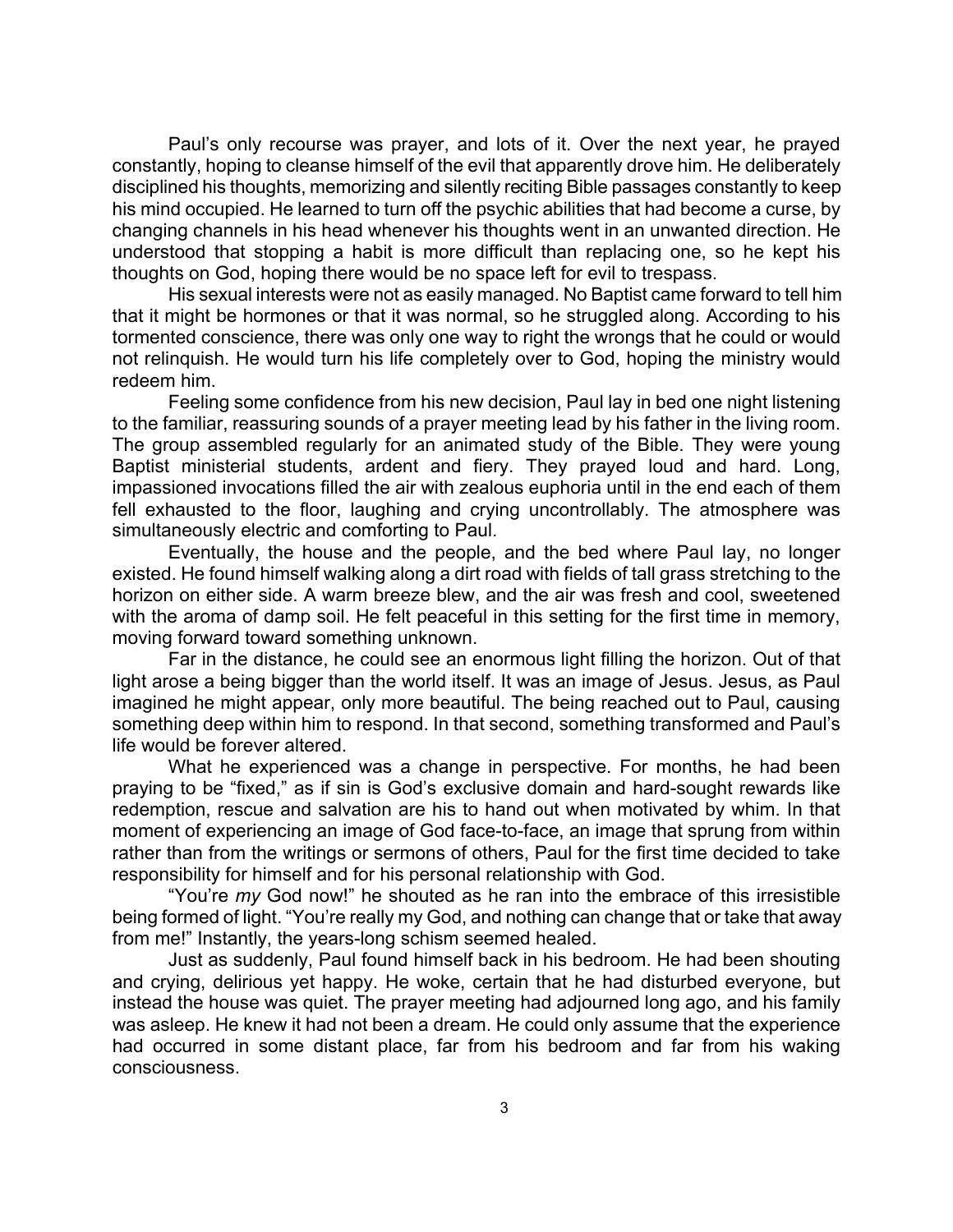Paul's only recourse was prayer, and lots of it. Over the next year, he prayed constantly, hoping to cleanse himself of the evil that apparently drove him. He deliberately disciplined his thoughts, memorizing and silently reciting Bible passages constantly to keep his mind occupied. He learned to turn off the psychic abilities that had become a curse, by changing channels in his head whenever his thoughts went in an unwanted direction. He understood that stopping a habit is more difficult than replacing one, so he kept his thoughts on God, hoping there would be no space left for evil to trespass.

His sexual interests were not as easily managed. No Baptist came forward to tell him that it might be hormones or that it was normal, so he struggled along. According to his tormented conscience, there was only one way to right the wrongs that he could or would not relinquish. He would turn his life completely over to God, hoping the ministry would redeem him.

Feeling some confidence from his new decision, Paul lay in bed one night listening to the familiar, reassuring sounds of a prayer meeting lead by his father in the living room. The group assembled regularly for an animated study of the Bible. They were young Baptist ministerial students, ardent and fiery. They prayed loud and hard. Long, impassioned invocations filled the air with zealous euphoria until in the end each of them fell exhausted to the floor, laughing and crying uncontrollably. The atmosphere was simultaneously electric and comforting to Paul.

Eventually, the house and the people, and the bed where Paul lay, no longer existed. He found himself walking along a dirt road with fields of tall grass stretching to the horizon on either side. A warm breeze blew, and the air was fresh and cool, sweetened with the aroma of damp soil. He felt peaceful in this setting for the first time in memory, moving forward toward something unknown.

Far in the distance, he could see an enormous light filling the horizon. Out of that light arose a being bigger than the world itself. It was an image of Jesus. Jesus, as Paul imagined he might appear, only more beautiful. The being reached out to Paul, causing something deep within him to respond. In that second, something transformed and Paul's life would be forever altered.

What he experienced was a change in perspective. For months, he had been praying to be "fixed," as if sin is God's exclusive domain and hard-sought rewards like redemption, rescue and salvation are his to hand out when motivated by whim. In that moment of experiencing an image of God face-to-face, an image that sprung from within rather than from the writings or sermons of others, Paul for the first time decided to take responsibility for himself and for his personal relationship with God.

"You're *my* God now!" he shouted as he ran into the embrace of this irresistible being formed of light. "You're really my God, and nothing can change that or take that away from me!" Instantly, the years-long schism seemed healed.

Just as suddenly, Paul found himself back in his bedroom. He had been shouting and crying, delirious yet happy. He woke, certain that he had disturbed everyone, but instead the house was quiet. The prayer meeting had adjourned long ago, and his family was asleep. He knew it had not been a dream. He could only assume that the experience had occurred in some distant place, far from his bedroom and far from his waking consciousness.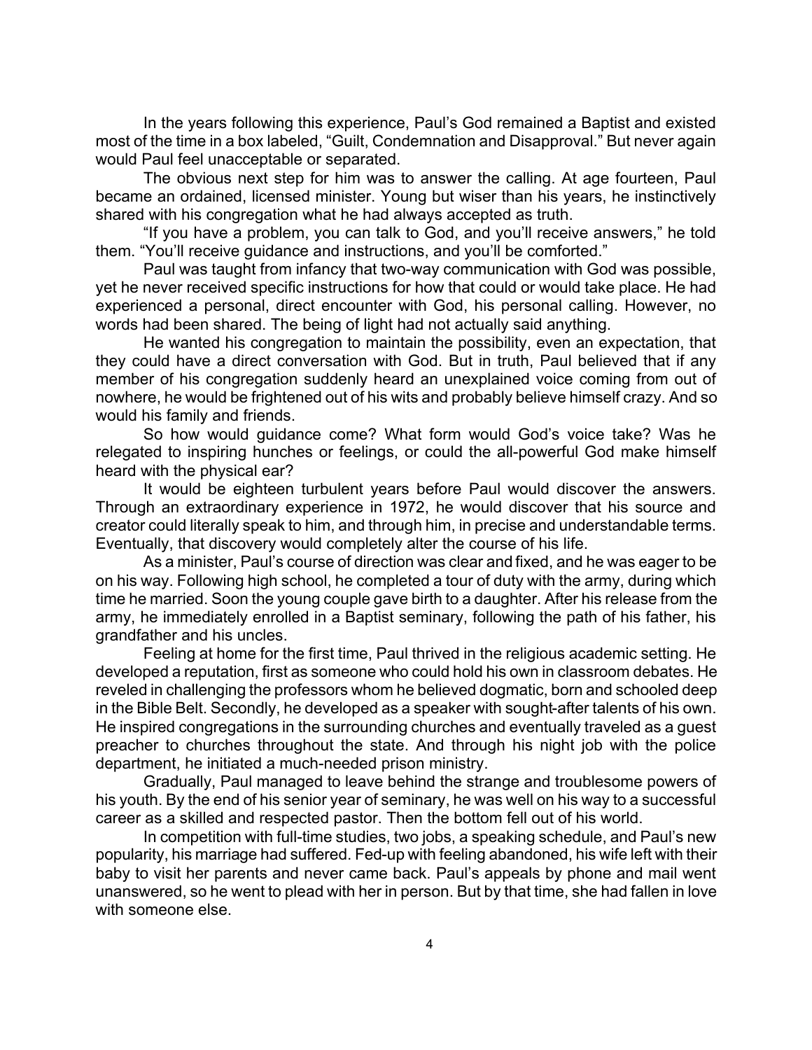In the years following this experience, Paul's God remained a Baptist and existed most of the time in a box labeled, "Guilt, Condemnation and Disapproval." But never again would Paul feel unacceptable or separated.

The obvious next step for him was to answer the calling. At age fourteen, Paul became an ordained, licensed minister. Young but wiser than his years, he instinctively shared with his congregation what he had always accepted as truth.

"If you have a problem, you can talk to God, and you'll receive answers," he told them. "You'll receive guidance and instructions, and you'll be comforted."

Paul was taught from infancy that two-way communication with God was possible, yet he never received specific instructions for how that could or would take place. He had experienced a personal, direct encounter with God, his personal calling. However, no words had been shared. The being of light had not actually said anything.

He wanted his congregation to maintain the possibility, even an expectation, that they could have a direct conversation with God. But in truth, Paul believed that if any member of his congregation suddenly heard an unexplained voice coming from out of nowhere, he would be frightened out of his wits and probably believe himself crazy. And so would his family and friends.

So how would guidance come? What form would God's voice take? Was he relegated to inspiring hunches or feelings, or could the all-powerful God make himself heard with the physical ear?

It would be eighteen turbulent years before Paul would discover the answers. Through an extraordinary experience in 1972, he would discover that his source and creator could literally speak to him, and through him, in precise and understandable terms. Eventually, that discovery would completely alter the course of his life.

As a minister, Paul's course of direction was clear and fixed, and he was eager to be on his way. Following high school, he completed a tour of duty with the army, during which time he married. Soon the young couple gave birth to a daughter. After his release from the army, he immediately enrolled in a Baptist seminary, following the path of his father, his grandfather and his uncles.

Feeling at home for the first time, Paul thrived in the religious academic setting. He developed a reputation, first as someone who could hold his own in classroom debates. He reveled in challenging the professors whom he believed dogmatic, born and schooled deep in the Bible Belt. Secondly, he developed as a speaker with sought-after talents of his own. He inspired congregations in the surrounding churches and eventually traveled as a guest preacher to churches throughout the state. And through his night job with the police department, he initiated a much-needed prison ministry.

Gradually, Paul managed to leave behind the strange and troublesome powers of his youth. By the end of his senior year of seminary, he was well on his way to a successful career as a skilled and respected pastor. Then the bottom fell out of his world.

In competition with full-time studies, two jobs, a speaking schedule, and Paul's new popularity, his marriage had suffered. Fed-up with feeling abandoned, his wife left with their baby to visit her parents and never came back. Paul's appeals by phone and mail went unanswered, so he went to plead with her in person. But by that time, she had fallen in love with someone else.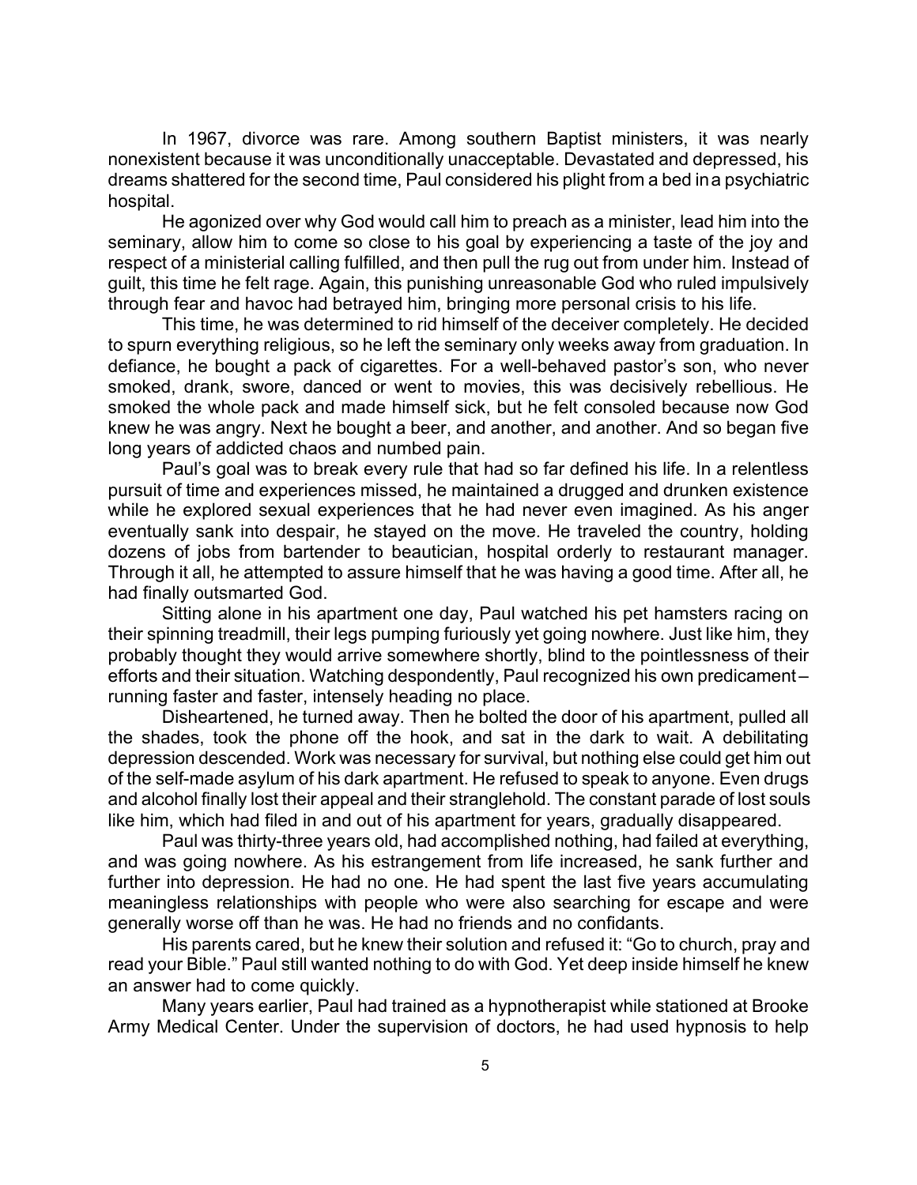In 1967, divorce was rare. Among southern Baptist ministers, it was nearly nonexistent because it was unconditionally unacceptable. Devastated and depressed, his dreams shattered for the second time, Paul considered his plight from a bed in a psychiatric hospital.

He agonized over why God would call him to preach as a minister, lead him into the seminary, allow him to come so close to his goal by experiencing a taste of the joy and respect of a ministerial calling fulfilled, and then pull the rug out from under him. Instead of guilt, this time he felt rage. Again, this punishing unreasonable God who ruled impulsively through fear and havoc had betrayed him, bringing more personal crisis to his life.

This time, he was determined to rid himself of the deceiver completely. He decided to spurn everything religious, so he left the seminary only weeks away from graduation. In defiance, he bought a pack of cigarettes. For a well-behaved pastor's son, who never smoked, drank, swore, danced or went to movies, this was decisively rebellious. He smoked the whole pack and made himself sick, but he felt consoled because now God knew he was angry. Next he bought a beer, and another, and another. And so began five long years of addicted chaos and numbed pain.

Paul's goal was to break every rule that had so far defined his life. In a relentless pursuit of time and experiences missed, he maintained a drugged and drunken existence while he explored sexual experiences that he had never even imagined. As his anger eventually sank into despair, he stayed on the move. He traveled the country, holding dozens of jobs from bartender to beautician, hospital orderly to restaurant manager. Through it all, he attempted to assure himself that he was having a good time. After all, he had finally outsmarted God.

Sitting alone in his apartment one day, Paul watched his pet hamsters racing on their spinning treadmill, their legs pumping furiously yet going nowhere. Just like him, they probably thought they would arrive somewhere shortly, blind to the pointlessness of their efforts and their situation. Watching despondently, Paul recognized his own predicament – running faster and faster, intensely heading no place.

Disheartened, he turned away. Then he bolted the door of his apartment, pulled all the shades, took the phone off the hook, and sat in the dark to wait. A debilitating depression descended. Work was necessary for survival, but nothing else could get him out of the self-made asylum of his dark apartment. He refused to speak to anyone. Even drugs and alcohol finally lost their appeal and their stranglehold. The constant parade of lost souls like him, which had filed in and out of his apartment for years, gradually disappeared.

Paul was thirty-three years old, had accomplished nothing, had failed at everything, and was going nowhere. As his estrangement from life increased, he sank further and further into depression. He had no one. He had spent the last five years accumulating meaningless relationships with people who were also searching for escape and were generally worse off than he was. He had no friends and no confidants.

His parents cared, but he knew their solution and refused it: "Go to church, pray and read your Bible." Paul still wanted nothing to do with God. Yet deep inside himself he knew an answer had to come quickly.

Many years earlier, Paul had trained as a hypnotherapist while stationed at Brooke Army Medical Center. Under the supervision of doctors, he had used hypnosis to help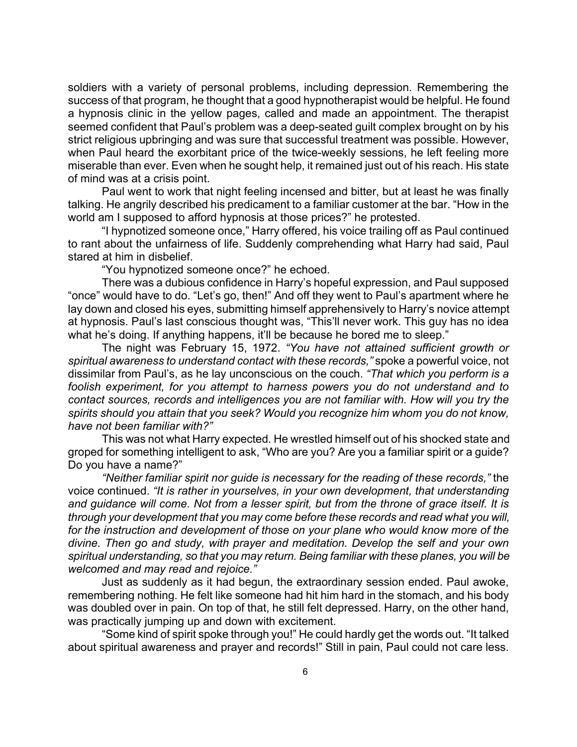soldiers with a variety of personal problems, including depression. Remembering the success of that program, he thought that a good hypnotherapist would be helpful. He found a hypnosis clinic in the yellow pages, called and made an appointment. The therapist seemed confident that Paul's problem was a deep-seated guilt complex brought on by his strict religious upbringing and was sure that successful treatment was possible. However, when Paul heard the exorbitant price of the twice-weekly sessions, he left feeling more miserable than ever. Even when he sought help, it remained just out of his reach. His state of mind was at a crisis point.

Paul went to work that night feeling incensed and bitter, but at least he was finally talking. He angrily described his predicament to a familiar customer at the bar. "How in the world am I supposed to afford hypnosis at those prices?" he protested.

"I hypnotized someone once," Harry offered, his voice trailing off as Paul continued to rant about the unfairness of life. Suddenly comprehending what Harry had said, Paul stared at him in disbelief.

"You hypnotized someone once?" he echoed.

There was a dubious confidence in Harry's hopeful expression, and Paul supposed "once" would have to do. "Let's go, then!" And off they went to Paul's apartment where he lay down and closed his eyes, submitting himself apprehensively to Harry's novice attempt at hypnosis. Paul's last conscious thought was, "This'll never work. This guy has no idea what he's doing. If anything happens, it'll be because he bored me to sleep."

The night was February 15, 1972. *"You have not attained sufficient growth or spiritual awareness to understand contact with these records,"* spoke a powerful voice, not dissimilar from Paul's, as he lay unconscious on the couch. *"That which you perform is a foolish experiment, for you attempt to harness powers you do not understand and to contact sources, records and intelligences you are not familiar with. How will you try the spirits should you attain that you seek? Would you recognize him whom you do not know, have not been familiar with?"*

This was not what Harry expected. He wrestled himself out of his shocked state and groped for something intelligent to ask, "Who are you? Are you a familiar spirit or a guide? Do you have a name?"

*"Neither familiar spirit nor guide is necessary for the reading of these records,"* the voice continued. *"It is rather in yourselves, in your own development, that understanding and guidance will come. Not from a lesser spirit, but from the throne of grace itself. It is through your development that you may come before these records and read what you will, for the instruction and development of those on your plane who would know more of the divine. Then go and study, with prayer and meditation. Develop the self and your own spiritual understanding, so that you may return. Being familiar with these planes, you will be welcomed and may read and rejoice."*

Just as suddenly as it had begun, the extraordinary session ended. Paul awoke, remembering nothing. He felt like someone had hit him hard in the stomach, and his body was doubled over in pain. On top of that, he still felt depressed. Harry, on the other hand, was practically jumping up and down with excitement.

"Some kind of spirit spoke through you!" He could hardly get the words out. "It talked about spiritual awareness and prayer and records!" Still in pain, Paul could not care less.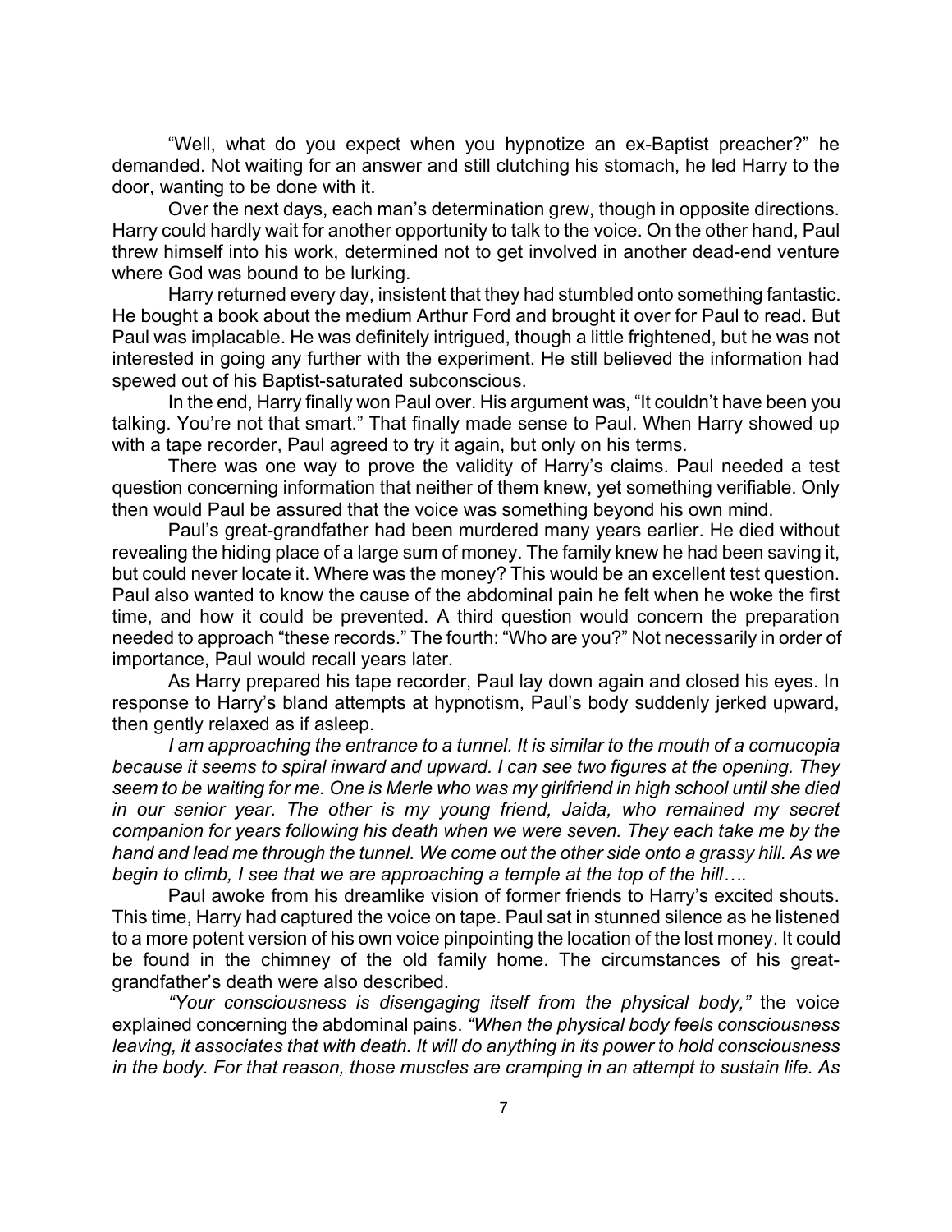"Well, what do you expect when you hypnotize an ex-Baptist preacher?" he demanded. Not waiting for an answer and still clutching his stomach, he led Harry to the door, wanting to be done with it.

Over the next days, each man's determination grew, though in opposite directions. Harry could hardly wait for another opportunity to talk to the voice. On the other hand, Paul threw himself into his work, determined not to get involved in another dead-end venture where God was bound to be lurking.

Harry returned every day, insistent that they had stumbled onto something fantastic. He bought a book about the medium Arthur Ford and brought it over for Paul to read. But Paul was implacable. He was definitely intrigued, though a little frightened, but he was not interested in going any further with the experiment. He still believed the information had spewed out of his Baptist-saturated subconscious.

In the end, Harry finally won Paul over. His argument was, "It couldn't have been you talking. You're not that smart." That finally made sense to Paul. When Harry showed up with a tape recorder, Paul agreed to try it again, but only on his terms.

There was one way to prove the validity of Harry's claims. Paul needed a test question concerning information that neither of them knew, yet something verifiable. Only then would Paul be assured that the voice was something beyond his own mind.

Paul's great-grandfather had been murdered many years earlier. He died without revealing the hiding place of a large sum of money. The family knew he had been saving it, but could never locate it. Where was the money? This would be an excellent test question. Paul also wanted to know the cause of the abdominal pain he felt when he woke the first time, and how it could be prevented. A third question would concern the preparation needed to approach "these records." The fourth: "Who are you?" Not necessarily in order of importance, Paul would recall years later.

As Harry prepared his tape recorder, Paul lay down again and closed his eyes. In response to Harry's bland attempts at hypnotism, Paul's body suddenly jerked upward, then gently relaxed as if asleep.

*I am approaching the entrance to a tunnel. It is similar to the mouth of a cornucopia because it seems to spiral inward and upward. I can see two figures at the opening. They seem to be waiting for me. One is Merle who was my girlfriend in high school until she died in our senior year. The other is my young friend, Jaida, who remained my secret companion for years following his death when we were seven. They each take me by the hand and lead me through the tunnel. We come out the other side onto a grassy hill. As we begin to climb, I see that we are approaching a temple at the top of the hill….*

Paul awoke from his dreamlike vision of former friends to Harry's excited shouts. This time, Harry had captured the voice on tape. Paul sat in stunned silence as he listened to a more potent version of his own voice pinpointing the location of the lost money. It could be found in the chimney of the old family home. The circumstances of his great-grandfather's death were also described.

*"Your consciousness is disengaging itself from the physical body,"* the voice explained concerning the abdominal pains. *"When the physical body feels consciousness leaving, it associates that with death. It will do anything in its power to hold consciousness in the body. For that reason, those muscles are cramping in an attempt to sustain life. As*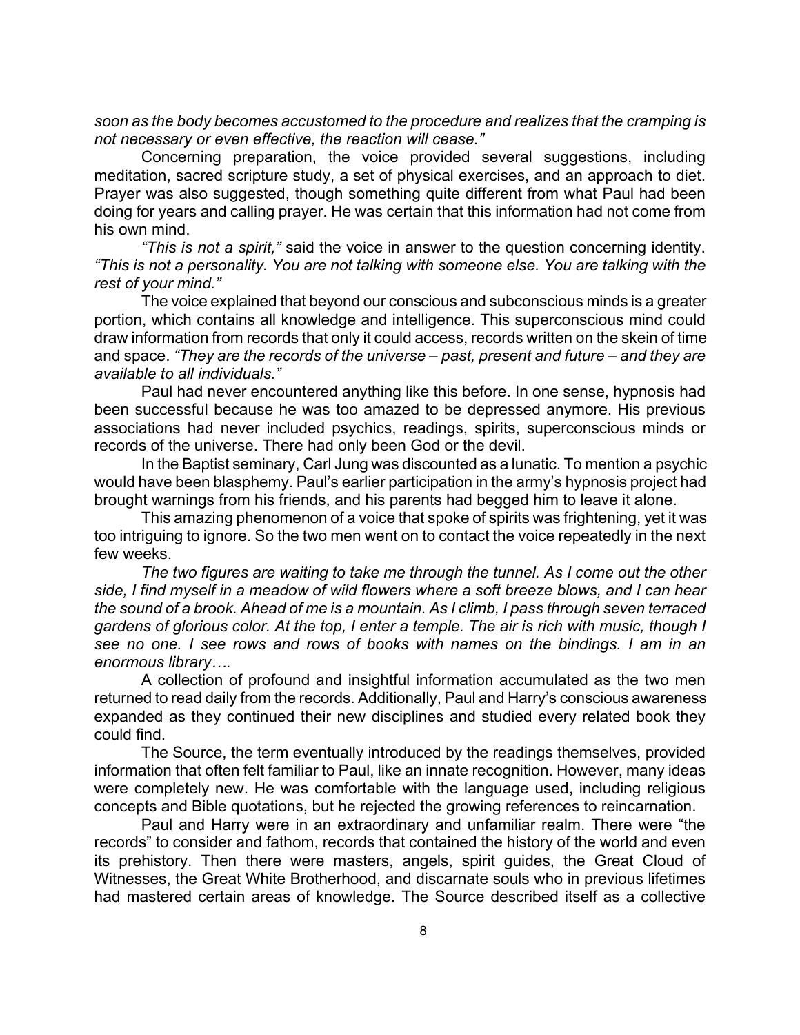*soon as the body becomes accustomed to the procedure and realizes that the cramping is not necessary or even effective, the reaction will cease."*

Concerning preparation, the voice provided several suggestions, including meditation, sacred scripture study, a set of physical exercises, and an approach to diet. Prayer was also suggested, though something quite different from what Paul had been doing for years and calling prayer. He was certain that this information had not come from his own mind.

*"This is not a spirit,"* said the voice in answer to the question concerning identity. *"This is not a personality. You are not talking with someone else. You are talking with the rest of your mind."*

The voice explained that beyond our conscious and subconscious minds is a greater portion, which contains all knowledge and intelligence. This superconscious mind could draw information from records that only it could access, records written on the skein of time and space. *"They are the records of the universe – past, present and future – and they are available to all individuals."*

Paul had never encountered anything like this before. In one sense, hypnosis had been successful because he was too amazed to be depressed anymore. His previous associations had never included psychics, readings, spirits, superconscious minds or records of the universe. There had only been God or the devil.

In the Baptist seminary, Carl Jung was discounted as a lunatic. To mention a psychic would have been blasphemy. Paul's earlier participation in the army's hypnosis project had brought warnings from his friends, and his parents had begged him to leave it alone.

This amazing phenomenon of a voice that spoke of spirits was frightening, yet it was too intriguing to ignore. So the two men went on to contact the voice repeatedly in the next few weeks.

*The two figures are waiting to take me through the tunnel. As I come out the other side, I find myself in a meadow of wild flowers where a soft breeze blows, and I can hear the sound of a brook. Ahead of me is a mountain. As I climb, I pass through seven terraced gardens of glorious color. At the top, I enter a temple. The air is rich with music, though I see no one. I see rows and rows of books with names on the bindings. I am in an enormous library….*

A collection of profound and insightful information accumulated as the two men returned to read daily from the records. Additionally, Paul and Harry's conscious awareness expanded as they continued their new disciplines and studied every related book they could find.

The Source, the term eventually introduced by the readings themselves, provided information that often felt familiar to Paul, like an innate recognition. However, many ideas were completely new. He was comfortable with the language used, including religious concepts and Bible quotations, but he rejected the growing references to reincarnation.

Paul and Harry were in an extraordinary and unfamiliar realm. There were "the records" to consider and fathom, records that contained the history of the world and even its prehistory. Then there were masters, angels, spirit guides, the Great Cloud of Witnesses, the Great White Brotherhood, and discarnate souls who in previous lifetimes had mastered certain areas of knowledge. The Source described itself as a collective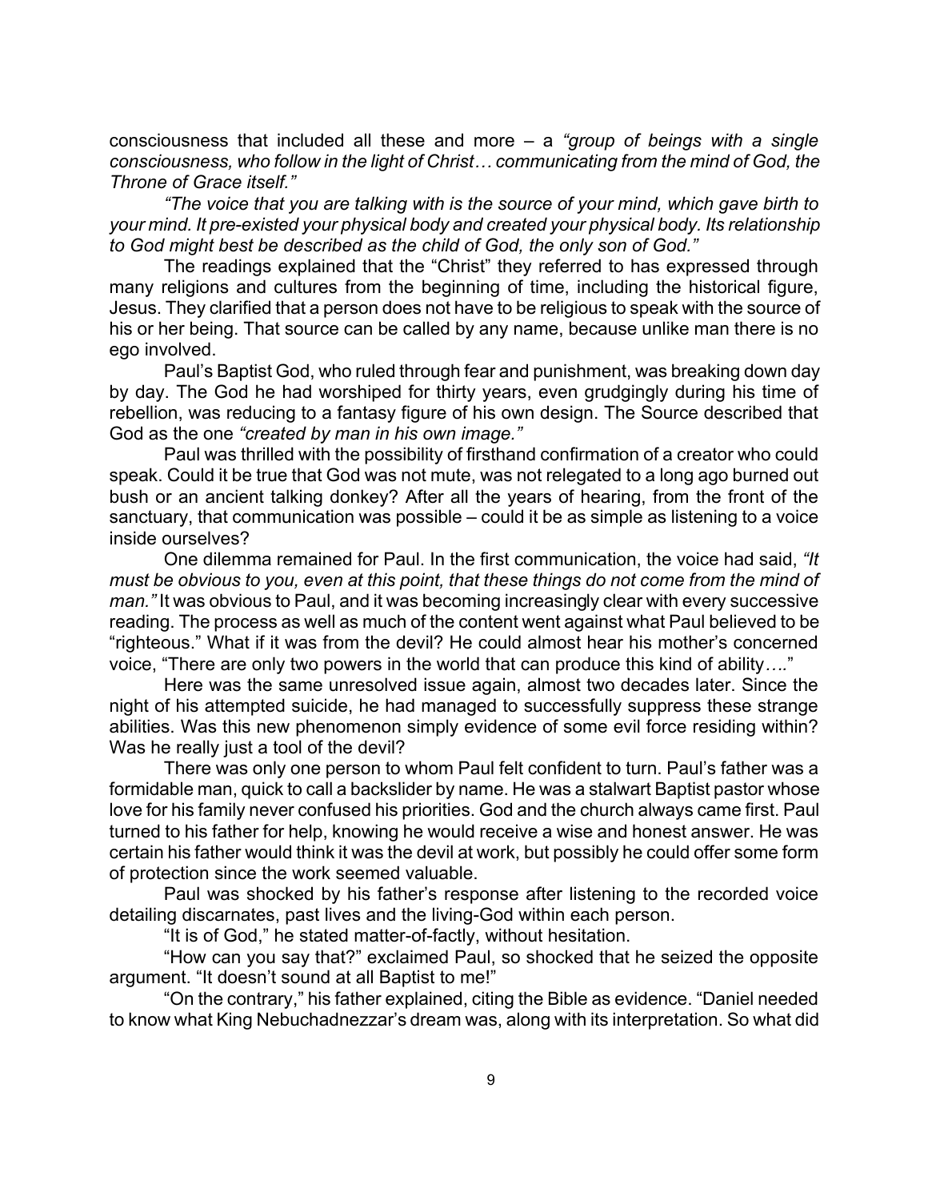consciousness that included all these and more – a *"group of beings with a single consciousness, who follow in the light of Christ… communicating from the mind of God, the Throne of Grace itself."*

*"The voice that you are talking with is the source of your mind, which gave birth to your mind. It pre-existed your physical body and created your physical body. Its relationship to God might best be described as the child of God, the only son of God."*

The readings explained that the "Christ" they referred to has expressed through many religions and cultures from the beginning of time, including the historical figure, Jesus. They clarified that a person does not have to be religious to speak with the source of his or her being. That source can be called by any name, because unlike man there is no ego involved.

Paul's Baptist God, who ruled through fear and punishment, was breaking down day by day. The God he had worshiped for thirty years, even grudgingly during his time of rebellion, was reducing to a fantasy figure of his own design. The Source described that God as the one *"created by man in his own image."*

Paul was thrilled with the possibility of firsthand confirmation of a creator who could speak. Could it be true that God was not mute, was not relegated to a long ago burned out bush or an ancient talking donkey? After all the years of hearing, from the front of the sanctuary, that communication was possible – could it be as simple as listening to a voice inside ourselves?

One dilemma remained for Paul. In the first communication, the voice had said, *"It must be obvious to you, even at this point, that these things do not come from the mind of man."* It was obvious to Paul, and it was becoming increasingly clear with every successive reading. The process as well as much of the content went against what Paul believed to be "righteous." What if it was from the devil? He could almost hear his mother's concerned voice, "There are only two powers in the world that can produce this kind of ability…."

Here was the same unresolved issue again, almost two decades later. Since the night of his attempted suicide, he had managed to successfully suppress these strange abilities. Was this new phenomenon simply evidence of some evil force residing within? Was he really just a tool of the devil?

There was only one person to whom Paul felt confident to turn. Paul's father was a formidable man, quick to call a backslider by name. He was a stalwart Baptist pastor whose love for his family never confused his priorities. God and the church always came first. Paul turned to his father for help, knowing he would receive a wise and honest answer. He was certain his father would think it was the devil at work, but possibly he could offer some form of protection since the work seemed valuable.

Paul was shocked by his father's response after listening to the recorded voice detailing discarnates, past lives and the living-God within each person.

"It is of God," he stated matter-of-factly, without hesitation.

"How can you say that?" exclaimed Paul, so shocked that he seized the opposite argument. "It doesn't sound at all Baptist to me!"

"On the contrary," his father explained, citing the Bible as evidence. "Daniel needed to know what King Nebuchadnezzar's dream was, along with its interpretation. So what did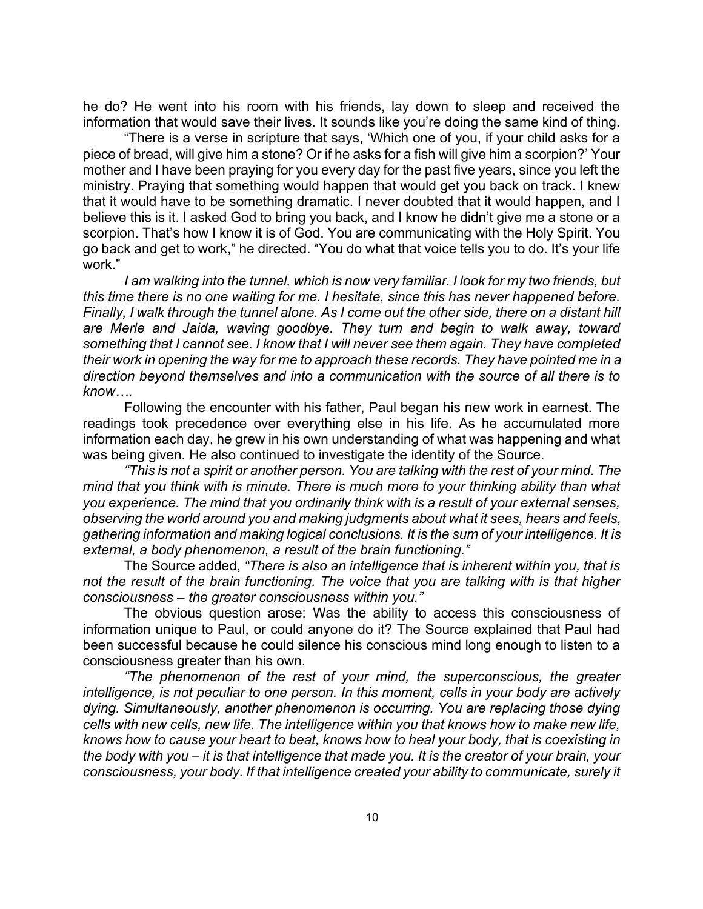he do? He went into his room with his friends, lay down to sleep and received the information that would save their lives. It sounds like you're doing the same kind of thing.

"There is a verse in scripture that says, 'Which one of you, if your child asks for a piece of bread, will give him a stone? Or if he asks for a fish will give him a scorpion?' Your mother and I have been praying for you every day for the past five years, since you left the ministry. Praying that something would happen that would get you back on track. I knew that it would have to be something dramatic. I never doubted that it would happen, and I believe this is it. I asked God to bring you back, and I know he didn't give me a stone or a scorpion. That's how I know it is of God. You are communicating with the Holy Spirit. You go back and get to work," he directed. "You do what that voice tells you to do. It's your life work."

*I am walking into the tunnel, which is now very familiar. I look for my two friends, but this time there is no one waiting for me. I hesitate, since this has never happened before. Finally, I walk through the tunnel alone. As I come out the other side, there on a distant hill are Merle and Jaida, waving goodbye. They turn and begin to walk away, toward something that I cannot see. I know that I will never see them again. They have completed their work in opening the way for me to approach these records. They have pointed me in a direction beyond themselves and into a communication with the source of all there is to know….*

Following the encounter with his father, Paul began his new work in earnest. The readings took precedence over everything else in his life. As he accumulated more information each day, he grew in his own understanding of what was happening and what was being given. He also continued to investigate the identity of the Source.

*"This is not a spirit or another person. You are talking with the rest of your mind. The mind that you think with is minute. There is much more to your thinking ability than what you experience. The mind that you ordinarily think with is a result of your external senses, observing the world around you and making judgments about what it sees, hears and feels, gathering information and making logical conclusions. It is the sum of your intelligence. It is external, a body phenomenon, a result of the brain functioning."*

The Source added, *"There is also an intelligence that is inherent within you, that is not the result of the brain functioning. The voice that you are talking with is that higher consciousness – the greater consciousness within you."*

The obvious question arose: Was the ability to access this consciousness of information unique to Paul, or could anyone do it? The Source explained that Paul had been successful because he could silence his conscious mind long enough to listen to a consciousness greater than his own.

*"The phenomenon of the rest of your mind, the superconscious, the greater intelligence, is not peculiar to one person. In this moment, cells in your body are actively dying. Simultaneously, another phenomenon is occurring. You are replacing those dying cells with new cells, new life. The intelligence within you that knows how to make new life, knows how to cause your heart to beat, knows how to heal your body, that is coexisting in the body with you – it is that intelligence that made you. It is the creator of your brain, your consciousness, your body. If that intelligence created your ability to communicate, surely it*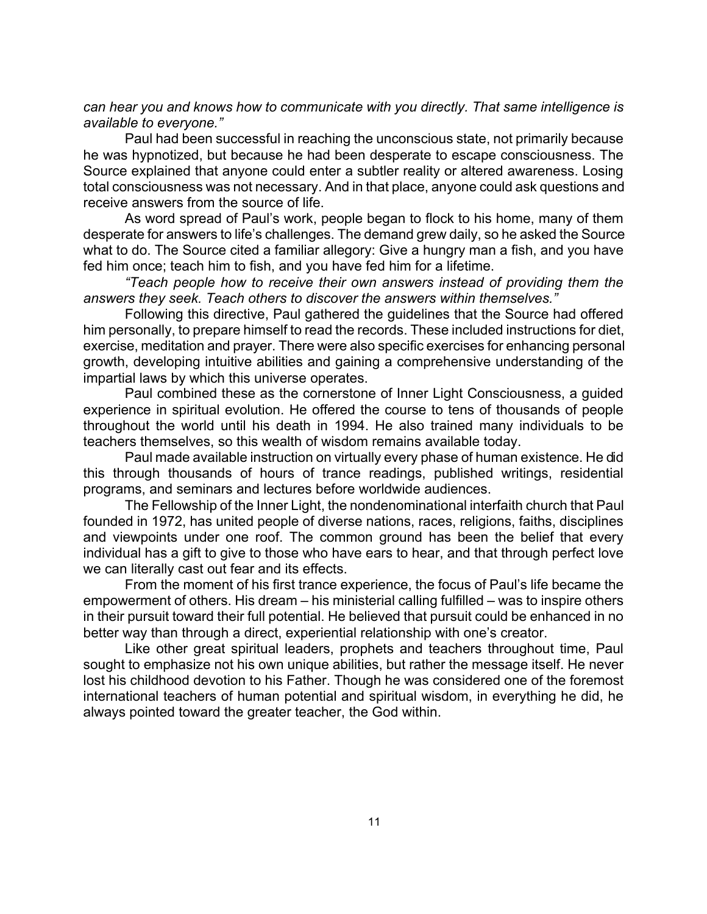*can hear you and knows how to communicate with you directly. That same intelligence is available to everyone."*

Paul had been successful in reaching the unconscious state, not primarily because he was hypnotized, but because he had been desperate to escape consciousness. The Source explained that anyone could enter a subtler reality or altered awareness. Losing total consciousness was not necessary. And in that place, anyone could ask questions and receive answers from the source of life.

As word spread of Paul's work, people began to flock to his home, many of them desperate for answers to life's challenges. The demand grew daily, so he asked the Source what to do. The Source cited a familiar allegory: Give a hungry man a fish, and you have fed him once; teach him to fish, and you have fed him for a lifetime.

*"Teach people how to receive their own answers instead of providing them the answers they seek. Teach others to discover the answers within themselves."*

Following this directive, Paul gathered the guidelines that the Source had offered him personally, to prepare himself to read the records. These included instructions for diet, exercise, meditation and prayer. There were also specific exercises for enhancing personal growth, developing intuitive abilities and gaining a comprehensive understanding of the impartial laws by which this universe operates.

Paul combined these as the cornerstone of Inner Light Consciousness, a guided experience in spiritual evolution. He offered the course to tens of thousands of people throughout the world until his death in 1994. He also trained many individuals to be teachers themselves, so this wealth of wisdom remains available today.

Paul made available instruction on virtually every phase of human existence. He did this through thousands of hours of trance readings, published writings, residential programs, and seminars and lectures before worldwide audiences.

The Fellowship of the Inner Light, the nondenominational interfaith church that Paul founded in 1972, has united people of diverse nations, races, religions, faiths, disciplines and viewpoints under one roof. The common ground has been the belief that every individual has a gift to give to those who have ears to hear, and that through perfect love we can literally cast out fear and its effects.

From the moment of his first trance experience, the focus of Paul's life became the empowerment of others. His dream – his ministerial calling fulfilled – was to inspire others in their pursuit toward their full potential. He believed that pursuit could be enhanced in no better way than through a direct, experiential relationship with one's creator.

Like other great spiritual leaders, prophets and teachers throughout time, Paul sought to emphasize not his own unique abilities, but rather the message itself. He never lost his childhood devotion to his Father. Though he was considered one of the foremost international teachers of human potential and spiritual wisdom, in everything he did, he always pointed toward the greater teacher, the God within.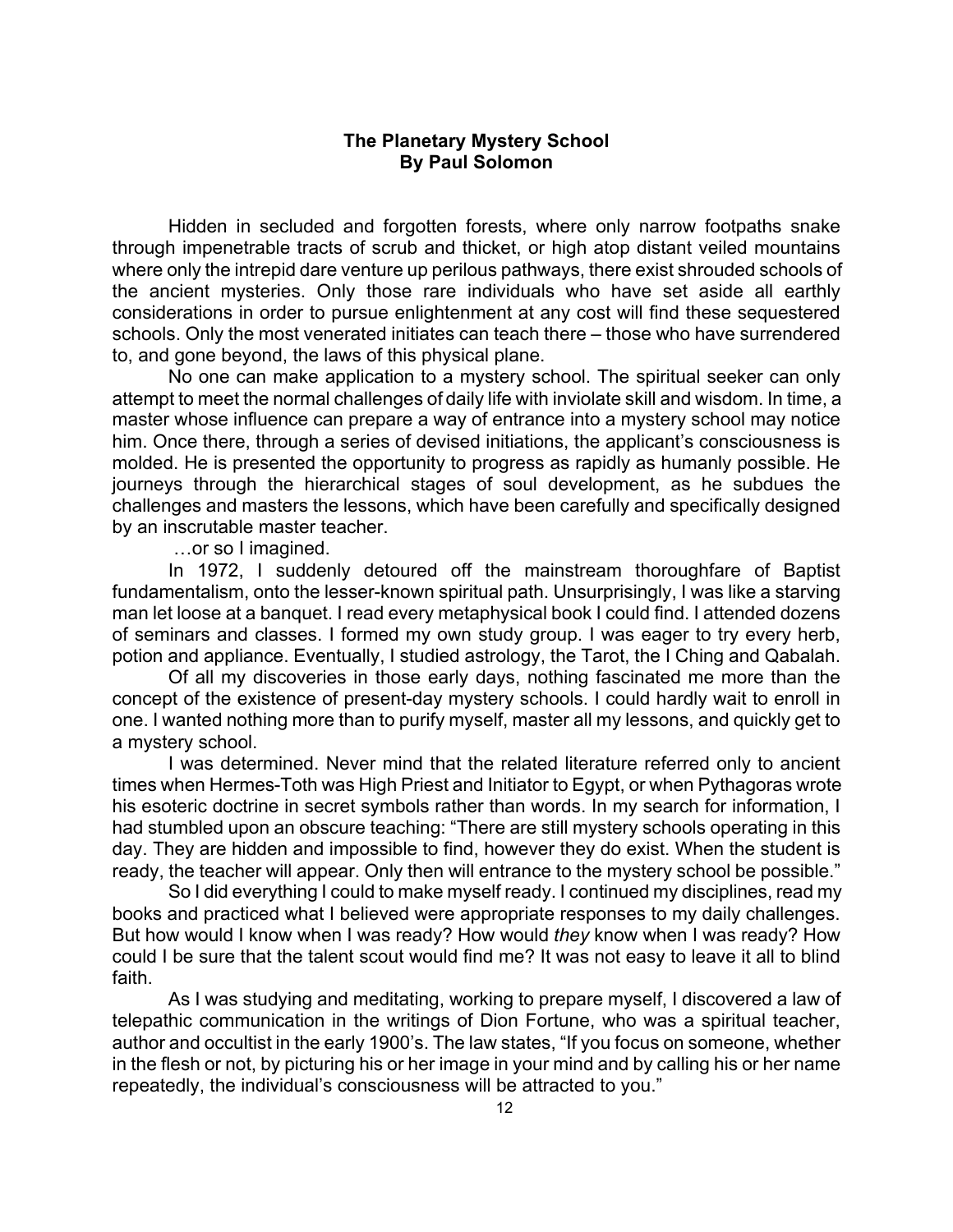**The Planetary Mystery School**
**By Paul Solomon**

Hidden in secluded and forgotten forests, where only narrow footpaths snake through impenetrable tracts of scrub and thicket, or high atop distant veiled mountains where only the intrepid dare venture up perilous pathways, there exist shrouded schools of the ancient mysteries. Only those rare individuals who have set aside all earthly considerations in order to pursue enlightenment at any cost will find these sequestered schools. Only the most venerated initiates can teach there – those who have surrendered to, and gone beyond, the laws of this physical plane.

No one can make application to a mystery school. The spiritual seeker can only attempt to meet the normal challenges of daily life with inviolate skill and wisdom. In time, a master whose influence can prepare a way of entrance into a mystery school may notice him. Once there, through a series of devised initiations, the applicant's consciousness is molded. He is presented the opportunity to progress as rapidly as humanly possible. He journeys through the hierarchical stages of soul development, as he subdues the challenges and masters the lessons, which have been carefully and specifically designed by an inscrutable master teacher.

…or so I imagined.

In 1972, I suddenly detoured off the mainstream thoroughfare of Baptist fundamentalism, onto the lesser-known spiritual path. Unsurprisingly, I was like a starving man let loose at a banquet. I read every metaphysical book I could find. I attended dozens of seminars and classes. I formed my own study group. I was eager to try every herb, potion and appliance. Eventually, I studied astrology, the Tarot, the I Ching and Qabalah.

Of all my discoveries in those early days, nothing fascinated me more than the concept of the existence of present-day mystery schools. I could hardly wait to enroll in one. I wanted nothing more than to purify myself, master all my lessons, and quickly get to a mystery school.

I was determined. Never mind that the related literature referred only to ancient times when Hermes-Toth was High Priest and Initiator to Egypt, or when Pythagoras wrote his esoteric doctrine in secret symbols rather than words. In my search for information, I had stumbled upon an obscure teaching: "There are still mystery schools operating in this day. They are hidden and impossible to find, however they do exist. When the student is ready, the teacher will appear. Only then will entrance to the mystery school be possible."

So I did everything I could to make myself ready. I continued my disciplines, read my books and practiced what I believed were appropriate responses to my daily challenges. But how would I know when I was ready? How would *they* know when I was ready? How could I be sure that the talent scout would find me? It was not easy to leave it all to blind faith.

As I was studying and meditating, working to prepare myself, I discovered a law of telepathic communication in the writings of Dion Fortune, who was a spiritual teacher, author and occultist in the early 1900's. The law states, "If you focus on someone, whether in the flesh or not, by picturing his or her image in your mind and by calling his or her name repeatedly, the individual's consciousness will be attracted to you."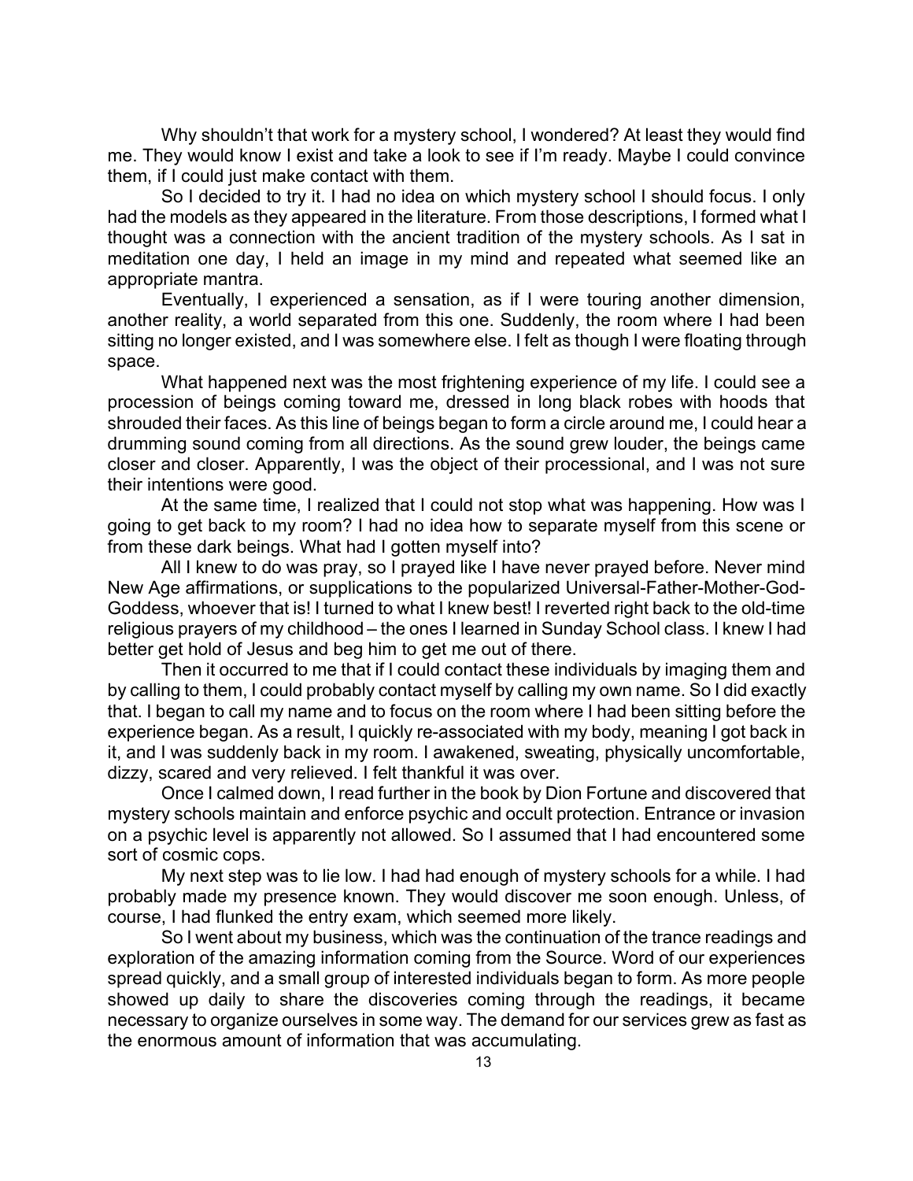Why shouldn't that work for a mystery school, I wondered? At least they would find me. They would know I exist and take a look to see if I'm ready. Maybe I could convince them, if I could just make contact with them.

So I decided to try it. I had no idea on which mystery school I should focus. I only had the models as they appeared in the literature. From those descriptions, I formed what I thought was a connection with the ancient tradition of the mystery schools. As I sat in meditation one day, I held an image in my mind and repeated what seemed like an appropriate mantra.

Eventually, I experienced a sensation, as if I were touring another dimension, another reality, a world separated from this one. Suddenly, the room where I had been sitting no longer existed, and I was somewhere else. I felt as though I were floating through space.

What happened next was the most frightening experience of my life. I could see a procession of beings coming toward me, dressed in long black robes with hoods that shrouded their faces. As this line of beings began to form a circle around me, I could hear a drumming sound coming from all directions. As the sound grew louder, the beings came closer and closer. Apparently, I was the object of their processional, and I was not sure their intentions were good.

At the same time, I realized that I could not stop what was happening. How was I going to get back to my room? I had no idea how to separate myself from this scene or from these dark beings. What had I gotten myself into?

All I knew to do was pray, so I prayed like I have never prayed before. Never mind New Age affirmations, or supplications to the popularized Universal-Father-Mother-God-Goddess, whoever that is! I turned to what I knew best! I reverted right back to the old-time religious prayers of my childhood – the ones I learned in Sunday School class. I knew I had better get hold of Jesus and beg him to get me out of there.

Then it occurred to me that if I could contact these individuals by imaging them and by calling to them, I could probably contact myself by calling my own name. So I did exactly that. I began to call my name and to focus on the room where I had been sitting before the experience began. As a result, I quickly re-associated with my body, meaning I got back in it, and I was suddenly back in my room. I awakened, sweating, physically uncomfortable, dizzy, scared and very relieved. I felt thankful it was over.

Once I calmed down, I read further in the book by Dion Fortune and discovered that mystery schools maintain and enforce psychic and occult protection. Entrance or invasion on a psychic level is apparently not allowed. So I assumed that I had encountered some sort of cosmic cops.

My next step was to lie low. I had had enough of mystery schools for a while. I had probably made my presence known. They would discover me soon enough. Unless, of course, I had flunked the entry exam, which seemed more likely.

So I went about my business, which was the continuation of the trance readings and exploration of the amazing information coming from the Source. Word of our experiences spread quickly, and a small group of interested individuals began to form. As more people showed up daily to share the discoveries coming through the readings, it became necessary to organize ourselves in some way. The demand for our services grew as fast as the enormous amount of information that was accumulating.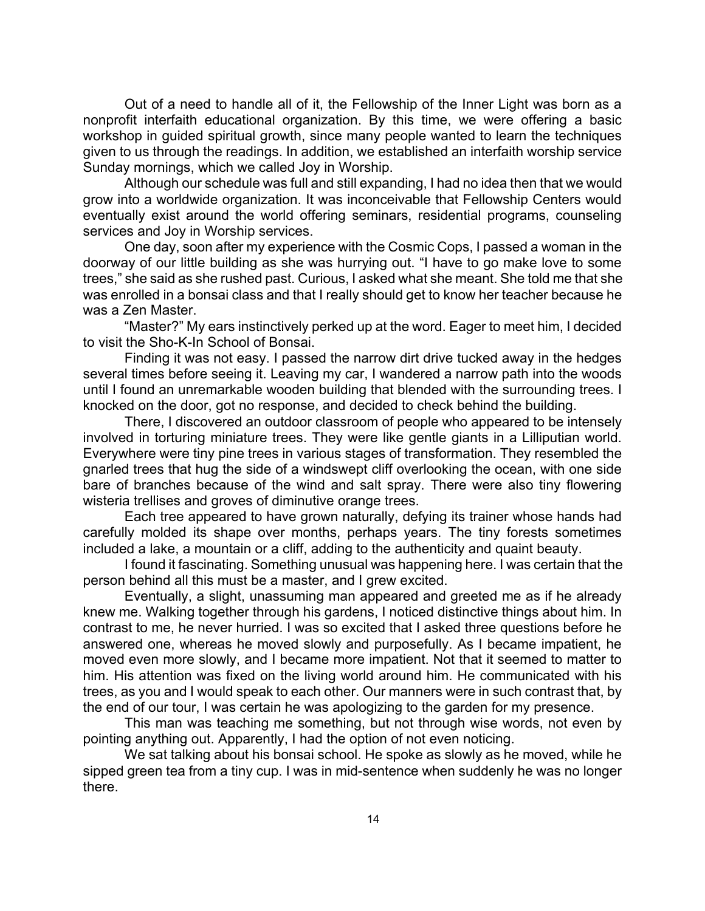Out of a need to handle all of it, the Fellowship of the Inner Light was born as a nonprofit interfaith educational organization. By this time, we were offering a basic workshop in guided spiritual growth, since many people wanted to learn the techniques given to us through the readings. In addition, we established an interfaith worship service Sunday mornings, which we called Joy in Worship.

Although our schedule was full and still expanding, I had no idea then that we would grow into a worldwide organization. It was inconceivable that Fellowship Centers would eventually exist around the world offering seminars, residential programs, counseling services and Joy in Worship services.

One day, soon after my experience with the Cosmic Cops, I passed a woman in the doorway of our little building as she was hurrying out. "I have to go make love to some trees," she said as she rushed past. Curious, I asked what she meant. She told me that she was enrolled in a bonsai class and that I really should get to know her teacher because he was a Zen Master.

"Master?" My ears instinctively perked up at the word. Eager to meet him, I decided to visit the Sho-K-In School of Bonsai.

Finding it was not easy. I passed the narrow dirt drive tucked away in the hedges several times before seeing it. Leaving my car, I wandered a narrow path into the woods until I found an unremarkable wooden building that blended with the surrounding trees. I knocked on the door, got no response, and decided to check behind the building.

There, I discovered an outdoor classroom of people who appeared to be intensely involved in torturing miniature trees. They were like gentle giants in a Lilliputian world. Everywhere were tiny pine trees in various stages of transformation. They resembled the gnarled trees that hug the side of a windswept cliff overlooking the ocean, with one side bare of branches because of the wind and salt spray. There were also tiny flowering wisteria trellises and groves of diminutive orange trees.

Each tree appeared to have grown naturally, defying its trainer whose hands had carefully molded its shape over months, perhaps years. The tiny forests sometimes included a lake, a mountain or a cliff, adding to the authenticity and quaint beauty.

I found it fascinating. Something unusual was happening here. I was certain that the person behind all this must be a master, and I grew excited.

Eventually, a slight, unassuming man appeared and greeted me as if he already knew me. Walking together through his gardens, I noticed distinctive things about him. In contrast to me, he never hurried. I was so excited that I asked three questions before he answered one, whereas he moved slowly and purposefully. As I became impatient, he moved even more slowly, and I became more impatient. Not that it seemed to matter to him. His attention was fixed on the living world around him. He communicated with his trees, as you and I would speak to each other. Our manners were in such contrast that, by the end of our tour, I was certain he was apologizing to the garden for my presence.

This man was teaching me something, but not through wise words, not even by pointing anything out. Apparently, I had the option of not even noticing.

We sat talking about his bonsai school. He spoke as slowly as he moved, while he sipped green tea from a tiny cup. I was in mid-sentence when suddenly he was no longer there.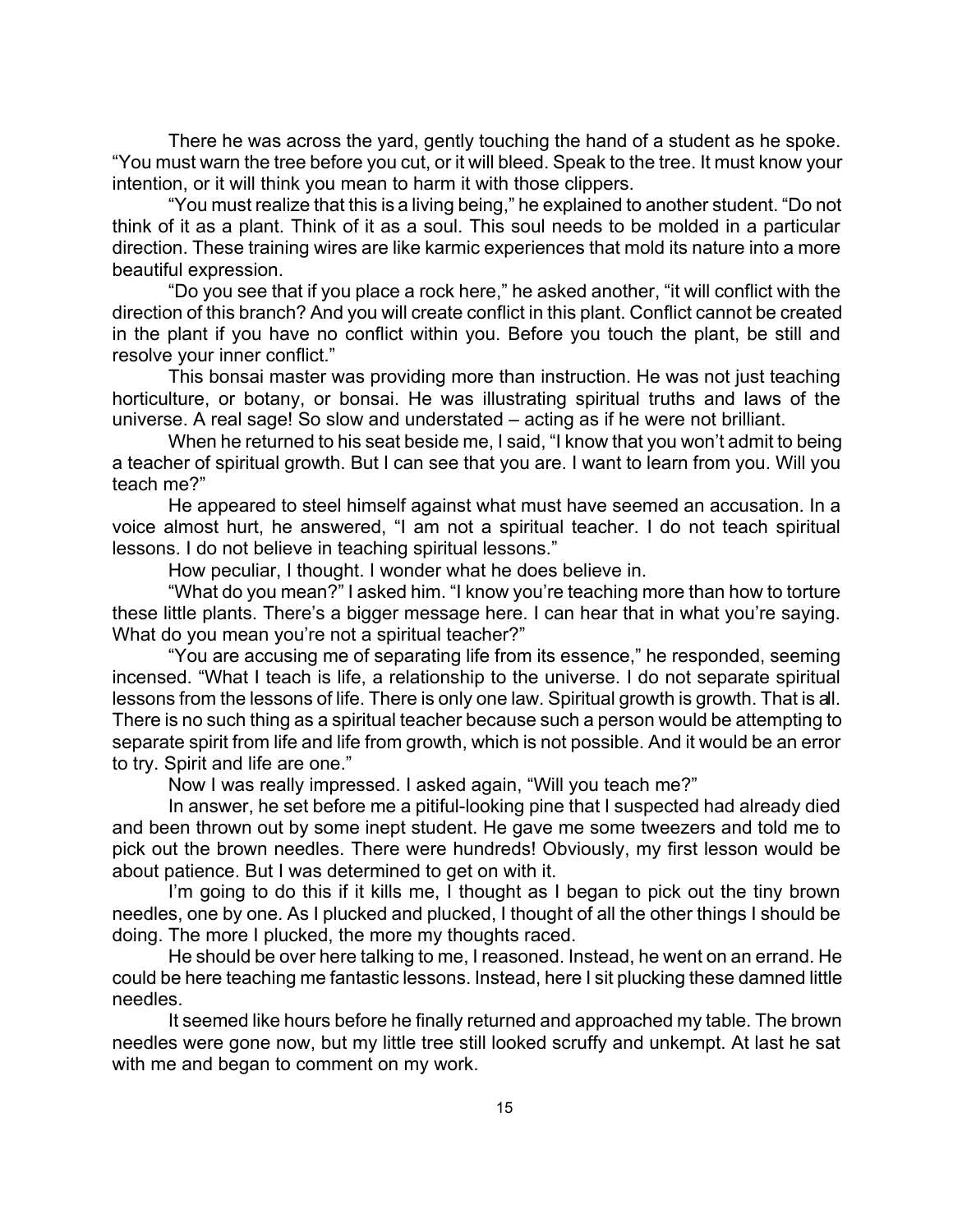There he was across the yard, gently touching the hand of a student as he spoke. "You must warn the tree before you cut, or it will bleed. Speak to the tree. It must know your intention, or it will think you mean to harm it with those clippers.

"You must realize that this is a living being," he explained to another student. "Do not think of it as a plant. Think of it as a soul. This soul needs to be molded in a particular direction. These training wires are like karmic experiences that mold its nature into a more beautiful expression.

"Do you see that if you place a rock here," he asked another, "it will conflict with the direction of this branch? And you will create conflict in this plant. Conflict cannot be created in the plant if you have no conflict within you. Before you touch the plant, be still and resolve your inner conflict."

This bonsai master was providing more than instruction. He was not just teaching horticulture, or botany, or bonsai. He was illustrating spiritual truths and laws of the universe. A real sage! So slow and understated – acting as if he were not brilliant.

When he returned to his seat beside me, I said, "I know that you won't admit to being a teacher of spiritual growth. But I can see that you are. I want to learn from you. Will you teach me?"

He appeared to steel himself against what must have seemed an accusation. In a voice almost hurt, he answered, "I am not a spiritual teacher. I do not teach spiritual lessons. I do not believe in teaching spiritual lessons."

How peculiar, I thought. I wonder what he does believe in.

"What do you mean?" I asked him. "I know you're teaching more than how to torture these little plants. There's a bigger message here. I can hear that in what you're saying. What do you mean you're not a spiritual teacher?"

"You are accusing me of separating life from its essence," he responded, seeming incensed. "What I teach is life, a relationship to the universe. I do not separate spiritual lessons from the lessons of life. There is only one law. Spiritual growth is growth. That is all. There is no such thing as a spiritual teacher because such a person would be attempting to separate spirit from life and life from growth, which is not possible. And it would be an error to try. Spirit and life are one."

Now I was really impressed. I asked again, "Will you teach me?"

In answer, he set before me a pitiful-looking pine that I suspected had already died and been thrown out by some inept student. He gave me some tweezers and told me to pick out the brown needles. There were hundreds! Obviously, my first lesson would be about patience. But I was determined to get on with it.

I'm going to do this if it kills me, I thought as I began to pick out the tiny brown needles, one by one. As I plucked and plucked, I thought of all the other things I should be doing. The more I plucked, the more my thoughts raced.

He should be over here talking to me, I reasoned. Instead, he went on an errand. He could be here teaching me fantastic lessons. Instead, here I sit plucking these damned little needles.

It seemed like hours before he finally returned and approached my table. The brown needles were gone now, but my little tree still looked scruffy and unkempt. At last he sat with me and began to comment on my work.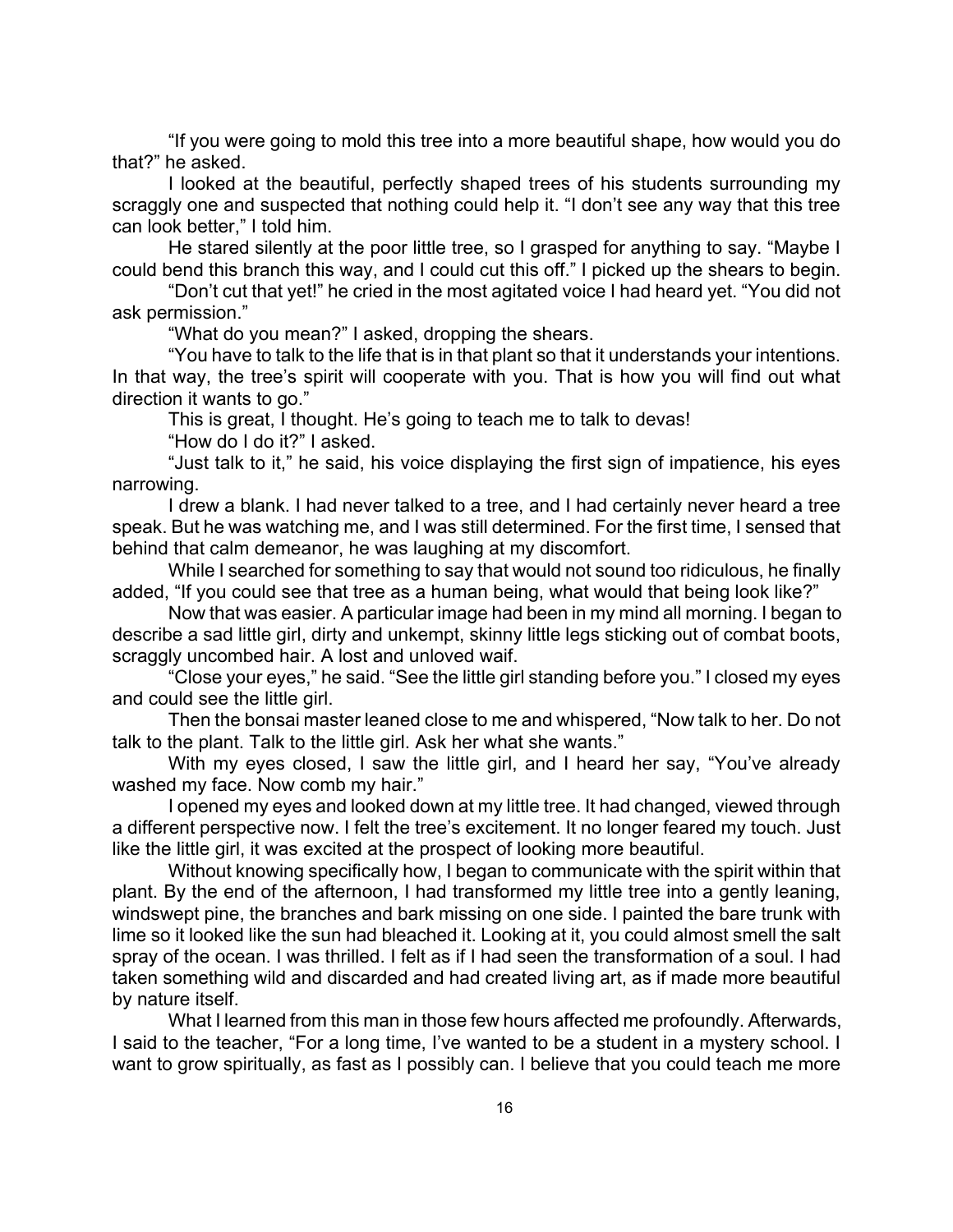"If you were going to mold this tree into a more beautiful shape, how would you do that?" he asked.

I looked at the beautiful, perfectly shaped trees of his students surrounding my scraggly one and suspected that nothing could help it. "I don't see any way that this tree can look better," I told him.

He stared silently at the poor little tree, so I grasped for anything to say. "Maybe I could bend this branch this way, and I could cut this off." I picked up the shears to begin.

"Don't cut that yet!" he cried in the most agitated voice I had heard yet. "You did not ask permission."

"What do you mean?" I asked, dropping the shears.

"You have to talk to the life that is in that plant so that it understands your intentions. In that way, the tree's spirit will cooperate with you. That is how you will find out what direction it wants to go."

This is great, I thought. He's going to teach me to talk to devas!

"How do I do it?" I asked.

"Just talk to it," he said, his voice displaying the first sign of impatience, his eyes narrowing.

I drew a blank. I had never talked to a tree, and I had certainly never heard a tree speak. But he was watching me, and I was still determined. For the first time, I sensed that behind that calm demeanor, he was laughing at my discomfort.

While I searched for something to say that would not sound too ridiculous, he finally added, "If you could see that tree as a human being, what would that being look like?"

Now that was easier. A particular image had been in my mind all morning. I began to describe a sad little girl, dirty and unkempt, skinny little legs sticking out of combat boots, scraggly uncombed hair. A lost and unloved waif.

"Close your eyes," he said. "See the little girl standing before you." I closed my eyes and could see the little girl.

Then the bonsai master leaned close to me and whispered, "Now talk to her. Do not talk to the plant. Talk to the little girl. Ask her what she wants."

With my eyes closed, I saw the little girl, and I heard her say, "You've already washed my face. Now comb my hair."

I opened my eyes and looked down at my little tree. It had changed, viewed through a different perspective now. I felt the tree's excitement. It no longer feared my touch. Just like the little girl, it was excited at the prospect of looking more beautiful.

Without knowing specifically how, I began to communicate with the spirit within that plant. By the end of the afternoon, I had transformed my little tree into a gently leaning, windswept pine, the branches and bark missing on one side. I painted the bare trunk with lime so it looked like the sun had bleached it. Looking at it, you could almost smell the salt spray of the ocean. I was thrilled. I felt as if I had seen the transformation of a soul. I had taken something wild and discarded and had created living art, as if made more beautiful by nature itself.

What I learned from this man in those few hours affected me profoundly. Afterwards, I said to the teacher, "For a long time, I've wanted to be a student in a mystery school. I want to grow spiritually, as fast as I possibly can. I believe that you could teach me more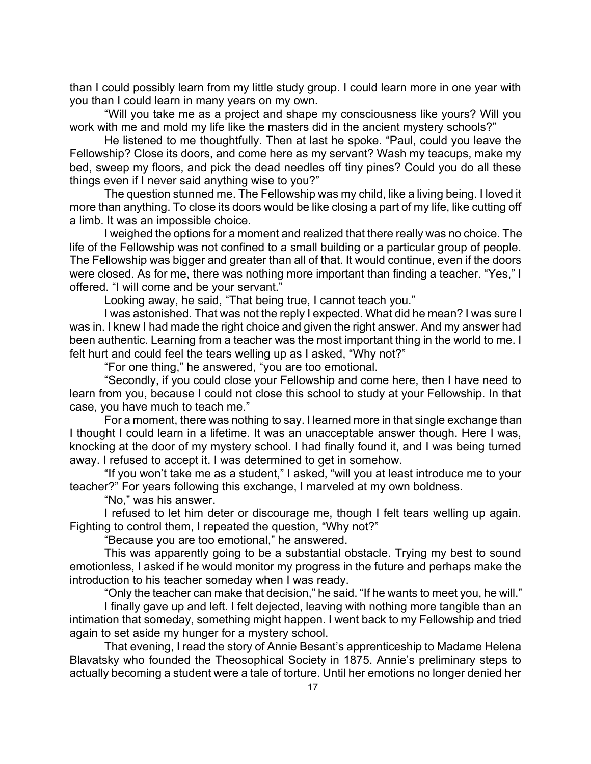than I could possibly learn from my little study group. I could learn more in one year with you than I could learn in many years on my own.

"Will you take me as a project and shape my consciousness like yours? Will you work with me and mold my life like the masters did in the ancient mystery schools?"

He listened to me thoughtfully. Then at last he spoke. "Paul, could you leave the Fellowship? Close its doors, and come here as my servant? Wash my teacups, make my bed, sweep my floors, and pick the dead needles off tiny pines? Could you do all these things even if I never said anything wise to you?"

The question stunned me. The Fellowship was my child, like a living being. I loved it more than anything. To close its doors would be like closing a part of my life, like cutting off a limb. It was an impossible choice.

I weighed the options for a moment and realized that there really was no choice. The life of the Fellowship was not confined to a small building or a particular group of people. The Fellowship was bigger and greater than all of that. It would continue, even if the doors were closed. As for me, there was nothing more important than finding a teacher. "Yes," I offered. "I will come and be your servant."

Looking away, he said, "That being true, I cannot teach you."

I was astonished. That was not the reply I expected. What did he mean? I was sure I was in. I knew I had made the right choice and given the right answer. And my answer had been authentic. Learning from a teacher was the most important thing in the world to me. I felt hurt and could feel the tears welling up as I asked, "Why not?"

"For one thing," he answered, "you are too emotional.

"Secondly, if you could close your Fellowship and come here, then I have need to learn from you, because I could not close this school to study at your Fellowship. In that case, you have much to teach me."

For a moment, there was nothing to say. I learned more in that single exchange than I thought I could learn in a lifetime. It was an unacceptable answer though. Here I was, knocking at the door of my mystery school. I had finally found it, and I was being turned away. I refused to accept it. I was determined to get in somehow.

"If you won't take me as a student," I asked, "will you at least introduce me to your teacher?" For years following this exchange, I marveled at my own boldness.

"No," was his answer.

I refused to let him deter or discourage me, though I felt tears welling up again. Fighting to control them, I repeated the question, "Why not?"

"Because you are too emotional," he answered.

This was apparently going to be a substantial obstacle. Trying my best to sound emotionless, I asked if he would monitor my progress in the future and perhaps make the introduction to his teacher someday when I was ready.

"Only the teacher can make that decision," he said. "If he wants to meet you, he will."

I finally gave up and left. I felt dejected, leaving with nothing more tangible than an intimation that someday, something might happen. I went back to my Fellowship and tried again to set aside my hunger for a mystery school.

That evening, I read the story of Annie Besant's apprenticeship to Madame Helena Blavatsky who founded the Theosophical Society in 1875. Annie's preliminary steps to actually becoming a student were a tale of torture. Until her emotions no longer denied her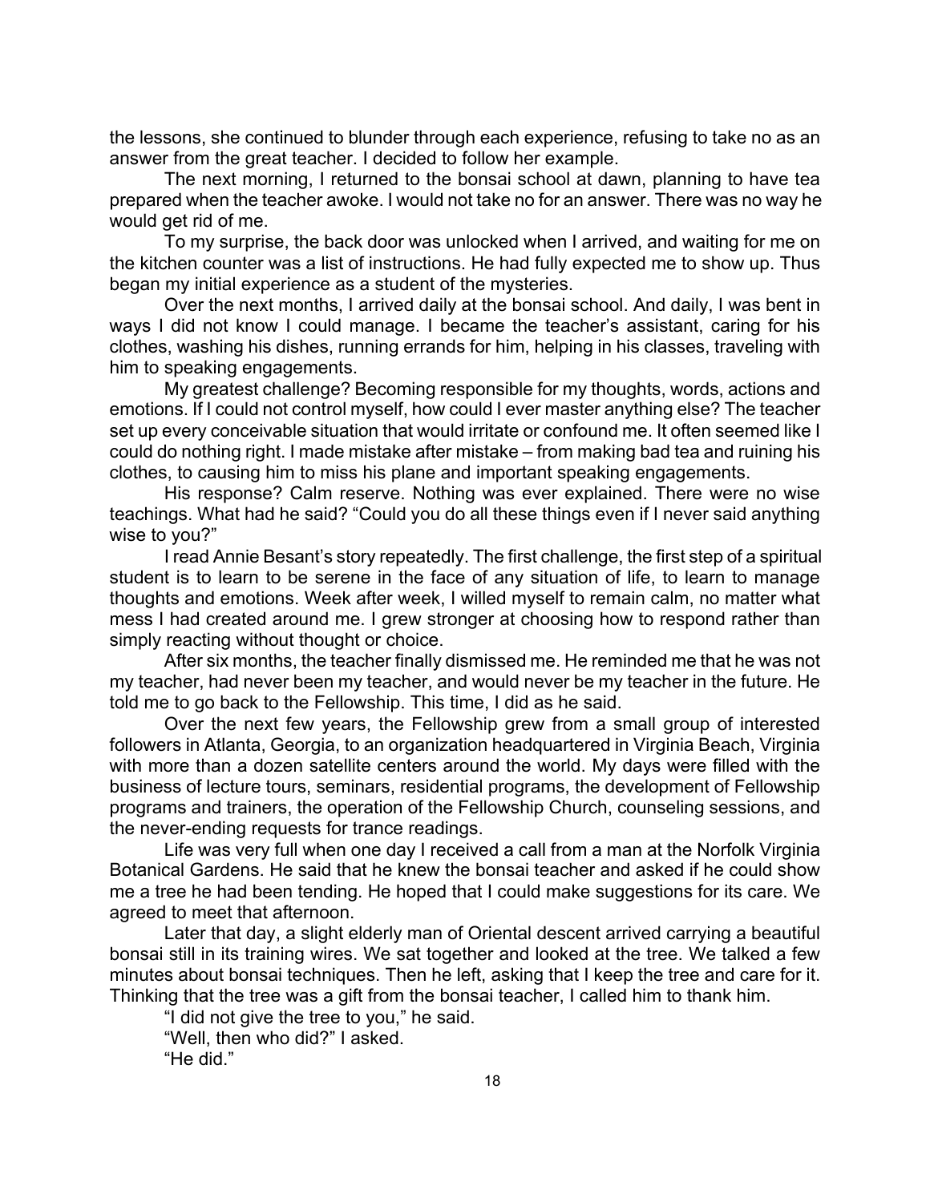the lessons, she continued to blunder through each experience, refusing to take no as an answer from the great teacher. I decided to follow her example.

The next morning, I returned to the bonsai school at dawn, planning to have tea prepared when the teacher awoke. I would not take no for an answer. There was no way he would get rid of me.

To my surprise, the back door was unlocked when I arrived, and waiting for me on the kitchen counter was a list of instructions. He had fully expected me to show up. Thus began my initial experience as a student of the mysteries.

Over the next months, I arrived daily at the bonsai school. And daily, I was bent in ways I did not know I could manage. I became the teacher's assistant, caring for his clothes, washing his dishes, running errands for him, helping in his classes, traveling with him to speaking engagements.

My greatest challenge? Becoming responsible for my thoughts, words, actions and emotions. If I could not control myself, how could I ever master anything else? The teacher set up every conceivable situation that would irritate or confound me. It often seemed like I could do nothing right. I made mistake after mistake – from making bad tea and ruining his clothes, to causing him to miss his plane and important speaking engagements.

His response? Calm reserve. Nothing was ever explained. There were no wise teachings. What had he said? "Could you do all these things even if I never said anything wise to you?"

I read Annie Besant's story repeatedly. The first challenge, the first step of a spiritual student is to learn to be serene in the face of any situation of life, to learn to manage thoughts and emotions. Week after week, I willed myself to remain calm, no matter what mess I had created around me. I grew stronger at choosing how to respond rather than simply reacting without thought or choice.

After six months, the teacher finally dismissed me. He reminded me that he was not my teacher, had never been my teacher, and would never be my teacher in the future. He told me to go back to the Fellowship. This time, I did as he said.

Over the next few years, the Fellowship grew from a small group of interested followers in Atlanta, Georgia, to an organization headquartered in Virginia Beach, Virginia with more than a dozen satellite centers around the world. My days were filled with the business of lecture tours, seminars, residential programs, the development of Fellowship programs and trainers, the operation of the Fellowship Church, counseling sessions, and the never-ending requests for trance readings.

Life was very full when one day I received a call from a man at the Norfolk Virginia Botanical Gardens. He said that he knew the bonsai teacher and asked if he could show me a tree he had been tending. He hoped that I could make suggestions for its care. We agreed to meet that afternoon.

Later that day, a slight elderly man of Oriental descent arrived carrying a beautiful bonsai still in its training wires. We sat together and looked at the tree. We talked a few minutes about bonsai techniques. Then he left, asking that I keep the tree and care for it. Thinking that the tree was a gift from the bonsai teacher, I called him to thank him.

"I did not give the tree to you," he said.

"Well, then who did?" I asked.

"He did."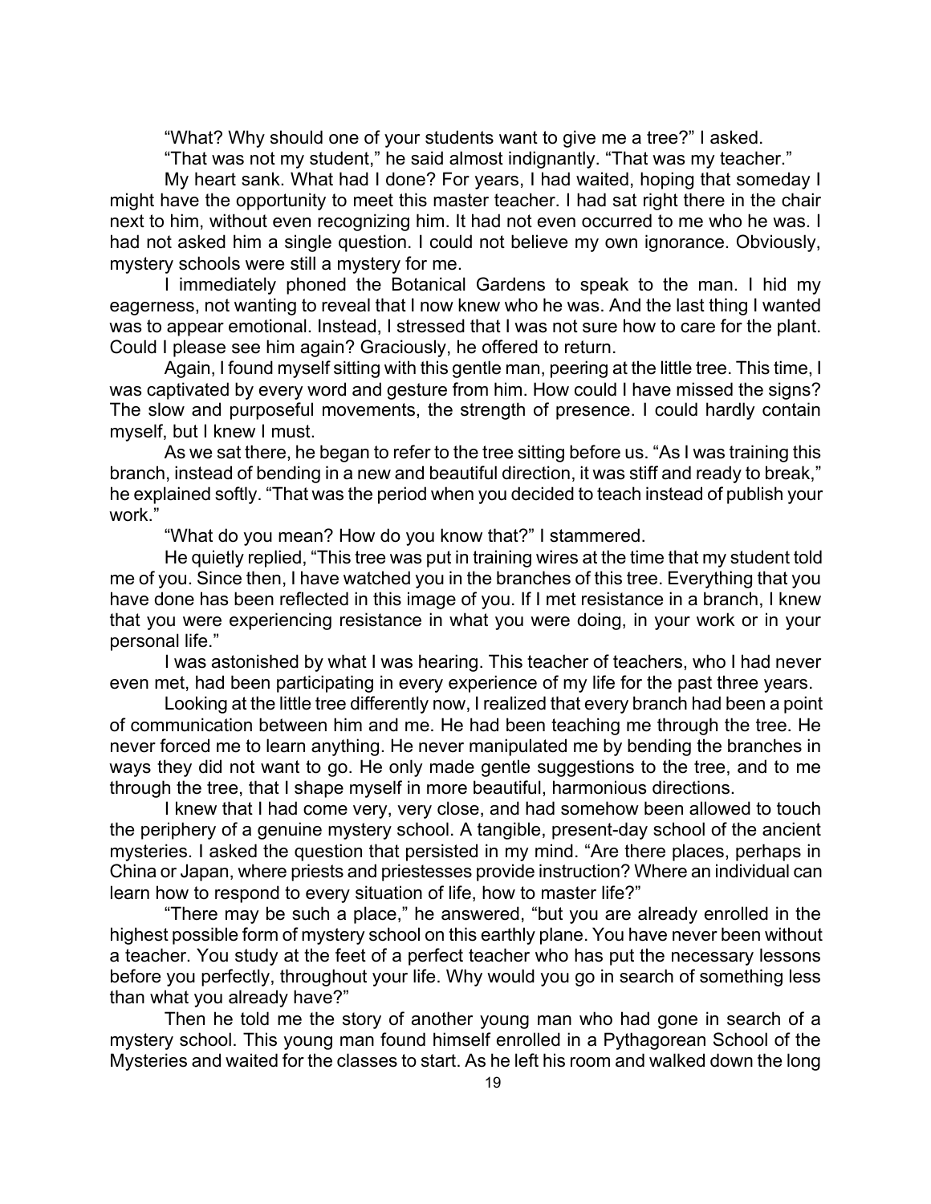"What? Why should one of your students want to give me a tree?" I asked.

"That was not my student," he said almost indignantly. "That was my teacher."

My heart sank. What had I done? For years, I had waited, hoping that someday I might have the opportunity to meet this master teacher. I had sat right there in the chair next to him, without even recognizing him. It had not even occurred to me who he was. I had not asked him a single question. I could not believe my own ignorance. Obviously, mystery schools were still a mystery for me.

I immediately phoned the Botanical Gardens to speak to the man. I hid my eagerness, not wanting to reveal that I now knew who he was. And the last thing I wanted was to appear emotional. Instead, I stressed that I was not sure how to care for the plant. Could I please see him again? Graciously, he offered to return.

Again, I found myself sitting with this gentle man, peering at the little tree. This time, I was captivated by every word and gesture from him. How could I have missed the signs? The slow and purposeful movements, the strength of presence. I could hardly contain myself, but I knew I must.

As we sat there, he began to refer to the tree sitting before us. "As I was training this branch, instead of bending in a new and beautiful direction, it was stiff and ready to break," he explained softly. "That was the period when you decided to teach instead of publish your work."

"What do you mean? How do you know that?" I stammered.

He quietly replied, "This tree was put in training wires at the time that my student told me of you. Since then, I have watched you in the branches of this tree. Everything that you have done has been reflected in this image of you. If I met resistance in a branch, I knew that you were experiencing resistance in what you were doing, in your work or in your personal life."

I was astonished by what I was hearing. This teacher of teachers, who I had never even met, had been participating in every experience of my life for the past three years.

Looking at the little tree differently now, I realized that every branch had been a point of communication between him and me. He had been teaching me through the tree. He never forced me to learn anything. He never manipulated me by bending the branches in ways they did not want to go. He only made gentle suggestions to the tree, and to me through the tree, that I shape myself in more beautiful, harmonious directions.

I knew that I had come very, very close, and had somehow been allowed to touch the periphery of a genuine mystery school. A tangible, present-day school of the ancient mysteries. I asked the question that persisted in my mind. "Are there places, perhaps in China or Japan, where priests and priestesses provide instruction? Where an individual can learn how to respond to every situation of life, how to master life?"

"There may be such a place," he answered, "but you are already enrolled in the highest possible form of mystery school on this earthly plane. You have never been without a teacher. You study at the feet of a perfect teacher who has put the necessary lessons before you perfectly, throughout your life. Why would you go in search of something less than what you already have?"

Then he told me the story of another young man who had gone in search of a mystery school. This young man found himself enrolled in a Pythagorean School of the Mysteries and waited for the classes to start. As he left his room and walked down the long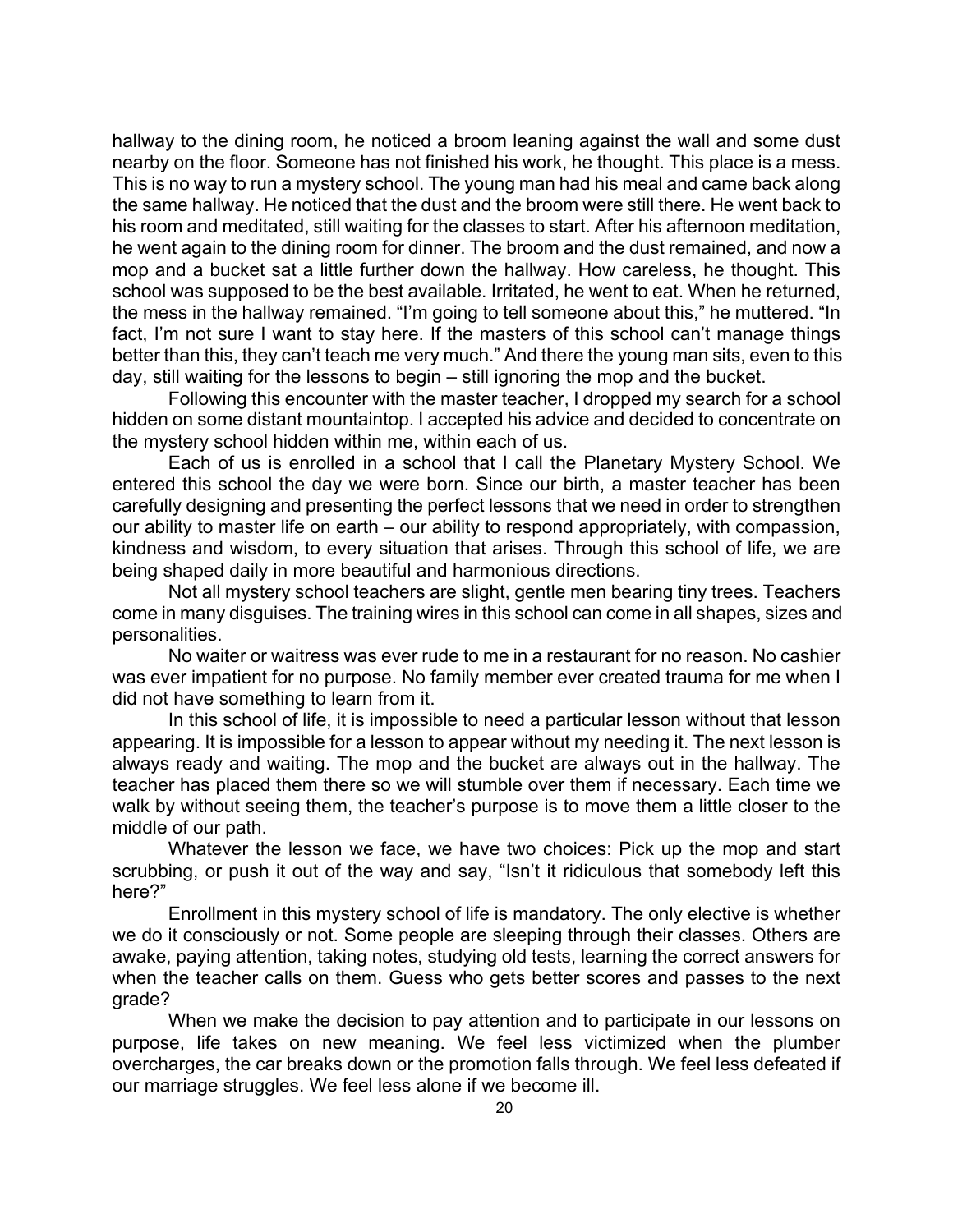hallway to the dining room, he noticed a broom leaning against the wall and some dust nearby on the floor. Someone has not finished his work, he thought. This place is a mess. This is no way to run a mystery school. The young man had his meal and came back along the same hallway. He noticed that the dust and the broom were still there. He went back to his room and meditated, still waiting for the classes to start. After his afternoon meditation, he went again to the dining room for dinner. The broom and the dust remained, and now a mop and a bucket sat a little further down the hallway. How careless, he thought. This school was supposed to be the best available. Irritated, he went to eat. When he returned, the mess in the hallway remained. "I'm going to tell someone about this," he muttered. "In fact, I'm not sure I want to stay here. If the masters of this school can't manage things better than this, they can't teach me very much." And there the young man sits, even to this day, still waiting for the lessons to begin – still ignoring the mop and the bucket.

Following this encounter with the master teacher, I dropped my search for a school hidden on some distant mountaintop. I accepted his advice and decided to concentrate on the mystery school hidden within me, within each of us.

Each of us is enrolled in a school that I call the Planetary Mystery School. We entered this school the day we were born. Since our birth, a master teacher has been carefully designing and presenting the perfect lessons that we need in order to strengthen our ability to master life on earth – our ability to respond appropriately, with compassion, kindness and wisdom, to every situation that arises. Through this school of life, we are being shaped daily in more beautiful and harmonious directions.

Not all mystery school teachers are slight, gentle men bearing tiny trees. Teachers come in many disguises. The training wires in this school can come in all shapes, sizes and personalities.

No waiter or waitress was ever rude to me in a restaurant for no reason. No cashier was ever impatient for no purpose. No family member ever created trauma for me when I did not have something to learn from it.

In this school of life, it is impossible to need a particular lesson without that lesson appearing. It is impossible for a lesson to appear without my needing it. The next lesson is always ready and waiting. The mop and the bucket are always out in the hallway. The teacher has placed them there so we will stumble over them if necessary. Each time we walk by without seeing them, the teacher's purpose is to move them a little closer to the middle of our path.

Whatever the lesson we face, we have two choices: Pick up the mop and start scrubbing, or push it out of the way and say, "Isn't it ridiculous that somebody left this here?"

Enrollment in this mystery school of life is mandatory. The only elective is whether we do it consciously or not. Some people are sleeping through their classes. Others are awake, paying attention, taking notes, studying old tests, learning the correct answers for when the teacher calls on them. Guess who gets better scores and passes to the next grade?

When we make the decision to pay attention and to participate in our lessons on purpose, life takes on new meaning. We feel less victimized when the plumber overcharges, the car breaks down or the promotion falls through. We feel less defeated if our marriage struggles. We feel less alone if we become ill.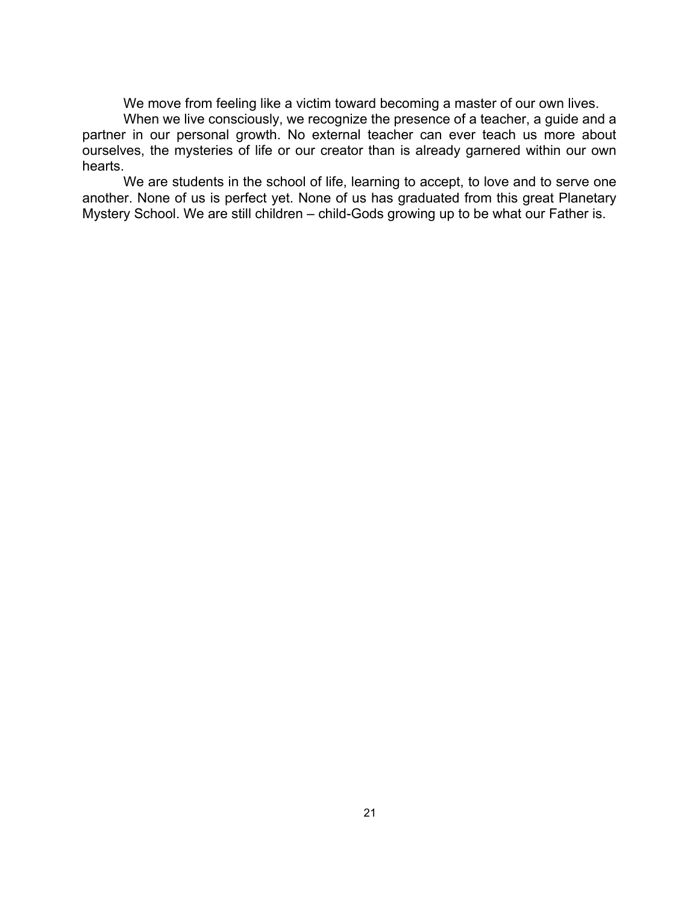We move from feeling like a victim toward becoming a master of our own lives.

When we live consciously, we recognize the presence of a teacher, a guide and a partner in our personal growth. No external teacher can ever teach us more about ourselves, the mysteries of life or our creator than is already garnered within our own hearts.

We are students in the school of life, learning to accept, to love and to serve one another. None of us is perfect yet. None of us has graduated from this great Planetary Mystery School. We are still children – child-Gods growing up to be what our Father is.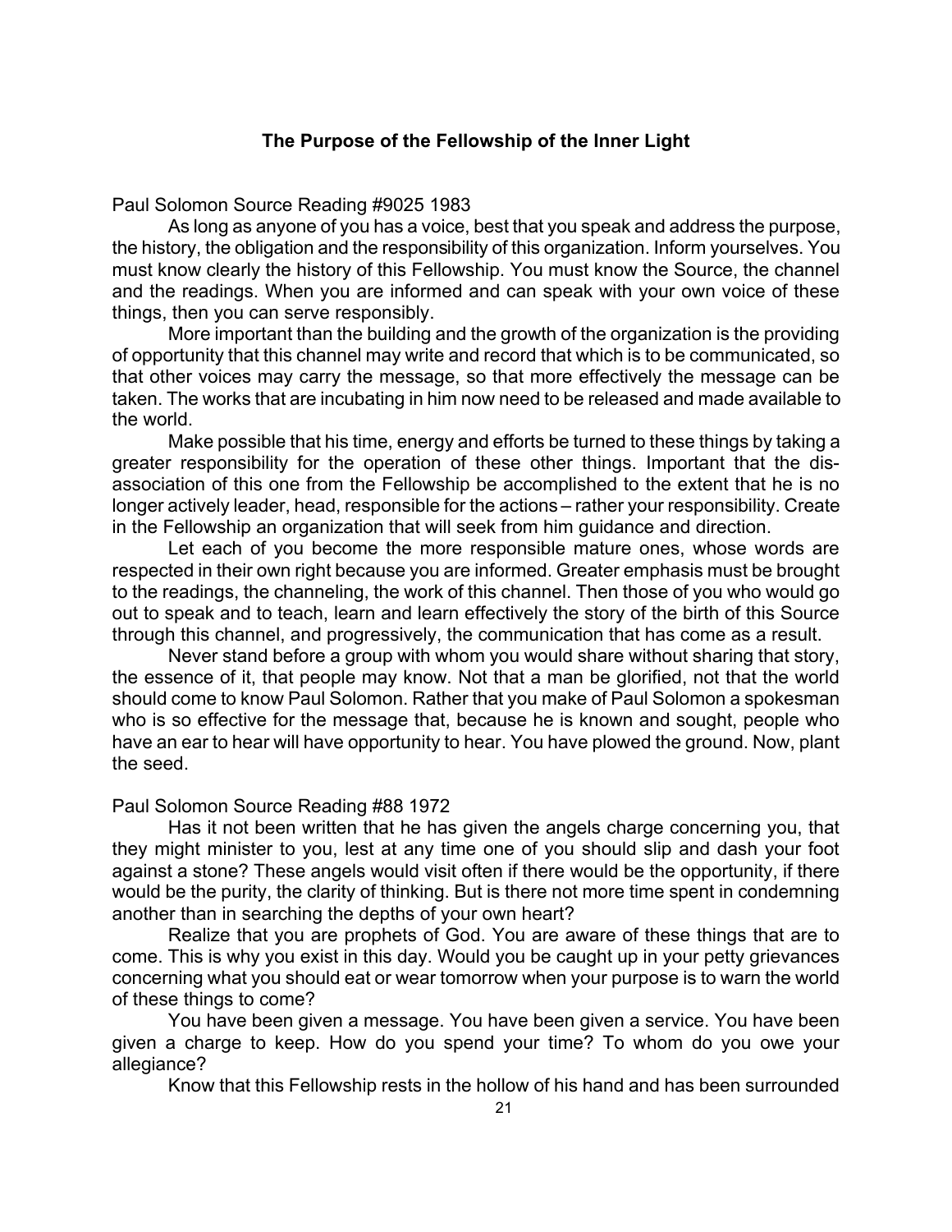## The Purpose of the Fellowship of the Inner Light

Paul Solomon Source Reading #9025 1983

As long as anyone of you has a voice, best that you speak and address the purpose, the history, the obligation and the responsibility of this organization. Inform yourselves. You must know clearly the history of this Fellowship. You must know the Source, the channel and the readings. When you are informed and can speak with your own voice of these things, then you can serve responsibly.

More important than the building and the growth of the organization is the providing of opportunity that this channel may write and record that which is to be communicated, so that other voices may carry the message, so that more effectively the message can be taken. The works that are incubating in him now need to be released and made available to the world.

Make possible that his time, energy and efforts be turned to these things by taking a greater responsibility for the operation of these other things. Important that the dis-association of this one from the Fellowship be accomplished to the extent that he is no longer actively leader, head, responsible for the actions – rather your responsibility. Create in the Fellowship an organization that will seek from him guidance and direction.

Let each of you become the more responsible mature ones, whose words are respected in their own right because you are informed. Greater emphasis must be brought to the readings, the channeling, the work of this channel. Then those of you who would go out to speak and to teach, learn and learn effectively the story of the birth of this Source through this channel, and progressively, the communication that has come as a result.

Never stand before a group with whom you would share without sharing that story, the essence of it, that people may know. Not that a man be glorified, not that the world should come to know Paul Solomon. Rather that you make of Paul Solomon a spokesman who is so effective for the message that, because he is known and sought, people who have an ear to hear will have opportunity to hear. You have plowed the ground. Now, plant the seed.

Paul Solomon Source Reading #88 1972

Has it not been written that he has given the angels charge concerning you, that they might minister to you, lest at any time one of you should slip and dash your foot against a stone? These angels would visit often if there would be the opportunity, if there would be the purity, the clarity of thinking. But is there not more time spent in condemning another than in searching the depths of your own heart?

Realize that you are prophets of God. You are aware of these things that are to come. This is why you exist in this day. Would you be caught up in your petty grievances concerning what you should eat or wear tomorrow when your purpose is to warn the world of these things to come?

You have been given a message. You have been given a service. You have been given a charge to keep. How do you spend your time? To whom do you owe your allegiance?

Know that this Fellowship rests in the hollow of his hand and has been surrounded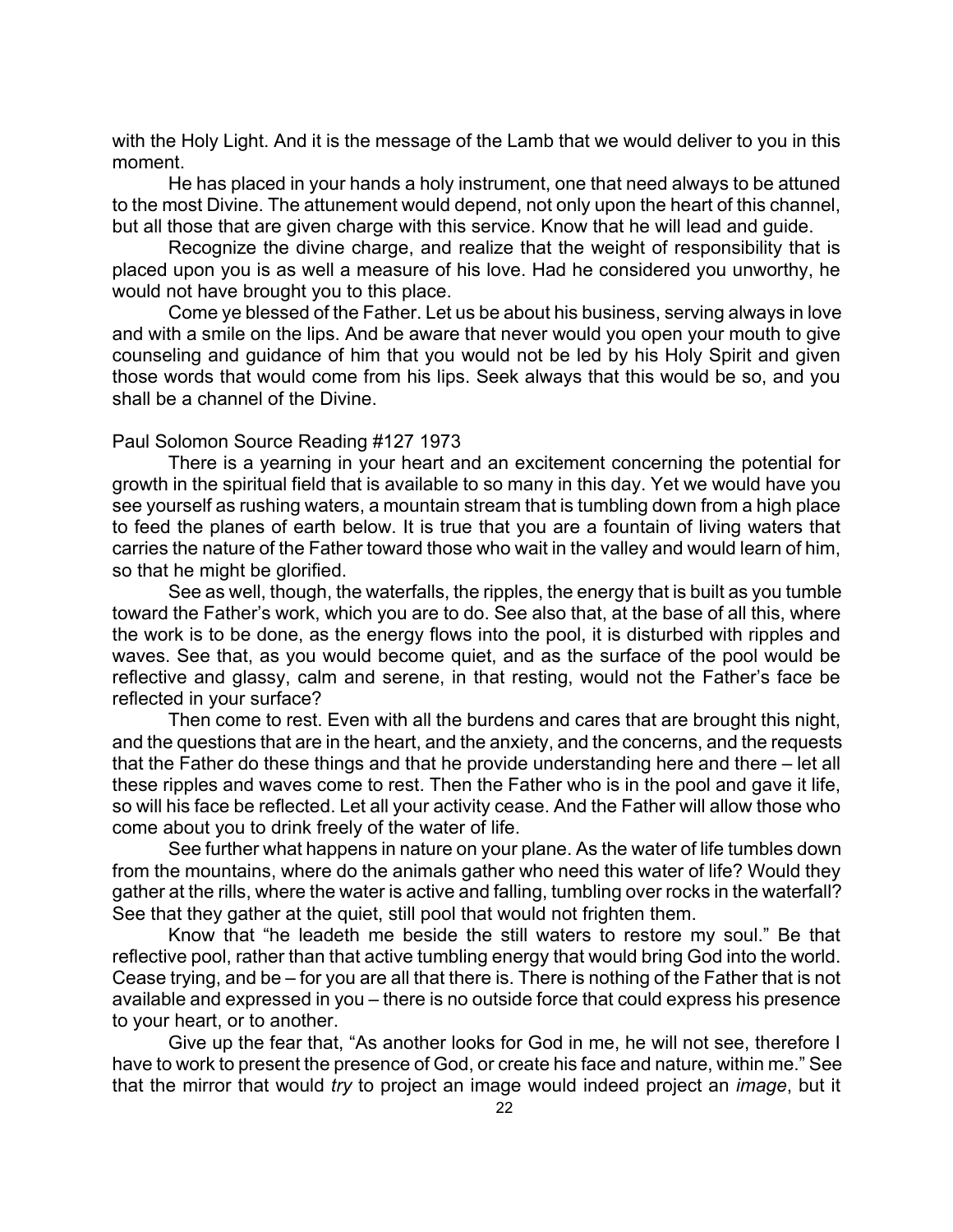with the Holy Light. And it is the message of the Lamb that we would deliver to you in this moment.

He has placed in your hands a holy instrument, one that need always to be attuned to the most Divine. The attunement would depend, not only upon the heart of this channel, but all those that are given charge with this service. Know that he will lead and guide.

Recognize the divine charge, and realize that the weight of responsibility that is placed upon you is as well a measure of his love. Had he considered you unworthy, he would not have brought you to this place.

Come ye blessed of the Father. Let us be about his business, serving always in love and with a smile on the lips. And be aware that never would you open your mouth to give counseling and guidance of him that you would not be led by his Holy Spirit and given those words that would come from his lips. Seek always that this would be so, and you shall be a channel of the Divine.

Paul Solomon Source Reading #127 1973

There is a yearning in your heart and an excitement concerning the potential for growth in the spiritual field that is available to so many in this day. Yet we would have you see yourself as rushing waters, a mountain stream that is tumbling down from a high place to feed the planes of earth below. It is true that you are a fountain of living waters that carries the nature of the Father toward those who wait in the valley and would learn of him, so that he might be glorified.

See as well, though, the waterfalls, the ripples, the energy that is built as you tumble toward the Father's work, which you are to do. See also that, at the base of all this, where the work is to be done, as the energy flows into the pool, it is disturbed with ripples and waves. See that, as you would become quiet, and as the surface of the pool would be reflective and glassy, calm and serene, in that resting, would not the Father's face be reflected in your surface?

Then come to rest. Even with all the burdens and cares that are brought this night, and the questions that are in the heart, and the anxiety, and the concerns, and the requests that the Father do these things and that he provide understanding here and there – let all these ripples and waves come to rest. Then the Father who is in the pool and gave it life, so will his face be reflected. Let all your activity cease. And the Father will allow those who come about you to drink freely of the water of life.

See further what happens in nature on your plane. As the water of life tumbles down from the mountains, where do the animals gather who need this water of life? Would they gather at the rills, where the water is active and falling, tumbling over rocks in the waterfall? See that they gather at the quiet, still pool that would not frighten them.

Know that "he leadeth me beside the still waters to restore my soul." Be that reflective pool, rather than that active tumbling energy that would bring God into the world. Cease trying, and be – for you are all that there is. There is nothing of the Father that is not available and expressed in you – there is no outside force that could express his presence to your heart, or to another.

Give up the fear that, "As another looks for God in me, he will not see, therefore I have to work to present the presence of God, or create his face and nature, within me." See that the mirror that would *try* to project an image would indeed project an *image*, but it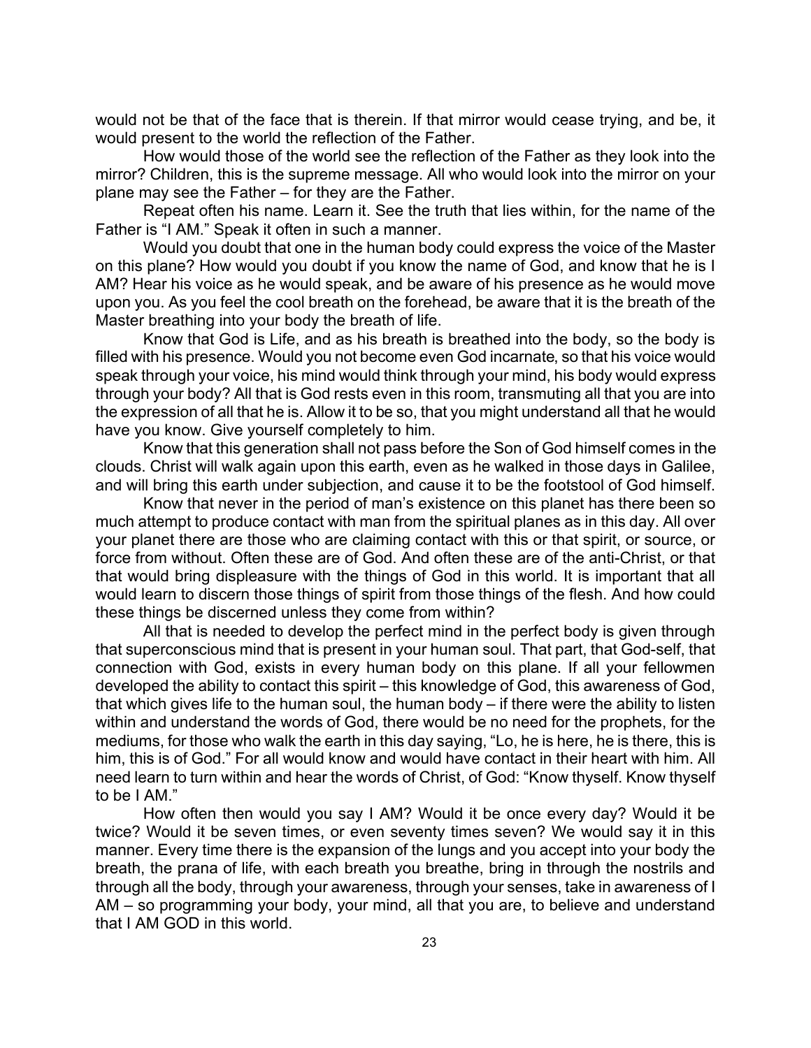would not be that of the face that is therein. If that mirror would cease trying, and be, it would present to the world the reflection of the Father.

How would those of the world see the reflection of the Father as they look into the mirror? Children, this is the supreme message. All who would look into the mirror on your plane may see the Father – for they are the Father.

Repeat often his name. Learn it. See the truth that lies within, for the name of the Father is "I AM." Speak it often in such a manner.

Would you doubt that one in the human body could express the voice of the Master on this plane? How would you doubt if you know the name of God, and know that he is I AM? Hear his voice as he would speak, and be aware of his presence as he would move upon you. As you feel the cool breath on the forehead, be aware that it is the breath of the Master breathing into your body the breath of life.

Know that God is Life, and as his breath is breathed into the body, so the body is filled with his presence. Would you not become even God incarnate, so that his voice would speak through your voice, his mind would think through your mind, his body would express through your body? All that is God rests even in this room, transmuting all that you are into the expression of all that he is. Allow it to be so, that you might understand all that he would have you know. Give yourself completely to him.

Know that this generation shall not pass before the Son of God himself comes in the clouds. Christ will walk again upon this earth, even as he walked in those days in Galilee, and will bring this earth under subjection, and cause it to be the footstool of God himself.

Know that never in the period of man's existence on this planet has there been so much attempt to produce contact with man from the spiritual planes as in this day. All over your planet there are those who are claiming contact with this or that spirit, or source, or force from without. Often these are of God. And often these are of the anti-Christ, or that that would bring displeasure with the things of God in this world. It is important that all would learn to discern those things of spirit from those things of the flesh. And how could these things be discerned unless they come from within?

All that is needed to develop the perfect mind in the perfect body is given through that superconscious mind that is present in your human soul. That part, that God-self, that connection with God, exists in every human body on this plane. If all your fellowmen developed the ability to contact this spirit – this knowledge of God, this awareness of God, that which gives life to the human soul, the human body – if there were the ability to listen within and understand the words of God, there would be no need for the prophets, for the mediums, for those who walk the earth in this day saying, "Lo, he is here, he is there, this is him, this is of God." For all would know and would have contact in their heart with him. All need learn to turn within and hear the words of Christ, of God: "Know thyself. Know thyself to be I AM."

How often then would you say I AM? Would it be once every day? Would it be twice? Would it be seven times, or even seventy times seven? We would say it in this manner. Every time there is the expansion of the lungs and you accept into your body the breath, the prana of life, with each breath you breathe, bring in through the nostrils and through all the body, through your awareness, through your senses, take in awareness of I AM – so programming your body, your mind, all that you are, to believe and understand that I AM GOD in this world.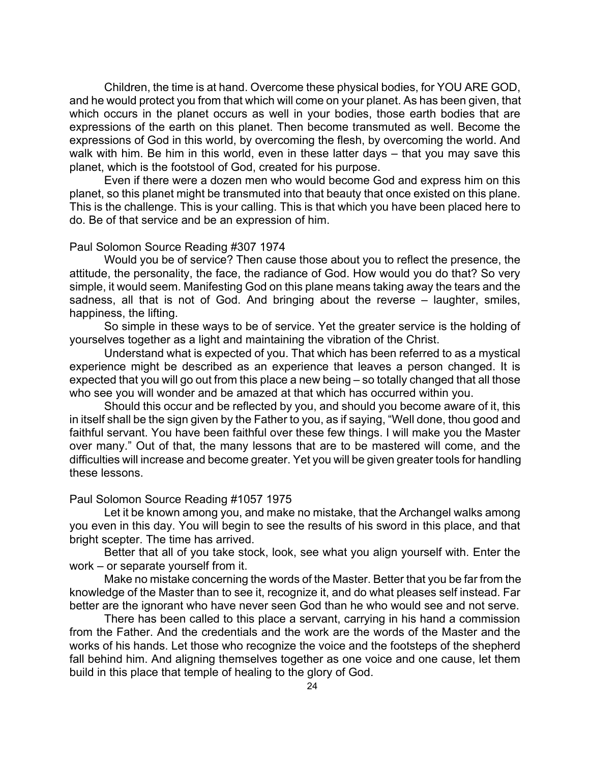Children, the time is at hand. Overcome these physical bodies, for YOU ARE GOD, and he would protect you from that which will come on your planet. As has been given, that which occurs in the planet occurs as well in your bodies, those earth bodies that are expressions of the earth on this planet. Then become transmuted as well. Become the expressions of God in this world, by overcoming the flesh, by overcoming the world. And walk with him. Be him in this world, even in these latter days – that you may save this planet, which is the footstool of God, created for his purpose.

Even if there were a dozen men who would become God and express him on this planet, so this planet might be transmuted into that beauty that once existed on this plane. This is the challenge. This is your calling. This is that which you have been placed here to do. Be of that service and be an expression of him.

Paul Solomon Source Reading #307 1974

Would you be of service? Then cause those about you to reflect the presence, the attitude, the personality, the face, the radiance of God. How would you do that? So very simple, it would seem. Manifesting God on this plane means taking away the tears and the sadness, all that is not of God. And bringing about the reverse – laughter, smiles, happiness, the lifting.

So simple in these ways to be of service. Yet the greater service is the holding of yourselves together as a light and maintaining the vibration of the Christ.

Understand what is expected of you. That which has been referred to as a mystical experience might be described as an experience that leaves a person changed. It is expected that you will go out from this place a new being – so totally changed that all those who see you will wonder and be amazed at that which has occurred within you.

Should this occur and be reflected by you, and should you become aware of it, this in itself shall be the sign given by the Father to you, as if saying, "Well done, thou good and faithful servant. You have been faithful over these few things. I will make you the Master over many." Out of that, the many lessons that are to be mastered will come, and the difficulties will increase and become greater. Yet you will be given greater tools for handling these lessons.

Paul Solomon Source Reading #1057 1975

Let it be known among you, and make no mistake, that the Archangel walks among you even in this day. You will begin to see the results of his sword in this place, and that bright scepter. The time has arrived.

Better that all of you take stock, look, see what you align yourself with. Enter the work – or separate yourself from it.

Make no mistake concerning the words of the Master. Better that you be far from the knowledge of the Master than to see it, recognize it, and do what pleases self instead. Far better are the ignorant who have never seen God than he who would see and not serve.

There has been called to this place a servant, carrying in his hand a commission from the Father. And the credentials and the work are the words of the Master and the works of his hands. Let those who recognize the voice and the footsteps of the shepherd fall behind him. And aligning themselves together as one voice and one cause, let them build in this place that temple of healing to the glory of God.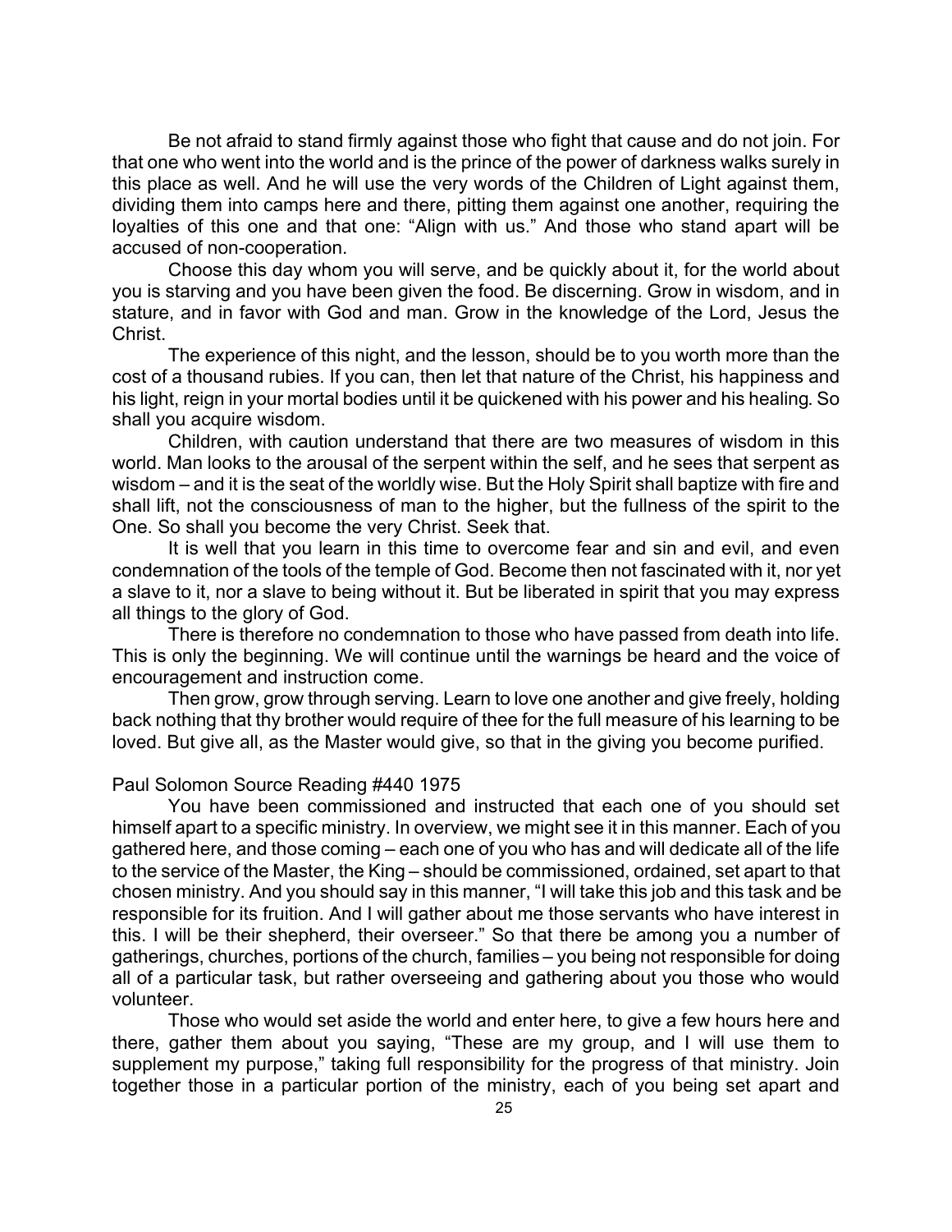Be not afraid to stand firmly against those who fight that cause and do not join. For that one who went into the world and is the prince of the power of darkness walks surely in this place as well. And he will use the very words of the Children of Light against them, dividing them into camps here and there, pitting them against one another, requiring the loyalties of this one and that one: "Align with us." And those who stand apart will be accused of non-cooperation.

Choose this day whom you will serve, and be quickly about it, for the world about you is starving and you have been given the food. Be discerning. Grow in wisdom, and in stature, and in favor with God and man. Grow in the knowledge of the Lord, Jesus the Christ.

The experience of this night, and the lesson, should be to you worth more than the cost of a thousand rubies. If you can, then let that nature of the Christ, his happiness and his light, reign in your mortal bodies until it be quickened with his power and his healing. So shall you acquire wisdom.

Children, with caution understand that there are two measures of wisdom in this world. Man looks to the arousal of the serpent within the self, and he sees that serpent as wisdom – and it is the seat of the worldly wise. But the Holy Spirit shall baptize with fire and shall lift, not the consciousness of man to the higher, but the fullness of the spirit to the One. So shall you become the very Christ. Seek that.

It is well that you learn in this time to overcome fear and sin and evil, and even condemnation of the tools of the temple of God. Become then not fascinated with it, nor yet a slave to it, nor a slave to being without it. But be liberated in spirit that you may express all things to the glory of God.

There is therefore no condemnation to those who have passed from death into life. This is only the beginning. We will continue until the warnings be heard and the voice of encouragement and instruction come.

Then grow, grow through serving. Learn to love one another and give freely, holding back nothing that thy brother would require of thee for the full measure of his learning to be loved. But give all, as the Master would give, so that in the giving you become purified.

Paul Solomon Source Reading #440 1975

You have been commissioned and instructed that each one of you should set himself apart to a specific ministry. In overview, we might see it in this manner. Each of you gathered here, and those coming – each one of you who has and will dedicate all of the life to the service of the Master, the King – should be commissioned, ordained, set apart to that chosen ministry. And you should say in this manner, "I will take this job and this task and be responsible for its fruition. And I will gather about me those servants who have interest in this. I will be their shepherd, their overseer." So that there be among you a number of gatherings, churches, portions of the church, families – you being not responsible for doing all of a particular task, but rather overseeing and gathering about you those who would volunteer.

Those who would set aside the world and enter here, to give a few hours here and there, gather them about you saying, "These are my group, and I will use them to supplement my purpose," taking full responsibility for the progress of that ministry. Join together those in a particular portion of the ministry, each of you being set apart and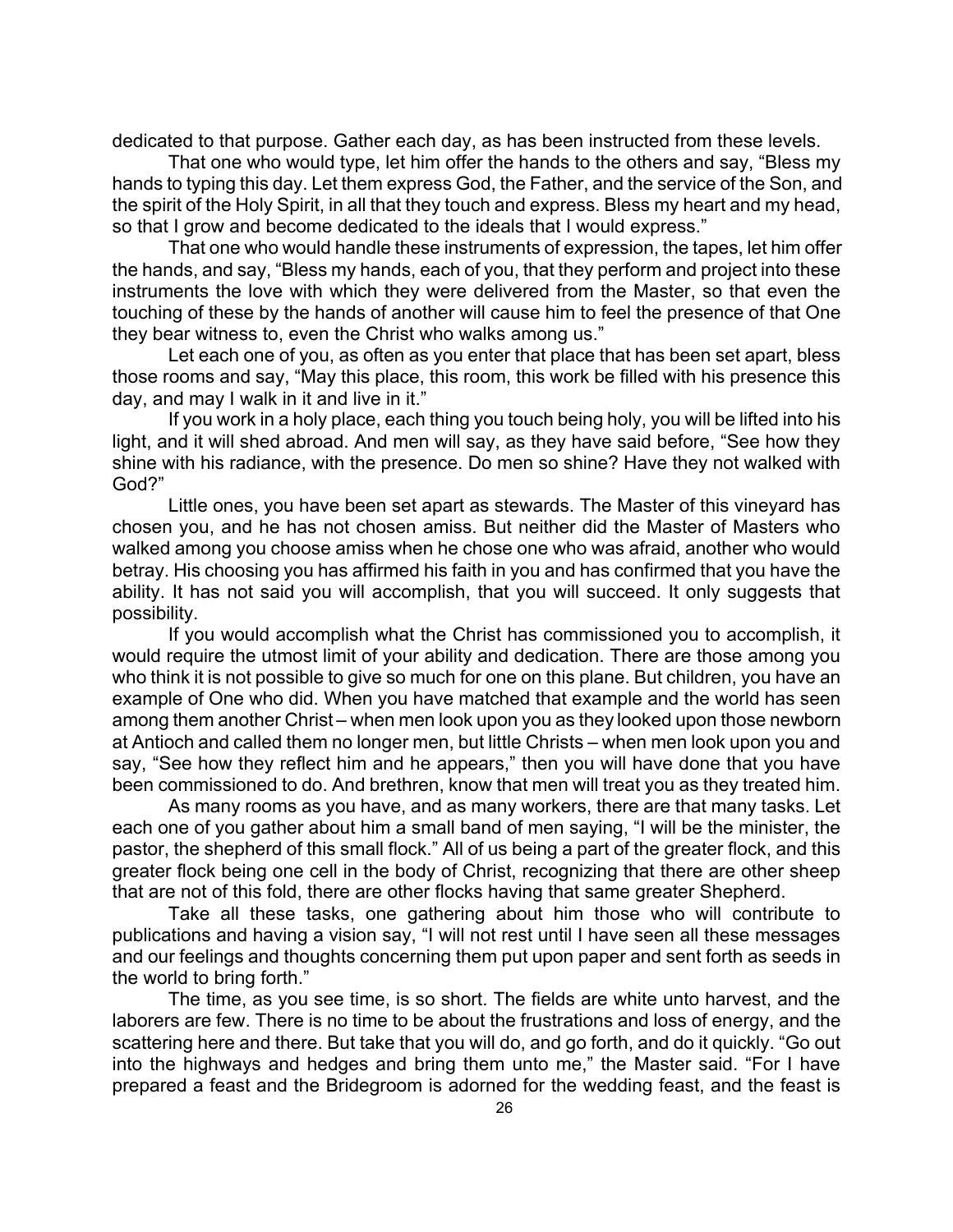dedicated to that purpose. Gather each day, as has been instructed from these levels.

That one who would type, let him offer the hands to the others and say, "Bless my hands to typing this day. Let them express God, the Father, and the service of the Son, and the spirit of the Holy Spirit, in all that they touch and express. Bless my heart and my head, so that I grow and become dedicated to the ideals that I would express."

That one who would handle these instruments of expression, the tapes, let him offer the hands, and say, "Bless my hands, each of you, that they perform and project into these instruments the love with which they were delivered from the Master, so that even the touching of these by the hands of another will cause him to feel the presence of that One they bear witness to, even the Christ who walks among us."

Let each one of you, as often as you enter that place that has been set apart, bless those rooms and say, "May this place, this room, this work be filled with his presence this day, and may I walk in it and live in it."

If you work in a holy place, each thing you touch being holy, you will be lifted into his light, and it will shed abroad. And men will say, as they have said before, "See how they shine with his radiance, with the presence. Do men so shine? Have they not walked with God?"

Little ones, you have been set apart as stewards. The Master of this vineyard has chosen you, and he has not chosen amiss. But neither did the Master of Masters who walked among you choose amiss when he chose one who was afraid, another who would betray. His choosing you has affirmed his faith in you and has confirmed that you have the ability. It has not said you will accomplish, that you will succeed. It only suggests that possibility.

If you would accomplish what the Christ has commissioned you to accomplish, it would require the utmost limit of your ability and dedication. There are those among you who think it is not possible to give so much for one on this plane. But children, you have an example of One who did. When you have matched that example and the world has seen among them another Christ – when men look upon you as they looked upon those newborn at Antioch and called them no longer men, but little Christs – when men look upon you and say, "See how they reflect him and he appears," then you will have done that you have been commissioned to do. And brethren, know that men will treat you as they treated him.

As many rooms as you have, and as many workers, there are that many tasks. Let each one of you gather about him a small band of men saying, "I will be the minister, the pastor, the shepherd of this small flock." All of us being a part of the greater flock, and this greater flock being one cell in the body of Christ, recognizing that there are other sheep that are not of this fold, there are other flocks having that same greater Shepherd.

Take all these tasks, one gathering about him those who will contribute to publications and having a vision say, "I will not rest until I have seen all these messages and our feelings and thoughts concerning them put upon paper and sent forth as seeds in the world to bring forth."

The time, as you see time, is so short. The fields are white unto harvest, and the laborers are few. There is no time to be about the frustrations and loss of energy, and the scattering here and there. But take that you will do, and go forth, and do it quickly. "Go out into the highways and hedges and bring them unto me," the Master said. "For I have prepared a feast and the Bridegroom is adorned for the wedding feast, and the feast is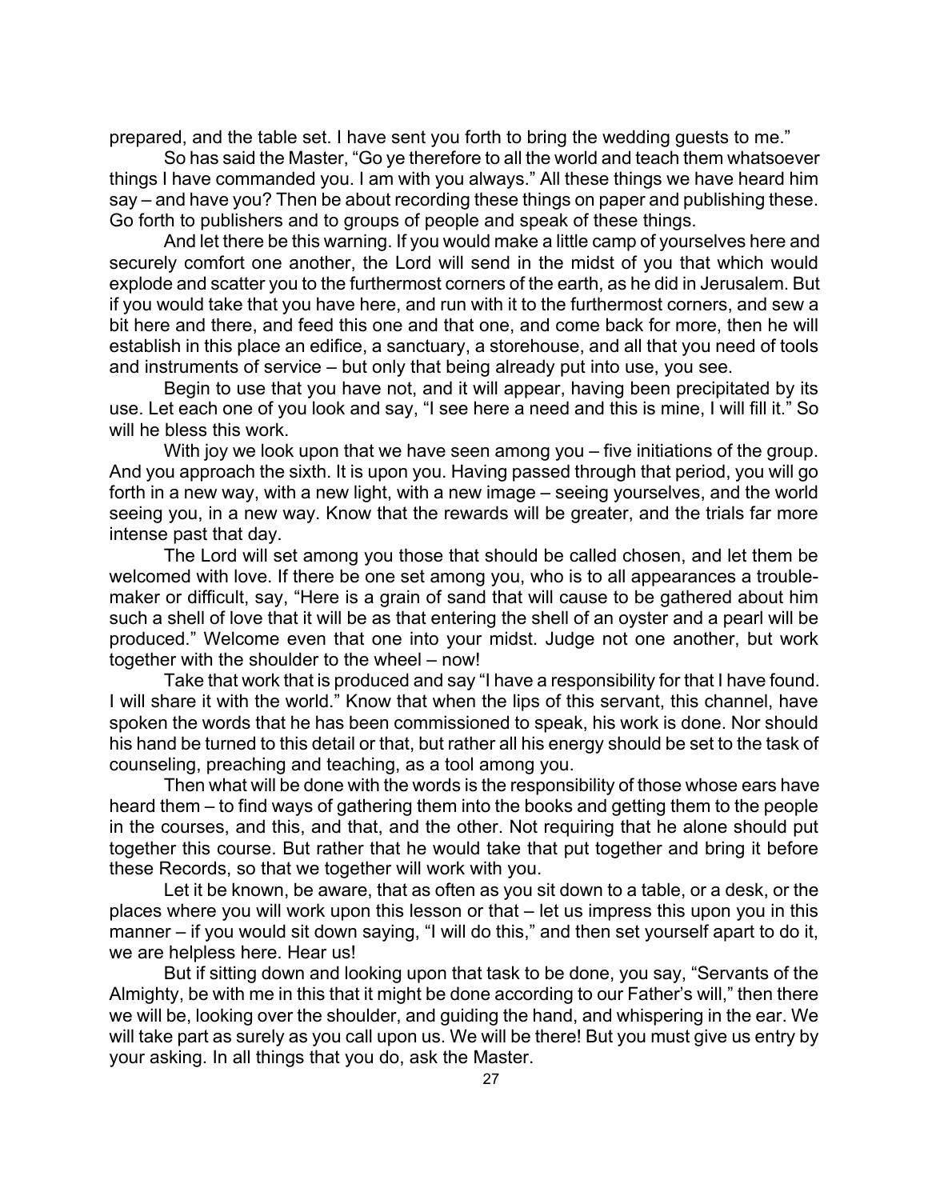prepared, and the table set. I have sent you forth to bring the wedding guests to me."

So has said the Master, "Go ye therefore to all the world and teach them whatsoever things I have commanded you. I am with you always." All these things we have heard him say – and have you? Then be about recording these things on paper and publishing these. Go forth to publishers and to groups of people and speak of these things.

And let there be this warning. If you would make a little camp of yourselves here and securely comfort one another, the Lord will send in the midst of you that which would explode and scatter you to the furthermost corners of the earth, as he did in Jerusalem. But if you would take that you have here, and run with it to the furthermost corners, and sew a bit here and there, and feed this one and that one, and come back for more, then he will establish in this place an edifice, a sanctuary, a storehouse, and all that you need of tools and instruments of service – but only that being already put into use, you see.

Begin to use that you have not, and it will appear, having been precipitated by its use. Let each one of you look and say, "I see here a need and this is mine, I will fill it." So will he bless this work.

With joy we look upon that we have seen among you – five initiations of the group. And you approach the sixth. It is upon you. Having passed through that period, you will go forth in a new way, with a new light, with a new image – seeing yourselves, and the world seeing you, in a new way. Know that the rewards will be greater, and the trials far more intense past that day.

The Lord will set among you those that should be called chosen, and let them be welcomed with love. If there be one set among you, who is to all appearances a trouble-maker or difficult, say, "Here is a grain of sand that will cause to be gathered about him such a shell of love that it will be as that entering the shell of an oyster and a pearl will be produced." Welcome even that one into your midst. Judge not one another, but work together with the shoulder to the wheel – now!

Take that work that is produced and say "I have a responsibility for that I have found. I will share it with the world." Know that when the lips of this servant, this channel, have spoken the words that he has been commissioned to speak, his work is done. Nor should his hand be turned to this detail or that, but rather all his energy should be set to the task of counseling, preaching and teaching, as a tool among you.

Then what will be done with the words is the responsibility of those whose ears have heard them – to find ways of gathering them into the books and getting them to the people in the courses, and this, and that, and the other. Not requiring that he alone should put together this course. But rather that he would take that put together and bring it before these Records, so that we together will work with you.

Let it be known, be aware, that as often as you sit down to a table, or a desk, or the places where you will work upon this lesson or that – let us impress this upon you in this manner – if you would sit down saying, "I will do this," and then set yourself apart to do it, we are helpless here. Hear us!

But if sitting down and looking upon that task to be done, you say, "Servants of the Almighty, be with me in this that it might be done according to our Father's will," then there we will be, looking over the shoulder, and guiding the hand, and whispering in the ear. We will take part as surely as you call upon us. We will be there! But you must give us entry by your asking. In all things that you do, ask the Master.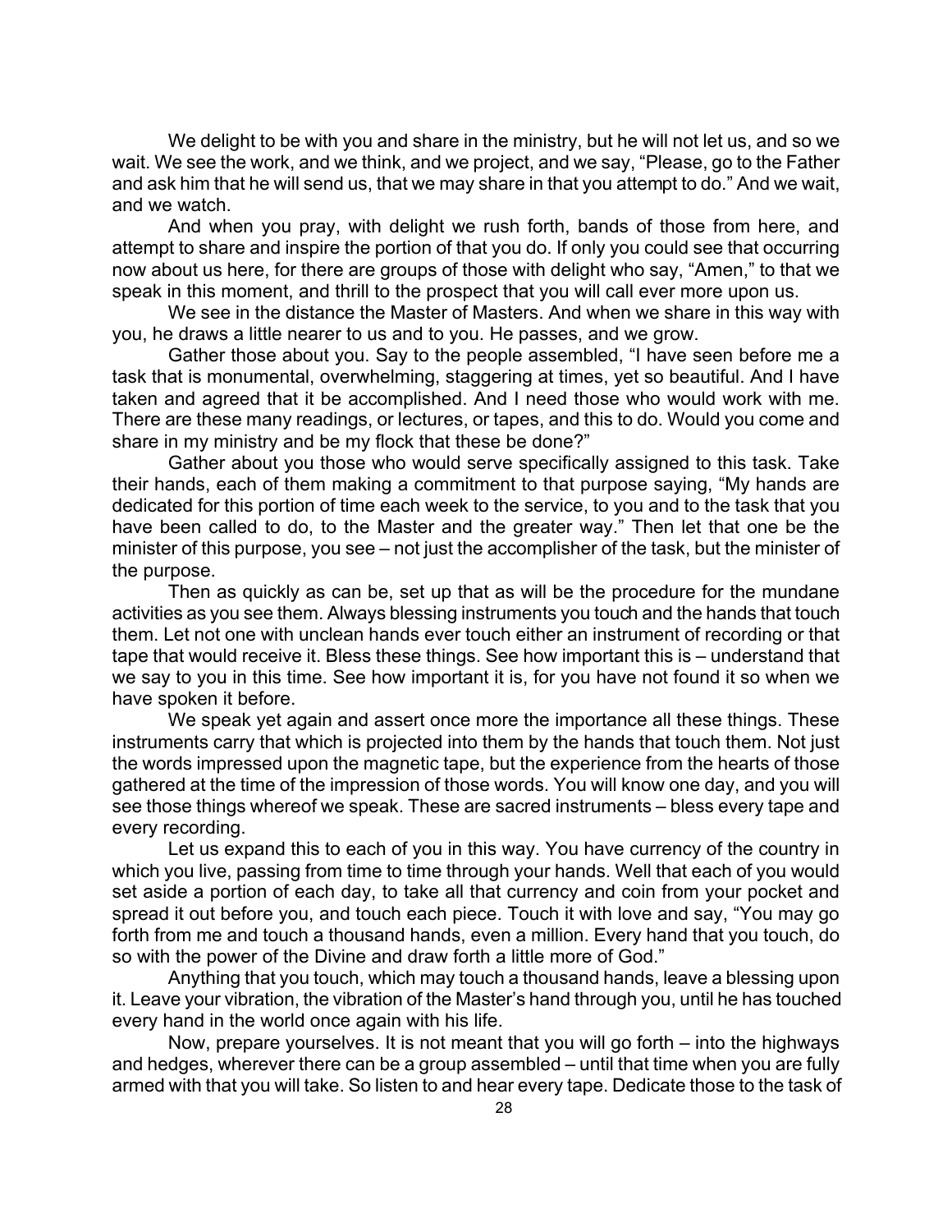We delight to be with you and share in the ministry, but he will not let us, and so we wait. We see the work, and we think, and we project, and we say, "Please, go to the Father and ask him that he will send us, that we may share in that you attempt to do." And we wait, and we watch.

And when you pray, with delight we rush forth, bands of those from here, and attempt to share and inspire the portion of that you do. If only you could see that occurring now about us here, for there are groups of those with delight who say, "Amen," to that we speak in this moment, and thrill to the prospect that you will call ever more upon us.

We see in the distance the Master of Masters. And when we share in this way with you, he draws a little nearer to us and to you. He passes, and we grow.

Gather those about you. Say to the people assembled, "I have seen before me a task that is monumental, overwhelming, staggering at times, yet so beautiful. And I have taken and agreed that it be accomplished. And I need those who would work with me. There are these many readings, or lectures, or tapes, and this to do. Would you come and share in my ministry and be my flock that these be done?"

Gather about you those who would serve specifically assigned to this task. Take their hands, each of them making a commitment to that purpose saying, "My hands are dedicated for this portion of time each week to the service, to you and to the task that you have been called to do, to the Master and the greater way." Then let that one be the minister of this purpose, you see – not just the accomplisher of the task, but the minister of the purpose.

Then as quickly as can be, set up that as will be the procedure for the mundane activities as you see them. Always blessing instruments you touch and the hands that touch them. Let not one with unclean hands ever touch either an instrument of recording or that tape that would receive it. Bless these things. See how important this is – understand that we say to you in this time. See how important it is, for you have not found it so when we have spoken it before.

We speak yet again and assert once more the importance all these things. These instruments carry that which is projected into them by the hands that touch them. Not just the words impressed upon the magnetic tape, but the experience from the hearts of those gathered at the time of the impression of those words. You will know one day, and you will see those things whereof we speak. These are sacred instruments – bless every tape and every recording.

Let us expand this to each of you in this way. You have currency of the country in which you live, passing from time to time through your hands. Well that each of you would set aside a portion of each day, to take all that currency and coin from your pocket and spread it out before you, and touch each piece. Touch it with love and say, "You may go forth from me and touch a thousand hands, even a million. Every hand that you touch, do so with the power of the Divine and draw forth a little more of God."

Anything that you touch, which may touch a thousand hands, leave a blessing upon it. Leave your vibration, the vibration of the Master's hand through you, until he has touched every hand in the world once again with his life.

Now, prepare yourselves. It is not meant that you will go forth – into the highways and hedges, wherever there can be a group assembled – until that time when you are fully armed with that you will take. So listen to and hear every tape. Dedicate those to the task of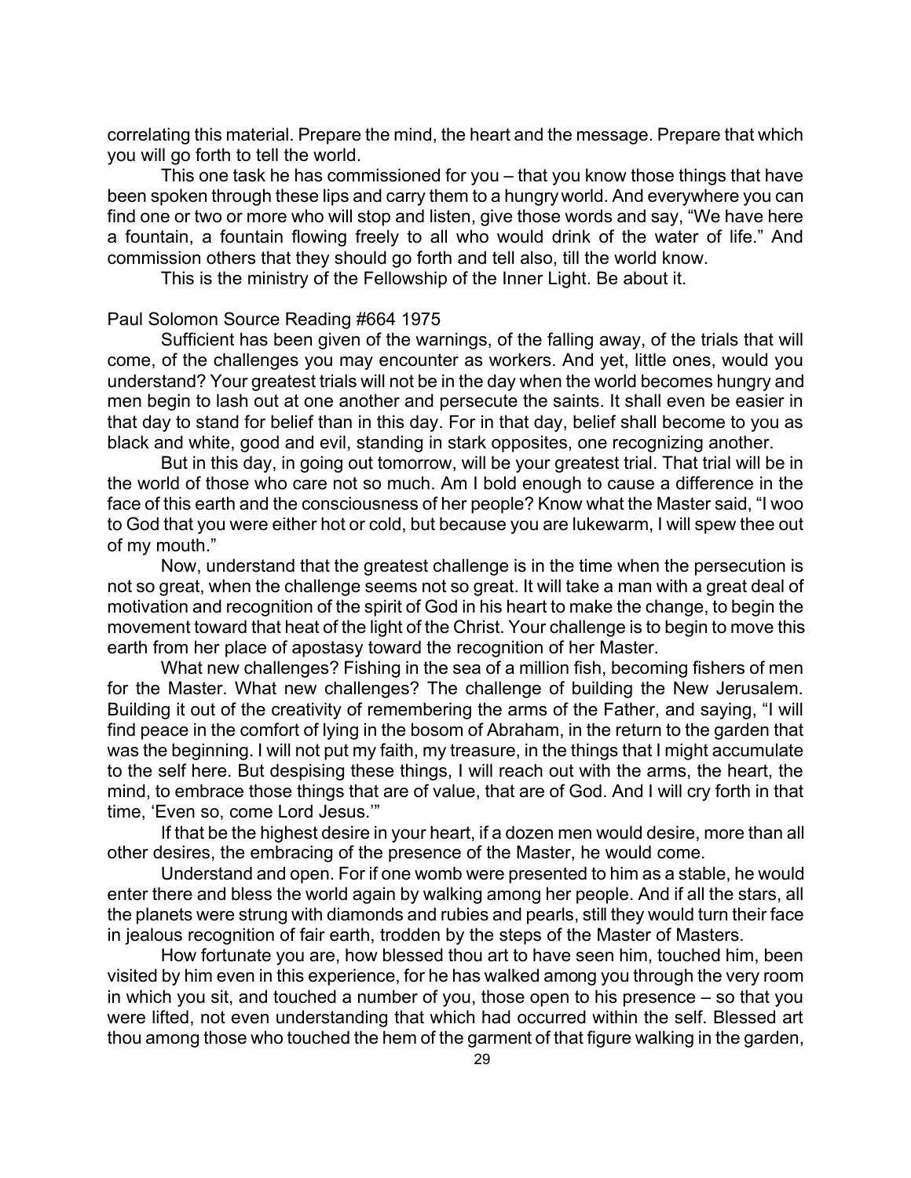correlating this material. Prepare the mind, the heart and the message. Prepare that which you will go forth to tell the world.

This one task he has commissioned for you – that you know those things that have been spoken through these lips and carry them to a hungry world. And everywhere you can find one or two or more who will stop and listen, give those words and say, "We have here a fountain, a fountain flowing freely to all who would drink of the water of life." And commission others that they should go forth and tell also, till the world know.

This is the ministry of the Fellowship of the Inner Light. Be about it.

Paul Solomon Source Reading #664 1975

Sufficient has been given of the warnings, of the falling away, of the trials that will come, of the challenges you may encounter as workers. And yet, little ones, would you understand? Your greatest trials will not be in the day when the world becomes hungry and men begin to lash out at one another and persecute the saints. It shall even be easier in that day to stand for belief than in this day. For in that day, belief shall become to you as black and white, good and evil, standing in stark opposites, one recognizing another.

But in this day, in going out tomorrow, will be your greatest trial. That trial will be in the world of those who care not so much. Am I bold enough to cause a difference in the face of this earth and the consciousness of her people? Know what the Master said, "I woo to God that you were either hot or cold, but because you are lukewarm, I will spew thee out of my mouth."

Now, understand that the greatest challenge is in the time when the persecution is not so great, when the challenge seems not so great. It will take a man with a great deal of motivation and recognition of the spirit of God in his heart to make the change, to begin the movement toward that heat of the light of the Christ. Your challenge is to begin to move this earth from her place of apostasy toward the recognition of her Master.

What new challenges? Fishing in the sea of a million fish, becoming fishers of men for the Master. What new challenges? The challenge of building the New Jerusalem. Building it out of the creativity of remembering the arms of the Father, and saying, "I will find peace in the comfort of lying in the bosom of Abraham, in the return to the garden that was the beginning. I will not put my faith, my treasure, in the things that I might accumulate to the self here. But despising these things, I will reach out with the arms, the heart, the mind, to embrace those things that are of value, that are of God. And I will cry forth in that time, 'Even so, come Lord Jesus.'"

If that be the highest desire in your heart, if a dozen men would desire, more than all other desires, the embracing of the presence of the Master, he would come.

Understand and open. For if one womb were presented to him as a stable, he would enter there and bless the world again by walking among her people. And if all the stars, all the planets were strung with diamonds and rubies and pearls, still they would turn their face in jealous recognition of fair earth, trodden by the steps of the Master of Masters.

How fortunate you are, how blessed thou art to have seen him, touched him, been visited by him even in this experience, for he has walked among you through the very room in which you sit, and touched a number of you, those open to his presence – so that you were lifted, not even understanding that which had occurred within the self. Blessed art thou among those who touched the hem of the garment of that figure walking in the garden,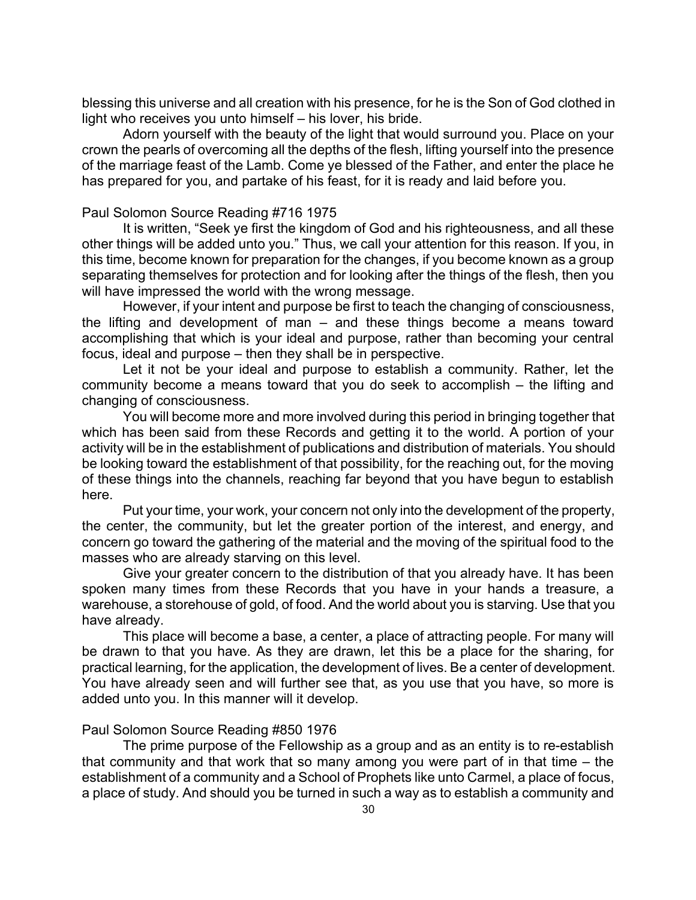blessing this universe and all creation with his presence, for he is the Son of God clothed in light who receives you unto himself – his lover, his bride.

Adorn yourself with the beauty of the light that would surround you. Place on your crown the pearls of overcoming all the depths of the flesh, lifting yourself into the presence of the marriage feast of the Lamb. Come ye blessed of the Father, and enter the place he has prepared for you, and partake of his feast, for it is ready and laid before you.

Paul Solomon Source Reading #716 1975

It is written, "Seek ye first the kingdom of God and his righteousness, and all these other things will be added unto you." Thus, we call your attention for this reason. If you, in this time, become known for preparation for the changes, if you become known as a group separating themselves for protection and for looking after the things of the flesh, then you will have impressed the world with the wrong message.

However, if your intent and purpose be first to teach the changing of consciousness, the lifting and development of man – and these things become a means toward accomplishing that which is your ideal and purpose, rather than becoming your central focus, ideal and purpose – then they shall be in perspective.

Let it not be your ideal and purpose to establish a community. Rather, let the community become a means toward that you do seek to accomplish – the lifting and changing of consciousness.

You will become more and more involved during this period in bringing together that which has been said from these Records and getting it to the world. A portion of your activity will be in the establishment of publications and distribution of materials. You should be looking toward the establishment of that possibility, for the reaching out, for the moving of these things into the channels, reaching far beyond that you have begun to establish here.

Put your time, your work, your concern not only into the development of the property, the center, the community, but let the greater portion of the interest, and energy, and concern go toward the gathering of the material and the moving of the spiritual food to the masses who are already starving on this level.

Give your greater concern to the distribution of that you already have. It has been spoken many times from these Records that you have in your hands a treasure, a warehouse, a storehouse of gold, of food. And the world about you is starving. Use that you have already.

This place will become a base, a center, a place of attracting people. For many will be drawn to that you have. As they are drawn, let this be a place for the sharing, for practical learning, for the application, the development of lives. Be a center of development. You have already seen and will further see that, as you use that you have, so more is added unto you. In this manner will it develop.

Paul Solomon Source Reading #850 1976

The prime purpose of the Fellowship as a group and as an entity is to re-establish that community and that work that so many among you were part of in that time – the establishment of a community and a School of Prophets like unto Carmel, a place of focus, a place of study. And should you be turned in such a way as to establish a community and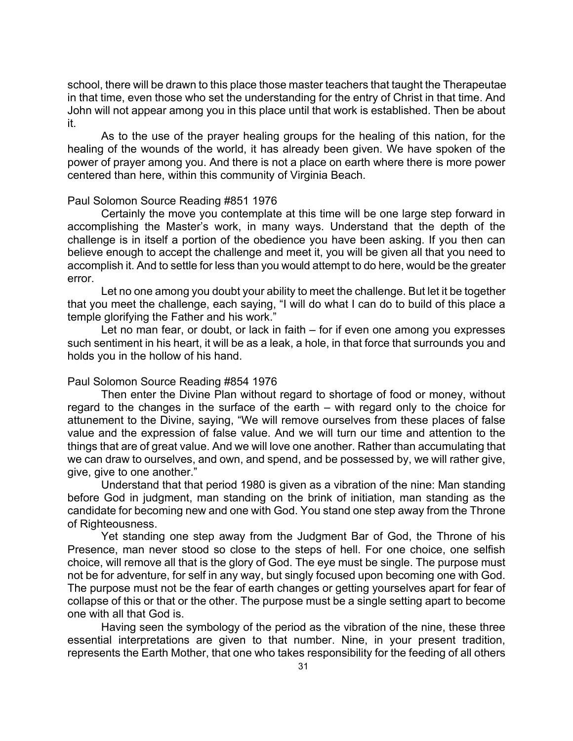school, there will be drawn to this place those master teachers that taught the Therapeutae in that time, even those who set the understanding for the entry of Christ in that time. And John will not appear among you in this place until that work is established. Then be about it.

As to the use of the prayer healing groups for the healing of this nation, for the healing of the wounds of the world, it has already been given. We have spoken of the power of prayer among you. And there is not a place on earth where there is more power centered than here, within this community of Virginia Beach.

Paul Solomon Source Reading #851 1976

Certainly the move you contemplate at this time will be one large step forward in accomplishing the Master's work, in many ways. Understand that the depth of the challenge is in itself a portion of the obedience you have been asking. If you then can believe enough to accept the challenge and meet it, you will be given all that you need to accomplish it. And to settle for less than you would attempt to do here, would be the greater error.

Let no one among you doubt your ability to meet the challenge. But let it be together that you meet the challenge, each saying, "I will do what I can do to build of this place a temple glorifying the Father and his work."

Let no man fear, or doubt, or lack in faith – for if even one among you expresses such sentiment in his heart, it will be as a leak, a hole, in that force that surrounds you and holds you in the hollow of his hand.

Paul Solomon Source Reading #854 1976

Then enter the Divine Plan without regard to shortage of food or money, without regard to the changes in the surface of the earth – with regard only to the choice for attunement to the Divine, saying, "We will remove ourselves from these places of false value and the expression of false value. And we will turn our time and attention to the things that are of great value. And we will love one another. Rather than accumulating that we can draw to ourselves, and own, and spend, and be possessed by, we will rather give, give, give to one another."

Understand that that period 1980 is given as a vibration of the nine: Man standing before God in judgment, man standing on the brink of initiation, man standing as the candidate for becoming new and one with God. You stand one step away from the Throne of Righteousness.

Yet standing one step away from the Judgment Bar of God, the Throne of his Presence, man never stood so close to the steps of hell. For one choice, one selfish choice, will remove all that is the glory of God. The eye must be single. The purpose must not be for adventure, for self in any way, but singly focused upon becoming one with God. The purpose must not be the fear of earth changes or getting yourselves apart for fear of collapse of this or that or the other. The purpose must be a single setting apart to become one with all that God is.

Having seen the symbology of the period as the vibration of the nine, these three essential interpretations are given to that number. Nine, in your present tradition, represents the Earth Mother, that one who takes responsibility for the feeding of all others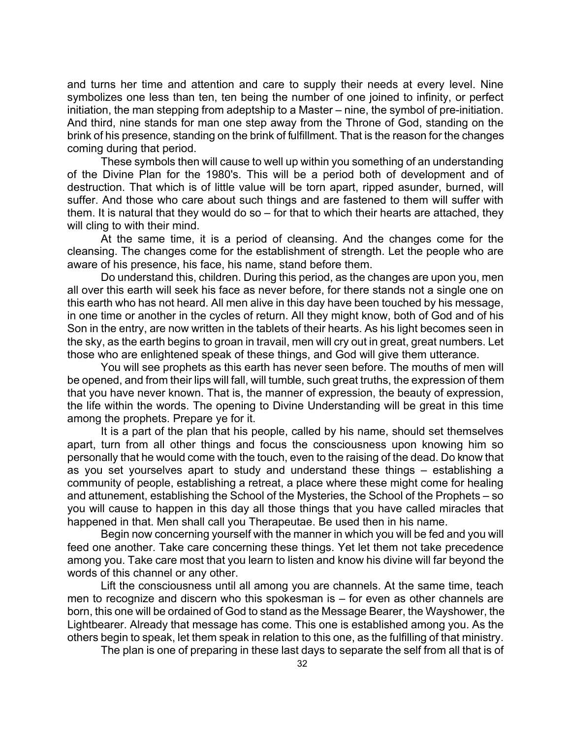and turns her time and attention and care to supply their needs at every level. Nine symbolizes one less than ten, ten being the number of one joined to infinity, or perfect initiation, the man stepping from adeptship to a Master – nine, the symbol of pre-initiation. And third, nine stands for man one step away from the Throne of God, standing on the brink of his presence, standing on the brink of fulfillment. That is the reason for the changes coming during that period.

These symbols then will cause to well up within you something of an understanding of the Divine Plan for the 1980's. This will be a period both of development and of destruction. That which is of little value will be torn apart, ripped asunder, burned, will suffer. And those who care about such things and are fastened to them will suffer with them. It is natural that they would do so – for that to which their hearts are attached, they will cling to with their mind.

At the same time, it is a period of cleansing. And the changes come for the cleansing. The changes come for the establishment of strength. Let the people who are aware of his presence, his face, his name, stand before them.

Do understand this, children. During this period, as the changes are upon you, men all over this earth will seek his face as never before, for there stands not a single one on this earth who has not heard. All men alive in this day have been touched by his message, in one time or another in the cycles of return. All they might know, both of God and of his Son in the entry, are now written in the tablets of their hearts. As his light becomes seen in the sky, as the earth begins to groan in travail, men will cry out in great, great numbers. Let those who are enlightened speak of these things, and God will give them utterance.

You will see prophets as this earth has never seen before. The mouths of men will be opened, and from their lips will fall, will tumble, such great truths, the expression of them that you have never known. That is, the manner of expression, the beauty of expression, the life within the words. The opening to Divine Understanding will be great in this time among the prophets. Prepare ye for it.

It is a part of the plan that his people, called by his name, should set themselves apart, turn from all other things and focus the consciousness upon knowing him so personally that he would come with the touch, even to the raising of the dead. Do know that as you set yourselves apart to study and understand these things – establishing a community of people, establishing a retreat, a place where these might come for healing and attunement, establishing the School of the Mysteries, the School of the Prophets – so you will cause to happen in this day all those things that you have called miracles that happened in that. Men shall call you Therapeutae. Be used then in his name.

Begin now concerning yourself with the manner in which you will be fed and you will feed one another. Take care concerning these things. Yet let them not take precedence among you. Take care most that you learn to listen and know his divine will far beyond the words of this channel or any other.

Lift the consciousness until all among you are channels. At the same time, teach men to recognize and discern who this spokesman is – for even as other channels are born, this one will be ordained of God to stand as the Message Bearer, the Wayshower, the Lightbearer. Already that message has come. This one is established among you. As the others begin to speak, let them speak in relation to this one, as the fulfilling of that ministry.

The plan is one of preparing in these last days to separate the self from all that is of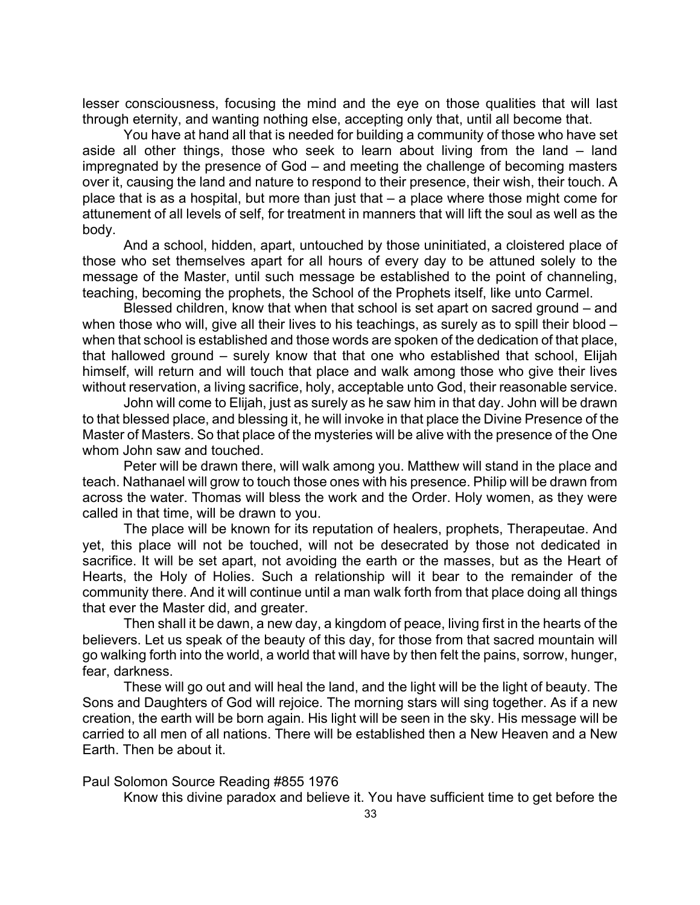lesser consciousness, focusing the mind and the eye on those qualities that will last through eternity, and wanting nothing else, accepting only that, until all become that.

You have at hand all that is needed for building a community of those who have set aside all other things, those who seek to learn about living from the land – land impregnated by the presence of God – and meeting the challenge of becoming masters over it, causing the land and nature to respond to their presence, their wish, their touch. A place that is as a hospital, but more than just that – a place where those might come for attunement of all levels of self, for treatment in manners that will lift the soul as well as the body.

And a school, hidden, apart, untouched by those uninitiated, a cloistered place of those who set themselves apart for all hours of every day to be attuned solely to the message of the Master, until such message be established to the point of channeling, teaching, becoming the prophets, the School of the Prophets itself, like unto Carmel.

Blessed children, know that when that school is set apart on sacred ground – and when those who will, give all their lives to his teachings, as surely as to spill their blood – when that school is established and those words are spoken of the dedication of that place, that hallowed ground – surely know that that one who established that school, Elijah himself, will return and will touch that place and walk among those who give their lives without reservation, a living sacrifice, holy, acceptable unto God, their reasonable service.

John will come to Elijah, just as surely as he saw him in that day. John will be drawn to that blessed place, and blessing it, he will invoke in that place the Divine Presence of the Master of Masters. So that place of the mysteries will be alive with the presence of the One whom John saw and touched.

Peter will be drawn there, will walk among you. Matthew will stand in the place and teach. Nathanael will grow to touch those ones with his presence. Philip will be drawn from across the water. Thomas will bless the work and the Order. Holy women, as they were called in that time, will be drawn to you.

The place will be known for its reputation of healers, prophets, Therapeutae. And yet, this place will not be touched, will not be desecrated by those not dedicated in sacrifice. It will be set apart, not avoiding the earth or the masses, but as the Heart of Hearts, the Holy of Holies. Such a relationship will it bear to the remainder of the community there. And it will continue until a man walk forth from that place doing all things that ever the Master did, and greater.

Then shall it be dawn, a new day, a kingdom of peace, living first in the hearts of the believers. Let us speak of the beauty of this day, for those from that sacred mountain will go walking forth into the world, a world that will have by then felt the pains, sorrow, hunger, fear, darkness.

These will go out and will heal the land, and the light will be the light of beauty. The Sons and Daughters of God will rejoice. The morning stars will sing together. As if a new creation, the earth will be born again. His light will be seen in the sky. His message will be carried to all men of all nations. There will be established then a New Heaven and a New Earth. Then be about it.

Paul Solomon Source Reading #855 1976

Know this divine paradox and believe it. You have sufficient time to get before the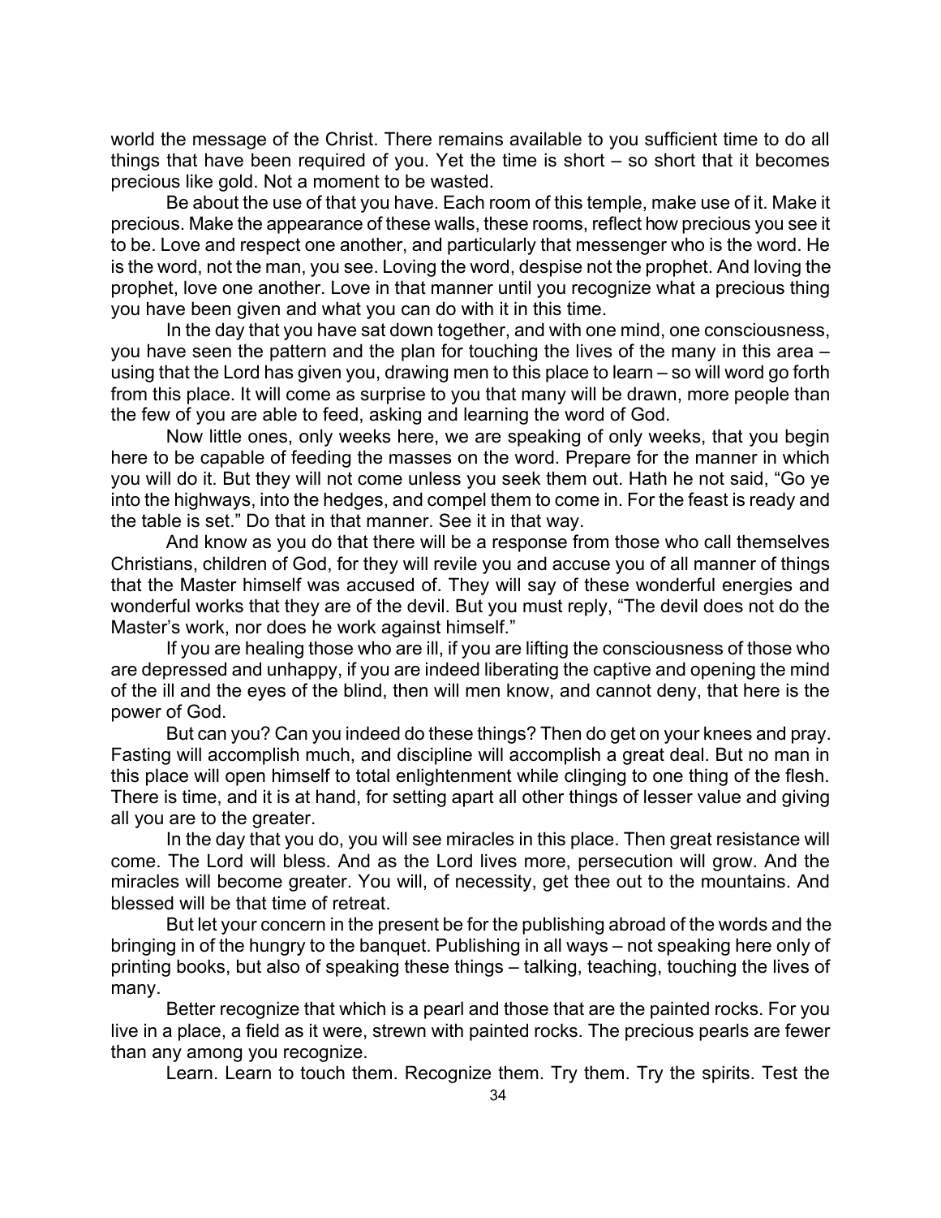world the message of the Christ. There remains available to you sufficient time to do all things that have been required of you. Yet the time is short – so short that it becomes precious like gold. Not a moment to be wasted.

Be about the use of that you have. Each room of this temple, make use of it. Make it precious. Make the appearance of these walls, these rooms, reflect how precious you see it to be. Love and respect one another, and particularly that messenger who is the word. He is the word, not the man, you see. Loving the word, despise not the prophet. And loving the prophet, love one another. Love in that manner until you recognize what a precious thing you have been given and what you can do with it in this time.

In the day that you have sat down together, and with one mind, one consciousness, you have seen the pattern and the plan for touching the lives of the many in this area – using that the Lord has given you, drawing men to this place to learn – so will word go forth from this place. It will come as surprise to you that many will be drawn, more people than the few of you are able to feed, asking and learning the word of God.

Now little ones, only weeks here, we are speaking of only weeks, that you begin here to be capable of feeding the masses on the word. Prepare for the manner in which you will do it. But they will not come unless you seek them out. Hath he not said, "Go ye into the highways, into the hedges, and compel them to come in. For the feast is ready and the table is set." Do that in that manner. See it in that way.

And know as you do that there will be a response from those who call themselves Christians, children of God, for they will revile you and accuse you of all manner of things that the Master himself was accused of. They will say of these wonderful energies and wonderful works that they are of the devil. But you must reply, "The devil does not do the Master's work, nor does he work against himself."

If you are healing those who are ill, if you are lifting the consciousness of those who are depressed and unhappy, if you are indeed liberating the captive and opening the mind of the ill and the eyes of the blind, then will men know, and cannot deny, that here is the power of God.

But can you? Can you indeed do these things? Then do get on your knees and pray. Fasting will accomplish much, and discipline will accomplish a great deal. But no man in this place will open himself to total enlightenment while clinging to one thing of the flesh. There is time, and it is at hand, for setting apart all other things of lesser value and giving all you are to the greater.

In the day that you do, you will see miracles in this place. Then great resistance will come. The Lord will bless. And as the Lord lives more, persecution will grow. And the miracles will become greater. You will, of necessity, get thee out to the mountains. And blessed will be that time of retreat.

But let your concern in the present be for the publishing abroad of the words and the bringing in of the hungry to the banquet. Publishing in all ways – not speaking here only of printing books, but also of speaking these things – talking, teaching, touching the lives of many.

Better recognize that which is a pearl and those that are the painted rocks. For you live in a place, a field as it were, strewn with painted rocks. The precious pearls are fewer than any among you recognize.

Learn. Learn to touch them. Recognize them. Try them. Try the spirits. Test the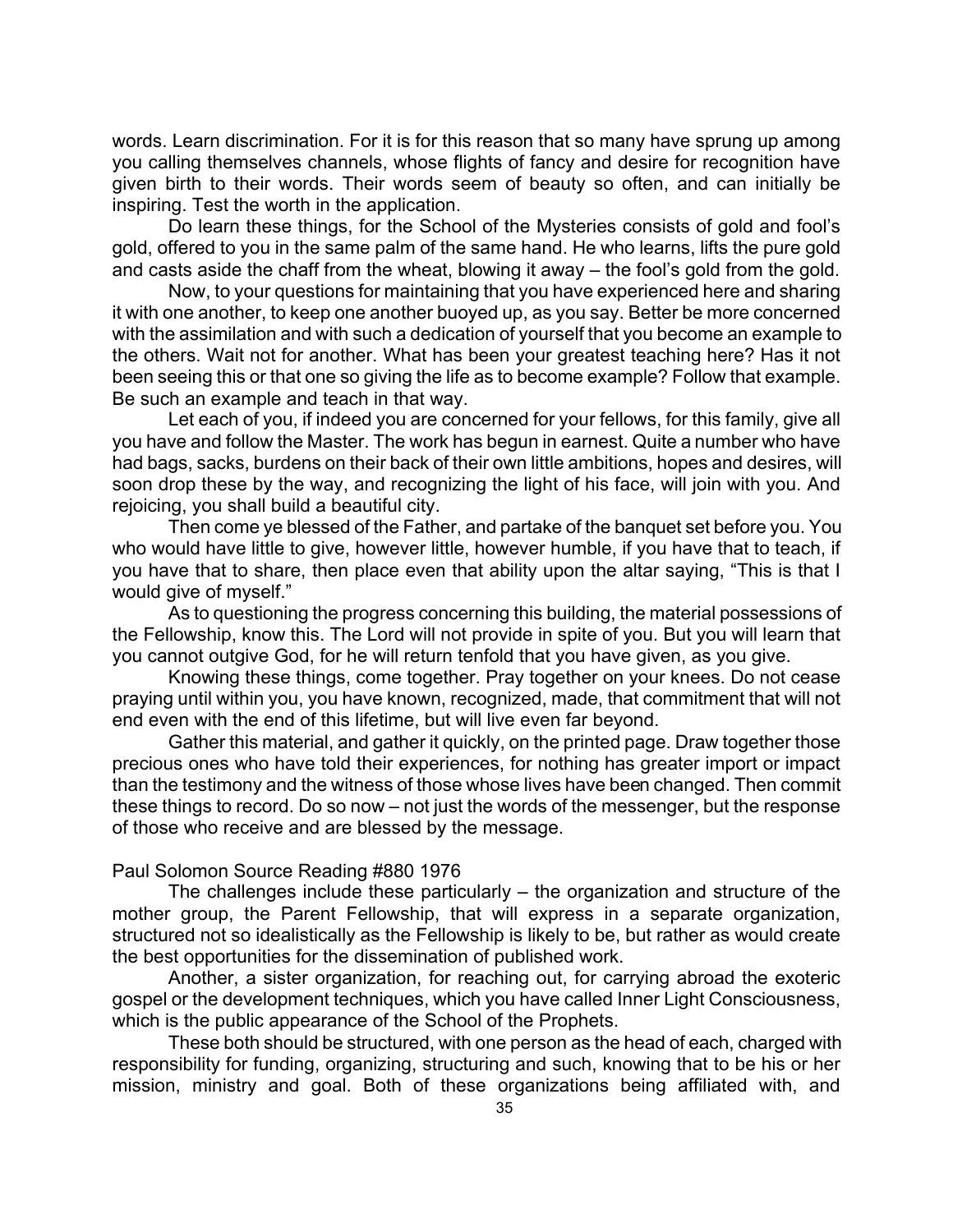words. Learn discrimination. For it is for this reason that so many have sprung up among you calling themselves channels, whose flights of fancy and desire for recognition have given birth to their words. Their words seem of beauty so often, and can initially be inspiring. Test the worth in the application.

Do learn these things, for the School of the Mysteries consists of gold and fool's gold, offered to you in the same palm of the same hand. He who learns, lifts the pure gold and casts aside the chaff from the wheat, blowing it away – the fool's gold from the gold.

Now, to your questions for maintaining that you have experienced here and sharing it with one another, to keep one another buoyed up, as you say. Better be more concerned with the assimilation and with such a dedication of yourself that you become an example to the others. Wait not for another. What has been your greatest teaching here? Has it not been seeing this or that one so giving the life as to become example? Follow that example. Be such an example and teach in that way.

Let each of you, if indeed you are concerned for your fellows, for this family, give all you have and follow the Master. The work has begun in earnest. Quite a number who have had bags, sacks, burdens on their back of their own little ambitions, hopes and desires, will soon drop these by the way, and recognizing the light of his face, will join with you. And rejoicing, you shall build a beautiful city.

Then come ye blessed of the Father, and partake of the banquet set before you. You who would have little to give, however little, however humble, if you have that to teach, if you have that to share, then place even that ability upon the altar saying, "This is that I would give of myself."

As to questioning the progress concerning this building, the material possessions of the Fellowship, know this. The Lord will not provide in spite of you. But you will learn that you cannot outgive God, for he will return tenfold that you have given, as you give.

Knowing these things, come together. Pray together on your knees. Do not cease praying until within you, you have known, recognized, made, that commitment that will not end even with the end of this lifetime, but will live even far beyond.

Gather this material, and gather it quickly, on the printed page. Draw together those precious ones who have told their experiences, for nothing has greater import or impact than the testimony and the witness of those whose lives have been changed. Then commit these things to record. Do so now – not just the words of the messenger, but the response of those who receive and are blessed by the message.

Paul Solomon Source Reading #880 1976

The challenges include these particularly – the organization and structure of the mother group, the Parent Fellowship, that will express in a separate organization, structured not so idealistically as the Fellowship is likely to be, but rather as would create the best opportunities for the dissemination of published work.

Another, a sister organization, for reaching out, for carrying abroad the exoteric gospel or the development techniques, which you have called Inner Light Consciousness, which is the public appearance of the School of the Prophets.

These both should be structured, with one person as the head of each, charged with responsibility for funding, organizing, structuring and such, knowing that to be his or her mission, ministry and goal. Both of these organizations being affiliated with, and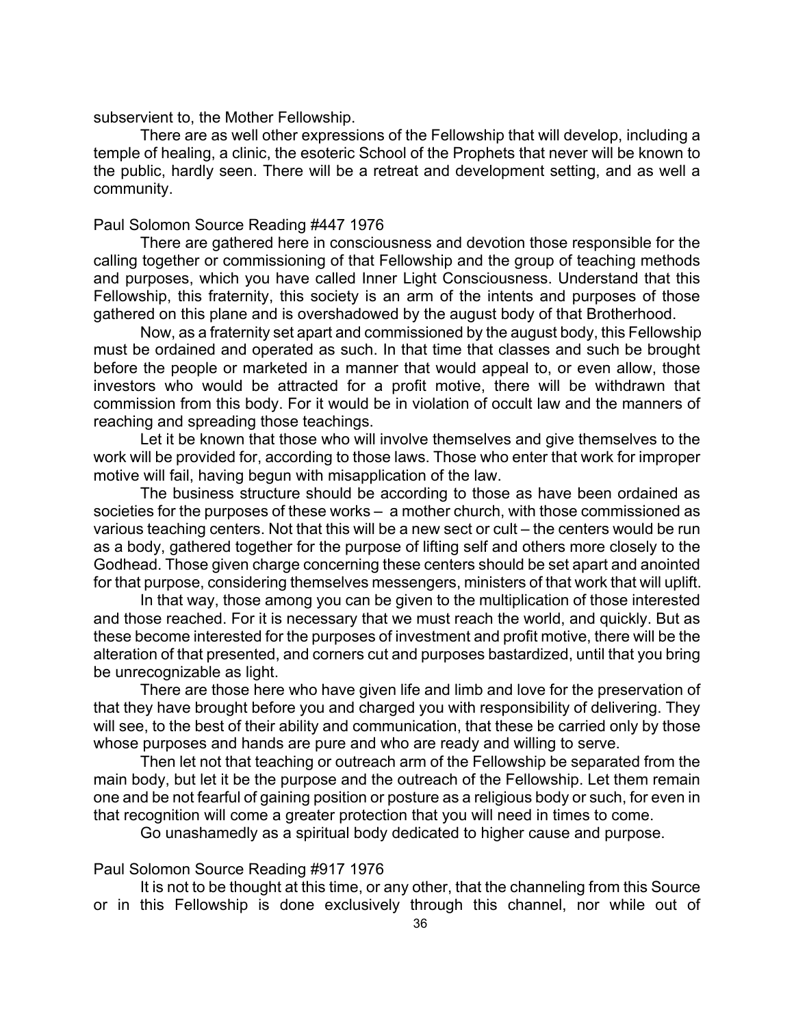subservient to, the Mother Fellowship.

There are as well other expressions of the Fellowship that will develop, including a temple of healing, a clinic, the esoteric School of the Prophets that never will be known to the public, hardly seen. There will be a retreat and development setting, and as well a community.

Paul Solomon Source Reading #447 1976

There are gathered here in consciousness and devotion those responsible for the calling together or commissioning of that Fellowship and the group of teaching methods and purposes, which you have called Inner Light Consciousness. Understand that this Fellowship, this fraternity, this society is an arm of the intents and purposes of those gathered on this plane and is overshadowed by the august body of that Brotherhood.

Now, as a fraternity set apart and commissioned by the august body, this Fellowship must be ordained and operated as such. In that time that classes and such be brought before the people or marketed in a manner that would appeal to, or even allow, those investors who would be attracted for a profit motive, there will be withdrawn that commission from this body. For it would be in violation of occult law and the manners of reaching and spreading those teachings.

Let it be known that those who will involve themselves and give themselves to the work will be provided for, according to those laws. Those who enter that work for improper motive will fail, having begun with misapplication of the law.

The business structure should be according to those as have been ordained as societies for the purposes of these works – a mother church, with those commissioned as various teaching centers. Not that this will be a new sect or cult – the centers would be run as a body, gathered together for the purpose of lifting self and others more closely to the Godhead. Those given charge concerning these centers should be set apart and anointed for that purpose, considering themselves messengers, ministers of that work that will uplift.

In that way, those among you can be given to the multiplication of those interested and those reached. For it is necessary that we must reach the world, and quickly. But as these become interested for the purposes of investment and profit motive, there will be the alteration of that presented, and corners cut and purposes bastardized, until that you bring be unrecognizable as light.

There are those here who have given life and limb and love for the preservation of that they have brought before you and charged you with responsibility of delivering. They will see, to the best of their ability and communication, that these be carried only by those whose purposes and hands are pure and who are ready and willing to serve.

Then let not that teaching or outreach arm of the Fellowship be separated from the main body, but let it be the purpose and the outreach of the Fellowship. Let them remain one and be not fearful of gaining position or posture as a religious body or such, for even in that recognition will come a greater protection that you will need in times to come.

Go unashamedly as a spiritual body dedicated to higher cause and purpose.

Paul Solomon Source Reading #917 1976

It is not to be thought at this time, or any other, that the channeling from this Source or in this Fellowship is done exclusively through this channel, nor while out of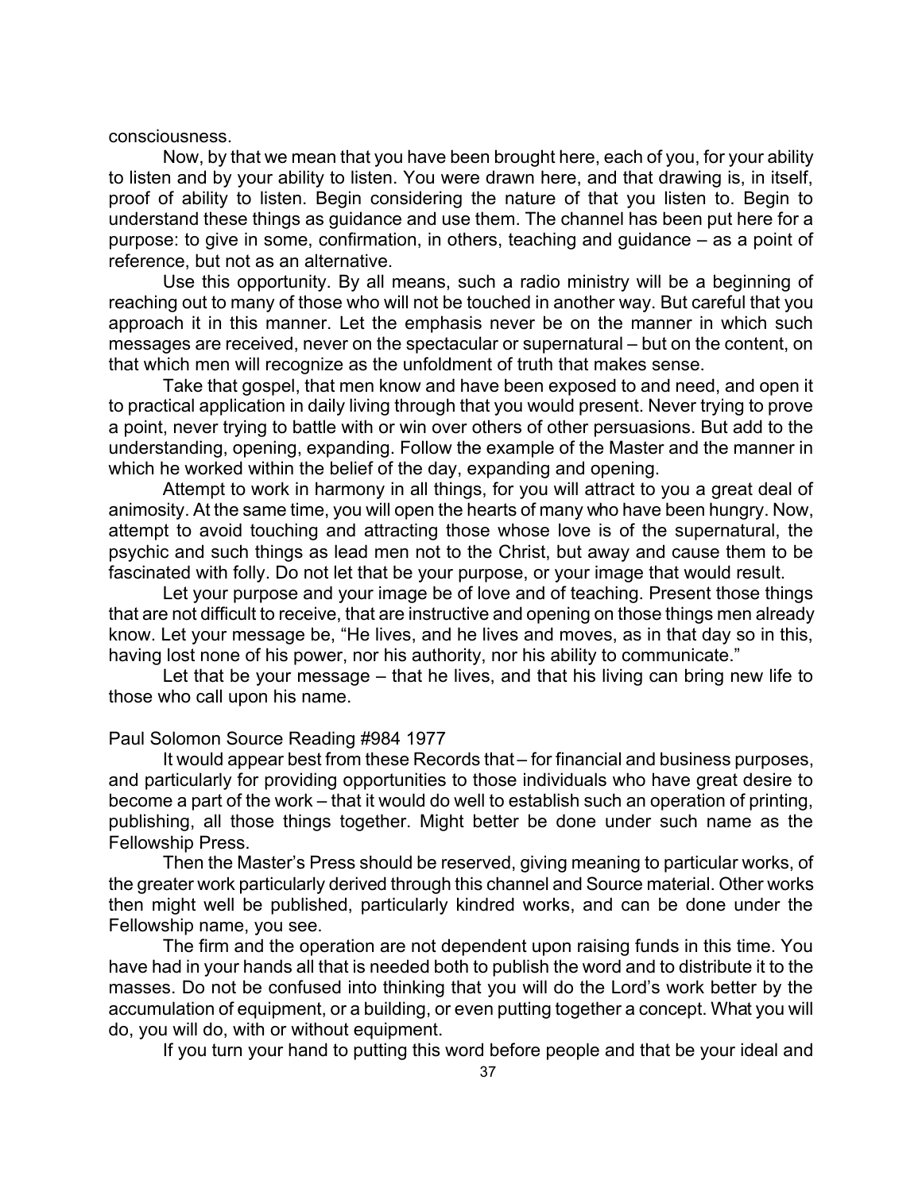consciousness.

Now, by that we mean that you have been brought here, each of you, for your ability to listen and by your ability to listen. You were drawn here, and that drawing is, in itself, proof of ability to listen. Begin considering the nature of that you listen to. Begin to understand these things as guidance and use them. The channel has been put here for a purpose: to give in some, confirmation, in others, teaching and guidance – as a point of reference, but not as an alternative.

Use this opportunity. By all means, such a radio ministry will be a beginning of reaching out to many of those who will not be touched in another way. But careful that you approach it in this manner. Let the emphasis never be on the manner in which such messages are received, never on the spectacular or supernatural – but on the content, on that which men will recognize as the unfoldment of truth that makes sense.

Take that gospel, that men know and have been exposed to and need, and open it to practical application in daily living through that you would present. Never trying to prove a point, never trying to battle with or win over others of other persuasions. But add to the understanding, opening, expanding. Follow the example of the Master and the manner in which he worked within the belief of the day, expanding and opening.

Attempt to work in harmony in all things, for you will attract to you a great deal of animosity. At the same time, you will open the hearts of many who have been hungry. Now, attempt to avoid touching and attracting those whose love is of the supernatural, the psychic and such things as lead men not to the Christ, but away and cause them to be fascinated with folly. Do not let that be your purpose, or your image that would result.

Let your purpose and your image be of love and of teaching. Present those things that are not difficult to receive, that are instructive and opening on those things men already know. Let your message be, "He lives, and he lives and moves, as in that day so in this, having lost none of his power, nor his authority, nor his ability to communicate."

Let that be your message – that he lives, and that his living can bring new life to those who call upon his name.

Paul Solomon Source Reading #984 1977

It would appear best from these Records that – for financial and business purposes, and particularly for providing opportunities to those individuals who have great desire to become a part of the work – that it would do well to establish such an operation of printing, publishing, all those things together. Might better be done under such name as the Fellowship Press.

Then the Master's Press should be reserved, giving meaning to particular works, of the greater work particularly derived through this channel and Source material. Other works then might well be published, particularly kindred works, and can be done under the Fellowship name, you see.

The firm and the operation are not dependent upon raising funds in this time. You have had in your hands all that is needed both to publish the word and to distribute it to the masses. Do not be confused into thinking that you will do the Lord's work better by the accumulation of equipment, or a building, or even putting together a concept. What you will do, you will do, with or without equipment.

If you turn your hand to putting this word before people and that be your ideal and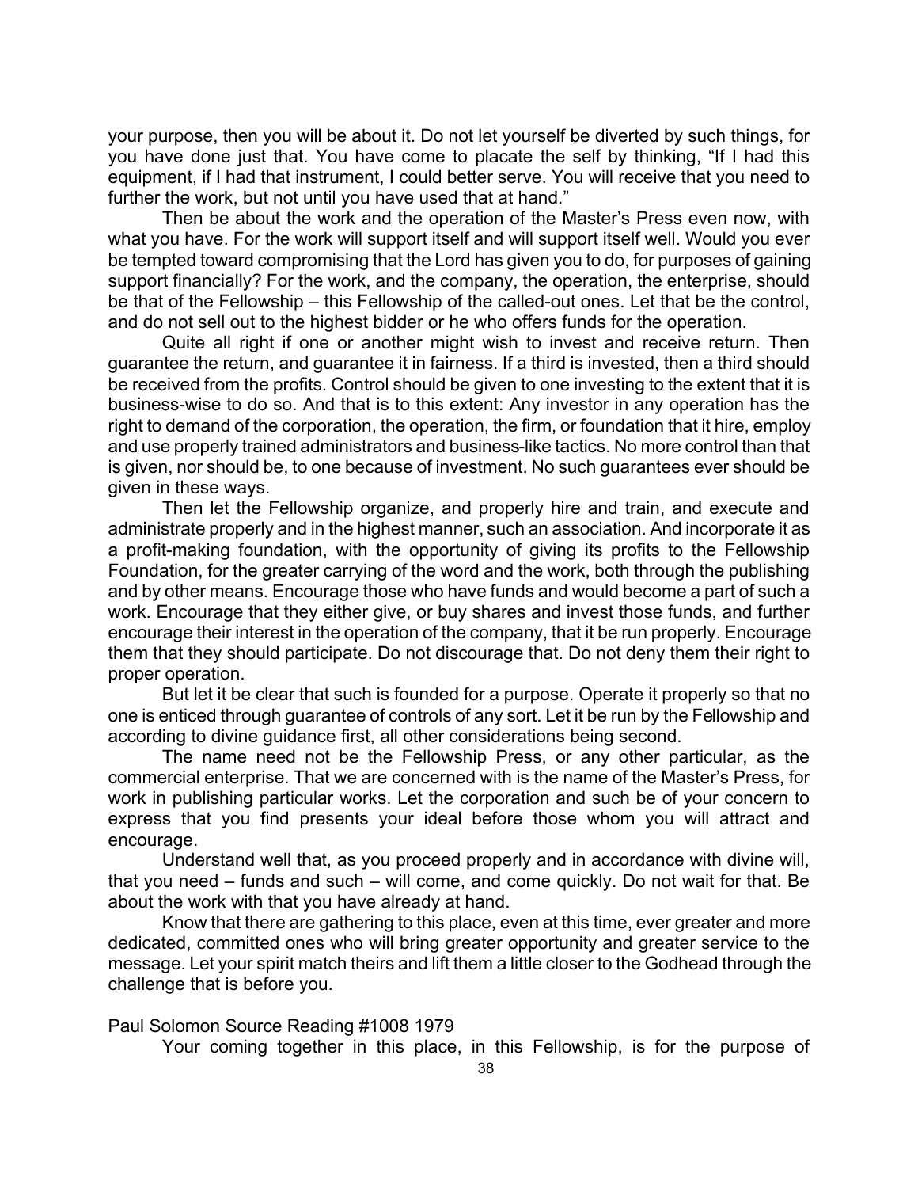your purpose, then you will be about it. Do not let yourself be diverted by such things, for you have done just that. You have come to placate the self by thinking, "If I had this equipment, if I had that instrument, I could better serve. You will receive that you need to further the work, but not until you have used that at hand."

Then be about the work and the operation of the Master's Press even now, with what you have. For the work will support itself and will support itself well. Would you ever be tempted toward compromising that the Lord has given you to do, for purposes of gaining support financially? For the work, and the company, the operation, the enterprise, should be that of the Fellowship – this Fellowship of the called-out ones. Let that be the control, and do not sell out to the highest bidder or he who offers funds for the operation.

Quite all right if one or another might wish to invest and receive return. Then guarantee the return, and guarantee it in fairness. If a third is invested, then a third should be received from the profits. Control should be given to one investing to the extent that it is business-wise to do so. And that is to this extent: Any investor in any operation has the right to demand of the corporation, the operation, the firm, or foundation that it hire, employ and use properly trained administrators and business-like tactics. No more control than that is given, nor should be, to one because of investment. No such guarantees ever should be given in these ways.

Then let the Fellowship organize, and properly hire and train, and execute and administrate properly and in the highest manner, such an association. And incorporate it as a profit-making foundation, with the opportunity of giving its profits to the Fellowship Foundation, for the greater carrying of the word and the work, both through the publishing and by other means. Encourage those who have funds and would become a part of such a work. Encourage that they either give, or buy shares and invest those funds, and further encourage their interest in the operation of the company, that it be run properly. Encourage them that they should participate. Do not discourage that. Do not deny them their right to proper operation.

But let it be clear that such is founded for a purpose. Operate it properly so that no one is enticed through guarantee of controls of any sort. Let it be run by the Fellowship and according to divine guidance first, all other considerations being second.

The name need not be the Fellowship Press, or any other particular, as the commercial enterprise. That we are concerned with is the name of the Master's Press, for work in publishing particular works. Let the corporation and such be of your concern to express that you find presents your ideal before those whom you will attract and encourage.

Understand well that, as you proceed properly and in accordance with divine will, that you need – funds and such – will come, and come quickly. Do not wait for that. Be about the work with that you have already at hand.

Know that there are gathering to this place, even at this time, ever greater and more dedicated, committed ones who will bring greater opportunity and greater service to the message. Let your spirit match theirs and lift them a little closer to the Godhead through the challenge that is before you.

Paul Solomon Source Reading #1008 1979

Your coming together in this place, in this Fellowship, is for the purpose of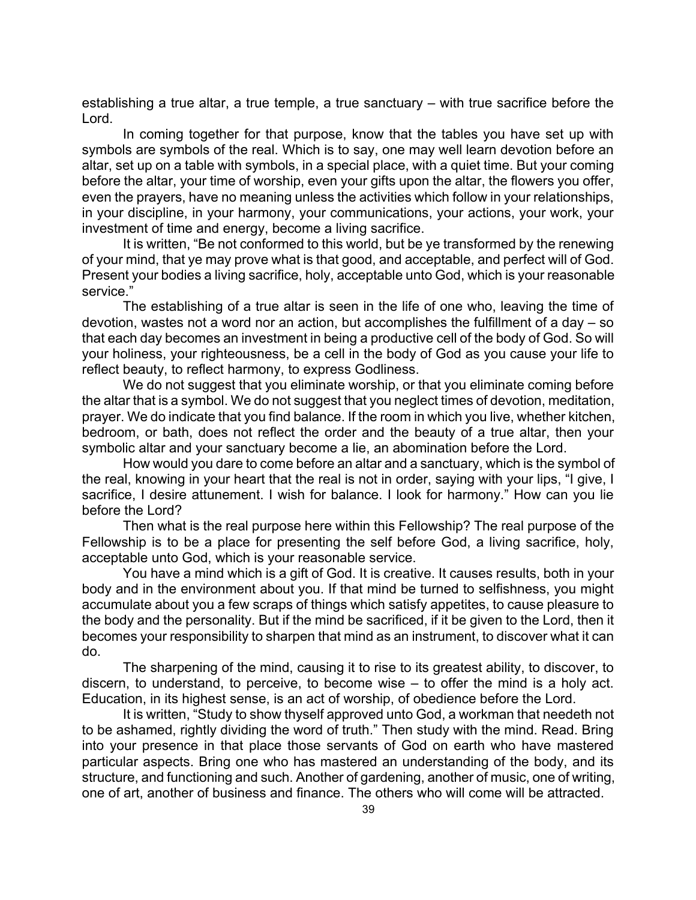establishing a true altar, a true temple, a true sanctuary – with true sacrifice before the Lord.

In coming together for that purpose, know that the tables you have set up with symbols are symbols of the real. Which is to say, one may well learn devotion before an altar, set up on a table with symbols, in a special place, with a quiet time. But your coming before the altar, your time of worship, even your gifts upon the altar, the flowers you offer, even the prayers, have no meaning unless the activities which follow in your relationships, in your discipline, in your harmony, your communications, your actions, your work, your investment of time and energy, become a living sacrifice.

It is written, "Be not conformed to this world, but be ye transformed by the renewing of your mind, that ye may prove what is that good, and acceptable, and perfect will of God. Present your bodies a living sacrifice, holy, acceptable unto God, which is your reasonable service."

The establishing of a true altar is seen in the life of one who, leaving the time of devotion, wastes not a word nor an action, but accomplishes the fulfillment of a day – so that each day becomes an investment in being a productive cell of the body of God. So will your holiness, your righteousness, be a cell in the body of God as you cause your life to reflect beauty, to reflect harmony, to express Godliness.

We do not suggest that you eliminate worship, or that you eliminate coming before the altar that is a symbol. We do not suggest that you neglect times of devotion, meditation, prayer. We do indicate that you find balance. If the room in which you live, whether kitchen, bedroom, or bath, does not reflect the order and the beauty of a true altar, then your symbolic altar and your sanctuary become a lie, an abomination before the Lord.

How would you dare to come before an altar and a sanctuary, which is the symbol of the real, knowing in your heart that the real is not in order, saying with your lips, "I give, I sacrifice, I desire attunement. I wish for balance. I look for harmony." How can you lie before the Lord?

Then what is the real purpose here within this Fellowship? The real purpose of the Fellowship is to be a place for presenting the self before God, a living sacrifice, holy, acceptable unto God, which is your reasonable service.

You have a mind which is a gift of God. It is creative. It causes results, both in your body and in the environment about you. If that mind be turned to selfishness, you might accumulate about you a few scraps of things which satisfy appetites, to cause pleasure to the body and the personality. But if the mind be sacrificed, if it be given to the Lord, then it becomes your responsibility to sharpen that mind as an instrument, to discover what it can do.

The sharpening of the mind, causing it to rise to its greatest ability, to discover, to discern, to understand, to perceive, to become wise – to offer the mind is a holy act. Education, in its highest sense, is an act of worship, of obedience before the Lord.

It is written, "Study to show thyself approved unto God, a workman that needeth not to be ashamed, rightly dividing the word of truth." Then study with the mind. Read. Bring into your presence in that place those servants of God on earth who have mastered particular aspects. Bring one who has mastered an understanding of the body, and its structure, and functioning and such. Another of gardening, another of music, one of writing, one of art, another of business and finance. The others who will come will be attracted.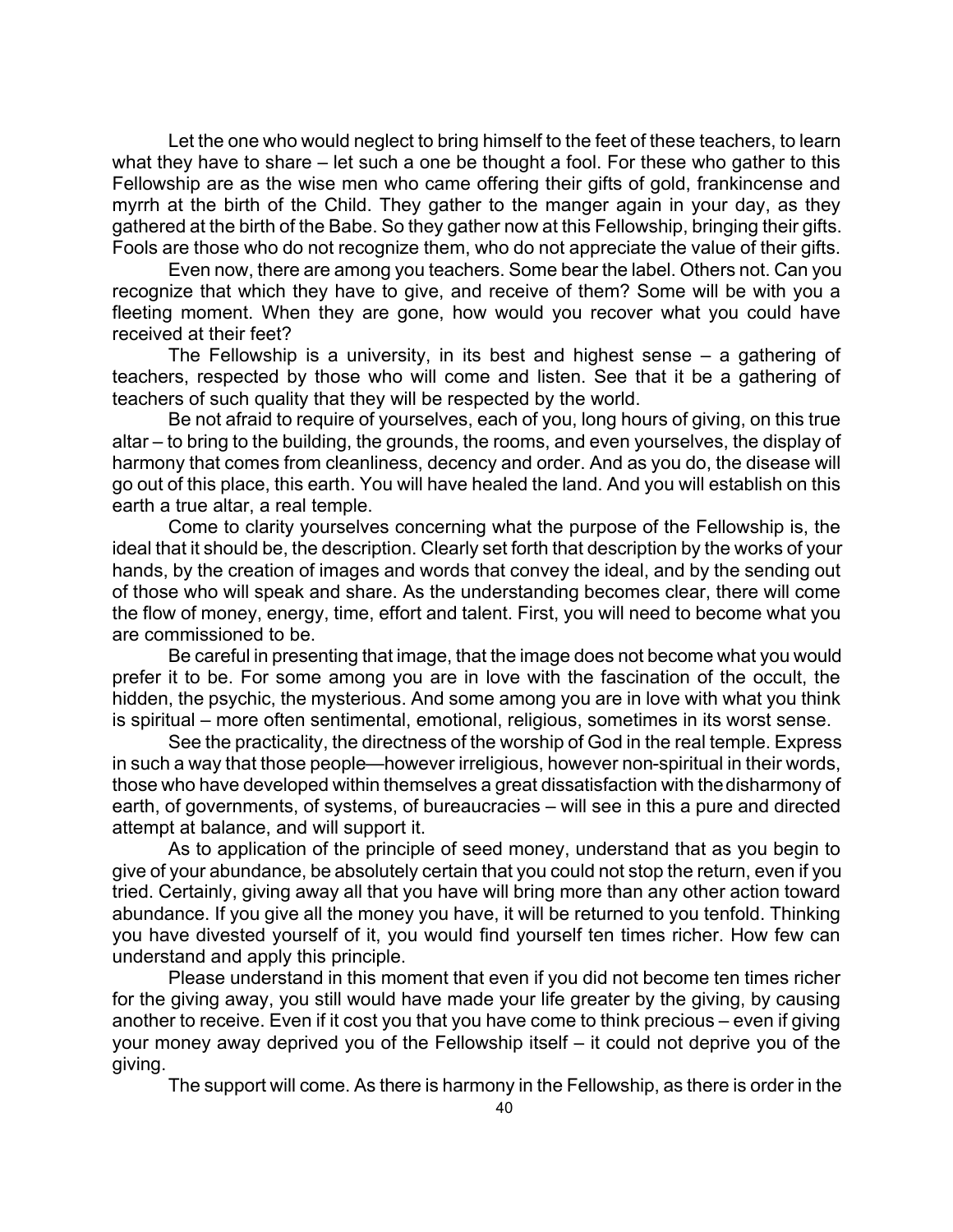Let the one who would neglect to bring himself to the feet of these teachers, to learn what they have to share – let such a one be thought a fool. For these who gather to this Fellowship are as the wise men who came offering their gifts of gold, frankincense and myrrh at the birth of the Child. They gather to the manger again in your day, as they gathered at the birth of the Babe. So they gather now at this Fellowship, bringing their gifts. Fools are those who do not recognize them, who do not appreciate the value of their gifts.

Even now, there are among you teachers. Some bear the label. Others not. Can you recognize that which they have to give, and receive of them? Some will be with you a fleeting moment. When they are gone, how would you recover what you could have received at their feet?

The Fellowship is a university, in its best and highest sense – a gathering of teachers, respected by those who will come and listen. See that it be a gathering of teachers of such quality that they will be respected by the world.

Be not afraid to require of yourselves, each of you, long hours of giving, on this true altar – to bring to the building, the grounds, the rooms, and even yourselves, the display of harmony that comes from cleanliness, decency and order. And as you do, the disease will go out of this place, this earth. You will have healed the land. And you will establish on this earth a true altar, a real temple.

Come to clarity yourselves concerning what the purpose of the Fellowship is, the ideal that it should be, the description. Clearly set forth that description by the works of your hands, by the creation of images and words that convey the ideal, and by the sending out of those who will speak and share. As the understanding becomes clear, there will come the flow of money, energy, time, effort and talent. First, you will need to become what you are commissioned to be.

Be careful in presenting that image, that the image does not become what you would prefer it to be. For some among you are in love with the fascination of the occult, the hidden, the psychic, the mysterious. And some among you are in love with what you think is spiritual – more often sentimental, emotional, religious, sometimes in its worst sense.

See the practicality, the directness of the worship of God in the real temple. Express in such a way that those people—however irreligious, however non-spiritual in their words, those who have developed within themselves a great dissatisfaction with the disharmony of earth, of governments, of systems, of bureaucracies – will see in this a pure and directed attempt at balance, and will support it.

As to application of the principle of seed money, understand that as you begin to give of your abundance, be absolutely certain that you could not stop the return, even if you tried. Certainly, giving away all that you have will bring more than any other action toward abundance. If you give all the money you have, it will be returned to you tenfold. Thinking you have divested yourself of it, you would find yourself ten times richer. How few can understand and apply this principle.

Please understand in this moment that even if you did not become ten times richer for the giving away, you still would have made your life greater by the giving, by causing another to receive. Even if it cost you that you have come to think precious – even if giving your money away deprived you of the Fellowship itself – it could not deprive you of the giving.

The support will come. As there is harmony in the Fellowship, as there is order in the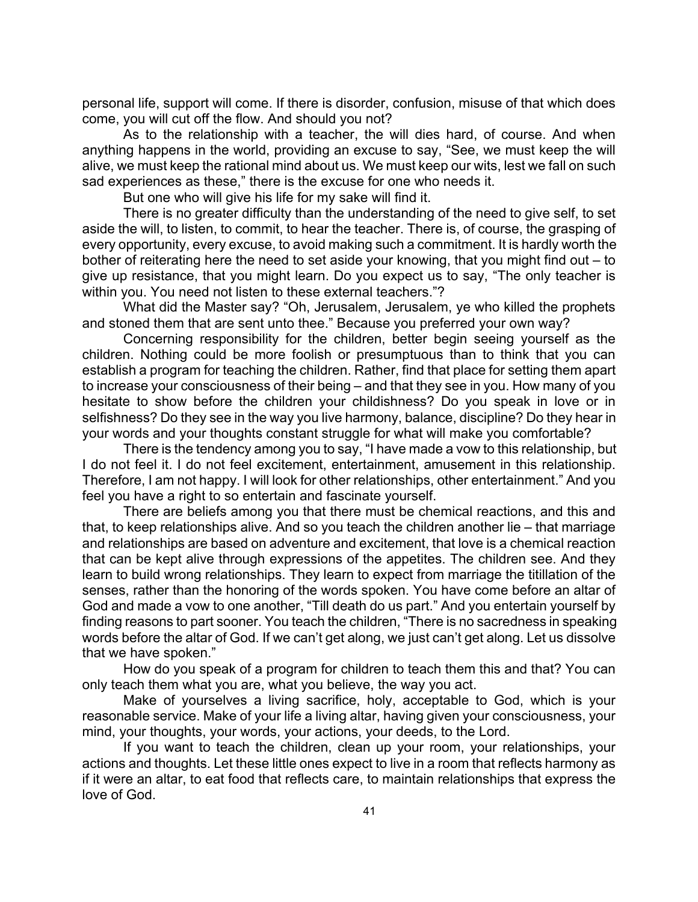personal life, support will come. If there is disorder, confusion, misuse of that which does come, you will cut off the flow. And should you not?

As to the relationship with a teacher, the will dies hard, of course. And when anything happens in the world, providing an excuse to say, "See, we must keep the will alive, we must keep the rational mind about us. We must keep our wits, lest we fall on such sad experiences as these," there is the excuse for one who needs it.

But one who will give his life for my sake will find it.

There is no greater difficulty than the understanding of the need to give self, to set aside the will, to listen, to commit, to hear the teacher. There is, of course, the grasping of every opportunity, every excuse, to avoid making such a commitment. It is hardly worth the bother of reiterating here the need to set aside your knowing, that you might find out – to give up resistance, that you might learn. Do you expect us to say, "The only teacher is within you. You need not listen to these external teachers."?

What did the Master say? "Oh, Jerusalem, Jerusalem, ye who killed the prophets and stoned them that are sent unto thee." Because you preferred your own way?

Concerning responsibility for the children, better begin seeing yourself as the children. Nothing could be more foolish or presumptuous than to think that you can establish a program for teaching the children. Rather, find that place for setting them apart to increase your consciousness of their being – and that they see in you. How many of you hesitate to show before the children your childishness? Do you speak in love or in selfishness? Do they see in the way you live harmony, balance, discipline? Do they hear in your words and your thoughts constant struggle for what will make you comfortable?

There is the tendency among you to say, "I have made a vow to this relationship, but I do not feel it. I do not feel excitement, entertainment, amusement in this relationship. Therefore, I am not happy. I will look for other relationships, other entertainment." And you feel you have a right to so entertain and fascinate yourself.

There are beliefs among you that there must be chemical reactions, and this and that, to keep relationships alive. And so you teach the children another lie – that marriage and relationships are based on adventure and excitement, that love is a chemical reaction that can be kept alive through expressions of the appetites. The children see. And they learn to build wrong relationships. They learn to expect from marriage the titillation of the senses, rather than the honoring of the words spoken. You have come before an altar of God and made a vow to one another, "Till death do us part." And you entertain yourself by finding reasons to part sooner. You teach the children, "There is no sacredness in speaking words before the altar of God. If we can't get along, we just can't get along. Let us dissolve that we have spoken."

How do you speak of a program for children to teach them this and that? You can only teach them what you are, what you believe, the way you act.

Make of yourselves a living sacrifice, holy, acceptable to God, which is your reasonable service. Make of your life a living altar, having given your consciousness, your mind, your thoughts, your words, your actions, your deeds, to the Lord.

If you want to teach the children, clean up your room, your relationships, your actions and thoughts. Let these little ones expect to live in a room that reflects harmony as if it were an altar, to eat food that reflects care, to maintain relationships that express the love of God.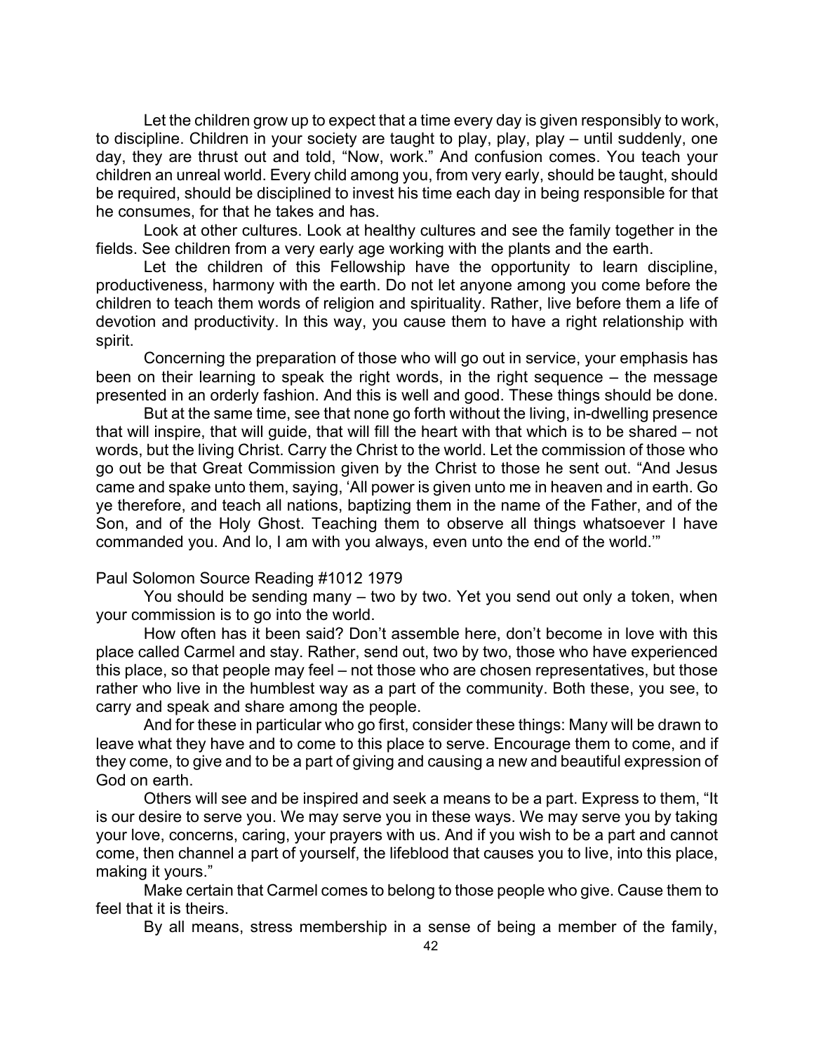Let the children grow up to expect that a time every day is given responsibly to work, to discipline. Children in your society are taught to play, play, play – until suddenly, one day, they are thrust out and told, "Now, work." And confusion comes. You teach your children an unreal world. Every child among you, from very early, should be taught, should be required, should be disciplined to invest his time each day in being responsible for that he consumes, for that he takes and has.

Look at other cultures. Look at healthy cultures and see the family together in the fields. See children from a very early age working with the plants and the earth.

Let the children of this Fellowship have the opportunity to learn discipline, productiveness, harmony with the earth. Do not let anyone among you come before the children to teach them words of religion and spirituality. Rather, live before them a life of devotion and productivity. In this way, you cause them to have a right relationship with spirit.

Concerning the preparation of those who will go out in service, your emphasis has been on their learning to speak the right words, in the right sequence – the message presented in an orderly fashion. And this is well and good. These things should be done.

But at the same time, see that none go forth without the living, in-dwelling presence that will inspire, that will guide, that will fill the heart with that which is to be shared – not words, but the living Christ. Carry the Christ to the world. Let the commission of those who go out be that Great Commission given by the Christ to those he sent out. "And Jesus came and spake unto them, saying, 'All power is given unto me in heaven and in earth. Go ye therefore, and teach all nations, baptizing them in the name of the Father, and of the Son, and of the Holy Ghost. Teaching them to observe all things whatsoever I have commanded you. And lo, I am with you always, even unto the end of the world.'"

Paul Solomon Source Reading #1012 1979

You should be sending many – two by two. Yet you send out only a token, when your commission is to go into the world.

How often has it been said? Don't assemble here, don't become in love with this place called Carmel and stay. Rather, send out, two by two, those who have experienced this place, so that people may feel – not those who are chosen representatives, but those rather who live in the humblest way as a part of the community. Both these, you see, to carry and speak and share among the people.

And for these in particular who go first, consider these things: Many will be drawn to leave what they have and to come to this place to serve. Encourage them to come, and if they come, to give and to be a part of giving and causing a new and beautiful expression of God on earth.

Others will see and be inspired and seek a means to be a part. Express to them, "It is our desire to serve you. We may serve you in these ways. We may serve you by taking your love, concerns, caring, your prayers with us. And if you wish to be a part and cannot come, then channel a part of yourself, the lifeblood that causes you to live, into this place, making it yours."

Make certain that Carmel comes to belong to those people who give. Cause them to feel that it is theirs.

By all means, stress membership in a sense of being a member of the family,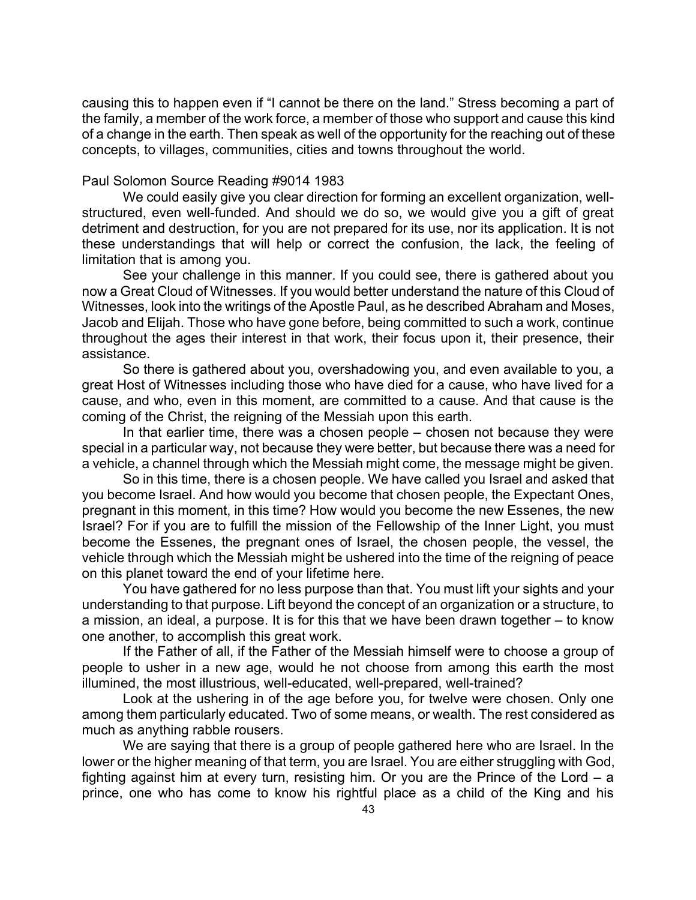causing this to happen even if "I cannot be there on the land." Stress becoming a part of the family, a member of the work force, a member of those who support and cause this kind of a change in the earth. Then speak as well of the opportunity for the reaching out of these concepts, to villages, communities, cities and towns throughout the world.

Paul Solomon Source Reading #9014 1983

We could easily give you clear direction for forming an excellent organization, well-structured, even well-funded. And should we do so, we would give you a gift of great detriment and destruction, for you are not prepared for its use, nor its application. It is not these understandings that will help or correct the confusion, the lack, the feeling of limitation that is among you.

See your challenge in this manner. If you could see, there is gathered about you now a Great Cloud of Witnesses. If you would better understand the nature of this Cloud of Witnesses, look into the writings of the Apostle Paul, as he described Abraham and Moses, Jacob and Elijah. Those who have gone before, being committed to such a work, continue throughout the ages their interest in that work, their focus upon it, their presence, their assistance.

So there is gathered about you, overshadowing you, and even available to you, a great Host of Witnesses including those who have died for a cause, who have lived for a cause, and who, even in this moment, are committed to a cause. And that cause is the coming of the Christ, the reigning of the Messiah upon this earth.

In that earlier time, there was a chosen people – chosen not because they were special in a particular way, not because they were better, but because there was a need for a vehicle, a channel through which the Messiah might come, the message might be given.

So in this time, there is a chosen people. We have called you Israel and asked that you become Israel. And how would you become that chosen people, the Expectant Ones, pregnant in this moment, in this time? How would you become the new Essenes, the new Israel? For if you are to fulfill the mission of the Fellowship of the Inner Light, you must become the Essenes, the pregnant ones of Israel, the chosen people, the vessel, the vehicle through which the Messiah might be ushered into the time of the reigning of peace on this planet toward the end of your lifetime here.

You have gathered for no less purpose than that. You must lift your sights and your understanding to that purpose. Lift beyond the concept of an organization or a structure, to a mission, an ideal, a purpose. It is for this that we have been drawn together – to know one another, to accomplish this great work.

If the Father of all, if the Father of the Messiah himself were to choose a group of people to usher in a new age, would he not choose from among this earth the most illumined, the most illustrious, well-educated, well-prepared, well-trained?

Look at the ushering in of the age before you, for twelve were chosen. Only one among them particularly educated. Two of some means, or wealth. The rest considered as much as anything rabble rousers.

We are saying that there is a group of people gathered here who are Israel. In the lower or the higher meaning of that term, you are Israel. You are either struggling with God, fighting against him at every turn, resisting him. Or you are the Prince of the Lord – a prince, one who has come to know his rightful place as a child of the King and his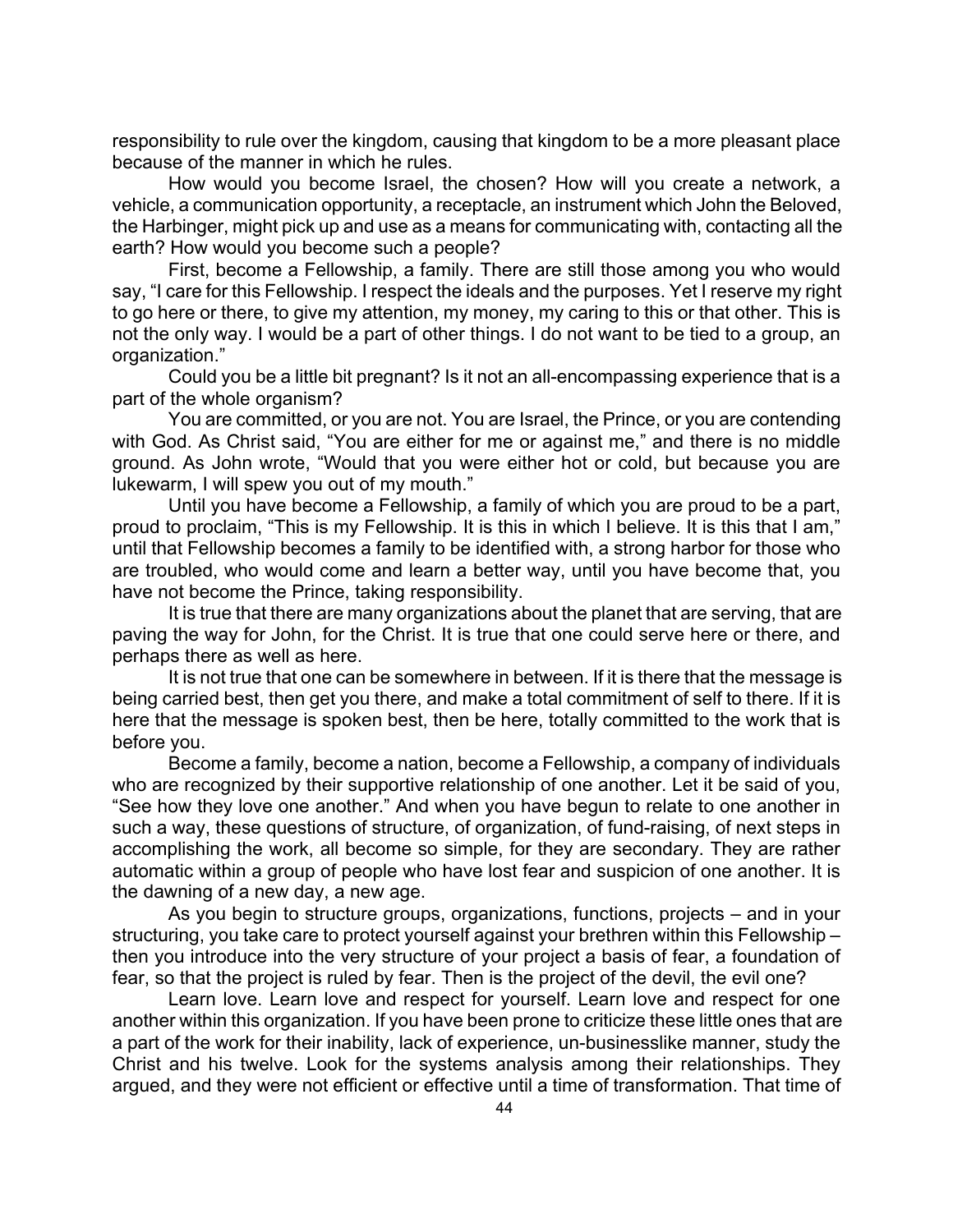responsibility to rule over the kingdom, causing that kingdom to be a more pleasant place because of the manner in which he rules.

How would you become Israel, the chosen? How will you create a network, a vehicle, a communication opportunity, a receptacle, an instrument which John the Beloved, the Harbinger, might pick up and use as a means for communicating with, contacting all the earth? How would you become such a people?

First, become a Fellowship, a family. There are still those among you who would say, "I care for this Fellowship. I respect the ideals and the purposes. Yet I reserve my right to go here or there, to give my attention, my money, my caring to this or that other. This is not the only way. I would be a part of other things. I do not want to be tied to a group, an organization."

Could you be a little bit pregnant? Is it not an all-encompassing experience that is a part of the whole organism?

You are committed, or you are not. You are Israel, the Prince, or you are contending with God. As Christ said, "You are either for me or against me," and there is no middle ground. As John wrote, "Would that you were either hot or cold, but because you are lukewarm, I will spew you out of my mouth."

Until you have become a Fellowship, a family of which you are proud to be a part, proud to proclaim, "This is my Fellowship. It is this in which I believe. It is this that I am," until that Fellowship becomes a family to be identified with, a strong harbor for those who are troubled, who would come and learn a better way, until you have become that, you have not become the Prince, taking responsibility.

It is true that there are many organizations about the planet that are serving, that are paving the way for John, for the Christ. It is true that one could serve here or there, and perhaps there as well as here.

It is not true that one can be somewhere in between. If it is there that the message is being carried best, then get you there, and make a total commitment of self to there. If it is here that the message is spoken best, then be here, totally committed to the work that is before you.

Become a family, become a nation, become a Fellowship, a company of individuals who are recognized by their supportive relationship of one another. Let it be said of you, "See how they love one another." And when you have begun to relate to one another in such a way, these questions of structure, of organization, of fund-raising, of next steps in accomplishing the work, all become so simple, for they are secondary. They are rather automatic within a group of people who have lost fear and suspicion of one another. It is the dawning of a new day, a new age.

As you begin to structure groups, organizations, functions, projects – and in your structuring, you take care to protect yourself against your brethren within this Fellowship – then you introduce into the very structure of your project a basis of fear, a foundation of fear, so that the project is ruled by fear. Then is the project of the devil, the evil one?

Learn love. Learn love and respect for yourself. Learn love and respect for one another within this organization. If you have been prone to criticize these little ones that are a part of the work for their inability, lack of experience, un-businesslike manner, study the Christ and his twelve. Look for the systems analysis among their relationships. They argued, and they were not efficient or effective until a time of transformation. That time of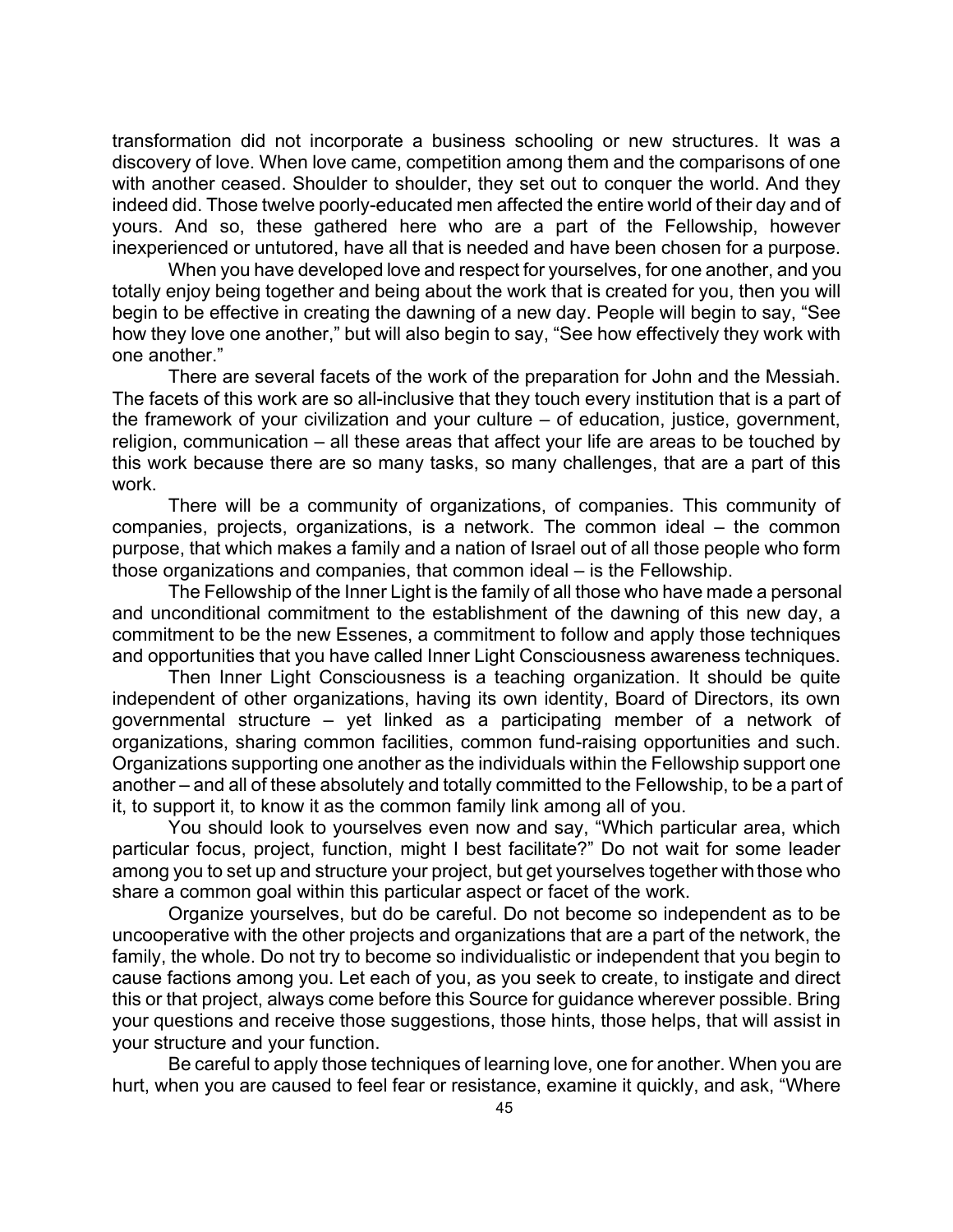transformation did not incorporate a business schooling or new structures. It was a discovery of love. When love came, competition among them and the comparisons of one with another ceased. Shoulder to shoulder, they set out to conquer the world. And they indeed did. Those twelve poorly-educated men affected the entire world of their day and of yours. And so, these gathered here who are a part of the Fellowship, however inexperienced or untutored, have all that is needed and have been chosen for a purpose.

When you have developed love and respect for yourselves, for one another, and you totally enjoy being together and being about the work that is created for you, then you will begin to be effective in creating the dawning of a new day. People will begin to say, "See how they love one another," but will also begin to say, "See how effectively they work with one another."

There are several facets of the work of the preparation for John and the Messiah. The facets of this work are so all-inclusive that they touch every institution that is a part of the framework of your civilization and your culture – of education, justice, government, religion, communication – all these areas that affect your life are areas to be touched by this work because there are so many tasks, so many challenges, that are a part of this work.

There will be a community of organizations, of companies. This community of companies, projects, organizations, is a network. The common ideal – the common purpose, that which makes a family and a nation of Israel out of all those people who form those organizations and companies, that common ideal – is the Fellowship.

The Fellowship of the Inner Light is the family of all those who have made a personal and unconditional commitment to the establishment of the dawning of this new day, a commitment to be the new Essenes, a commitment to follow and apply those techniques and opportunities that you have called Inner Light Consciousness awareness techniques.

Then Inner Light Consciousness is a teaching organization. It should be quite independent of other organizations, having its own identity, Board of Directors, its own governmental structure – yet linked as a participating member of a network of organizations, sharing common facilities, common fund-raising opportunities and such. Organizations supporting one another as the individuals within the Fellowship support one another – and all of these absolutely and totally committed to the Fellowship, to be a part of it, to support it, to know it as the common family link among all of you.

You should look to yourselves even now and say, "Which particular area, which particular focus, project, function, might I best facilitate?" Do not wait for some leader among you to set up and structure your project, but get yourselves together with those who share a common goal within this particular aspect or facet of the work.

Organize yourselves, but do be careful. Do not become so independent as to be uncooperative with the other projects and organizations that are a part of the network, the family, the whole. Do not try to become so individualistic or independent that you begin to cause factions among you. Let each of you, as you seek to create, to instigate and direct this or that project, always come before this Source for guidance wherever possible. Bring your questions and receive those suggestions, those hints, those helps, that will assist in your structure and your function.

Be careful to apply those techniques of learning love, one for another. When you are hurt, when you are caused to feel fear or resistance, examine it quickly, and ask, "Where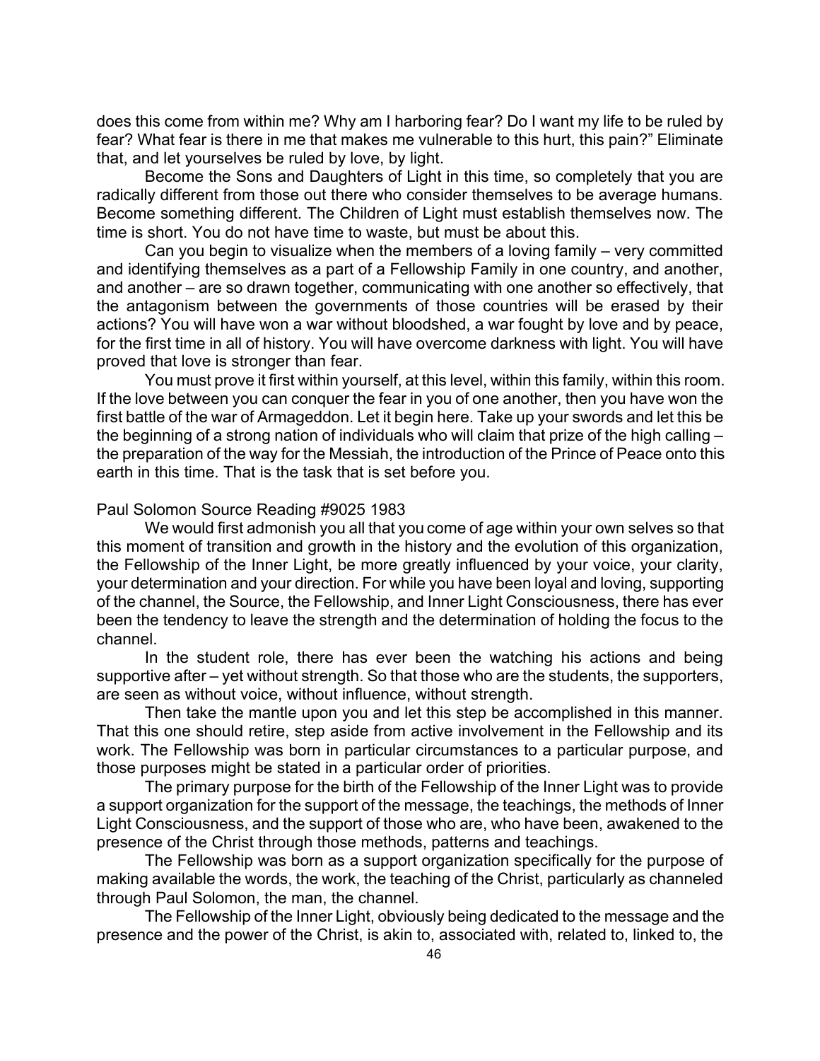does this come from within me? Why am I harboring fear? Do I want my life to be ruled by fear? What fear is there in me that makes me vulnerable to this hurt, this pain?" Eliminate that, and let yourselves be ruled by love, by light.

Become the Sons and Daughters of Light in this time, so completely that you are radically different from those out there who consider themselves to be average humans. Become something different. The Children of Light must establish themselves now. The time is short. You do not have time to waste, but must be about this.

Can you begin to visualize when the members of a loving family – very committed and identifying themselves as a part of a Fellowship Family in one country, and another, and another – are so drawn together, communicating with one another so effectively, that the antagonism between the governments of those countries will be erased by their actions? You will have won a war without bloodshed, a war fought by love and by peace, for the first time in all of history. You will have overcome darkness with light. You will have proved that love is stronger than fear.

You must prove it first within yourself, at this level, within this family, within this room. If the love between you can conquer the fear in you of one another, then you have won the first battle of the war of Armageddon. Let it begin here. Take up your swords and let this be the beginning of a strong nation of individuals who will claim that prize of the high calling – the preparation of the way for the Messiah, the introduction of the Prince of Peace onto this earth in this time. That is the task that is set before you.

Paul Solomon Source Reading #9025 1983

We would first admonish you all that you come of age within your own selves so that this moment of transition and growth in the history and the evolution of this organization, the Fellowship of the Inner Light, be more greatly influenced by your voice, your clarity, your determination and your direction. For while you have been loyal and loving, supporting of the channel, the Source, the Fellowship, and Inner Light Consciousness, there has ever been the tendency to leave the strength and the determination of holding the focus to the channel.

In the student role, there has ever been the watching his actions and being supportive after – yet without strength. So that those who are the students, the supporters, are seen as without voice, without influence, without strength.

Then take the mantle upon you and let this step be accomplished in this manner. That this one should retire, step aside from active involvement in the Fellowship and its work. The Fellowship was born in particular circumstances to a particular purpose, and those purposes might be stated in a particular order of priorities.

The primary purpose for the birth of the Fellowship of the Inner Light was to provide a support organization for the support of the message, the teachings, the methods of Inner Light Consciousness, and the support of those who are, who have been, awakened to the presence of the Christ through those methods, patterns and teachings.

The Fellowship was born as a support organization specifically for the purpose of making available the words, the work, the teaching of the Christ, particularly as channeled through Paul Solomon, the man, the channel.

The Fellowship of the Inner Light, obviously being dedicated to the message and the presence and the power of the Christ, is akin to, associated with, related to, linked to, the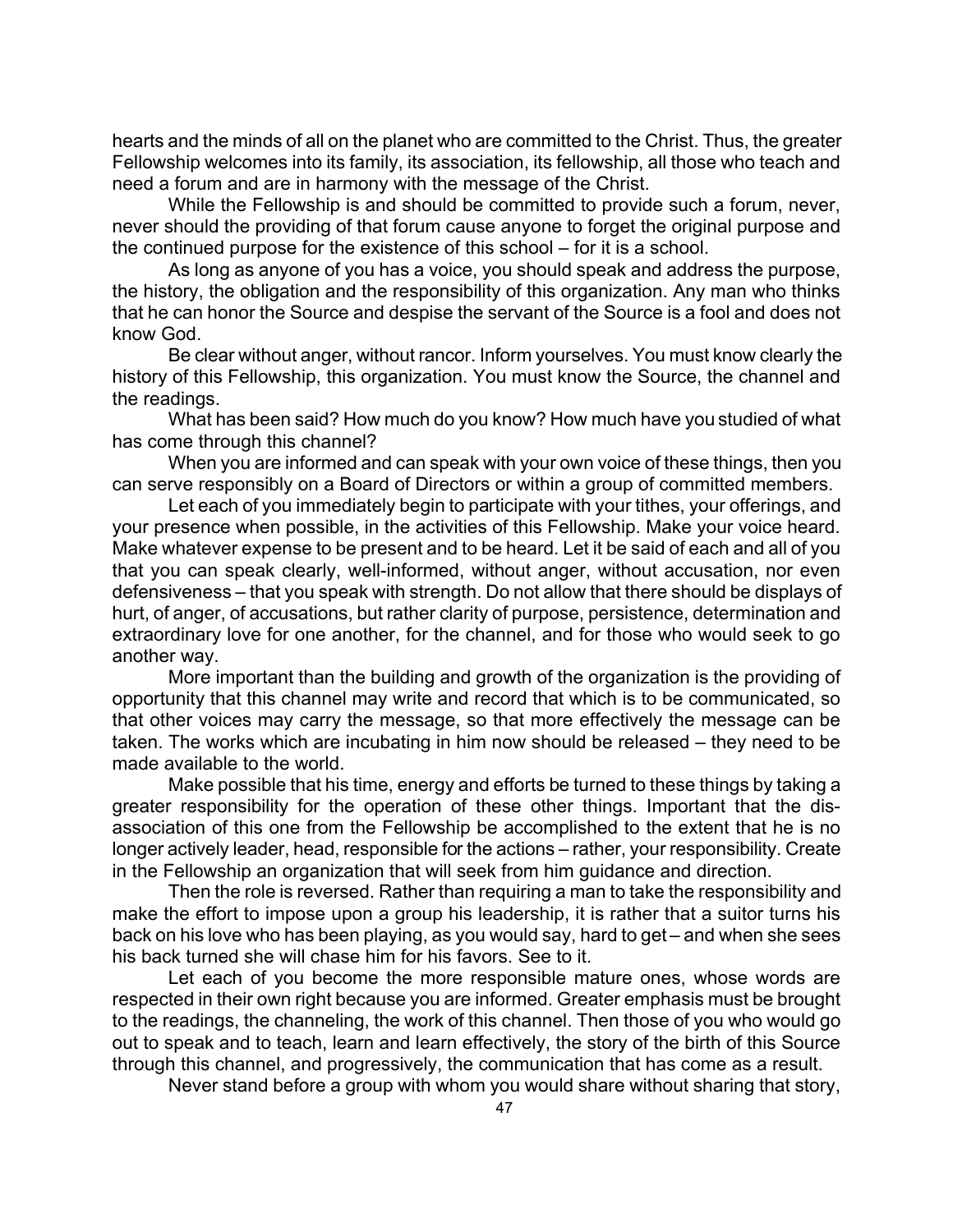hearts and the minds of all on the planet who are committed to the Christ. Thus, the greater Fellowship welcomes into its family, its association, its fellowship, all those who teach and need a forum and are in harmony with the message of the Christ.

While the Fellowship is and should be committed to provide such a forum, never, never should the providing of that forum cause anyone to forget the original purpose and the continued purpose for the existence of this school – for it is a school.

As long as anyone of you has a voice, you should speak and address the purpose, the history, the obligation and the responsibility of this organization. Any man who thinks that he can honor the Source and despise the servant of the Source is a fool and does not know God.

Be clear without anger, without rancor. Inform yourselves. You must know clearly the history of this Fellowship, this organization. You must know the Source, the channel and the readings.

What has been said? How much do you know? How much have you studied of what has come through this channel?

When you are informed and can speak with your own voice of these things, then you can serve responsibly on a Board of Directors or within a group of committed members.

Let each of you immediately begin to participate with your tithes, your offerings, and your presence when possible, in the activities of this Fellowship. Make your voice heard. Make whatever expense to be present and to be heard. Let it be said of each and all of you that you can speak clearly, well-informed, without anger, without accusation, nor even defensiveness – that you speak with strength. Do not allow that there should be displays of hurt, of anger, of accusations, but rather clarity of purpose, persistence, determination and extraordinary love for one another, for the channel, and for those who would seek to go another way.

More important than the building and growth of the organization is the providing of opportunity that this channel may write and record that which is to be communicated, so that other voices may carry the message, so that more effectively the message can be taken. The works which are incubating in him now should be released – they need to be made available to the world.

Make possible that his time, energy and efforts be turned to these things by taking a greater responsibility for the operation of these other things. Important that the dis-association of this one from the Fellowship be accomplished to the extent that he is no longer actively leader, head, responsible for the actions – rather, your responsibility. Create in the Fellowship an organization that will seek from him guidance and direction.

Then the role is reversed. Rather than requiring a man to take the responsibility and make the effort to impose upon a group his leadership, it is rather that a suitor turns his back on his love who has been playing, as you would say, hard to get – and when she sees his back turned she will chase him for his favors. See to it.

Let each of you become the more responsible mature ones, whose words are respected in their own right because you are informed. Greater emphasis must be brought to the readings, the channeling, the work of this channel. Then those of you who would go out to speak and to teach, learn and learn effectively, the story of the birth of this Source through this channel, and progressively, the communication that has come as a result.

Never stand before a group with whom you would share without sharing that story,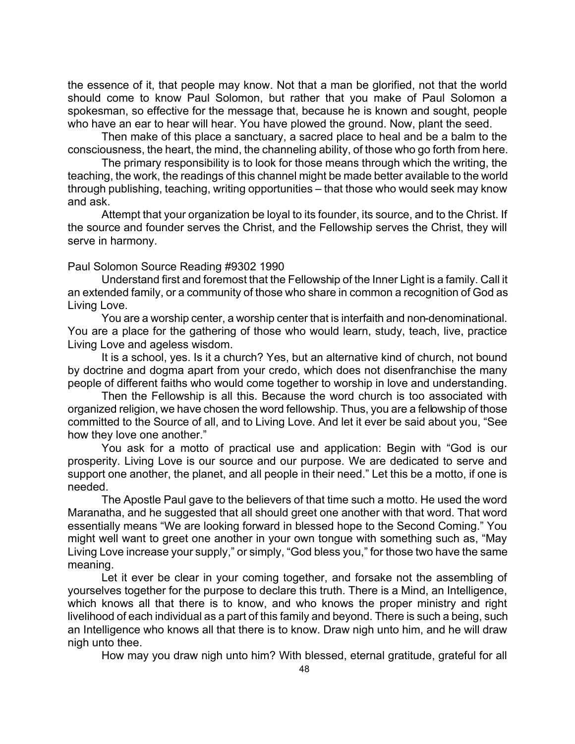the essence of it, that people may know. Not that a man be glorified, not that the world should come to know Paul Solomon, but rather that you make of Paul Solomon a spokesman, so effective for the message that, because he is known and sought, people who have an ear to hear will hear. You have plowed the ground. Now, plant the seed.

Then make of this place a sanctuary, a sacred place to heal and be a balm to the consciousness, the heart, the mind, the channeling ability, of those who go forth from here.

The primary responsibility is to look for those means through which the writing, the teaching, the work, the readings of this channel might be made better available to the world through publishing, teaching, writing opportunities – that those who would seek may know and ask.

Attempt that your organization be loyal to its founder, its source, and to the Christ. If the source and founder serves the Christ, and the Fellowship serves the Christ, they will serve in harmony.

Paul Solomon Source Reading #9302 1990

Understand first and foremost that the Fellowship of the Inner Light is a family. Call it an extended family, or a community of those who share in common a recognition of God as Living Love.

You are a worship center, a worship center that is interfaith and non-denominational. You are a place for the gathering of those who would learn, study, teach, live, practice Living Love and ageless wisdom.

It is a school, yes. Is it a church? Yes, but an alternative kind of church, not bound by doctrine and dogma apart from your credo, which does not disenfranchise the many people of different faiths who would come together to worship in love and understanding.

Then the Fellowship is all this. Because the word church is too associated with organized religion, we have chosen the word fellowship. Thus, you are a fellowship of those committed to the Source of all, and to Living Love. And let it ever be said about you, "See how they love one another."

You ask for a motto of practical use and application: Begin with "God is our prosperity. Living Love is our source and our purpose. We are dedicated to serve and support one another, the planet, and all people in their need." Let this be a motto, if one is needed.

The Apostle Paul gave to the believers of that time such a motto. He used the word Maranatha, and he suggested that all should greet one another with that word. That word essentially means "We are looking forward in blessed hope to the Second Coming." You might well want to greet one another in your own tongue with something such as, "May Living Love increase your supply," or simply, "God bless you," for those two have the same meaning.

Let it ever be clear in your coming together, and forsake not the assembling of yourselves together for the purpose to declare this truth. There is a Mind, an Intelligence, which knows all that there is to know, and who knows the proper ministry and right livelihood of each individual as a part of this family and beyond. There is such a being, such an Intelligence who knows all that there is to know. Draw nigh unto him, and he will draw nigh unto thee.

How may you draw nigh unto him? With blessed, eternal gratitude, grateful for all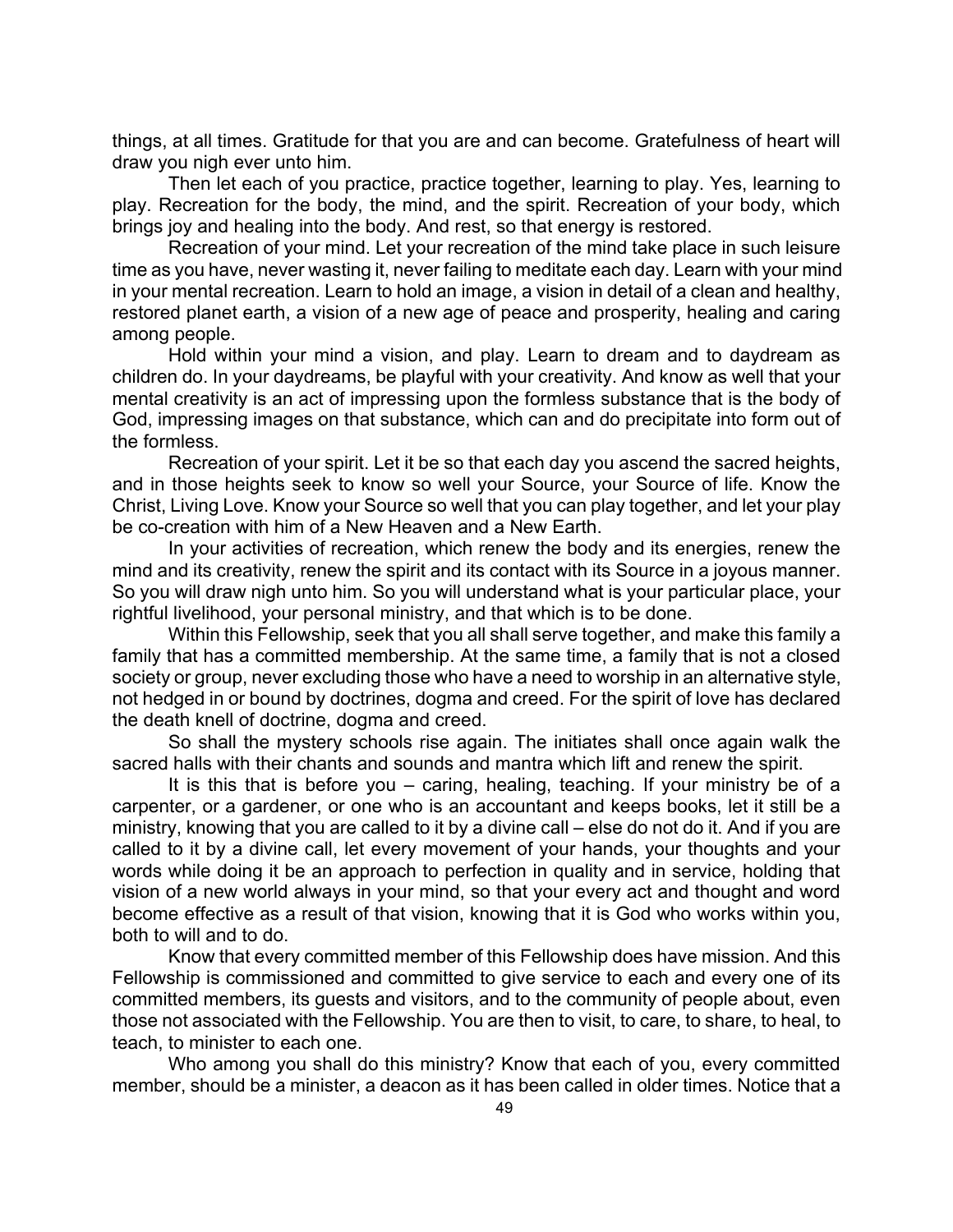things, at all times. Gratitude for that you are and can become. Gratefulness of heart will draw you nigh ever unto him.

Then let each of you practice, practice together, learning to play. Yes, learning to play. Recreation for the body, the mind, and the spirit. Recreation of your body, which brings joy and healing into the body. And rest, so that energy is restored.

Recreation of your mind. Let your recreation of the mind take place in such leisure time as you have, never wasting it, never failing to meditate each day. Learn with your mind in your mental recreation. Learn to hold an image, a vision in detail of a clean and healthy, restored planet earth, a vision of a new age of peace and prosperity, healing and caring among people.

Hold within your mind a vision, and play. Learn to dream and to daydream as children do. In your daydreams, be playful with your creativity. And know as well that your mental creativity is an act of impressing upon the formless substance that is the body of God, impressing images on that substance, which can and do precipitate into form out of the formless.

Recreation of your spirit. Let it be so that each day you ascend the sacred heights, and in those heights seek to know so well your Source, your Source of life. Know the Christ, Living Love. Know your Source so well that you can play together, and let your play be co-creation with him of a New Heaven and a New Earth.

In your activities of recreation, which renew the body and its energies, renew the mind and its creativity, renew the spirit and its contact with its Source in a joyous manner. So you will draw nigh unto him. So you will understand what is your particular place, your rightful livelihood, your personal ministry, and that which is to be done.

Within this Fellowship, seek that you all shall serve together, and make this family a family that has a committed membership. At the same time, a family that is not a closed society or group, never excluding those who have a need to worship in an alternative style, not hedged in or bound by doctrines, dogma and creed. For the spirit of love has declared the death knell of doctrine, dogma and creed.

So shall the mystery schools rise again. The initiates shall once again walk the sacred halls with their chants and sounds and mantra which lift and renew the spirit.

It is this that is before you – caring, healing, teaching. If your ministry be of a carpenter, or a gardener, or one who is an accountant and keeps books, let it still be a ministry, knowing that you are called to it by a divine call – else do not do it. And if you are called to it by a divine call, let every movement of your hands, your thoughts and your words while doing it be an approach to perfection in quality and in service, holding that vision of a new world always in your mind, so that your every act and thought and word become effective as a result of that vision, knowing that it is God who works within you, both to will and to do.

Know that every committed member of this Fellowship does have mission. And this Fellowship is commissioned and committed to give service to each and every one of its committed members, its guests and visitors, and to the community of people about, even those not associated with the Fellowship. You are then to visit, to care, to share, to heal, to teach, to minister to each one.

Who among you shall do this ministry? Know that each of you, every committed member, should be a minister, a deacon as it has been called in older times. Notice that a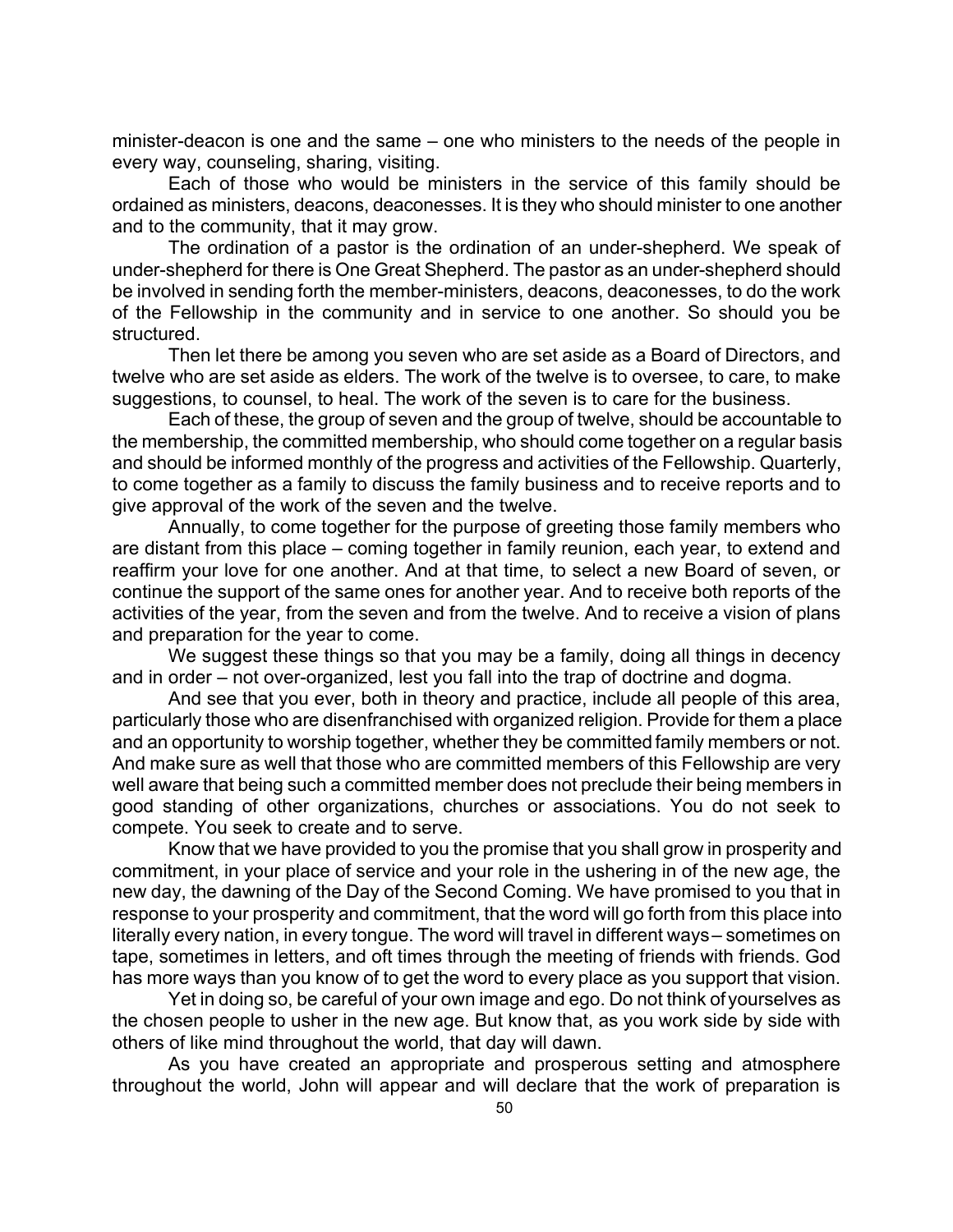minister-deacon is one and the same – one who ministers to the needs of the people in every way, counseling, sharing, visiting.

Each of those who would be ministers in the service of this family should be ordained as ministers, deacons, deaconesses. It is they who should minister to one another and to the community, that it may grow.

The ordination of a pastor is the ordination of an under-shepherd. We speak of under-shepherd for there is One Great Shepherd. The pastor as an under-shepherd should be involved in sending forth the member-ministers, deacons, deaconesses, to do the work of the Fellowship in the community and in service to one another. So should you be structured.

Then let there be among you seven who are set aside as a Board of Directors, and twelve who are set aside as elders. The work of the twelve is to oversee, to care, to make suggestions, to counsel, to heal. The work of the seven is to care for the business.

Each of these, the group of seven and the group of twelve, should be accountable to the membership, the committed membership, who should come together on a regular basis and should be informed monthly of the progress and activities of the Fellowship. Quarterly, to come together as a family to discuss the family business and to receive reports and to give approval of the work of the seven and the twelve.

Annually, to come together for the purpose of greeting those family members who are distant from this place – coming together in family reunion, each year, to extend and reaffirm your love for one another. And at that time, to select a new Board of seven, or continue the support of the same ones for another year. And to receive both reports of the activities of the year, from the seven and from the twelve. And to receive a vision of plans and preparation for the year to come.

We suggest these things so that you may be a family, doing all things in decency and in order – not over-organized, lest you fall into the trap of doctrine and dogma.

And see that you ever, both in theory and practice, include all people of this area, particularly those who are disenfranchised with organized religion. Provide for them a place and an opportunity to worship together, whether they be committed family members or not. And make sure as well that those who are committed members of this Fellowship are very well aware that being such a committed member does not preclude their being members in good standing of other organizations, churches or associations. You do not seek to compete. You seek to create and to serve.

Know that we have provided to you the promise that you shall grow in prosperity and commitment, in your place of service and your role in the ushering in of the new age, the new day, the dawning of the Day of the Second Coming. We have promised to you that in response to your prosperity and commitment, that the word will go forth from this place into literally every nation, in every tongue. The word will travel in different ways – sometimes on tape, sometimes in letters, and oft times through the meeting of friends with friends. God has more ways than you know of to get the word to every place as you support that vision.

Yet in doing so, be careful of your own image and ego. Do not think of yourselves as the chosen people to usher in the new age. But know that, as you work side by side with others of like mind throughout the world, that day will dawn.

As you have created an appropriate and prosperous setting and atmosphere throughout the world, John will appear and will declare that the work of preparation is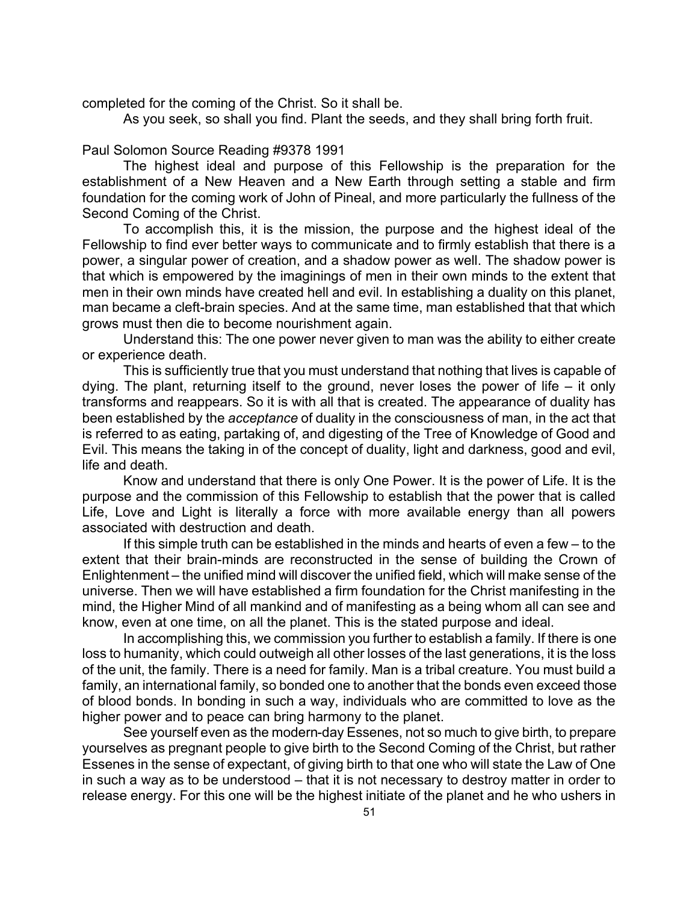completed for the coming of the Christ. So it shall be.

As you seek, so shall you find. Plant the seeds, and they shall bring forth fruit.

Paul Solomon Source Reading #9378 1991

The highest ideal and purpose of this Fellowship is the preparation for the establishment of a New Heaven and a New Earth through setting a stable and firm foundation for the coming work of John of Pineal, and more particularly the fullness of the Second Coming of the Christ.

To accomplish this, it is the mission, the purpose and the highest ideal of the Fellowship to find ever better ways to communicate and to firmly establish that there is a power, a singular power of creation, and a shadow power as well. The shadow power is that which is empowered by the imaginings of men in their own minds to the extent that men in their own minds have created hell and evil. In establishing a duality on this planet, man became a cleft-brain species. And at the same time, man established that that which grows must then die to become nourishment again.

Understand this: The one power never given to man was the ability to either create or experience death.

This is sufficiently true that you must understand that nothing that lives is capable of dying. The plant, returning itself to the ground, never loses the power of life – it only transforms and reappears. So it is with all that is created. The appearance of duality has been established by the *acceptance* of duality in the consciousness of man, in the act that is referred to as eating, partaking of, and digesting of the Tree of Knowledge of Good and Evil. This means the taking in of the concept of duality, light and darkness, good and evil, life and death.

Know and understand that there is only One Power. It is the power of Life. It is the purpose and the commission of this Fellowship to establish that the power that is called Life, Love and Light is literally a force with more available energy than all powers associated with destruction and death.

If this simple truth can be established in the minds and hearts of even a few – to the extent that their brain-minds are reconstructed in the sense of building the Crown of Enlightenment – the unified mind will discover the unified field, which will make sense of the universe. Then we will have established a firm foundation for the Christ manifesting in the mind, the Higher Mind of all mankind and of manifesting as a being whom all can see and know, even at one time, on all the planet. This is the stated purpose and ideal.

In accomplishing this, we commission you further to establish a family. If there is one loss to humanity, which could outweigh all other losses of the last generations, it is the loss of the unit, the family. There is a need for family. Man is a tribal creature. You must build a family, an international family, so bonded one to another that the bonds even exceed those of blood bonds. In bonding in such a way, individuals who are committed to love as the higher power and to peace can bring harmony to the planet.

See yourself even as the modern-day Essenes, not so much to give birth, to prepare yourselves as pregnant people to give birth to the Second Coming of the Christ, but rather Essenes in the sense of expectant, of giving birth to that one who will state the Law of One in such a way as to be understood – that it is not necessary to destroy matter in order to release energy. For this one will be the highest initiate of the planet and he who ushers in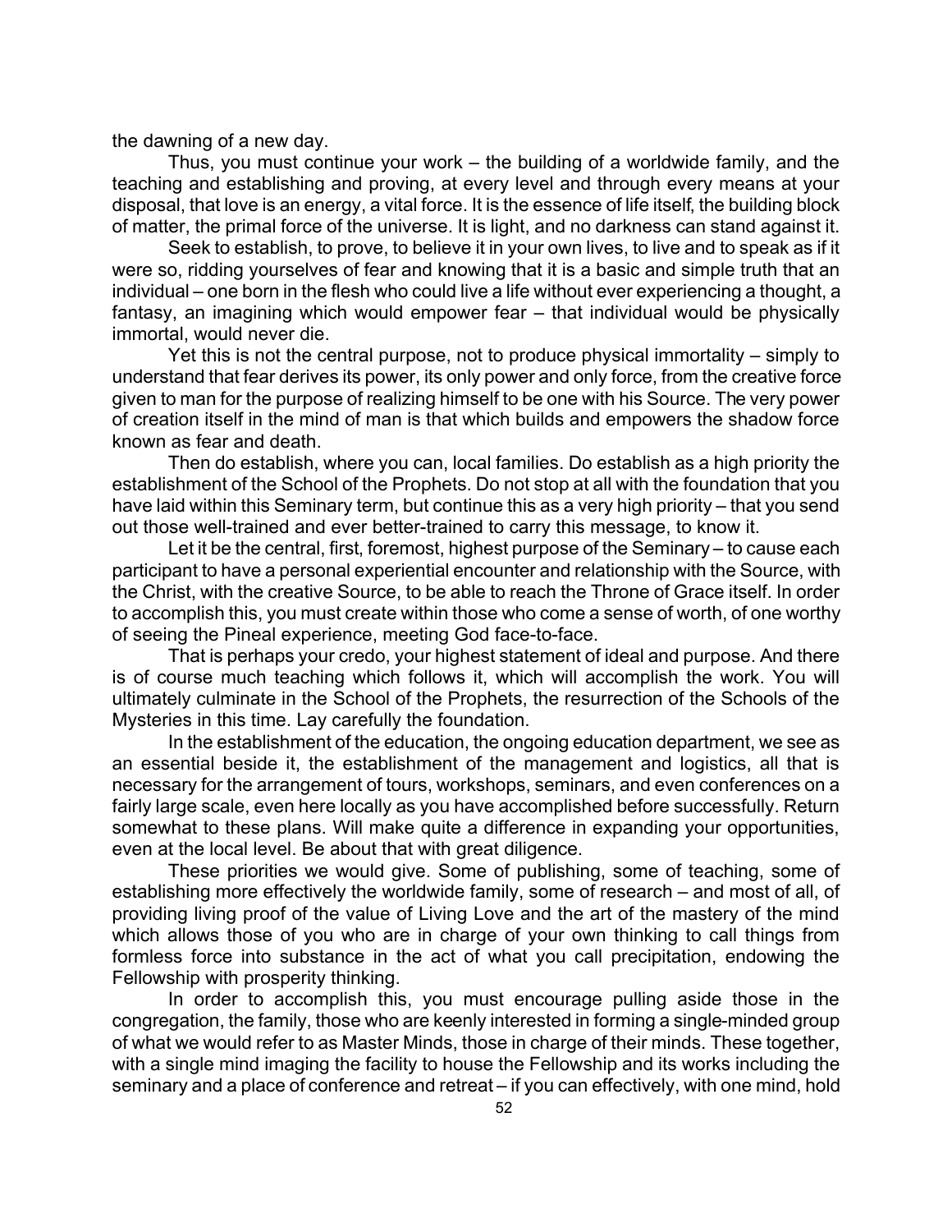the dawning of a new day.

Thus, you must continue your work – the building of a worldwide family, and the teaching and establishing and proving, at every level and through every means at your disposal, that love is an energy, a vital force. It is the essence of life itself, the building block of matter, the primal force of the universe. It is light, and no darkness can stand against it.

Seek to establish, to prove, to believe it in your own lives, to live and to speak as if it were so, ridding yourselves of fear and knowing that it is a basic and simple truth that an individual – one born in the flesh who could live a life without ever experiencing a thought, a fantasy, an imagining which would empower fear – that individual would be physically immortal, would never die.

Yet this is not the central purpose, not to produce physical immortality – simply to understand that fear derives its power, its only power and only force, from the creative force given to man for the purpose of realizing himself to be one with his Source. The very power of creation itself in the mind of man is that which builds and empowers the shadow force known as fear and death.

Then do establish, where you can, local families. Do establish as a high priority the establishment of the School of the Prophets. Do not stop at all with the foundation that you have laid within this Seminary term, but continue this as a very high priority – that you send out those well-trained and ever better-trained to carry this message, to know it.

Let it be the central, first, foremost, highest purpose of the Seminary – to cause each participant to have a personal experiential encounter and relationship with the Source, with the Christ, with the creative Source, to be able to reach the Throne of Grace itself. In order to accomplish this, you must create within those who come a sense of worth, of one worthy of seeing the Pineal experience, meeting God face-to-face.

That is perhaps your credo, your highest statement of ideal and purpose. And there is of course much teaching which follows it, which will accomplish the work. You will ultimately culminate in the School of the Prophets, the resurrection of the Schools of the Mysteries in this time. Lay carefully the foundation.

In the establishment of the education, the ongoing education department, we see as an essential beside it, the establishment of the management and logistics, all that is necessary for the arrangement of tours, workshops, seminars, and even conferences on a fairly large scale, even here locally as you have accomplished before successfully. Return somewhat to these plans. Will make quite a difference in expanding your opportunities, even at the local level. Be about that with great diligence.

These priorities we would give. Some of publishing, some of teaching, some of establishing more effectively the worldwide family, some of research – and most of all, of providing living proof of the value of Living Love and the art of the mastery of the mind which allows those of you who are in charge of your own thinking to call things from formless force into substance in the act of what you call precipitation, endowing the Fellowship with prosperity thinking.

In order to accomplish this, you must encourage pulling aside those in the congregation, the family, those who are keenly interested in forming a single-minded group of what we would refer to as Master Minds, those in charge of their minds. These together, with a single mind imaging the facility to house the Fellowship and its works including the seminary and a place of conference and retreat – if you can effectively, with one mind, hold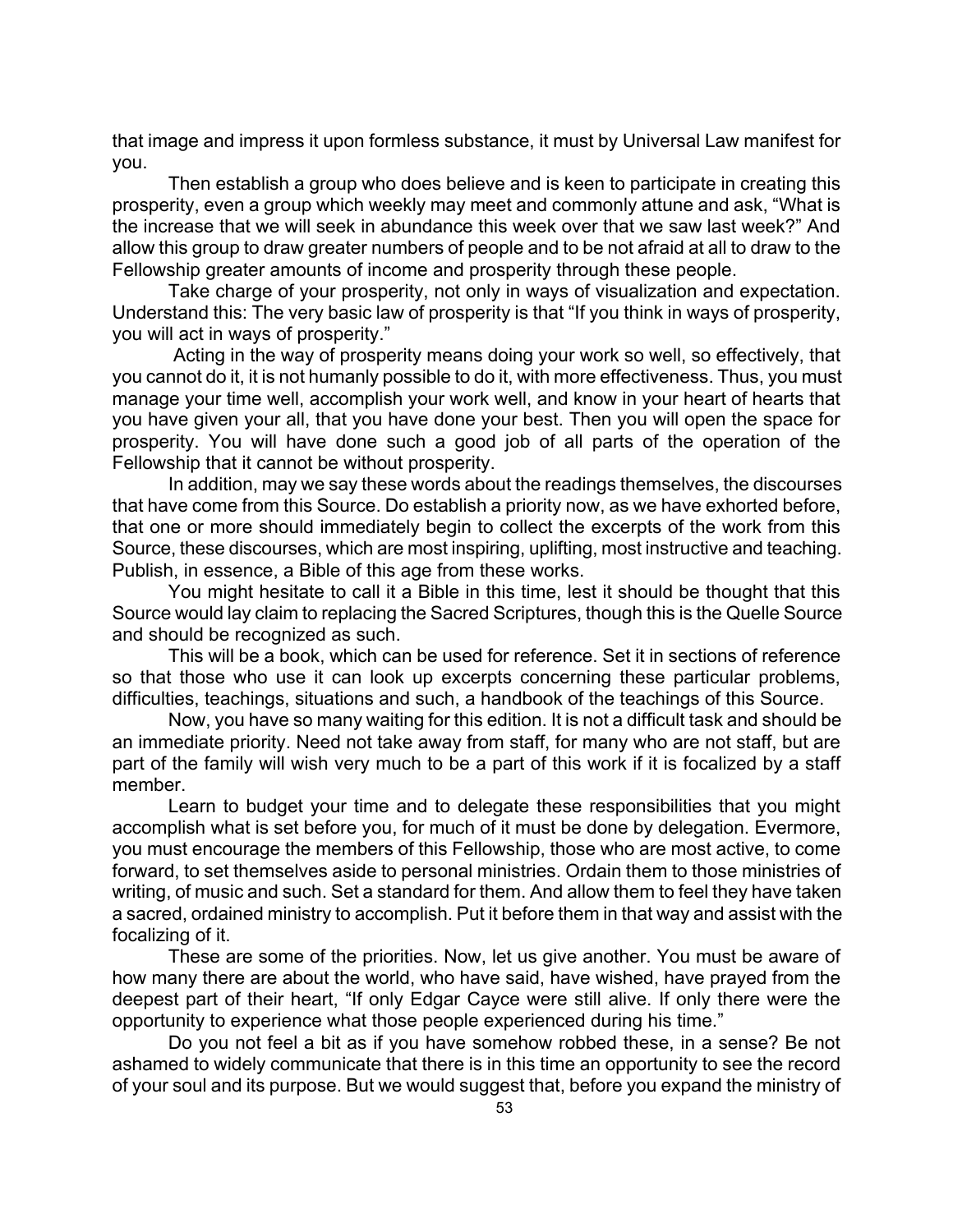that image and impress it upon formless substance, it must by Universal Law manifest for you.

Then establish a group who does believe and is keen to participate in creating this prosperity, even a group which weekly may meet and commonly attune and ask, “What is the increase that we will seek in abundance this week over that we saw last week?” And allow this group to draw greater numbers of people and to be not afraid at all to draw to the Fellowship greater amounts of income and prosperity through these people.

Take charge of your prosperity, not only in ways of visualization and expectation. Understand this: The very basic law of prosperity is that “If you think in ways of prosperity, you will act in ways of prosperity.”

Acting in the way of prosperity means doing your work so well, so effectively, that you cannot do it, it is not humanly possible to do it, with more effectiveness. Thus, you must manage your time well, accomplish your work well, and know in your heart of hearts that you have given your all, that you have done your best. Then you will open the space for prosperity. You will have done such a good job of all parts of the operation of the Fellowship that it cannot be without prosperity.

In addition, may we say these words about the readings themselves, the discourses that have come from this Source. Do establish a priority now, as we have exhorted before, that one or more should immediately begin to collect the excerpts of the work from this Source, these discourses, which are most inspiring, uplifting, most instructive and teaching. Publish, in essence, a Bible of this age from these works.

You might hesitate to call it a Bible in this time, lest it should be thought that this Source would lay claim to replacing the Sacred Scriptures, though this is the Quelle Source and should be recognized as such.

This will be a book, which can be used for reference. Set it in sections of reference so that those who use it can look up excerpts concerning these particular problems, difficulties, teachings, situations and such, a handbook of the teachings of this Source.

Now, you have so many waiting for this edition. It is not a difficult task and should be an immediate priority. Need not take away from staff, for many who are not staff, but are part of the family will wish very much to be a part of this work if it is focalized by a staff member.

Learn to budget your time and to delegate these responsibilities that you might accomplish what is set before you, for much of it must be done by delegation. Evermore, you must encourage the members of this Fellowship, those who are most active, to come forward, to set themselves aside to personal ministries. Ordain them to those ministries of writing, of music and such. Set a standard for them. And allow them to feel they have taken a sacred, ordained ministry to accomplish. Put it before them in that way and assist with the focalizing of it.

These are some of the priorities. Now, let us give another. You must be aware of how many there are about the world, who have said, have wished, have prayed from the deepest part of their heart, “If only Edgar Cayce were still alive. If only there were the opportunity to experience what those people experienced during his time.”

Do you not feel a bit as if you have somehow robbed these, in a sense? Be not ashamed to widely communicate that there is in this time an opportunity to see the record of your soul and its purpose. But we would suggest that, before you expand the ministry of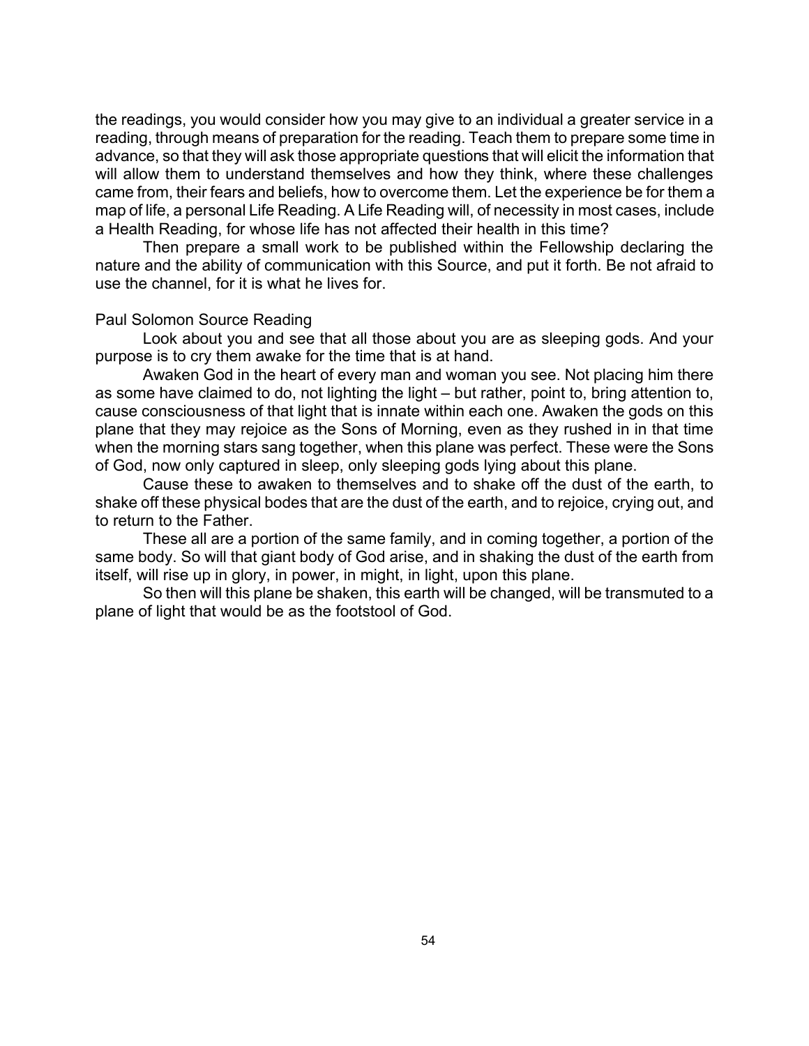the readings, you would consider how you may give to an individual a greater service in a reading, through means of preparation for the reading. Teach them to prepare some time in advance, so that they will ask those appropriate questions that will elicit the information that will allow them to understand themselves and how they think, where these challenges came from, their fears and beliefs, how to overcome them. Let the experience be for them a map of life, a personal Life Reading. A Life Reading will, of necessity in most cases, include a Health Reading, for whose life has not affected their health in this time?

Then prepare a small work to be published within the Fellowship declaring the nature and the ability of communication with this Source, and put it forth. Be not afraid to use the channel, for it is what he lives for.

Paul Solomon Source Reading

Look about you and see that all those about you are as sleeping gods. And your purpose is to cry them awake for the time that is at hand.

Awaken God in the heart of every man and woman you see. Not placing him there as some have claimed to do, not lighting the light – but rather, point to, bring attention to, cause consciousness of that light that is innate within each one. Awaken the gods on this plane that they may rejoice as the Sons of Morning, even as they rushed in in that time when the morning stars sang together, when this plane was perfect. These were the Sons of God, now only captured in sleep, only sleeping gods lying about this plane.

Cause these to awaken to themselves and to shake off the dust of the earth, to shake off these physical bodes that are the dust of the earth, and to rejoice, crying out, and to return to the Father.

These all are a portion of the same family, and in coming together, a portion of the same body. So will that giant body of God arise, and in shaking the dust of the earth from itself, will rise up in glory, in power, in might, in light, upon this plane.

So then will this plane be shaken, this earth will be changed, will be transmuted to a plane of light that would be as the footstool of God.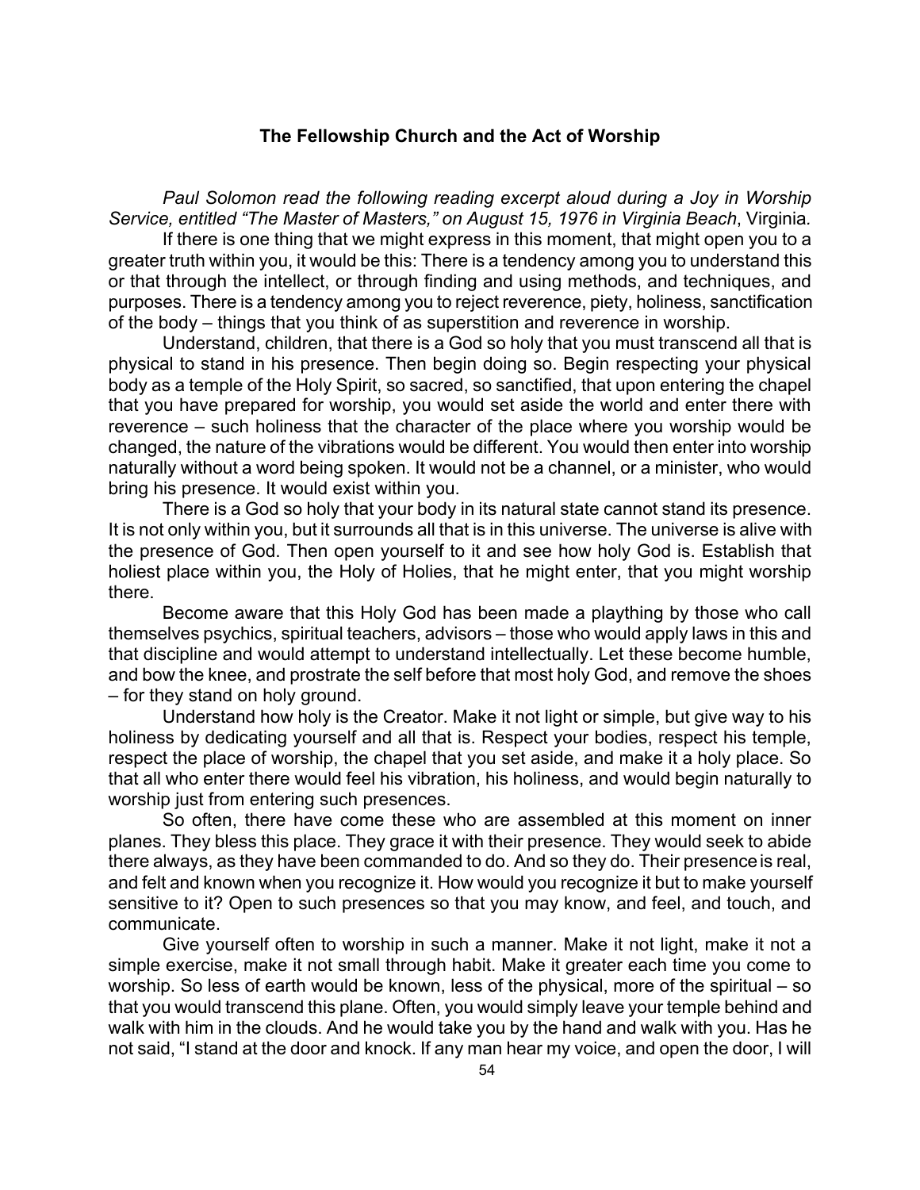### The Fellowship Church and the Act of Worship

*Paul Solomon read the following reading excerpt aloud during a Joy in Worship Service, entitled "The Master of Masters," on August 15, 1976 in Virginia Beach*, Virginia.

If there is one thing that we might express in this moment, that might open you to a greater truth within you, it would be this: There is a tendency among you to understand this or that through the intellect, or through finding and using methods, and techniques, and purposes. There is a tendency among you to reject reverence, piety, holiness, sanctification of the body – things that you think of as superstition and reverence in worship.

Understand, children, that there is a God so holy that you must transcend all that is physical to stand in his presence. Then begin doing so. Begin respecting your physical body as a temple of the Holy Spirit, so sacred, so sanctified, that upon entering the chapel that you have prepared for worship, you would set aside the world and enter there with reverence – such holiness that the character of the place where you worship would be changed, the nature of the vibrations would be different. You would then enter into worship naturally without a word being spoken. It would not be a channel, or a minister, who would bring his presence. It would exist within you.

There is a God so holy that your body in its natural state cannot stand its presence. It is not only within you, but it surrounds all that is in this universe. The universe is alive with the presence of God. Then open yourself to it and see how holy God is. Establish that holiest place within you, the Holy of Holies, that he might enter, that you might worship there.

Become aware that this Holy God has been made a plaything by those who call themselves psychics, spiritual teachers, advisors – those who would apply laws in this and that discipline and would attempt to understand intellectually. Let these become humble, and bow the knee, and prostrate the self before that most holy God, and remove the shoes – for they stand on holy ground.

Understand how holy is the Creator. Make it not light or simple, but give way to his holiness by dedicating yourself and all that is. Respect your bodies, respect his temple, respect the place of worship, the chapel that you set aside, and make it a holy place. So that all who enter there would feel his vibration, his holiness, and would begin naturally to worship just from entering such presences.

So often, there have come these who are assembled at this moment on inner planes. They bless this place. They grace it with their presence. They would seek to abide there always, as they have been commanded to do. And so they do. Their presence is real, and felt and known when you recognize it. How would you recognize it but to make yourself sensitive to it? Open to such presences so that you may know, and feel, and touch, and communicate.

Give yourself often to worship in such a manner. Make it not light, make it not a simple exercise, make it not small through habit. Make it greater each time you come to worship. So less of earth would be known, less of the physical, more of the spiritual – so that you would transcend this plane. Often, you would simply leave your temple behind and walk with him in the clouds. And he would take you by the hand and walk with you. Has he not said, "I stand at the door and knock. If any man hear my voice, and open the door, I will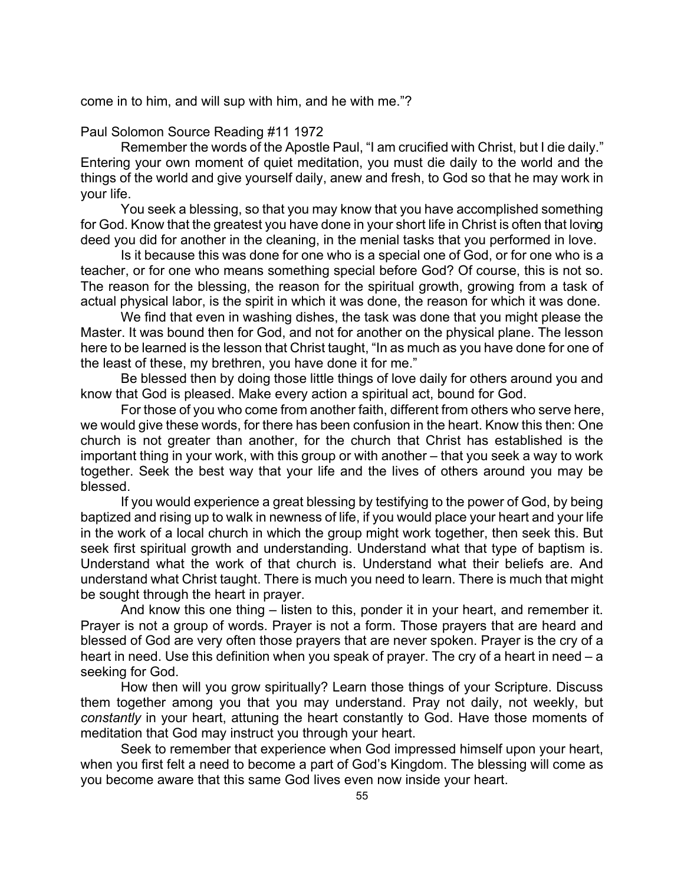come in to him, and will sup with him, and he with me."?

Paul Solomon Source Reading #11 1972

Remember the words of the Apostle Paul, "I am crucified with Christ, but I die daily." Entering your own moment of quiet meditation, you must die daily to the world and the things of the world and give yourself daily, anew and fresh, to God so that he may work in your life.

You seek a blessing, so that you may know that you have accomplished something for God. Know that the greatest you have done in your short life in Christ is often that loving deed you did for another in the cleaning, in the menial tasks that you performed in love.

Is it because this was done for one who is a special one of God, or for one who is a teacher, or for one who means something special before God? Of course, this is not so. The reason for the blessing, the reason for the spiritual growth, growing from a task of actual physical labor, is the spirit in which it was done, the reason for which it was done.

We find that even in washing dishes, the task was done that you might please the Master. It was bound then for God, and not for another on the physical plane. The lesson here to be learned is the lesson that Christ taught, "In as much as you have done for one of the least of these, my brethren, you have done it for me."

Be blessed then by doing those little things of love daily for others around you and know that God is pleased. Make every action a spiritual act, bound for God.

For those of you who come from another faith, different from others who serve here, we would give these words, for there has been confusion in the heart. Know this then: One church is not greater than another, for the church that Christ has established is the important thing in your work, with this group or with another – that you seek a way to work together. Seek the best way that your life and the lives of others around you may be blessed.

If you would experience a great blessing by testifying to the power of God, by being baptized and rising up to walk in newness of life, if you would place your heart and your life in the work of a local church in which the group might work together, then seek this. But seek first spiritual growth and understanding. Understand what that type of baptism is. Understand what the work of that church is. Understand what their beliefs are. And understand what Christ taught. There is much you need to learn. There is much that might be sought through the heart in prayer.

And know this one thing – listen to this, ponder it in your heart, and remember it. Prayer is not a group of words. Prayer is not a form. Those prayers that are heard and blessed of God are very often those prayers that are never spoken. Prayer is the cry of a heart in need. Use this definition when you speak of prayer. The cry of a heart in need – a seeking for God.

How then will you grow spiritually? Learn those things of your Scripture. Discuss them together among you that you may understand. Pray not daily, not weekly, but *constantly* in your heart, attuning the heart constantly to God. Have those moments of meditation that God may instruct you through your heart.

Seek to remember that experience when God impressed himself upon your heart, when you first felt a need to become a part of God's Kingdom. The blessing will come as you become aware that this same God lives even now inside your heart.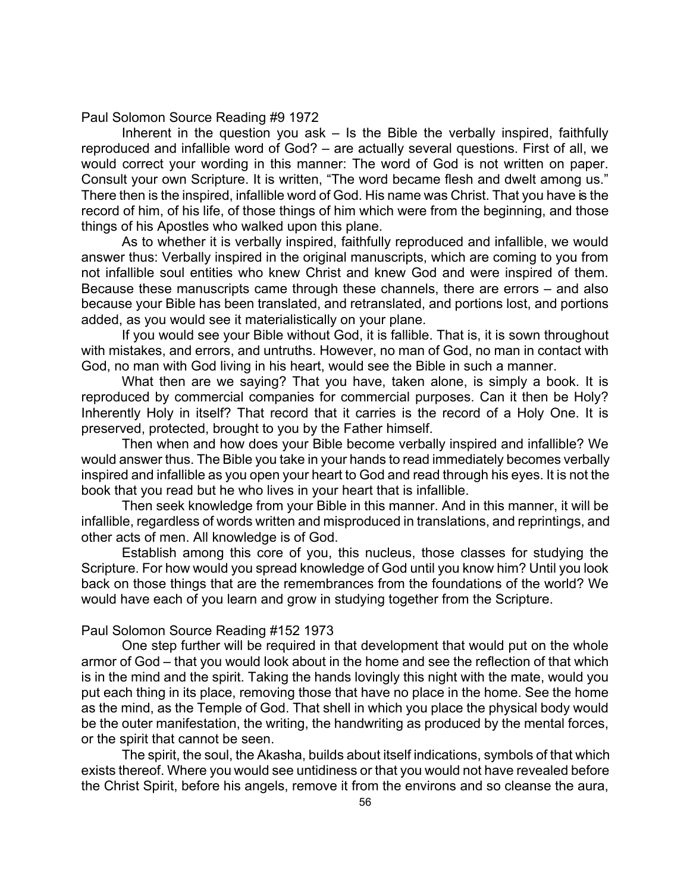Paul Solomon Source Reading #9 1972

Inherent in the question you ask – Is the Bible the verbally inspired, faithfully reproduced and infallible word of God? – are actually several questions. First of all, we would correct your wording in this manner: The word of God is not written on paper. Consult your own Scripture. It is written, "The word became flesh and dwelt among us." There then is the inspired, infallible word of God. His name was Christ. That you have is the record of him, of his life, of those things of him which were from the beginning, and those things of his Apostles who walked upon this plane.

As to whether it is verbally inspired, faithfully reproduced and infallible, we would answer thus: Verbally inspired in the original manuscripts, which are coming to you from not infallible soul entities who knew Christ and knew God and were inspired of them. Because these manuscripts came through these channels, there are errors – and also because your Bible has been translated, and retranslated, and portions lost, and portions added, as you would see it materialistically on your plane.

If you would see your Bible without God, it is fallible. That is, it is sown throughout with mistakes, and errors, and untruths. However, no man of God, no man in contact with God, no man with God living in his heart, would see the Bible in such a manner.

What then are we saying? That you have, taken alone, is simply a book. It is reproduced by commercial companies for commercial purposes. Can it then be Holy? Inherently Holy in itself? That record that it carries is the record of a Holy One. It is preserved, protected, brought to you by the Father himself.

Then when and how does your Bible become verbally inspired and infallible? We would answer thus. The Bible you take in your hands to read immediately becomes verbally inspired and infallible as you open your heart to God and read through his eyes. It is not the book that you read but he who lives in your heart that is infallible.

Then seek knowledge from your Bible in this manner. And in this manner, it will be infallible, regardless of words written and misproduced in translations, and reprintings, and other acts of men. All knowledge is of God.

Establish among this core of you, this nucleus, those classes for studying the Scripture. For how would you spread knowledge of God until you know him? Until you look back on those things that are the remembrances from the foundations of the world? We would have each of you learn and grow in studying together from the Scripture.

Paul Solomon Source Reading #152 1973

One step further will be required in that development that would put on the whole armor of God – that you would look about in the home and see the reflection of that which is in the mind and the spirit. Taking the hands lovingly this night with the mate, would you put each thing in its place, removing those that have no place in the home. See the home as the mind, as the Temple of God. That shell in which you place the physical body would be the outer manifestation, the writing, the handwriting as produced by the mental forces, or the spirit that cannot be seen.

The spirit, the soul, the Akasha, builds about itself indications, symbols of that which exists thereof. Where you would see untidiness or that you would not have revealed before the Christ Spirit, before his angels, remove it from the environs and so cleanse the aura,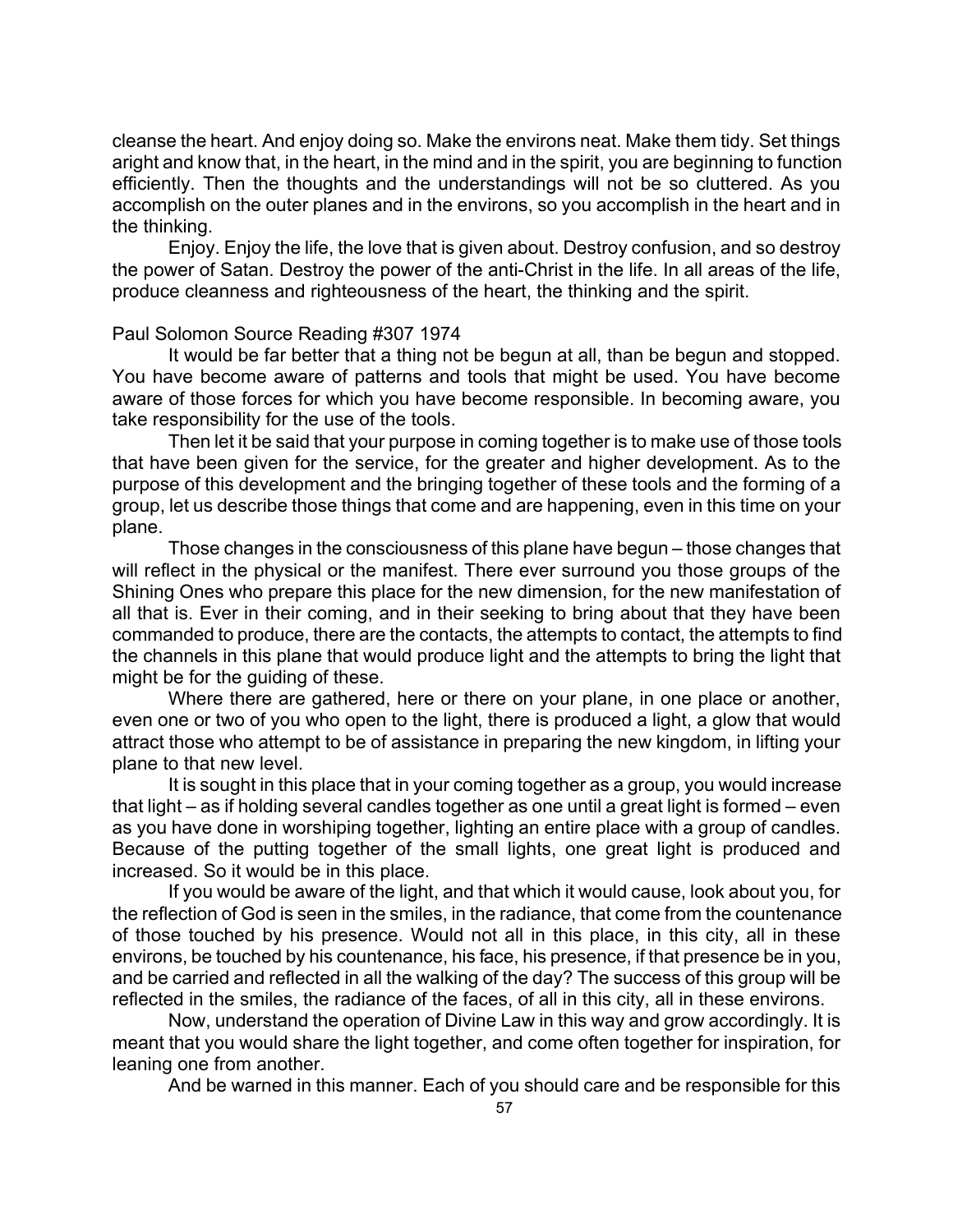cleanse the heart. And enjoy doing so. Make the environs neat. Make them tidy. Set things aright and know that, in the heart, in the mind and in the spirit, you are beginning to function efficiently. Then the thoughts and the understandings will not be so cluttered. As you accomplish on the outer planes and in the environs, so you accomplish in the heart and in the thinking.

Enjoy. Enjoy the life, the love that is given about. Destroy confusion, and so destroy the power of Satan. Destroy the power of the anti-Christ in the life. In all areas of the life, produce cleanness and righteousness of the heart, the thinking and the spirit.

Paul Solomon Source Reading #307 1974

It would be far better that a thing not be begun at all, than be begun and stopped. You have become aware of patterns and tools that might be used. You have become aware of those forces for which you have become responsible. In becoming aware, you take responsibility for the use of the tools.

Then let it be said that your purpose in coming together is to make use of those tools that have been given for the service, for the greater and higher development. As to the purpose of this development and the bringing together of these tools and the forming of a group, let us describe those things that come and are happening, even in this time on your plane.

Those changes in the consciousness of this plane have begun – those changes that will reflect in the physical or the manifest. There ever surround you those groups of the Shining Ones who prepare this place for the new dimension, for the new manifestation of all that is. Ever in their coming, and in their seeking to bring about that they have been commanded to produce, there are the contacts, the attempts to contact, the attempts to find the channels in this plane that would produce light and the attempts to bring the light that might be for the guiding of these.

Where there are gathered, here or there on your plane, in one place or another, even one or two of you who open to the light, there is produced a light, a glow that would attract those who attempt to be of assistance in preparing the new kingdom, in lifting your plane to that new level.

It is sought in this place that in your coming together as a group, you would increase that light – as if holding several candles together as one until a great light is formed – even as you have done in worshiping together, lighting an entire place with a group of candles. Because of the putting together of the small lights, one great light is produced and increased. So it would be in this place.

If you would be aware of the light, and that which it would cause, look about you, for the reflection of God is seen in the smiles, in the radiance, that come from the countenance of those touched by his presence. Would not all in this place, in this city, all in these environs, be touched by his countenance, his face, his presence, if that presence be in you, and be carried and reflected in all the walking of the day? The success of this group will be reflected in the smiles, the radiance of the faces, of all in this city, all in these environs.

Now, understand the operation of Divine Law in this way and grow accordingly. It is meant that you would share the light together, and come often together for inspiration, for leaning one from another.

And be warned in this manner. Each of you should care and be responsible for this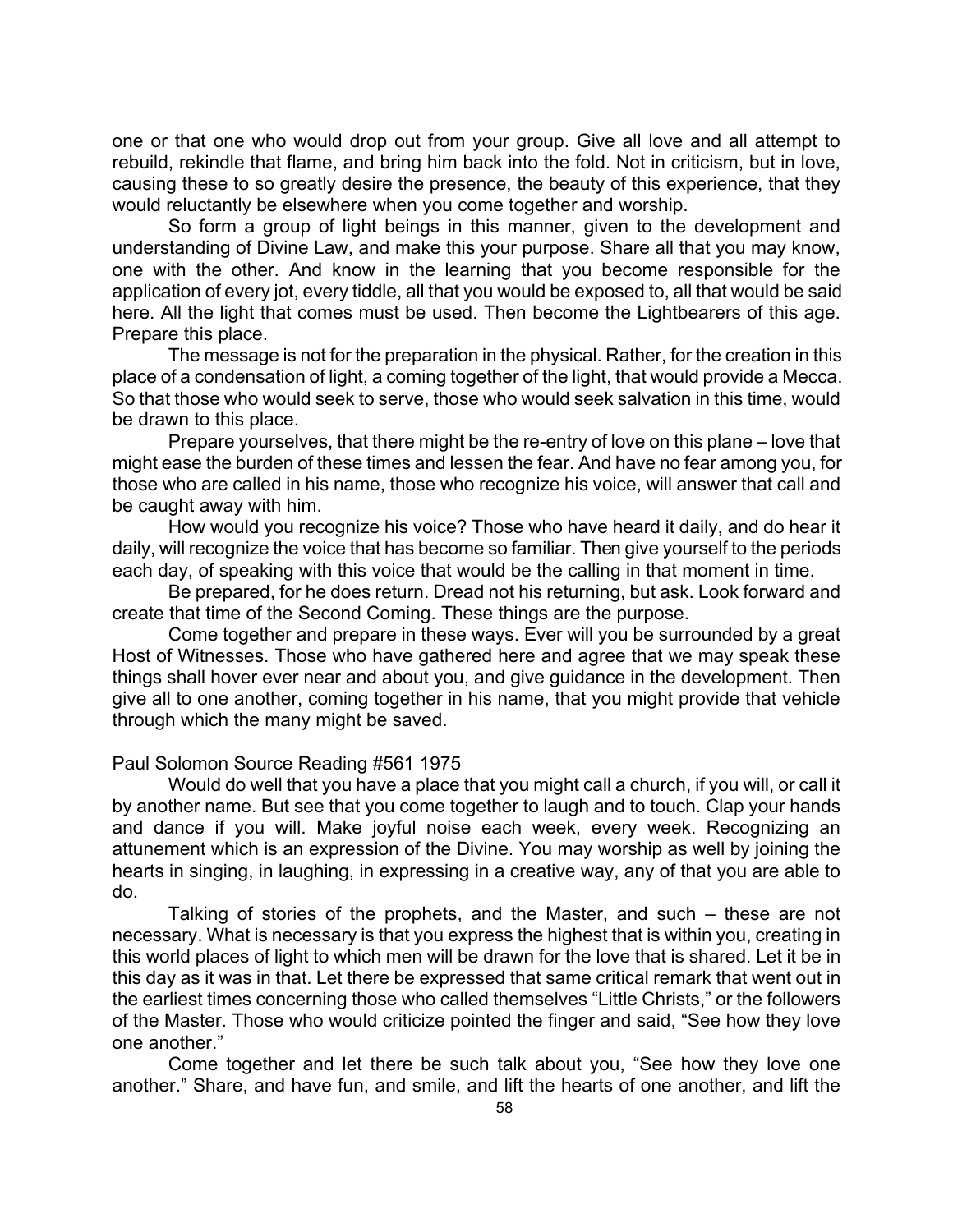one or that one who would drop out from your group. Give all love and all attempt to rebuild, rekindle that flame, and bring him back into the fold. Not in criticism, but in love, causing these to so greatly desire the presence, the beauty of this experience, that they would reluctantly be elsewhere when you come together and worship.

So form a group of light beings in this manner, given to the development and understanding of Divine Law, and make this your purpose. Share all that you may know, one with the other. And know in the learning that you become responsible for the application of every jot, every tiddle, all that you would be exposed to, all that would be said here. All the light that comes must be used. Then become the Lightbearers of this age. Prepare this place.

The message is not for the preparation in the physical. Rather, for the creation in this place of a condensation of light, a coming together of the light, that would provide a Mecca. So that those who would seek to serve, those who would seek salvation in this time, would be drawn to this place.

Prepare yourselves, that there might be the re-entry of love on this plane – love that might ease the burden of these times and lessen the fear. And have no fear among you, for those who are called in his name, those who recognize his voice, will answer that call and be caught away with him.

How would you recognize his voice? Those who have heard it daily, and do hear it daily, will recognize the voice that has become so familiar. Then give yourself to the periods each day, of speaking with this voice that would be the calling in that moment in time.

Be prepared, for he does return. Dread not his returning, but ask. Look forward and create that time of the Second Coming. These things are the purpose.

Come together and prepare in these ways. Ever will you be surrounded by a great Host of Witnesses. Those who have gathered here and agree that we may speak these things shall hover ever near and about you, and give guidance in the development. Then give all to one another, coming together in his name, that you might provide that vehicle through which the many might be saved.

Paul Solomon Source Reading #561 1975

Would do well that you have a place that you might call a church, if you will, or call it by another name. But see that you come together to laugh and to touch. Clap your hands and dance if you will. Make joyful noise each week, every week. Recognizing an attunement which is an expression of the Divine. You may worship as well by joining the hearts in singing, in laughing, in expressing in a creative way, any of that you are able to do.

Talking of stories of the prophets, and the Master, and such – these are not necessary. What is necessary is that you express the highest that is within you, creating in this world places of light to which men will be drawn for the love that is shared. Let it be in this day as it was in that. Let there be expressed that same critical remark that went out in the earliest times concerning those who called themselves "Little Christs," or the followers of the Master. Those who would criticize pointed the finger and said, "See how they love one another."

Come together and let there be such talk about you, "See how they love one another." Share, and have fun, and smile, and lift the hearts of one another, and lift the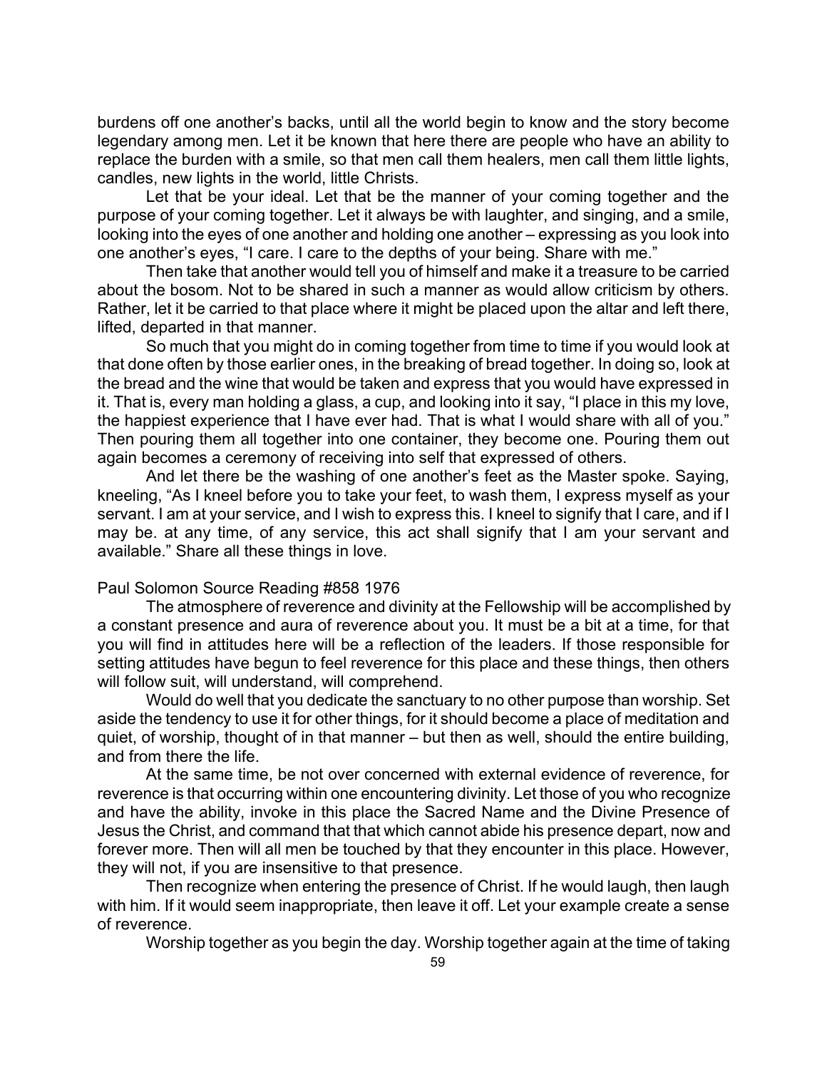burdens off one another's backs, until all the world begin to know and the story become legendary among men. Let it be known that here there are people who have an ability to replace the burden with a smile, so that men call them healers, men call them little lights, candles, new lights in the world, little Christs.

Let that be your ideal. Let that be the manner of your coming together and the purpose of your coming together. Let it always be with laughter, and singing, and a smile, looking into the eyes of one another and holding one another – expressing as you look into one another's eyes, "I care. I care to the depths of your being. Share with me."

Then take that another would tell you of himself and make it a treasure to be carried about the bosom. Not to be shared in such a manner as would allow criticism by others. Rather, let it be carried to that place where it might be placed upon the altar and left there, lifted, departed in that manner.

So much that you might do in coming together from time to time if you would look at that done often by those earlier ones, in the breaking of bread together. In doing so, look at the bread and the wine that would be taken and express that you would have expressed in it. That is, every man holding a glass, a cup, and looking into it say, "I place in this my love, the happiest experience that I have ever had. That is what I would share with all of you." Then pouring them all together into one container, they become one. Pouring them out again becomes a ceremony of receiving into self that expressed of others.

And let there be the washing of one another's feet as the Master spoke. Saying, kneeling, "As I kneel before you to take your feet, to wash them, I express myself as your servant. I am at your service, and I wish to express this. I kneel to signify that I care, and if I may be. at any time, of any service, this act shall signify that I am your servant and available." Share all these things in love.

Paul Solomon Source Reading #858 1976

The atmosphere of reverence and divinity at the Fellowship will be accomplished by a constant presence and aura of reverence about you. It must be a bit at a time, for that you will find in attitudes here will be a reflection of the leaders. If those responsible for setting attitudes have begun to feel reverence for this place and these things, then others will follow suit, will understand, will comprehend.

Would do well that you dedicate the sanctuary to no other purpose than worship. Set aside the tendency to use it for other things, for it should become a place of meditation and quiet, of worship, thought of in that manner – but then as well, should the entire building, and from there the life.

At the same time, be not over concerned with external evidence of reverence, for reverence is that occurring within one encountering divinity. Let those of you who recognize and have the ability, invoke in this place the Sacred Name and the Divine Presence of Jesus the Christ, and command that that which cannot abide his presence depart, now and forever more. Then will all men be touched by that they encounter in this place. However, they will not, if you are insensitive to that presence.

Then recognize when entering the presence of Christ. If he would laugh, then laugh with him. If it would seem inappropriate, then leave it off. Let your example create a sense of reverence.

Worship together as you begin the day. Worship together again at the time of taking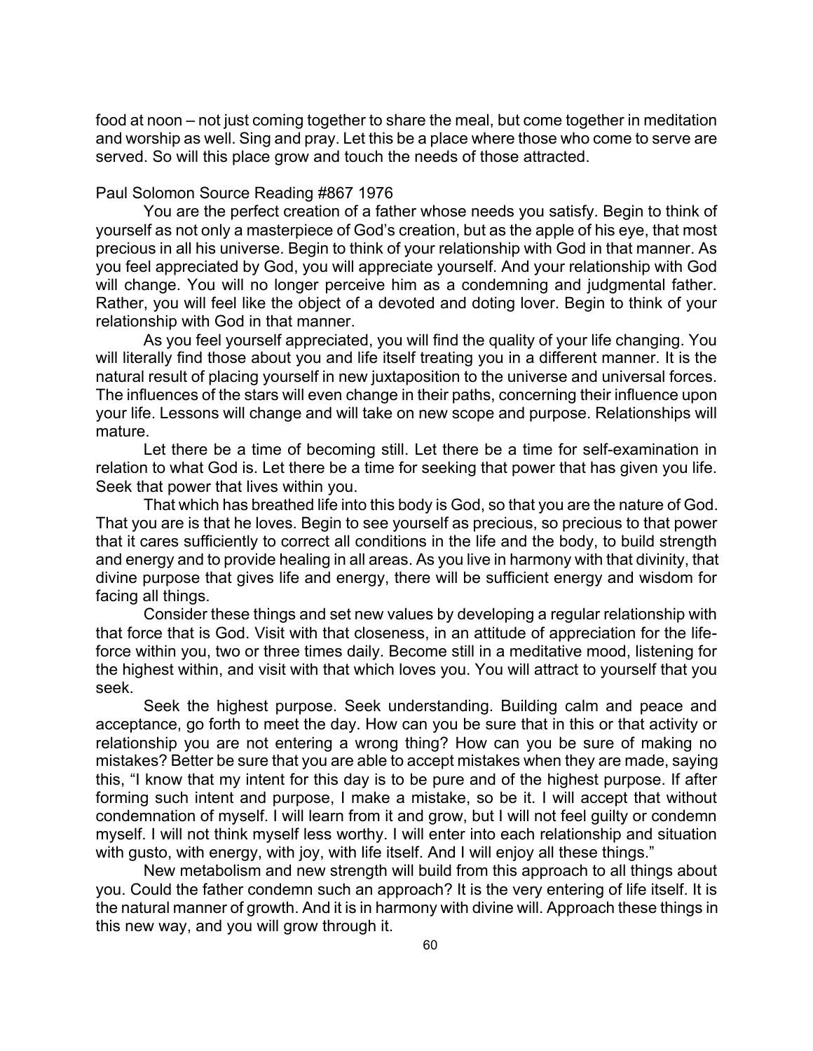food at noon – not just coming together to share the meal, but come together in meditation and worship as well. Sing and pray. Let this be a place where those who come to serve are served. So will this place grow and touch the needs of those attracted.

Paul Solomon Source Reading #867 1976

You are the perfect creation of a father whose needs you satisfy. Begin to think of yourself as not only a masterpiece of God's creation, but as the apple of his eye, that most precious in all his universe. Begin to think of your relationship with God in that manner. As you feel appreciated by God, you will appreciate yourself. And your relationship with God will change. You will no longer perceive him as a condemning and judgmental father. Rather, you will feel like the object of a devoted and doting lover. Begin to think of your relationship with God in that manner.

As you feel yourself appreciated, you will find the quality of your life changing. You will literally find those about you and life itself treating you in a different manner. It is the natural result of placing yourself in new juxtaposition to the universe and universal forces. The influences of the stars will even change in their paths, concerning their influence upon your life. Lessons will change and will take on new scope and purpose. Relationships will mature.

Let there be a time of becoming still. Let there be a time for self-examination in relation to what God is. Let there be a time for seeking that power that has given you life. Seek that power that lives within you.

That which has breathed life into this body is God, so that you are the nature of God. That you are is that he loves. Begin to see yourself as precious, so precious to that power that it cares sufficiently to correct all conditions in the life and the body, to build strength and energy and to provide healing in all areas. As you live in harmony with that divinity, that divine purpose that gives life and energy, there will be sufficient energy and wisdom for facing all things.

Consider these things and set new values by developing a regular relationship with that force that is God. Visit with that closeness, in an attitude of appreciation for the life-force within you, two or three times daily. Become still in a meditative mood, listening for the highest within, and visit with that which loves you. You will attract to yourself that you seek.

Seek the highest purpose. Seek understanding. Building calm and peace and acceptance, go forth to meet the day. How can you be sure that in this or that activity or relationship you are not entering a wrong thing? How can you be sure of making no mistakes? Better be sure that you are able to accept mistakes when they are made, saying this, "I know that my intent for this day is to be pure and of the highest purpose. If after forming such intent and purpose, I make a mistake, so be it. I will accept that without condemnation of myself. I will learn from it and grow, but I will not feel guilty or condemn myself. I will not think myself less worthy. I will enter into each relationship and situation with gusto, with energy, with joy, with life itself. And I will enjoy all these things."

New metabolism and new strength will build from this approach to all things about you. Could the father condemn such an approach? It is the very entering of life itself. It is the natural manner of growth. And it is in harmony with divine will. Approach these things in this new way, and you will grow through it.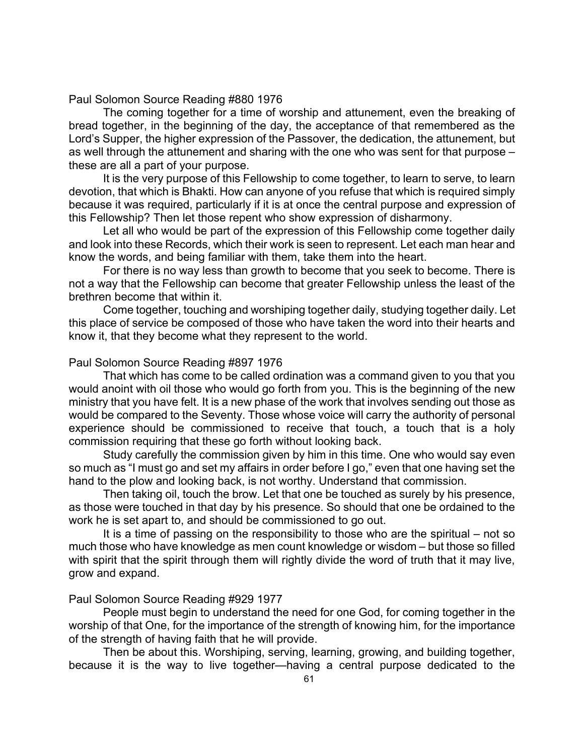Paul Solomon Source Reading #880 1976

The coming together for a time of worship and attunement, even the breaking of bread together, in the beginning of the day, the acceptance of that remembered as the Lord's Supper, the higher expression of the Passover, the dedication, the attunement, but as well through the attunement and sharing with the one who was sent for that purpose – these are all a part of your purpose.

It is the very purpose of this Fellowship to come together, to learn to serve, to learn devotion, that which is Bhakti. How can anyone of you refuse that which is required simply because it was required, particularly if it is at once the central purpose and expression of this Fellowship? Then let those repent who show expression of disharmony.

Let all who would be part of the expression of this Fellowship come together daily and look into these Records, which their work is seen to represent. Let each man hear and know the words, and being familiar with them, take them into the heart.

For there is no way less than growth to become that you seek to become. There is not a way that the Fellowship can become that greater Fellowship unless the least of the brethren become that within it.

Come together, touching and worshiping together daily, studying together daily. Let this place of service be composed of those who have taken the word into their hearts and know it, that they become what they represent to the world.

Paul Solomon Source Reading #897 1976

That which has come to be called ordination was a command given to you that you would anoint with oil those who would go forth from you. This is the beginning of the new ministry that you have felt. It is a new phase of the work that involves sending out those as would be compared to the Seventy. Those whose voice will carry the authority of personal experience should be commissioned to receive that touch, a touch that is a holy commission requiring that these go forth without looking back.

Study carefully the commission given by him in this time. One who would say even so much as "I must go and set my affairs in order before I go," even that one having set the hand to the plow and looking back, is not worthy. Understand that commission.

Then taking oil, touch the brow. Let that one be touched as surely by his presence, as those were touched in that day by his presence. So should that one be ordained to the work he is set apart to, and should be commissioned to go out.

It is a time of passing on the responsibility to those who are the spiritual – not so much those who have knowledge as men count knowledge or wisdom – but those so filled with spirit that the spirit through them will rightly divide the word of truth that it may live, grow and expand.

Paul Solomon Source Reading #929 1977

People must begin to understand the need for one God, for coming together in the worship of that One, for the importance of the strength of knowing him, for the importance of the strength of having faith that he will provide.

Then be about this. Worshiping, serving, learning, growing, and building together, because it is the way to live together—having a central purpose dedicated to the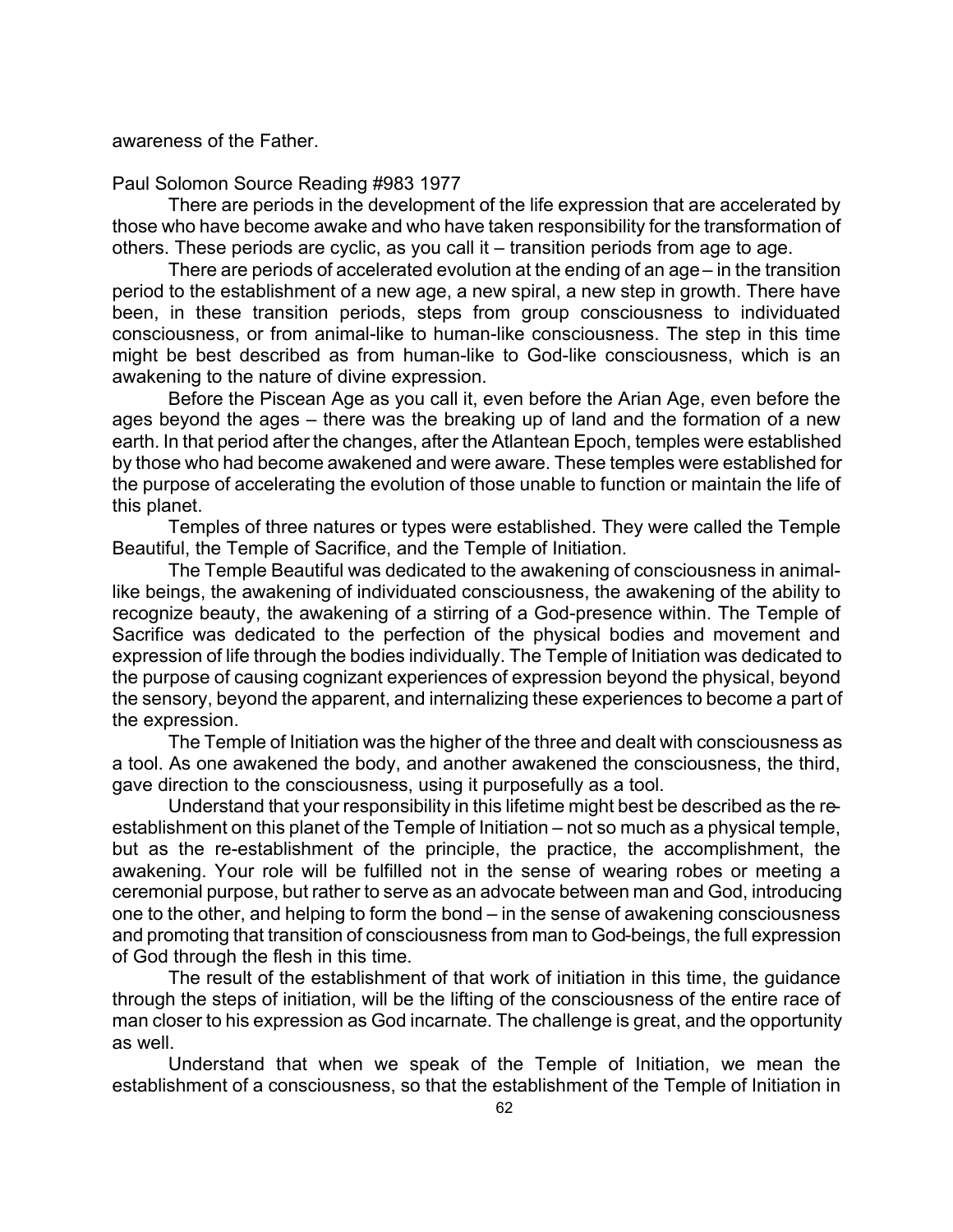awareness of the Father.

Paul Solomon Source Reading #983 1977

There are periods in the development of the life expression that are accelerated by those who have become awake and who have taken responsibility for the transformation of others. These periods are cyclic, as you call it – transition periods from age to age.

There are periods of accelerated evolution at the ending of an age – in the transition period to the establishment of a new age, a new spiral, a new step in growth. There have been, in these transition periods, steps from group consciousness to individuated consciousness, or from animal-like to human-like consciousness. The step in this time might be best described as from human-like to God-like consciousness, which is an awakening to the nature of divine expression.

Before the Piscean Age as you call it, even before the Arian Age, even before the ages beyond the ages – there was the breaking up of land and the formation of a new earth. In that period after the changes, after the Atlantean Epoch, temples were established by those who had become awakened and were aware. These temples were established for the purpose of accelerating the evolution of those unable to function or maintain the life of this planet.

Temples of three natures or types were established. They were called the Temple Beautiful, the Temple of Sacrifice, and the Temple of Initiation.

The Temple Beautiful was dedicated to the awakening of consciousness in animal-like beings, the awakening of individuated consciousness, the awakening of the ability to recognize beauty, the awakening of a stirring of a God-presence within. The Temple of Sacrifice was dedicated to the perfection of the physical bodies and movement and expression of life through the bodies individually. The Temple of Initiation was dedicated to the purpose of causing cognizant experiences of expression beyond the physical, beyond the sensory, beyond the apparent, and internalizing these experiences to become a part of the expression.

The Temple of Initiation was the higher of the three and dealt with consciousness as a tool. As one awakened the body, and another awakened the consciousness, the third, gave direction to the consciousness, using it purposefully as a tool.

Understand that your responsibility in this lifetime might best be described as the re-establishment on this planet of the Temple of Initiation – not so much as a physical temple, but as the re-establishment of the principle, the practice, the accomplishment, the awakening. Your role will be fulfilled not in the sense of wearing robes or meeting a ceremonial purpose, but rather to serve as an advocate between man and God, introducing one to the other, and helping to form the bond – in the sense of awakening consciousness and promoting that transition of consciousness from man to God-beings, the full expression of God through the flesh in this time.

The result of the establishment of that work of initiation in this time, the guidance through the steps of initiation, will be the lifting of the consciousness of the entire race of man closer to his expression as God incarnate. The challenge is great, and the opportunity as well.

Understand that when we speak of the Temple of Initiation, we mean the establishment of a consciousness, so that the establishment of the Temple of Initiation in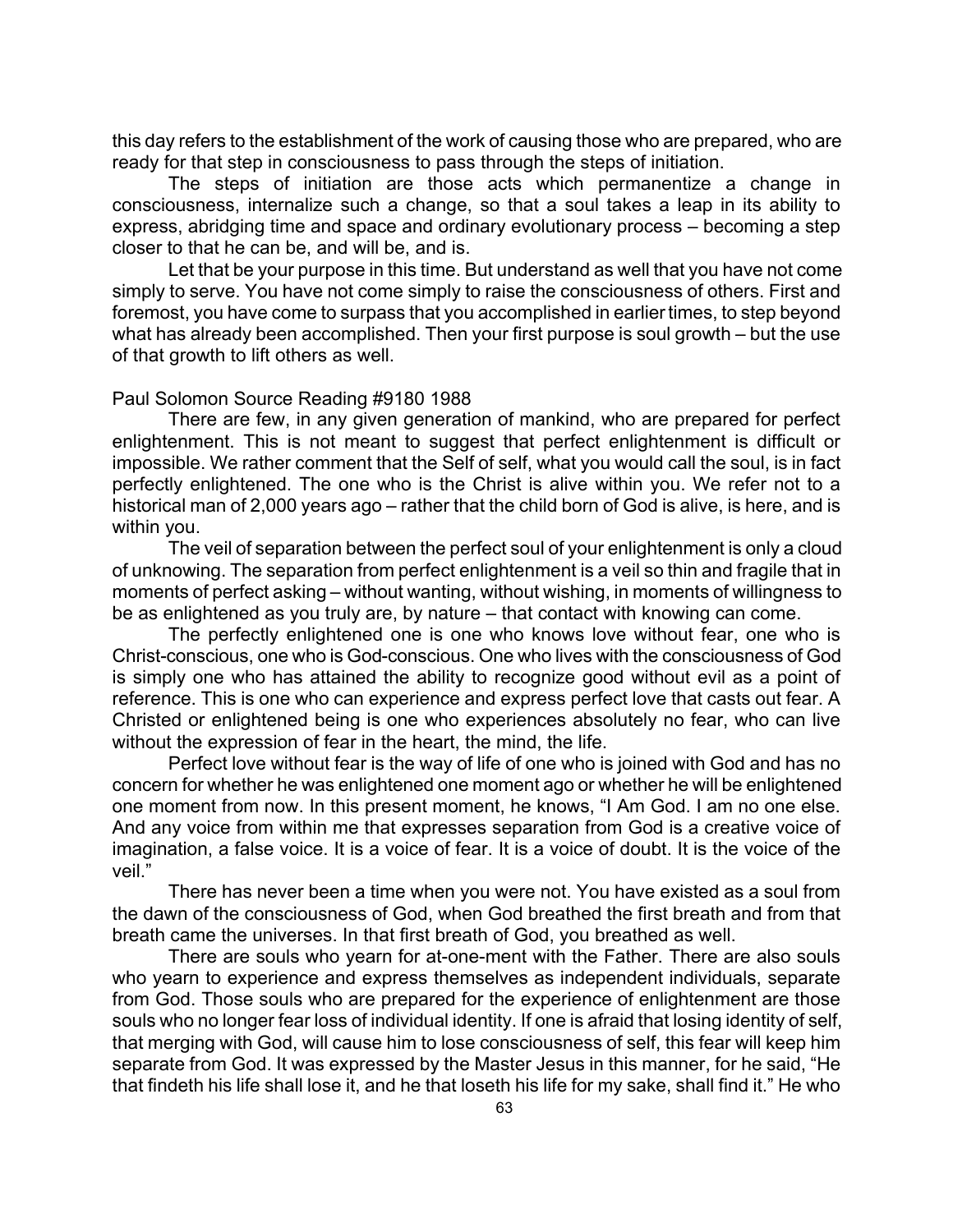this day refers to the establishment of the work of causing those who are prepared, who are ready for that step in consciousness to pass through the steps of initiation.

The steps of initiation are those acts which permanentize a change in consciousness, internalize such a change, so that a soul takes a leap in its ability to express, abridging time and space and ordinary evolutionary process – becoming a step closer to that he can be, and will be, and is.

Let that be your purpose in this time. But understand as well that you have not come simply to serve. You have not come simply to raise the consciousness of others. First and foremost, you have come to surpass that you accomplished in earlier times, to step beyond what has already been accomplished. Then your first purpose is soul growth – but the use of that growth to lift others as well.

Paul Solomon Source Reading #9180 1988

There are few, in any given generation of mankind, who are prepared for perfect enlightenment. This is not meant to suggest that perfect enlightenment is difficult or impossible. We rather comment that the Self of self, what you would call the soul, is in fact perfectly enlightened. The one who is the Christ is alive within you. We refer not to a historical man of 2,000 years ago – rather that the child born of God is alive, is here, and is within you.

The veil of separation between the perfect soul of your enlightenment is only a cloud of unknowing. The separation from perfect enlightenment is a veil so thin and fragile that in moments of perfect asking – without wanting, without wishing, in moments of willingness to be as enlightened as you truly are, by nature – that contact with knowing can come.

The perfectly enlightened one is one who knows love without fear, one who is Christ-conscious, one who is God-conscious. One who lives with the consciousness of God is simply one who has attained the ability to recognize good without evil as a point of reference. This is one who can experience and express perfect love that casts out fear. A Christed or enlightened being is one who experiences absolutely no fear, who can live without the expression of fear in the heart, the mind, the life.

Perfect love without fear is the way of life of one who is joined with God and has no concern for whether he was enlightened one moment ago or whether he will be enlightened one moment from now. In this present moment, he knows, "I Am God. I am no one else. And any voice from within me that expresses separation from God is a creative voice of imagination, a false voice. It is a voice of fear. It is a voice of doubt. It is the voice of the veil."

There has never been a time when you were not. You have existed as a soul from the dawn of the consciousness of God, when God breathed the first breath and from that breath came the universes. In that first breath of God, you breathed as well.

There are souls who yearn for at-one-ment with the Father. There are also souls who yearn to experience and express themselves as independent individuals, separate from God. Those souls who are prepared for the experience of enlightenment are those souls who no longer fear loss of individual identity. If one is afraid that losing identity of self, that merging with God, will cause him to lose consciousness of self, this fear will keep him separate from God. It was expressed by the Master Jesus in this manner, for he said, "He that findeth his life shall lose it, and he that loseth his life for my sake, shall find it." He who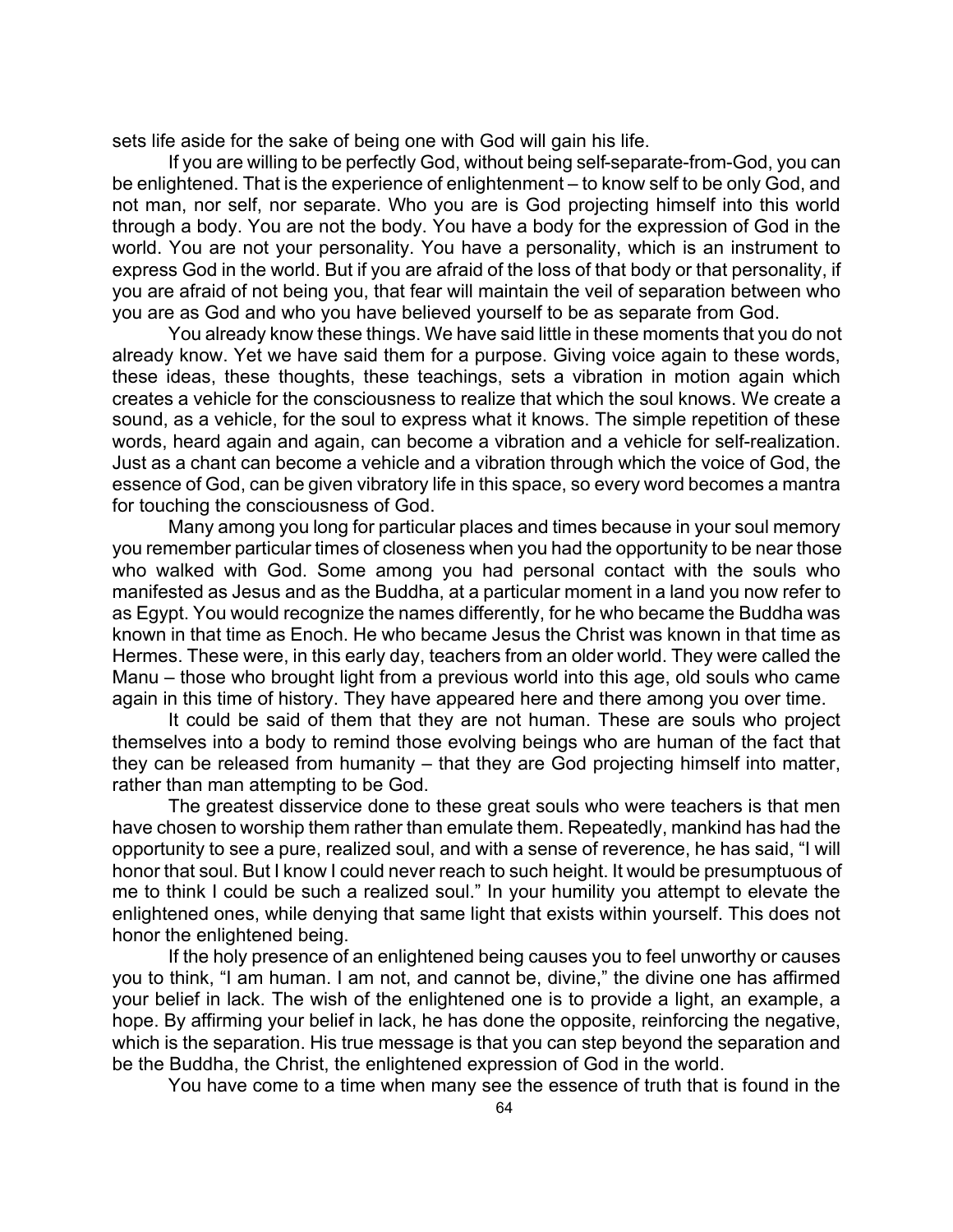sets life aside for the sake of being one with God will gain his life.

If you are willing to be perfectly God, without being self-separate-from-God, you can be enlightened. That is the experience of enlightenment – to know self to be only God, and not man, nor self, nor separate. Who you are is God projecting himself into this world through a body. You are not the body. You have a body for the expression of God in the world. You are not your personality. You have a personality, which is an instrument to express God in the world. But if you are afraid of the loss of that body or that personality, if you are afraid of not being you, that fear will maintain the veil of separation between who you are as God and who you have believed yourself to be as separate from God.

You already know these things. We have said little in these moments that you do not already know. Yet we have said them for a purpose. Giving voice again to these words, these ideas, these thoughts, these teachings, sets a vibration in motion again which creates a vehicle for the consciousness to realize that which the soul knows. We create a sound, as a vehicle, for the soul to express what it knows. The simple repetition of these words, heard again and again, can become a vibration and a vehicle for self-realization. Just as a chant can become a vehicle and a vibration through which the voice of God, the essence of God, can be given vibratory life in this space, so every word becomes a mantra for touching the consciousness of God.

Many among you long for particular places and times because in your soul memory you remember particular times of closeness when you had the opportunity to be near those who walked with God. Some among you had personal contact with the souls who manifested as Jesus and as the Buddha, at a particular moment in a land you now refer to as Egypt. You would recognize the names differently, for he who became the Buddha was known in that time as Enoch. He who became Jesus the Christ was known in that time as Hermes. These were, in this early day, teachers from an older world. They were called the Manu – those who brought light from a previous world into this age, old souls who came again in this time of history. They have appeared here and there among you over time.

It could be said of them that they are not human. These are souls who project themselves into a body to remind those evolving beings who are human of the fact that they can be released from humanity – that they are God projecting himself into matter, rather than man attempting to be God.

The greatest disservice done to these great souls who were teachers is that men have chosen to worship them rather than emulate them. Repeatedly, mankind has had the opportunity to see a pure, realized soul, and with a sense of reverence, he has said, "I will honor that soul. But I know I could never reach to such height. It would be presumptuous of me to think I could be such a realized soul." In your humility you attempt to elevate the enlightened ones, while denying that same light that exists within yourself. This does not honor the enlightened being.

If the holy presence of an enlightened being causes you to feel unworthy or causes you to think, "I am human. I am not, and cannot be, divine," the divine one has affirmed your belief in lack. The wish of the enlightened one is to provide a light, an example, a hope. By affirming your belief in lack, he has done the opposite, reinforcing the negative, which is the separation. His true message is that you can step beyond the separation and be the Buddha, the Christ, the enlightened expression of God in the world.

You have come to a time when many see the essence of truth that is found in the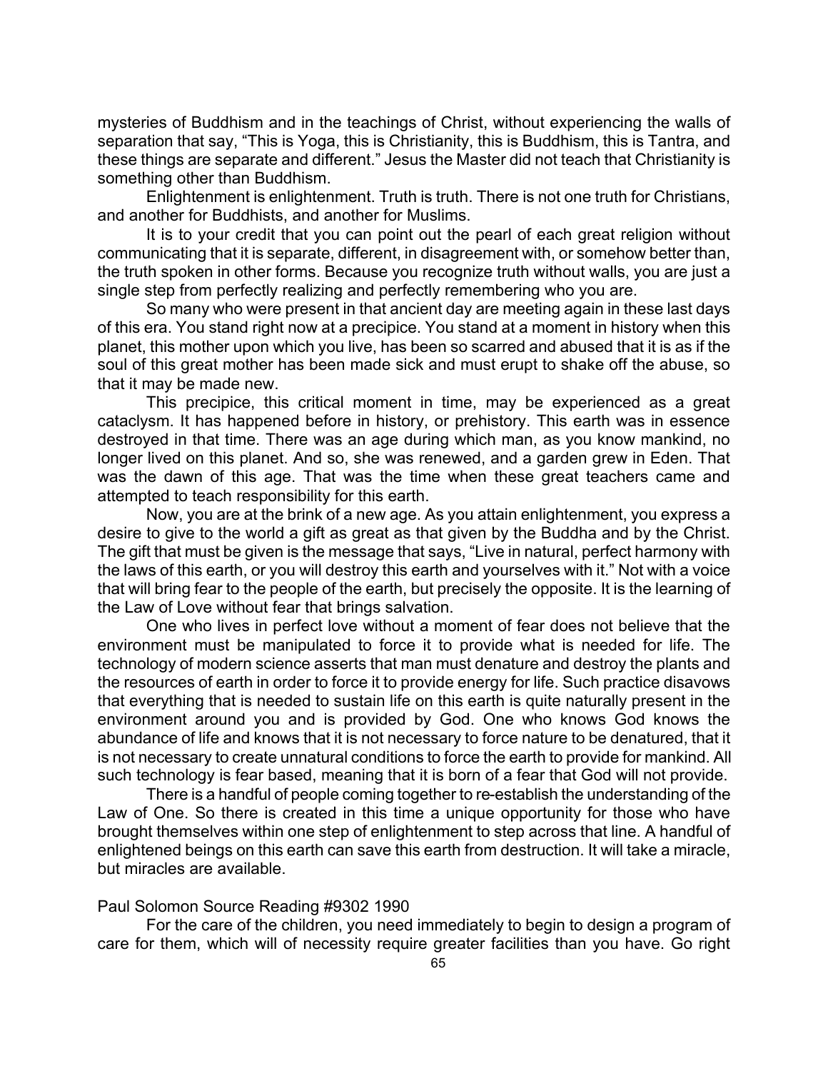mysteries of Buddhism and in the teachings of Christ, without experiencing the walls of separation that say, "This is Yoga, this is Christianity, this is Buddhism, this is Tantra, and these things are separate and different." Jesus the Master did not teach that Christianity is something other than Buddhism.

Enlightenment is enlightenment. Truth is truth. There is not one truth for Christians, and another for Buddhists, and another for Muslims.

It is to your credit that you can point out the pearl of each great religion without communicating that it is separate, different, in disagreement with, or somehow better than, the truth spoken in other forms. Because you recognize truth without walls, you are just a single step from perfectly realizing and perfectly remembering who you are.

So many who were present in that ancient day are meeting again in these last days of this era. You stand right now at a precipice. You stand at a moment in history when this planet, this mother upon which you live, has been so scarred and abused that it is as if the soul of this great mother has been made sick and must erupt to shake off the abuse, so that it may be made new.

This precipice, this critical moment in time, may be experienced as a great cataclysm. It has happened before in history, or prehistory. This earth was in essence destroyed in that time. There was an age during which man, as you know mankind, no longer lived on this planet. And so, she was renewed, and a garden grew in Eden. That was the dawn of this age. That was the time when these great teachers came and attempted to teach responsibility for this earth.

Now, you are at the brink of a new age. As you attain enlightenment, you express a desire to give to the world a gift as great as that given by the Buddha and by the Christ. The gift that must be given is the message that says, "Live in natural, perfect harmony with the laws of this earth, or you will destroy this earth and yourselves with it." Not with a voice that will bring fear to the people of the earth, but precisely the opposite. It is the learning of the Law of Love without fear that brings salvation.

One who lives in perfect love without a moment of fear does not believe that the environment must be manipulated to force it to provide what is needed for life. The technology of modern science asserts that man must denature and destroy the plants and the resources of earth in order to force it to provide energy for life. Such practice disavows that everything that is needed to sustain life on this earth is quite naturally present in the environment around you and is provided by God. One who knows God knows the abundance of life and knows that it is not necessary to force nature to be denatured, that it is not necessary to create unnatural conditions to force the earth to provide for mankind. All such technology is fear based, meaning that it is born of a fear that God will not provide.

There is a handful of people coming together to re-establish the understanding of the Law of One. So there is created in this time a unique opportunity for those who have brought themselves within one step of enlightenment to step across that line. A handful of enlightened beings on this earth can save this earth from destruction. It will take a miracle, but miracles are available.

Paul Solomon Source Reading #9302 1990

For the care of the children, you need immediately to begin to design a program of care for them, which will of necessity require greater facilities than you have. Go right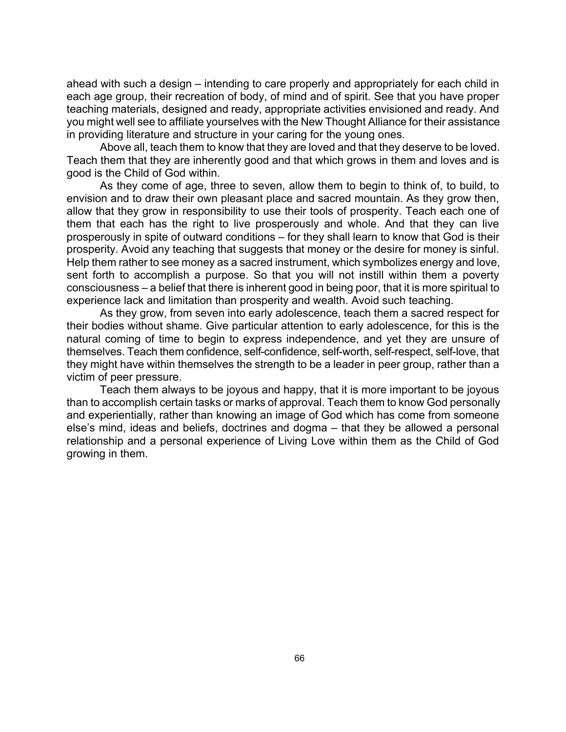ahead with such a design – intending to care properly and appropriately for each child in each age group, their recreation of body, of mind and of spirit. See that you have proper teaching materials, designed and ready, appropriate activities envisioned and ready. And you might well see to affiliate yourselves with the New Thought Alliance for their assistance in providing literature and structure in your caring for the young ones.

Above all, teach them to know that they are loved and that they deserve to be loved. Teach them that they are inherently good and that which grows in them and loves and is good is the Child of God within.

As they come of age, three to seven, allow them to begin to think of, to build, to envision and to draw their own pleasant place and sacred mountain. As they grow then, allow that they grow in responsibility to use their tools of prosperity. Teach each one of them that each has the right to live prosperously and whole. And that they can live prosperously in spite of outward conditions – for they shall learn to know that God is their prosperity. Avoid any teaching that suggests that money or the desire for money is sinful. Help them rather to see money as a sacred instrument, which symbolizes energy and love, sent forth to accomplish a purpose. So that you will not instill within them a poverty consciousness – a belief that there is inherent good in being poor, that it is more spiritual to experience lack and limitation than prosperity and wealth. Avoid such teaching.

As they grow, from seven into early adolescence, teach them a sacred respect for their bodies without shame. Give particular attention to early adolescence, for this is the natural coming of time to begin to express independence, and yet they are unsure of themselves. Teach them confidence, self-confidence, self-worth, self-respect, self-love, that they might have within themselves the strength to be a leader in peer group, rather than a victim of peer pressure.

Teach them always to be joyous and happy, that it is more important to be joyous than to accomplish certain tasks or marks of approval. Teach them to know God personally and experientially, rather than knowing an image of God which has come from someone else's mind, ideas and beliefs, doctrines and dogma – that they be allowed a personal relationship and a personal experience of Living Love within them as the Child of God growing in them.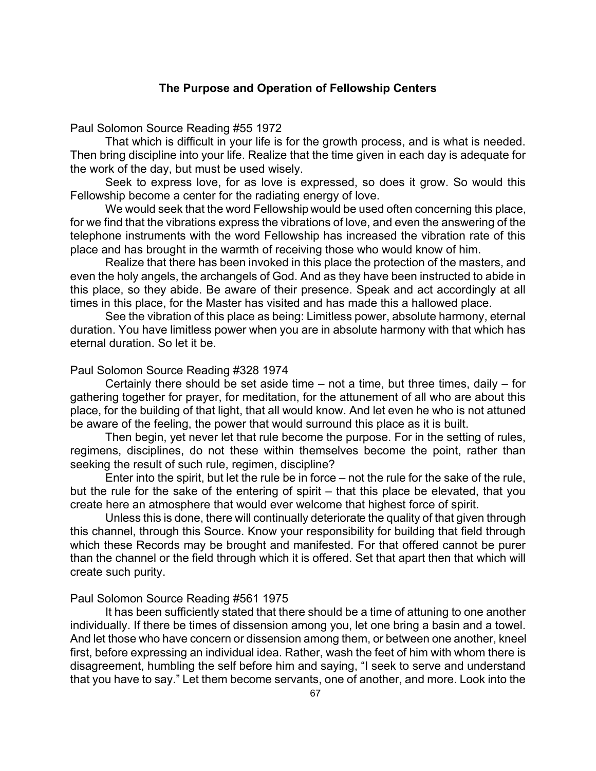## The Purpose and Operation of Fellowship Centers

Paul Solomon Source Reading #55 1972

That which is difficult in your life is for the growth process, and is what is needed. Then bring discipline into your life. Realize that the time given in each day is adequate for the work of the day, but must be used wisely.

Seek to express love, for as love is expressed, so does it grow. So would this Fellowship become a center for the radiating energy of love.

We would seek that the word Fellowship would be used often concerning this place, for we find that the vibrations express the vibrations of love, and even the answering of the telephone instruments with the word Fellowship has increased the vibration rate of this place and has brought in the warmth of receiving those who would know of him.

Realize that there has been invoked in this place the protection of the masters, and even the holy angels, the archangels of God. And as they have been instructed to abide in this place, so they abide. Be aware of their presence. Speak and act accordingly at all times in this place, for the Master has visited and has made this a hallowed place.

See the vibration of this place as being: Limitless power, absolute harmony, eternal duration. You have limitless power when you are in absolute harmony with that which has eternal duration. So let it be.

Paul Solomon Source Reading #328 1974

Certainly there should be set aside time – not a time, but three times, daily – for gathering together for prayer, for meditation, for the attunement of all who are about this place, for the building of that light, that all would know. And let even he who is not attuned be aware of the feeling, the power that would surround this place as it is built.

Then begin, yet never let that rule become the purpose. For in the setting of rules, regimens, disciplines, do not these within themselves become the point, rather than seeking the result of such rule, regimen, discipline?

Enter into the spirit, but let the rule be in force – not the rule for the sake of the rule, but the rule for the sake of the entering of spirit – that this place be elevated, that you create here an atmosphere that would ever welcome that highest force of spirit.

Unless this is done, there will continually deteriorate the quality of that given through this channel, through this Source. Know your responsibility for building that field through which these Records may be brought and manifested. For that offered cannot be purer than the channel or the field through which it is offered. Set that apart then that which will create such purity.

Paul Solomon Source Reading #561 1975

It has been sufficiently stated that there should be a time of attuning to one another individually. If there be times of dissension among you, let one bring a basin and a towel. And let those who have concern or dissension among them, or between one another, kneel first, before expressing an individual idea. Rather, wash the feet of him with whom there is disagreement, humbling the self before him and saying, "I seek to serve and understand that you have to say." Let them become servants, one of another, and more. Look into the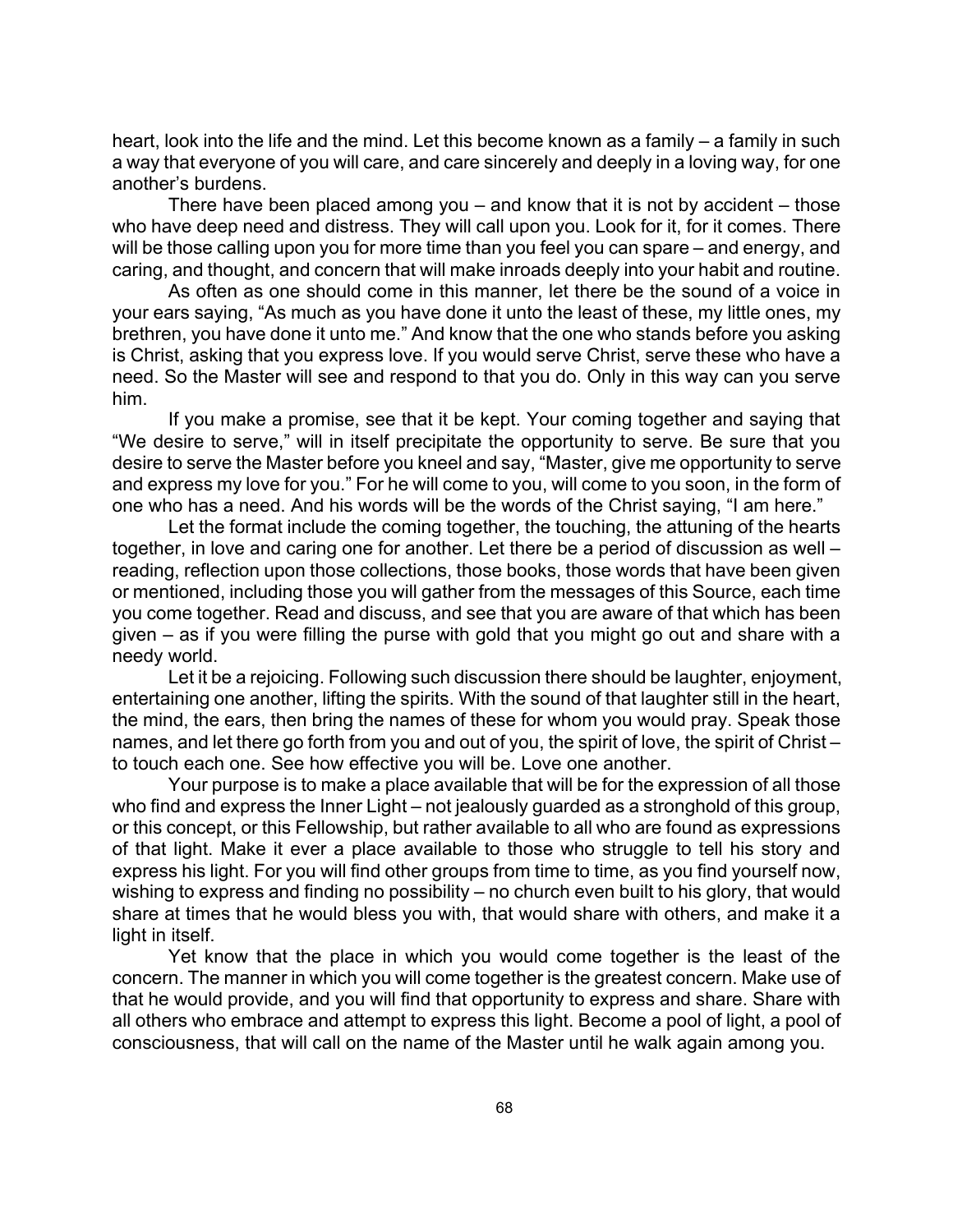heart, look into the life and the mind. Let this become known as a family – a family in such a way that everyone of you will care, and care sincerely and deeply in a loving way, for one another's burdens.

There have been placed among you – and know that it is not by accident – those who have deep need and distress. They will call upon you. Look for it, for it comes. There will be those calling upon you for more time than you feel you can spare – and energy, and caring, and thought, and concern that will make inroads deeply into your habit and routine.

As often as one should come in this manner, let there be the sound of a voice in your ears saying, "As much as you have done it unto the least of these, my little ones, my brethren, you have done it unto me." And know that the one who stands before you asking is Christ, asking that you express love. If you would serve Christ, serve these who have a need. So the Master will see and respond to that you do. Only in this way can you serve him.

If you make a promise, see that it be kept. Your coming together and saying that "We desire to serve," will in itself precipitate the opportunity to serve. Be sure that you desire to serve the Master before you kneel and say, "Master, give me opportunity to serve and express my love for you." For he will come to you, will come to you soon, in the form of one who has a need. And his words will be the words of the Christ saying, "I am here."

Let the format include the coming together, the touching, the attuning of the hearts together, in love and caring one for another. Let there be a period of discussion as well – reading, reflection upon those collections, those books, those words that have been given or mentioned, including those you will gather from the messages of this Source, each time you come together. Read and discuss, and see that you are aware of that which has been given – as if you were filling the purse with gold that you might go out and share with a needy world.

Let it be a rejoicing. Following such discussion there should be laughter, enjoyment, entertaining one another, lifting the spirits. With the sound of that laughter still in the heart, the mind, the ears, then bring the names of these for whom you would pray. Speak those names, and let there go forth from you and out of you, the spirit of love, the spirit of Christ – to touch each one. See how effective you will be. Love one another.

Your purpose is to make a place available that will be for the expression of all those who find and express the Inner Light – not jealously guarded as a stronghold of this group, or this concept, or this Fellowship, but rather available to all who are found as expressions of that light. Make it ever a place available to those who struggle to tell his story and express his light. For you will find other groups from time to time, as you find yourself now, wishing to express and finding no possibility – no church even built to his glory, that would share at times that he would bless you with, that would share with others, and make it a light in itself.

Yet know that the place in which you would come together is the least of the concern. The manner in which you will come together is the greatest concern. Make use of that he would provide, and you will find that opportunity to express and share. Share with all others who embrace and attempt to express this light. Become a pool of light, a pool of consciousness, that will call on the name of the Master until he walk again among you.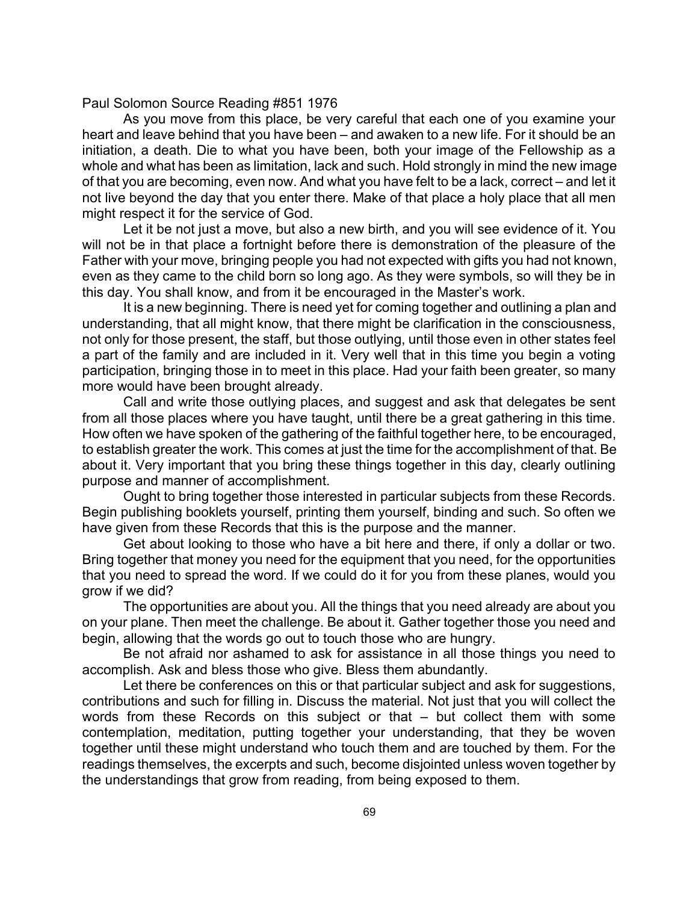Paul Solomon Source Reading #851 1976

As you move from this place, be very careful that each one of you examine your heart and leave behind that you have been – and awaken to a new life. For it should be an initiation, a death. Die to what you have been, both your image of the Fellowship as a whole and what has been as limitation, lack and such. Hold strongly in mind the new image of that you are becoming, even now. And what you have felt to be a lack, correct – and let it not live beyond the day that you enter there. Make of that place a holy place that all men might respect it for the service of God.

Let it be not just a move, but also a new birth, and you will see evidence of it. You will not be in that place a fortnight before there is demonstration of the pleasure of the Father with your move, bringing people you had not expected with gifts you had not known, even as they came to the child born so long ago. As they were symbols, so will they be in this day. You shall know, and from it be encouraged in the Master's work.

It is a new beginning. There is need yet for coming together and outlining a plan and understanding, that all might know, that there might be clarification in the consciousness, not only for those present, the staff, but those outlying, until those even in other states feel a part of the family and are included in it. Very well that in this time you begin a voting participation, bringing those in to meet in this place. Had your faith been greater, so many more would have been brought already.

Call and write those outlying places, and suggest and ask that delegates be sent from all those places where you have taught, until there be a great gathering in this time. How often we have spoken of the gathering of the faithful together here, to be encouraged, to establish greater the work. This comes at just the time for the accomplishment of that. Be about it. Very important that you bring these things together in this day, clearly outlining purpose and manner of accomplishment.

Ought to bring together those interested in particular subjects from these Records. Begin publishing booklets yourself, printing them yourself, binding and such. So often we have given from these Records that this is the purpose and the manner.

Get about looking to those who have a bit here and there, if only a dollar or two. Bring together that money you need for the equipment that you need, for the opportunities that you need to spread the word. If we could do it for you from these planes, would you grow if we did?

The opportunities are about you. All the things that you need already are about you on your plane. Then meet the challenge. Be about it. Gather together those you need and begin, allowing that the words go out to touch those who are hungry.

Be not afraid nor ashamed to ask for assistance in all those things you need to accomplish. Ask and bless those who give. Bless them abundantly.

Let there be conferences on this or that particular subject and ask for suggestions, contributions and such for filling in. Discuss the material. Not just that you will collect the words from these Records on this subject or that – but collect them with some contemplation, meditation, putting together your understanding, that they be woven together until these might understand who touch them and are touched by them. For the readings themselves, the excerpts and such, become disjointed unless woven together by the understandings that grow from reading, from being exposed to them.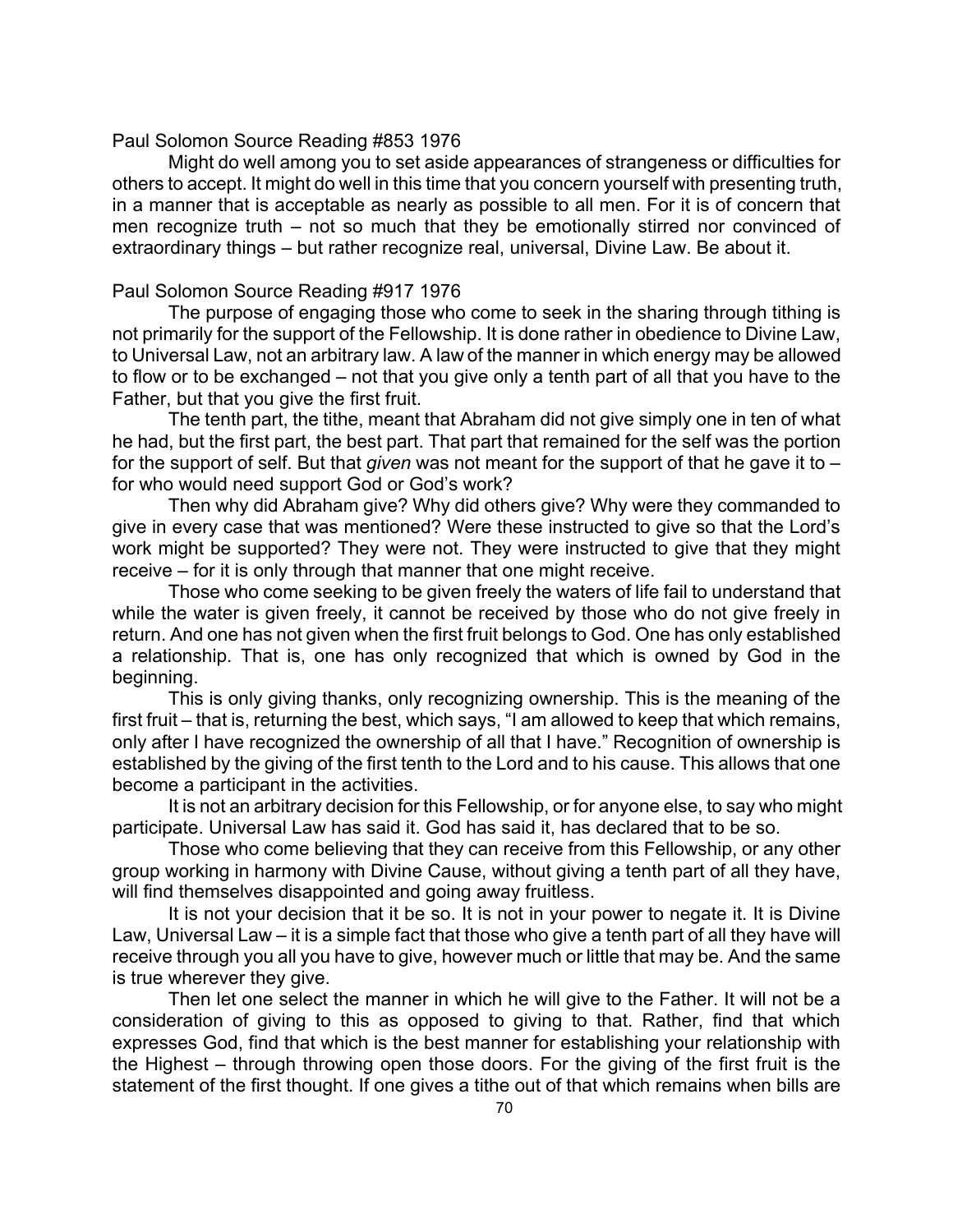Paul Solomon Source Reading #853 1976

Might do well among you to set aside appearances of strangeness or difficulties for others to accept. It might do well in this time that you concern yourself with presenting truth, in a manner that is acceptable as nearly as possible to all men. For it is of concern that men recognize truth – not so much that they be emotionally stirred nor convinced of extraordinary things – but rather recognize real, universal, Divine Law. Be about it.

Paul Solomon Source Reading #917 1976

The purpose of engaging those who come to seek in the sharing through tithing is not primarily for the support of the Fellowship. It is done rather in obedience to Divine Law, to Universal Law, not an arbitrary law. A law of the manner in which energy may be allowed to flow or to be exchanged – not that you give only a tenth part of all that you have to the Father, but that you give the first fruit.

The tenth part, the tithe, meant that Abraham did not give simply one in ten of what he had, but the first part, the best part. That part that remained for the self was the portion for the support of self. But that *given* was not meant for the support of that he gave it to – for who would need support God or God's work?

Then why did Abraham give? Why did others give? Why were they commanded to give in every case that was mentioned? Were these instructed to give so that the Lord's work might be supported? They were not. They were instructed to give that they might receive – for it is only through that manner that one might receive.

Those who come seeking to be given freely the waters of life fail to understand that while the water is given freely, it cannot be received by those who do not give freely in return. And one has not given when the first fruit belongs to God. One has only established a relationship. That is, one has only recognized that which is owned by God in the beginning.

This is only giving thanks, only recognizing ownership. This is the meaning of the first fruit – that is, returning the best, which says, "I am allowed to keep that which remains, only after I have recognized the ownership of all that I have." Recognition of ownership is established by the giving of the first tenth to the Lord and to his cause. This allows that one become a participant in the activities.

It is not an arbitrary decision for this Fellowship, or for anyone else, to say who might participate. Universal Law has said it. God has said it, has declared that to be so.

Those who come believing that they can receive from this Fellowship, or any other group working in harmony with Divine Cause, without giving a tenth part of all they have, will find themselves disappointed and going away fruitless.

It is not your decision that it be so. It is not in your power to negate it. It is Divine Law, Universal Law – it is a simple fact that those who give a tenth part of all they have will receive through you all you have to give, however much or little that may be. And the same is true wherever they give.

Then let one select the manner in which he will give to the Father. It will not be a consideration of giving to this as opposed to giving to that. Rather, find that which expresses God, find that which is the best manner for establishing your relationship with the Highest – through throwing open those doors. For the giving of the first fruit is the statement of the first thought. If one gives a tithe out of that which remains when bills are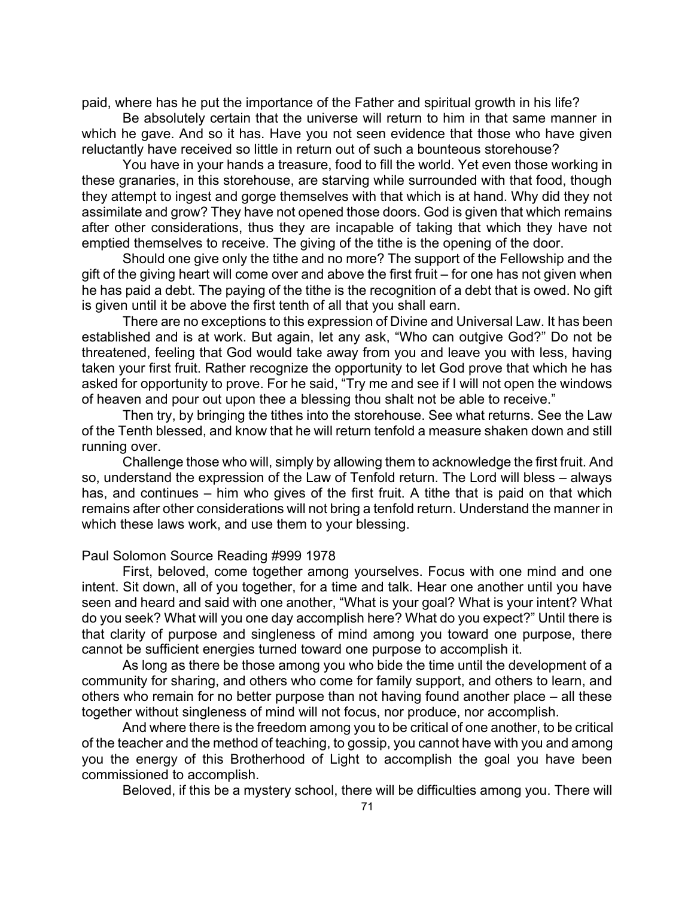paid, where has he put the importance of the Father and spiritual growth in his life?

Be absolutely certain that the universe will return to him in that same manner in which he gave. And so it has. Have you not seen evidence that those who have given reluctantly have received so little in return out of such a bounteous storehouse?

You have in your hands a treasure, food to fill the world. Yet even those working in these granaries, in this storehouse, are starving while surrounded with that food, though they attempt to ingest and gorge themselves with that which is at hand. Why did they not assimilate and grow? They have not opened those doors. God is given that which remains after other considerations, thus they are incapable of taking that which they have not emptied themselves to receive. The giving of the tithe is the opening of the door.

Should one give only the tithe and no more? The support of the Fellowship and the gift of the giving heart will come over and above the first fruit – for one has not given when he has paid a debt. The paying of the tithe is the recognition of a debt that is owed. No gift is given until it be above the first tenth of all that you shall earn.

There are no exceptions to this expression of Divine and Universal Law. It has been established and is at work. But again, let any ask, "Who can outgive God?" Do not be threatened, feeling that God would take away from you and leave you with less, having taken your first fruit. Rather recognize the opportunity to let God prove that which he has asked for opportunity to prove. For he said, "Try me and see if I will not open the windows of heaven and pour out upon thee a blessing thou shalt not be able to receive."

Then try, by bringing the tithes into the storehouse. See what returns. See the Law of the Tenth blessed, and know that he will return tenfold a measure shaken down and still running over.

Challenge those who will, simply by allowing them to acknowledge the first fruit. And so, understand the expression of the Law of Tenfold return. The Lord will bless – always has, and continues – him who gives of the first fruit. A tithe that is paid on that which remains after other considerations will not bring a tenfold return. Understand the manner in which these laws work, and use them to your blessing.

Paul Solomon Source Reading #999 1978

First, beloved, come together among yourselves. Focus with one mind and one intent. Sit down, all of you together, for a time and talk. Hear one another until you have seen and heard and said with one another, "What is your goal? What is your intent? What do you seek? What will you one day accomplish here? What do you expect?" Until there is that clarity of purpose and singleness of mind among you toward one purpose, there cannot be sufficient energies turned toward one purpose to accomplish it.

As long as there be those among you who bide the time until the development of a community for sharing, and others who come for family support, and others to learn, and others who remain for no better purpose than not having found another place – all these together without singleness of mind will not focus, nor produce, nor accomplish.

And where there is the freedom among you to be critical of one another, to be critical of the teacher and the method of teaching, to gossip, you cannot have with you and among you the energy of this Brotherhood of Light to accomplish the goal you have been commissioned to accomplish.

Beloved, if this be a mystery school, there will be difficulties among you. There will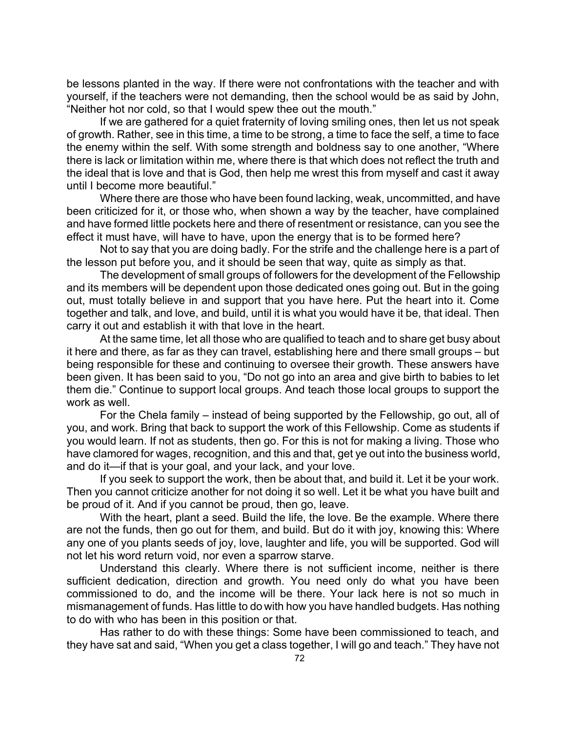be lessons planted in the way. If there were not confrontations with the teacher and with yourself, if the teachers were not demanding, then the school would be as said by John, "Neither hot nor cold, so that I would spew thee out the mouth."

If we are gathered for a quiet fraternity of loving smiling ones, then let us not speak of growth. Rather, see in this time, a time to be strong, a time to face the self, a time to face the enemy within the self. With some strength and boldness say to one another, "Where there is lack or limitation within me, where there is that which does not reflect the truth and the ideal that is love and that is God, then help me wrest this from myself and cast it away until I become more beautiful."

Where there are those who have been found lacking, weak, uncommitted, and have been criticized for it, or those who, when shown a way by the teacher, have complained and have formed little pockets here and there of resentment or resistance, can you see the effect it must have, will have to have, upon the energy that is to be formed here?

Not to say that you are doing badly. For the strife and the challenge here is a part of the lesson put before you, and it should be seen that way, quite as simply as that.

The development of small groups of followers for the development of the Fellowship and its members will be dependent upon those dedicated ones going out. But in the going out, must totally believe in and support that you have here. Put the heart into it. Come together and talk, and love, and build, until it is what you would have it be, that ideal. Then carry it out and establish it with that love in the heart.

At the same time, let all those who are qualified to teach and to share get busy about it here and there, as far as they can travel, establishing here and there small groups – but being responsible for these and continuing to oversee their growth. These answers have been given. It has been said to you, "Do not go into an area and give birth to babies to let them die." Continue to support local groups. And teach those local groups to support the work as well.

For the Chela family – instead of being supported by the Fellowship, go out, all of you, and work. Bring that back to support the work of this Fellowship. Come as students if you would learn. If not as students, then go. For this is not for making a living. Those who have clamored for wages, recognition, and this and that, get ye out into the business world, and do it—if that is your goal, and your lack, and your love.

If you seek to support the work, then be about that, and build it. Let it be your work. Then you cannot criticize another for not doing it so well. Let it be what you have built and be proud of it. And if you cannot be proud, then go, leave.

With the heart, plant a seed. Build the life, the love. Be the example. Where there are not the funds, then go out for them, and build. But do it with joy, knowing this: Where any one of you plants seeds of joy, love, laughter and life, you will be supported. God will not let his word return void, nor even a sparrow starve.

Understand this clearly. Where there is not sufficient income, neither is there sufficient dedication, direction and growth. You need only do what you have been commissioned to do, and the income will be there. Your lack here is not so much in mismanagement of funds. Has little to do with how you have handled budgets. Has nothing to do with who has been in this position or that.

Has rather to do with these things: Some have been commissioned to teach, and they have sat and said, "When you get a class together, I will go and teach." They have not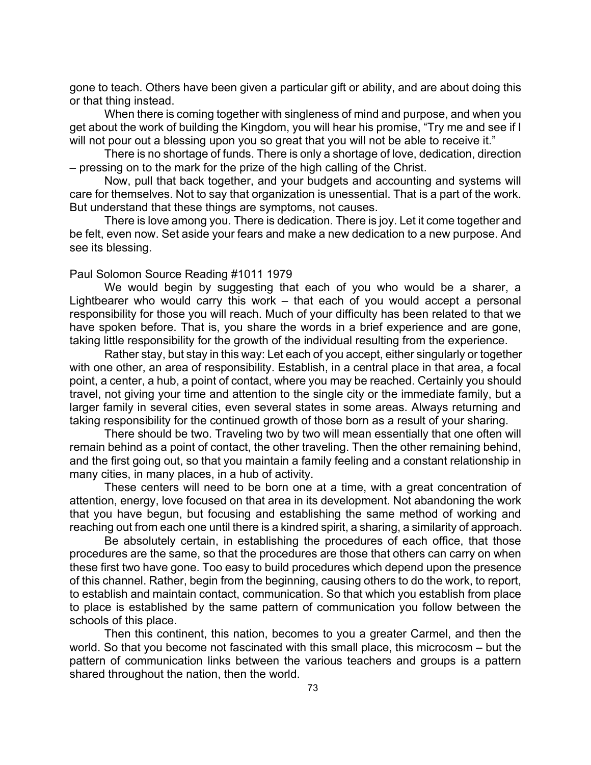gone to teach. Others have been given a particular gift or ability, and are about doing this or that thing instead.

When there is coming together with singleness of mind and purpose, and when you get about the work of building the Kingdom, you will hear his promise, "Try me and see if I will not pour out a blessing upon you so great that you will not be able to receive it."

There is no shortage of funds. There is only a shortage of love, dedication, direction – pressing on to the mark for the prize of the high calling of the Christ.

Now, pull that back together, and your budgets and accounting and systems will care for themselves. Not to say that organization is unessential. That is a part of the work. But understand that these things are symptoms, not causes.

There is love among you. There is dedication. There is joy. Let it come together and be felt, even now. Set aside your fears and make a new dedication to a new purpose. And see its blessing.

Paul Solomon Source Reading #1011 1979

We would begin by suggesting that each of you who would be a sharer, a Lightbearer who would carry this work – that each of you would accept a personal responsibility for those you will reach. Much of your difficulty has been related to that we have spoken before. That is, you share the words in a brief experience and are gone, taking little responsibility for the growth of the individual resulting from the experience.

Rather stay, but stay in this way: Let each of you accept, either singularly or together with one other, an area of responsibility. Establish, in a central place in that area, a focal point, a center, a hub, a point of contact, where you may be reached. Certainly you should travel, not giving your time and attention to the single city or the immediate family, but a larger family in several cities, even several states in some areas. Always returning and taking responsibility for the continued growth of those born as a result of your sharing.

There should be two. Traveling two by two will mean essentially that one often will remain behind as a point of contact, the other traveling. Then the other remaining behind, and the first going out, so that you maintain a family feeling and a constant relationship in many cities, in many places, in a hub of activity.

These centers will need to be born one at a time, with a great concentration of attention, energy, love focused on that area in its development. Not abandoning the work that you have begun, but focusing and establishing the same method of working and reaching out from each one until there is a kindred spirit, a sharing, a similarity of approach.

Be absolutely certain, in establishing the procedures of each office, that those procedures are the same, so that the procedures are those that others can carry on when these first two have gone. Too easy to build procedures which depend upon the presence of this channel. Rather, begin from the beginning, causing others to do the work, to report, to establish and maintain contact, communication. So that which you establish from place to place is established by the same pattern of communication you follow between the schools of this place.

Then this continent, this nation, becomes to you a greater Carmel, and then the world. So that you become not fascinated with this small place, this microcosm – but the pattern of communication links between the various teachers and groups is a pattern shared throughout the nation, then the world.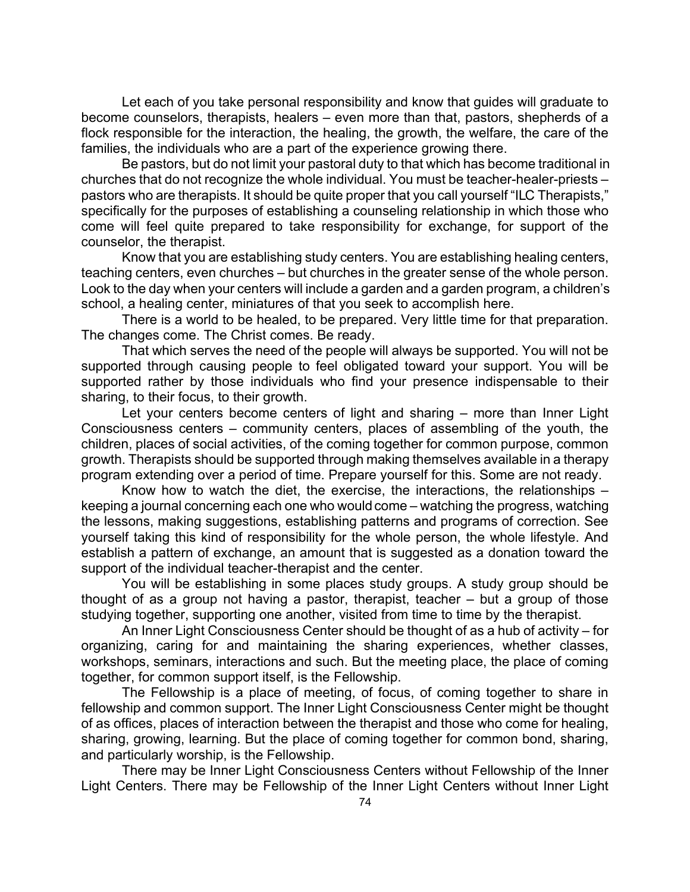Let each of you take personal responsibility and know that guides will graduate to become counselors, therapists, healers – even more than that, pastors, shepherds of a flock responsible for the interaction, the healing, the growth, the welfare, the care of the families, the individuals who are a part of the experience growing there.

Be pastors, but do not limit your pastoral duty to that which has become traditional in churches that do not recognize the whole individual. You must be teacher-healer-priests – pastors who are therapists. It should be quite proper that you call yourself "ILC Therapists," specifically for the purposes of establishing a counseling relationship in which those who come will feel quite prepared to take responsibility for exchange, for support of the counselor, the therapist.

Know that you are establishing study centers. You are establishing healing centers, teaching centers, even churches – but churches in the greater sense of the whole person. Look to the day when your centers will include a garden and a garden program, a children's school, a healing center, miniatures of that you seek to accomplish here.

There is a world to be healed, to be prepared. Very little time for that preparation. The changes come. The Christ comes. Be ready.

That which serves the need of the people will always be supported. You will not be supported through causing people to feel obligated toward your support. You will be supported rather by those individuals who find your presence indispensable to their sharing, to their focus, to their growth.

Let your centers become centers of light and sharing – more than Inner Light Consciousness centers – community centers, places of assembling of the youth, the children, places of social activities, of the coming together for common purpose, common growth. Therapists should be supported through making themselves available in a therapy program extending over a period of time. Prepare yourself for this. Some are not ready.

Know how to watch the diet, the exercise, the interactions, the relationships – keeping a journal concerning each one who would come – watching the progress, watching the lessons, making suggestions, establishing patterns and programs of correction. See yourself taking this kind of responsibility for the whole person, the whole lifestyle. And establish a pattern of exchange, an amount that is suggested as a donation toward the support of the individual teacher-therapist and the center.

You will be establishing in some places study groups. A study group should be thought of as a group not having a pastor, therapist, teacher – but a group of those studying together, supporting one another, visited from time to time by the therapist.

An Inner Light Consciousness Center should be thought of as a hub of activity – for organizing, caring for and maintaining the sharing experiences, whether classes, workshops, seminars, interactions and such. But the meeting place, the place of coming together, for common support itself, is the Fellowship.

The Fellowship is a place of meeting, of focus, of coming together to share in fellowship and common support. The Inner Light Consciousness Center might be thought of as offices, places of interaction between the therapist and those who come for healing, sharing, growing, learning. But the place of coming together for common bond, sharing, and particularly worship, is the Fellowship.

There may be Inner Light Consciousness Centers without Fellowship of the Inner Light Centers. There may be Fellowship of the Inner Light Centers without Inner Light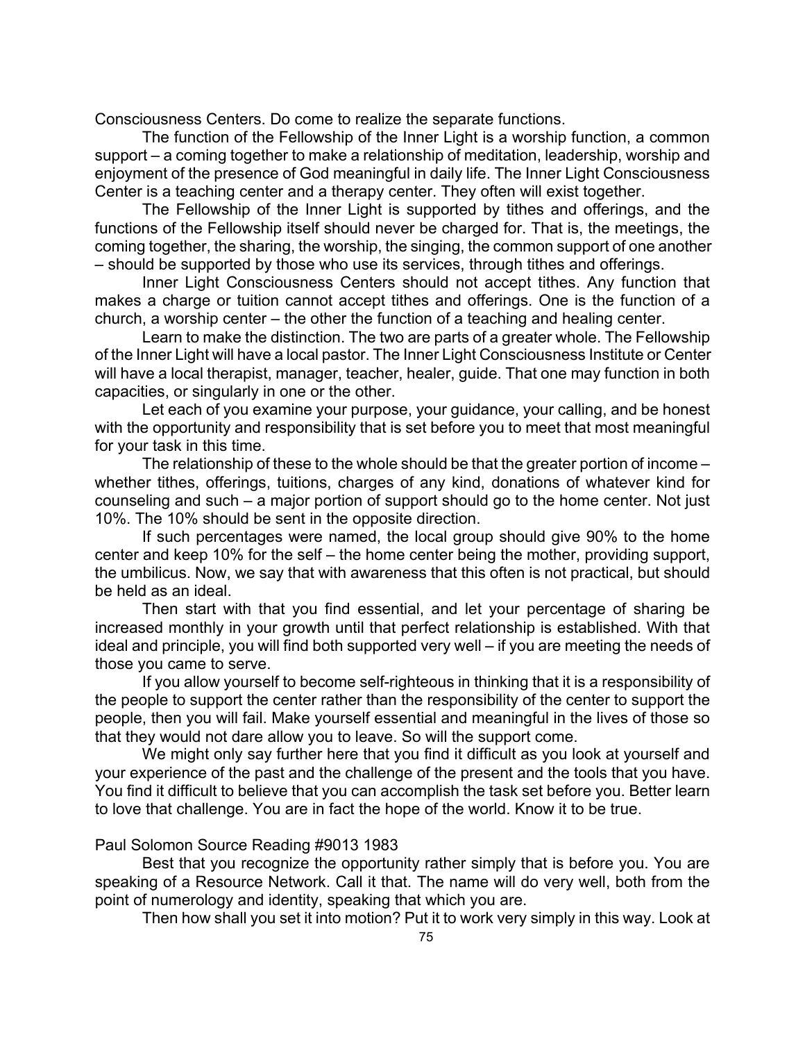Consciousness Centers. Do come to realize the separate functions.

The function of the Fellowship of the Inner Light is a worship function, a common support – a coming together to make a relationship of meditation, leadership, worship and enjoyment of the presence of God meaningful in daily life. The Inner Light Consciousness Center is a teaching center and a therapy center. They often will exist together.

The Fellowship of the Inner Light is supported by tithes and offerings, and the functions of the Fellowship itself should never be charged for. That is, the meetings, the coming together, the sharing, the worship, the singing, the common support of one another – should be supported by those who use its services, through tithes and offerings.

Inner Light Consciousness Centers should not accept tithes. Any function that makes a charge or tuition cannot accept tithes and offerings. One is the function of a church, a worship center – the other the function of a teaching and healing center.

Learn to make the distinction. The two are parts of a greater whole. The Fellowship of the Inner Light will have a local pastor. The Inner Light Consciousness Institute or Center will have a local therapist, manager, teacher, healer, guide. That one may function in both capacities, or singularly in one or the other.

Let each of you examine your purpose, your guidance, your calling, and be honest with the opportunity and responsibility that is set before you to meet that most meaningful for your task in this time.

The relationship of these to the whole should be that the greater portion of income – whether tithes, offerings, tuitions, charges of any kind, donations of whatever kind for counseling and such – a major portion of support should go to the home center. Not just 10%. The 10% should be sent in the opposite direction.

If such percentages were named, the local group should give 90% to the home center and keep 10% for the self – the home center being the mother, providing support, the umbilicus. Now, we say that with awareness that this often is not practical, but should be held as an ideal.

Then start with that you find essential, and let your percentage of sharing be increased monthly in your growth until that perfect relationship is established. With that ideal and principle, you will find both supported very well – if you are meeting the needs of those you came to serve.

If you allow yourself to become self-righteous in thinking that it is a responsibility of the people to support the center rather than the responsibility of the center to support the people, then you will fail. Make yourself essential and meaningful in the lives of those so that they would not dare allow you to leave. So will the support come.

We might only say further here that you find it difficult as you look at yourself and your experience of the past and the challenge of the present and the tools that you have. You find it difficult to believe that you can accomplish the task set before you. Better learn to love that challenge. You are in fact the hope of the world. Know it to be true.

Paul Solomon Source Reading #9013 1983

Best that you recognize the opportunity rather simply that is before you. You are speaking of a Resource Network. Call it that. The name will do very well, both from the point of numerology and identity, speaking that which you are.

Then how shall you set it into motion? Put it to work very simply in this way. Look at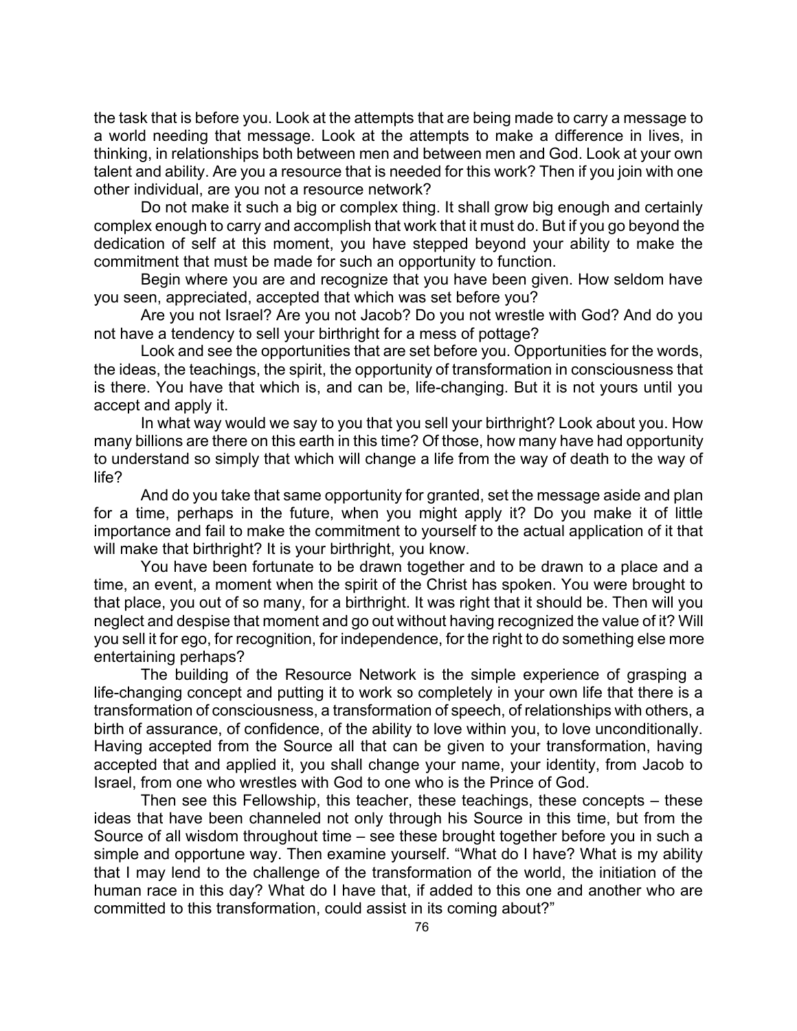the task that is before you. Look at the attempts that are being made to carry a message to a world needing that message. Look at the attempts to make a difference in lives, in thinking, in relationships both between men and between men and God. Look at your own talent and ability. Are you a resource that is needed for this work? Then if you join with one other individual, are you not a resource network?

Do not make it such a big or complex thing. It shall grow big enough and certainly complex enough to carry and accomplish that work that it must do. But if you go beyond the dedication of self at this moment, you have stepped beyond your ability to make the commitment that must be made for such an opportunity to function.

Begin where you are and recognize that you have been given. How seldom have you seen, appreciated, accepted that which was set before you?

Are you not Israel? Are you not Jacob? Do you not wrestle with God? And do you not have a tendency to sell your birthright for a mess of pottage?

Look and see the opportunities that are set before you. Opportunities for the words, the ideas, the teachings, the spirit, the opportunity of transformation in consciousness that is there. You have that which is, and can be, life-changing. But it is not yours until you accept and apply it.

In what way would we say to you that you sell your birthright? Look about you. How many billions are there on this earth in this time? Of those, how many have had opportunity to understand so simply that which will change a life from the way of death to the way of life?

And do you take that same opportunity for granted, set the message aside and plan for a time, perhaps in the future, when you might apply it? Do you make it of little importance and fail to make the commitment to yourself to the actual application of it that will make that birthright? It is your birthright, you know.

You have been fortunate to be drawn together and to be drawn to a place and a time, an event, a moment when the spirit of the Christ has spoken. You were brought to that place, you out of so many, for a birthright. It was right that it should be. Then will you neglect and despise that moment and go out without having recognized the value of it? Will you sell it for ego, for recognition, for independence, for the right to do something else more entertaining perhaps?

The building of the Resource Network is the simple experience of grasping a life-changing concept and putting it to work so completely in your own life that there is a transformation of consciousness, a transformation of speech, of relationships with others, a birth of assurance, of confidence, of the ability to love within you, to love unconditionally. Having accepted from the Source all that can be given to your transformation, having accepted that and applied it, you shall change your name, your identity, from Jacob to Israel, from one who wrestles with God to one who is the Prince of God.

Then see this Fellowship, this teacher, these teachings, these concepts – these ideas that have been channeled not only through his Source in this time, but from the Source of all wisdom throughout time – see these brought together before you in such a simple and opportune way. Then examine yourself. "What do I have? What is my ability that I may lend to the challenge of the transformation of the world, the initiation of the human race in this day? What do I have that, if added to this one and another who are committed to this transformation, could assist in its coming about?"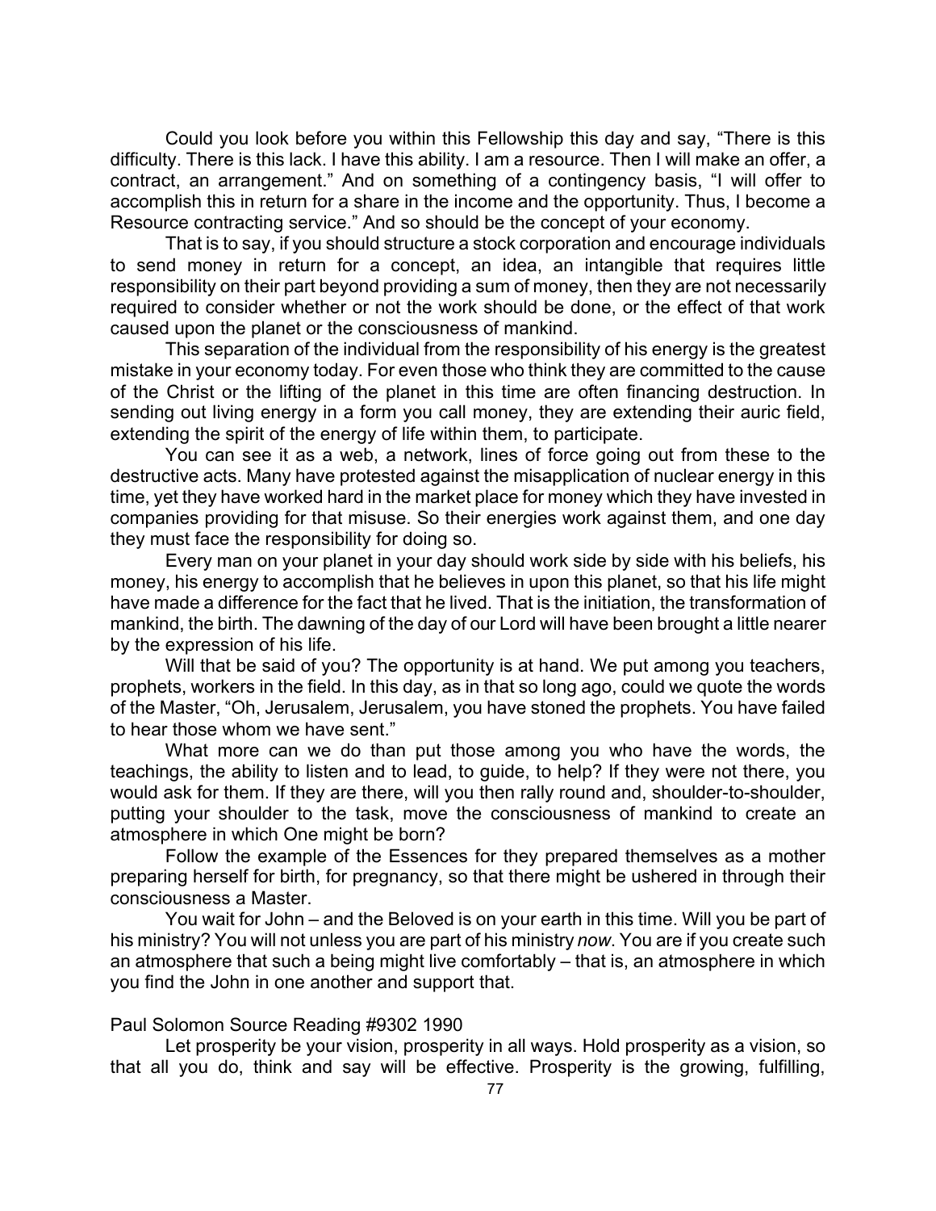Could you look before you within this Fellowship this day and say, "There is this difficulty. There is this lack. I have this ability. I am a resource. Then I will make an offer, a contract, an arrangement." And on something of a contingency basis, "I will offer to accomplish this in return for a share in the income and the opportunity. Thus, I become a Resource contracting service." And so should be the concept of your economy.

That is to say, if you should structure a stock corporation and encourage individuals to send money in return for a concept, an idea, an intangible that requires little responsibility on their part beyond providing a sum of money, then they are not necessarily required to consider whether or not the work should be done, or the effect of that work caused upon the planet or the consciousness of mankind.

This separation of the individual from the responsibility of his energy is the greatest mistake in your economy today. For even those who think they are committed to the cause of the Christ or the lifting of the planet in this time are often financing destruction. In sending out living energy in a form you call money, they are extending their auric field, extending the spirit of the energy of life within them, to participate.

You can see it as a web, a network, lines of force going out from these to the destructive acts. Many have protested against the misapplication of nuclear energy in this time, yet they have worked hard in the market place for money which they have invested in companies providing for that misuse. So their energies work against them, and one day they must face the responsibility for doing so.

Every man on your planet in your day should work side by side with his beliefs, his money, his energy to accomplish that he believes in upon this planet, so that his life might have made a difference for the fact that he lived. That is the initiation, the transformation of mankind, the birth. The dawning of the day of our Lord will have been brought a little nearer by the expression of his life.

Will that be said of you? The opportunity is at hand. We put among you teachers, prophets, workers in the field. In this day, as in that so long ago, could we quote the words of the Master, "Oh, Jerusalem, Jerusalem, you have stoned the prophets. You have failed to hear those whom we have sent."

What more can we do than put those among you who have the words, the teachings, the ability to listen and to lead, to guide, to help? If they were not there, you would ask for them. If they are there, will you then rally round and, shoulder-to-shoulder, putting your shoulder to the task, move the consciousness of mankind to create an atmosphere in which One might be born?

Follow the example of the Essences for they prepared themselves as a mother preparing herself for birth, for pregnancy, so that there might be ushered in through their consciousness a Master.

You wait for John – and the Beloved is on your earth in this time. Will you be part of his ministry? You will not unless you are part of his ministry *now*. You are if you create such an atmosphere that such a being might live comfortably – that is, an atmosphere in which you find the John in one another and support that.

Paul Solomon Source Reading #9302 1990

Let prosperity be your vision, prosperity in all ways. Hold prosperity as a vision, so that all you do, think and say will be effective. Prosperity is the growing, fulfilling,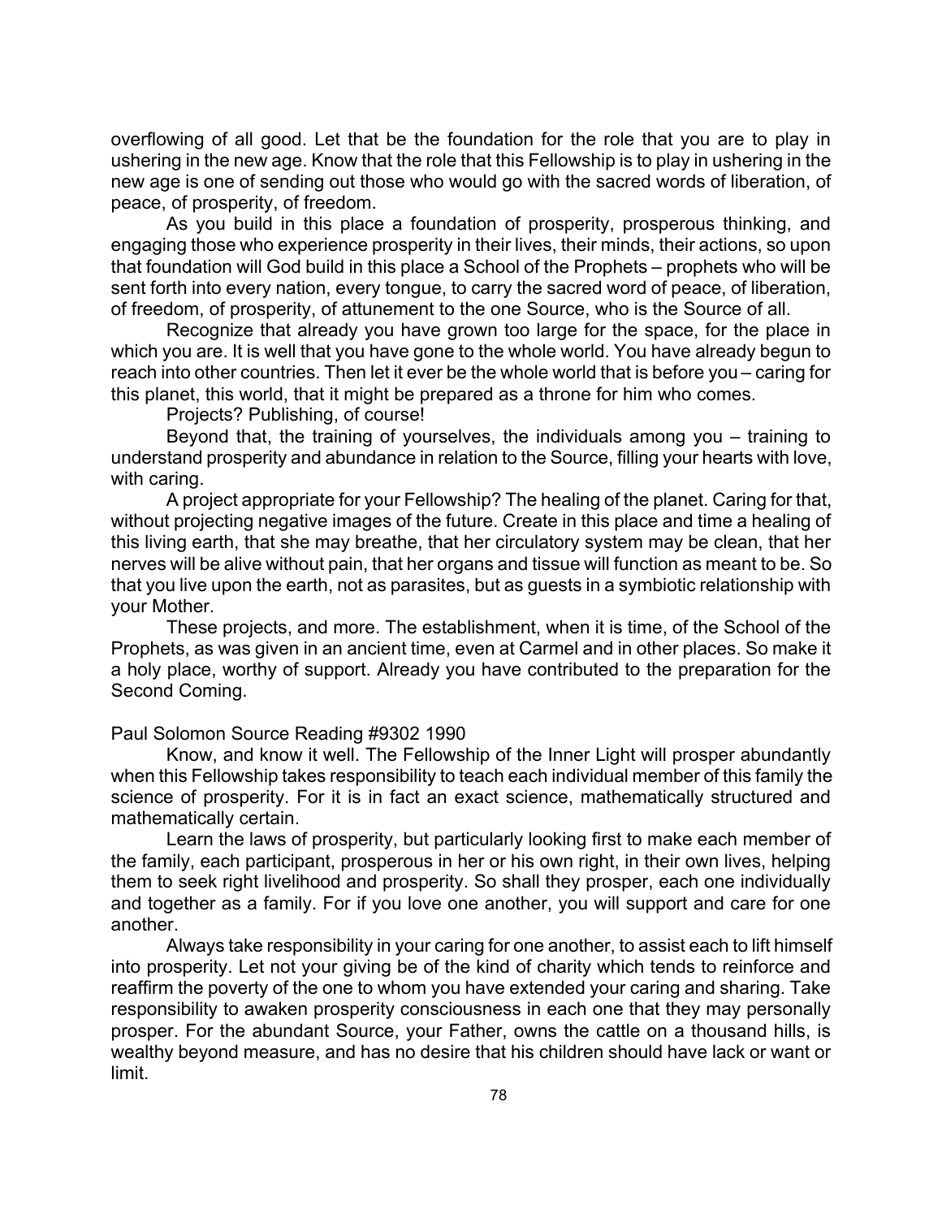overflowing of all good. Let that be the foundation for the role that you are to play in ushering in the new age. Know that the role that this Fellowship is to play in ushering in the new age is one of sending out those who would go with the sacred words of liberation, of peace, of prosperity, of freedom.

As you build in this place a foundation of prosperity, prosperous thinking, and engaging those who experience prosperity in their lives, their minds, their actions, so upon that foundation will God build in this place a School of the Prophets – prophets who will be sent forth into every nation, every tongue, to carry the sacred word of peace, of liberation, of freedom, of prosperity, of attunement to the one Source, who is the Source of all.

Recognize that already you have grown too large for the space, for the place in which you are. It is well that you have gone to the whole world. You have already begun to reach into other countries. Then let it ever be the whole world that is before you – caring for this planet, this world, that it might be prepared as a throne for him who comes.

Projects? Publishing, of course!

Beyond that, the training of yourselves, the individuals among you – training to understand prosperity and abundance in relation to the Source, filling your hearts with love, with caring.

A project appropriate for your Fellowship? The healing of the planet. Caring for that, without projecting negative images of the future. Create in this place and time a healing of this living earth, that she may breathe, that her circulatory system may be clean, that her nerves will be alive without pain, that her organs and tissue will function as meant to be. So that you live upon the earth, not as parasites, but as guests in a symbiotic relationship with your Mother.

These projects, and more. The establishment, when it is time, of the School of the Prophets, as was given in an ancient time, even at Carmel and in other places. So make it a holy place, worthy of support. Already you have contributed to the preparation for the Second Coming.

Paul Solomon Source Reading #9302 1990

Know, and know it well. The Fellowship of the Inner Light will prosper abundantly when this Fellowship takes responsibility to teach each individual member of this family the science of prosperity. For it is in fact an exact science, mathematically structured and mathematically certain.

Learn the laws of prosperity, but particularly looking first to make each member of the family, each participant, prosperous in her or his own right, in their own lives, helping them to seek right livelihood and prosperity. So shall they prosper, each one individually and together as a family. For if you love one another, you will support and care for one another.

Always take responsibility in your caring for one another, to assist each to lift himself into prosperity. Let not your giving be of the kind of charity which tends to reinforce and reaffirm the poverty of the one to whom you have extended your caring and sharing. Take responsibility to awaken prosperity consciousness in each one that they may personally prosper. For the abundant Source, your Father, owns the cattle on a thousand hills, is wealthy beyond measure, and has no desire that his children should have lack or want or limit.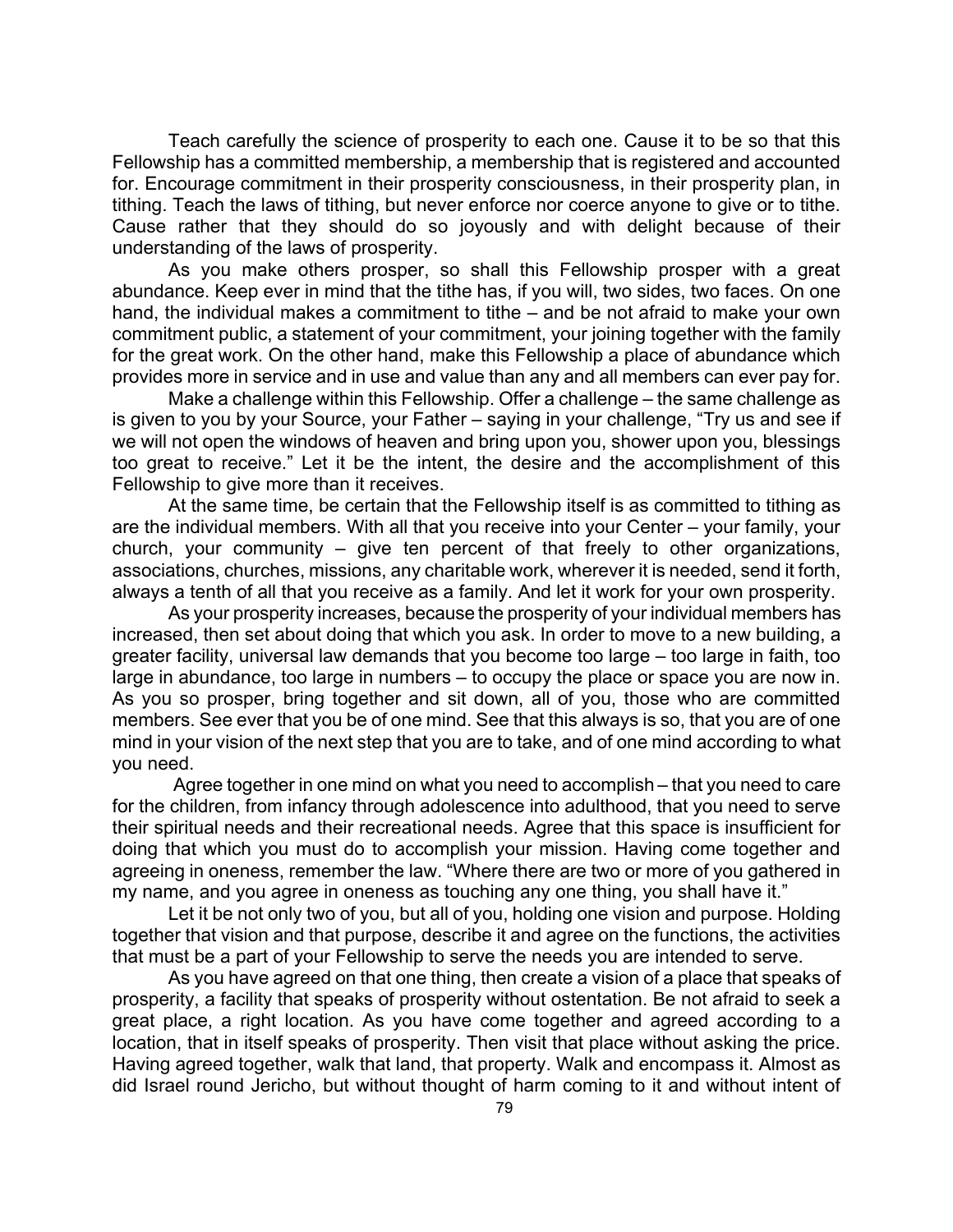Teach carefully the science of prosperity to each one. Cause it to be so that this Fellowship has a committed membership, a membership that is registered and accounted for. Encourage commitment in their prosperity consciousness, in their prosperity plan, in tithing. Teach the laws of tithing, but never enforce nor coerce anyone to give or to tithe. Cause rather that they should do so joyously and with delight because of their understanding of the laws of prosperity.

As you make others prosper, so shall this Fellowship prosper with a great abundance. Keep ever in mind that the tithe has, if you will, two sides, two faces. On one hand, the individual makes a commitment to tithe – and be not afraid to make your own commitment public, a statement of your commitment, your joining together with the family for the great work. On the other hand, make this Fellowship a place of abundance which provides more in service and in use and value than any and all members can ever pay for.

Make a challenge within this Fellowship. Offer a challenge – the same challenge as is given to you by your Source, your Father – saying in your challenge, "Try us and see if we will not open the windows of heaven and bring upon you, shower upon you, blessings too great to receive." Let it be the intent, the desire and the accomplishment of this Fellowship to give more than it receives.

At the same time, be certain that the Fellowship itself is as committed to tithing as are the individual members. With all that you receive into your Center – your family, your church, your community – give ten percent of that freely to other organizations, associations, churches, missions, any charitable work, wherever it is needed, send it forth, always a tenth of all that you receive as a family. And let it work for your own prosperity.

As your prosperity increases, because the prosperity of your individual members has increased, then set about doing that which you ask. In order to move to a new building, a greater facility, universal law demands that you become too large – too large in faith, too large in abundance, too large in numbers – to occupy the place or space you are now in. As you so prosper, bring together and sit down, all of you, those who are committed members. See ever that you be of one mind. See that this always is so, that you are of one mind in your vision of the next step that you are to take, and of one mind according to what you need.

Agree together in one mind on what you need to accomplish – that you need to care for the children, from infancy through adolescence into adulthood, that you need to serve their spiritual needs and their recreational needs. Agree that this space is insufficient for doing that which you must do to accomplish your mission. Having come together and agreeing in oneness, remember the law. "Where there are two or more of you gathered in my name, and you agree in oneness as touching any one thing, you shall have it."

Let it be not only two of you, but all of you, holding one vision and purpose. Holding together that vision and that purpose, describe it and agree on the functions, the activities that must be a part of your Fellowship to serve the needs you are intended to serve.

As you have agreed on that one thing, then create a vision of a place that speaks of prosperity, a facility that speaks of prosperity without ostentation. Be not afraid to seek a great place, a right location. As you have come together and agreed according to a location, that in itself speaks of prosperity. Then visit that place without asking the price. Having agreed together, walk that land, that property. Walk and encompass it. Almost as did Israel round Jericho, but without thought of harm coming to it and without intent of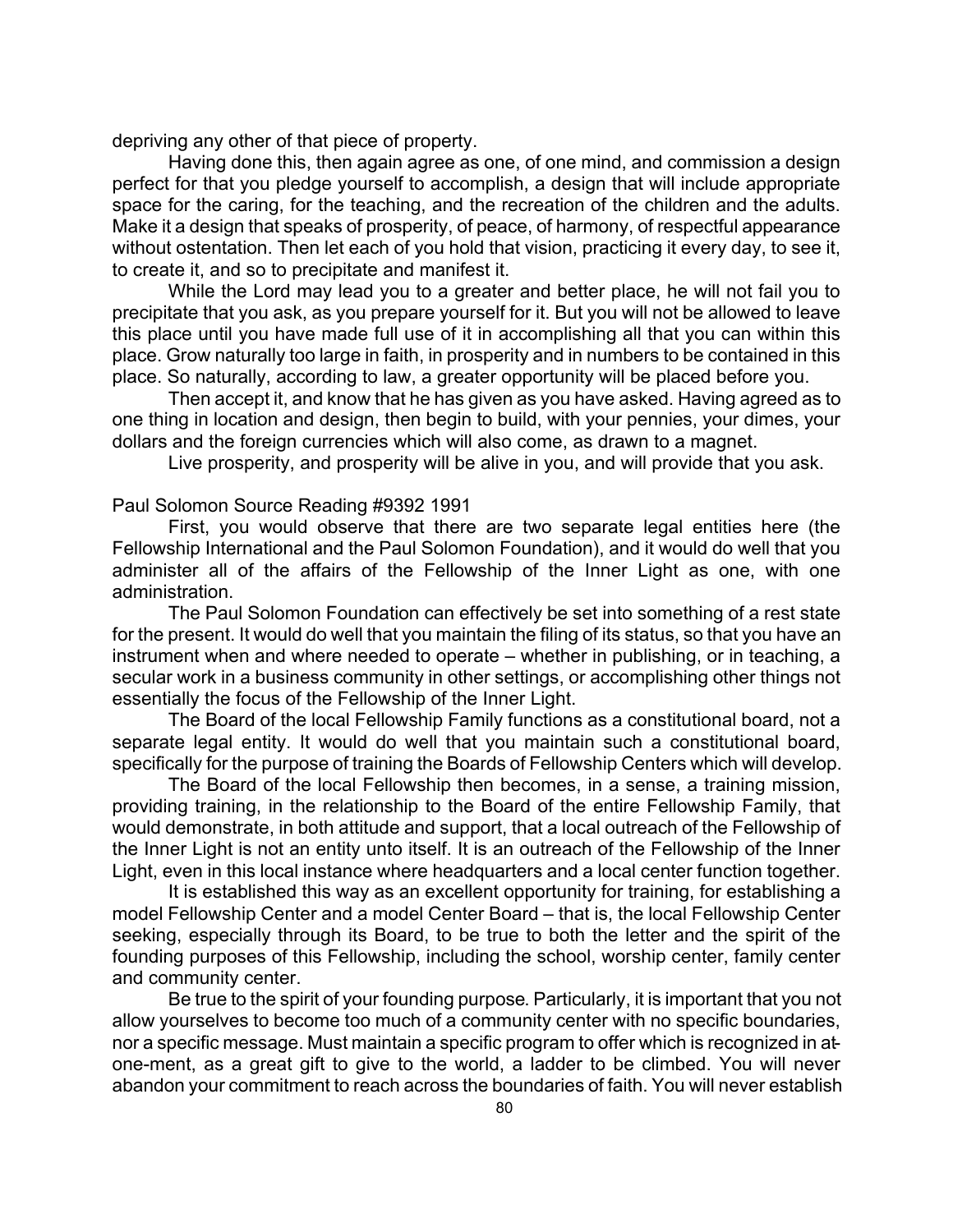depriving any other of that piece of property.

Having done this, then again agree as one, of one mind, and commission a design perfect for that you pledge yourself to accomplish, a design that will include appropriate space for the caring, for the teaching, and the recreation of the children and the adults. Make it a design that speaks of prosperity, of peace, of harmony, of respectful appearance without ostentation. Then let each of you hold that vision, practicing it every day, to see it, to create it, and so to precipitate and manifest it.

While the Lord may lead you to a greater and better place, he will not fail you to precipitate that you ask, as you prepare yourself for it. But you will not be allowed to leave this place until you have made full use of it in accomplishing all that you can within this place. Grow naturally too large in faith, in prosperity and in numbers to be contained in this place. So naturally, according to law, a greater opportunity will be placed before you.

Then accept it, and know that he has given as you have asked. Having agreed as to one thing in location and design, then begin to build, with your pennies, your dimes, your dollars and the foreign currencies which will also come, as drawn to a magnet.

Live prosperity, and prosperity will be alive in you, and will provide that you ask.

Paul Solomon Source Reading #9392 1991

First, you would observe that there are two separate legal entities here (the Fellowship International and the Paul Solomon Foundation), and it would do well that you administer all of the affairs of the Fellowship of the Inner Light as one, with one administration.

The Paul Solomon Foundation can effectively be set into something of a rest state for the present. It would do well that you maintain the filing of its status, so that you have an instrument when and where needed to operate – whether in publishing, or in teaching, a secular work in a business community in other settings, or accomplishing other things not essentially the focus of the Fellowship of the Inner Light.

The Board of the local Fellowship Family functions as a constitutional board, not a separate legal entity. It would do well that you maintain such a constitutional board, specifically for the purpose of training the Boards of Fellowship Centers which will develop.

The Board of the local Fellowship then becomes, in a sense, a training mission, providing training, in the relationship to the Board of the entire Fellowship Family, that would demonstrate, in both attitude and support, that a local outreach of the Fellowship of the Inner Light is not an entity unto itself. It is an outreach of the Fellowship of the Inner Light, even in this local instance where headquarters and a local center function together.

It is established this way as an excellent opportunity for training, for establishing a model Fellowship Center and a model Center Board – that is, the local Fellowship Center seeking, especially through its Board, to be true to both the letter and the spirit of the founding purposes of this Fellowship, including the school, worship center, family center and community center.

Be true to the spirit of your founding purpose. Particularly, it is important that you not allow yourselves to become too much of a community center with no specific boundaries, nor a specific message. Must maintain a specific program to offer which is recognized in at-one-ment, as a great gift to give to the world, a ladder to be climbed. You will never abandon your commitment to reach across the boundaries of faith. You will never establish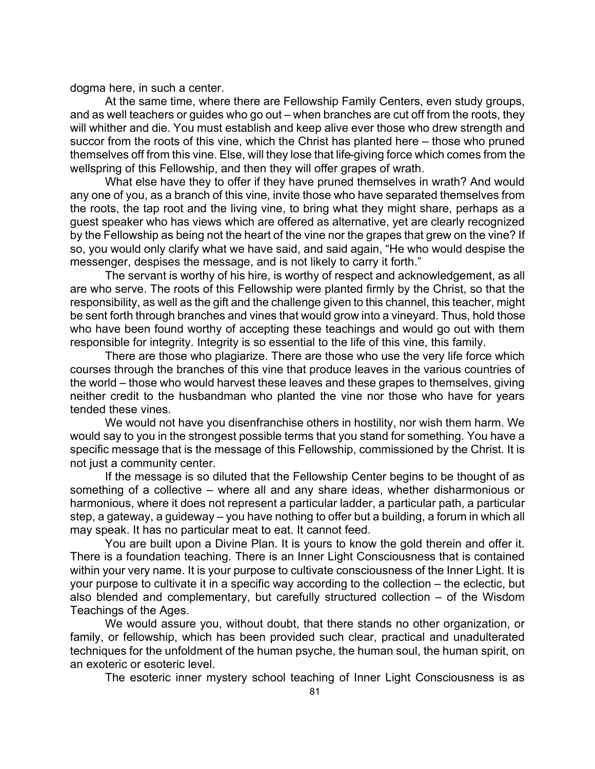dogma here, in such a center.

At the same time, where there are Fellowship Family Centers, even study groups, and as well teachers or guides who go out – when branches are cut off from the roots, they will whither and die. You must establish and keep alive ever those who drew strength and succor from the roots of this vine, which the Christ has planted here – those who pruned themselves off from this vine. Else, will they lose that life-giving force which comes from the wellspring of this Fellowship, and then they will offer grapes of wrath.

What else have they to offer if they have pruned themselves in wrath? And would any one of you, as a branch of this vine, invite those who have separated themselves from the roots, the tap root and the living vine, to bring what they might share, perhaps as a guest speaker who has views which are offered as alternative, yet are clearly recognized by the Fellowship as being not the heart of the vine nor the grapes that grew on the vine? If so, you would only clarify what we have said, and said again, "He who would despise the messenger, despises the message, and is not likely to carry it forth."

The servant is worthy of his hire, is worthy of respect and acknowledgement, as all are who serve. The roots of this Fellowship were planted firmly by the Christ, so that the responsibility, as well as the gift and the challenge given to this channel, this teacher, might be sent forth through branches and vines that would grow into a vineyard. Thus, hold those who have been found worthy of accepting these teachings and would go out with them responsible for integrity. Integrity is so essential to the life of this vine, this family.

There are those who plagiarize. There are those who use the very life force which courses through the branches of this vine that produce leaves in the various countries of the world – those who would harvest these leaves and these grapes to themselves, giving neither credit to the husbandman who planted the vine nor those who have for years tended these vines.

We would not have you disenfranchise others in hostility, nor wish them harm. We would say to you in the strongest possible terms that you stand for something. You have a specific message that is the message of this Fellowship, commissioned by the Christ. It is not just a community center.

If the message is so diluted that the Fellowship Center begins to be thought of as something of a collective – where all and any share ideas, whether disharmonious or harmonious, where it does not represent a particular ladder, a particular path, a particular step, a gateway, a guideway – you have nothing to offer but a building, a forum in which all may speak. It has no particular meat to eat. It cannot feed.

You are built upon a Divine Plan. It is yours to know the gold therein and offer it. There is a foundation teaching. There is an Inner Light Consciousness that is contained within your very name. It is your purpose to cultivate consciousness of the Inner Light. It is your purpose to cultivate it in a specific way according to the collection – the eclectic, but also blended and complementary, but carefully structured collection – of the Wisdom Teachings of the Ages.

We would assure you, without doubt, that there stands no other organization, or family, or fellowship, which has been provided such clear, practical and unadulterated techniques for the unfoldment of the human psyche, the human soul, the human spirit, on an exoteric or esoteric level.

The esoteric inner mystery school teaching of Inner Light Consciousness is as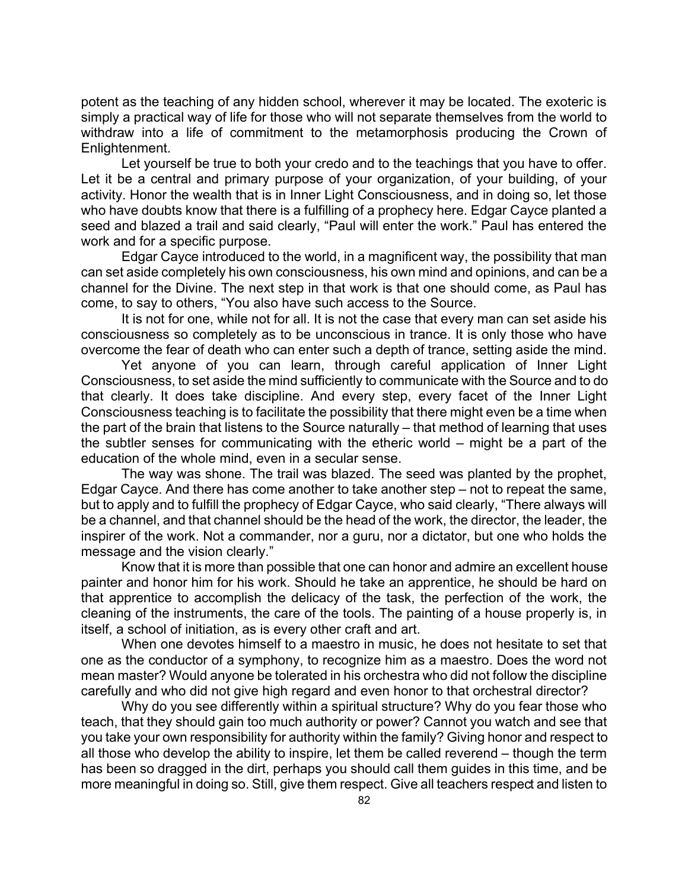potent as the teaching of any hidden school, wherever it may be located. The exoteric is simply a practical way of life for those who will not separate themselves from the world to withdraw into a life of commitment to the metamorphosis producing the Crown of Enlightenment.

Let yourself be true to both your credo and to the teachings that you have to offer. Let it be a central and primary purpose of your organization, of your building, of your activity. Honor the wealth that is in Inner Light Consciousness, and in doing so, let those who have doubts know that there is a fulfilling of a prophecy here. Edgar Cayce planted a seed and blazed a trail and said clearly, "Paul will enter the work." Paul has entered the work and for a specific purpose.

Edgar Cayce introduced to the world, in a magnificent way, the possibility that man can set aside completely his own consciousness, his own mind and opinions, and can be a channel for the Divine. The next step in that work is that one should come, as Paul has come, to say to others, "You also have such access to the Source.

It is not for one, while not for all. It is not the case that every man can set aside his consciousness so completely as to be unconscious in trance. It is only those who have overcome the fear of death who can enter such a depth of trance, setting aside the mind.

Yet anyone of you can learn, through careful application of Inner Light Consciousness, to set aside the mind sufficiently to communicate with the Source and to do that clearly. It does take discipline. And every step, every facet of the Inner Light Consciousness teaching is to facilitate the possibility that there might even be a time when the part of the brain that listens to the Source naturally – that method of learning that uses the subtler senses for communicating with the etheric world – might be a part of the education of the whole mind, even in a secular sense.

The way was shone. The trail was blazed. The seed was planted by the prophet, Edgar Cayce. And there has come another to take another step – not to repeat the same, but to apply and to fulfill the prophecy of Edgar Cayce, who said clearly, "There always will be a channel, and that channel should be the head of the work, the director, the leader, the inspirer of the work. Not a commander, nor a guru, nor a dictator, but one who holds the message and the vision clearly."

Know that it is more than possible that one can honor and admire an excellent house painter and honor him for his work. Should he take an apprentice, he should be hard on that apprentice to accomplish the delicacy of the task, the perfection of the work, the cleaning of the instruments, the care of the tools. The painting of a house properly is, in itself, a school of initiation, as is every other craft and art.

When one devotes himself to a maestro in music, he does not hesitate to set that one as the conductor of a symphony, to recognize him as a maestro. Does the word not mean master? Would anyone be tolerated in his orchestra who did not follow the discipline carefully and who did not give high regard and even honor to that orchestral director?

Why do you see differently within a spiritual structure? Why do you fear those who teach, that they should gain too much authority or power? Cannot you watch and see that you take your own responsibility for authority within the family? Giving honor and respect to all those who develop the ability to inspire, let them be called reverend – though the term has been so dragged in the dirt, perhaps you should call them guides in this time, and be more meaningful in doing so. Still, give them respect. Give all teachers respect and listen to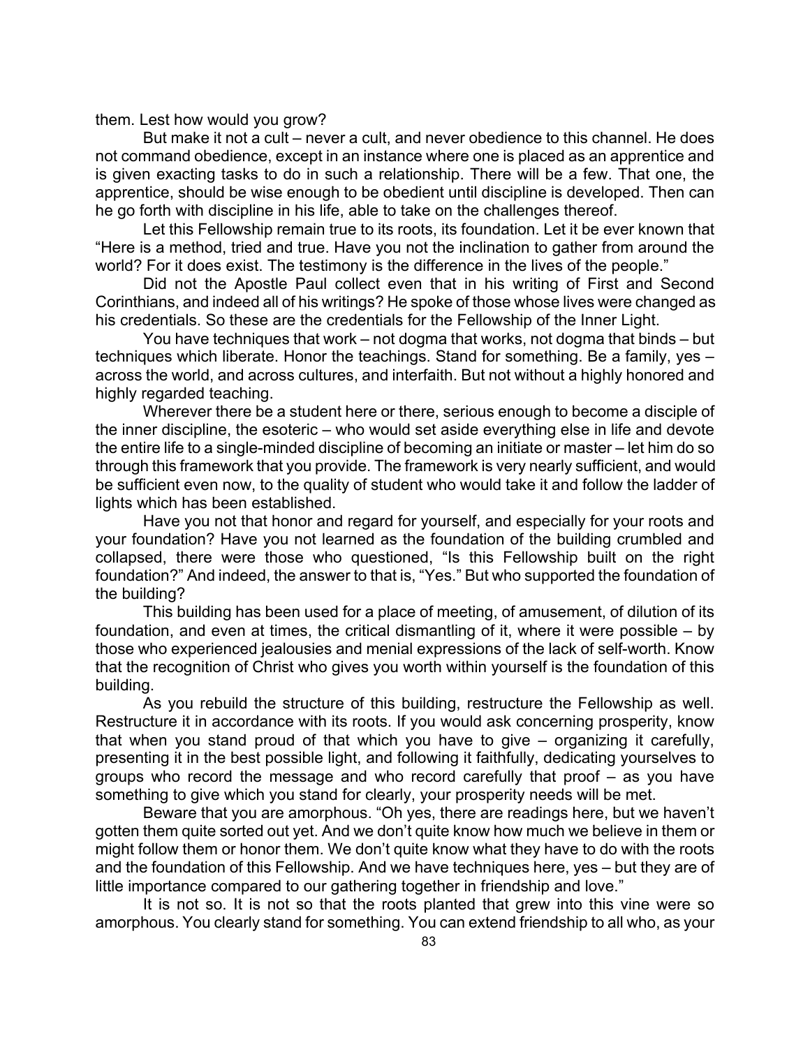them. Lest how would you grow?

But make it not a cult – never a cult, and never obedience to this channel. He does not command obedience, except in an instance where one is placed as an apprentice and is given exacting tasks to do in such a relationship. There will be a few. That one, the apprentice, should be wise enough to be obedient until discipline is developed. Then can he go forth with discipline in his life, able to take on the challenges thereof.

Let this Fellowship remain true to its roots, its foundation. Let it be ever known that "Here is a method, tried and true. Have you not the inclination to gather from around the world? For it does exist. The testimony is the difference in the lives of the people."

Did not the Apostle Paul collect even that in his writing of First and Second Corinthians, and indeed all of his writings? He spoke of those whose lives were changed as his credentials. So these are the credentials for the Fellowship of the Inner Light.

You have techniques that work – not dogma that works, not dogma that binds – but techniques which liberate. Honor the teachings. Stand for something. Be a family, yes – across the world, and across cultures, and interfaith. But not without a highly honored and highly regarded teaching.

Wherever there be a student here or there, serious enough to become a disciple of the inner discipline, the esoteric – who would set aside everything else in life and devote the entire life to a single-minded discipline of becoming an initiate or master – let him do so through this framework that you provide. The framework is very nearly sufficient, and would be sufficient even now, to the quality of student who would take it and follow the ladder of lights which has been established.

Have you not that honor and regard for yourself, and especially for your roots and your foundation? Have you not learned as the foundation of the building crumbled and collapsed, there were those who questioned, "Is this Fellowship built on the right foundation?" And indeed, the answer to that is, "Yes." But who supported the foundation of the building?

This building has been used for a place of meeting, of amusement, of dilution of its foundation, and even at times, the critical dismantling of it, where it were possible – by those who experienced jealousies and menial expressions of the lack of self-worth. Know that the recognition of Christ who gives you worth within yourself is the foundation of this building.

As you rebuild the structure of this building, restructure the Fellowship as well. Restructure it in accordance with its roots. If you would ask concerning prosperity, know that when you stand proud of that which you have to give – organizing it carefully, presenting it in the best possible light, and following it faithfully, dedicating yourselves to groups who record the message and who record carefully that proof – as you have something to give which you stand for clearly, your prosperity needs will be met.

Beware that you are amorphous. "Oh yes, there are readings here, but we haven't gotten them quite sorted out yet. And we don't quite know how much we believe in them or might follow them or honor them. We don't quite know what they have to do with the roots and the foundation of this Fellowship. And we have techniques here, yes – but they are of little importance compared to our gathering together in friendship and love."

It is not so. It is not so that the roots planted that grew into this vine were so amorphous. You clearly stand for something. You can extend friendship to all who, as your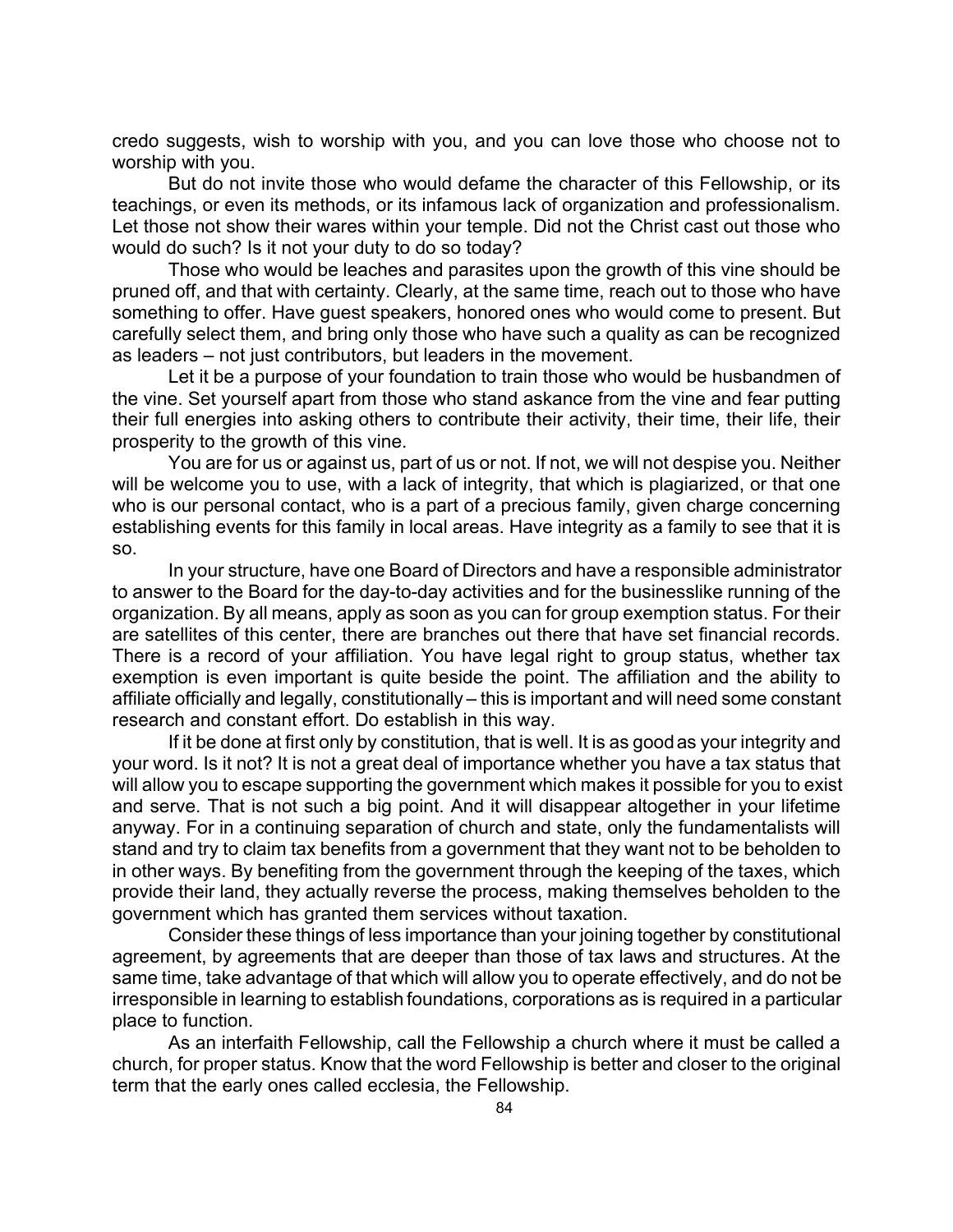credo suggests, wish to worship with you, and you can love those who choose not to worship with you.

But do not invite those who would defame the character of this Fellowship, or its teachings, or even its methods, or its infamous lack of organization and professionalism. Let those not show their wares within your temple. Did not the Christ cast out those who would do such? Is it not your duty to do so today?

Those who would be leaches and parasites upon the growth of this vine should be pruned off, and that with certainty. Clearly, at the same time, reach out to those who have something to offer. Have guest speakers, honored ones who would come to present. But carefully select them, and bring only those who have such a quality as can be recognized as leaders – not just contributors, but leaders in the movement.

Let it be a purpose of your foundation to train those who would be husbandmen of the vine. Set yourself apart from those who stand askance from the vine and fear putting their full energies into asking others to contribute their activity, their time, their life, their prosperity to the growth of this vine.

You are for us or against us, part of us or not. If not, we will not despise you. Neither will be welcome you to use, with a lack of integrity, that which is plagiarized, or that one who is our personal contact, who is a part of a precious family, given charge concerning establishing events for this family in local areas. Have integrity as a family to see that it is so.

In your structure, have one Board of Directors and have a responsible administrator to answer to the Board for the day-to-day activities and for the businesslike running of the organization. By all means, apply as soon as you can for group exemption status. For their are satellites of this center, there are branches out there that have set financial records. There is a record of your affiliation. You have legal right to group status, whether tax exemption is even important is quite beside the point. The affiliation and the ability to affiliate officially and legally, constitutionally – this is important and will need some constant research and constant effort. Do establish in this way.

If it be done at first only by constitution, that is well. It is as good as your integrity and your word. Is it not? It is not a great deal of importance whether you have a tax status that will allow you to escape supporting the government which makes it possible for you to exist and serve. That is not such a big point. And it will disappear altogether in your lifetime anyway. For in a continuing separation of church and state, only the fundamentalists will stand and try to claim tax benefits from a government that they want not to be beholden to in other ways. By benefiting from the government through the keeping of the taxes, which provide their land, they actually reverse the process, making themselves beholden to the government which has granted them services without taxation.

Consider these things of less importance than your joining together by constitutional agreement, by agreements that are deeper than those of tax laws and structures. At the same time, take advantage of that which will allow you to operate effectively, and do not be irresponsible in learning to establish foundations, corporations as is required in a particular place to function.

As an interfaith Fellowship, call the Fellowship a church where it must be called a church, for proper status. Know that the word Fellowship is better and closer to the original term that the early ones called ecclesia, the Fellowship.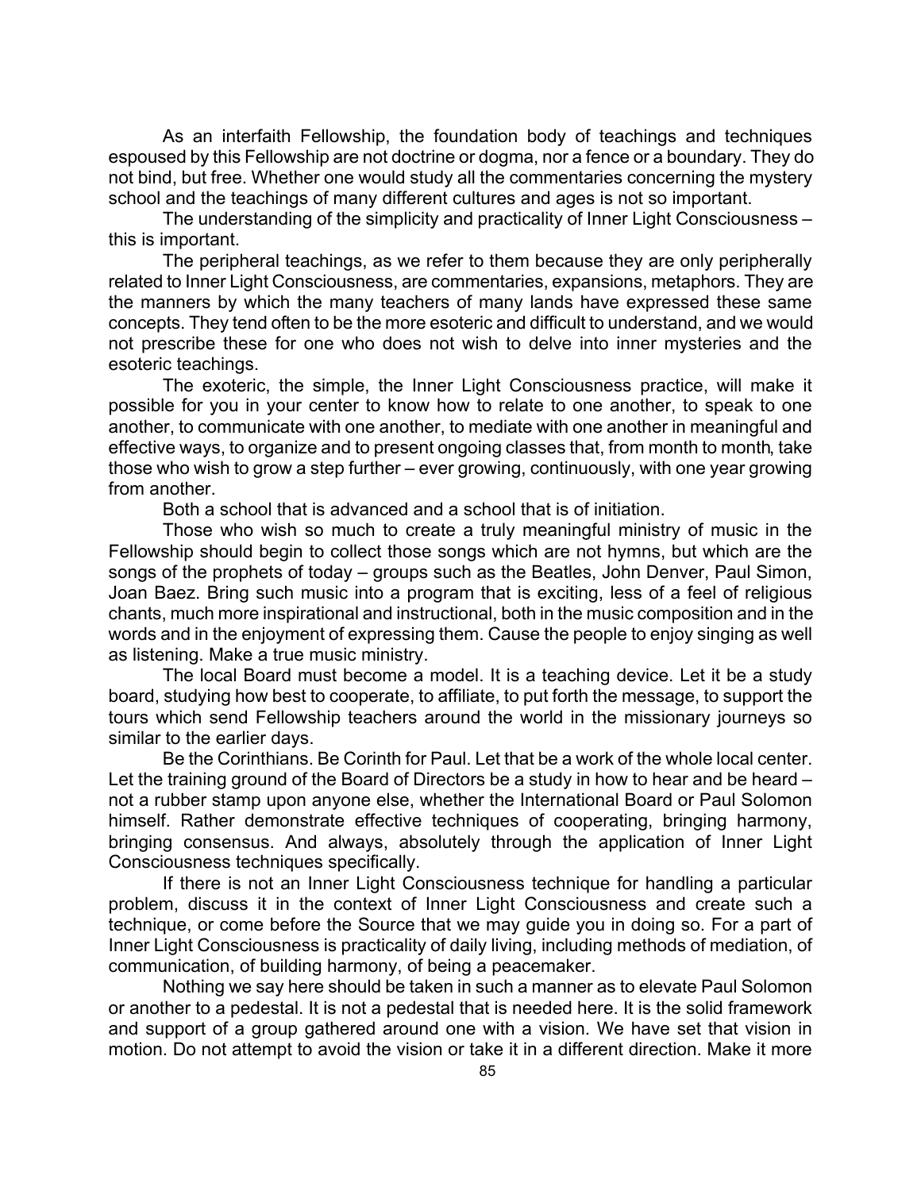As an interfaith Fellowship, the foundation body of teachings and techniques espoused by this Fellowship are not doctrine or dogma, nor a fence or a boundary. They do not bind, but free. Whether one would study all the commentaries concerning the mystery school and the teachings of many different cultures and ages is not so important.

The understanding of the simplicity and practicality of Inner Light Consciousness – this is important.

The peripheral teachings, as we refer to them because they are only peripherally related to Inner Light Consciousness, are commentaries, expansions, metaphors. They are the manners by which the many teachers of many lands have expressed these same concepts. They tend often to be the more esoteric and difficult to understand, and we would not prescribe these for one who does not wish to delve into inner mysteries and the esoteric teachings.

The exoteric, the simple, the Inner Light Consciousness practice, will make it possible for you in your center to know how to relate to one another, to speak to one another, to communicate with one another, to mediate with one another in meaningful and effective ways, to organize and to present ongoing classes that, from month to month, take those who wish to grow a step further – ever growing, continuously, with one year growing from another.

Both a school that is advanced and a school that is of initiation.

Those who wish so much to create a truly meaningful ministry of music in the Fellowship should begin to collect those songs which are not hymns, but which are the songs of the prophets of today – groups such as the Beatles, John Denver, Paul Simon, Joan Baez. Bring such music into a program that is exciting, less of a feel of religious chants, much more inspirational and instructional, both in the music composition and in the words and in the enjoyment of expressing them. Cause the people to enjoy singing as well as listening. Make a true music ministry.

The local Board must become a model. It is a teaching device. Let it be a study board, studying how best to cooperate, to affiliate, to put forth the message, to support the tours which send Fellowship teachers around the world in the missionary journeys so similar to the earlier days.

Be the Corinthians. Be Corinth for Paul. Let that be a work of the whole local center. Let the training ground of the Board of Directors be a study in how to hear and be heard – not a rubber stamp upon anyone else, whether the International Board or Paul Solomon himself. Rather demonstrate effective techniques of cooperating, bringing harmony, bringing consensus. And always, absolutely through the application of Inner Light Consciousness techniques specifically.

If there is not an Inner Light Consciousness technique for handling a particular problem, discuss it in the context of Inner Light Consciousness and create such a technique, or come before the Source that we may guide you in doing so. For a part of Inner Light Consciousness is practicality of daily living, including methods of mediation, of communication, of building harmony, of being a peacemaker.

Nothing we say here should be taken in such a manner as to elevate Paul Solomon or another to a pedestal. It is not a pedestal that is needed here. It is the solid framework and support of a group gathered around one with a vision. We have set that vision in motion. Do not attempt to avoid the vision or take it in a different direction. Make it more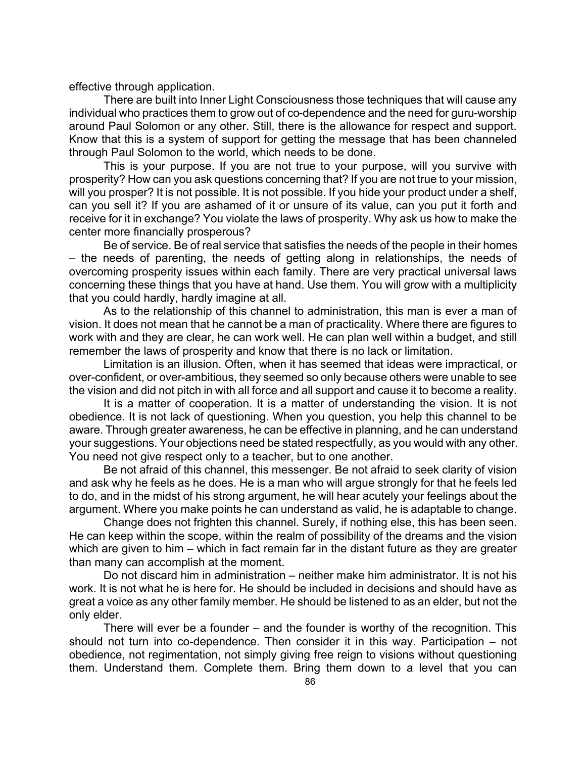effective through application.

There are built into Inner Light Consciousness those techniques that will cause any individual who practices them to grow out of co-dependence and the need for guru-worship around Paul Solomon or any other. Still, there is the allowance for respect and support. Know that this is a system of support for getting the message that has been channeled through Paul Solomon to the world, which needs to be done.

This is your purpose. If you are not true to your purpose, will you survive with prosperity? How can you ask questions concerning that? If you are not true to your mission, will you prosper? It is not possible. It is not possible. If you hide your product under a shelf, can you sell it? If you are ashamed of it or unsure of its value, can you put it forth and receive for it in exchange? You violate the laws of prosperity. Why ask us how to make the center more financially prosperous?

Be of service. Be of real service that satisfies the needs of the people in their homes – the needs of parenting, the needs of getting along in relationships, the needs of overcoming prosperity issues within each family. There are very practical universal laws concerning these things that you have at hand. Use them. You will grow with a multiplicity that you could hardly, hardly imagine at all.

As to the relationship of this channel to administration, this man is ever a man of vision. It does not mean that he cannot be a man of practicality. Where there are figures to work with and they are clear, he can work well. He can plan well within a budget, and still remember the laws of prosperity and know that there is no lack or limitation.

Limitation is an illusion. Often, when it has seemed that ideas were impractical, or over-confident, or over-ambitious, they seemed so only because others were unable to see the vision and did not pitch in with all force and all support and cause it to become a reality.

It is a matter of cooperation. It is a matter of understanding the vision. It is not obedience. It is not lack of questioning. When you question, you help this channel to be aware. Through greater awareness, he can be effective in planning, and he can understand your suggestions. Your objections need be stated respectfully, as you would with any other. You need not give respect only to a teacher, but to one another.

Be not afraid of this channel, this messenger. Be not afraid to seek clarity of vision and ask why he feels as he does. He is a man who will argue strongly for that he feels led to do, and in the midst of his strong argument, he will hear acutely your feelings about the argument. Where you make points he can understand as valid, he is adaptable to change.

Change does not frighten this channel. Surely, if nothing else, this has been seen. He can keep within the scope, within the realm of possibility of the dreams and the vision which are given to him – which in fact remain far in the distant future as they are greater than many can accomplish at the moment.

Do not discard him in administration – neither make him administrator. It is not his work. It is not what he is here for. He should be included in decisions and should have as great a voice as any other family member. He should be listened to as an elder, but not the only elder.

There will ever be a founder – and the founder is worthy of the recognition. This should not turn into co-dependence. Then consider it in this way. Participation – not obedience, not regimentation, not simply giving free reign to visions without questioning them. Understand them. Complete them. Bring them down to a level that you can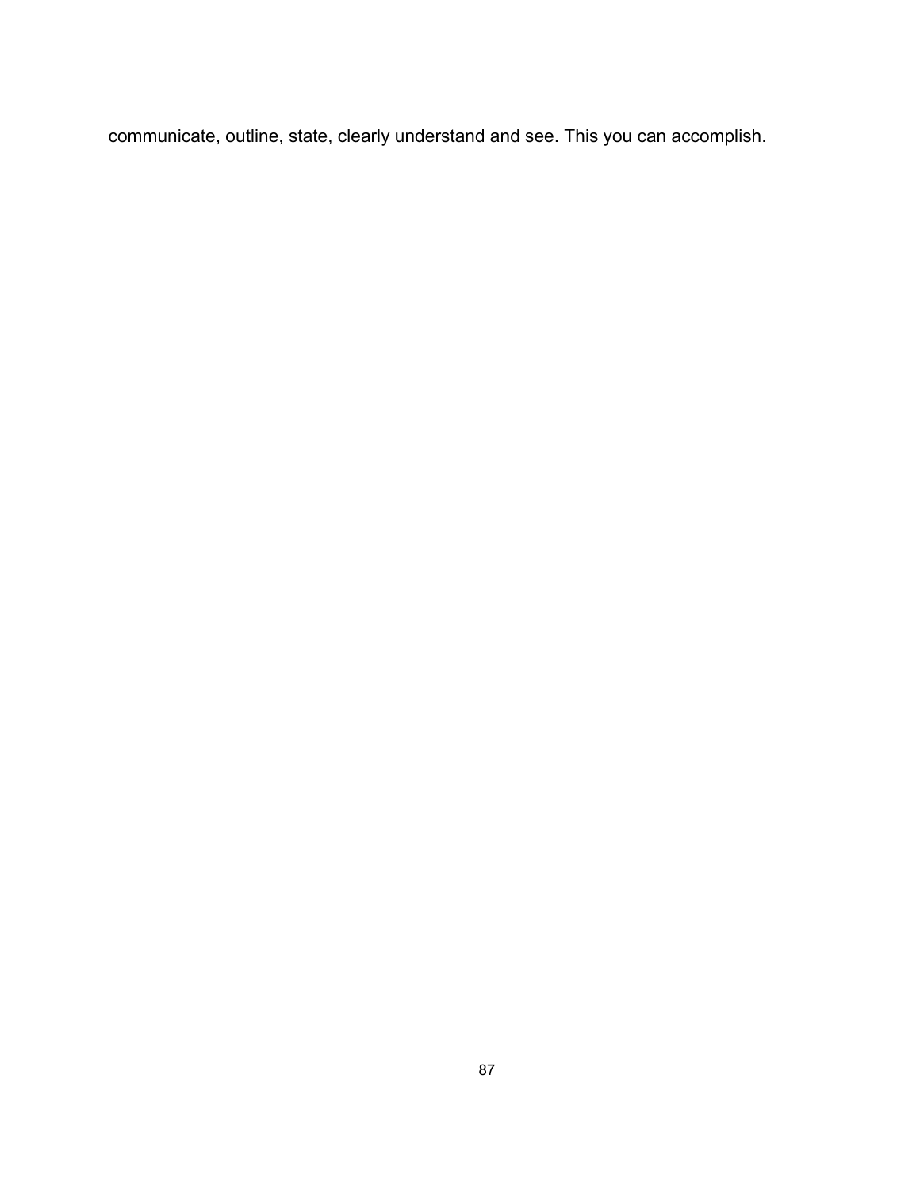communicate, outline, state, clearly understand and see. This you can accomplish.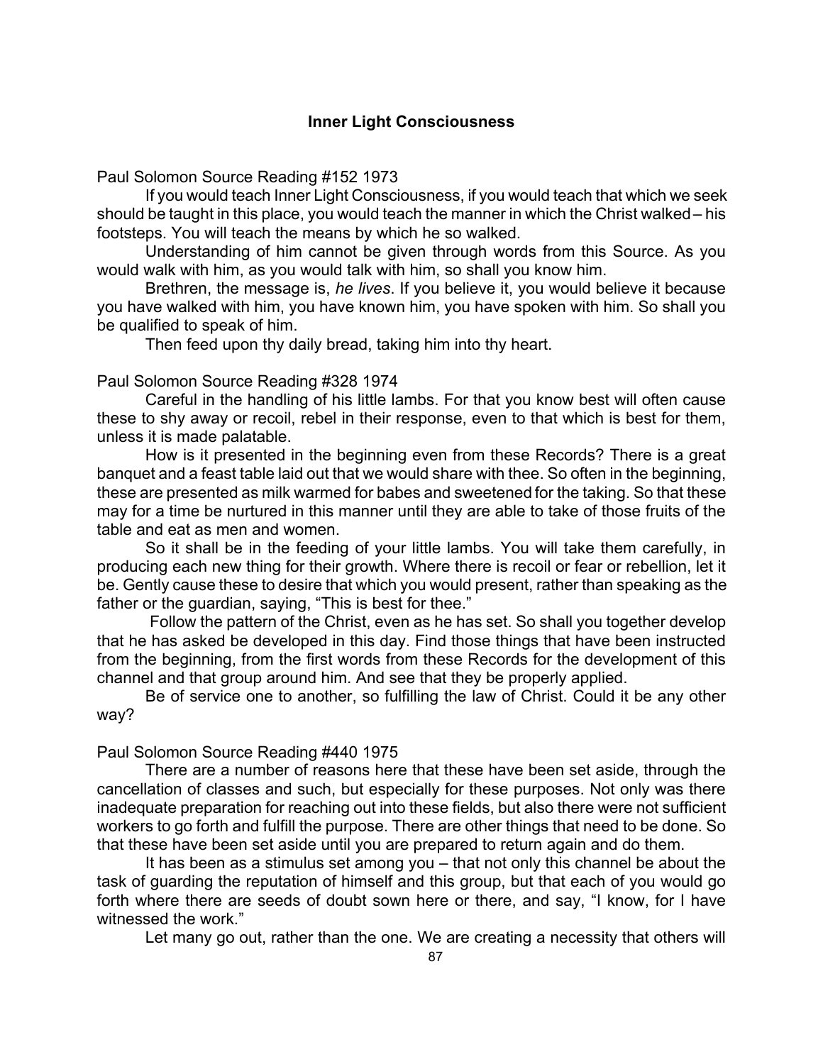**Inner Light Consciousness**

Paul Solomon Source Reading #152 1973

If you would teach Inner Light Consciousness, if you would teach that which we seek should be taught in this place, you would teach the manner in which the Christ walked – his footsteps. You will teach the means by which he so walked.

Understanding of him cannot be given through words from this Source. As you would walk with him, as you would talk with him, so shall you know him.

Brethren, the message is, *he lives*. If you believe it, you would believe it because you have walked with him, you have known him, you have spoken with him. So shall you be qualified to speak of him.

Then feed upon thy daily bread, taking him into thy heart.

Paul Solomon Source Reading #328 1974

Careful in the handling of his little lambs. For that you know best will often cause these to shy away or recoil, rebel in their response, even to that which is best for them, unless it is made palatable.

How is it presented in the beginning even from these Records? There is a great banquet and a feast table laid out that we would share with thee. So often in the beginning, these are presented as milk warmed for babes and sweetened for the taking. So that these may for a time be nurtured in this manner until they are able to take of those fruits of the table and eat as men and women.

So it shall be in the feeding of your little lambs. You will take them carefully, in producing each new thing for their growth. Where there is recoil or fear or rebellion, let it be. Gently cause these to desire that which you would present, rather than speaking as the father or the guardian, saying, “This is best for thee.”

Follow the pattern of the Christ, even as he has set. So shall you together develop that he has asked be developed in this day. Find those things that have been instructed from the beginning, from the first words from these Records for the development of this channel and that group around him. And see that they be properly applied.

Be of service one to another, so fulfilling the law of Christ. Could it be any other way?

Paul Solomon Source Reading #440 1975

There are a number of reasons here that these have been set aside, through the cancellation of classes and such, but especially for these purposes. Not only was there inadequate preparation for reaching out into these fields, but also there were not sufficient workers to go forth and fulfill the purpose. There are other things that need to be done. So that these have been set aside until you are prepared to return again and do them.

It has been as a stimulus set among you – that not only this channel be about the task of guarding the reputation of himself and this group, but that each of you would go forth where there are seeds of doubt sown here or there, and say, “I know, for I have witnessed the work.”

Let many go out, rather than the one. We are creating a necessity that others will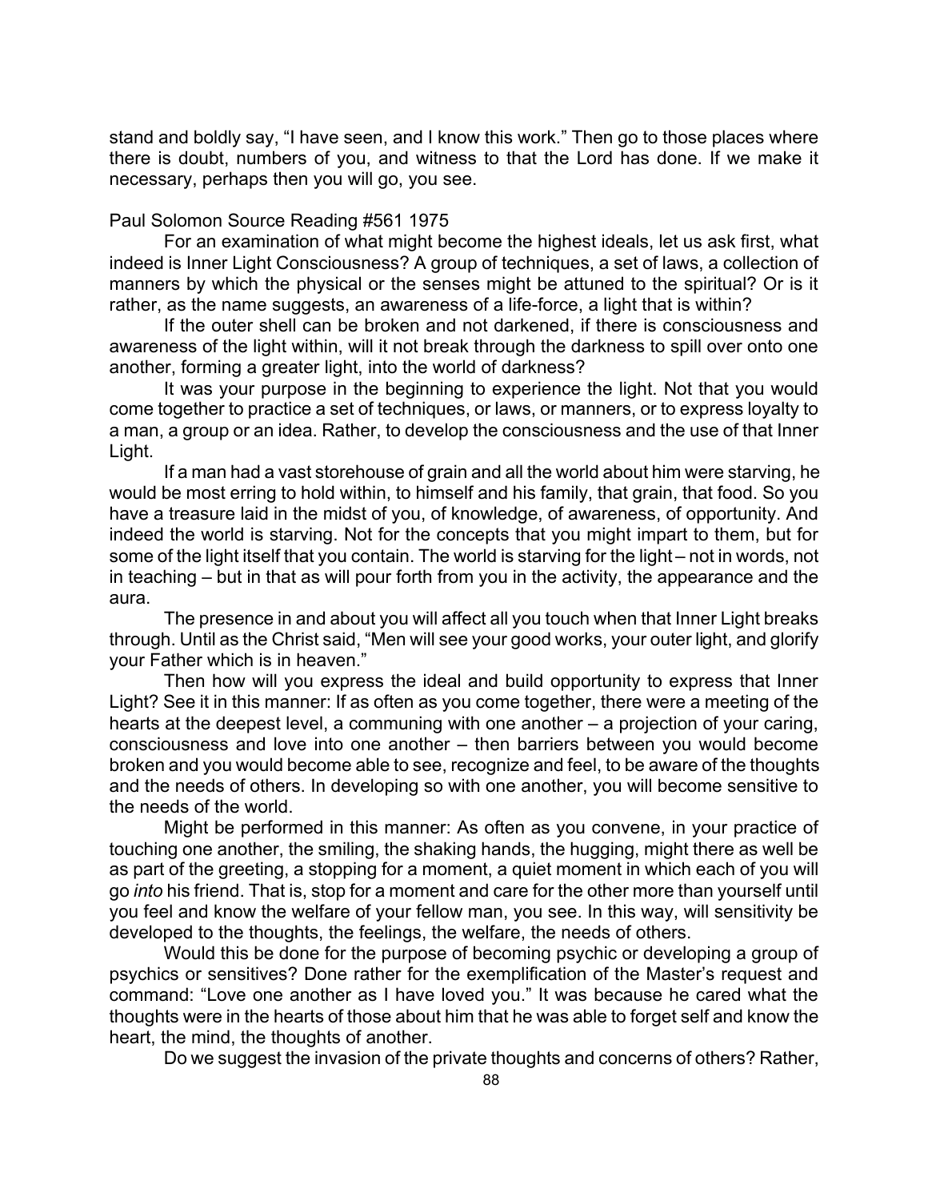stand and boldly say, "I have seen, and I know this work." Then go to those places where there is doubt, numbers of you, and witness to that the Lord has done. If we make it necessary, perhaps then you will go, you see.

Paul Solomon Source Reading #561 1975

For an examination of what might become the highest ideals, let us ask first, what indeed is Inner Light Consciousness? A group of techniques, a set of laws, a collection of manners by which the physical or the senses might be attuned to the spiritual? Or is it rather, as the name suggests, an awareness of a life-force, a light that is within?

If the outer shell can be broken and not darkened, if there is consciousness and awareness of the light within, will it not break through the darkness to spill over onto one another, forming a greater light, into the world of darkness?

It was your purpose in the beginning to experience the light. Not that you would come together to practice a set of techniques, or laws, or manners, or to express loyalty to a man, a group or an idea. Rather, to develop the consciousness and the use of that Inner Light.

If a man had a vast storehouse of grain and all the world about him were starving, he would be most erring to hold within, to himself and his family, that grain, that food. So you have a treasure laid in the midst of you, of knowledge, of awareness, of opportunity. And indeed the world is starving. Not for the concepts that you might impart to them, but for some of the light itself that you contain. The world is starving for the light – not in words, not in teaching – but in that as will pour forth from you in the activity, the appearance and the aura.

The presence in and about you will affect all you touch when that Inner Light breaks through. Until as the Christ said, "Men will see your good works, your outer light, and glorify your Father which is in heaven."

Then how will you express the ideal and build opportunity to express that Inner Light? See it in this manner: If as often as you come together, there were a meeting of the hearts at the deepest level, a communing with one another – a projection of your caring, consciousness and love into one another – then barriers between you would become broken and you would become able to see, recognize and feel, to be aware of the thoughts and the needs of others. In developing so with one another, you will become sensitive to the needs of the world.

Might be performed in this manner: As often as you convene, in your practice of touching one another, the smiling, the shaking hands, the hugging, might there as well be as part of the greeting, a stopping for a moment, a quiet moment in which each of you will go *into* his friend. That is, stop for a moment and care for the other more than yourself until you feel and know the welfare of your fellow man, you see. In this way, will sensitivity be developed to the thoughts, the feelings, the welfare, the needs of others.

Would this be done for the purpose of becoming psychic or developing a group of psychics or sensitives? Done rather for the exemplification of the Master's request and command: "Love one another as I have loved you." It was because he cared what the thoughts were in the hearts of those about him that he was able to forget self and know the heart, the mind, the thoughts of another.

Do we suggest the invasion of the private thoughts and concerns of others? Rather,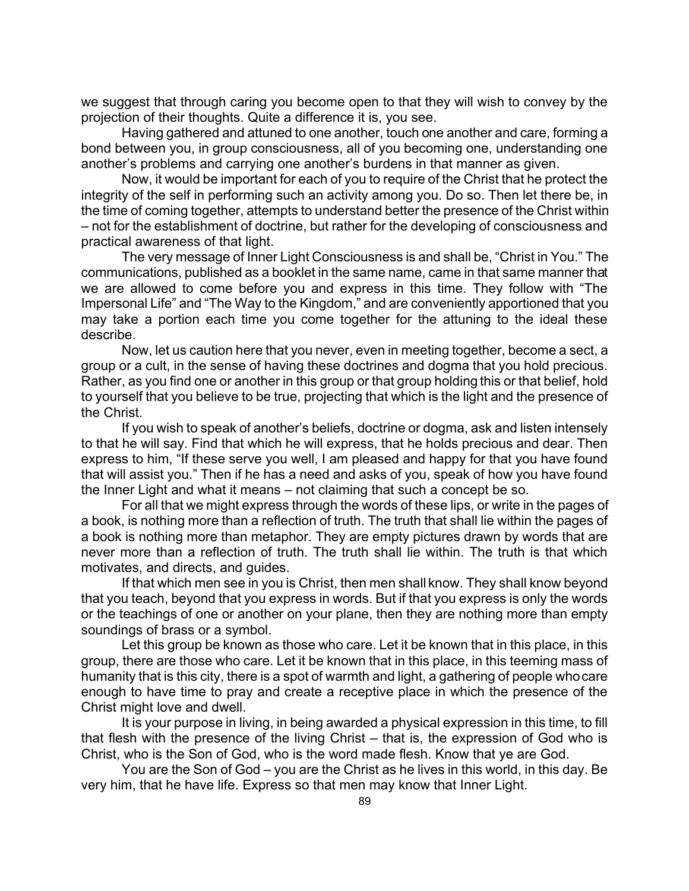we suggest that through caring you become open to that they will wish to convey by the projection of their thoughts. Quite a difference it is, you see.

Having gathered and attuned to one another, touch one another and care, forming a bond between you, in group consciousness, all of you becoming one, understanding one another's problems and carrying one another's burdens in that manner as given.

Now, it would be important for each of you to require of the Christ that he protect the integrity of the self in performing such an activity among you. Do so. Then let there be, in the time of coming together, attempts to understand better the presence of the Christ within – not for the establishment of doctrine, but rather for the developing of consciousness and practical awareness of that light.

The very message of Inner Light Consciousness is and shall be, "Christ in You." The communications, published as a booklet in the same name, came in that same manner that we are allowed to come before you and express in this time. They follow with "The Impersonal Life" and "The Way to the Kingdom," and are conveniently apportioned that you may take a portion each time you come together for the attuning to the ideal these describe.

Now, let us caution here that you never, even in meeting together, become a sect, a group or a cult, in the sense of having these doctrines and dogma that you hold precious. Rather, as you find one or another in this group or that group holding this or that belief, hold to yourself that you believe to be true, projecting that which is the light and the presence of the Christ.

If you wish to speak of another's beliefs, doctrine or dogma, ask and listen intensely to that he will say. Find that which he will express, that he holds precious and dear. Then express to him, "If these serve you well, I am pleased and happy for that you have found that will assist you." Then if he has a need and asks of you, speak of how you have found the Inner Light and what it means – not claiming that such a concept be so.

For all that we might express through the words of these lips, or write in the pages of a book, is nothing more than a reflection of truth. The truth that shall lie within the pages of a book is nothing more than metaphor. They are empty pictures drawn by words that are never more than a reflection of truth. The truth shall lie within. The truth is that which motivates, and directs, and guides.

If that which men see in you is Christ, then men shall know. They shall know beyond that you teach, beyond that you express in words. But if that you express is only the words or the teachings of one or another on your plane, then they are nothing more than empty soundings of brass or a symbol.

Let this group be known as those who care. Let it be known that in this place, in this group, there are those who care. Let it be known that in this place, in this teeming mass of humanity that is this city, there is a spot of warmth and light, a gathering of people who care enough to have time to pray and create a receptive place in which the presence of the Christ might love and dwell.

It is your purpose in living, in being awarded a physical expression in this time, to fill that flesh with the presence of the living Christ – that is, the expression of God who is Christ, who is the Son of God, who is the word made flesh. Know that ye are God.

You are the Son of God – you are the Christ as he lives in this world, in this day. Be very him, that he have life. Express so that men may know that Inner Light.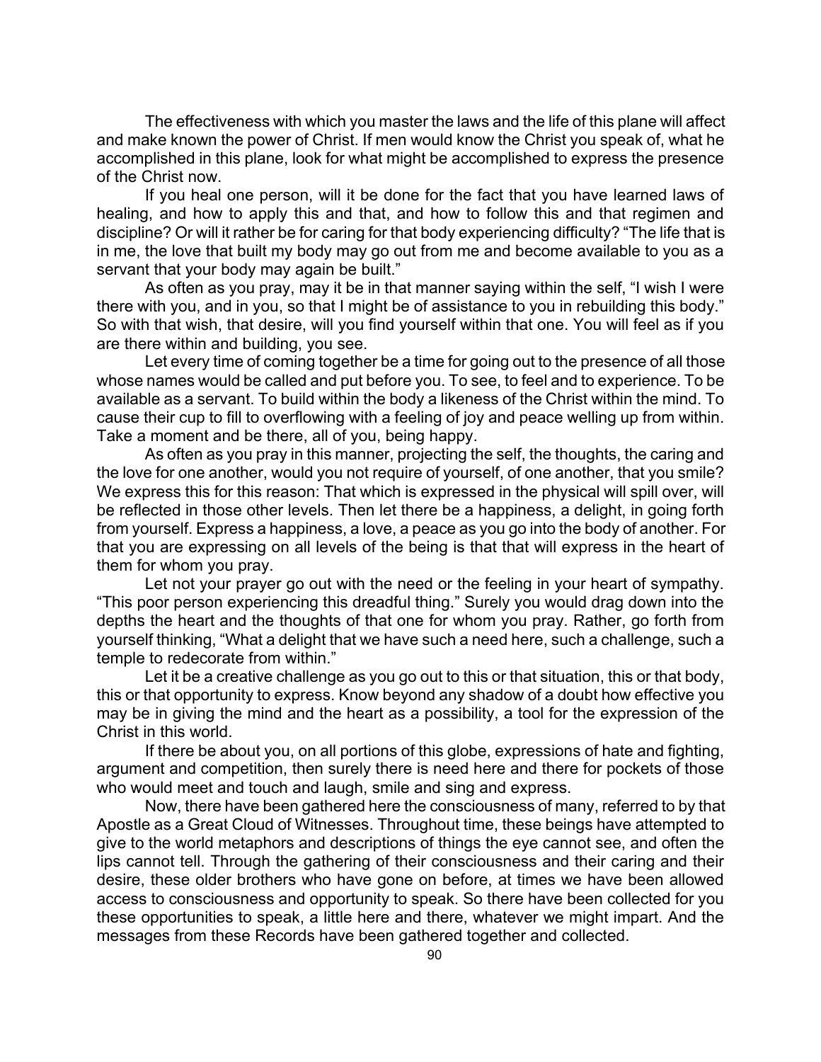The effectiveness with which you master the laws and the life of this plane will affect and make known the power of Christ. If men would know the Christ you speak of, what he accomplished in this plane, look for what might be accomplished to express the presence of the Christ now.

If you heal one person, will it be done for the fact that you have learned laws of healing, and how to apply this and that, and how to follow this and that regimen and discipline? Or will it rather be for caring for that body experiencing difficulty? "The life that is in me, the love that built my body may go out from me and become available to you as a servant that your body may again be built."

As often as you pray, may it be in that manner saying within the self, "I wish I were there with you, and in you, so that I might be of assistance to you in rebuilding this body." So with that wish, that desire, will you find yourself within that one. You will feel as if you are there within and building, you see.

Let every time of coming together be a time for going out to the presence of all those whose names would be called and put before you. To see, to feel and to experience. To be available as a servant. To build within the body a likeness of the Christ within the mind. To cause their cup to fill to overflowing with a feeling of joy and peace welling up from within. Take a moment and be there, all of you, being happy.

As often as you pray in this manner, projecting the self, the thoughts, the caring and the love for one another, would you not require of yourself, of one another, that you smile? We express this for this reason: That which is expressed in the physical will spill over, will be reflected in those other levels. Then let there be a happiness, a delight, in going forth from yourself. Express a happiness, a love, a peace as you go into the body of another. For that you are expressing on all levels of the being is that that will express in the heart of them for whom you pray.

Let not your prayer go out with the need or the feeling in your heart of sympathy. "This poor person experiencing this dreadful thing." Surely you would drag down into the depths the heart and the thoughts of that one for whom you pray. Rather, go forth from yourself thinking, "What a delight that we have such a need here, such a challenge, such a temple to redecorate from within."

Let it be a creative challenge as you go out to this or that situation, this or that body, this or that opportunity to express. Know beyond any shadow of a doubt how effective you may be in giving the mind and the heart as a possibility, a tool for the expression of the Christ in this world.

If there be about you, on all portions of this globe, expressions of hate and fighting, argument and competition, then surely there is need here and there for pockets of those who would meet and touch and laugh, smile and sing and express.

Now, there have been gathered here the consciousness of many, referred to by that Apostle as a Great Cloud of Witnesses. Throughout time, these beings have attempted to give to the world metaphors and descriptions of things the eye cannot see, and often the lips cannot tell. Through the gathering of their consciousness and their caring and their desire, these older brothers who have gone on before, at times we have been allowed access to consciousness and opportunity to speak. So there have been collected for you these opportunities to speak, a little here and there, whatever we might impart. And the messages from these Records have been gathered together and collected.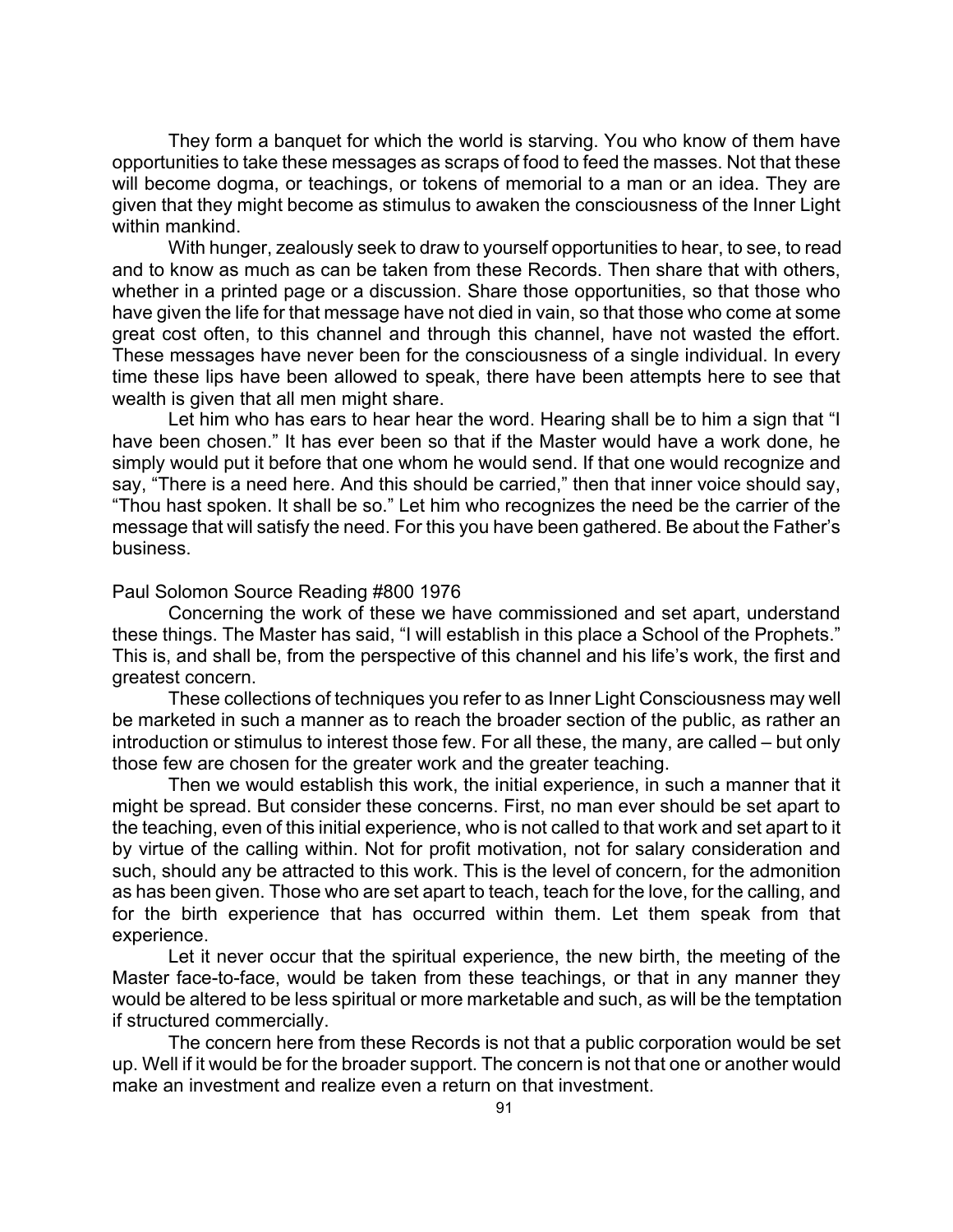They form a banquet for which the world is starving. You who know of them have opportunities to take these messages as scraps of food to feed the masses. Not that these will become dogma, or teachings, or tokens of memorial to a man or an idea. They are given that they might become as stimulus to awaken the consciousness of the Inner Light within mankind.

With hunger, zealously seek to draw to yourself opportunities to hear, to see, to read and to know as much as can be taken from these Records. Then share that with others, whether in a printed page or a discussion. Share those opportunities, so that those who have given the life for that message have not died in vain, so that those who come at some great cost often, to this channel and through this channel, have not wasted the effort. These messages have never been for the consciousness of a single individual. In every time these lips have been allowed to speak, there have been attempts here to see that wealth is given that all men might share.

Let him who has ears to hear hear the word. Hearing shall be to him a sign that "I have been chosen." It has ever been so that if the Master would have a work done, he simply would put it before that one whom he would send. If that one would recognize and say, "There is a need here. And this should be carried," then that inner voice should say, "Thou hast spoken. It shall be so." Let him who recognizes the need be the carrier of the message that will satisfy the need. For this you have been gathered. Be about the Father's business.

Paul Solomon Source Reading #800 1976

Concerning the work of these we have commissioned and set apart, understand these things. The Master has said, "I will establish in this place a School of the Prophets." This is, and shall be, from the perspective of this channel and his life's work, the first and greatest concern.

These collections of techniques you refer to as Inner Light Consciousness may well be marketed in such a manner as to reach the broader section of the public, as rather an introduction or stimulus to interest those few. For all these, the many, are called – but only those few are chosen for the greater work and the greater teaching.

Then we would establish this work, the initial experience, in such a manner that it might be spread. But consider these concerns. First, no man ever should be set apart to the teaching, even of this initial experience, who is not called to that work and set apart to it by virtue of the calling within. Not for profit motivation, not for salary consideration and such, should any be attracted to this work. This is the level of concern, for the admonition as has been given. Those who are set apart to teach, teach for the love, for the calling, and for the birth experience that has occurred within them. Let them speak from that experience.

Let it never occur that the spiritual experience, the new birth, the meeting of the Master face-to-face, would be taken from these teachings, or that in any manner they would be altered to be less spiritual or more marketable and such, as will be the temptation if structured commercially.

The concern here from these Records is not that a public corporation would be set up. Well if it would be for the broader support. The concern is not that one or another would make an investment and realize even a return on that investment.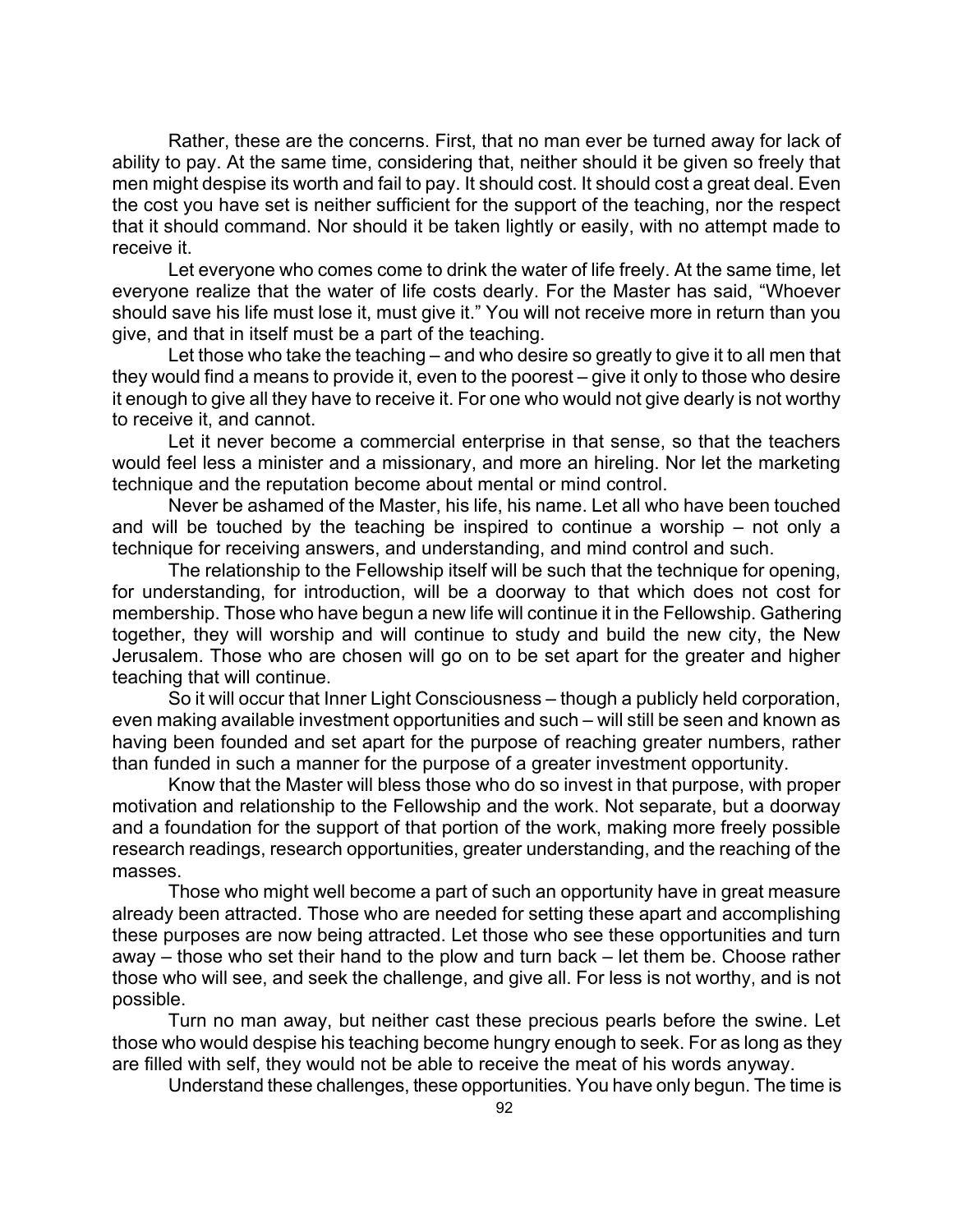Rather, these are the concerns. First, that no man ever be turned away for lack of ability to pay. At the same time, considering that, neither should it be given so freely that men might despise its worth and fail to pay. It should cost. It should cost a great deal. Even the cost you have set is neither sufficient for the support of the teaching, nor the respect that it should command. Nor should it be taken lightly or easily, with no attempt made to receive it.

Let everyone who comes come to drink the water of life freely. At the same time, let everyone realize that the water of life costs dearly. For the Master has said, "Whoever should save his life must lose it, must give it." You will not receive more in return than you give, and that in itself must be a part of the teaching.

Let those who take the teaching – and who desire so greatly to give it to all men that they would find a means to provide it, even to the poorest – give it only to those who desire it enough to give all they have to receive it. For one who would not give dearly is not worthy to receive it, and cannot.

Let it never become a commercial enterprise in that sense, so that the teachers would feel less a minister and a missionary, and more an hireling. Nor let the marketing technique and the reputation become about mental or mind control.

Never be ashamed of the Master, his life, his name. Let all who have been touched and will be touched by the teaching be inspired to continue a worship – not only a technique for receiving answers, and understanding, and mind control and such.

The relationship to the Fellowship itself will be such that the technique for opening, for understanding, for introduction, will be a doorway to that which does not cost for membership. Those who have begun a new life will continue it in the Fellowship. Gathering together, they will worship and will continue to study and build the new city, the New Jerusalem. Those who are chosen will go on to be set apart for the greater and higher teaching that will continue.

So it will occur that Inner Light Consciousness – though a publicly held corporation, even making available investment opportunities and such – will still be seen and known as having been founded and set apart for the purpose of reaching greater numbers, rather than funded in such a manner for the purpose of a greater investment opportunity.

Know that the Master will bless those who do so invest in that purpose, with proper motivation and relationship to the Fellowship and the work. Not separate, but a doorway and a foundation for the support of that portion of the work, making more freely possible research readings, research opportunities, greater understanding, and the reaching of the masses.

Those who might well become a part of such an opportunity have in great measure already been attracted. Those who are needed for setting these apart and accomplishing these purposes are now being attracted. Let those who see these opportunities and turn away – those who set their hand to the plow and turn back – let them be. Choose rather those who will see, and seek the challenge, and give all. For less is not worthy, and is not possible.

Turn no man away, but neither cast these precious pearls before the swine. Let those who would despise his teaching become hungry enough to seek. For as long as they are filled with self, they would not be able to receive the meat of his words anyway.

Understand these challenges, these opportunities. You have only begun. The time is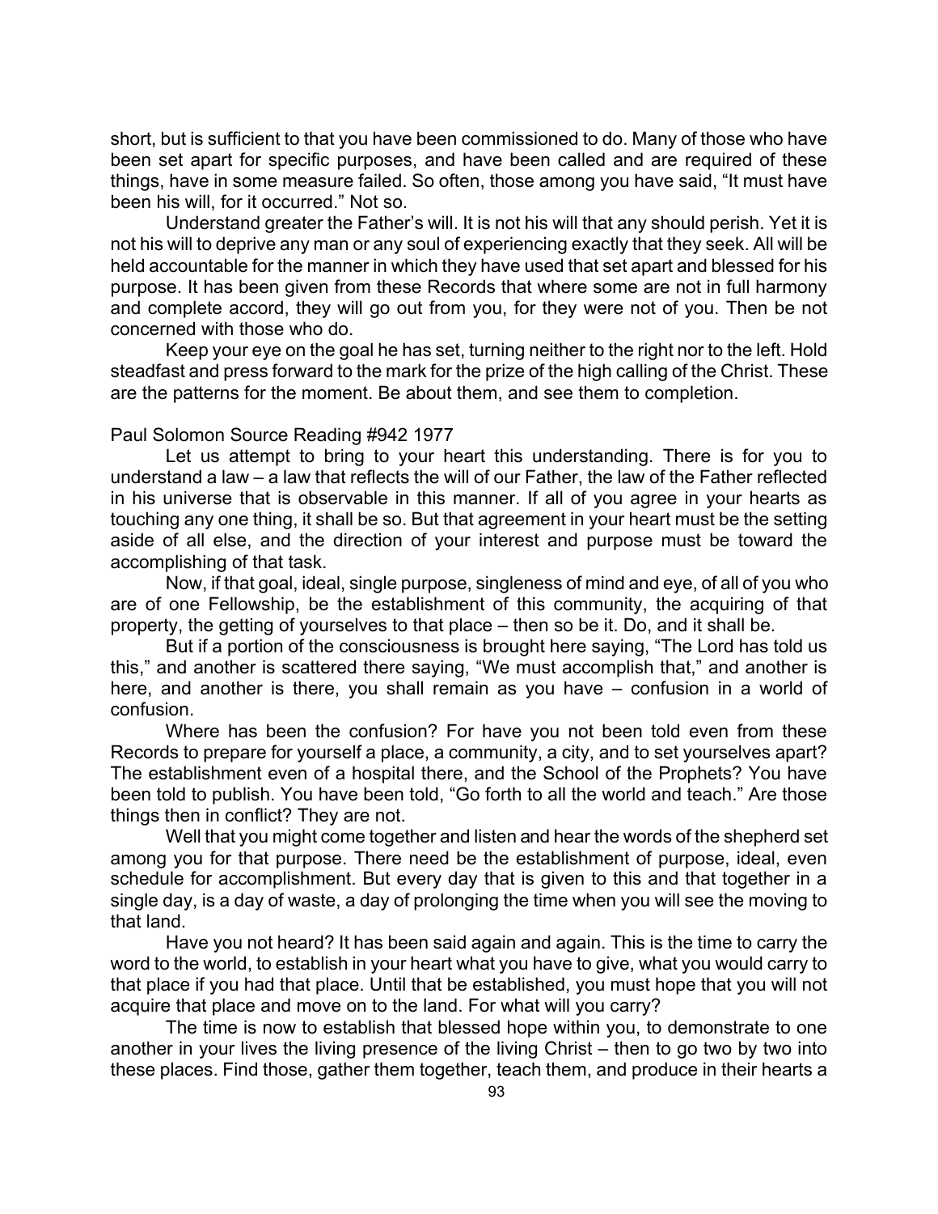short, but is sufficient to that you have been commissioned to do. Many of those who have been set apart for specific purposes, and have been called and are required of these things, have in some measure failed. So often, those among you have said, "It must have been his will, for it occurred." Not so.

Understand greater the Father's will. It is not his will that any should perish. Yet it is not his will to deprive any man or any soul of experiencing exactly that they seek. All will be held accountable for the manner in which they have used that set apart and blessed for his purpose. It has been given from these Records that where some are not in full harmony and complete accord, they will go out from you, for they were not of you. Then be not concerned with those who do.

Keep your eye on the goal he has set, turning neither to the right nor to the left. Hold steadfast and press forward to the mark for the prize of the high calling of the Christ. These are the patterns for the moment. Be about them, and see them to completion.

Paul Solomon Source Reading #942 1977

Let us attempt to bring to your heart this understanding. There is for you to understand a law – a law that reflects the will of our Father, the law of the Father reflected in his universe that is observable in this manner. If all of you agree in your hearts as touching any one thing, it shall be so. But that agreement in your heart must be the setting aside of all else, and the direction of your interest and purpose must be toward the accomplishing of that task.

Now, if that goal, ideal, single purpose, singleness of mind and eye, of all of you who are of one Fellowship, be the establishment of this community, the acquiring of that property, the getting of yourselves to that place – then so be it. Do, and it shall be.

But if a portion of the consciousness is brought here saying, "The Lord has told us this," and another is scattered there saying, "We must accomplish that," and another is here, and another is there, you shall remain as you have – confusion in a world of confusion.

Where has been the confusion? For have you not been told even from these Records to prepare for yourself a place, a community, a city, and to set yourselves apart? The establishment even of a hospital there, and the School of the Prophets? You have been told to publish. You have been told, "Go forth to all the world and teach." Are those things then in conflict? They are not.

Well that you might come together and listen and hear the words of the shepherd set among you for that purpose. There need be the establishment of purpose, ideal, even schedule for accomplishment. But every day that is given to this and that together in a single day, is a day of waste, a day of prolonging the time when you will see the moving to that land.

Have you not heard? It has been said again and again. This is the time to carry the word to the world, to establish in your heart what you have to give, what you would carry to that place if you had that place. Until that be established, you must hope that you will not acquire that place and move on to the land. For what will you carry?

The time is now to establish that blessed hope within you, to demonstrate to one another in your lives the living presence of the living Christ – then to go two by two into these places. Find those, gather them together, teach them, and produce in their hearts a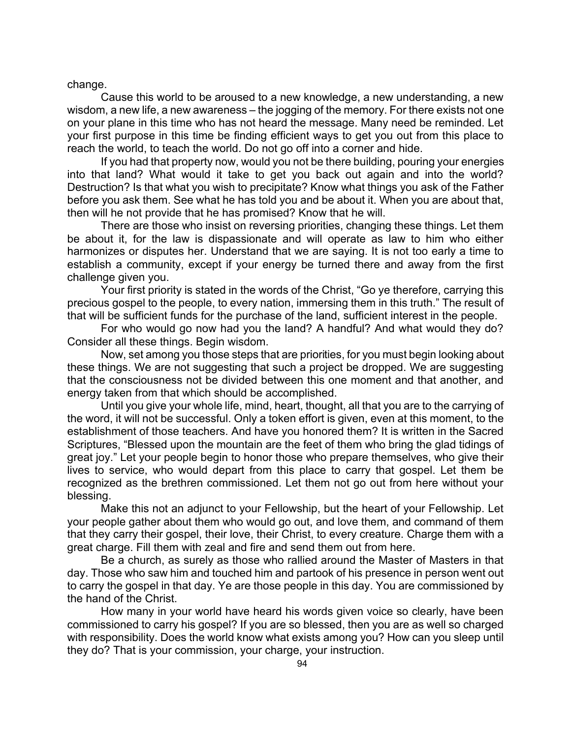change.

Cause this world to be aroused to a new knowledge, a new understanding, a new wisdom, a new life, a new awareness – the jogging of the memory. For there exists not one on your plane in this time who has not heard the message. Many need be reminded. Let your first purpose in this time be finding efficient ways to get you out from this place to reach the world, to teach the world. Do not go off into a corner and hide.

If you had that property now, would you not be there building, pouring your energies into that land? What would it take to get you back out again and into the world? Destruction? Is that what you wish to precipitate? Know what things you ask of the Father before you ask them. See what he has told you and be about it. When you are about that, then will he not provide that he has promised? Know that he will.

There are those who insist on reversing priorities, changing these things. Let them be about it, for the law is dispassionate and will operate as law to him who either harmonizes or disputes her. Understand that we are saying. It is not too early a time to establish a community, except if your energy be turned there and away from the first challenge given you.

Your first priority is stated in the words of the Christ, "Go ye therefore, carrying this precious gospel to the people, to every nation, immersing them in this truth." The result of that will be sufficient funds for the purchase of the land, sufficient interest in the people.

For who would go now had you the land? A handful? And what would they do? Consider all these things. Begin wisdom.

Now, set among you those steps that are priorities, for you must begin looking about these things. We are not suggesting that such a project be dropped. We are suggesting that the consciousness not be divided between this one moment and that another, and energy taken from that which should be accomplished.

Until you give your whole life, mind, heart, thought, all that you are to the carrying of the word, it will not be successful. Only a token effort is given, even at this moment, to the establishment of those teachers. And have you honored them? It is written in the Sacred Scriptures, "Blessed upon the mountain are the feet of them who bring the glad tidings of great joy." Let your people begin to honor those who prepare themselves, who give their lives to service, who would depart from this place to carry that gospel. Let them be recognized as the brethren commissioned. Let them not go out from here without your blessing.

Make this not an adjunct to your Fellowship, but the heart of your Fellowship. Let your people gather about them who would go out, and love them, and command of them that they carry their gospel, their love, their Christ, to every creature. Charge them with a great charge. Fill them with zeal and fire and send them out from here.

Be a church, as surely as those who rallied around the Master of Masters in that day. Those who saw him and touched him and partook of his presence in person went out to carry the gospel in that day. Ye are those people in this day. You are commissioned by the hand of the Christ.

How many in your world have heard his words given voice so clearly, have been commissioned to carry his gospel? If you are so blessed, then you are as well so charged with responsibility. Does the world know what exists among you? How can you sleep until they do? That is your commission, your charge, your instruction.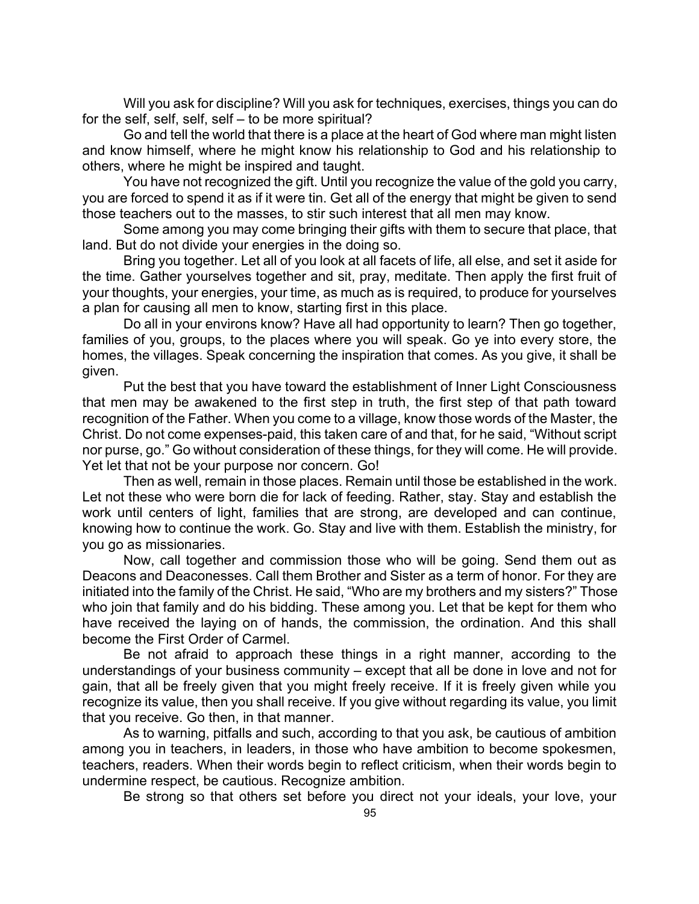Will you ask for discipline? Will you ask for techniques, exercises, things you can do for the self, self, self, self – to be more spiritual?

Go and tell the world that there is a place at the heart of God where man might listen and know himself, where he might know his relationship to God and his relationship to others, where he might be inspired and taught.

You have not recognized the gift. Until you recognize the value of the gold you carry, you are forced to spend it as if it were tin. Get all of the energy that might be given to send those teachers out to the masses, to stir such interest that all men may know.

Some among you may come bringing their gifts with them to secure that place, that land. But do not divide your energies in the doing so.

Bring you together. Let all of you look at all facets of life, all else, and set it aside for the time. Gather yourselves together and sit, pray, meditate. Then apply the first fruit of your thoughts, your energies, your time, as much as is required, to produce for yourselves a plan for causing all men to know, starting first in this place.

Do all in your environs know? Have all had opportunity to learn? Then go together, families of you, groups, to the places where you will speak. Go ye into every store, the homes, the villages. Speak concerning the inspiration that comes. As you give, it shall be given.

Put the best that you have toward the establishment of Inner Light Consciousness that men may be awakened to the first step in truth, the first step of that path toward recognition of the Father. When you come to a village, know those words of the Master, the Christ. Do not come expenses-paid, this taken care of and that, for he said, "Without script nor purse, go." Go without consideration of these things, for they will come. He will provide. Yet let that not be your purpose nor concern. Go!

Then as well, remain in those places. Remain until those be established in the work. Let not these who were born die for lack of feeding. Rather, stay. Stay and establish the work until centers of light, families that are strong, are developed and can continue, knowing how to continue the work. Go. Stay and live with them. Establish the ministry, for you go as missionaries.

Now, call together and commission those who will be going. Send them out as Deacons and Deaconesses. Call them Brother and Sister as a term of honor. For they are initiated into the family of the Christ. He said, "Who are my brothers and my sisters?" Those who join that family and do his bidding. These among you. Let that be kept for them who have received the laying on of hands, the commission, the ordination. And this shall become the First Order of Carmel.

Be not afraid to approach these things in a right manner, according to the understandings of your business community – except that all be done in love and not for gain, that all be freely given that you might freely receive. If it is freely given while you recognize its value, then you shall receive. If you give without regarding its value, you limit that you receive. Go then, in that manner.

As to warning, pitfalls and such, according to that you ask, be cautious of ambition among you in teachers, in leaders, in those who have ambition to become spokesmen, teachers, readers. When their words begin to reflect criticism, when their words begin to undermine respect, be cautious. Recognize ambition.

Be strong so that others set before you direct not your ideals, your love, your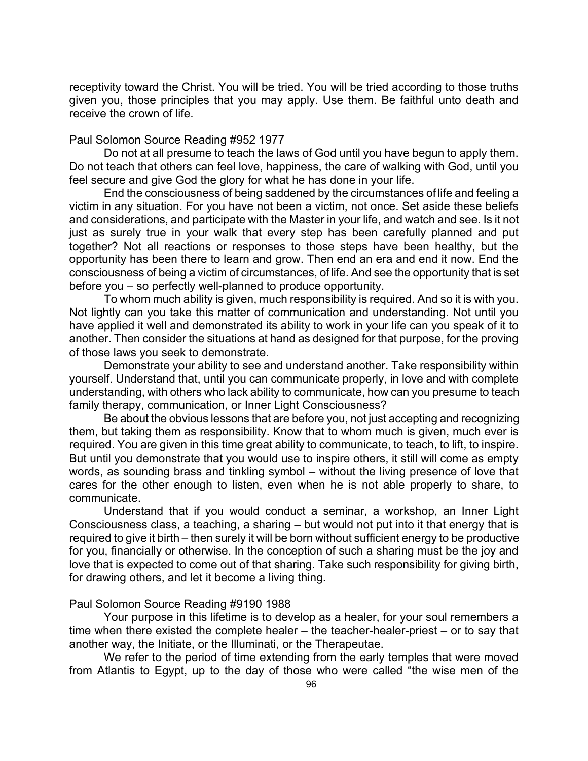receptivity toward the Christ. You will be tried. You will be tried according to those truths given you, those principles that you may apply. Use them. Be faithful unto death and receive the crown of life.

Paul Solomon Source Reading #952 1977

Do not at all presume to teach the laws of God until you have begun to apply them. Do not teach that others can feel love, happiness, the care of walking with God, until you feel secure and give God the glory for what he has done in your life.

End the consciousness of being saddened by the circumstances of life and feeling a victim in any situation. For you have not been a victim, not once. Set aside these beliefs and considerations, and participate with the Master in your life, and watch and see. Is it not just as surely true in your walk that every step has been carefully planned and put together? Not all reactions or responses to those steps have been healthy, but the opportunity has been there to learn and grow. Then end an era and end it now. End the consciousness of being a victim of circumstances, of life. And see the opportunity that is set before you – so perfectly well-planned to produce opportunity.

To whom much ability is given, much responsibility is required. And so it is with you. Not lightly can you take this matter of communication and understanding. Not until you have applied it well and demonstrated its ability to work in your life can you speak of it to another. Then consider the situations at hand as designed for that purpose, for the proving of those laws you seek to demonstrate.

Demonstrate your ability to see and understand another. Take responsibility within yourself. Understand that, until you can communicate properly, in love and with complete understanding, with others who lack ability to communicate, how can you presume to teach family therapy, communication, or Inner Light Consciousness?

Be about the obvious lessons that are before you, not just accepting and recognizing them, but taking them as responsibility. Know that to whom much is given, much ever is required. You are given in this time great ability to communicate, to teach, to lift, to inspire. But until you demonstrate that you would use to inspire others, it still will come as empty words, as sounding brass and tinkling symbol – without the living presence of love that cares for the other enough to listen, even when he is not able properly to share, to communicate.

Understand that if you would conduct a seminar, a workshop, an Inner Light Consciousness class, a teaching, a sharing – but would not put into it that energy that is required to give it birth – then surely it will be born without sufficient energy to be productive for you, financially or otherwise. In the conception of such a sharing must be the joy and love that is expected to come out of that sharing. Take such responsibility for giving birth, for drawing others, and let it become a living thing.

Paul Solomon Source Reading #9190 1988

Your purpose in this lifetime is to develop as a healer, for your soul remembers a time when there existed the complete healer – the teacher-healer-priest – or to say that another way, the Initiate, or the Illuminati, or the Therapeutae.

We refer to the period of time extending from the early temples that were moved from Atlantis to Egypt, up to the day of those who were called "the wise men of the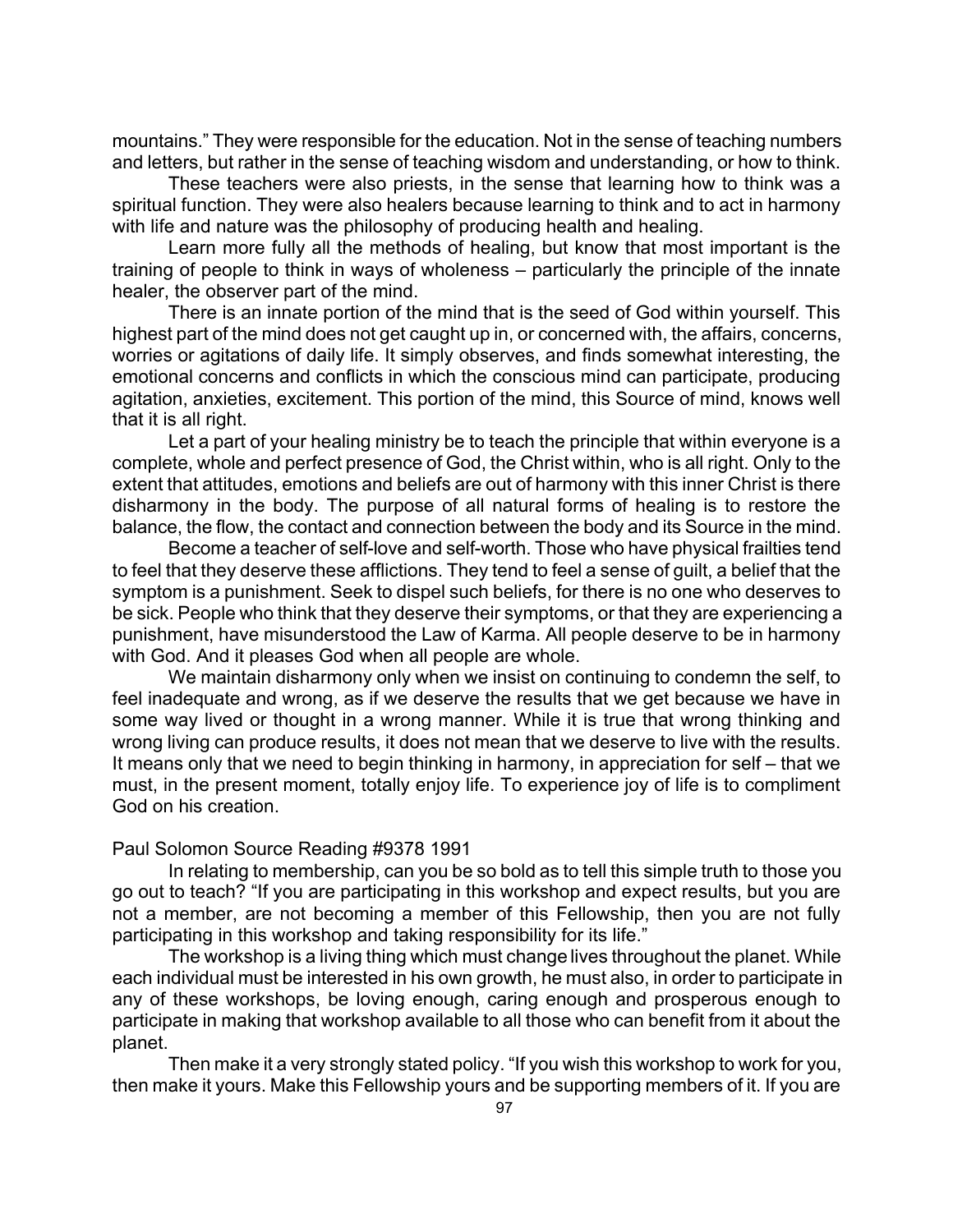mountains." They were responsible for the education. Not in the sense of teaching numbers and letters, but rather in the sense of teaching wisdom and understanding, or how to think.

These teachers were also priests, in the sense that learning how to think was a spiritual function. They were also healers because learning to think and to act in harmony with life and nature was the philosophy of producing health and healing.

Learn more fully all the methods of healing, but know that most important is the training of people to think in ways of wholeness – particularly the principle of the innate healer, the observer part of the mind.

There is an innate portion of the mind that is the seed of God within yourself. This highest part of the mind does not get caught up in, or concerned with, the affairs, concerns, worries or agitations of daily life. It simply observes, and finds somewhat interesting, the emotional concerns and conflicts in which the conscious mind can participate, producing agitation, anxieties, excitement. This portion of the mind, this Source of mind, knows well that it is all right.

Let a part of your healing ministry be to teach the principle that within everyone is a complete, whole and perfect presence of God, the Christ within, who is all right. Only to the extent that attitudes, emotions and beliefs are out of harmony with this inner Christ is there disharmony in the body. The purpose of all natural forms of healing is to restore the balance, the flow, the contact and connection between the body and its Source in the mind.

Become a teacher of self-love and self-worth. Those who have physical frailties tend to feel that they deserve these afflictions. They tend to feel a sense of guilt, a belief that the symptom is a punishment. Seek to dispel such beliefs, for there is no one who deserves to be sick. People who think that they deserve their symptoms, or that they are experiencing a punishment, have misunderstood the Law of Karma. All people deserve to be in harmony with God. And it pleases God when all people are whole.

We maintain disharmony only when we insist on continuing to condemn the self, to feel inadequate and wrong, as if we deserve the results that we get because we have in some way lived or thought in a wrong manner. While it is true that wrong thinking and wrong living can produce results, it does not mean that we deserve to live with the results. It means only that we need to begin thinking in harmony, in appreciation for self – that we must, in the present moment, totally enjoy life. To experience joy of life is to compliment God on his creation.

Paul Solomon Source Reading #9378 1991

In relating to membership, can you be so bold as to tell this simple truth to those you go out to teach? "If you are participating in this workshop and expect results, but you are not a member, are not becoming a member of this Fellowship, then you are not fully participating in this workshop and taking responsibility for its life."

The workshop is a living thing which must change lives throughout the planet. While each individual must be interested in his own growth, he must also, in order to participate in any of these workshops, be loving enough, caring enough and prosperous enough to participate in making that workshop available to all those who can benefit from it about the planet.

Then make it a very strongly stated policy. "If you wish this workshop to work for you, then make it yours. Make this Fellowship yours and be supporting members of it. If you are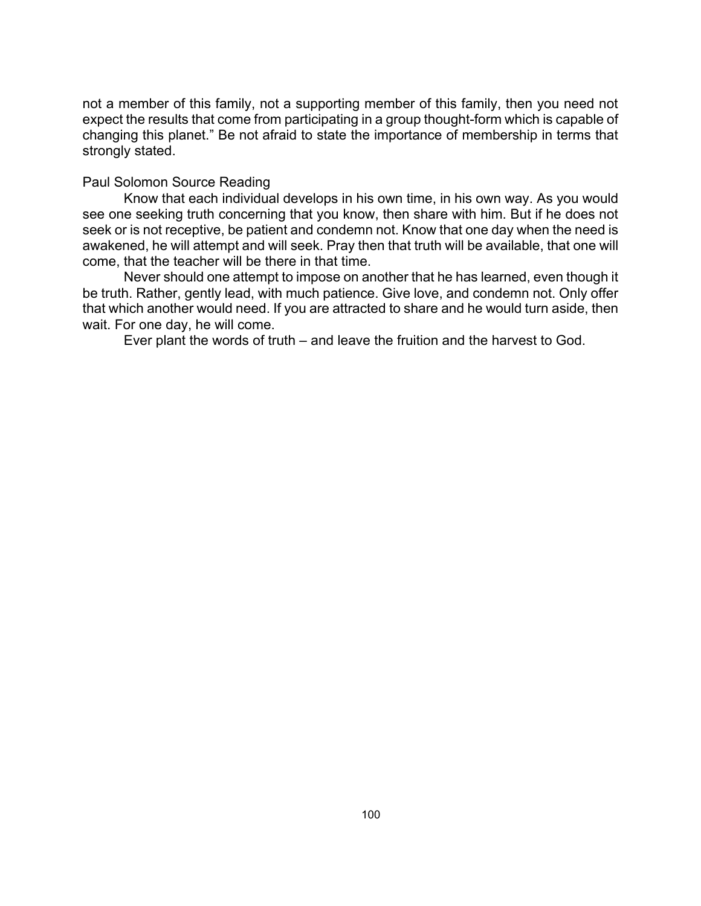not a member of this family, not a supporting member of this family, then you need not expect the results that come from participating in a group thought-form which is capable of changing this planet." Be not afraid to state the importance of membership in terms that strongly stated.

Paul Solomon Source Reading

Know that each individual develops in his own time, in his own way. As you would see one seeking truth concerning that you know, then share with him. But if he does not seek or is not receptive, be patient and condemn not. Know that one day when the need is awakened, he will attempt and will seek. Pray then that truth will be available, that one will come, that the teacher will be there in that time.

Never should one attempt to impose on another that he has learned, even though it be truth. Rather, gently lead, with much patience. Give love, and condemn not. Only offer that which another would need. If you are attracted to share and he would turn aside, then wait. For one day, he will come.

Ever plant the words of truth – and leave the fruition and the harvest to God.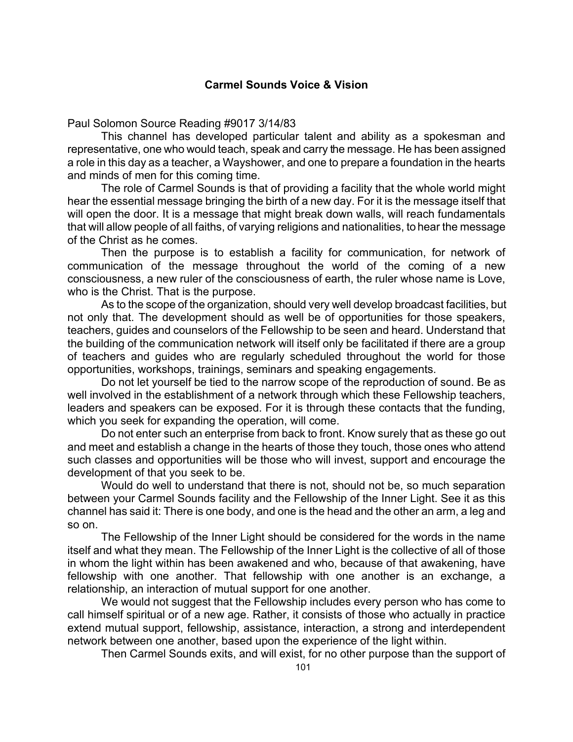### **Carmel Sounds Voice & Vision**

Paul Solomon Source Reading #9017 3/14/83

This channel has developed particular talent and ability as a spokesman and representative, one who would teach, speak and carry the message. He has been assigned a role in this day as a teacher, a Wayshower, and one to prepare a foundation in the hearts and minds of men for this coming time.

The role of Carmel Sounds is that of providing a facility that the whole world might hear the essential message bringing the birth of a new day. For it is the message itself that will open the door. It is a message that might break down walls, will reach fundamentals that will allow people of all faiths, of varying religions and nationalities, to hear the message of the Christ as he comes.

Then the purpose is to establish a facility for communication, for network of communication of the message throughout the world of the coming of a new consciousness, a new ruler of the consciousness of earth, the ruler whose name is Love, who is the Christ. That is the purpose.

As to the scope of the organization, should very well develop broadcast facilities, but not only that. The development should as well be of opportunities for those speakers, teachers, guides and counselors of the Fellowship to be seen and heard. Understand that the building of the communication network will itself only be facilitated if there are a group of teachers and guides who are regularly scheduled throughout the world for those opportunities, workshops, trainings, seminars and speaking engagements.

Do not let yourself be tied to the narrow scope of the reproduction of sound. Be as well involved in the establishment of a network through which these Fellowship teachers, leaders and speakers can be exposed. For it is through these contacts that the funding, which you seek for expanding the operation, will come.

Do not enter such an enterprise from back to front. Know surely that as these go out and meet and establish a change in the hearts of those they touch, those ones who attend such classes and opportunities will be those who will invest, support and encourage the development of that you seek to be.

Would do well to understand that there is not, should not be, so much separation between your Carmel Sounds facility and the Fellowship of the Inner Light. See it as this channel has said it: There is one body, and one is the head and the other an arm, a leg and so on.

The Fellowship of the Inner Light should be considered for the words in the name itself and what they mean. The Fellowship of the Inner Light is the collective of all of those in whom the light within has been awakened and who, because of that awakening, have fellowship with one another. That fellowship with one another is an exchange, a relationship, an interaction of mutual support for one another.

We would not suggest that the Fellowship includes every person who has come to call himself spiritual or of a new age. Rather, it consists of those who actually in practice extend mutual support, fellowship, assistance, interaction, a strong and interdependent network between one another, based upon the experience of the light within.

Then Carmel Sounds exits, and will exist, for no other purpose than the support of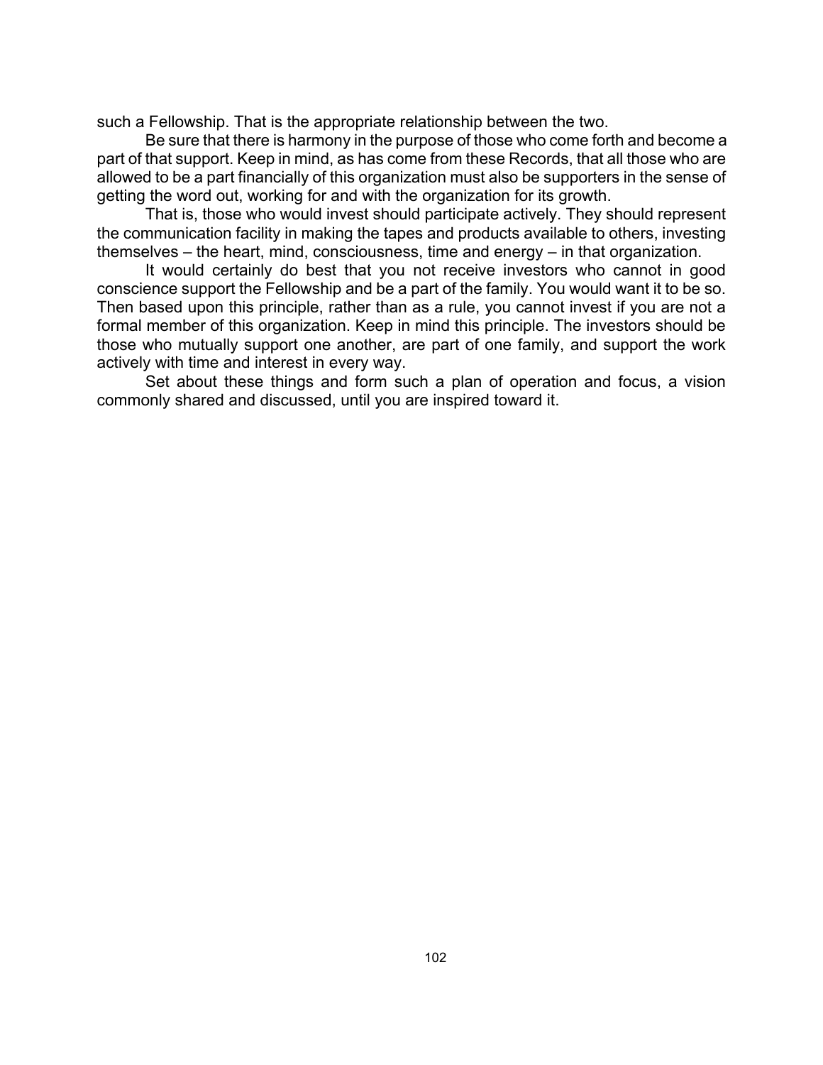such a Fellowship. That is the appropriate relationship between the two.

Be sure that there is harmony in the purpose of those who come forth and become a part of that support. Keep in mind, as has come from these Records, that all those who are allowed to be a part financially of this organization must also be supporters in the sense of getting the word out, working for and with the organization for its growth.

That is, those who would invest should participate actively. They should represent the communication facility in making the tapes and products available to others, investing themselves – the heart, mind, consciousness, time and energy – in that organization.

It would certainly do best that you not receive investors who cannot in good conscience support the Fellowship and be a part of the family. You would want it to be so. Then based upon this principle, rather than as a rule, you cannot invest if you are not a formal member of this organization. Keep in mind this principle. The investors should be those who mutually support one another, are part of one family, and support the work actively with time and interest in every way.

Set about these things and form such a plan of operation and focus, a vision commonly shared and discussed, until you are inspired toward it.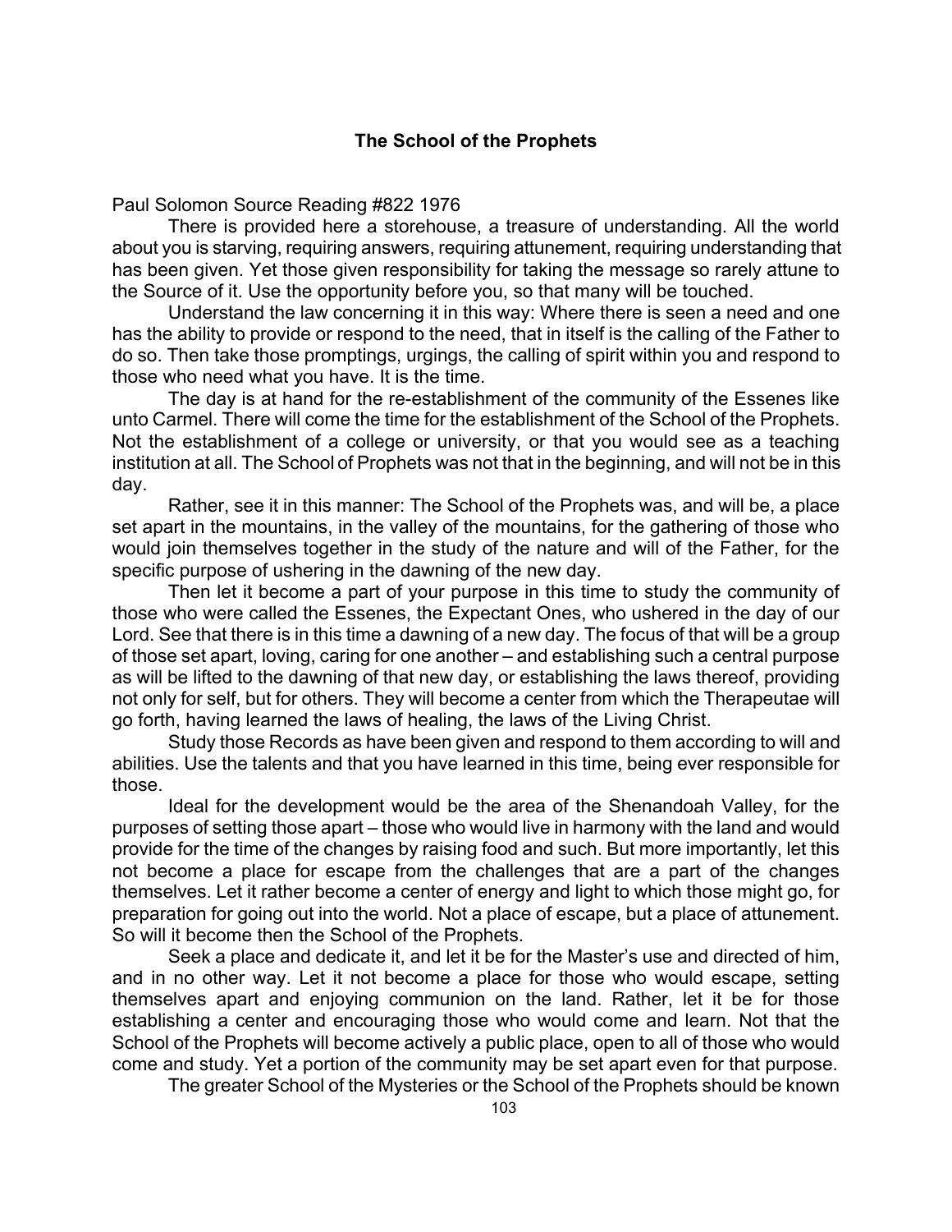## The School of the Prophets

Paul Solomon Source Reading #822 1976

There is provided here a storehouse, a treasure of understanding. All the world about you is starving, requiring answers, requiring attunement, requiring understanding that has been given. Yet those given responsibility for taking the message so rarely attune to the Source of it. Use the opportunity before you, so that many will be touched.

Understand the law concerning it in this way: Where there is seen a need and one has the ability to provide or respond to the need, that in itself is the calling of the Father to do so. Then take those promptings, urgings, the calling of spirit within you and respond to those who need what you have. It is the time.

The day is at hand for the re-establishment of the community of the Essenes like unto Carmel. There will come the time for the establishment of the School of the Prophets. Not the establishment of a college or university, or that you would see as a teaching institution at all. The School of Prophets was not that in the beginning, and will not be in this day.

Rather, see it in this manner: The School of the Prophets was, and will be, a place set apart in the mountains, in the valley of the mountains, for the gathering of those who would join themselves together in the study of the nature and will of the Father, for the specific purpose of ushering in the dawning of the new day.

Then let it become a part of your purpose in this time to study the community of those who were called the Essenes, the Expectant Ones, who ushered in the day of our Lord. See that there is in this time a dawning of a new day. The focus of that will be a group of those set apart, loving, caring for one another – and establishing such a central purpose as will be lifted to the dawning of that new day, or establishing the laws thereof, providing not only for self, but for others. They will become a center from which the Therapeutae will go forth, having learned the laws of healing, the laws of the Living Christ.

Study those Records as have been given and respond to them according to will and abilities. Use the talents and that you have learned in this time, being ever responsible for those.

Ideal for the development would be the area of the Shenandoah Valley, for the purposes of setting those apart – those who would live in harmony with the land and would provide for the time of the changes by raising food and such. But more importantly, let this not become a place for escape from the challenges that are a part of the changes themselves. Let it rather become a center of energy and light to which those might go, for preparation for going out into the world. Not a place of escape, but a place of attunement. So will it become then the School of the Prophets.

Seek a place and dedicate it, and let it be for the Master's use and directed of him, and in no other way. Let it not become a place for those who would escape, setting themselves apart and enjoying communion on the land. Rather, let it be for those establishing a center and encouraging those who would come and learn. Not that the School of the Prophets will become actively a public place, open to all of those who would come and study. Yet a portion of the community may be set apart even for that purpose.

The greater School of the Mysteries or the School of the Prophets should be known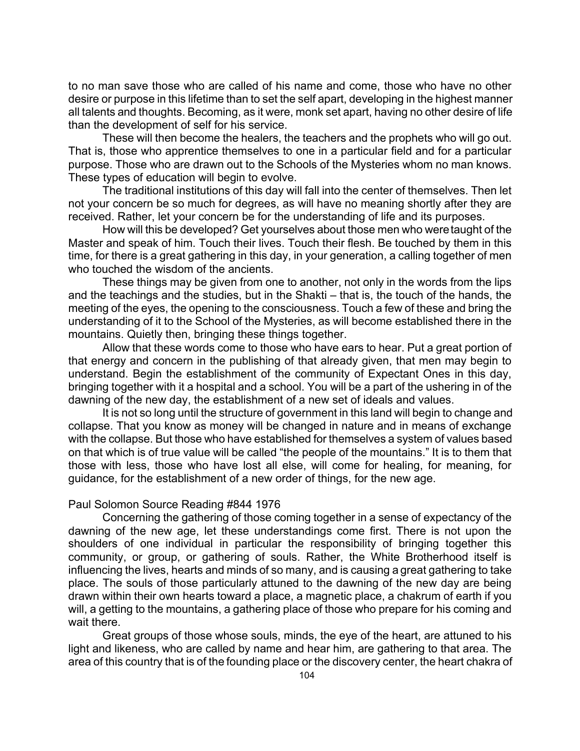to no man save those who are called of his name and come, those who have no other desire or purpose in this lifetime than to set the self apart, developing in the highest manner all talents and thoughts. Becoming, as it were, monk set apart, having no other desire of life than the development of self for his service.

These will then become the healers, the teachers and the prophets who will go out. That is, those who apprentice themselves to one in a particular field and for a particular purpose. Those who are drawn out to the Schools of the Mysteries whom no man knows. These types of education will begin to evolve.

The traditional institutions of this day will fall into the center of themselves. Then let not your concern be so much for degrees, as will have no meaning shortly after they are received. Rather, let your concern be for the understanding of life and its purposes.

How will this be developed? Get yourselves about those men who were taught of the Master and speak of him. Touch their lives. Touch their flesh. Be touched by them in this time, for there is a great gathering in this day, in your generation, a calling together of men who touched the wisdom of the ancients.

These things may be given from one to another, not only in the words from the lips and the teachings and the studies, but in the Shakti – that is, the touch of the hands, the meeting of the eyes, the opening to the consciousness. Touch a few of these and bring the understanding of it to the School of the Mysteries, as will become established there in the mountains. Quietly then, bringing these things together.

Allow that these words come to those who have ears to hear. Put a great portion of that energy and concern in the publishing of that already given, that men may begin to understand. Begin the establishment of the community of Expectant Ones in this day, bringing together with it a hospital and a school. You will be a part of the ushering in of the dawning of the new day, the establishment of a new set of ideals and values.

It is not so long until the structure of government in this land will begin to change and collapse. That you know as money will be changed in nature and in means of exchange with the collapse. But those who have established for themselves a system of values based on that which is of true value will be called "the people of the mountains." It is to them that those with less, those who have lost all else, will come for healing, for meaning, for guidance, for the establishment of a new order of things, for the new age.

Paul Solomon Source Reading #844 1976

Concerning the gathering of those coming together in a sense of expectancy of the dawning of the new age, let these understandings come first. There is not upon the shoulders of one individual in particular the responsibility of bringing together this community, or group, or gathering of souls. Rather, the White Brotherhood itself is influencing the lives, hearts and minds of so many, and is causing a great gathering to take place. The souls of those particularly attuned to the dawning of the new day are being drawn within their own hearts toward a place, a magnetic place, a chakrum of earth if you will, a getting to the mountains, a gathering place of those who prepare for his coming and wait there.

Great groups of those whose souls, minds, the eye of the heart, are attuned to his light and likeness, who are called by name and hear him, are gathering to that area. The area of this country that is of the founding place or the discovery center, the heart chakra of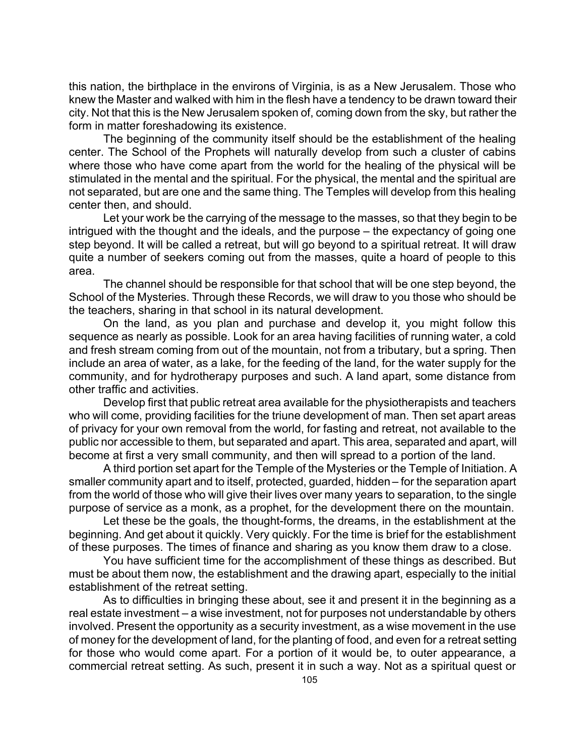this nation, the birthplace in the environs of Virginia, is as a New Jerusalem. Those who knew the Master and walked with him in the flesh have a tendency to be drawn toward their city. Not that this is the New Jerusalem spoken of, coming down from the sky, but rather the form in matter foreshadowing its existence.

The beginning of the community itself should be the establishment of the healing center. The School of the Prophets will naturally develop from such a cluster of cabins where those who have come apart from the world for the healing of the physical will be stimulated in the mental and the spiritual. For the physical, the mental and the spiritual are not separated, but are one and the same thing. The Temples will develop from this healing center then, and should.

Let your work be the carrying of the message to the masses, so that they begin to be intrigued with the thought and the ideals, and the purpose – the expectancy of going one step beyond. It will be called a retreat, but will go beyond to a spiritual retreat. It will draw quite a number of seekers coming out from the masses, quite a hoard of people to this area.

The channel should be responsible for that school that will be one step beyond, the School of the Mysteries. Through these Records, we will draw to you those who should be the teachers, sharing in that school in its natural development.

On the land, as you plan and purchase and develop it, you might follow this sequence as nearly as possible. Look for an area having facilities of running water, a cold and fresh stream coming from out of the mountain, not from a tributary, but a spring. Then include an area of water, as a lake, for the feeding of the land, for the water supply for the community, and for hydrotherapy purposes and such. A land apart, some distance from other traffic and activities.

Develop first that public retreat area available for the physiotherapists and teachers who will come, providing facilities for the triune development of man. Then set apart areas of privacy for your own removal from the world, for fasting and retreat, not available to the public nor accessible to them, but separated and apart. This area, separated and apart, will become at first a very small community, and then will spread to a portion of the land.

A third portion set apart for the Temple of the Mysteries or the Temple of Initiation. A smaller community apart and to itself, protected, guarded, hidden – for the separation apart from the world of those who will give their lives over many years to separation, to the single purpose of service as a monk, as a prophet, for the development there on the mountain.

Let these be the goals, the thought-forms, the dreams, in the establishment at the beginning. And get about it quickly. Very quickly. For the time is brief for the establishment of these purposes. The times of finance and sharing as you know them draw to a close.

You have sufficient time for the accomplishment of these things as described. But must be about them now, the establishment and the drawing apart, especially to the initial establishment of the retreat setting.

As to difficulties in bringing these about, see it and present it in the beginning as a real estate investment – a wise investment, not for purposes not understandable by others involved. Present the opportunity as a security investment, as a wise movement in the use of money for the development of land, for the planting of food, and even for a retreat setting for those who would come apart. For a portion of it would be, to outer appearance, a commercial retreat setting. As such, present it in such a way. Not as a spiritual quest or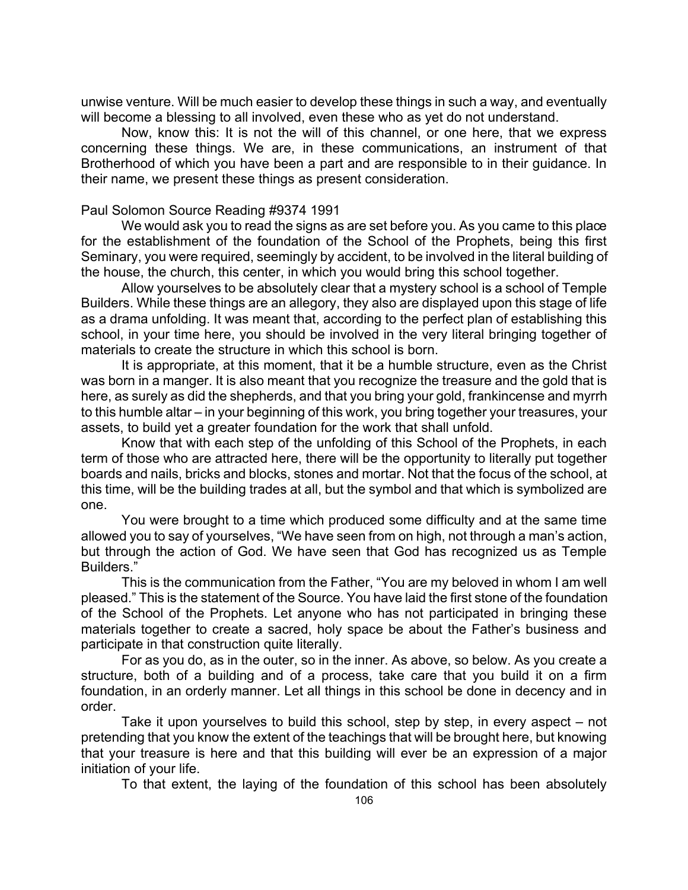unwise venture. Will be much easier to develop these things in such a way, and eventually will become a blessing to all involved, even these who as yet do not understand.

Now, know this: It is not the will of this channel, or one here, that we express concerning these things. We are, in these communications, an instrument of that Brotherhood of which you have been a part and are responsible to in their guidance. In their name, we present these things as present consideration.

Paul Solomon Source Reading #9374 1991

We would ask you to read the signs as are set before you. As you came to this place for the establishment of the foundation of the School of the Prophets, being this first Seminary, you were required, seemingly by accident, to be involved in the literal building of the house, the church, this center, in which you would bring this school together.

Allow yourselves to be absolutely clear that a mystery school is a school of Temple Builders. While these things are an allegory, they also are displayed upon this stage of life as a drama unfolding. It was meant that, according to the perfect plan of establishing this school, in your time here, you should be involved in the very literal bringing together of materials to create the structure in which this school is born.

It is appropriate, at this moment, that it be a humble structure, even as the Christ was born in a manger. It is also meant that you recognize the treasure and the gold that is here, as surely as did the shepherds, and that you bring your gold, frankincense and myrrh to this humble altar – in your beginning of this work, you bring together your treasures, your assets, to build yet a greater foundation for the work that shall unfold.

Know that with each step of the unfolding of this School of the Prophets, in each term of those who are attracted here, there will be the opportunity to literally put together boards and nails, bricks and blocks, stones and mortar. Not that the focus of the school, at this time, will be the building trades at all, but the symbol and that which is symbolized are one.

You were brought to a time which produced some difficulty and at the same time allowed you to say of yourselves, "We have seen from on high, not through a man's action, but through the action of God. We have seen that God has recognized us as Temple Builders."

This is the communication from the Father, "You are my beloved in whom I am well pleased." This is the statement of the Source. You have laid the first stone of the foundation of the School of the Prophets. Let anyone who has not participated in bringing these materials together to create a sacred, holy space be about the Father's business and participate in that construction quite literally.

For as you do, as in the outer, so in the inner. As above, so below. As you create a structure, both of a building and of a process, take care that you build it on a firm foundation, in an orderly manner. Let all things in this school be done in decency and in order.

Take it upon yourselves to build this school, step by step, in every aspect – not pretending that you know the extent of the teachings that will be brought here, but knowing that your treasure is here and that this building will ever be an expression of a major initiation of your life.

To that extent, the laying of the foundation of this school has been absolutely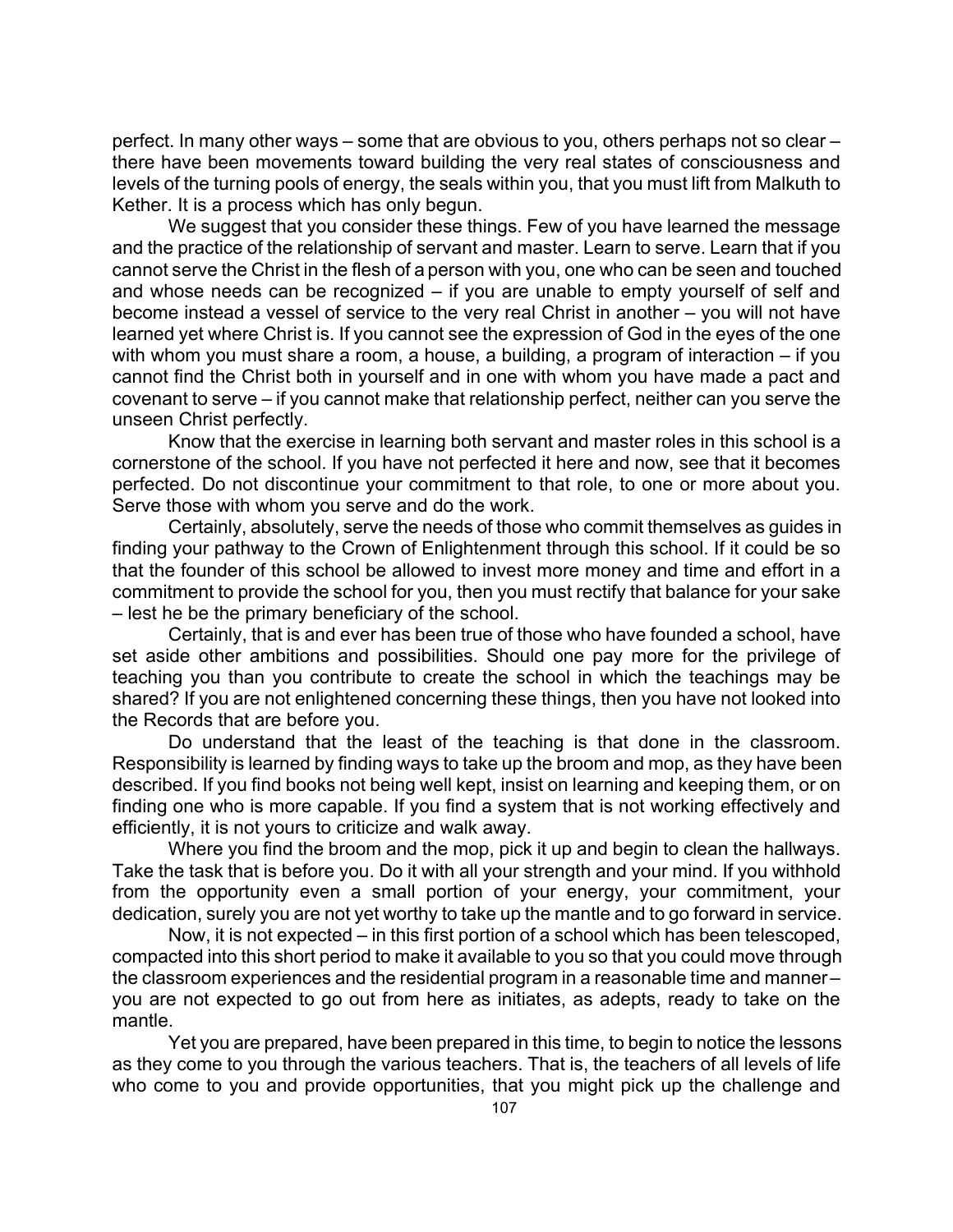perfect. In many other ways – some that are obvious to you, others perhaps not so clear – there have been movements toward building the very real states of consciousness and levels of the turning pools of energy, the seals within you, that you must lift from Malkuth to Kether. It is a process which has only begun.

We suggest that you consider these things. Few of you have learned the message and the practice of the relationship of servant and master. Learn to serve. Learn that if you cannot serve the Christ in the flesh of a person with you, one who can be seen and touched and whose needs can be recognized – if you are unable to empty yourself of self and become instead a vessel of service to the very real Christ in another – you will not have learned yet where Christ is. If you cannot see the expression of God in the eyes of the one with whom you must share a room, a house, a building, a program of interaction – if you cannot find the Christ both in yourself and in one with whom you have made a pact and covenant to serve – if you cannot make that relationship perfect, neither can you serve the unseen Christ perfectly.

Know that the exercise in learning both servant and master roles in this school is a cornerstone of the school. If you have not perfected it here and now, see that it becomes perfected. Do not discontinue your commitment to that role, to one or more about you. Serve those with whom you serve and do the work.

Certainly, absolutely, serve the needs of those who commit themselves as guides in finding your pathway to the Crown of Enlightenment through this school. If it could be so that the founder of this school be allowed to invest more money and time and effort in a commitment to provide the school for you, then you must rectify that balance for your sake – lest he be the primary beneficiary of the school.

Certainly, that is and ever has been true of those who have founded a school, have set aside other ambitions and possibilities. Should one pay more for the privilege of teaching you than you contribute to create the school in which the teachings may be shared? If you are not enlightened concerning these things, then you have not looked into the Records that are before you.

Do understand that the least of the teaching is that done in the classroom. Responsibility is learned by finding ways to take up the broom and mop, as they have been described. If you find books not being well kept, insist on learning and keeping them, or on finding one who is more capable. If you find a system that is not working effectively and efficiently, it is not yours to criticize and walk away.

Where you find the broom and the mop, pick it up and begin to clean the hallways. Take the task that is before you. Do it with all your strength and your mind. If you withhold from the opportunity even a small portion of your energy, your commitment, your dedication, surely you are not yet worthy to take up the mantle and to go forward in service.

Now, it is not expected – in this first portion of a school which has been telescoped, compacted into this short period to make it available to you so that you could move through the classroom experiences and the residential program in a reasonable time and manner – you are not expected to go out from here as initiates, as adepts, ready to take on the mantle.

Yet you are prepared, have been prepared in this time, to begin to notice the lessons as they come to you through the various teachers. That is, the teachers of all levels of life who come to you and provide opportunities, that you might pick up the challenge and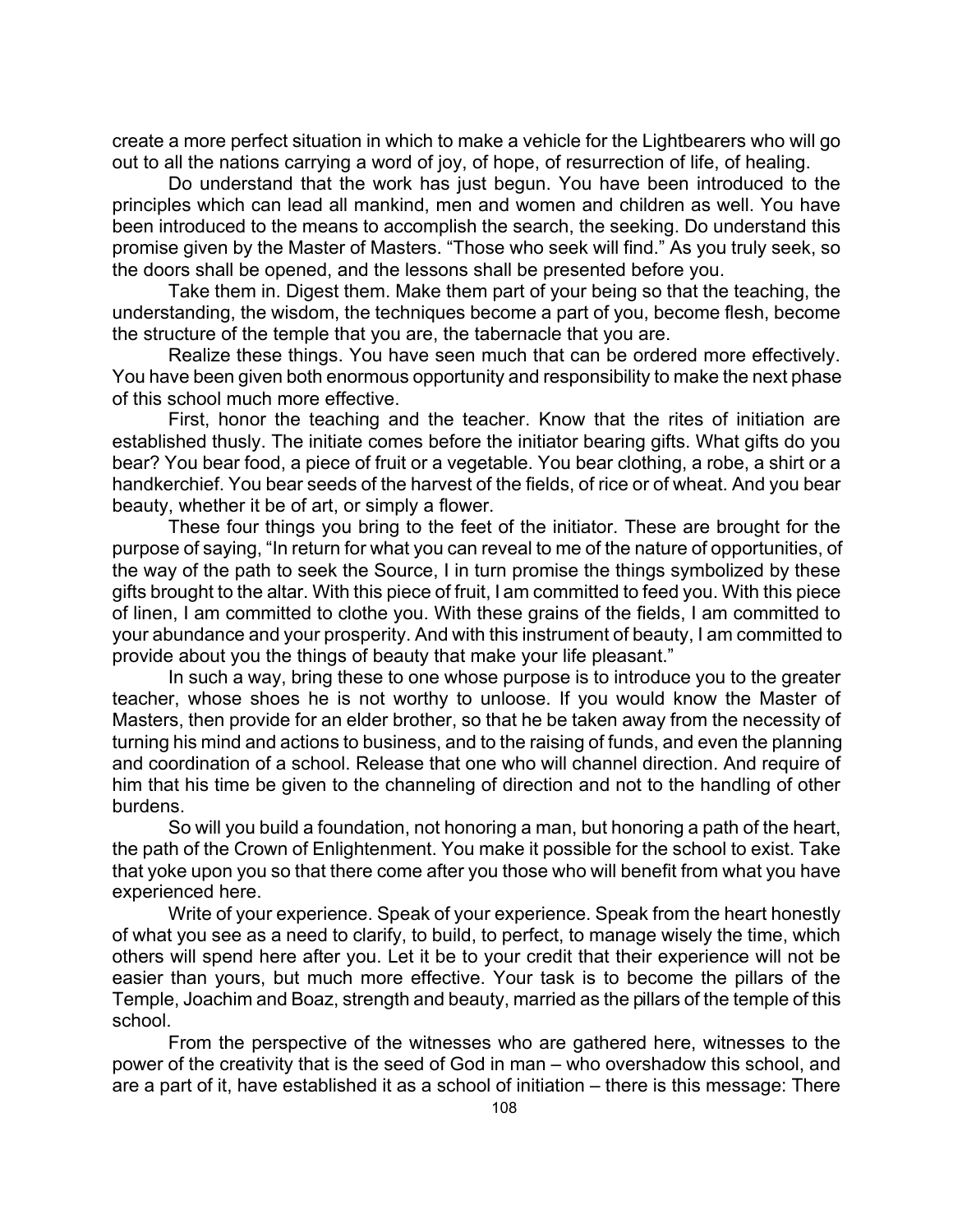create a more perfect situation in which to make a vehicle for the Lightbearers who will go out to all the nations carrying a word of joy, of hope, of resurrection of life, of healing.

Do understand that the work has just begun. You have been introduced to the principles which can lead all mankind, men and women and children as well. You have been introduced to the means to accomplish the search, the seeking. Do understand this promise given by the Master of Masters. "Those who seek will find." As you truly seek, so the doors shall be opened, and the lessons shall be presented before you.

Take them in. Digest them. Make them part of your being so that the teaching, the understanding, the wisdom, the techniques become a part of you, become flesh, become the structure of the temple that you are, the tabernacle that you are.

Realize these things. You have seen much that can be ordered more effectively. You have been given both enormous opportunity and responsibility to make the next phase of this school much more effective.

First, honor the teaching and the teacher. Know that the rites of initiation are established thusly. The initiate comes before the initiator bearing gifts. What gifts do you bear? You bear food, a piece of fruit or a vegetable. You bear clothing, a robe, a shirt or a handkerchief. You bear seeds of the harvest of the fields, of rice or of wheat. And you bear beauty, whether it be of art, or simply a flower.

These four things you bring to the feet of the initiator. These are brought for the purpose of saying, "In return for what you can reveal to me of the nature of opportunities, of the way of the path to seek the Source, I in turn promise the things symbolized by these gifts brought to the altar. With this piece of fruit, I am committed to feed you. With this piece of linen, I am committed to clothe you. With these grains of the fields, I am committed to your abundance and your prosperity. And with this instrument of beauty, I am committed to provide about you the things of beauty that make your life pleasant."

In such a way, bring these to one whose purpose is to introduce you to the greater teacher, whose shoes he is not worthy to unloose. If you would know the Master of Masters, then provide for an elder brother, so that he be taken away from the necessity of turning his mind and actions to business, and to the raising of funds, and even the planning and coordination of a school. Release that one who will channel direction. And require of him that his time be given to the channeling of direction and not to the handling of other burdens.

So will you build a foundation, not honoring a man, but honoring a path of the heart, the path of the Crown of Enlightenment. You make it possible for the school to exist. Take that yoke upon you so that there come after you those who will benefit from what you have experienced here.

Write of your experience. Speak of your experience. Speak from the heart honestly of what you see as a need to clarify, to build, to perfect, to manage wisely the time, which others will spend here after you. Let it be to your credit that their experience will not be easier than yours, but much more effective. Your task is to become the pillars of the Temple, Joachim and Boaz, strength and beauty, married as the pillars of the temple of this school.

From the perspective of the witnesses who are gathered here, witnesses to the power of the creativity that is the seed of God in man – who overshadow this school, and are a part of it, have established it as a school of initiation – there is this message: There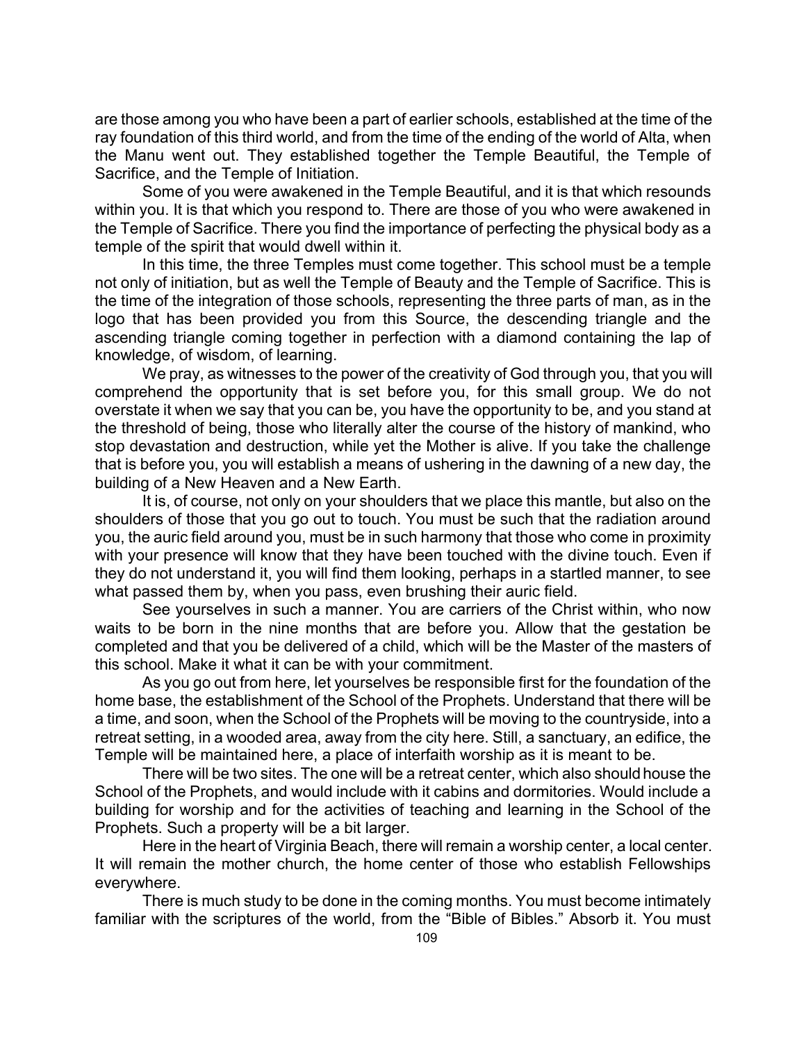are those among you who have been a part of earlier schools, established at the time of the ray foundation of this third world, and from the time of the ending of the world of Alta, when the Manu went out. They established together the Temple Beautiful, the Temple of Sacrifice, and the Temple of Initiation.

Some of you were awakened in the Temple Beautiful, and it is that which resounds within you. It is that which you respond to. There are those of you who were awakened in the Temple of Sacrifice. There you find the importance of perfecting the physical body as a temple of the spirit that would dwell within it.

In this time, the three Temples must come together. This school must be a temple not only of initiation, but as well the Temple of Beauty and the Temple of Sacrifice. This is the time of the integration of those schools, representing the three parts of man, as in the logo that has been provided you from this Source, the descending triangle and the ascending triangle coming together in perfection with a diamond containing the lap of knowledge, of wisdom, of learning.

We pray, as witnesses to the power of the creativity of God through you, that you will comprehend the opportunity that is set before you, for this small group. We do not overstate it when we say that you can be, you have the opportunity to be, and you stand at the threshold of being, those who literally alter the course of the history of mankind, who stop devastation and destruction, while yet the Mother is alive. If you take the challenge that is before you, you will establish a means of ushering in the dawning of a new day, the building of a New Heaven and a New Earth.

It is, of course, not only on your shoulders that we place this mantle, but also on the shoulders of those that you go out to touch. You must be such that the radiation around you, the auric field around you, must be in such harmony that those who come in proximity with your presence will know that they have been touched with the divine touch. Even if they do not understand it, you will find them looking, perhaps in a startled manner, to see what passed them by, when you pass, even brushing their auric field.

See yourselves in such a manner. You are carriers of the Christ within, who now waits to be born in the nine months that are before you. Allow that the gestation be completed and that you be delivered of a child, which will be the Master of the masters of this school. Make it what it can be with your commitment.

As you go out from here, let yourselves be responsible first for the foundation of the home base, the establishment of the School of the Prophets. Understand that there will be a time, and soon, when the School of the Prophets will be moving to the countryside, into a retreat setting, in a wooded area, away from the city here. Still, a sanctuary, an edifice, the Temple will be maintained here, a place of interfaith worship as it is meant to be.

There will be two sites. The one will be a retreat center, which also should house the School of the Prophets, and would include with it cabins and dormitories. Would include a building for worship and for the activities of teaching and learning in the School of the Prophets. Such a property will be a bit larger.

Here in the heart of Virginia Beach, there will remain a worship center, a local center. It will remain the mother church, the home center of those who establish Fellowships everywhere.

There is much study to be done in the coming months. You must become intimately familiar with the scriptures of the world, from the "Bible of Bibles." Absorb it. You must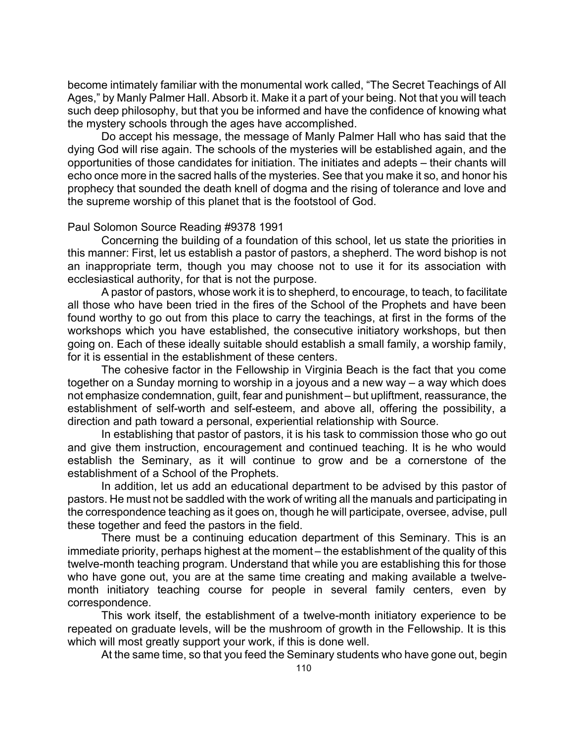become intimately familiar with the monumental work called, "The Secret Teachings of All Ages," by Manly Palmer Hall. Absorb it. Make it a part of your being. Not that you will teach such deep philosophy, but that you be informed and have the confidence of knowing what the mystery schools through the ages have accomplished.

Do accept his message, the message of Manly Palmer Hall who has said that the dying God will rise again. The schools of the mysteries will be established again, and the opportunities of those candidates for initiation. The initiates and adepts – their chants will echo once more in the sacred halls of the mysteries. See that you make it so, and honor his prophecy that sounded the death knell of dogma and the rising of tolerance and love and the supreme worship of this planet that is the footstool of God.

Paul Solomon Source Reading #9378 1991

Concerning the building of a foundation of this school, let us state the priorities in this manner: First, let us establish a pastor of pastors, a shepherd. The word bishop is not an inappropriate term, though you may choose not to use it for its association with ecclesiastical authority, for that is not the purpose.

A pastor of pastors, whose work it is to shepherd, to encourage, to teach, to facilitate all those who have been tried in the fires of the School of the Prophets and have been found worthy to go out from this place to carry the teachings, at first in the forms of the workshops which you have established, the consecutive initiatory workshops, but then going on. Each of these ideally suitable should establish a small family, a worship family, for it is essential in the establishment of these centers.

The cohesive factor in the Fellowship in Virginia Beach is the fact that you come together on a Sunday morning to worship in a joyous and a new way – a way which does not emphasize condemnation, guilt, fear and punishment – but upliftment, reassurance, the establishment of self-worth and self-esteem, and above all, offering the possibility, a direction and path toward a personal, experiential relationship with Source.

In establishing that pastor of pastors, it is his task to commission those who go out and give them instruction, encouragement and continued teaching. It is he who would establish the Seminary, as it will continue to grow and be a cornerstone of the establishment of a School of the Prophets.

In addition, let us add an educational department to be advised by this pastor of pastors. He must not be saddled with the work of writing all the manuals and participating in the correspondence teaching as it goes on, though he will participate, oversee, advise, pull these together and feed the pastors in the field.

There must be a continuing education department of this Seminary. This is an immediate priority, perhaps highest at the moment – the establishment of the quality of this twelve-month teaching program. Understand that while you are establishing this for those who have gone out, you are at the same time creating and making available a twelve-month initiatory teaching course for people in several family centers, even by correspondence.

This work itself, the establishment of a twelve-month initiatory experience to be repeated on graduate levels, will be the mushroom of growth in the Fellowship. It is this which will most greatly support your work, if this is done well.

At the same time, so that you feed the Seminary students who have gone out, begin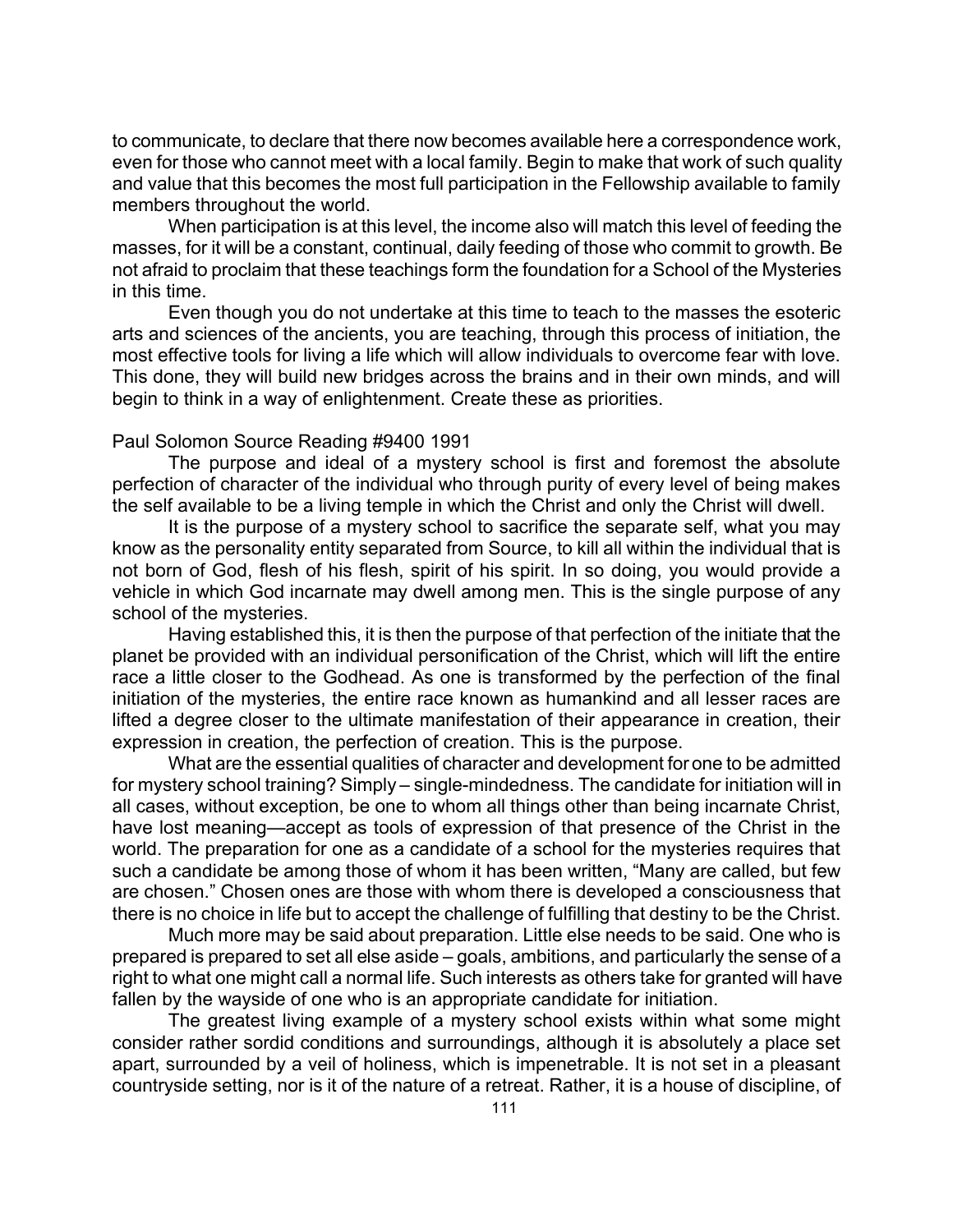to communicate, to declare that there now becomes available here a correspondence work, even for those who cannot meet with a local family. Begin to make that work of such quality and value that this becomes the most full participation in the Fellowship available to family members throughout the world.

When participation is at this level, the income also will match this level of feeding the masses, for it will be a constant, continual, daily feeding of those who commit to growth. Be not afraid to proclaim that these teachings form the foundation for a School of the Mysteries in this time.

Even though you do not undertake at this time to teach to the masses the esoteric arts and sciences of the ancients, you are teaching, through this process of initiation, the most effective tools for living a life which will allow individuals to overcome fear with love. This done, they will build new bridges across the brains and in their own minds, and will begin to think in a way of enlightenment. Create these as priorities.

Paul Solomon Source Reading #9400 1991

The purpose and ideal of a mystery school is first and foremost the absolute perfection of character of the individual who through purity of every level of being makes the self available to be a living temple in which the Christ and only the Christ will dwell.

It is the purpose of a mystery school to sacrifice the separate self, what you may know as the personality entity separated from Source, to kill all within the individual that is not born of God, flesh of his flesh, spirit of his spirit. In so doing, you would provide a vehicle in which God incarnate may dwell among men. This is the single purpose of any school of the mysteries.

Having established this, it is then the purpose of that perfection of the initiate that the planet be provided with an individual personification of the Christ, which will lift the entire race a little closer to the Godhead. As one is transformed by the perfection of the final initiation of the mysteries, the entire race known as humankind and all lesser races are lifted a degree closer to the ultimate manifestation of their appearance in creation, their expression in creation, the perfection of creation. This is the purpose.

What are the essential qualities of character and development for one to be admitted for mystery school training? Simply – single-mindedness. The candidate for initiation will in all cases, without exception, be one to whom all things other than being incarnate Christ, have lost meaning—accept as tools of expression of that presence of the Christ in the world. The preparation for one as a candidate of a school for the mysteries requires that such a candidate be among those of whom it has been written, "Many are called, but few are chosen." Chosen ones are those with whom there is developed a consciousness that there is no choice in life but to accept the challenge of fulfilling that destiny to be the Christ.

Much more may be said about preparation. Little else needs to be said. One who is prepared is prepared to set all else aside – goals, ambitions, and particularly the sense of a right to what one might call a normal life. Such interests as others take for granted will have fallen by the wayside of one who is an appropriate candidate for initiation.

The greatest living example of a mystery school exists within what some might consider rather sordid conditions and surroundings, although it is absolutely a place set apart, surrounded by a veil of holiness, which is impenetrable. It is not set in a pleasant countryside setting, nor is it of the nature of a retreat. Rather, it is a house of discipline, of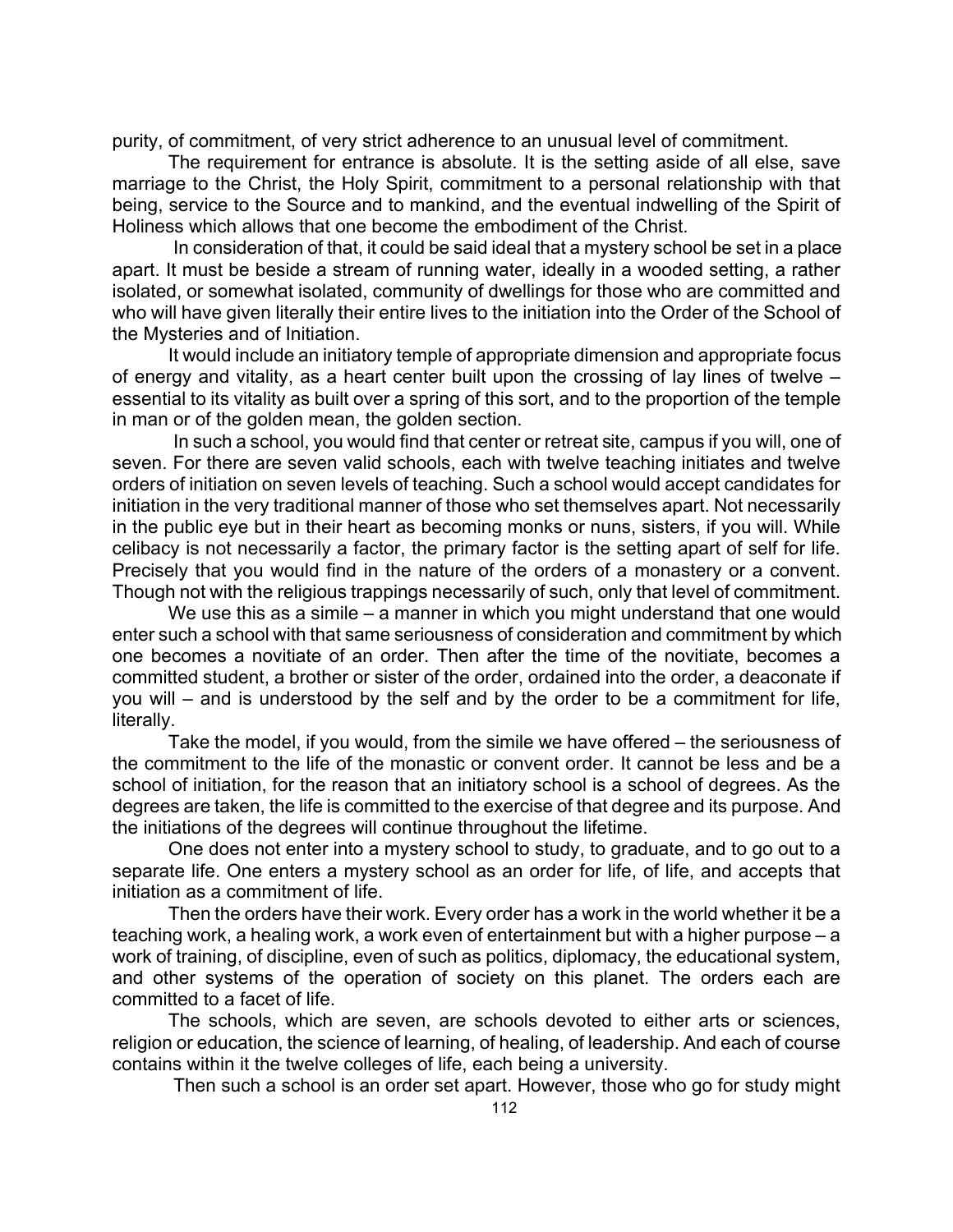purity, of commitment, of very strict adherence to an unusual level of commitment.

The requirement for entrance is absolute. It is the setting aside of all else, save marriage to the Christ, the Holy Spirit, commitment to a personal relationship with that being, service to the Source and to mankind, and the eventual indwelling of the Spirit of Holiness which allows that one become the embodiment of the Christ.

In consideration of that, it could be said ideal that a mystery school be set in a place apart. It must be beside a stream of running water, ideally in a wooded setting, a rather isolated, or somewhat isolated, community of dwellings for those who are committed and who will have given literally their entire lives to the initiation into the Order of the School of the Mysteries and of Initiation.

It would include an initiatory temple of appropriate dimension and appropriate focus of energy and vitality, as a heart center built upon the crossing of lay lines of twelve – essential to its vitality as built over a spring of this sort, and to the proportion of the temple in man or of the golden mean, the golden section.

In such a school, you would find that center or retreat site, campus if you will, one of seven. For there are seven valid schools, each with twelve teaching initiates and twelve orders of initiation on seven levels of teaching. Such a school would accept candidates for initiation in the very traditional manner of those who set themselves apart. Not necessarily in the public eye but in their heart as becoming monks or nuns, sisters, if you will. While celibacy is not necessarily a factor, the primary factor is the setting apart of self for life. Precisely that you would find in the nature of the orders of a monastery or a convent. Though not with the religious trappings necessarily of such, only that level of commitment.

We use this as a simile – a manner in which you might understand that one would enter such a school with that same seriousness of consideration and commitment by which one becomes a novitiate of an order. Then after the time of the novitiate, becomes a committed student, a brother or sister of the order, ordained into the order, a deaconate if you will – and is understood by the self and by the order to be a commitment for life, literally.

Take the model, if you would, from the simile we have offered – the seriousness of the commitment to the life of the monastic or convent order. It cannot be less and be a school of initiation, for the reason that an initiatory school is a school of degrees. As the degrees are taken, the life is committed to the exercise of that degree and its purpose. And the initiations of the degrees will continue throughout the lifetime.

One does not enter into a mystery school to study, to graduate, and to go out to a separate life. One enters a mystery school as an order for life, of life, and accepts that initiation as a commitment of life.

Then the orders have their work. Every order has a work in the world whether it be a teaching work, a healing work, a work even of entertainment but with a higher purpose – a work of training, of discipline, even of such as politics, diplomacy, the educational system, and other systems of the operation of society on this planet. The orders each are committed to a facet of life.

The schools, which are seven, are schools devoted to either arts or sciences, religion or education, the science of learning, of healing, of leadership. And each of course contains within it the twelve colleges of life, each being a university.

Then such a school is an order set apart. However, those who go for study might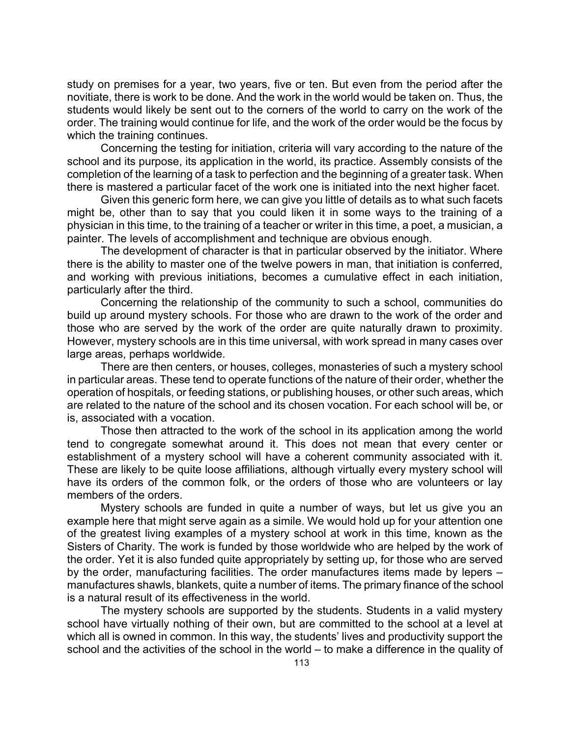study on premises for a year, two years, five or ten. But even from the period after the novitiate, there is work to be done. And the work in the world would be taken on. Thus, the students would likely be sent out to the corners of the world to carry on the work of the order. The training would continue for life, and the work of the order would be the focus by which the training continues.

Concerning the testing for initiation, criteria will vary according to the nature of the school and its purpose, its application in the world, its practice. Assembly consists of the completion of the learning of a task to perfection and the beginning of a greater task. When there is mastered a particular facet of the work one is initiated into the next higher facet.

Given this generic form here, we can give you little of details as to what such facets might be, other than to say that you could liken it in some ways to the training of a physician in this time, to the training of a teacher or writer in this time, a poet, a musician, a painter. The levels of accomplishment and technique are obvious enough.

The development of character is that in particular observed by the initiator. Where there is the ability to master one of the twelve powers in man, that initiation is conferred, and working with previous initiations, becomes a cumulative effect in each initiation, particularly after the third.

Concerning the relationship of the community to such a school, communities do build up around mystery schools. For those who are drawn to the work of the order and those who are served by the work of the order are quite naturally drawn to proximity. However, mystery schools are in this time universal, with work spread in many cases over large areas, perhaps worldwide.

There are then centers, or houses, colleges, monasteries of such a mystery school in particular areas. These tend to operate functions of the nature of their order, whether the operation of hospitals, or feeding stations, or publishing houses, or other such areas, which are related to the nature of the school and its chosen vocation. For each school will be, or is, associated with a vocation.

Those then attracted to the work of the school in its application among the world tend to congregate somewhat around it. This does not mean that every center or establishment of a mystery school will have a coherent community associated with it. These are likely to be quite loose affiliations, although virtually every mystery school will have its orders of the common folk, or the orders of those who are volunteers or lay members of the orders.

Mystery schools are funded in quite a number of ways, but let us give you an example here that might serve again as a simile. We would hold up for your attention one of the greatest living examples of a mystery school at work in this time, known as the Sisters of Charity. The work is funded by those worldwide who are helped by the work of the order. Yet it is also funded quite appropriately by setting up, for those who are served by the order, manufacturing facilities. The order manufactures items made by lepers – manufactures shawls, blankets, quite a number of items. The primary finance of the school is a natural result of its effectiveness in the world.

The mystery schools are supported by the students. Students in a valid mystery school have virtually nothing of their own, but are committed to the school at a level at which all is owned in common. In this way, the students' lives and productivity support the school and the activities of the school in the world – to make a difference in the quality of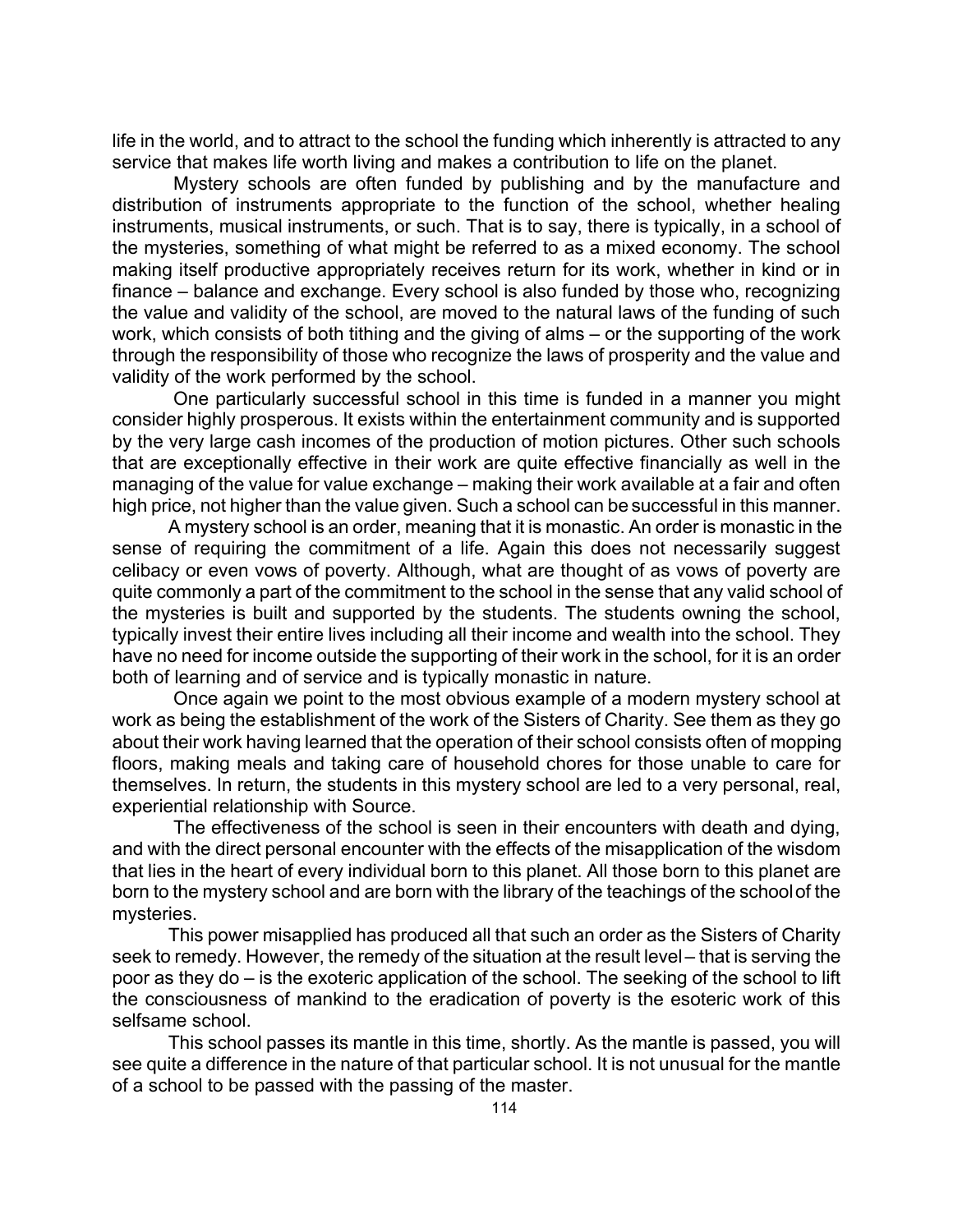life in the world, and to attract to the school the funding which inherently is attracted to any service that makes life worth living and makes a contribution to life on the planet.

Mystery schools are often funded by publishing and by the manufacture and distribution of instruments appropriate to the function of the school, whether healing instruments, musical instruments, or such. That is to say, there is typically, in a school of the mysteries, something of what might be referred to as a mixed economy. The school making itself productive appropriately receives return for its work, whether in kind or in finance – balance and exchange. Every school is also funded by those who, recognizing the value and validity of the school, are moved to the natural laws of the funding of such work, which consists of both tithing and the giving of alms – or the supporting of the work through the responsibility of those who recognize the laws of prosperity and the value and validity of the work performed by the school.

One particularly successful school in this time is funded in a manner you might consider highly prosperous. It exists within the entertainment community and is supported by the very large cash incomes of the production of motion pictures. Other such schools that are exceptionally effective in their work are quite effective financially as well in the managing of the value for value exchange – making their work available at a fair and often high price, not higher than the value given. Such a school can be successful in this manner.

A mystery school is an order, meaning that it is monastic. An order is monastic in the sense of requiring the commitment of a life. Again this does not necessarily suggest celibacy or even vows of poverty. Although, what are thought of as vows of poverty are quite commonly a part of the commitment to the school in the sense that any valid school of the mysteries is built and supported by the students. The students owning the school, typically invest their entire lives including all their income and wealth into the school. They have no need for income outside the supporting of their work in the school, for it is an order both of learning and of service and is typically monastic in nature.

Once again we point to the most obvious example of a modern mystery school at work as being the establishment of the work of the Sisters of Charity. See them as they go about their work having learned that the operation of their school consists often of mopping floors, making meals and taking care of household chores for those unable to care for themselves. In return, the students in this mystery school are led to a very personal, real, experiential relationship with Source.

The effectiveness of the school is seen in their encounters with death and dying, and with the direct personal encounter with the effects of the misapplication of the wisdom that lies in the heart of every individual born to this planet. All those born to this planet are born to the mystery school and are born with the library of the teachings of the school of the mysteries.

This power misapplied has produced all that such an order as the Sisters of Charity seek to remedy. However, the remedy of the situation at the result level – that is serving the poor as they do – is the exoteric application of the school. The seeking of the school to lift the consciousness of mankind to the eradication of poverty is the esoteric work of this selfsame school.

This school passes its mantle in this time, shortly. As the mantle is passed, you will see quite a difference in the nature of that particular school. It is not unusual for the mantle of a school to be passed with the passing of the master.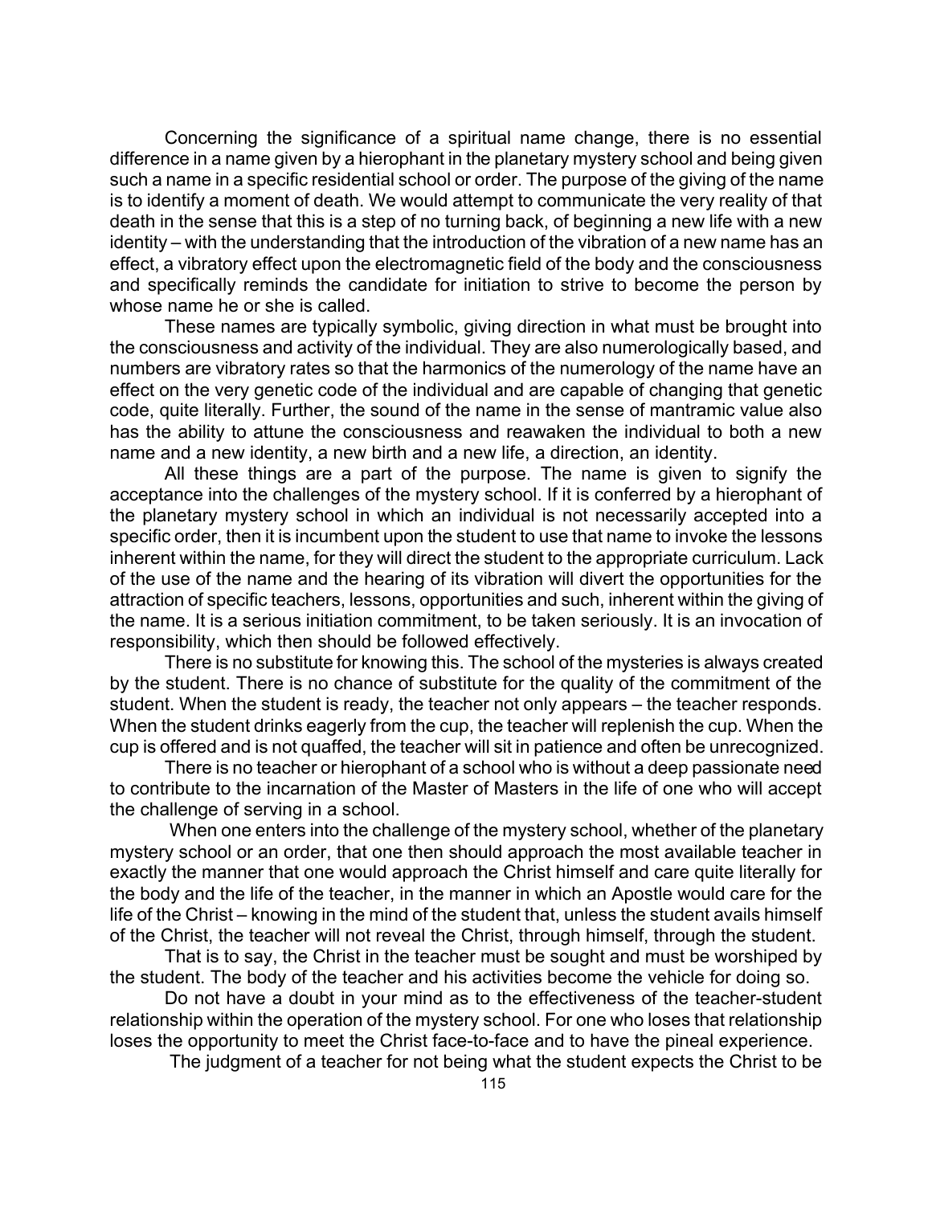Concerning the significance of a spiritual name change, there is no essential difference in a name given by a hierophant in the planetary mystery school and being given such a name in a specific residential school or order. The purpose of the giving of the name is to identify a moment of death. We would attempt to communicate the very reality of that death in the sense that this is a step of no turning back, of beginning a new life with a new identity – with the understanding that the introduction of the vibration of a new name has an effect, a vibratory effect upon the electromagnetic field of the body and the consciousness and specifically reminds the candidate for initiation to strive to become the person by whose name he or she is called.

These names are typically symbolic, giving direction in what must be brought into the consciousness and activity of the individual. They are also numerologically based, and numbers are vibratory rates so that the harmonics of the numerology of the name have an effect on the very genetic code of the individual and are capable of changing that genetic code, quite literally. Further, the sound of the name in the sense of mantramic value also has the ability to attune the consciousness and reawaken the individual to both a new name and a new identity, a new birth and a new life, a direction, an identity.

All these things are a part of the purpose. The name is given to signify the acceptance into the challenges of the mystery school. If it is conferred by a hierophant of the planetary mystery school in which an individual is not necessarily accepted into a specific order, then it is incumbent upon the student to use that name to invoke the lessons inherent within the name, for they will direct the student to the appropriate curriculum. Lack of the use of the name and the hearing of its vibration will divert the opportunities for the attraction of specific teachers, lessons, opportunities and such, inherent within the giving of the name. It is a serious initiation commitment, to be taken seriously. It is an invocation of responsibility, which then should be followed effectively.

There is no substitute for knowing this. The school of the mysteries is always created by the student. There is no chance of substitute for the quality of the commitment of the student. When the student is ready, the teacher not only appears – the teacher responds. When the student drinks eagerly from the cup, the teacher will replenish the cup. When the cup is offered and is not quaffed, the teacher will sit in patience and often be unrecognized.

There is no teacher or hierophant of a school who is without a deep passionate need to contribute to the incarnation of the Master of Masters in the life of one who will accept the challenge of serving in a school.

When one enters into the challenge of the mystery school, whether of the planetary mystery school or an order, that one then should approach the most available teacher in exactly the manner that one would approach the Christ himself and care quite literally for the body and the life of the teacher, in the manner in which an Apostle would care for the life of the Christ – knowing in the mind of the student that, unless the student avails himself of the Christ, the teacher will not reveal the Christ, through himself, through the student.

That is to say, the Christ in the teacher must be sought and must be worshiped by the student. The body of the teacher and his activities become the vehicle for doing so.

Do not have a doubt in your mind as to the effectiveness of the teacher-student relationship within the operation of the mystery school. For one who loses that relationship loses the opportunity to meet the Christ face-to-face and to have the pineal experience.

The judgment of a teacher for not being what the student expects the Christ to be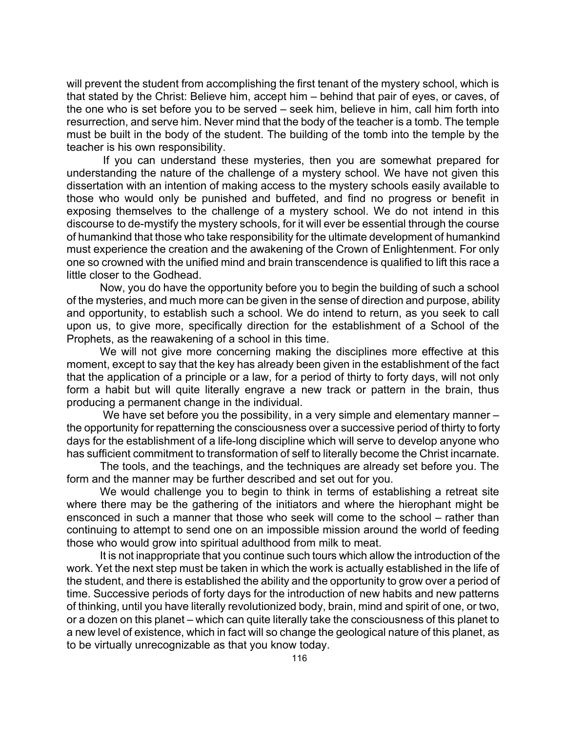will prevent the student from accomplishing the first tenant of the mystery school, which is that stated by the Christ: Believe him, accept him – behind that pair of eyes, or caves, of the one who is set before you to be served – seek him, believe in him, call him forth into resurrection, and serve him. Never mind that the body of the teacher is a tomb. The temple must be built in the body of the student. The building of the tomb into the temple by the teacher is his own responsibility.

If you can understand these mysteries, then you are somewhat prepared for understanding the nature of the challenge of a mystery school. We have not given this dissertation with an intention of making access to the mystery schools easily available to those who would only be punished and buffeted, and find no progress or benefit in exposing themselves to the challenge of a mystery school. We do not intend in this discourse to de-mystify the mystery schools, for it will ever be essential through the course of humankind that those who take responsibility for the ultimate development of humankind must experience the creation and the awakening of the Crown of Enlightenment. For only one so crowned with the unified mind and brain transcendence is qualified to lift this race a little closer to the Godhead.

Now, you do have the opportunity before you to begin the building of such a school of the mysteries, and much more can be given in the sense of direction and purpose, ability and opportunity, to establish such a school. We do intend to return, as you seek to call upon us, to give more, specifically direction for the establishment of a School of the Prophets, as the reawakening of a school in this time.

We will not give more concerning making the disciplines more effective at this moment, except to say that the key has already been given in the establishment of the fact that the application of a principle or a law, for a period of thirty to forty days, will not only form a habit but will quite literally engrave a new track or pattern in the brain, thus producing a permanent change in the individual.

We have set before you the possibility, in a very simple and elementary manner – the opportunity for repatterning the consciousness over a successive period of thirty to forty days for the establishment of a life-long discipline which will serve to develop anyone who has sufficient commitment to transformation of self to literally become the Christ incarnate.

The tools, and the teachings, and the techniques are already set before you. The form and the manner may be further described and set out for you.

We would challenge you to begin to think in terms of establishing a retreat site where there may be the gathering of the initiators and where the hierophant might be ensconced in such a manner that those who seek will come to the school – rather than continuing to attempt to send one on an impossible mission around the world of feeding those who would grow into spiritual adulthood from milk to meat.

It is not inappropriate that you continue such tours which allow the introduction of the work. Yet the next step must be taken in which the work is actually established in the life of the student, and there is established the ability and the opportunity to grow over a period of time. Successive periods of forty days for the introduction of new habits and new patterns of thinking, until you have literally revolutionized body, brain, mind and spirit of one, or two, or a dozen on this planet – which can quite literally take the consciousness of this planet to a new level of existence, which in fact will so change the geological nature of this planet, as to be virtually unrecognizable as that you know today.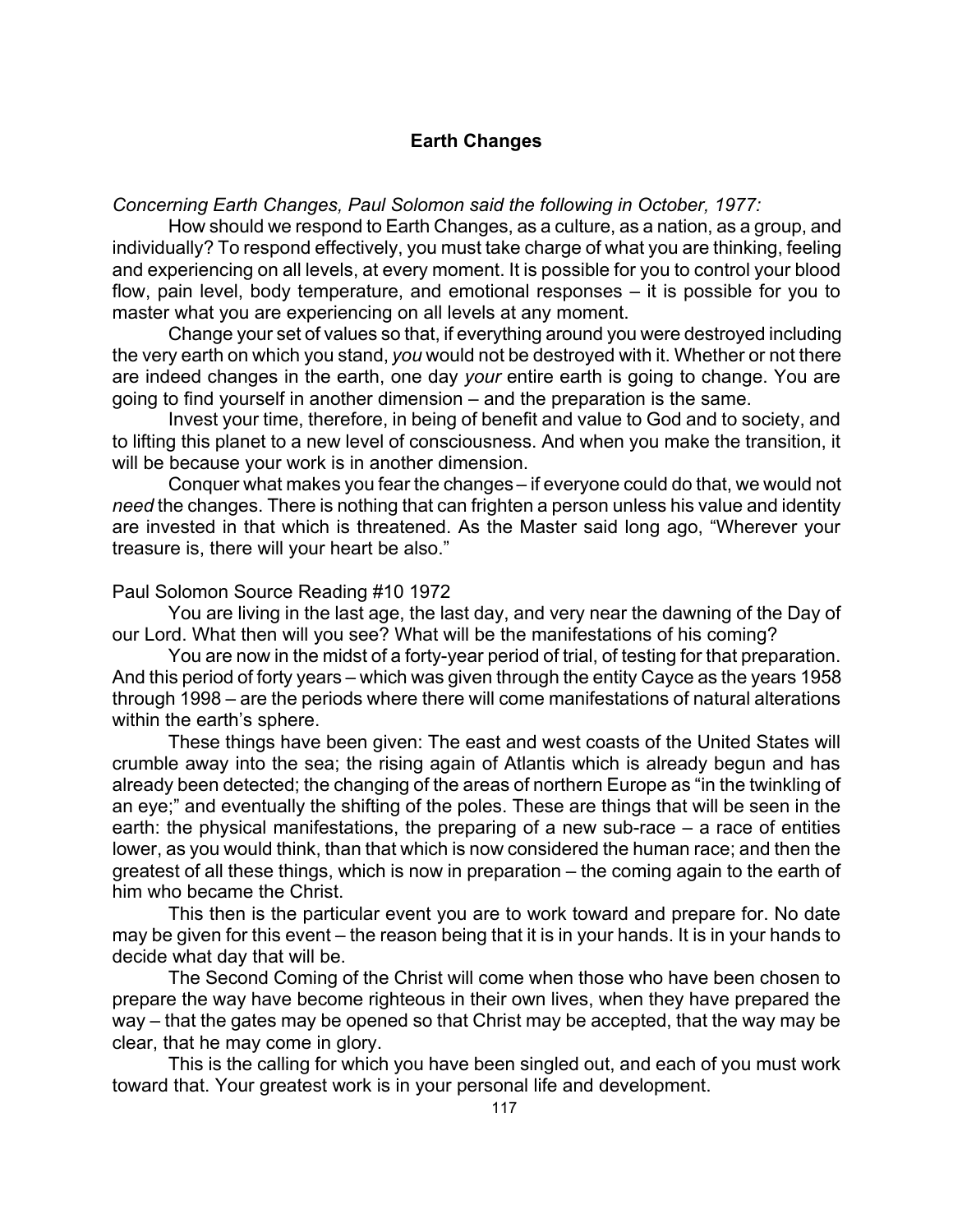## Earth Changes

*Concerning Earth Changes, Paul Solomon said the following in October, 1977:*

How should we respond to Earth Changes, as a culture, as a nation, as a group, and individually? To respond effectively, you must take charge of what you are thinking, feeling and experiencing on all levels, at every moment. It is possible for you to control your blood flow, pain level, body temperature, and emotional responses – it is possible for you to master what you are experiencing on all levels at any moment.

Change your set of values so that, if everything around you were destroyed including the very earth on which you stand, *you* would not be destroyed with it. Whether or not there are indeed changes in the earth, one day *your* entire earth is going to change. You are going to find yourself in another dimension – and the preparation is the same.

Invest your time, therefore, in being of benefit and value to God and to society, and to lifting this planet to a new level of consciousness. And when you make the transition, it will be because your work is in another dimension.

Conquer what makes you fear the changes – if everyone could do that, we would not *need* the changes. There is nothing that can frighten a person unless his value and identity are invested in that which is threatened. As the Master said long ago, "Wherever your treasure is, there will your heart be also."

Paul Solomon Source Reading #10 1972

You are living in the last age, the last day, and very near the dawning of the Day of our Lord. What then will you see? What will be the manifestations of his coming?

You are now in the midst of a forty-year period of trial, of testing for that preparation. And this period of forty years – which was given through the entity Cayce as the years 1958 through 1998 – are the periods where there will come manifestations of natural alterations within the earth's sphere.

These things have been given: The east and west coasts of the United States will crumble away into the sea; the rising again of Atlantis which is already begun and has already been detected; the changing of the areas of northern Europe as "in the twinkling of an eye;" and eventually the shifting of the poles. These are things that will be seen in the earth: the physical manifestations, the preparing of a new sub-race – a race of entities lower, as you would think, than that which is now considered the human race; and then the greatest of all these things, which is now in preparation – the coming again to the earth of him who became the Christ.

This then is the particular event you are to work toward and prepare for. No date may be given for this event – the reason being that it is in your hands. It is in your hands to decide what day that will be.

The Second Coming of the Christ will come when those who have been chosen to prepare the way have become righteous in their own lives, when they have prepared the way – that the gates may be opened so that Christ may be accepted, that the way may be clear, that he may come in glory.

This is the calling for which you have been singled out, and each of you must work toward that. Your greatest work is in your personal life and development.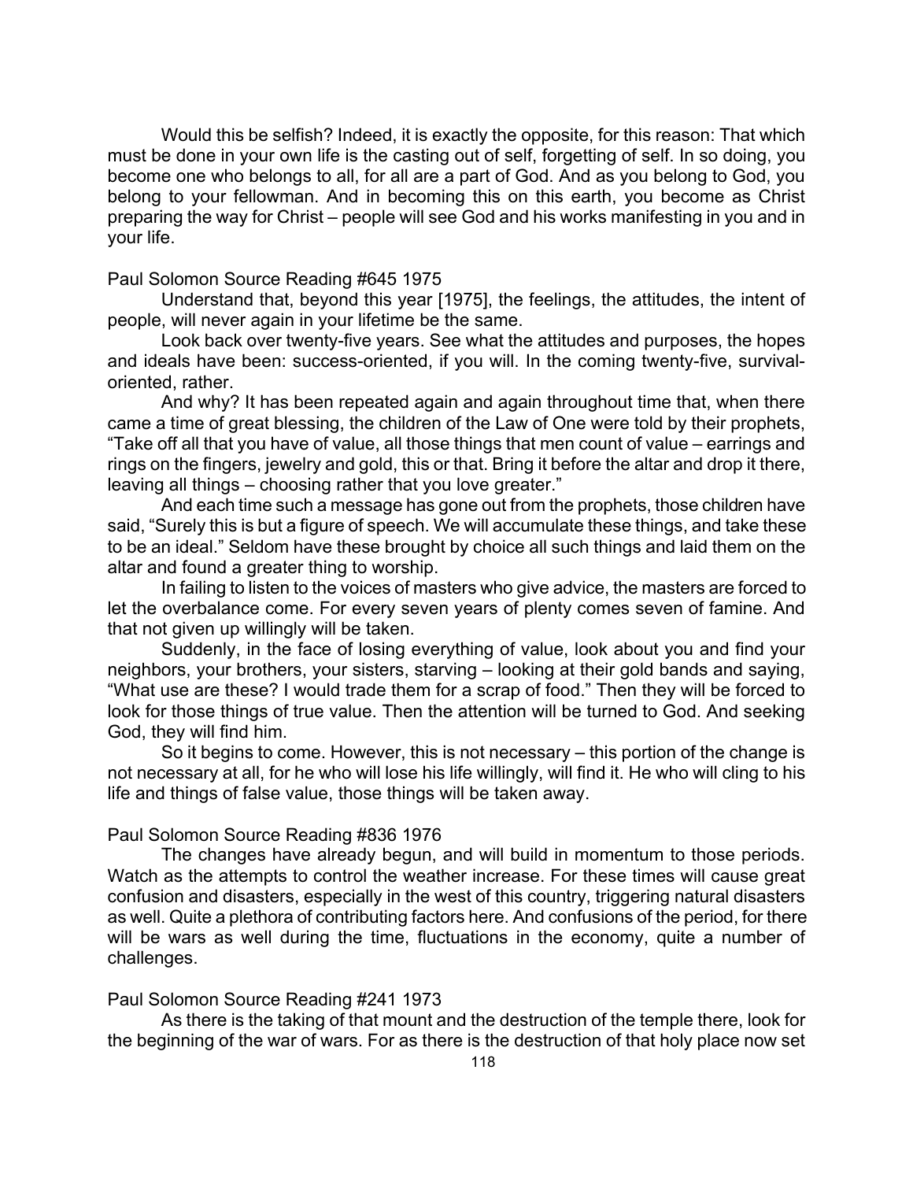Would this be selfish? Indeed, it is exactly the opposite, for this reason: That which must be done in your own life is the casting out of self, forgetting of self. In so doing, you become one who belongs to all, for all are a part of God. And as you belong to God, you belong to your fellowman. And in becoming this on this earth, you become as Christ preparing the way for Christ – people will see God and his works manifesting in you and in your life.

Paul Solomon Source Reading #645 1975

Understand that, beyond this year [1975], the feelings, the attitudes, the intent of people, will never again in your lifetime be the same.

Look back over twenty-five years. See what the attitudes and purposes, the hopes and ideals have been: success-oriented, if you will. In the coming twenty-five, survival-oriented, rather.

And why? It has been repeated again and again throughout time that, when there came a time of great blessing, the children of the Law of One were told by their prophets, "Take off all that you have of value, all those things that men count of value – earrings and rings on the fingers, jewelry and gold, this or that. Bring it before the altar and drop it there, leaving all things – choosing rather that you love greater."

And each time such a message has gone out from the prophets, those children have said, "Surely this is but a figure of speech. We will accumulate these things, and take these to be an ideal." Seldom have these brought by choice all such things and laid them on the altar and found a greater thing to worship.

In failing to listen to the voices of masters who give advice, the masters are forced to let the overbalance come. For every seven years of plenty comes seven of famine. And that not given up willingly will be taken.

Suddenly, in the face of losing everything of value, look about you and find your neighbors, your brothers, your sisters, starving – looking at their gold bands and saying, "What use are these? I would trade them for a scrap of food." Then they will be forced to look for those things of true value. Then the attention will be turned to God. And seeking God, they will find him.

So it begins to come. However, this is not necessary – this portion of the change is not necessary at all, for he who will lose his life willingly, will find it. He who will cling to his life and things of false value, those things will be taken away.

Paul Solomon Source Reading #836 1976

The changes have already begun, and will build in momentum to those periods. Watch as the attempts to control the weather increase. For these times will cause great confusion and disasters, especially in the west of this country, triggering natural disasters as well. Quite a plethora of contributing factors here. And confusions of the period, for there will be wars as well during the time, fluctuations in the economy, quite a number of challenges.

Paul Solomon Source Reading #241 1973

As there is the taking of that mount and the destruction of the temple there, look for the beginning of the war of wars. For as there is the destruction of that holy place now set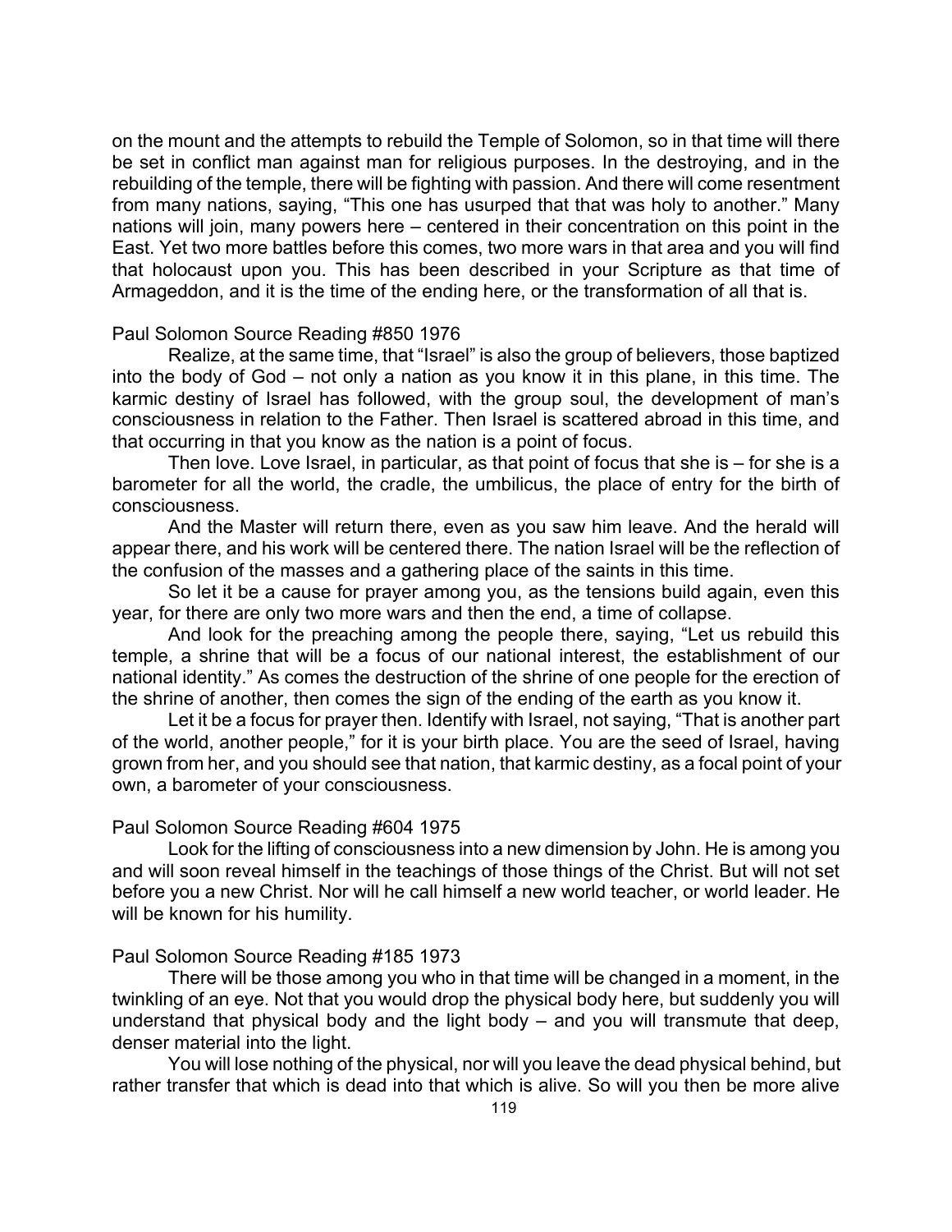on the mount and the attempts to rebuild the Temple of Solomon, so in that time will there be set in conflict man against man for religious purposes. In the destroying, and in the rebuilding of the temple, there will be fighting with passion. And there will come resentment from many nations, saying, "This one has usurped that that was holy to another." Many nations will join, many powers here – centered in their concentration on this point in the East. Yet two more battles before this comes, two more wars in that area and you will find that holocaust upon you. This has been described in your Scripture as that time of Armageddon, and it is the time of the ending here, or the transformation of all that is.

Paul Solomon Source Reading #850 1976

Realize, at the same time, that "Israel" is also the group of believers, those baptized into the body of God – not only a nation as you know it in this plane, in this time. The karmic destiny of Israel has followed, with the group soul, the development of man's consciousness in relation to the Father. Then Israel is scattered abroad in this time, and that occurring in that you know as the nation is a point of focus.

Then love. Love Israel, in particular, as that point of focus that she is – for she is a barometer for all the world, the cradle, the umbilicus, the place of entry for the birth of consciousness.

And the Master will return there, even as you saw him leave. And the herald will appear there, and his work will be centered there. The nation Israel will be the reflection of the confusion of the masses and a gathering place of the saints in this time.

So let it be a cause for prayer among you, as the tensions build again, even this year, for there are only two more wars and then the end, a time of collapse.

And look for the preaching among the people there, saying, "Let us rebuild this temple, a shrine that will be a focus of our national interest, the establishment of our national identity." As comes the destruction of the shrine of one people for the erection of the shrine of another, then comes the sign of the ending of the earth as you know it.

Let it be a focus for prayer then. Identify with Israel, not saying, "That is another part of the world, another people," for it is your birth place. You are the seed of Israel, having grown from her, and you should see that nation, that karmic destiny, as a focal point of your own, a barometer of your consciousness.

Paul Solomon Source Reading #604 1975

Look for the lifting of consciousness into a new dimension by John. He is among you and will soon reveal himself in the teachings of those things of the Christ. But will not set before you a new Christ. Nor will he call himself a new world teacher, or world leader. He will be known for his humility.

Paul Solomon Source Reading #185 1973

There will be those among you who in that time will be changed in a moment, in the twinkling of an eye. Not that you would drop the physical body here, but suddenly you will understand that physical body and the light body – and you will transmute that deep, denser material into the light.

You will lose nothing of the physical, nor will you leave the dead physical behind, but rather transfer that which is dead into that which is alive. So will you then be more alive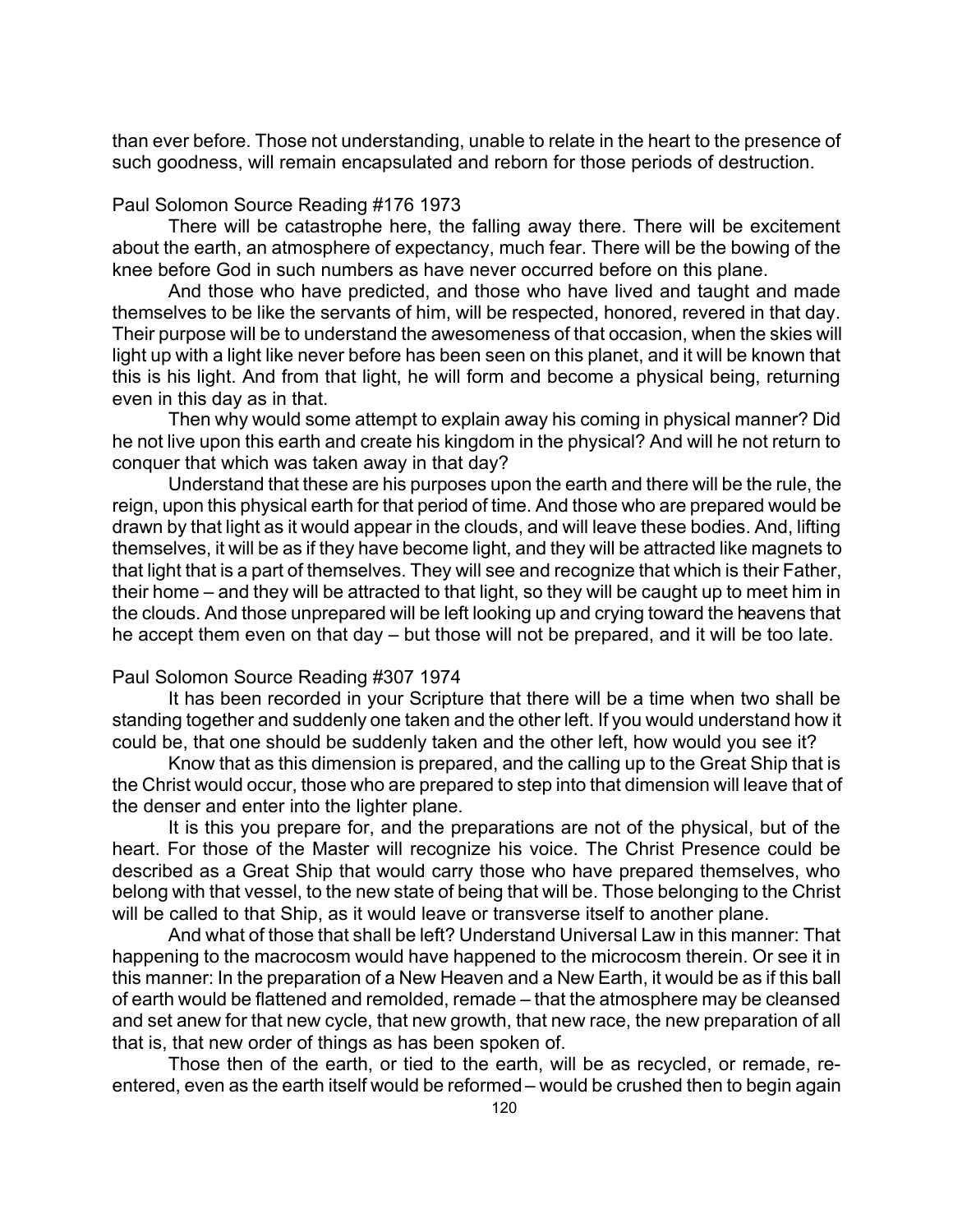than ever before. Those not understanding, unable to relate in the heart to the presence of such goodness, will remain encapsulated and reborn for those periods of destruction.

Paul Solomon Source Reading #176 1973

There will be catastrophe here, the falling away there. There will be excitement about the earth, an atmosphere of expectancy, much fear. There will be the bowing of the knee before God in such numbers as have never occurred before on this plane.

And those who have predicted, and those who have lived and taught and made themselves to be like the servants of him, will be respected, honored, revered in that day. Their purpose will be to understand the awesomeness of that occasion, when the skies will light up with a light like never before has been seen on this planet, and it will be known that this is his light. And from that light, he will form and become a physical being, returning even in this day as in that.

Then why would some attempt to explain away his coming in physical manner? Did he not live upon this earth and create his kingdom in the physical? And will he not return to conquer that which was taken away in that day?

Understand that these are his purposes upon the earth and there will be the rule, the reign, upon this physical earth for that period of time. And those who are prepared would be drawn by that light as it would appear in the clouds, and will leave these bodies. And, lifting themselves, it will be as if they have become light, and they will be attracted like magnets to that light that is a part of themselves. They will see and recognize that which is their Father, their home – and they will be attracted to that light, so they will be caught up to meet him in the clouds. And those unprepared will be left looking up and crying toward the heavens that he accept them even on that day – but those will not be prepared, and it will be too late.

Paul Solomon Source Reading #307 1974

It has been recorded in your Scripture that there will be a time when two shall be standing together and suddenly one taken and the other left. If you would understand how it could be, that one should be suddenly taken and the other left, how would you see it?

Know that as this dimension is prepared, and the calling up to the Great Ship that is the Christ would occur, those who are prepared to step into that dimension will leave that of the denser and enter into the lighter plane.

It is this you prepare for, and the preparations are not of the physical, but of the heart. For those of the Master will recognize his voice. The Christ Presence could be described as a Great Ship that would carry those who have prepared themselves, who belong with that vessel, to the new state of being that will be. Those belonging to the Christ will be called to that Ship, as it would leave or transverse itself to another plane.

And what of those that shall be left? Understand Universal Law in this manner: That happening to the macrocosm would have happened to the microcosm therein. Or see it in this manner: In the preparation of a New Heaven and a New Earth, it would be as if this ball of earth would be flattened and remolded, remade – that the atmosphere may be cleansed and set anew for that new cycle, that new growth, that new race, the new preparation of all that is, that new order of things as has been spoken of.

Those then of the earth, or tied to the earth, will be as recycled, or remade, re-entered, even as the earth itself would be reformed – would be crushed then to begin again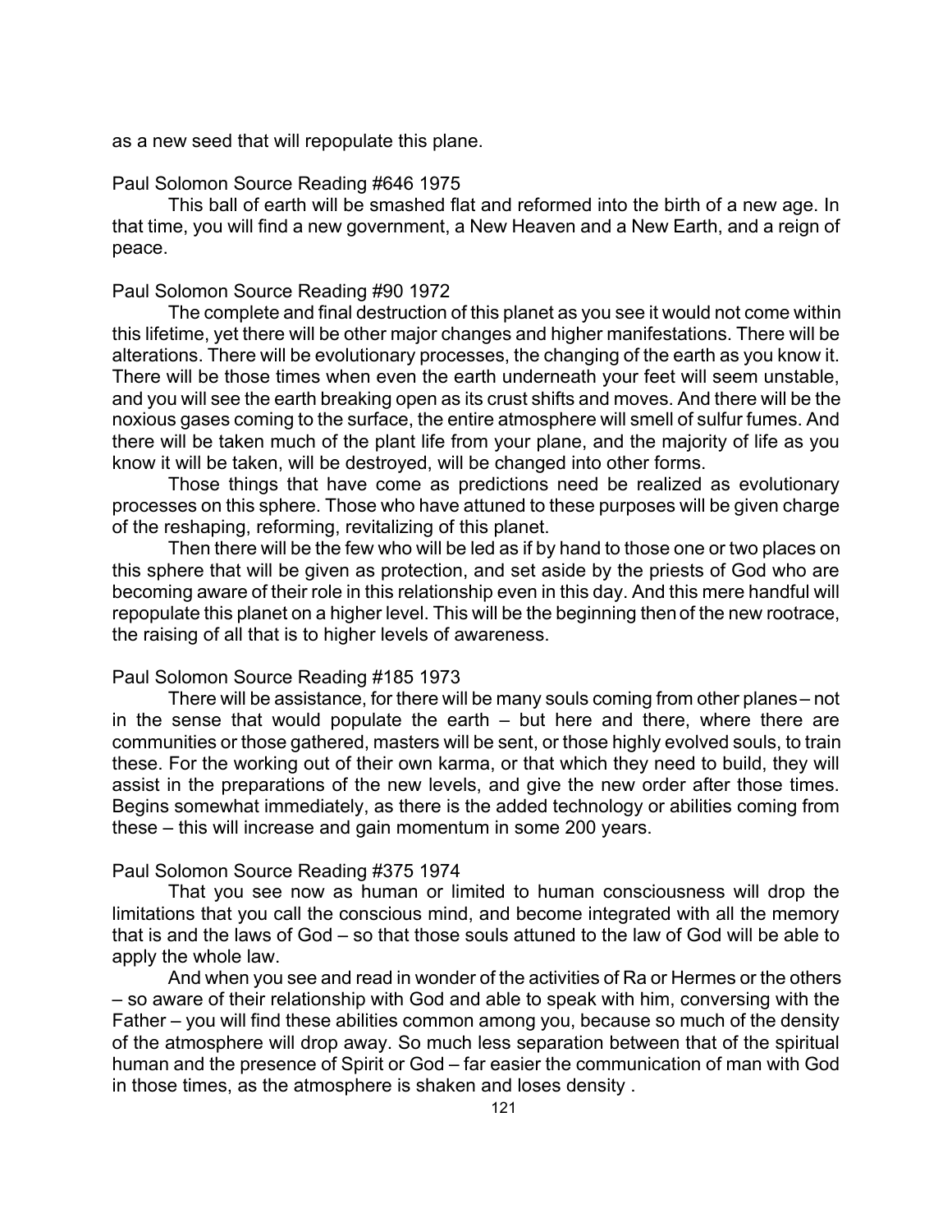as a new seed that will repopulate this plane.

Paul Solomon Source Reading #646 1975

This ball of earth will be smashed flat and reformed into the birth of a new age. In that time, you will find a new government, a New Heaven and a New Earth, and a reign of peace.

Paul Solomon Source Reading #90 1972

The complete and final destruction of this planet as you see it would not come within this lifetime, yet there will be other major changes and higher manifestations. There will be alterations. There will be evolutionary processes, the changing of the earth as you know it. There will be those times when even the earth underneath your feet will seem unstable, and you will see the earth breaking open as its crust shifts and moves. And there will be the noxious gases coming to the surface, the entire atmosphere will smell of sulfur fumes. And there will be taken much of the plant life from your plane, and the majority of life as you know it will be taken, will be destroyed, will be changed into other forms.

Those things that have come as predictions need be realized as evolutionary processes on this sphere. Those who have attuned to these purposes will be given charge of the reshaping, reforming, revitalizing of this planet.

Then there will be the few who will be led as if by hand to those one or two places on this sphere that will be given as protection, and set aside by the priests of God who are becoming aware of their role in this relationship even in this day. And this mere handful will repopulate this planet on a higher level. This will be the beginning then of the new rootrace, the raising of all that is to higher levels of awareness.

Paul Solomon Source Reading #185 1973

There will be assistance, for there will be many souls coming from other planes – not in the sense that would populate the earth – but here and there, where there are communities or those gathered, masters will be sent, or those highly evolved souls, to train these. For the working out of their own karma, or that which they need to build, they will assist in the preparations of the new levels, and give the new order after those times. Begins somewhat immediately, as there is the added technology or abilities coming from these – this will increase and gain momentum in some 200 years.

Paul Solomon Source Reading #375 1974

That you see now as human or limited to human consciousness will drop the limitations that you call the conscious mind, and become integrated with all the memory that is and the laws of God – so that those souls attuned to the law of God will be able to apply the whole law.

And when you see and read in wonder of the activities of Ra or Hermes or the others – so aware of their relationship with God and able to speak with him, conversing with the Father – you will find these abilities common among you, because so much of the density of the atmosphere will drop away. So much less separation between that of the spiritual human and the presence of Spirit or God – far easier the communication of man with God in those times, as the atmosphere is shaken and loses density .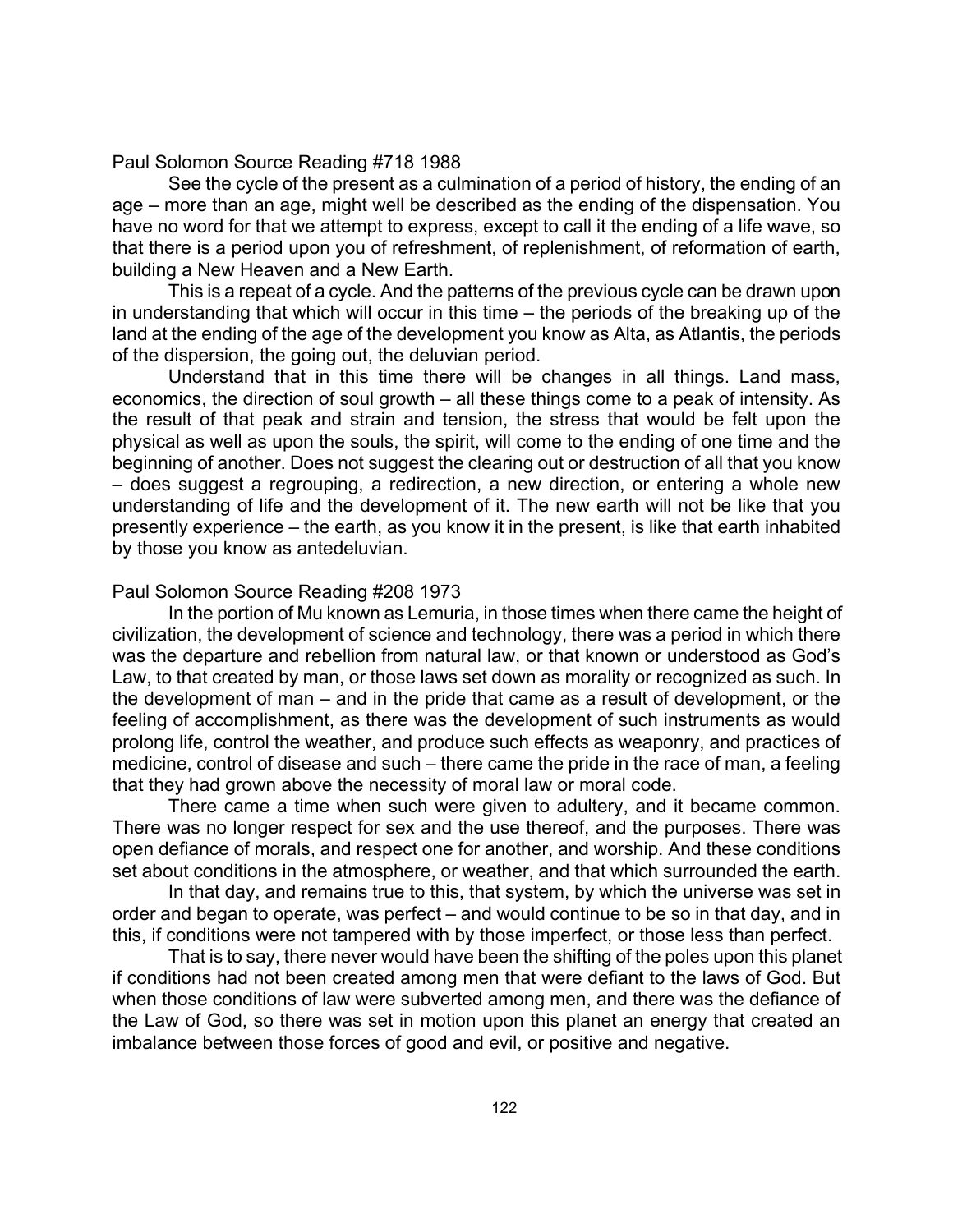Paul Solomon Source Reading #718 1988

See the cycle of the present as a culmination of a period of history, the ending of an age – more than an age, might well be described as the ending of the dispensation. You have no word for that we attempt to express, except to call it the ending of a life wave, so that there is a period upon you of refreshment, of replenishment, of reformation of earth, building a New Heaven and a New Earth.

This is a repeat of a cycle. And the patterns of the previous cycle can be drawn upon in understanding that which will occur in this time – the periods of the breaking up of the land at the ending of the age of the development you know as Alta, as Atlantis, the periods of the dispersion, the going out, the deluvian period.

Understand that in this time there will be changes in all things. Land mass, economics, the direction of soul growth – all these things come to a peak of intensity. As the result of that peak and strain and tension, the stress that would be felt upon the physical as well as upon the souls, the spirit, will come to the ending of one time and the beginning of another. Does not suggest the clearing out or destruction of all that you know – does suggest a regrouping, a redirection, a new direction, or entering a whole new understanding of life and the development of it. The new earth will not be like that you presently experience – the earth, as you know it in the present, is like that earth inhabited by those you know as antedeluvian.

Paul Solomon Source Reading #208 1973

In the portion of Mu known as Lemuria, in those times when there came the height of civilization, the development of science and technology, there was a period in which there was the departure and rebellion from natural law, or that known or understood as God's Law, to that created by man, or those laws set down as morality or recognized as such. In the development of man – and in the pride that came as a result of development, or the feeling of accomplishment, as there was the development of such instruments as would prolong life, control the weather, and produce such effects as weaponry, and practices of medicine, control of disease and such – there came the pride in the race of man, a feeling that they had grown above the necessity of moral law or moral code.

There came a time when such were given to adultery, and it became common. There was no longer respect for sex and the use thereof, and the purposes. There was open defiance of morals, and respect one for another, and worship. And these conditions set about conditions in the atmosphere, or weather, and that which surrounded the earth.

In that day, and remains true to this, that system, by which the universe was set in order and began to operate, was perfect – and would continue to be so in that day, and in this, if conditions were not tampered with by those imperfect, or those less than perfect.

That is to say, there never would have been the shifting of the poles upon this planet if conditions had not been created among men that were defiant to the laws of God. But when those conditions of law were subverted among men, and there was the defiance of the Law of God, so there was set in motion upon this planet an energy that created an imbalance between those forces of good and evil, or positive and negative.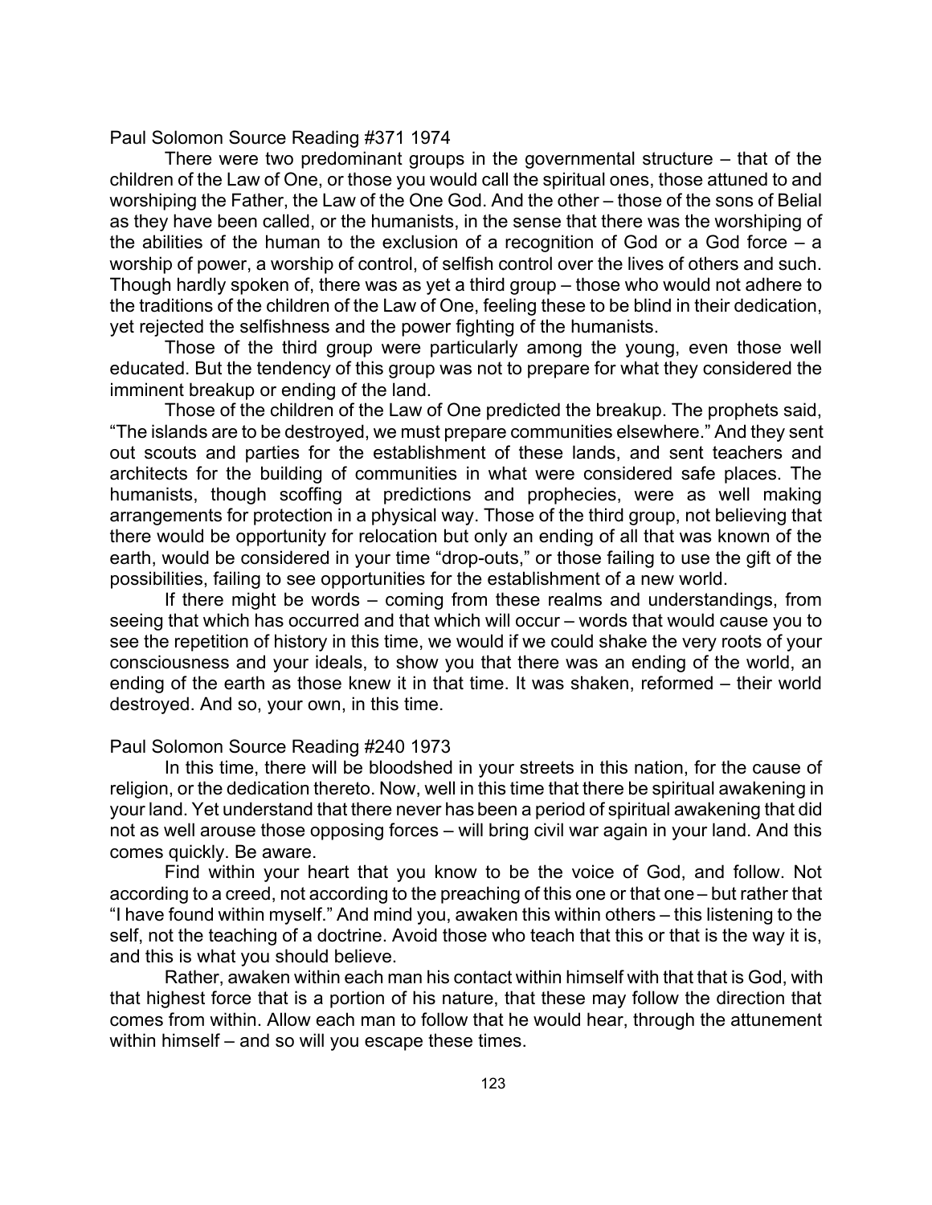Paul Solomon Source Reading #371 1974

There were two predominant groups in the governmental structure – that of the children of the Law of One, or those you would call the spiritual ones, those attuned to and worshiping the Father, the Law of the One God. And the other – those of the sons of Belial as they have been called, or the humanists, in the sense that there was the worshiping of the abilities of the human to the exclusion of a recognition of God or a God force – a worship of power, a worship of control, of selfish control over the lives of others and such. Though hardly spoken of, there was as yet a third group – those who would not adhere to the traditions of the children of the Law of One, feeling these to be blind in their dedication, yet rejected the selfishness and the power fighting of the humanists.

Those of the third group were particularly among the young, even those well educated. But the tendency of this group was not to prepare for what they considered the imminent breakup or ending of the land.

Those of the children of the Law of One predicted the breakup. The prophets said, "The islands are to be destroyed, we must prepare communities elsewhere." And they sent out scouts and parties for the establishment of these lands, and sent teachers and architects for the building of communities in what were considered safe places. The humanists, though scoffing at predictions and prophecies, were as well making arrangements for protection in a physical way. Those of the third group, not believing that there would be opportunity for relocation but only an ending of all that was known of the earth, would be considered in your time "drop-outs," or those failing to use the gift of the possibilities, failing to see opportunities for the establishment of a new world.

If there might be words – coming from these realms and understandings, from seeing that which has occurred and that which will occur – words that would cause you to see the repetition of history in this time, we would if we could shake the very roots of your consciousness and your ideals, to show you that there was an ending of the world, an ending of the earth as those knew it in that time. It was shaken, reformed – their world destroyed. And so, your own, in this time.

Paul Solomon Source Reading #240 1973

In this time, there will be bloodshed in your streets in this nation, for the cause of religion, or the dedication thereto. Now, well in this time that there be spiritual awakening in your land. Yet understand that there never has been a period of spiritual awakening that did not as well arouse those opposing forces – will bring civil war again in your land. And this comes quickly. Be aware.

Find within your heart that you know to be the voice of God, and follow. Not according to a creed, not according to the preaching of this one or that one – but rather that "I have found within myself." And mind you, awaken this within others – this listening to the self, not the teaching of a doctrine. Avoid those who teach that this or that is the way it is, and this is what you should believe.

Rather, awaken within each man his contact within himself with that that is God, with that highest force that is a portion of his nature, that these may follow the direction that comes from within. Allow each man to follow that he would hear, through the attunement within himself – and so will you escape these times.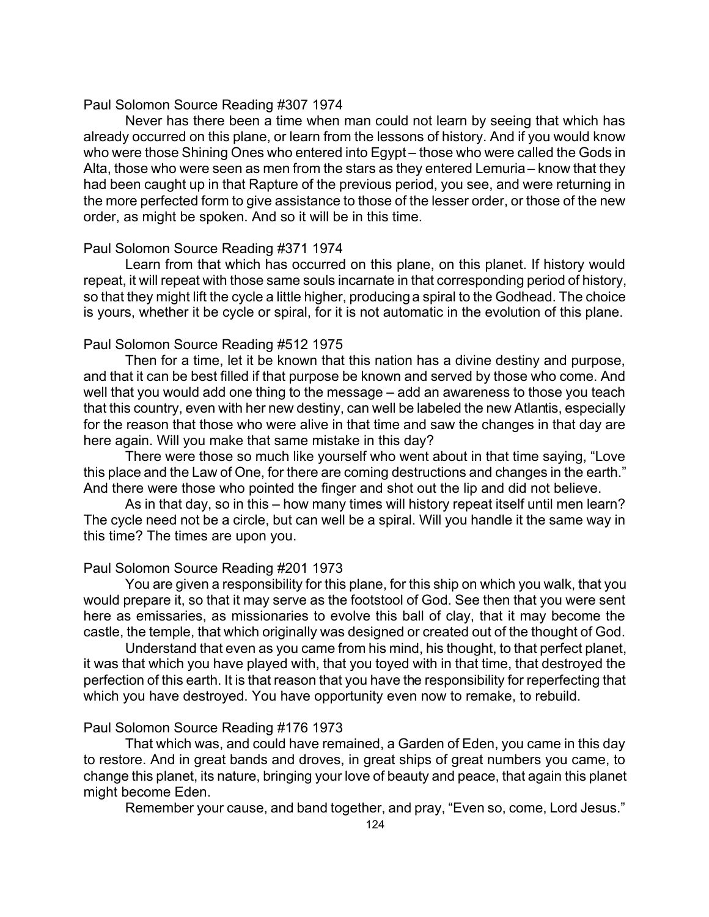Paul Solomon Source Reading #307 1974

Never has there been a time when man could not learn by seeing that which has already occurred on this plane, or learn from the lessons of history. And if you would know who were those Shining Ones who entered into Egypt – those who were called the Gods in Alta, those who were seen as men from the stars as they entered Lemuria – know that they had been caught up in that Rapture of the previous period, you see, and were returning in the more perfected form to give assistance to those of the lesser order, or those of the new order, as might be spoken. And so it will be in this time.

Paul Solomon Source Reading #371 1974

Learn from that which has occurred on this plane, on this planet. If history would repeat, it will repeat with those same souls incarnate in that corresponding period of history, so that they might lift the cycle a little higher, producing a spiral to the Godhead. The choice is yours, whether it be cycle or spiral, for it is not automatic in the evolution of this plane.

Paul Solomon Source Reading #512 1975

Then for a time, let it be known that this nation has a divine destiny and purpose, and that it can be best filled if that purpose be known and served by those who come. And well that you would add one thing to the message – add an awareness to those you teach that this country, even with her new destiny, can well be labeled the new Atlantis, especially for the reason that those who were alive in that time and saw the changes in that day are here again. Will you make that same mistake in this day?

There were those so much like yourself who went about in that time saying, "Love this place and the Law of One, for there are coming destructions and changes in the earth." And there were those who pointed the finger and shot out the lip and did not believe.

As in that day, so in this – how many times will history repeat itself until men learn? The cycle need not be a circle, but can well be a spiral. Will you handle it the same way in this time? The times are upon you.

Paul Solomon Source Reading #201 1973

You are given a responsibility for this plane, for this ship on which you walk, that you would prepare it, so that it may serve as the footstool of God. See then that you were sent here as emissaries, as missionaries to evolve this ball of clay, that it may become the castle, the temple, that which originally was designed or created out of the thought of God.

Understand that even as you came from his mind, his thought, to that perfect planet, it was that which you have played with, that you toyed with in that time, that destroyed the perfection of this earth. It is that reason that you have the responsibility for reperfecting that which you have destroyed. You have opportunity even now to remake, to rebuild.

Paul Solomon Source Reading #176 1973

That which was, and could have remained, a Garden of Eden, you came in this day to restore. And in great bands and droves, in great ships of great numbers you came, to change this planet, its nature, bringing your love of beauty and peace, that again this planet might become Eden.

Remember your cause, and band together, and pray, "Even so, come, Lord Jesus."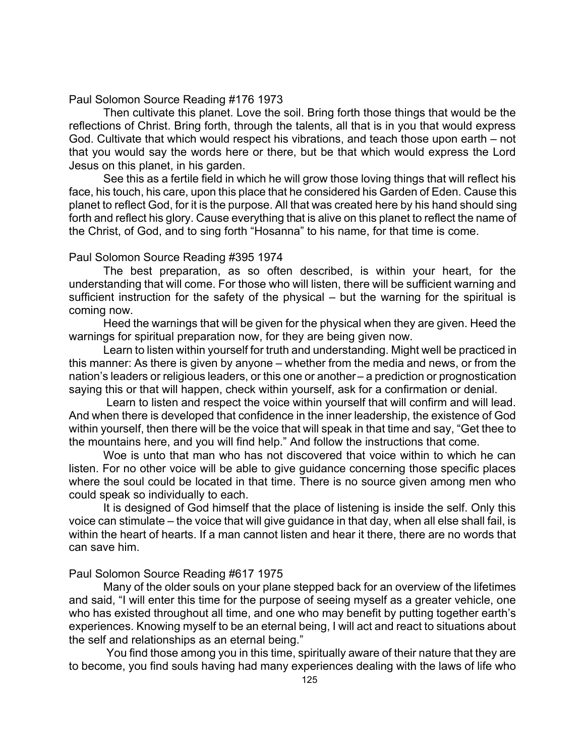Paul Solomon Source Reading #176 1973

Then cultivate this planet. Love the soil. Bring forth those things that would be the reflections of Christ. Bring forth, through the talents, all that is in you that would express God. Cultivate that which would respect his vibrations, and teach those upon earth – not that you would say the words here or there, but be that which would express the Lord Jesus on this planet, in his garden.

See this as a fertile field in which he will grow those loving things that will reflect his face, his touch, his care, upon this place that he considered his Garden of Eden. Cause this planet to reflect God, for it is the purpose. All that was created here by his hand should sing forth and reflect his glory. Cause everything that is alive on this planet to reflect the name of the Christ, of God, and to sing forth "Hosanna" to his name, for that time is come.

Paul Solomon Source Reading #395 1974

The best preparation, as so often described, is within your heart, for the understanding that will come. For those who will listen, there will be sufficient warning and sufficient instruction for the safety of the physical – but the warning for the spiritual is coming now.

Heed the warnings that will be given for the physical when they are given. Heed the warnings for spiritual preparation now, for they are being given now.

Learn to listen within yourself for truth and understanding. Might well be practiced in this manner: As there is given by anyone – whether from the media and news, or from the nation's leaders or religious leaders, or this one or another – a prediction or prognostication saying this or that will happen, check within yourself, ask for a confirmation or denial.

Learn to listen and respect the voice within yourself that will confirm and will lead. And when there is developed that confidence in the inner leadership, the existence of God within yourself, then there will be the voice that will speak in that time and say, "Get thee to the mountains here, and you will find help." And follow the instructions that come.

Woe is unto that man who has not discovered that voice within to which he can listen. For no other voice will be able to give guidance concerning those specific places where the soul could be located in that time. There is no source given among men who could speak so individually to each.

It is designed of God himself that the place of listening is inside the self. Only this voice can stimulate – the voice that will give guidance in that day, when all else shall fail, is within the heart of hearts. If a man cannot listen and hear it there, there are no words that can save him.

Paul Solomon Source Reading #617 1975

Many of the older souls on your plane stepped back for an overview of the lifetimes and said, "I will enter this time for the purpose of seeing myself as a greater vehicle, one who has existed throughout all time, and one who may benefit by putting together earth's experiences. Knowing myself to be an eternal being, I will act and react to situations about the self and relationships as an eternal being."

You find those among you in this time, spiritually aware of their nature that they are to become, you find souls having had many experiences dealing with the laws of life who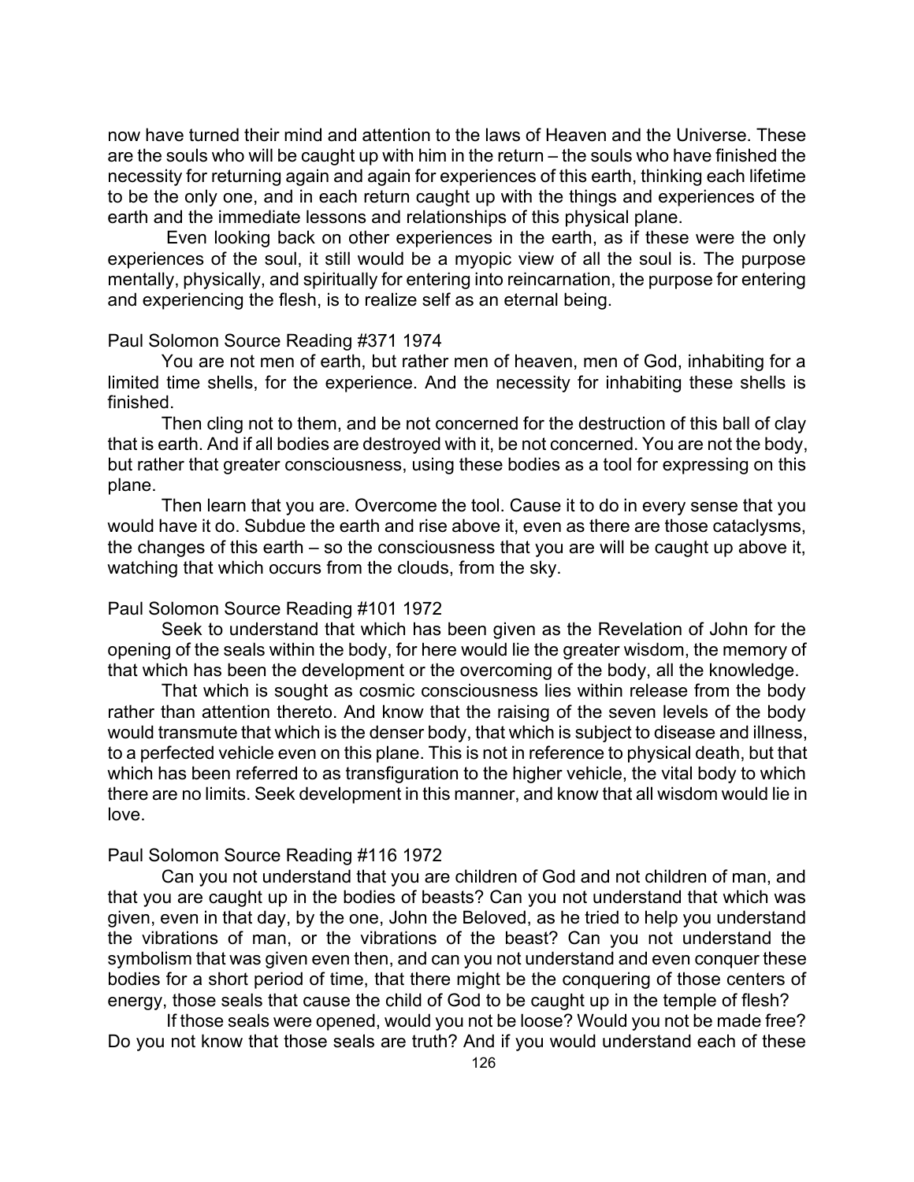now have turned their mind and attention to the laws of Heaven and the Universe. These are the souls who will be caught up with him in the return – the souls who have finished the necessity for returning again and again for experiences of this earth, thinking each lifetime to be the only one, and in each return caught up with the things and experiences of the earth and the immediate lessons and relationships of this physical plane.

Even looking back on other experiences in the earth, as if these were the only experiences of the soul, it still would be a myopic view of all the soul is. The purpose mentally, physically, and spiritually for entering into reincarnation, the purpose for entering and experiencing the flesh, is to realize self as an eternal being.

Paul Solomon Source Reading #371 1974

You are not men of earth, but rather men of heaven, men of God, inhabiting for a limited time shells, for the experience. And the necessity for inhabiting these shells is finished.

Then cling not to them, and be not concerned for the destruction of this ball of clay that is earth. And if all bodies are destroyed with it, be not concerned. You are not the body, but rather that greater consciousness, using these bodies as a tool for expressing on this plane.

Then learn that you are. Overcome the tool. Cause it to do in every sense that you would have it do. Subdue the earth and rise above it, even as there are those cataclysms, the changes of this earth – so the consciousness that you are will be caught up above it, watching that which occurs from the clouds, from the sky.

Paul Solomon Source Reading #101 1972

Seek to understand that which has been given as the Revelation of John for the opening of the seals within the body, for here would lie the greater wisdom, the memory of that which has been the development or the overcoming of the body, all the knowledge.

That which is sought as cosmic consciousness lies within release from the body rather than attention thereto. And know that the raising of the seven levels of the body would transmute that which is the denser body, that which is subject to disease and illness, to a perfected vehicle even on this plane. This is not in reference to physical death, but that which has been referred to as transfiguration to the higher vehicle, the vital body to which there are no limits. Seek development in this manner, and know that all wisdom would lie in love.

Paul Solomon Source Reading #116 1972

Can you not understand that you are children of God and not children of man, and that you are caught up in the bodies of beasts? Can you not understand that which was given, even in that day, by the one, John the Beloved, as he tried to help you understand the vibrations of man, or the vibrations of the beast? Can you not understand the symbolism that was given even then, and can you not understand and even conquer these bodies for a short period of time, that there might be the conquering of those centers of energy, those seals that cause the child of God to be caught up in the temple of flesh?

If those seals were opened, would you not be loose? Would you not be made free? Do you not know that those seals are truth? And if you would understand each of these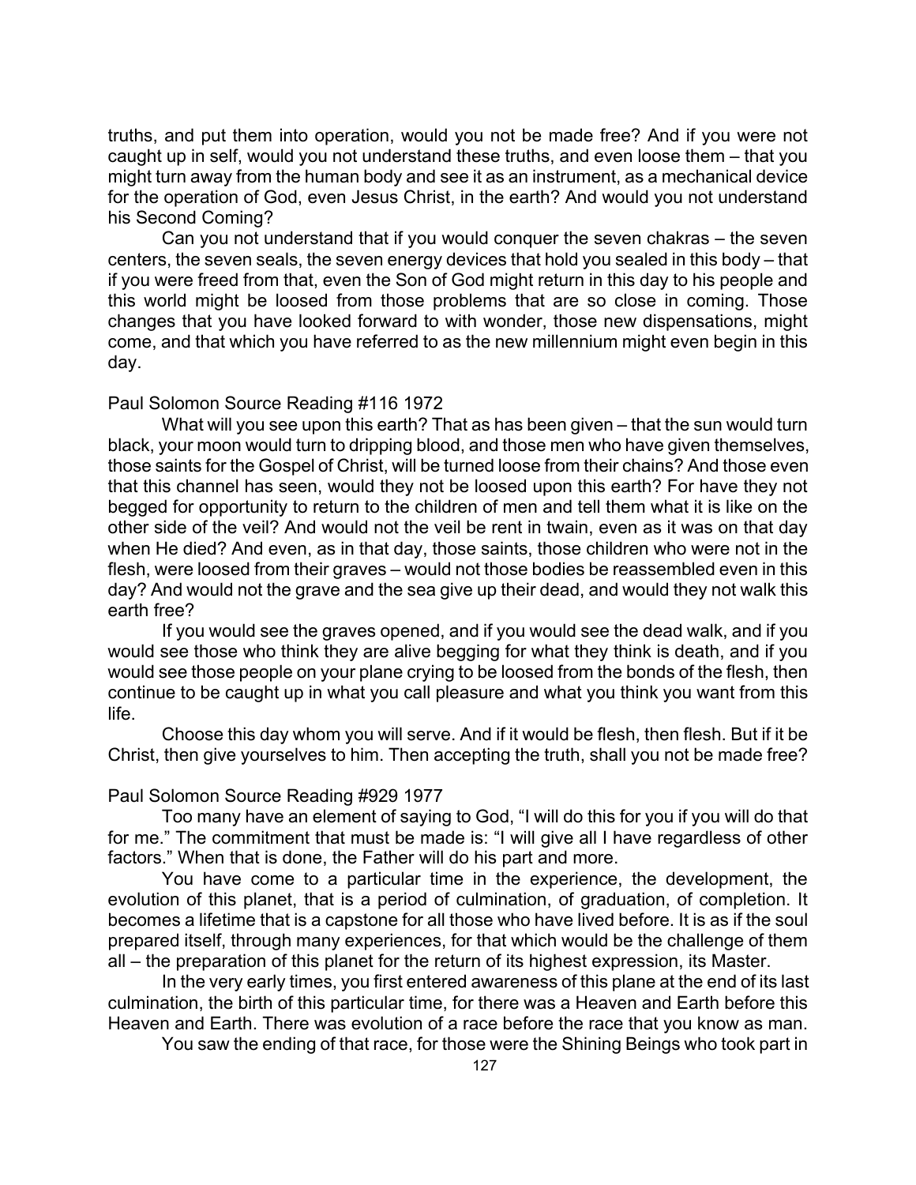truths, and put them into operation, would you not be made free? And if you were not caught up in self, would you not understand these truths, and even loose them – that you might turn away from the human body and see it as an instrument, as a mechanical device for the operation of God, even Jesus Christ, in the earth? And would you not understand his Second Coming?

Can you not understand that if you would conquer the seven chakras – the seven centers, the seven seals, the seven energy devices that hold you sealed in this body – that if you were freed from that, even the Son of God might return in this day to his people and this world might be loosed from those problems that are so close in coming. Those changes that you have looked forward to with wonder, those new dispensations, might come, and that which you have referred to as the new millennium might even begin in this day.

Paul Solomon Source Reading #116 1972

What will you see upon this earth? That as has been given – that the sun would turn black, your moon would turn to dripping blood, and those men who have given themselves, those saints for the Gospel of Christ, will be turned loose from their chains? And those even that this channel has seen, would they not be loosed upon this earth? For have they not begged for opportunity to return to the children of men and tell them what it is like on the other side of the veil? And would not the veil be rent in twain, even as it was on that day when He died? And even, as in that day, those saints, those children who were not in the flesh, were loosed from their graves – would not those bodies be reassembled even in this day? And would not the grave and the sea give up their dead, and would they not walk this earth free?

If you would see the graves opened, and if you would see the dead walk, and if you would see those who think they are alive begging for what they think is death, and if you would see those people on your plane crying to be loosed from the bonds of the flesh, then continue to be caught up in what you call pleasure and what you think you want from this life.

Choose this day whom you will serve. And if it would be flesh, then flesh. But if it be Christ, then give yourselves to him. Then accepting the truth, shall you not be made free?

Paul Solomon Source Reading #929 1977

Too many have an element of saying to God, "I will do this for you if you will do that for me." The commitment that must be made is: "I will give all I have regardless of other factors." When that is done, the Father will do his part and more.

You have come to a particular time in the experience, the development, the evolution of this planet, that is a period of culmination, of graduation, of completion. It becomes a lifetime that is a capstone for all those who have lived before. It is as if the soul prepared itself, through many experiences, for that which would be the challenge of them all – the preparation of this planet for the return of its highest expression, its Master.

In the very early times, you first entered awareness of this plane at the end of its last culmination, the birth of this particular time, for there was a Heaven and Earth before this Heaven and Earth. There was evolution of a race before the race that you know as man.

You saw the ending of that race, for those were the Shining Beings who took part in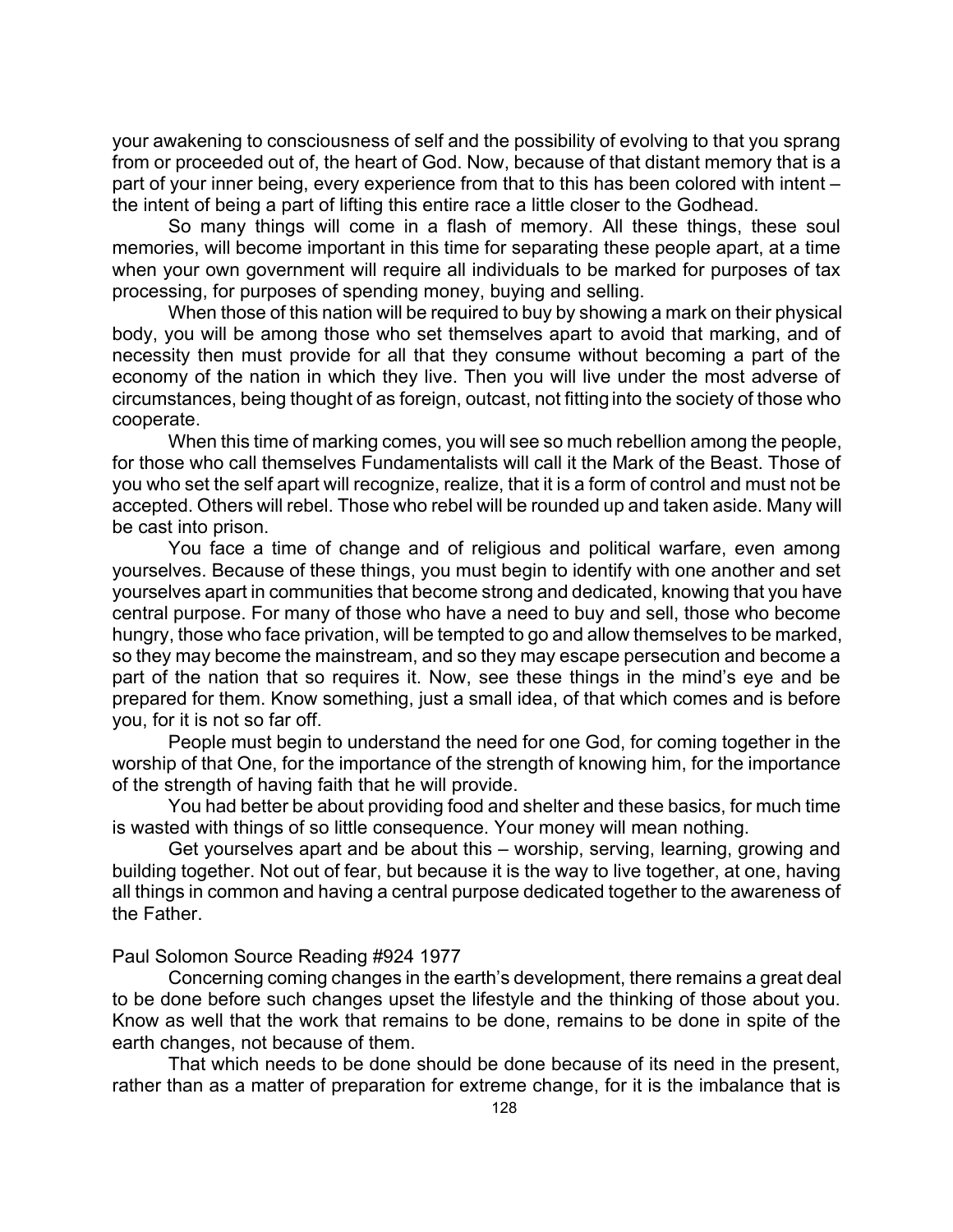your awakening to consciousness of self and the possibility of evolving to that you sprang from or proceeded out of, the heart of God. Now, because of that distant memory that is a part of your inner being, every experience from that to this has been colored with intent – the intent of being a part of lifting this entire race a little closer to the Godhead.

So many things will come in a flash of memory. All these things, these soul memories, will become important in this time for separating these people apart, at a time when your own government will require all individuals to be marked for purposes of tax processing, for purposes of spending money, buying and selling.

When those of this nation will be required to buy by showing a mark on their physical body, you will be among those who set themselves apart to avoid that marking, and of necessity then must provide for all that they consume without becoming a part of the economy of the nation in which they live. Then you will live under the most adverse of circumstances, being thought of as foreign, outcast, not fitting into the society of those who cooperate.

When this time of marking comes, you will see so much rebellion among the people, for those who call themselves Fundamentalists will call it the Mark of the Beast. Those of you who set the self apart will recognize, realize, that it is a form of control and must not be accepted. Others will rebel. Those who rebel will be rounded up and taken aside. Many will be cast into prison.

You face a time of change and of religious and political warfare, even among yourselves. Because of these things, you must begin to identify with one another and set yourselves apart in communities that become strong and dedicated, knowing that you have central purpose. For many of those who have a need to buy and sell, those who become hungry, those who face privation, will be tempted to go and allow themselves to be marked, so they may become the mainstream, and so they may escape persecution and become a part of the nation that so requires it. Now, see these things in the mind's eye and be prepared for them. Know something, just a small idea, of that which comes and is before you, for it is not so far off.

People must begin to understand the need for one God, for coming together in the worship of that One, for the importance of the strength of knowing him, for the importance of the strength of having faith that he will provide.

You had better be about providing food and shelter and these basics, for much time is wasted with things of so little consequence. Your money will mean nothing.

Get yourselves apart and be about this – worship, serving, learning, growing and building together. Not out of fear, but because it is the way to live together, at one, having all things in common and having a central purpose dedicated together to the awareness of the Father.

Paul Solomon Source Reading #924 1977

Concerning coming changes in the earth's development, there remains a great deal to be done before such changes upset the lifestyle and the thinking of those about you. Know as well that the work that remains to be done, remains to be done in spite of the earth changes, not because of them.

That which needs to be done should be done because of its need in the present, rather than as a matter of preparation for extreme change, for it is the imbalance that is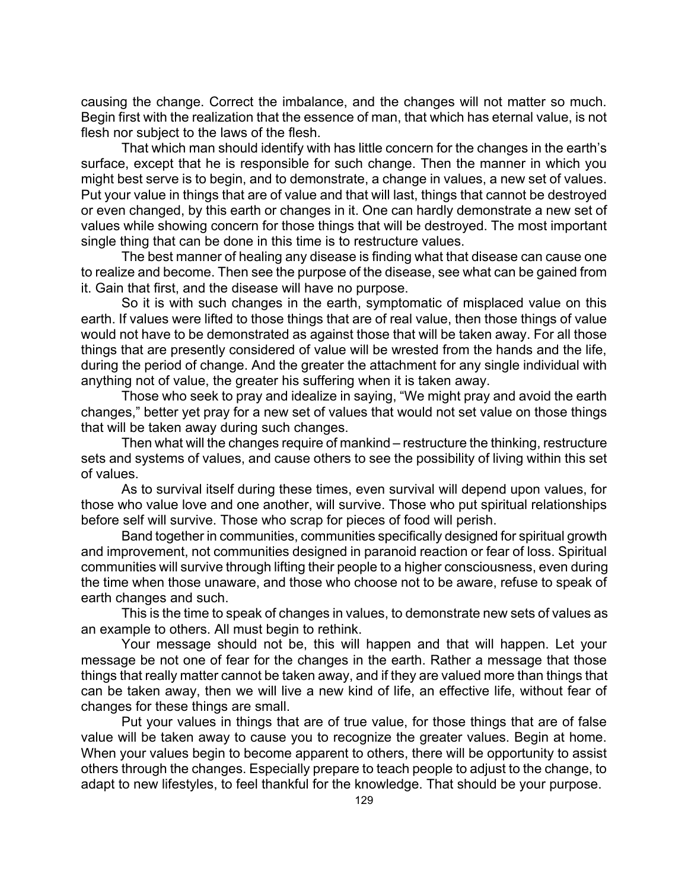causing the change. Correct the imbalance, and the changes will not matter so much. Begin first with the realization that the essence of man, that which has eternal value, is not flesh nor subject to the laws of the flesh.

That which man should identify with has little concern for the changes in the earth's surface, except that he is responsible for such change. Then the manner in which you might best serve is to begin, and to demonstrate, a change in values, a new set of values. Put your value in things that are of value and that will last, things that cannot be destroyed or even changed, by this earth or changes in it. One can hardly demonstrate a new set of values while showing concern for those things that will be destroyed. The most important single thing that can be done in this time is to restructure values.

The best manner of healing any disease is finding what that disease can cause one to realize and become. Then see the purpose of the disease, see what can be gained from it. Gain that first, and the disease will have no purpose.

So it is with such changes in the earth, symptomatic of misplaced value on this earth. If values were lifted to those things that are of real value, then those things of value would not have to be demonstrated as against those that will be taken away. For all those things that are presently considered of value will be wrested from the hands and the life, during the period of change. And the greater the attachment for any single individual with anything not of value, the greater his suffering when it is taken away.

Those who seek to pray and idealize in saying, "We might pray and avoid the earth changes," better yet pray for a new set of values that would not set value on those things that will be taken away during such changes.

Then what will the changes require of mankind – restructure the thinking, restructure sets and systems of values, and cause others to see the possibility of living within this set of values.

As to survival itself during these times, even survival will depend upon values, for those who value love and one another, will survive. Those who put spiritual relationships before self will survive. Those who scrap for pieces of food will perish.

Band together in communities, communities specifically designed for spiritual growth and improvement, not communities designed in paranoid reaction or fear of loss. Spiritual communities will survive through lifting their people to a higher consciousness, even during the time when those unaware, and those who choose not to be aware, refuse to speak of earth changes and such.

This is the time to speak of changes in values, to demonstrate new sets of values as an example to others. All must begin to rethink.

Your message should not be, this will happen and that will happen. Let your message be not one of fear for the changes in the earth. Rather a message that those things that really matter cannot be taken away, and if they are valued more than things that can be taken away, then we will live a new kind of life, an effective life, without fear of changes for these things are small.

Put your values in things that are of true value, for those things that are of false value will be taken away to cause you to recognize the greater values. Begin at home. When your values begin to become apparent to others, there will be opportunity to assist others through the changes. Especially prepare to teach people to adjust to the change, to adapt to new lifestyles, to feel thankful for the knowledge. That should be your purpose.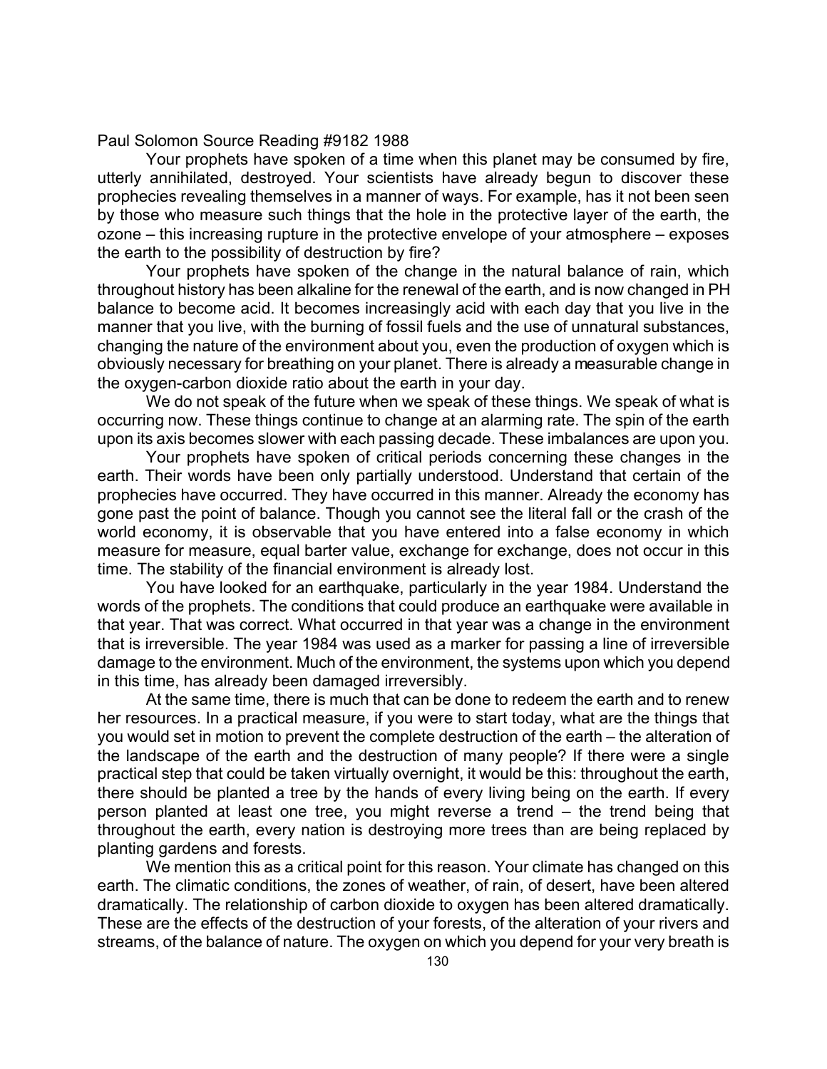Paul Solomon Source Reading #9182 1988

Your prophets have spoken of a time when this planet may be consumed by fire, utterly annihilated, destroyed. Your scientists have already begun to discover these prophecies revealing themselves in a manner of ways. For example, has it not been seen by those who measure such things that the hole in the protective layer of the earth, the ozone – this increasing rupture in the protective envelope of your atmosphere – exposes the earth to the possibility of destruction by fire?

Your prophets have spoken of the change in the natural balance of rain, which throughout history has been alkaline for the renewal of the earth, and is now changed in PH balance to become acid. It becomes increasingly acid with each day that you live in the manner that you live, with the burning of fossil fuels and the use of unnatural substances, changing the nature of the environment about you, even the production of oxygen which is obviously necessary for breathing on your planet. There is already a measurable change in the oxygen-carbon dioxide ratio about the earth in your day.

We do not speak of the future when we speak of these things. We speak of what is occurring now. These things continue to change at an alarming rate. The spin of the earth upon its axis becomes slower with each passing decade. These imbalances are upon you.

Your prophets have spoken of critical periods concerning these changes in the earth. Their words have been only partially understood. Understand that certain of the prophecies have occurred. They have occurred in this manner. Already the economy has gone past the point of balance. Though you cannot see the literal fall or the crash of the world economy, it is observable that you have entered into a false economy in which measure for measure, equal barter value, exchange for exchange, does not occur in this time. The stability of the financial environment is already lost.

You have looked for an earthquake, particularly in the year 1984. Understand the words of the prophets. The conditions that could produce an earthquake were available in that year. That was correct. What occurred in that year was a change in the environment that is irreversible. The year 1984 was used as a marker for passing a line of irreversible damage to the environment. Much of the environment, the systems upon which you depend in this time, has already been damaged irreversibly.

At the same time, there is much that can be done to redeem the earth and to renew her resources. In a practical measure, if you were to start today, what are the things that you would set in motion to prevent the complete destruction of the earth – the alteration of the landscape of the earth and the destruction of many people? If there were a single practical step that could be taken virtually overnight, it would be this: throughout the earth, there should be planted a tree by the hands of every living being on the earth. If every person planted at least one tree, you might reverse a trend – the trend being that throughout the earth, every nation is destroying more trees than are being replaced by planting gardens and forests.

We mention this as a critical point for this reason. Your climate has changed on this earth. The climatic conditions, the zones of weather, of rain, of desert, have been altered dramatically. The relationship of carbon dioxide to oxygen has been altered dramatically. These are the effects of the destruction of your forests, of the alteration of your rivers and streams, of the balance of nature. The oxygen on which you depend for your very breath is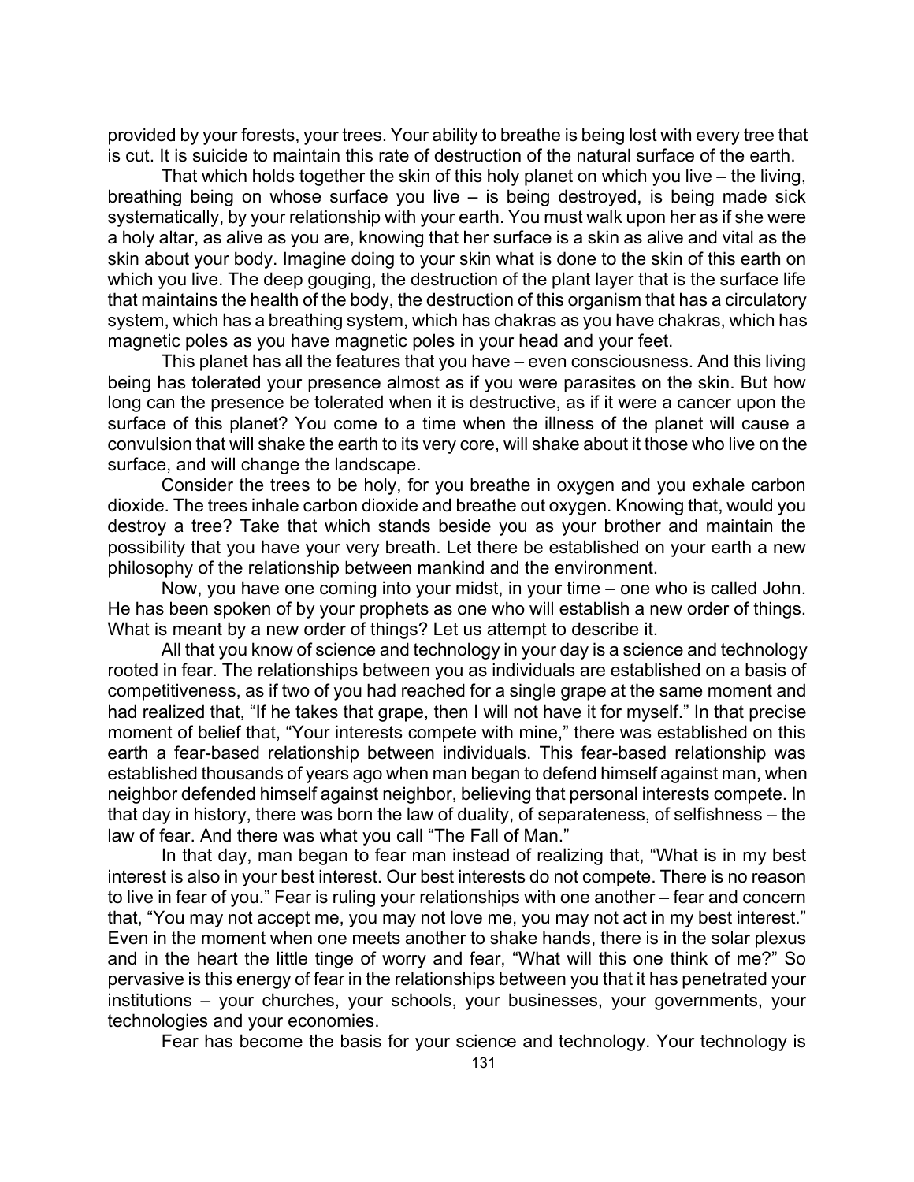provided by your forests, your trees. Your ability to breathe is being lost with every tree that is cut. It is suicide to maintain this rate of destruction of the natural surface of the earth.

That which holds together the skin of this holy planet on which you live – the living, breathing being on whose surface you live – is being destroyed, is being made sick systematically, by your relationship with your earth. You must walk upon her as if she were a holy altar, as alive as you are, knowing that her surface is a skin as alive and vital as the skin about your body. Imagine doing to your skin what is done to the skin of this earth on which you live. The deep gouging, the destruction of the plant layer that is the surface life that maintains the health of the body, the destruction of this organism that has a circulatory system, which has a breathing system, which has chakras as you have chakras, which has magnetic poles as you have magnetic poles in your head and your feet.

This planet has all the features that you have – even consciousness. And this living being has tolerated your presence almost as if you were parasites on the skin. But how long can the presence be tolerated when it is destructive, as if it were a cancer upon the surface of this planet? You come to a time when the illness of the planet will cause a convulsion that will shake the earth to its very core, will shake about it those who live on the surface, and will change the landscape.

Consider the trees to be holy, for you breathe in oxygen and you exhale carbon dioxide. The trees inhale carbon dioxide and breathe out oxygen. Knowing that, would you destroy a tree? Take that which stands beside you as your brother and maintain the possibility that you have your very breath. Let there be established on your earth a new philosophy of the relationship between mankind and the environment.

Now, you have one coming into your midst, in your time – one who is called John. He has been spoken of by your prophets as one who will establish a new order of things. What is meant by a new order of things? Let us attempt to describe it.

All that you know of science and technology in your day is a science and technology rooted in fear. The relationships between you as individuals are established on a basis of competitiveness, as if two of you had reached for a single grape at the same moment and had realized that, "If he takes that grape, then I will not have it for myself." In that precise moment of belief that, "Your interests compete with mine," there was established on this earth a fear-based relationship between individuals. This fear-based relationship was established thousands of years ago when man began to defend himself against man, when neighbor defended himself against neighbor, believing that personal interests compete. In that day in history, there was born the law of duality, of separateness, of selfishness – the law of fear. And there was what you call "The Fall of Man."

In that day, man began to fear man instead of realizing that, "What is in my best interest is also in your best interest. Our best interests do not compete. There is no reason to live in fear of you." Fear is ruling your relationships with one another – fear and concern that, "You may not accept me, you may not love me, you may not act in my best interest." Even in the moment when one meets another to shake hands, there is in the solar plexus and in the heart the little tinge of worry and fear, "What will this one think of me?" So pervasive is this energy of fear in the relationships between you that it has penetrated your institutions – your churches, your schools, your businesses, your governments, your technologies and your economies.

Fear has become the basis for your science and technology. Your technology is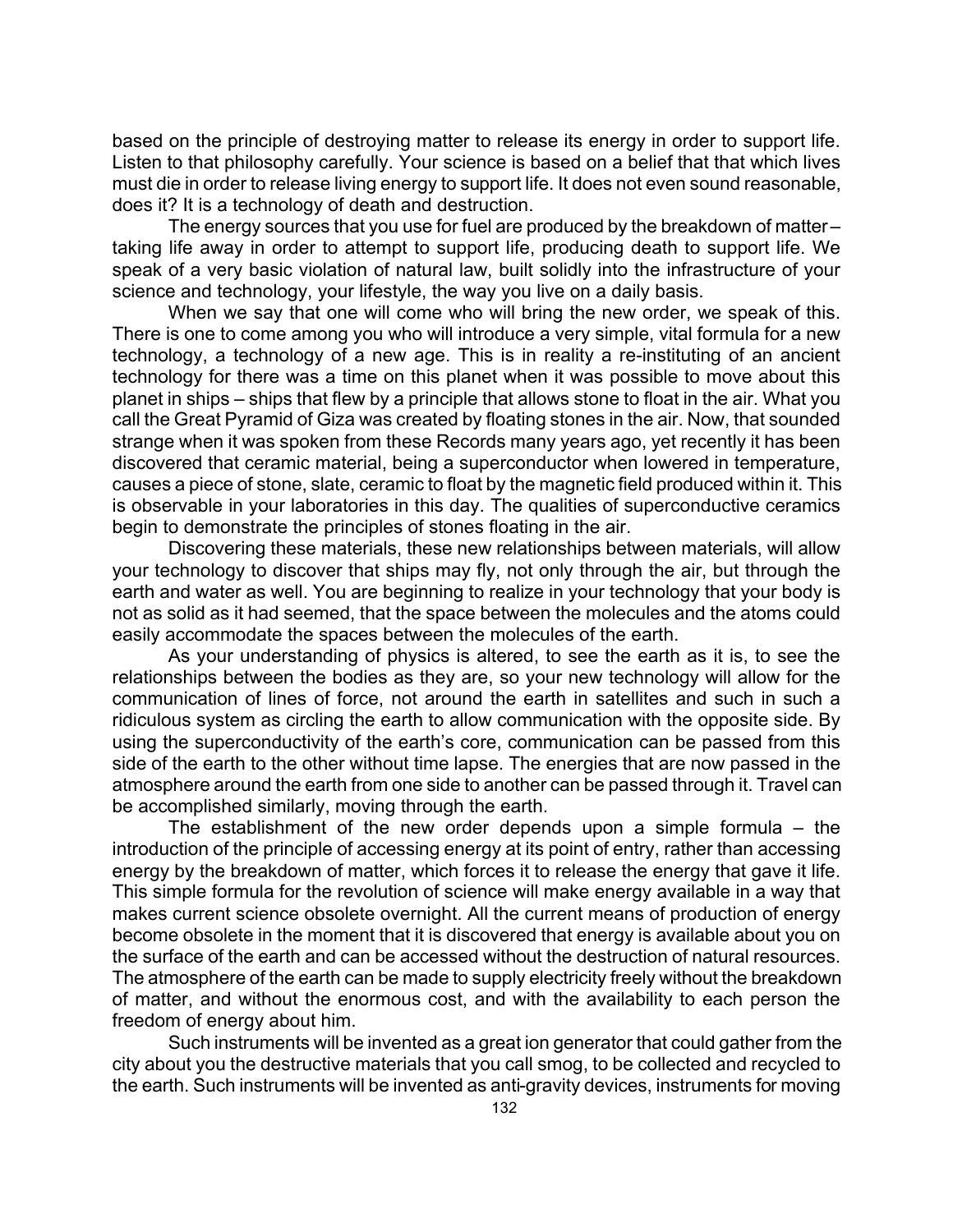based on the principle of destroying matter to release its energy in order to support life. Listen to that philosophy carefully. Your science is based on a belief that that which lives must die in order to release living energy to support life. It does not even sound reasonable, does it? It is a technology of death and destruction.

The energy sources that you use for fuel are produced by the breakdown of matter – taking life away in order to attempt to support life, producing death to support life. We speak of a very basic violation of natural law, built solidly into the infrastructure of your science and technology, your lifestyle, the way you live on a daily basis.

When we say that one will come who will bring the new order, we speak of this. There is one to come among you who will introduce a very simple, vital formula for a new technology, a technology of a new age. This is in reality a re-instituting of an ancient technology for there was a time on this planet when it was possible to move about this planet in ships – ships that flew by a principle that allows stone to float in the air. What you call the Great Pyramid of Giza was created by floating stones in the air. Now, that sounded strange when it was spoken from these Records many years ago, yet recently it has been discovered that ceramic material, being a superconductor when lowered in temperature, causes a piece of stone, slate, ceramic to float by the magnetic field produced within it. This is observable in your laboratories in this day. The qualities of superconductive ceramics begin to demonstrate the principles of stones floating in the air.

Discovering these materials, these new relationships between materials, will allow your technology to discover that ships may fly, not only through the air, but through the earth and water as well. You are beginning to realize in your technology that your body is not as solid as it had seemed, that the space between the molecules and the atoms could easily accommodate the spaces between the molecules of the earth.

As your understanding of physics is altered, to see the earth as it is, to see the relationships between the bodies as they are, so your new technology will allow for the communication of lines of force, not around the earth in satellites and such in such a ridiculous system as circling the earth to allow communication with the opposite side. By using the superconductivity of the earth's core, communication can be passed from this side of the earth to the other without time lapse. The energies that are now passed in the atmosphere around the earth from one side to another can be passed through it. Travel can be accomplished similarly, moving through the earth.

The establishment of the new order depends upon a simple formula – the introduction of the principle of accessing energy at its point of entry, rather than accessing energy by the breakdown of matter, which forces it to release the energy that gave it life. This simple formula for the revolution of science will make energy available in a way that makes current science obsolete overnight. All the current means of production of energy become obsolete in the moment that it is discovered that energy is available about you on the surface of the earth and can be accessed without the destruction of natural resources. The atmosphere of the earth can be made to supply electricity freely without the breakdown of matter, and without the enormous cost, and with the availability to each person the freedom of energy about him.

Such instruments will be invented as a great ion generator that could gather from the city about you the destructive materials that you call smog, to be collected and recycled to the earth. Such instruments will be invented as anti-gravity devices, instruments for moving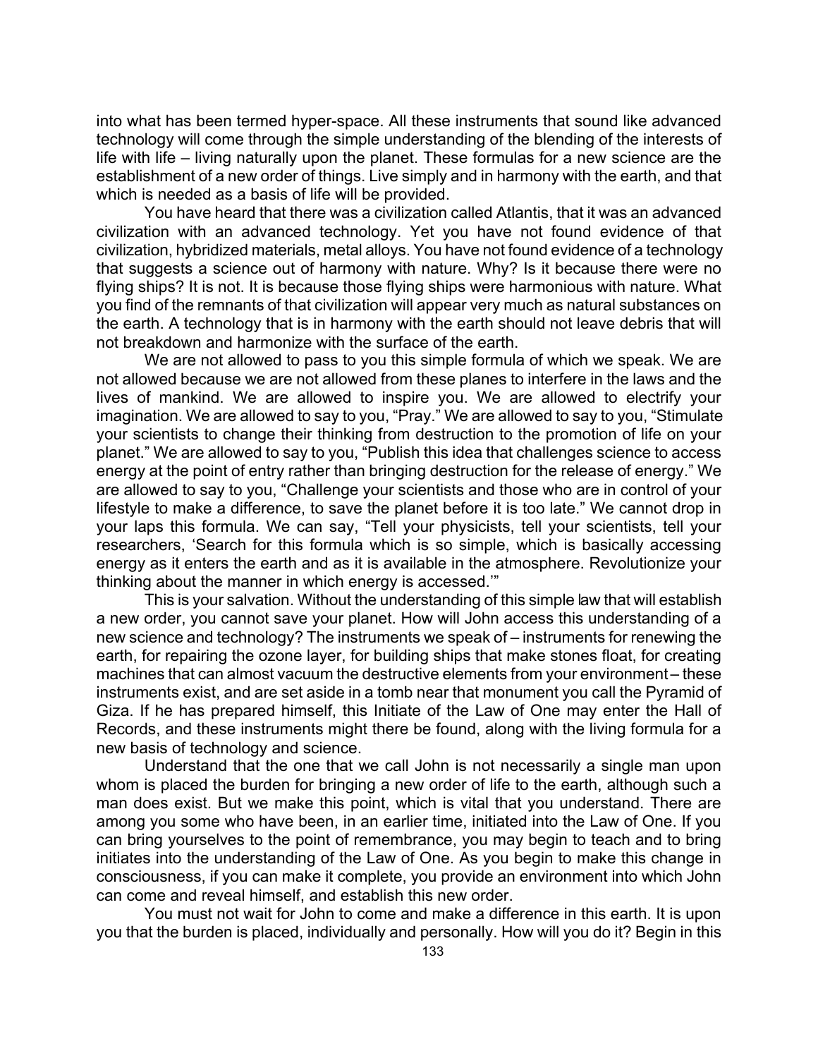into what has been termed hyper-space. All these instruments that sound like advanced technology will come through the simple understanding of the blending of the interests of life with life – living naturally upon the planet. These formulas for a new science are the establishment of a new order of things. Live simply and in harmony with the earth, and that which is needed as a basis of life will be provided.

You have heard that there was a civilization called Atlantis, that it was an advanced civilization with an advanced technology. Yet you have not found evidence of that civilization, hybridized materials, metal alloys. You have not found evidence of a technology that suggests a science out of harmony with nature. Why? Is it because there were no flying ships? It is not. It is because those flying ships were harmonious with nature. What you find of the remnants of that civilization will appear very much as natural substances on the earth. A technology that is in harmony with the earth should not leave debris that will not breakdown and harmonize with the surface of the earth.

We are not allowed to pass to you this simple formula of which we speak. We are not allowed because we are not allowed from these planes to interfere in the laws and the lives of mankind. We are allowed to inspire you. We are allowed to electrify your imagination. We are allowed to say to you, "Pray." We are allowed to say to you, "Stimulate your scientists to change their thinking from destruction to the promotion of life on your planet." We are allowed to say to you, "Publish this idea that challenges science to access energy at the point of entry rather than bringing destruction for the release of energy." We are allowed to say to you, "Challenge your scientists and those who are in control of your lifestyle to make a difference, to save the planet before it is too late." We cannot drop in your laps this formula. We can say, "Tell your physicists, tell your scientists, tell your researchers, 'Search for this formula which is so simple, which is basically accessing energy as it enters the earth and as it is available in the atmosphere. Revolutionize your thinking about the manner in which energy is accessed.'"

This is your salvation. Without the understanding of this simple law that will establish a new order, you cannot save your planet. How will John access this understanding of a new science and technology? The instruments we speak of – instruments for renewing the earth, for repairing the ozone layer, for building ships that make stones float, for creating machines that can almost vacuum the destructive elements from your environment – these instruments exist, and are set aside in a tomb near that monument you call the Pyramid of Giza. If he has prepared himself, this Initiate of the Law of One may enter the Hall of Records, and these instruments might there be found, along with the living formula for a new basis of technology and science.

Understand that the one that we call John is not necessarily a single man upon whom is placed the burden for bringing a new order of life to the earth, although such a man does exist. But we make this point, which is vital that you understand. There are among you some who have been, in an earlier time, initiated into the Law of One. If you can bring yourselves to the point of remembrance, you may begin to teach and to bring initiates into the understanding of the Law of One. As you begin to make this change in consciousness, if you can make it complete, you provide an environment into which John can come and reveal himself, and establish this new order.

You must not wait for John to come and make a difference in this earth. It is upon you that the burden is placed, individually and personally. How will you do it? Begin in this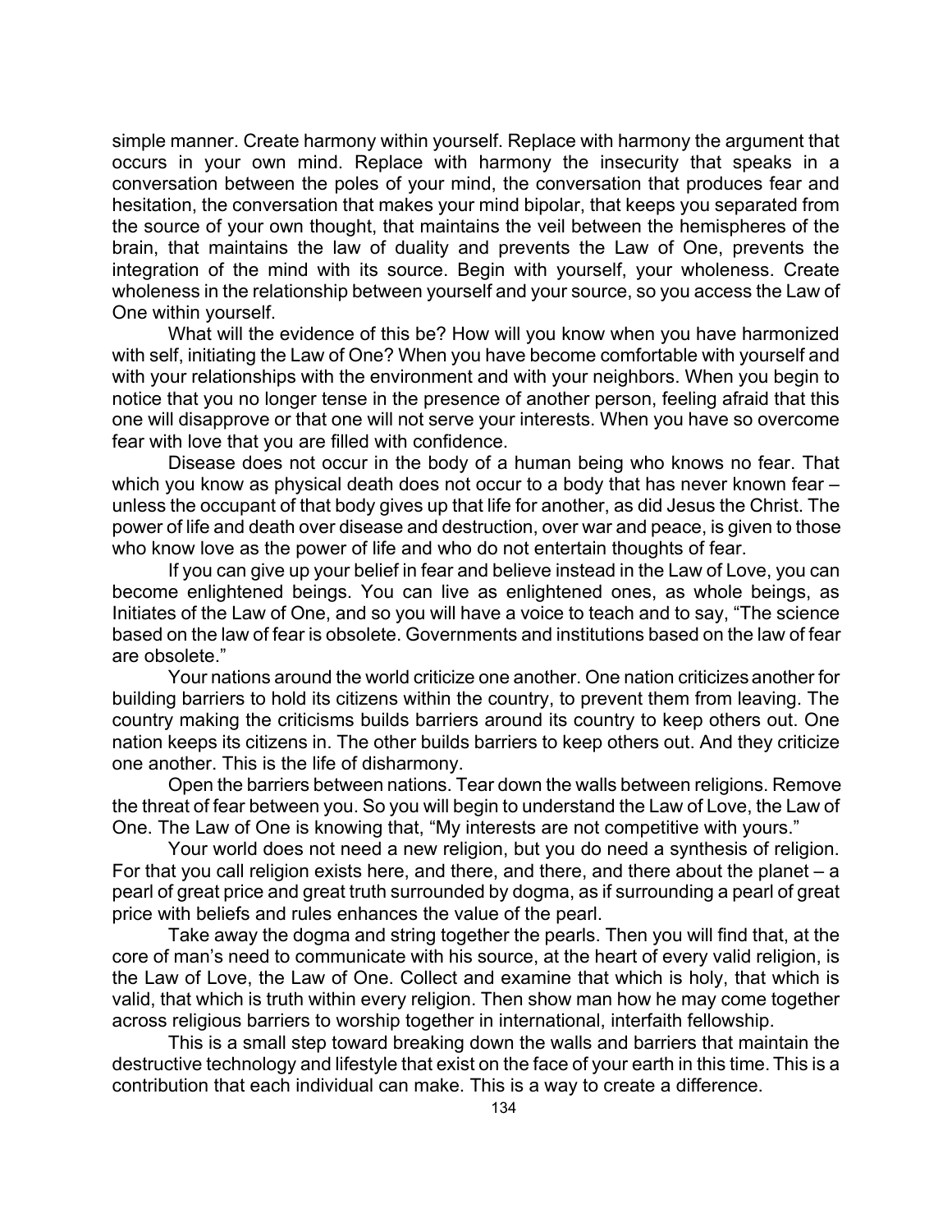simple manner. Create harmony within yourself. Replace with harmony the argument that occurs in your own mind. Replace with harmony the insecurity that speaks in a conversation between the poles of your mind, the conversation that produces fear and hesitation, the conversation that makes your mind bipolar, that keeps you separated from the source of your own thought, that maintains the veil between the hemispheres of the brain, that maintains the law of duality and prevents the Law of One, prevents the integration of the mind with its source. Begin with yourself, your wholeness. Create wholeness in the relationship between yourself and your source, so you access the Law of One within yourself.

What will the evidence of this be? How will you know when you have harmonized with self, initiating the Law of One? When you have become comfortable with yourself and with your relationships with the environment and with your neighbors. When you begin to notice that you no longer tense in the presence of another person, feeling afraid that this one will disapprove or that one will not serve your interests. When you have so overcome fear with love that you are filled with confidence.

Disease does not occur in the body of a human being who knows no fear. That which you know as physical death does not occur to a body that has never known fear – unless the occupant of that body gives up that life for another, as did Jesus the Christ. The power of life and death over disease and destruction, over war and peace, is given to those who know love as the power of life and who do not entertain thoughts of fear.

If you can give up your belief in fear and believe instead in the Law of Love, you can become enlightened beings. You can live as enlightened ones, as whole beings, as Initiates of the Law of One, and so you will have a voice to teach and to say, “The science based on the law of fear is obsolete. Governments and institutions based on the law of fear are obsolete.”

Your nations around the world criticize one another. One nation criticizes another for building barriers to hold its citizens within the country, to prevent them from leaving. The country making the criticisms builds barriers around its country to keep others out. One nation keeps its citizens in. The other builds barriers to keep others out. And they criticize one another. This is the life of disharmony.

Open the barriers between nations. Tear down the walls between religions. Remove the threat of fear between you. So you will begin to understand the Law of Love, the Law of One. The Law of One is knowing that, “My interests are not competitive with yours.”

Your world does not need a new religion, but you do need a synthesis of religion. For that you call religion exists here, and there, and there, and there about the planet – a pearl of great price and great truth surrounded by dogma, as if surrounding a pearl of great price with beliefs and rules enhances the value of the pearl.

Take away the dogma and string together the pearls. Then you will find that, at the core of man’s need to communicate with his source, at the heart of every valid religion, is the Law of Love, the Law of One. Collect and examine that which is holy, that which is valid, that which is truth within every religion. Then show man how he may come together across religious barriers to worship together in international, interfaith fellowship.

This is a small step toward breaking down the walls and barriers that maintain the destructive technology and lifestyle that exist on the face of your earth in this time. This is a contribution that each individual can make. This is a way to create a difference.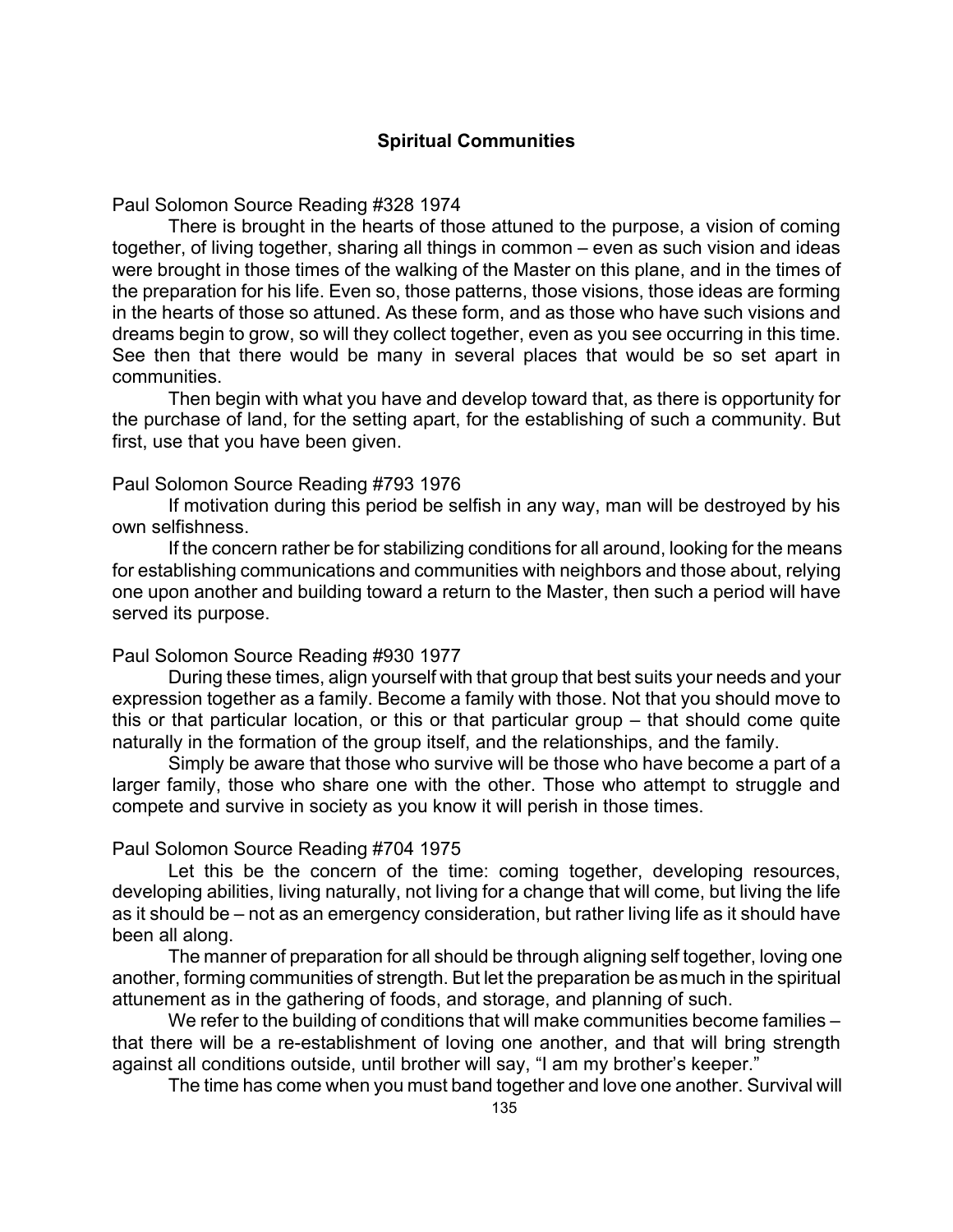## Spiritual Communities

Paul Solomon Source Reading #328 1974

There is brought in the hearts of those attuned to the purpose, a vision of coming together, of living together, sharing all things in common – even as such vision and ideas were brought in those times of the walking of the Master on this plane, and in the times of the preparation for his life. Even so, those patterns, those visions, those ideas are forming in the hearts of those so attuned. As these form, and as those who have such visions and dreams begin to grow, so will they collect together, even as you see occurring in this time. See then that there would be many in several places that would be so set apart in communities.

Then begin with what you have and develop toward that, as there is opportunity for the purchase of land, for the setting apart, for the establishing of such a community. But first, use that you have been given.

Paul Solomon Source Reading #793 1976

If motivation during this period be selfish in any way, man will be destroyed by his own selfishness.

If the concern rather be for stabilizing conditions for all around, looking for the means for establishing communications and communities with neighbors and those about, relying one upon another and building toward a return to the Master, then such a period will have served its purpose.

Paul Solomon Source Reading #930 1977

During these times, align yourself with that group that best suits your needs and your expression together as a family. Become a family with those. Not that you should move to this or that particular location, or this or that particular group – that should come quite naturally in the formation of the group itself, and the relationships, and the family.

Simply be aware that those who survive will be those who have become a part of a larger family, those who share one with the other. Those who attempt to struggle and compete and survive in society as you know it will perish in those times.

Paul Solomon Source Reading #704 1975

Let this be the concern of the time: coming together, developing resources, developing abilities, living naturally, not living for a change that will come, but living the life as it should be – not as an emergency consideration, but rather living life as it should have been all along.

The manner of preparation for all should be through aligning self together, loving one another, forming communities of strength. But let the preparation be as much in the spiritual attunement as in the gathering of foods, and storage, and planning of such.

We refer to the building of conditions that will make communities become families – that there will be a re-establishment of loving one another, and that will bring strength against all conditions outside, until brother will say, "I am my brother's keeper."

The time has come when you must band together and love one another. Survival will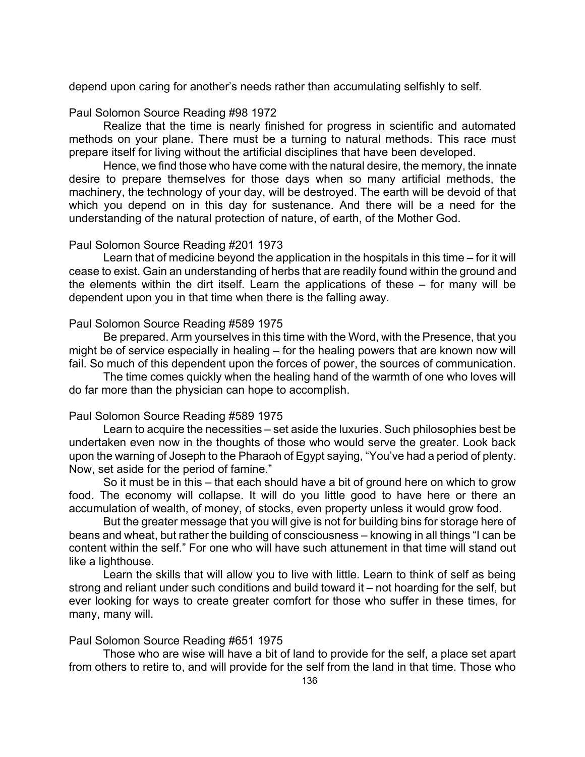depend upon caring for another's needs rather than accumulating selfishly to self.

Paul Solomon Source Reading #98 1972

Realize that the time is nearly finished for progress in scientific and automated methods on your plane. There must be a turning to natural methods. This race must prepare itself for living without the artificial disciplines that have been developed.

Hence, we find those who have come with the natural desire, the memory, the innate desire to prepare themselves for those days when so many artificial methods, the machinery, the technology of your day, will be destroyed. The earth will be devoid of that which you depend on in this day for sustenance. And there will be a need for the understanding of the natural protection of nature, of earth, of the Mother God.

Paul Solomon Source Reading #201 1973

Learn that of medicine beyond the application in the hospitals in this time – for it will cease to exist. Gain an understanding of herbs that are readily found within the ground and the elements within the dirt itself. Learn the applications of these – for many will be dependent upon you in that time when there is the falling away.

Paul Solomon Source Reading #589 1975

Be prepared. Arm yourselves in this time with the Word, with the Presence, that you might be of service especially in healing – for the healing powers that are known now will fail. So much of this dependent upon the forces of power, the sources of communication.

The time comes quickly when the healing hand of the warmth of one who loves will do far more than the physician can hope to accomplish.

Paul Solomon Source Reading #589 1975

Learn to acquire the necessities – set aside the luxuries. Such philosophies best be undertaken even now in the thoughts of those who would serve the greater. Look back upon the warning of Joseph to the Pharaoh of Egypt saying, "You've had a period of plenty. Now, set aside for the period of famine."

So it must be in this – that each should have a bit of ground here on which to grow food. The economy will collapse. It will do you little good to have here or there an accumulation of wealth, of money, of stocks, even property unless it would grow food.

But the greater message that you will give is not for building bins for storage here of beans and wheat, but rather the building of consciousness – knowing in all things "I can be content within the self." For one who will have such attunement in that time will stand out like a lighthouse.

Learn the skills that will allow you to live with little. Learn to think of self as being strong and reliant under such conditions and build toward it – not hoarding for the self, but ever looking for ways to create greater comfort for those who suffer in these times, for many, many will.

Paul Solomon Source Reading #651 1975

Those who are wise will have a bit of land to provide for the self, a place set apart from others to retire to, and will provide for the self from the land in that time. Those who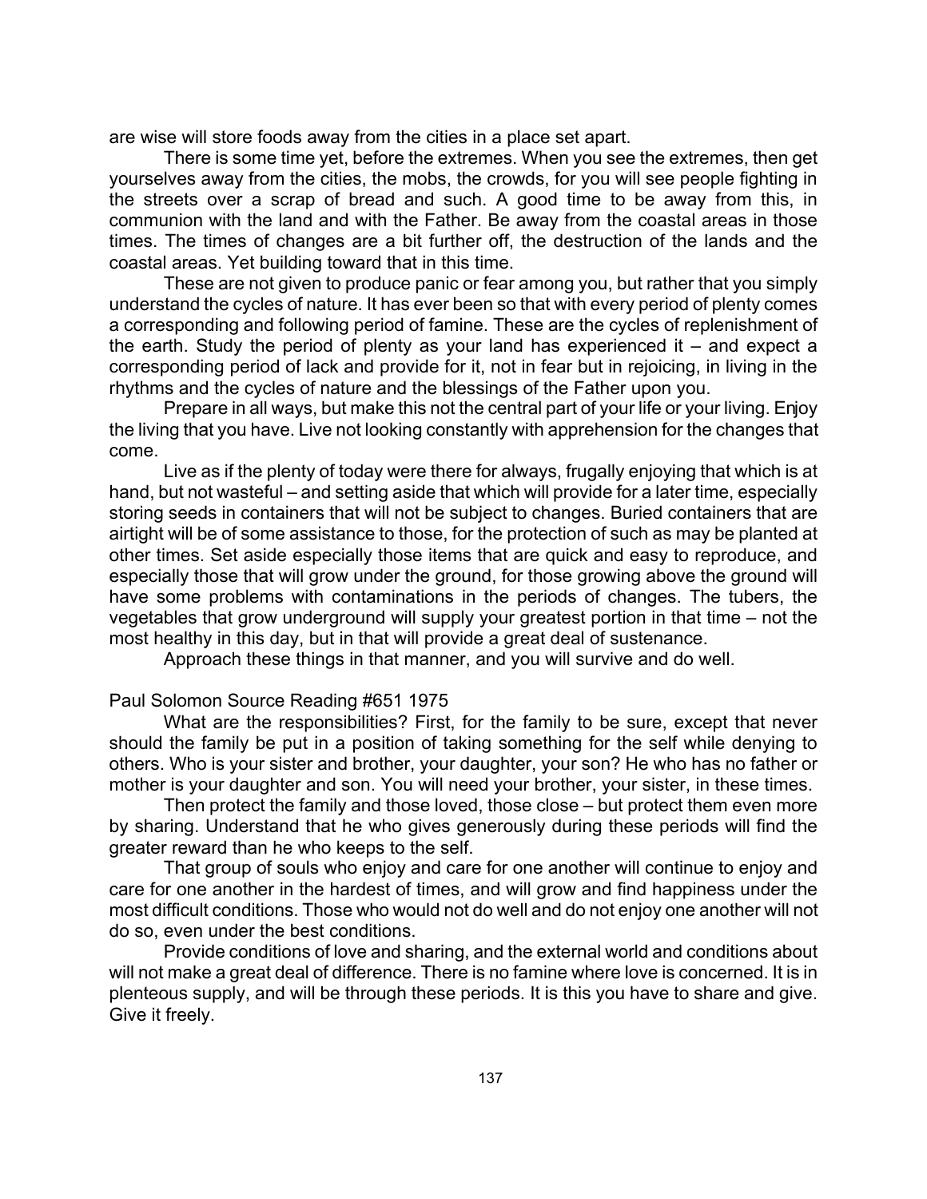are wise will store foods away from the cities in a place set apart.

There is some time yet, before the extremes. When you see the extremes, then get yourselves away from the cities, the mobs, the crowds, for you will see people fighting in the streets over a scrap of bread and such. A good time to be away from this, in communion with the land and with the Father. Be away from the coastal areas in those times. The times of changes are a bit further off, the destruction of the lands and the coastal areas. Yet building toward that in this time.

These are not given to produce panic or fear among you, but rather that you simply understand the cycles of nature. It has ever been so that with every period of plenty comes a corresponding and following period of famine. These are the cycles of replenishment of the earth. Study the period of plenty as your land has experienced it – and expect a corresponding period of lack and provide for it, not in fear but in rejoicing, in living in the rhythms and the cycles of nature and the blessings of the Father upon you.

Prepare in all ways, but make this not the central part of your life or your living. Enjoy the living that you have. Live not looking constantly with apprehension for the changes that come.

Live as if the plenty of today were there for always, frugally enjoying that which is at hand, but not wasteful – and setting aside that which will provide for a later time, especially storing seeds in containers that will not be subject to changes. Buried containers that are airtight will be of some assistance to those, for the protection of such as may be planted at other times. Set aside especially those items that are quick and easy to reproduce, and especially those that will grow under the ground, for those growing above the ground will have some problems with contaminations in the periods of changes. The tubers, the vegetables that grow underground will supply your greatest portion in that time – not the most healthy in this day, but in that will provide a great deal of sustenance.

Approach these things in that manner, and you will survive and do well.

Paul Solomon Source Reading #651 1975

What are the responsibilities? First, for the family to be sure, except that never should the family be put in a position of taking something for the self while denying to others. Who is your sister and brother, your daughter, your son? He who has no father or mother is your daughter and son. You will need your brother, your sister, in these times.

Then protect the family and those loved, those close – but protect them even more by sharing. Understand that he who gives generously during these periods will find the greater reward than he who keeps to the self.

That group of souls who enjoy and care for one another will continue to enjoy and care for one another in the hardest of times, and will grow and find happiness under the most difficult conditions. Those who would not do well and do not enjoy one another will not do so, even under the best conditions.

Provide conditions of love and sharing, and the external world and conditions about will not make a great deal of difference. There is no famine where love is concerned. It is in plenteous supply, and will be through these periods. It is this you have to share and give. Give it freely.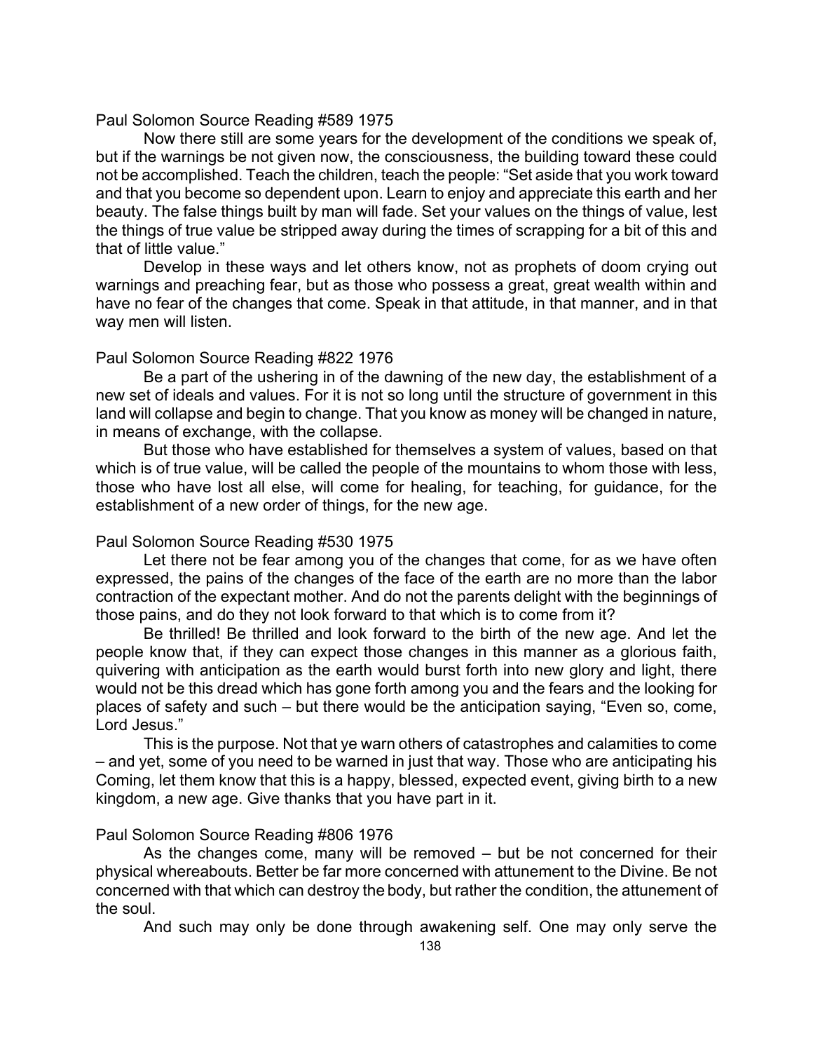Paul Solomon Source Reading #589 1975

Now there still are some years for the development of the conditions we speak of, but if the warnings be not given now, the consciousness, the building toward these could not be accomplished. Teach the children, teach the people: "Set aside that you work toward and that you become so dependent upon. Learn to enjoy and appreciate this earth and her beauty. The false things built by man will fade. Set your values on the things of value, lest the things of true value be stripped away during the times of scrapping for a bit of this and that of little value."

Develop in these ways and let others know, not as prophets of doom crying out warnings and preaching fear, but as those who possess a great, great wealth within and have no fear of the changes that come. Speak in that attitude, in that manner, and in that way men will listen.

Paul Solomon Source Reading #822 1976

Be a part of the ushering in of the dawning of the new day, the establishment of a new set of ideals and values. For it is not so long until the structure of government in this land will collapse and begin to change. That you know as money will be changed in nature, in means of exchange, with the collapse.

But those who have established for themselves a system of values, based on that which is of true value, will be called the people of the mountains to whom those with less, those who have lost all else, will come for healing, for teaching, for guidance, for the establishment of a new order of things, for the new age.

Paul Solomon Source Reading #530 1975

Let there not be fear among you of the changes that come, for as we have often expressed, the pains of the changes of the face of the earth are no more than the labor contraction of the expectant mother. And do not the parents delight with the beginnings of those pains, and do they not look forward to that which is to come from it?

Be thrilled! Be thrilled and look forward to the birth of the new age. And let the people know that, if they can expect those changes in this manner as a glorious faith, quivering with anticipation as the earth would burst forth into new glory and light, there would not be this dread which has gone forth among you and the fears and the looking for places of safety and such – but there would be the anticipation saying, "Even so, come, Lord Jesus."

This is the purpose. Not that ye warn others of catastrophes and calamities to come – and yet, some of you need to be warned in just that way. Those who are anticipating his Coming, let them know that this is a happy, blessed, expected event, giving birth to a new kingdom, a new age. Give thanks that you have part in it.

Paul Solomon Source Reading #806 1976

As the changes come, many will be removed – but be not concerned for their physical whereabouts. Better be far more concerned with attunement to the Divine. Be not concerned with that which can destroy the body, but rather the condition, the attunement of the soul.

And such may only be done through awakening self. One may only serve the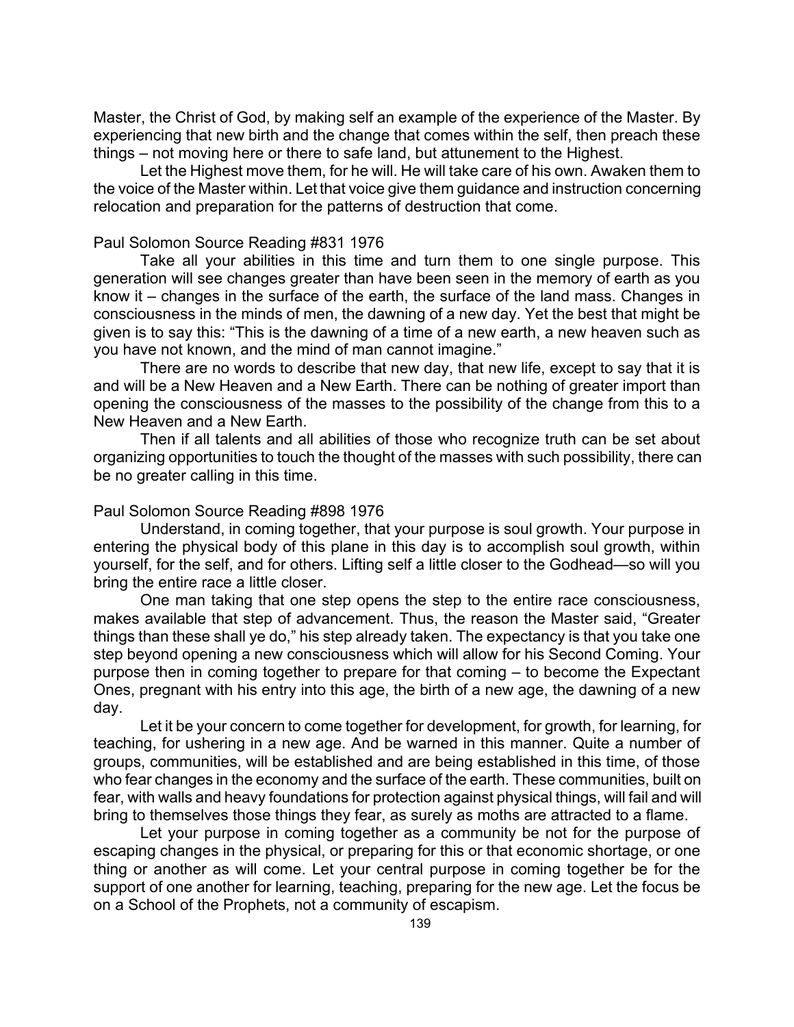Master, the Christ of God, by making self an example of the experience of the Master. By experiencing that new birth and the change that comes within the self, then preach these things – not moving here or there to safe land, but attunement to the Highest.

Let the Highest move them, for he will. He will take care of his own. Awaken them to the voice of the Master within. Let that voice give them guidance and instruction concerning relocation and preparation for the patterns of destruction that come.

Paul Solomon Source Reading #831 1976

Take all your abilities in this time and turn them to one single purpose. This generation will see changes greater than have been seen in the memory of earth as you know it – changes in the surface of the earth, the surface of the land mass. Changes in consciousness in the minds of men, the dawning of a new day. Yet the best that might be given is to say this: “This is the dawning of a time of a new earth, a new heaven such as you have not known, and the mind of man cannot imagine.”

There are no words to describe that new day, that new life, except to say that it is and will be a New Heaven and a New Earth. There can be nothing of greater import than opening the consciousness of the masses to the possibility of the change from this to a New Heaven and a New Earth.

Then if all talents and all abilities of those who recognize truth can be set about organizing opportunities to touch the thought of the masses with such possibility, there can be no greater calling in this time.

Paul Solomon Source Reading #898 1976

Understand, in coming together, that your purpose is soul growth. Your purpose in entering the physical body of this plane in this day is to accomplish soul growth, within yourself, for the self, and for others. Lifting self a little closer to the Godhead—so will you bring the entire race a little closer.

One man taking that one step opens the step to the entire race consciousness, makes available that step of advancement. Thus, the reason the Master said, “Greater things than these shall ye do,” his step already taken. The expectancy is that you take one step beyond opening a new consciousness which will allow for his Second Coming. Your purpose then in coming together to prepare for that coming – to become the Expectant Ones, pregnant with his entry into this age, the birth of a new age, the dawning of a new day.

Let it be your concern to come together for development, for growth, for learning, for teaching, for ushering in a new age. And be warned in this manner. Quite a number of groups, communities, will be established and are being established in this time, of those who fear changes in the economy and the surface of the earth. These communities, built on fear, with walls and heavy foundations for protection against physical things, will fail and will bring to themselves those things they fear, as surely as moths are attracted to a flame.

Let your purpose in coming together as a community be not for the purpose of escaping changes in the physical, or preparing for this or that economic shortage, or one thing or another as will come. Let your central purpose in coming together be for the support of one another for learning, teaching, preparing for the new age. Let the focus be on a School of the Prophets, not a community of escapism.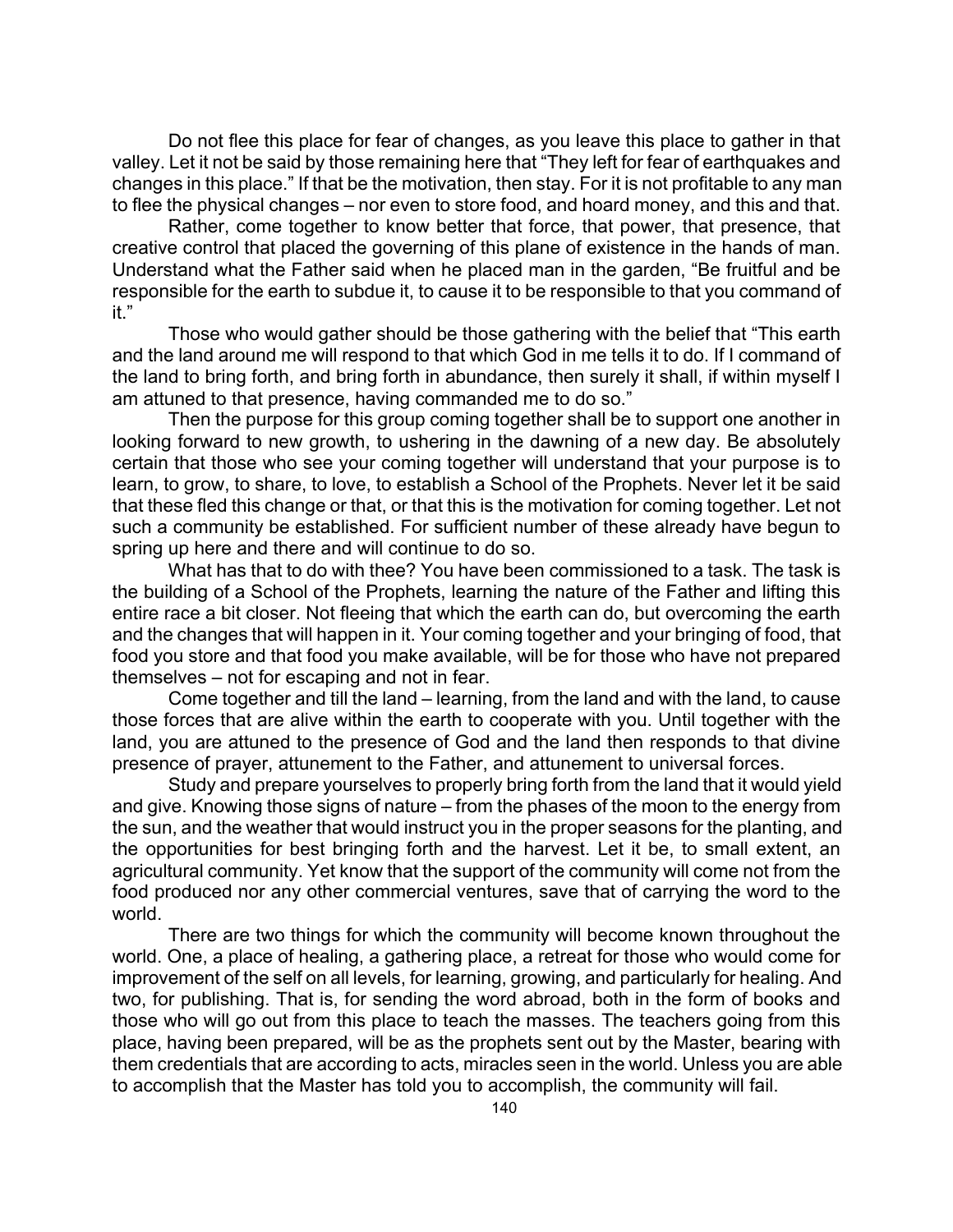Do not flee this place for fear of changes, as you leave this place to gather in that valley. Let it not be said by those remaining here that "They left for fear of earthquakes and changes in this place." If that be the motivation, then stay. For it is not profitable to any man to flee the physical changes – nor even to store food, and hoard money, and this and that.

Rather, come together to know better that force, that power, that presence, that creative control that placed the governing of this plane of existence in the hands of man. Understand what the Father said when he placed man in the garden, "Be fruitful and be responsible for the earth to subdue it, to cause it to be responsible to that you command of it."

Those who would gather should be those gathering with the belief that "This earth and the land around me will respond to that which God in me tells it to do. If I command of the land to bring forth, and bring forth in abundance, then surely it shall, if within myself I am attuned to that presence, having commanded me to do so."

Then the purpose for this group coming together shall be to support one another in looking forward to new growth, to ushering in the dawning of a new day. Be absolutely certain that those who see your coming together will understand that your purpose is to learn, to grow, to share, to love, to establish a School of the Prophets. Never let it be said that these fled this change or that, or that this is the motivation for coming together. Let not such a community be established. For sufficient number of these already have begun to spring up here and there and will continue to do so.

What has that to do with thee? You have been commissioned to a task. The task is the building of a School of the Prophets, learning the nature of the Father and lifting this entire race a bit closer. Not fleeing that which the earth can do, but overcoming the earth and the changes that will happen in it. Your coming together and your bringing of food, that food you store and that food you make available, will be for those who have not prepared themselves – not for escaping and not in fear.

Come together and till the land – learning, from the land and with the land, to cause those forces that are alive within the earth to cooperate with you. Until together with the land, you are attuned to the presence of God and the land then responds to that divine presence of prayer, attunement to the Father, and attunement to universal forces.

Study and prepare yourselves to properly bring forth from the land that it would yield and give. Knowing those signs of nature – from the phases of the moon to the energy from the sun, and the weather that would instruct you in the proper seasons for the planting, and the opportunities for best bringing forth and the harvest. Let it be, to small extent, an agricultural community. Yet know that the support of the community will come not from the food produced nor any other commercial ventures, save that of carrying the word to the world.

There are two things for which the community will become known throughout the world. One, a place of healing, a gathering place, a retreat for those who would come for improvement of the self on all levels, for learning, growing, and particularly for healing. And two, for publishing. That is, for sending the word abroad, both in the form of books and those who will go out from this place to teach the masses. The teachers going from this place, having been prepared, will be as the prophets sent out by the Master, bearing with them credentials that are according to acts, miracles seen in the world. Unless you are able to accomplish that the Master has told you to accomplish, the community will fail.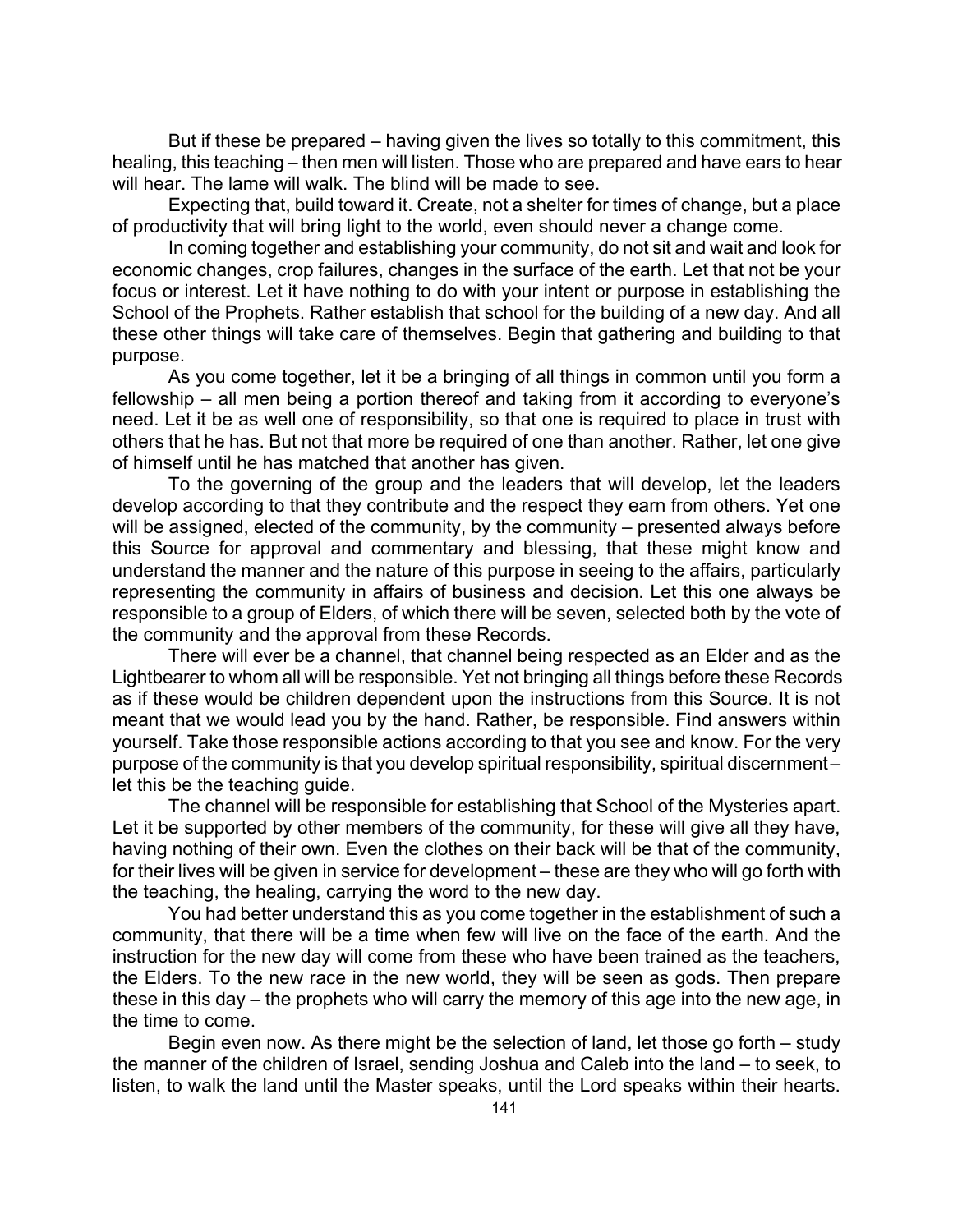But if these be prepared – having given the lives so totally to this commitment, this healing, this teaching – then men will listen. Those who are prepared and have ears to hear will hear. The lame will walk. The blind will be made to see.

Expecting that, build toward it. Create, not a shelter for times of change, but a place of productivity that will bring light to the world, even should never a change come.

In coming together and establishing your community, do not sit and wait and look for economic changes, crop failures, changes in the surface of the earth. Let that not be your focus or interest. Let it have nothing to do with your intent or purpose in establishing the School of the Prophets. Rather establish that school for the building of a new day. And all these other things will take care of themselves. Begin that gathering and building to that purpose.

As you come together, let it be a bringing of all things in common until you form a fellowship – all men being a portion thereof and taking from it according to everyone's need. Let it be as well one of responsibility, so that one is required to place in trust with others that he has. But not that more be required of one than another. Rather, let one give of himself until he has matched that another has given.

To the governing of the group and the leaders that will develop, let the leaders develop according to that they contribute and the respect they earn from others. Yet one will be assigned, elected of the community, by the community – presented always before this Source for approval and commentary and blessing, that these might know and understand the manner and the nature of this purpose in seeing to the affairs, particularly representing the community in affairs of business and decision. Let this one always be responsible to a group of Elders, of which there will be seven, selected both by the vote of the community and the approval from these Records.

There will ever be a channel, that channel being respected as an Elder and as the Lightbearer to whom all will be responsible. Yet not bringing all things before these Records as if these would be children dependent upon the instructions from this Source. It is not meant that we would lead you by the hand. Rather, be responsible. Find answers within yourself. Take those responsible actions according to that you see and know. For the very purpose of the community is that you develop spiritual responsibility, spiritual discernment – let this be the teaching guide.

The channel will be responsible for establishing that School of the Mysteries apart. Let it be supported by other members of the community, for these will give all they have, having nothing of their own. Even the clothes on their back will be that of the community, for their lives will be given in service for development – these are they who will go forth with the teaching, the healing, carrying the word to the new day.

You had better understand this as you come together in the establishment of such a community, that there will be a time when few will live on the face of the earth. And the instruction for the new day will come from these who have been trained as the teachers, the Elders. To the new race in the new world, they will be seen as gods. Then prepare these in this day – the prophets who will carry the memory of this age into the new age, in the time to come.

Begin even now. As there might be the selection of land, let those go forth – study the manner of the children of Israel, sending Joshua and Caleb into the land – to seek, to listen, to walk the land until the Master speaks, until the Lord speaks within their hearts.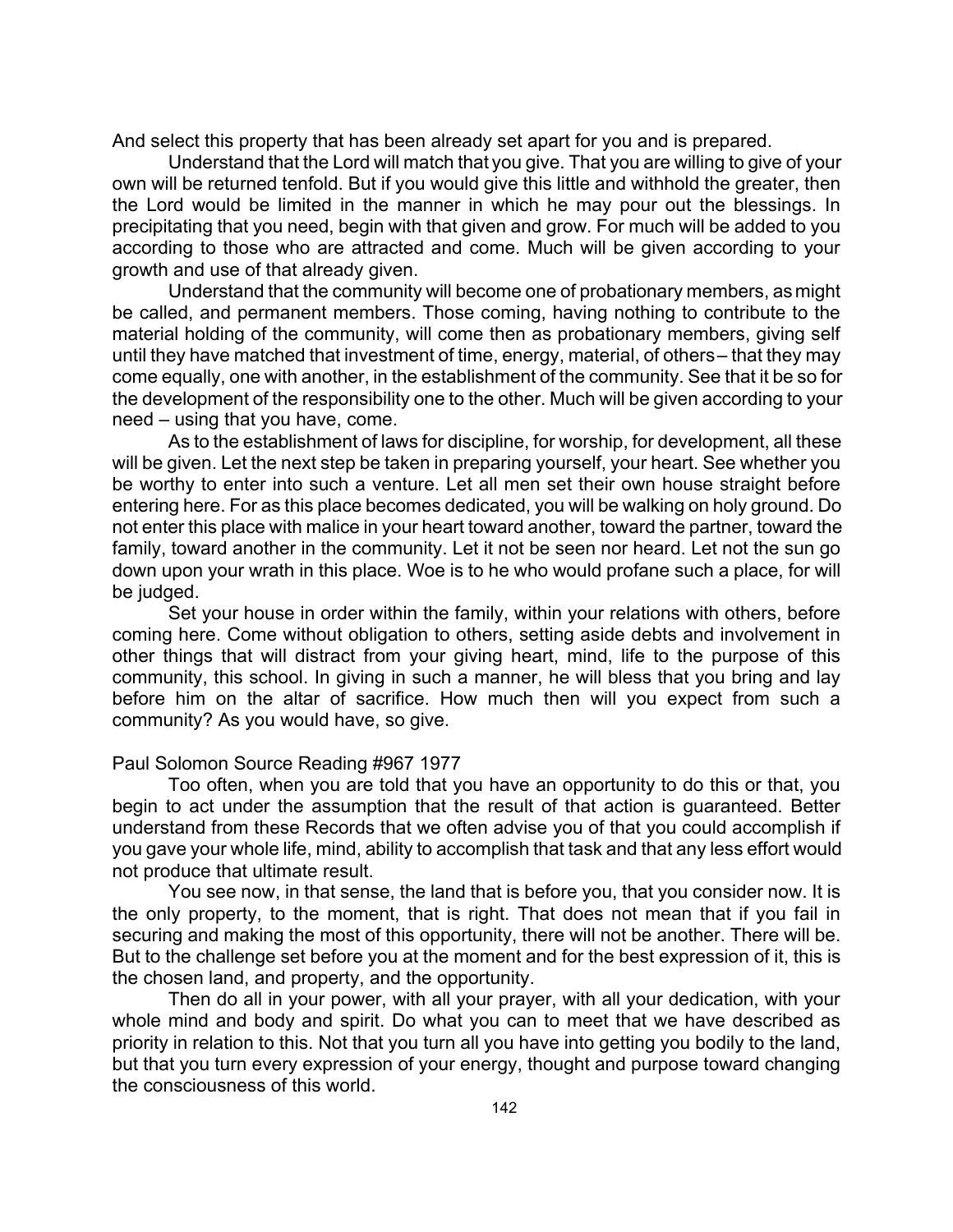And select this property that has been already set apart for you and is prepared.

Understand that the Lord will match that you give. That you are willing to give of your own will be returned tenfold. But if you would give this little and withhold the greater, then the Lord would be limited in the manner in which he may pour out the blessings. In precipitating that you need, begin with that given and grow. For much will be added to you according to those who are attracted and come. Much will be given according to your growth and use of that already given.

Understand that the community will become one of probationary members, as might be called, and permanent members. Those coming, having nothing to contribute to the material holding of the community, will come then as probationary members, giving self until they have matched that investment of time, energy, material, of others – that they may come equally, one with another, in the establishment of the community. See that it be so for the development of the responsibility one to the other. Much will be given according to your need – using that you have, come.

As to the establishment of laws for discipline, for worship, for development, all these will be given. Let the next step be taken in preparing yourself, your heart. See whether you be worthy to enter into such a venture. Let all men set their own house straight before entering here. For as this place becomes dedicated, you will be walking on holy ground. Do not enter this place with malice in your heart toward another, toward the partner, toward the family, toward another in the community. Let it not be seen nor heard. Let not the sun go down upon your wrath in this place. Woe is to he who would profane such a place, for will be judged.

Set your house in order within the family, within your relations with others, before coming here. Come without obligation to others, setting aside debts and involvement in other things that will distract from your giving heart, mind, life to the purpose of this community, this school. In giving in such a manner, he will bless that you bring and lay before him on the altar of sacrifice. How much then will you expect from such a community? As you would have, so give.

Paul Solomon Source Reading #967 1977

Too often, when you are told that you have an opportunity to do this or that, you begin to act under the assumption that the result of that action is guaranteed. Better understand from these Records that we often advise you of that you could accomplish if you gave your whole life, mind, ability to accomplish that task and that any less effort would not produce that ultimate result.

You see now, in that sense, the land that is before you, that you consider now. It is the only property, to the moment, that is right. That does not mean that if you fail in securing and making the most of this opportunity, there will not be another. There will be. But to the challenge set before you at the moment and for the best expression of it, this is the chosen land, and property, and the opportunity.

Then do all in your power, with all your prayer, with all your dedication, with your whole mind and body and spirit. Do what you can to meet that we have described as priority in relation to this. Not that you turn all you have into getting you bodily to the land, but that you turn every expression of your energy, thought and purpose toward changing the consciousness of this world.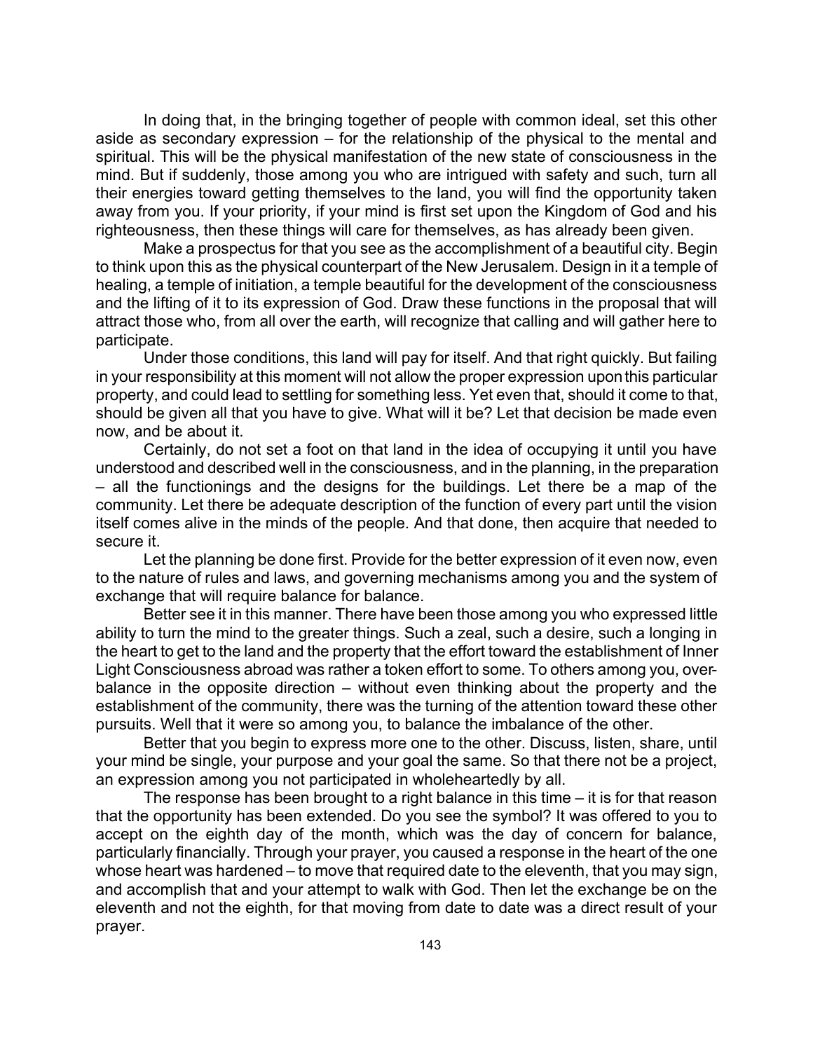In doing that, in the bringing together of people with common ideal, set this other aside as secondary expression – for the relationship of the physical to the mental and spiritual. This will be the physical manifestation of the new state of consciousness in the mind. But if suddenly, those among you who are intrigued with safety and such, turn all their energies toward getting themselves to the land, you will find the opportunity taken away from you. If your priority, if your mind is first set upon the Kingdom of God and his righteousness, then these things will care for themselves, as has already been given.

Make a prospectus for that you see as the accomplishment of a beautiful city. Begin to think upon this as the physical counterpart of the New Jerusalem. Design in it a temple of healing, a temple of initiation, a temple beautiful for the development of the consciousness and the lifting of it to its expression of God. Draw these functions in the proposal that will attract those who, from all over the earth, will recognize that calling and will gather here to participate.

Under those conditions, this land will pay for itself. And that right quickly. But failing in your responsibility at this moment will not allow the proper expression upon this particular property, and could lead to settling for something less. Yet even that, should it come to that, should be given all that you have to give. What will it be? Let that decision be made even now, and be about it.

Certainly, do not set a foot on that land in the idea of occupying it until you have understood and described well in the consciousness, and in the planning, in the preparation – all the functionings and the designs for the buildings. Let there be a map of the community. Let there be adequate description of the function of every part until the vision itself comes alive in the minds of the people. And that done, then acquire that needed to secure it.

Let the planning be done first. Provide for the better expression of it even now, even to the nature of rules and laws, and governing mechanisms among you and the system of exchange that will require balance for balance.

Better see it in this manner. There have been those among you who expressed little ability to turn the mind to the greater things. Such a zeal, such a desire, such a longing in the heart to get to the land and the property that the effort toward the establishment of Inner Light Consciousness abroad was rather a token effort to some. To others among you, over-balance in the opposite direction – without even thinking about the property and the establishment of the community, there was the turning of the attention toward these other pursuits. Well that it were so among you, to balance the imbalance of the other.

Better that you begin to express more one to the other. Discuss, listen, share, until your mind be single, your purpose and your goal the same. So that there not be a project, an expression among you not participated in wholeheartedly by all.

The response has been brought to a right balance in this time – it is for that reason that the opportunity has been extended. Do you see the symbol? It was offered to you to accept on the eighth day of the month, which was the day of concern for balance, particularly financially. Through your prayer, you caused a response in the heart of the one whose heart was hardened – to move that required date to the eleventh, that you may sign, and accomplish that and your attempt to walk with God. Then let the exchange be on the eleventh and not the eighth, for that moving from date to date was a direct result of your prayer.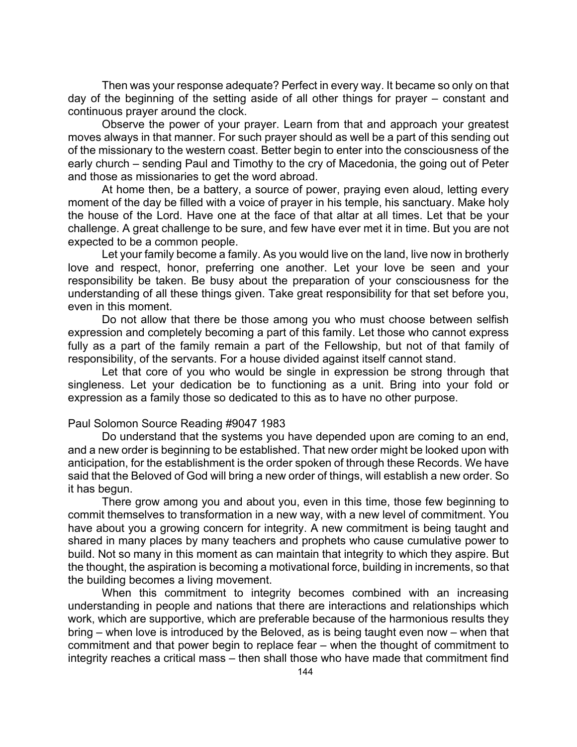Then was your response adequate? Perfect in every way. It became so only on that day of the beginning of the setting aside of all other things for prayer – constant and continuous prayer around the clock.

Observe the power of your prayer. Learn from that and approach your greatest moves always in that manner. For such prayer should as well be a part of this sending out of the missionary to the western coast. Better begin to enter into the consciousness of the early church – sending Paul and Timothy to the cry of Macedonia, the going out of Peter and those as missionaries to get the word abroad.

At home then, be a battery, a source of power, praying even aloud, letting every moment of the day be filled with a voice of prayer in his temple, his sanctuary. Make holy the house of the Lord. Have one at the face of that altar at all times. Let that be your challenge. A great challenge to be sure, and few have ever met it in time. But you are not expected to be a common people.

Let your family become a family. As you would live on the land, live now in brotherly love and respect, honor, preferring one another. Let your love be seen and your responsibility be taken. Be busy about the preparation of your consciousness for the understanding of all these things given. Take great responsibility for that set before you, even in this moment.

Do not allow that there be those among you who must choose between selfish expression and completely becoming a part of this family. Let those who cannot express fully as a part of the family remain a part of the Fellowship, but not of that family of responsibility, of the servants. For a house divided against itself cannot stand.

Let that core of you who would be single in expression be strong through that singleness. Let your dedication be to functioning as a unit. Bring into your fold or expression as a family those so dedicated to this as to have no other purpose.

Paul Solomon Source Reading #9047 1983

Do understand that the systems you have depended upon are coming to an end, and a new order is beginning to be established. That new order might be looked upon with anticipation, for the establishment is the order spoken of through these Records. We have said that the Beloved of God will bring a new order of things, will establish a new order. So it has begun.

There grow among you and about you, even in this time, those few beginning to commit themselves to transformation in a new way, with a new level of commitment. You have about you a growing concern for integrity. A new commitment is being taught and shared in many places by many teachers and prophets who cause cumulative power to build. Not so many in this moment as can maintain that integrity to which they aspire. But the thought, the aspiration is becoming a motivational force, building in increments, so that the building becomes a living movement.

When this commitment to integrity becomes combined with an increasing understanding in people and nations that there are interactions and relationships which work, which are supportive, which are preferable because of the harmonious results they bring – when love is introduced by the Beloved, as is being taught even now – when that commitment and that power begin to replace fear – when the thought of commitment to integrity reaches a critical mass – then shall those who have made that commitment find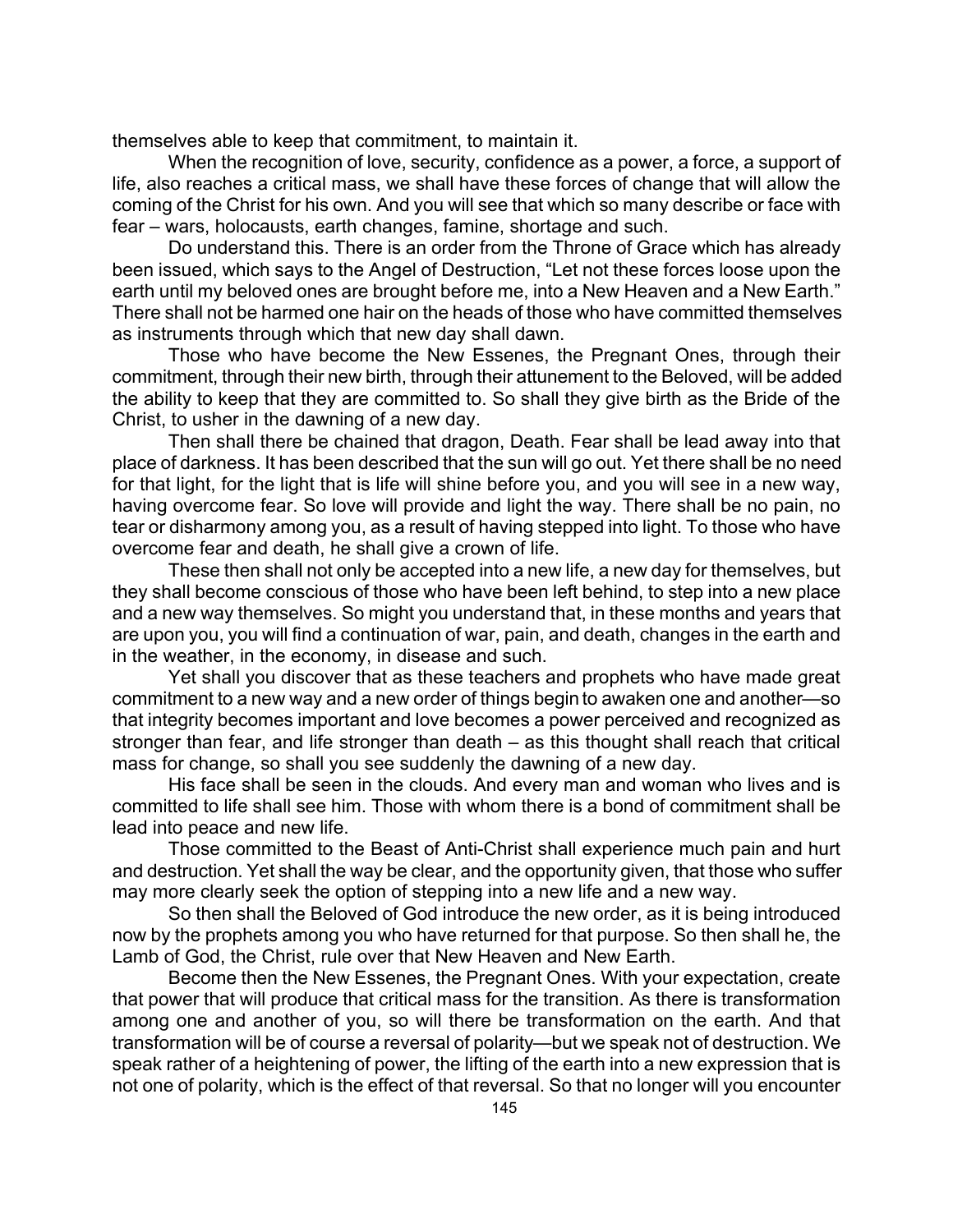themselves able to keep that commitment, to maintain it.

When the recognition of love, security, confidence as a power, a force, a support of life, also reaches a critical mass, we shall have these forces of change that will allow the coming of the Christ for his own. And you will see that which so many describe or face with fear – wars, holocausts, earth changes, famine, shortage and such.

Do understand this. There is an order from the Throne of Grace which has already been issued, which says to the Angel of Destruction, "Let not these forces loose upon the earth until my beloved ones are brought before me, into a New Heaven and a New Earth." There shall not be harmed one hair on the heads of those who have committed themselves as instruments through which that new day shall dawn.

Those who have become the New Essenes, the Pregnant Ones, through their commitment, through their new birth, through their attunement to the Beloved, will be added the ability to keep that they are committed to. So shall they give birth as the Bride of the Christ, to usher in the dawning of a new day.

Then shall there be chained that dragon, Death. Fear shall be lead away into that place of darkness. It has been described that the sun will go out. Yet there shall be no need for that light, for the light that is life will shine before you, and you will see in a new way, having overcome fear. So love will provide and light the way. There shall be no pain, no tear or disharmony among you, as a result of having stepped into light. To those who have overcome fear and death, he shall give a crown of life.

These then shall not only be accepted into a new life, a new day for themselves, but they shall become conscious of those who have been left behind, to step into a new place and a new way themselves. So might you understand that, in these months and years that are upon you, you will find a continuation of war, pain, and death, changes in the earth and in the weather, in the economy, in disease and such.

Yet shall you discover that as these teachers and prophets who have made great commitment to a new way and a new order of things begin to awaken one and another—so that integrity becomes important and love becomes a power perceived and recognized as stronger than fear, and life stronger than death – as this thought shall reach that critical mass for change, so shall you see suddenly the dawning of a new day.

His face shall be seen in the clouds. And every man and woman who lives and is committed to life shall see him. Those with whom there is a bond of commitment shall be lead into peace and new life.

Those committed to the Beast of Anti-Christ shall experience much pain and hurt and destruction. Yet shall the way be clear, and the opportunity given, that those who suffer may more clearly seek the option of stepping into a new life and a new way.

So then shall the Beloved of God introduce the new order, as it is being introduced now by the prophets among you who have returned for that purpose. So then shall he, the Lamb of God, the Christ, rule over that New Heaven and New Earth.

Become then the New Essenes, the Pregnant Ones. With your expectation, create that power that will produce that critical mass for the transition. As there is transformation among one and another of you, so will there be transformation on the earth. And that transformation will be of course a reversal of polarity—but we speak not of destruction. We speak rather of a heightening of power, the lifting of the earth into a new expression that is not one of polarity, which is the effect of that reversal. So that no longer will you encounter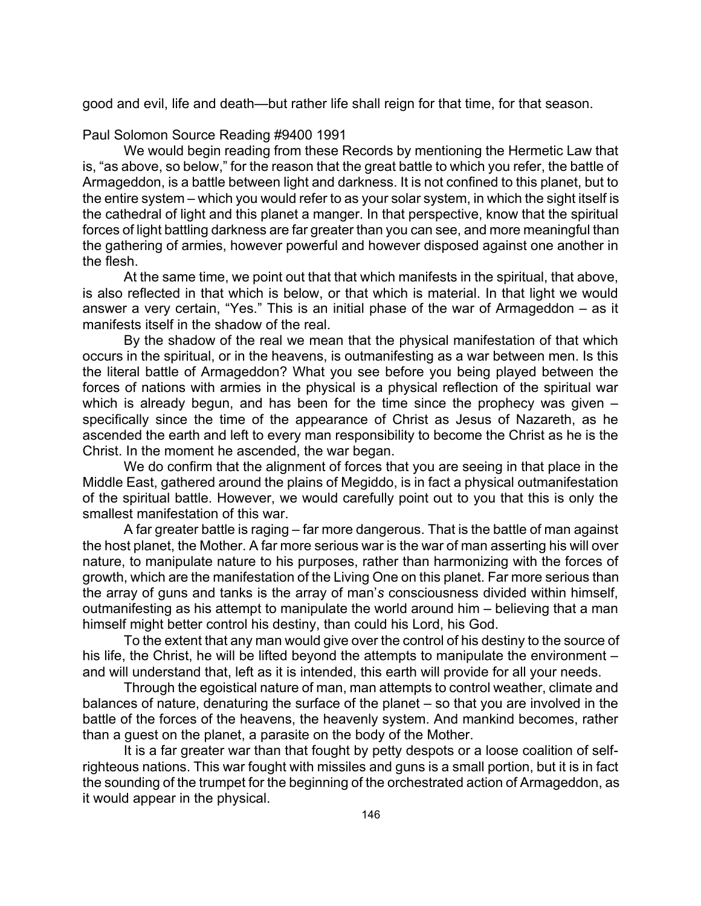good and evil, life and death—but rather life shall reign for that time, for that season.

Paul Solomon Source Reading #9400 1991

We would begin reading from these Records by mentioning the Hermetic Law that is, "as above, so below," for the reason that the great battle to which you refer, the battle of Armageddon, is a battle between light and darkness. It is not confined to this planet, but to the entire system – which you would refer to as your solar system, in which the sight itself is the cathedral of light and this planet a manger. In that perspective, know that the spiritual forces of light battling darkness are far greater than you can see, and more meaningful than the gathering of armies, however powerful and however disposed against one another in the flesh.

At the same time, we point out that that which manifests in the spiritual, that above, is also reflected in that which is below, or that which is material. In that light we would answer a very certain, "Yes." This is an initial phase of the war of Armageddon – as it manifests itself in the shadow of the real.

By the shadow of the real we mean that the physical manifestation of that which occurs in the spiritual, or in the heavens, is outmanifesting as a war between men. Is this the literal battle of Armageddon? What you see before you being played between the forces of nations with armies in the physical is a physical reflection of the spiritual war which is already begun, and has been for the time since the prophecy was given – specifically since the time of the appearance of Christ as Jesus of Nazareth, as he ascended the earth and left to every man responsibility to become the Christ as he is the Christ. In the moment he ascended, the war began.

We do confirm that the alignment of forces that you are seeing in that place in the Middle East, gathered around the plains of Megiddo, is in fact a physical outmanifestation of the spiritual battle. However, we would carefully point out to you that this is only the smallest manifestation of this war.

A far greater battle is raging – far more dangerous. That is the battle of man against the host planet, the Mother. A far more serious war is the war of man asserting his will over nature, to manipulate nature to his purposes, rather than harmonizing with the forces of growth, which are the manifestation of the Living One on this planet. Far more serious than the array of guns and tanks is the array of man'*s* consciousness divided within himself, outmanifesting as his attempt to manipulate the world around him – believing that a man himself might better control his destiny, than could his Lord, his God.

To the extent that any man would give over the control of his destiny to the source of his life, the Christ, he will be lifted beyond the attempts to manipulate the environment – and will understand that, left as it is intended, this earth will provide for all your needs.

Through the egoistical nature of man, man attempts to control weather, climate and balances of nature, denaturing the surface of the planet – so that you are involved in the battle of the forces of the heavens, the heavenly system. And mankind becomes, rather than a guest on the planet, a parasite on the body of the Mother.

It is a far greater war than that fought by petty despots or a loose coalition of self-righteous nations. This war fought with missiles and guns is a small portion, but it is in fact the sounding of the trumpet for the beginning of the orchestrated action of Armageddon, as it would appear in the physical.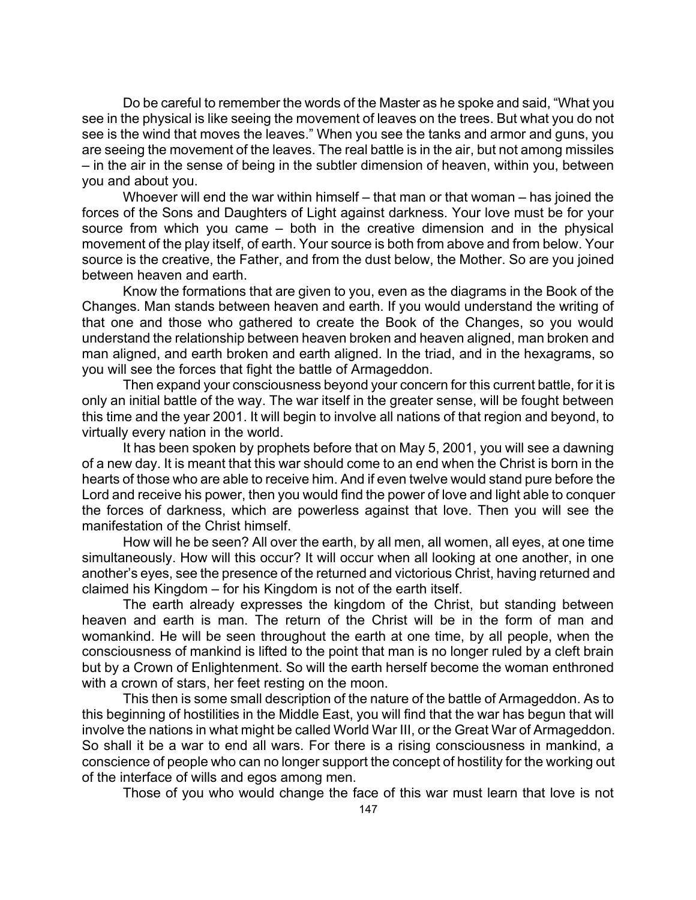Do be careful to remember the words of the Master as he spoke and said, "What you see in the physical is like seeing the movement of leaves on the trees. But what you do not see is the wind that moves the leaves." When you see the tanks and armor and guns, you are seeing the movement of the leaves. The real battle is in the air, but not among missiles – in the air in the sense of being in the subtler dimension of heaven, within you, between you and about you.

Whoever will end the war within himself – that man or that woman – has joined the forces of the Sons and Daughters of Light against darkness. Your love must be for your source from which you came – both in the creative dimension and in the physical movement of the play itself, of earth. Your source is both from above and from below. Your source is the creative, the Father, and from the dust below, the Mother. So are you joined between heaven and earth.

Know the formations that are given to you, even as the diagrams in the Book of the Changes. Man stands between heaven and earth. If you would understand the writing of that one and those who gathered to create the Book of the Changes, so you would understand the relationship between heaven broken and heaven aligned, man broken and man aligned, and earth broken and earth aligned. In the triad, and in the hexagrams, so you will see the forces that fight the battle of Armageddon.

Then expand your consciousness beyond your concern for this current battle, for it is only an initial battle of the way. The war itself in the greater sense, will be fought between this time and the year 2001. It will begin to involve all nations of that region and beyond, to virtually every nation in the world.

It has been spoken by prophets before that on May 5, 2001, you will see a dawning of a new day. It is meant that this war should come to an end when the Christ is born in the hearts of those who are able to receive him. And if even twelve would stand pure before the Lord and receive his power, then you would find the power of love and light able to conquer the forces of darkness, which are powerless against that love. Then you will see the manifestation of the Christ himself.

How will he be seen? All over the earth, by all men, all women, all eyes, at one time simultaneously. How will this occur? It will occur when all looking at one another, in one another's eyes, see the presence of the returned and victorious Christ, having returned and claimed his Kingdom – for his Kingdom is not of the earth itself.

The earth already expresses the kingdom of the Christ, but standing between heaven and earth is man. The return of the Christ will be in the form of man and womankind. He will be seen throughout the earth at one time, by all people, when the consciousness of mankind is lifted to the point that man is no longer ruled by a cleft brain but by a Crown of Enlightenment. So will the earth herself become the woman enthroned with a crown of stars, her feet resting on the moon.

This then is some small description of the nature of the battle of Armageddon. As to this beginning of hostilities in the Middle East, you will find that the war has begun that will involve the nations in what might be called World War III, or the Great War of Armageddon. So shall it be a war to end all wars. For there is a rising consciousness in mankind, a conscience of people who can no longer support the concept of hostility for the working out of the interface of wills and egos among men.

Those of you who would change the face of this war must learn that love is not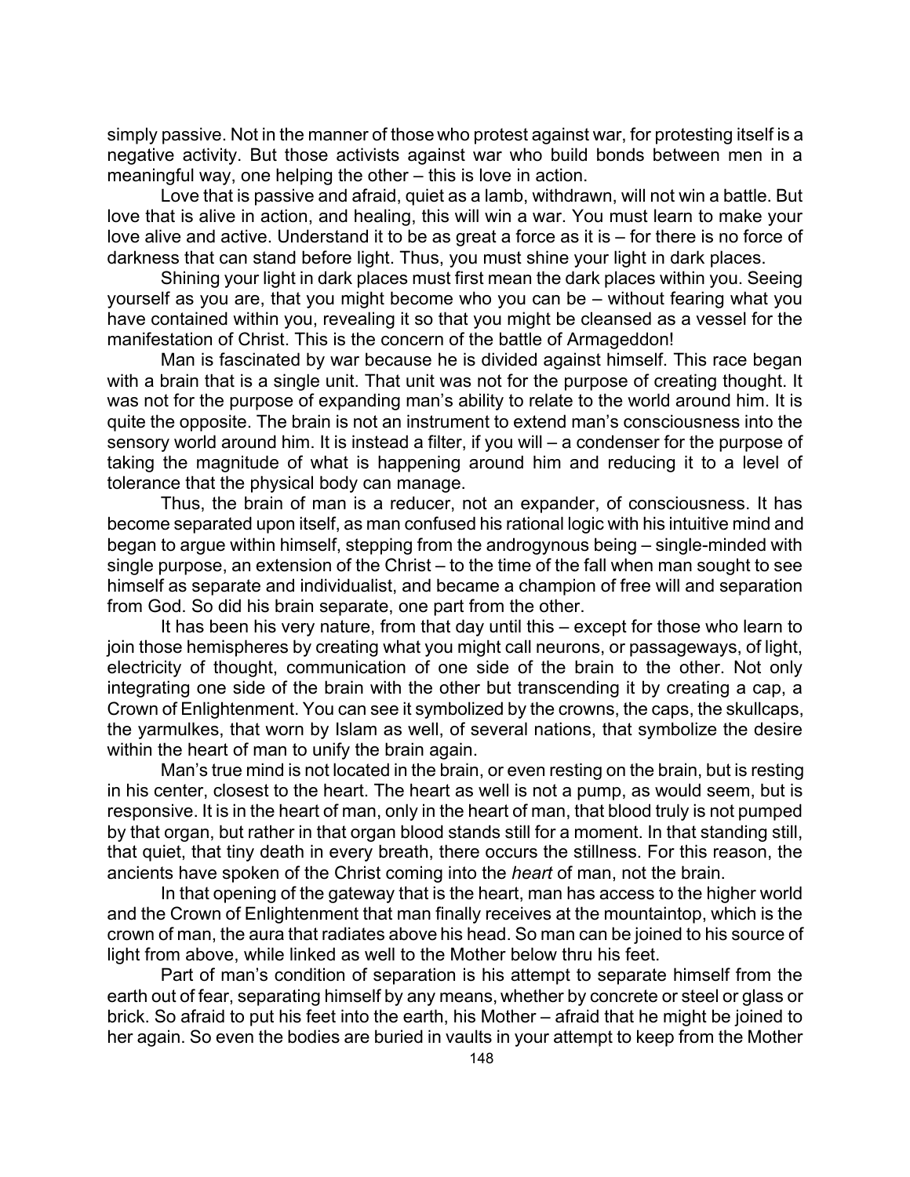simply passive. Not in the manner of those who protest against war, for protesting itself is a negative activity. But those activists against war who build bonds between men in a meaningful way, one helping the other – this is love in action.

Love that is passive and afraid, quiet as a lamb, withdrawn, will not win a battle. But love that is alive in action, and healing, this will win a war. You must learn to make your love alive and active. Understand it to be as great a force as it is – for there is no force of darkness that can stand before light. Thus, you must shine your light in dark places.

Shining your light in dark places must first mean the dark places within you. Seeing yourself as you are, that you might become who you can be – without fearing what you have contained within you, revealing it so that you might be cleansed as a vessel for the manifestation of Christ. This is the concern of the battle of Armageddon!

Man is fascinated by war because he is divided against himself. This race began with a brain that is a single unit. That unit was not for the purpose of creating thought. It was not for the purpose of expanding man's ability to relate to the world around him. It is quite the opposite. The brain is not an instrument to extend man's consciousness into the sensory world around him. It is instead a filter, if you will – a condenser for the purpose of taking the magnitude of what is happening around him and reducing it to a level of tolerance that the physical body can manage.

Thus, the brain of man is a reducer, not an expander, of consciousness. It has become separated upon itself, as man confused his rational logic with his intuitive mind and began to argue within himself, stepping from the androgynous being – single-minded with single purpose, an extension of the Christ – to the time of the fall when man sought to see himself as separate and individualist, and became a champion of free will and separation from God. So did his brain separate, one part from the other.

It has been his very nature, from that day until this – except for those who learn to join those hemispheres by creating what you might call neurons, or passageways, of light, electricity of thought, communication of one side of the brain to the other. Not only integrating one side of the brain with the other but transcending it by creating a cap, a Crown of Enlightenment. You can see it symbolized by the crowns, the caps, the skullcaps, the yarmulkes, that worn by Islam as well, of several nations, that symbolize the desire within the heart of man to unify the brain again.

Man's true mind is not located in the brain, or even resting on the brain, but is resting in his center, closest to the heart. The heart as well is not a pump, as would seem, but is responsive. It is in the heart of man, only in the heart of man, that blood truly is not pumped by that organ, but rather in that organ blood stands still for a moment. In that standing still, that quiet, that tiny death in every breath, there occurs the stillness. For this reason, the ancients have spoken of the Christ coming into the *heart* of man, not the brain.

In that opening of the gateway that is the heart, man has access to the higher world and the Crown of Enlightenment that man finally receives at the mountaintop, which is the crown of man, the aura that radiates above his head. So man can be joined to his source of light from above, while linked as well to the Mother below thru his feet.

Part of man's condition of separation is his attempt to separate himself from the earth out of fear, separating himself by any means, whether by concrete or steel or glass or brick. So afraid to put his feet into the earth, his Mother – afraid that he might be joined to her again. So even the bodies are buried in vaults in your attempt to keep from the Mother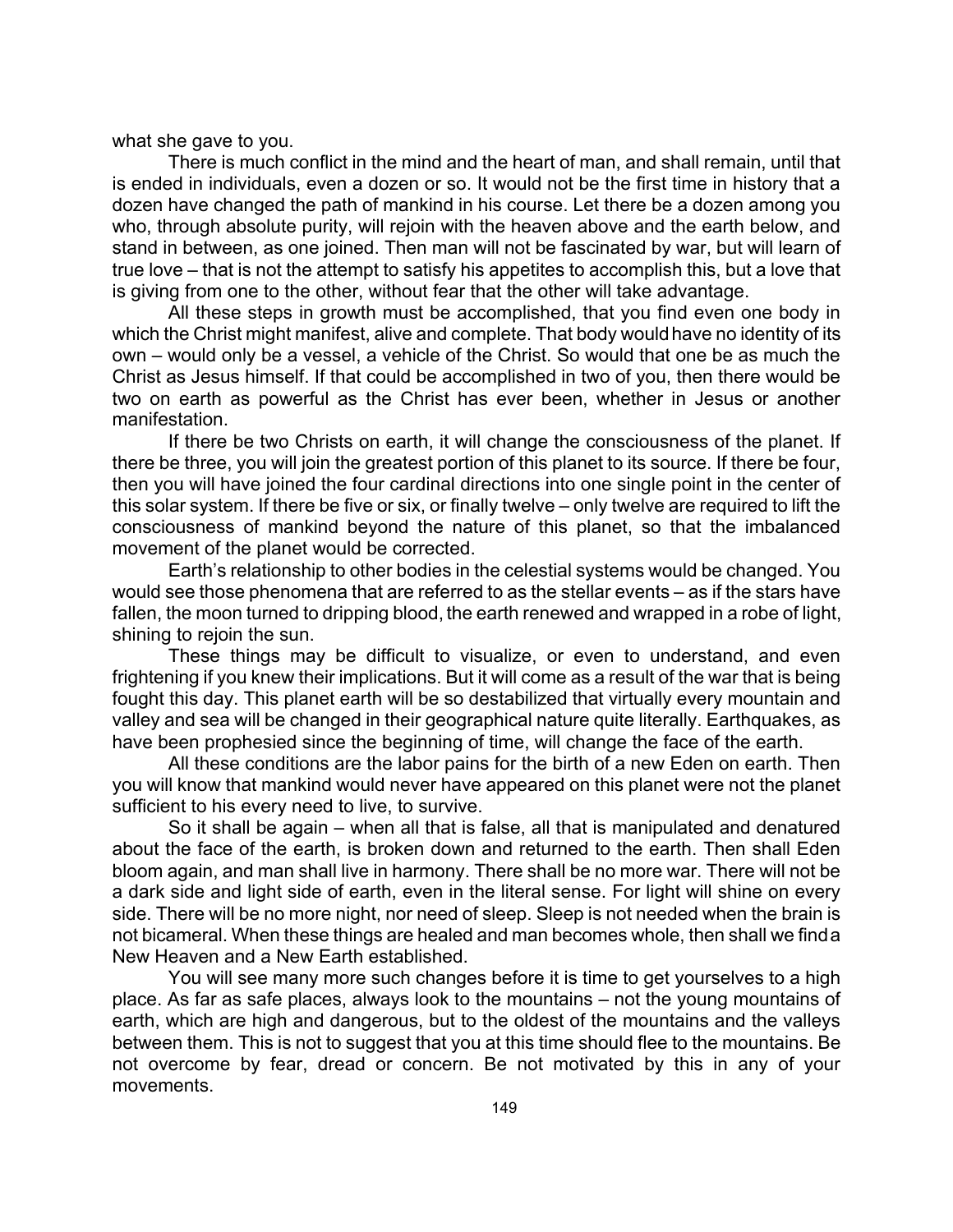what she gave to you.

There is much conflict in the mind and the heart of man, and shall remain, until that is ended in individuals, even a dozen or so. It would not be the first time in history that a dozen have changed the path of mankind in his course. Let there be a dozen among you who, through absolute purity, will rejoin with the heaven above and the earth below, and stand in between, as one joined. Then man will not be fascinated by war, but will learn of true love – that is not the attempt to satisfy his appetites to accomplish this, but a love that is giving from one to the other, without fear that the other will take advantage.

All these steps in growth must be accomplished, that you find even one body in which the Christ might manifest, alive and complete. That body would have no identity of its own – would only be a vessel, a vehicle of the Christ. So would that one be as much the Christ as Jesus himself. If that could be accomplished in two of you, then there would be two on earth as powerful as the Christ has ever been, whether in Jesus or another manifestation.

If there be two Christs on earth, it will change the consciousness of the planet. If there be three, you will join the greatest portion of this planet to its source. If there be four, then you will have joined the four cardinal directions into one single point in the center of this solar system. If there be five or six, or finally twelve – only twelve are required to lift the consciousness of mankind beyond the nature of this planet, so that the imbalanced movement of the planet would be corrected.

Earth's relationship to other bodies in the celestial systems would be changed. You would see those phenomena that are referred to as the stellar events – as if the stars have fallen, the moon turned to dripping blood, the earth renewed and wrapped in a robe of light, shining to rejoin the sun.

These things may be difficult to visualize, or even to understand, and even frightening if you knew their implications. But it will come as a result of the war that is being fought this day. This planet earth will be so destabilized that virtually every mountain and valley and sea will be changed in their geographical nature quite literally. Earthquakes, as have been prophesied since the beginning of time, will change the face of the earth.

All these conditions are the labor pains for the birth of a new Eden on earth. Then you will know that mankind would never have appeared on this planet were not the planet sufficient to his every need to live, to survive.

So it shall be again – when all that is false, all that is manipulated and denatured about the face of the earth, is broken down and returned to the earth. Then shall Eden bloom again, and man shall live in harmony. There shall be no more war. There will not be a dark side and light side of earth, even in the literal sense. For light will shine on every side. There will be no more night, nor need of sleep. Sleep is not needed when the brain is not bicameral. When these things are healed and man becomes whole, then shall we find a New Heaven and a New Earth established.

You will see many more such changes before it is time to get yourselves to a high place. As far as safe places, always look to the mountains – not the young mountains of earth, which are high and dangerous, but to the oldest of the mountains and the valleys between them. This is not to suggest that you at this time should flee to the mountains. Be not overcome by fear, dread or concern. Be not motivated by this in any of your movements.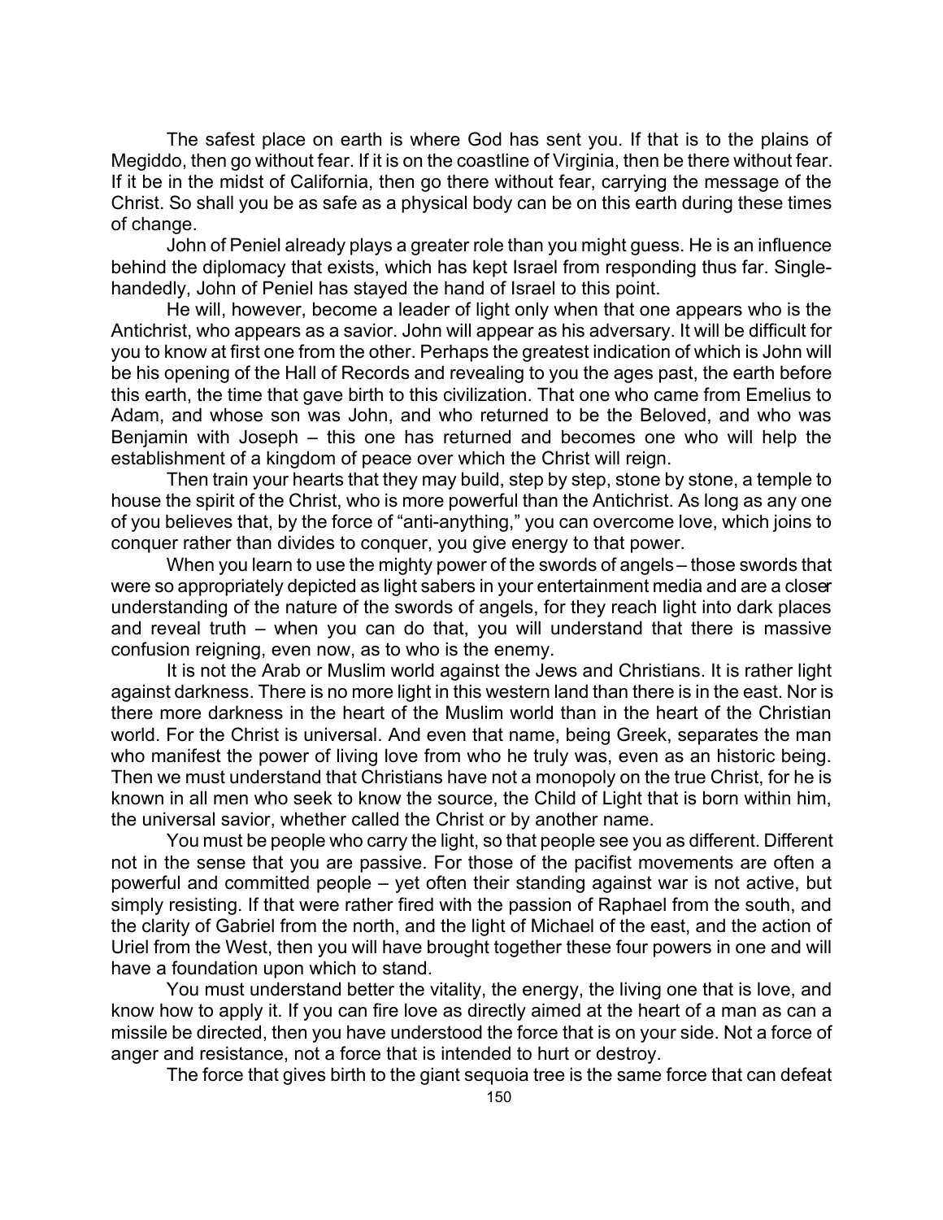The safest place on earth is where God has sent you. If that is to the plains of Megiddo, then go without fear. If it is on the coastline of Virginia, then be there without fear. If it be in the midst of California, then go there without fear, carrying the message of the Christ. So shall you be as safe as a physical body can be on this earth during these times of change.

John of Peniel already plays a greater role than you might guess. He is an influence behind the diplomacy that exists, which has kept Israel from responding thus far. Single-handedly, John of Peniel has stayed the hand of Israel to this point.

He will, however, become a leader of light only when that one appears who is the Antichrist, who appears as a savior. John will appear as his adversary. It will be difficult for you to know at first one from the other. Perhaps the greatest indication of which is John will be his opening of the Hall of Records and revealing to you the ages past, the earth before this earth, the time that gave birth to this civilization. That one who came from Emelius to Adam, and whose son was John, and who returned to be the Beloved, and who was Benjamin with Joseph – this one has returned and becomes one who will help the establishment of a kingdom of peace over which the Christ will reign.

Then train your hearts that they may build, step by step, stone by stone, a temple to house the spirit of the Christ, who is more powerful than the Antichrist. As long as any one of you believes that, by the force of "anti-anything," you can overcome love, which joins to conquer rather than divides to conquer, you give energy to that power.

When you learn to use the mighty power of the swords of angels – those swords that were so appropriately depicted as light sabers in your entertainment media and are a closer understanding of the nature of the swords of angels, for they reach light into dark places and reveal truth – when you can do that, you will understand that there is massive confusion reigning, even now, as to who is the enemy.

It is not the Arab or Muslim world against the Jews and Christians. It is rather light against darkness. There is no more light in this western land than there is in the east. Nor is there more darkness in the heart of the Muslim world than in the heart of the Christian world. For the Christ is universal. And even that name, being Greek, separates the man who manifest the power of living love from who he truly was, even as an historic being. Then we must understand that Christians have not a monopoly on the true Christ, for he is known in all men who seek to know the source, the Child of Light that is born within him, the universal savior, whether called the Christ or by another name.

You must be people who carry the light, so that people see you as different. Different not in the sense that you are passive. For those of the pacifist movements are often a powerful and committed people – yet often their standing against war is not active, but simply resisting. If that were rather fired with the passion of Raphael from the south, and the clarity of Gabriel from the north, and the light of Michael of the east, and the action of Uriel from the West, then you will have brought together these four powers in one and will have a foundation upon which to stand.

You must understand better the vitality, the energy, the living one that is love, and know how to apply it. If you can fire love as directly aimed at the heart of a man as can a missile be directed, then you have understood the force that is on your side. Not a force of anger and resistance, not a force that is intended to hurt or destroy.

The force that gives birth to the giant sequoia tree is the same force that can defeat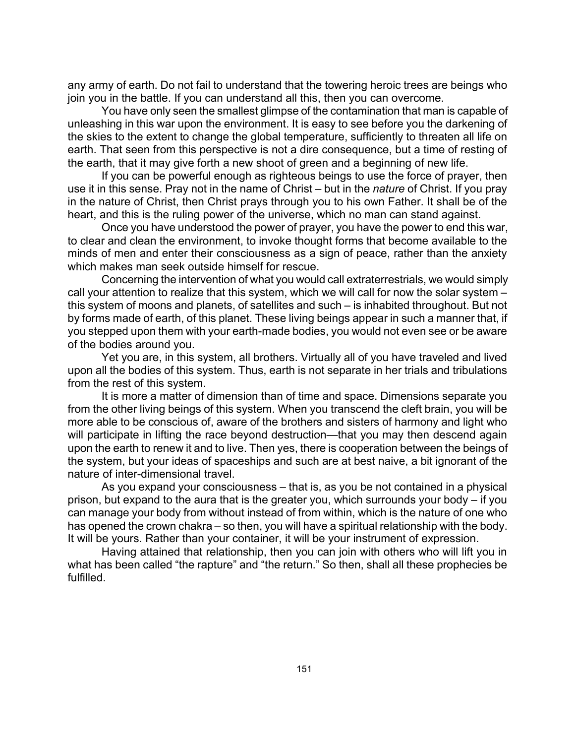any army of earth. Do not fail to understand that the towering heroic trees are beings who join you in the battle. If you can understand all this, then you can overcome.

You have only seen the smallest glimpse of the contamination that man is capable of unleashing in this war upon the environment. It is easy to see before you the darkening of the skies to the extent to change the global temperature, sufficiently to threaten all life on earth. That seen from this perspective is not a dire consequence, but a time of resting of the earth, that it may give forth a new shoot of green and a beginning of new life.

If you can be powerful enough as righteous beings to use the force of prayer, then use it in this sense. Pray not in the name of Christ – but in the *nature* of Christ. If you pray in the nature of Christ, then Christ prays through you to his own Father. It shall be of the heart, and this is the ruling power of the universe, which no man can stand against.

Once you have understood the power of prayer, you have the power to end this war, to clear and clean the environment, to invoke thought forms that become available to the minds of men and enter their consciousness as a sign of peace, rather than the anxiety which makes man seek outside himself for rescue.

Concerning the intervention of what you would call extraterrestrials, we would simply call your attention to realize that this system, which we will call for now the solar system – this system of moons and planets, of satellites and such – is inhabited throughout. But not by forms made of earth, of this planet. These living beings appear in such a manner that, if you stepped upon them with your earth-made bodies, you would not even see or be aware of the bodies around you.

Yet you are, in this system, all brothers. Virtually all of you have traveled and lived upon all the bodies of this system. Thus, earth is not separate in her trials and tribulations from the rest of this system.

It is more a matter of dimension than of time and space. Dimensions separate you from the other living beings of this system. When you transcend the cleft brain, you will be more able to be conscious of, aware of the brothers and sisters of harmony and light who will participate in lifting the race beyond destruction—that you may then descend again upon the earth to renew it and to live. Then yes, there is cooperation between the beings of the system, but your ideas of spaceships and such are at best naive, a bit ignorant of the nature of inter-dimensional travel.

As you expand your consciousness – that is, as you be not contained in a physical prison, but expand to the aura that is the greater you, which surrounds your body – if you can manage your body from without instead of from within, which is the nature of one who has opened the crown chakra – so then, you will have a spiritual relationship with the body. It will be yours. Rather than your container, it will be your instrument of expression.

Having attained that relationship, then you can join with others who will lift you in what has been called “the rapture” and “the return.” So then, shall all these prophecies be fulfilled.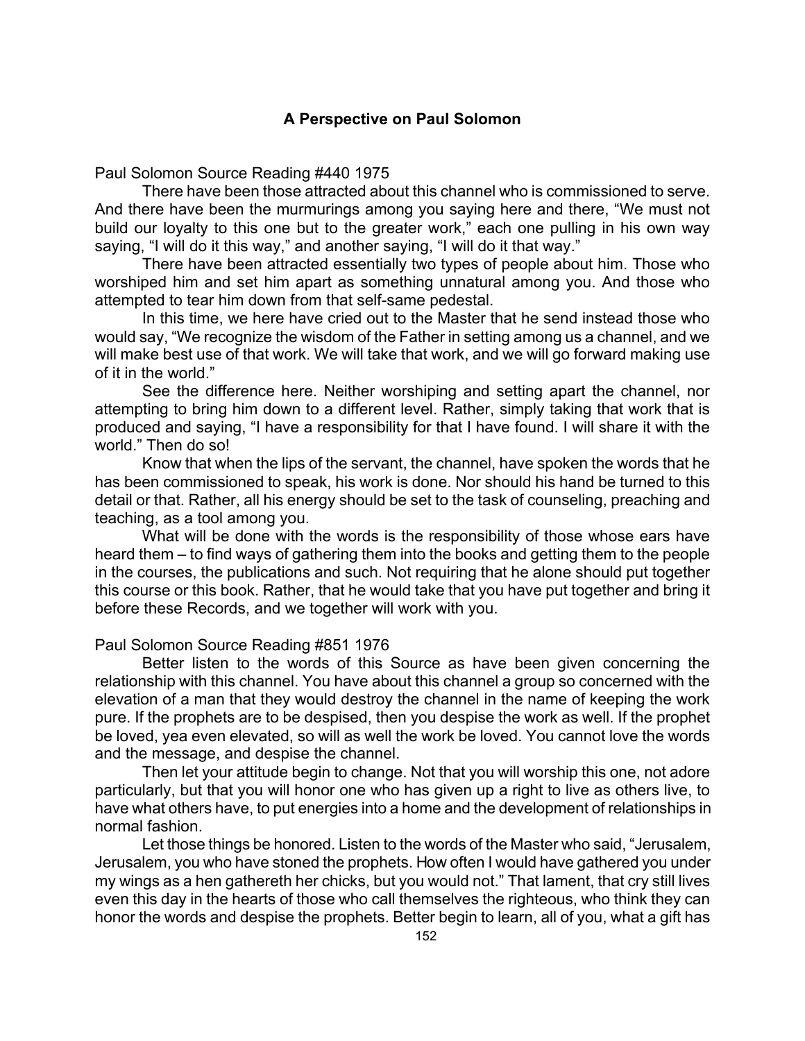## A Perspective on Paul Solomon

Paul Solomon Source Reading #440 1975

There have been those attracted about this channel who is commissioned to serve. And there have been the murmurings among you saying here and there, “We must not build our loyalty to this one but to the greater work,” each one pulling in his own way saying, “I will do it this way,” and another saying, “I will do it that way.”

There have been attracted essentially two types of people about him. Those who worshiped him and set him apart as something unnatural among you. And those who attempted to tear him down from that self-same pedestal.

In this time, we here have cried out to the Master that he send instead those who would say, “We recognize the wisdom of the Father in setting among us a channel, and we will make best use of that work. We will take that work, and we will go forward making use of it in the world.”

See the difference here. Neither worshiping and setting apart the channel, nor attempting to bring him down to a different level. Rather, simply taking that work that is produced and saying, “I have a responsibility for that I have found. I will share it with the world.” Then do so!

Know that when the lips of the servant, the channel, have spoken the words that he has been commissioned to speak, his work is done. Nor should his hand be turned to this detail or that. Rather, all his energy should be set to the task of counseling, preaching and teaching, as a tool among you.

What will be done with the words is the responsibility of those whose ears have heard them – to find ways of gathering them into the books and getting them to the people in the courses, the publications and such. Not requiring that he alone should put together this course or this book. Rather, that he would take that you have put together and bring it before these Records, and we together will work with you.

Paul Solomon Source Reading #851 1976

Better listen to the words of this Source as have been given concerning the relationship with this channel. You have about this channel a group so concerned with the elevation of a man that they would destroy the channel in the name of keeping the work pure. If the prophets are to be despised, then you despise the work as well. If the prophet be loved, yea even elevated, so will as well the work be loved. You cannot love the words and the message, and despise the channel.

Then let your attitude begin to change. Not that you will worship this one, not adore particularly, but that you will honor one who has given up a right to live as others live, to have what others have, to put energies into a home and the development of relationships in normal fashion.

Let those things be honored. Listen to the words of the Master who said, “Jerusalem, Jerusalem, you who have stoned the prophets. How often I would have gathered you under my wings as a hen gathereth her chicks, but you would not.” That lament, that cry still lives even this day in the hearts of those who call themselves the righteous, who think they can honor the words and despise the prophets. Better begin to learn, all of you, what a gift has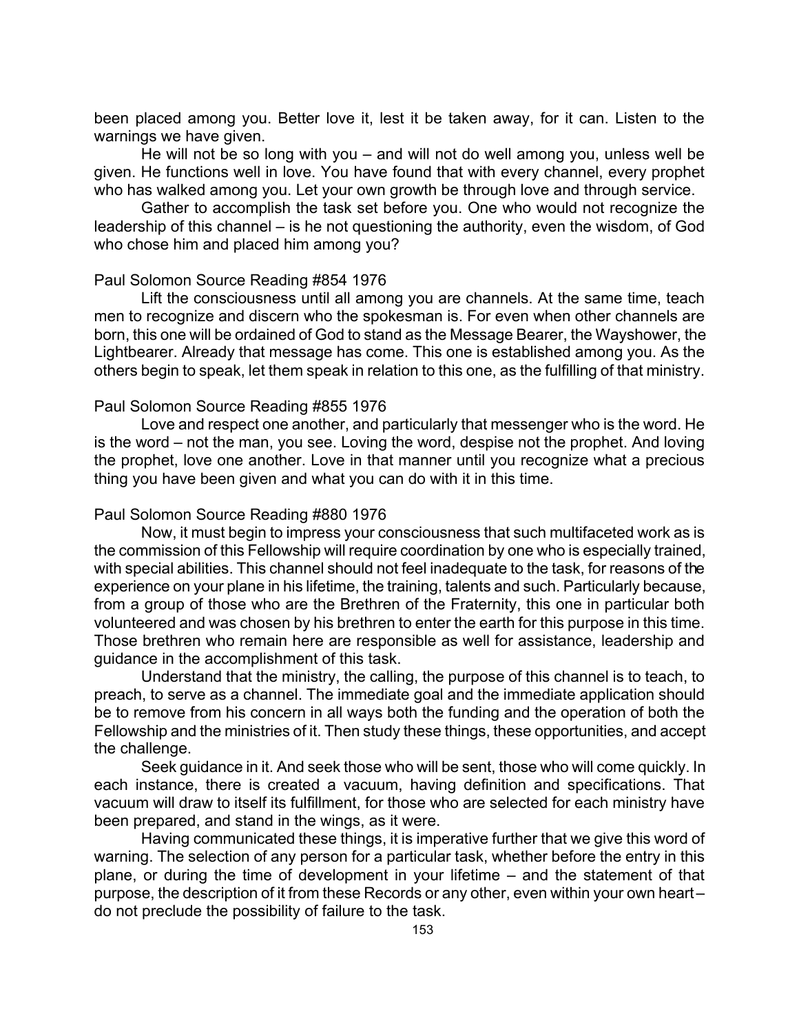been placed among you. Better love it, lest it be taken away, for it can. Listen to the warnings we have given.

He will not be so long with you – and will not do well among you, unless well be given. He functions well in love. You have found that with every channel, every prophet who has walked among you. Let your own growth be through love and through service.

Gather to accomplish the task set before you. One who would not recognize the leadership of this channel – is he not questioning the authority, even the wisdom, of God who chose him and placed him among you?

Paul Solomon Source Reading #854 1976

Lift the consciousness until all among you are channels. At the same time, teach men to recognize and discern who the spokesman is. For even when other channels are born, this one will be ordained of God to stand as the Message Bearer, the Wayshower, the Lightbearer. Already that message has come. This one is established among you. As the others begin to speak, let them speak in relation to this one, as the fulfilling of that ministry.

Paul Solomon Source Reading #855 1976

Love and respect one another, and particularly that messenger who is the word. He is the word – not the man, you see. Loving the word, despise not the prophet. And loving the prophet, love one another. Love in that manner until you recognize what a precious thing you have been given and what you can do with it in this time.

Paul Solomon Source Reading #880 1976

Now, it must begin to impress your consciousness that such multifaceted work as is the commission of this Fellowship will require coordination by one who is especially trained, with special abilities. This channel should not feel inadequate to the task, for reasons of the experience on your plane in his lifetime, the training, talents and such. Particularly because, from a group of those who are the Brethren of the Fraternity, this one in particular both volunteered and was chosen by his brethren to enter the earth for this purpose in this time. Those brethren who remain here are responsible as well for assistance, leadership and guidance in the accomplishment of this task.

Understand that the ministry, the calling, the purpose of this channel is to teach, to preach, to serve as a channel. The immediate goal and the immediate application should be to remove from his concern in all ways both the funding and the operation of both the Fellowship and the ministries of it. Then study these things, these opportunities, and accept the challenge.

Seek guidance in it. And seek those who will be sent, those who will come quickly. In each instance, there is created a vacuum, having definition and specifications. That vacuum will draw to itself its fulfillment, for those who are selected for each ministry have been prepared, and stand in the wings, as it were.

Having communicated these things, it is imperative further that we give this word of warning. The selection of any person for a particular task, whether before the entry in this plane, or during the time of development in your lifetime – and the statement of that purpose, the description of it from these Records or any other, even within your own heart – do not preclude the possibility of failure to the task.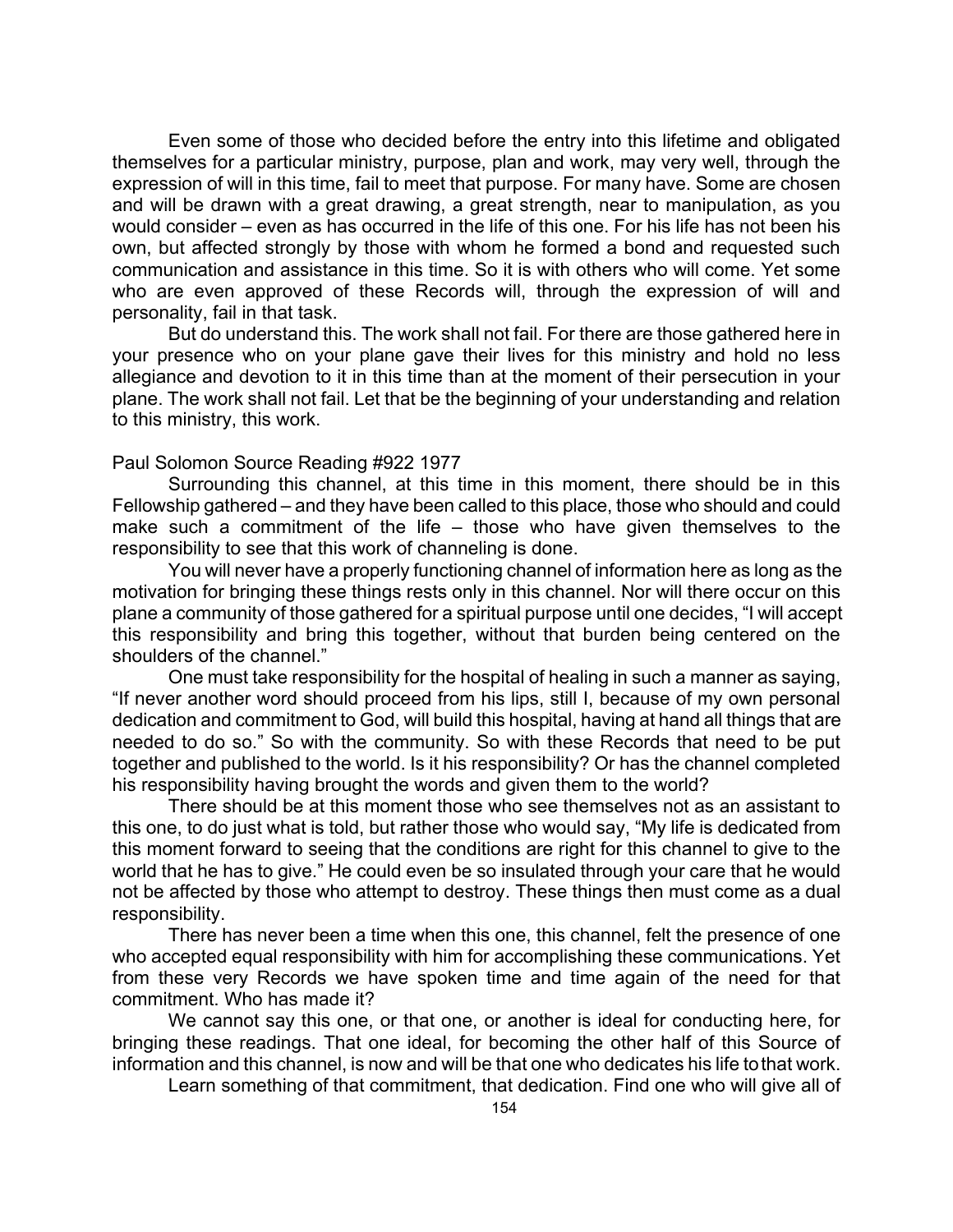Even some of those who decided before the entry into this lifetime and obligated themselves for a particular ministry, purpose, plan and work, may very well, through the expression of will in this time, fail to meet that purpose. For many have. Some are chosen and will be drawn with a great drawing, a great strength, near to manipulation, as you would consider – even as has occurred in the life of this one. For his life has not been his own, but affected strongly by those with whom he formed a bond and requested such communication and assistance in this time. So it is with others who will come. Yet some who are even approved of these Records will, through the expression of will and personality, fail in that task.

But do understand this. The work shall not fail. For there are those gathered here in your presence who on your plane gave their lives for this ministry and hold no less allegiance and devotion to it in this time than at the moment of their persecution in your plane. The work shall not fail. Let that be the beginning of your understanding and relation to this ministry, this work.

Paul Solomon Source Reading #922 1977

Surrounding this channel, at this time in this moment, there should be in this Fellowship gathered – and they have been called to this place, those who should and could make such a commitment of the life – those who have given themselves to the responsibility to see that this work of channeling is done.

You will never have a properly functioning channel of information here as long as the motivation for bringing these things rests only in this channel. Nor will there occur on this plane a community of those gathered for a spiritual purpose until one decides, "I will accept this responsibility and bring this together, without that burden being centered on the shoulders of the channel."

One must take responsibility for the hospital of healing in such a manner as saying, "If never another word should proceed from his lips, still I, because of my own personal dedication and commitment to God, will build this hospital, having at hand all things that are needed to do so." So with the community. So with these Records that need to be put together and published to the world. Is it his responsibility? Or has the channel completed his responsibility having brought the words and given them to the world?

There should be at this moment those who see themselves not as an assistant to this one, to do just what is told, but rather those who would say, "My life is dedicated from this moment forward to seeing that the conditions are right for this channel to give to the world that he has to give." He could even be so insulated through your care that he would not be affected by those who attempt to destroy. These things then must come as a dual responsibility.

There has never been a time when this one, this channel, felt the presence of one who accepted equal responsibility with him for accomplishing these communications. Yet from these very Records we have spoken time and time again of the need for that commitment. Who has made it?

We cannot say this one, or that one, or another is ideal for conducting here, for bringing these readings. That one ideal, for becoming the other half of this Source of information and this channel, is now and will be that one who dedicates his life to that work.

Learn something of that commitment, that dedication. Find one who will give all of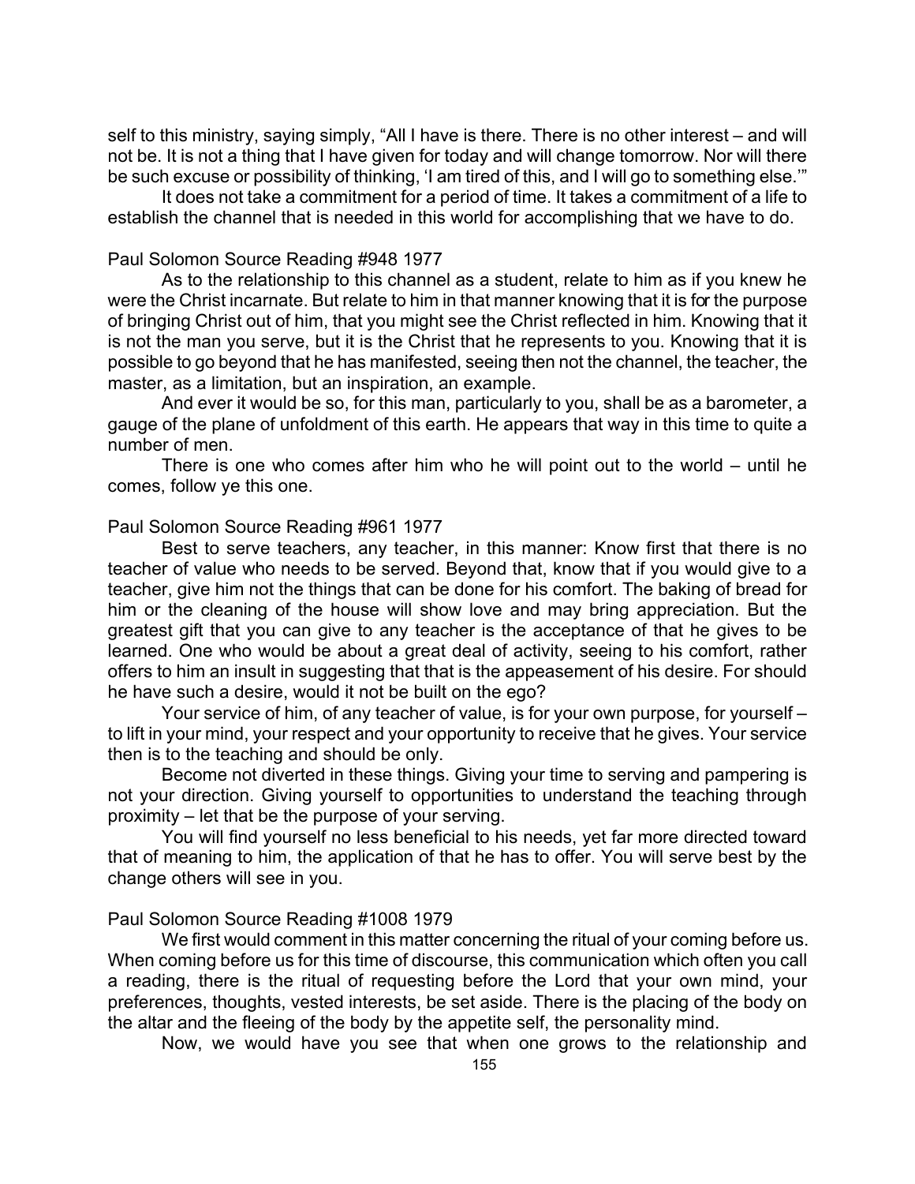self to this ministry, saying simply, "All I have is there. There is no other interest – and will not be. It is not a thing that I have given for today and will change tomorrow. Nor will there be such excuse or possibility of thinking, 'I am tired of this, and I will go to something else.'"

It does not take a commitment for a period of time. It takes a commitment of a life to establish the channel that is needed in this world for accomplishing that we have to do.

Paul Solomon Source Reading #948 1977

As to the relationship to this channel as a student, relate to him as if you knew he were the Christ incarnate. But relate to him in that manner knowing that it is for the purpose of bringing Christ out of him, that you might see the Christ reflected in him. Knowing that it is not the man you serve, but it is the Christ that he represents to you. Knowing that it is possible to go beyond that he has manifested, seeing then not the channel, the teacher, the master, as a limitation, but an inspiration, an example.

And ever it would be so, for this man, particularly to you, shall be as a barometer, a gauge of the plane of unfoldment of this earth. He appears that way in this time to quite a number of men.

There is one who comes after him who he will point out to the world – until he comes, follow ye this one.

Paul Solomon Source Reading #961 1977

Best to serve teachers, any teacher, in this manner: Know first that there is no teacher of value who needs to be served. Beyond that, know that if you would give to a teacher, give him not the things that can be done for his comfort. The baking of bread for him or the cleaning of the house will show love and may bring appreciation. But the greatest gift that you can give to any teacher is the acceptance of that he gives to be learned. One who would be about a great deal of activity, seeing to his comfort, rather offers to him an insult in suggesting that that is the appeasement of his desire. For should he have such a desire, would it not be built on the ego?

Your service of him, of any teacher of value, is for your own purpose, for yourself – to lift in your mind, your respect and your opportunity to receive that he gives. Your service then is to the teaching and should be only.

Become not diverted in these things. Giving your time to serving and pampering is not your direction. Giving yourself to opportunities to understand the teaching through proximity – let that be the purpose of your serving.

You will find yourself no less beneficial to his needs, yet far more directed toward that of meaning to him, the application of that he has to offer. You will serve best by the change others will see in you.

Paul Solomon Source Reading #1008 1979

We first would comment in this matter concerning the ritual of your coming before us. When coming before us for this time of discourse, this communication which often you call a reading, there is the ritual of requesting before the Lord that your own mind, your preferences, thoughts, vested interests, be set aside. There is the placing of the body on the altar and the fleeing of the body by the appetite self, the personality mind.

Now, we would have you see that when one grows to the relationship and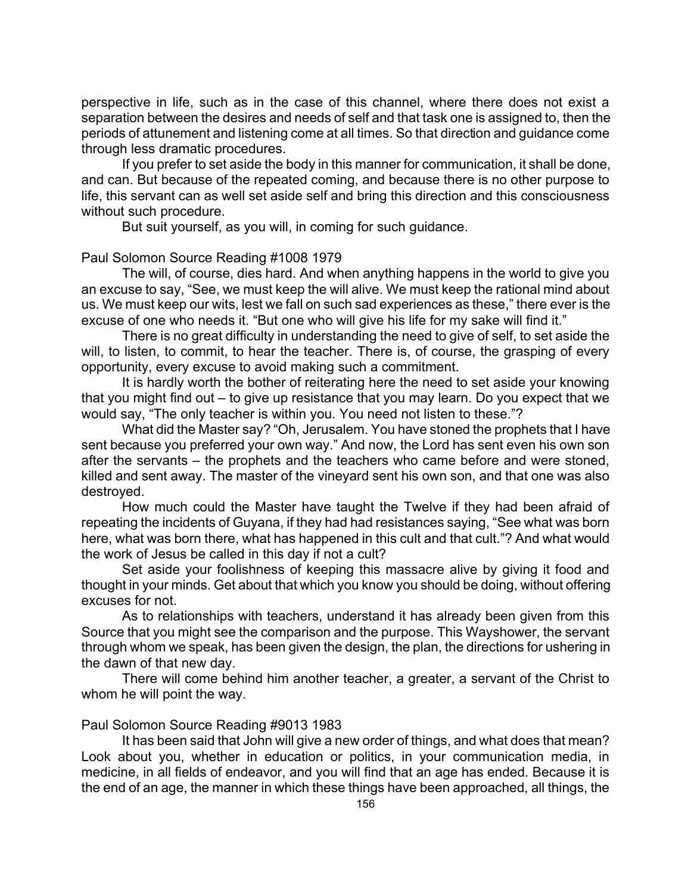perspective in life, such as in the case of this channel, where there does not exist a separation between the desires and needs of self and that task one is assigned to, then the periods of attunement and listening come at all times. So that direction and guidance come through less dramatic procedures.

If you prefer to set aside the body in this manner for communication, it shall be done, and can. But because of the repeated coming, and because there is no other purpose to life, this servant can as well set aside self and bring this direction and this consciousness without such procedure.

But suit yourself, as you will, in coming for such guidance.

Paul Solomon Source Reading #1008 1979

The will, of course, dies hard. And when anything happens in the world to give you an excuse to say, "See, we must keep the will alive. We must keep the rational mind about us. We must keep our wits, lest we fall on such sad experiences as these," there ever is the excuse of one who needs it. "But one who will give his life for my sake will find it."

There is no great difficulty in understanding the need to give of self, to set aside the will, to listen, to commit, to hear the teacher. There is, of course, the grasping of every opportunity, every excuse to avoid making such a commitment.

It is hardly worth the bother of reiterating here the need to set aside your knowing that you might find out – to give up resistance that you may learn. Do you expect that we would say, "The only teacher is within you. You need not listen to these."?

What did the Master say? "Oh, Jerusalem. You have stoned the prophets that I have sent because you preferred your own way." And now, the Lord has sent even his own son after the servants – the prophets and the teachers who came before and were stoned, killed and sent away. The master of the vineyard sent his own son, and that one was also destroyed.

How much could the Master have taught the Twelve if they had been afraid of repeating the incidents of Guyana, if they had had resistances saying, "See what was born here, what was born there, what has happened in this cult and that cult."? And what would the work of Jesus be called in this day if not a cult?

Set aside your foolishness of keeping this massacre alive by giving it food and thought in your minds. Get about that which you know you should be doing, without offering excuses for not.

As to relationships with teachers, understand it has already been given from this Source that you might see the comparison and the purpose. This Wayshower, the servant through whom we speak, has been given the design, the plan, the directions for ushering in the dawn of that new day.

There will come behind him another teacher, a greater, a servant of the Christ to whom he will point the way.

Paul Solomon Source Reading #9013 1983

It has been said that John will give a new order of things, and what does that mean? Look about you, whether in education or politics, in your communication media, in medicine, in all fields of endeavor, and you will find that an age has ended. Because it is the end of an age, the manner in which these things have been approached, all things, the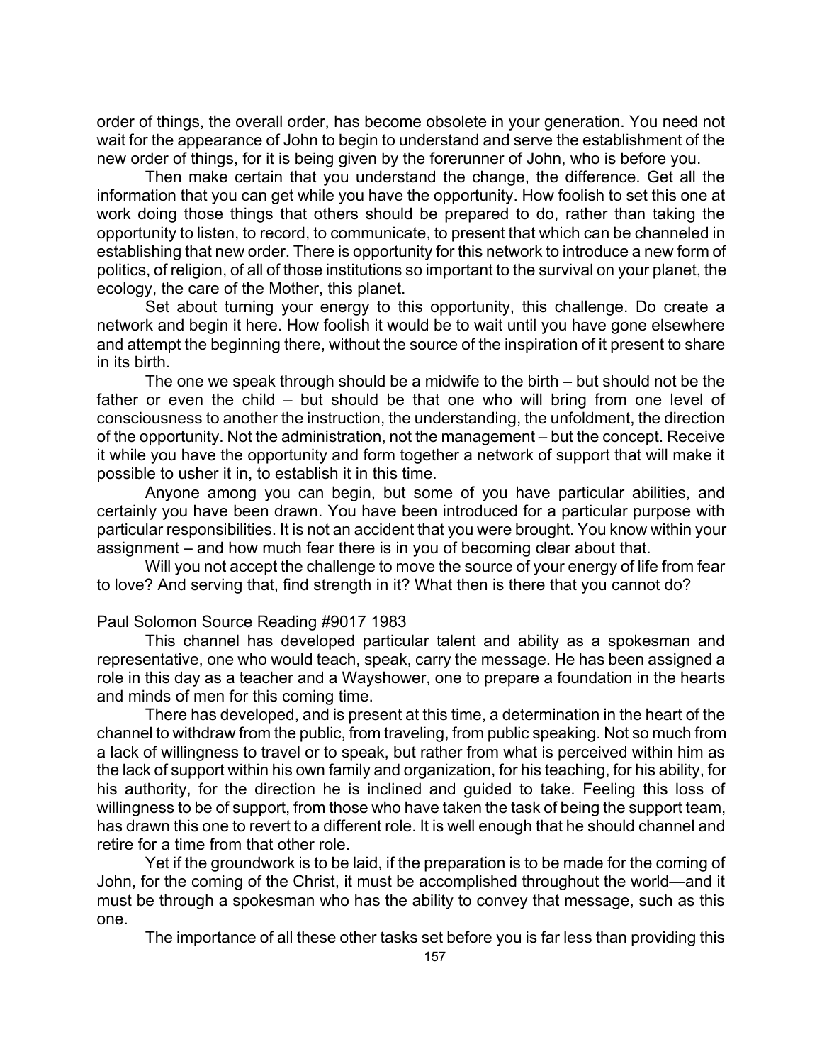order of things, the overall order, has become obsolete in your generation. You need not wait for the appearance of John to begin to understand and serve the establishment of the new order of things, for it is being given by the forerunner of John, who is before you.

Then make certain that you understand the change, the difference. Get all the information that you can get while you have the opportunity. How foolish to set this one at work doing those things that others should be prepared to do, rather than taking the opportunity to listen, to record, to communicate, to present that which can be channeled in establishing that new order. There is opportunity for this network to introduce a new form of politics, of religion, of all of those institutions so important to the survival on your planet, the ecology, the care of the Mother, this planet.

Set about turning your energy to this opportunity, this challenge. Do create a network and begin it here. How foolish it would be to wait until you have gone elsewhere and attempt the beginning there, without the source of the inspiration of it present to share in its birth.

The one we speak through should be a midwife to the birth – but should not be the father or even the child – but should be that one who will bring from one level of consciousness to another the instruction, the understanding, the unfoldment, the direction of the opportunity. Not the administration, not the management – but the concept. Receive it while you have the opportunity and form together a network of support that will make it possible to usher it in, to establish it in this time.

Anyone among you can begin, but some of you have particular abilities, and certainly you have been drawn. You have been introduced for a particular purpose with particular responsibilities. It is not an accident that you were brought. You know within your assignment – and how much fear there is in you of becoming clear about that.

Will you not accept the challenge to move the source of your energy of life from fear to love? And serving that, find strength in it? What then is there that you cannot do?

Paul Solomon Source Reading #9017 1983

This channel has developed particular talent and ability as a spokesman and representative, one who would teach, speak, carry the message. He has been assigned a role in this day as a teacher and a Wayshower, one to prepare a foundation in the hearts and minds of men for this coming time.

There has developed, and is present at this time, a determination in the heart of the channel to withdraw from the public, from traveling, from public speaking. Not so much from a lack of willingness to travel or to speak, but rather from what is perceived within him as the lack of support within his own family and organization, for his teaching, for his ability, for his authority, for the direction he is inclined and guided to take. Feeling this loss of willingness to be of support, from those who have taken the task of being the support team, has drawn this one to revert to a different role. It is well enough that he should channel and retire for a time from that other role.

Yet if the groundwork is to be laid, if the preparation is to be made for the coming of John, for the coming of the Christ, it must be accomplished throughout the world—and it must be through a spokesman who has the ability to convey that message, such as this one.

The importance of all these other tasks set before you is far less than providing this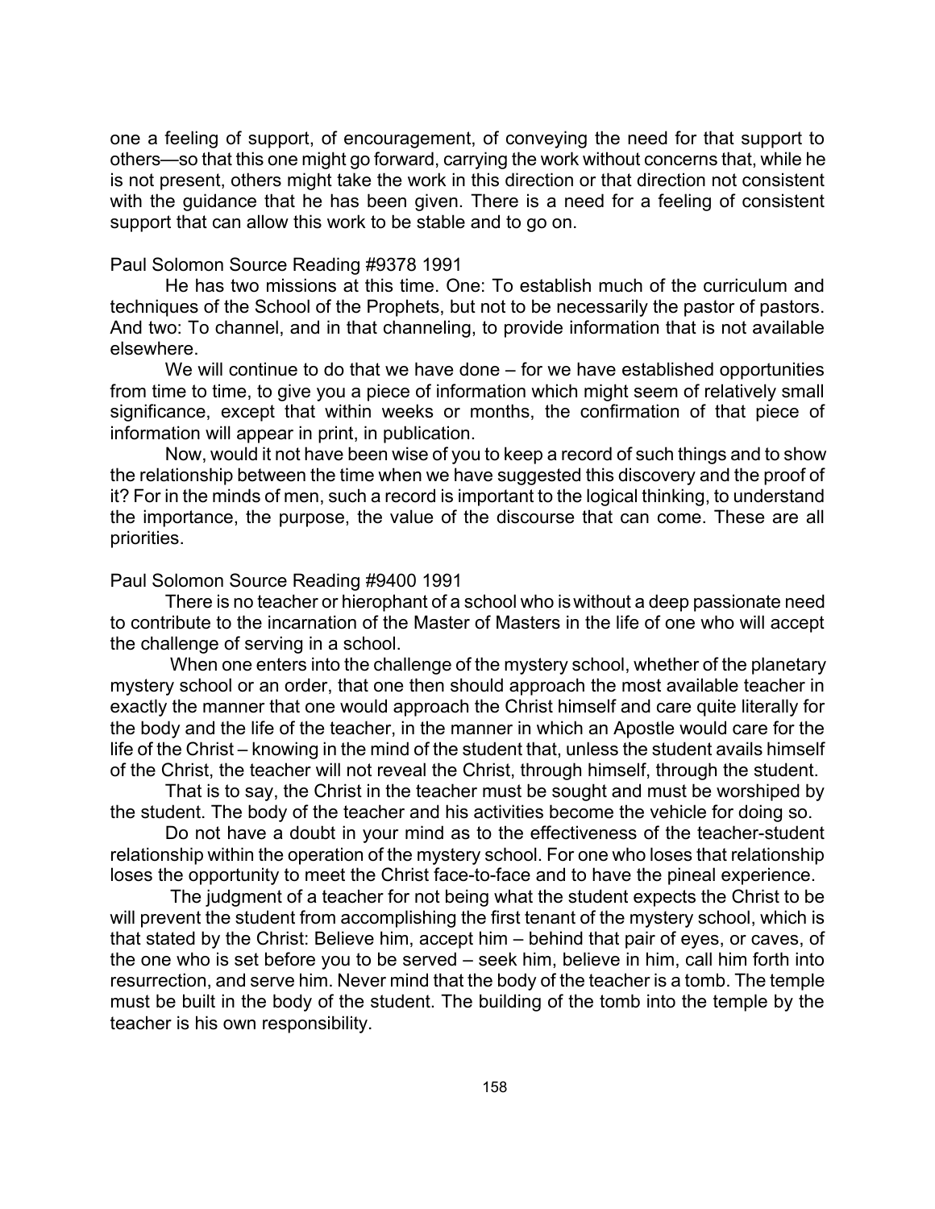one a feeling of support, of encouragement, of conveying the need for that support to others—so that this one might go forward, carrying the work without concerns that, while he is not present, others might take the work in this direction or that direction not consistent with the guidance that he has been given. There is a need for a feeling of consistent support that can allow this work to be stable and to go on.

Paul Solomon Source Reading #9378 1991

He has two missions at this time. One: To establish much of the curriculum and techniques of the School of the Prophets, but not to be necessarily the pastor of pastors. And two: To channel, and in that channeling, to provide information that is not available elsewhere.

We will continue to do that we have done – for we have established opportunities from time to time, to give you a piece of information which might seem of relatively small significance, except that within weeks or months, the confirmation of that piece of information will appear in print, in publication.

Now, would it not have been wise of you to keep a record of such things and to show the relationship between the time when we have suggested this discovery and the proof of it? For in the minds of men, such a record is important to the logical thinking, to understand the importance, the purpose, the value of the discourse that can come. These are all priorities.

Paul Solomon Source Reading #9400 1991

There is no teacher or hierophant of a school who is without a deep passionate need to contribute to the incarnation of the Master of Masters in the life of one who will accept the challenge of serving in a school.

When one enters into the challenge of the mystery school, whether of the planetary mystery school or an order, that one then should approach the most available teacher in exactly the manner that one would approach the Christ himself and care quite literally for the body and the life of the teacher, in the manner in which an Apostle would care for the life of the Christ – knowing in the mind of the student that, unless the student avails himself of the Christ, the teacher will not reveal the Christ, through himself, through the student.

That is to say, the Christ in the teacher must be sought and must be worshiped by the student. The body of the teacher and his activities become the vehicle for doing so.

Do not have a doubt in your mind as to the effectiveness of the teacher-student relationship within the operation of the mystery school. For one who loses that relationship loses the opportunity to meet the Christ face-to-face and to have the pineal experience.

The judgment of a teacher for not being what the student expects the Christ to be will prevent the student from accomplishing the first tenant of the mystery school, which is that stated by the Christ: Believe him, accept him – behind that pair of eyes, or caves, of the one who is set before you to be served – seek him, believe in him, call him forth into resurrection, and serve him. Never mind that the body of the teacher is a tomb. The temple must be built in the body of the student. The building of the tomb into the temple by the teacher is his own responsibility.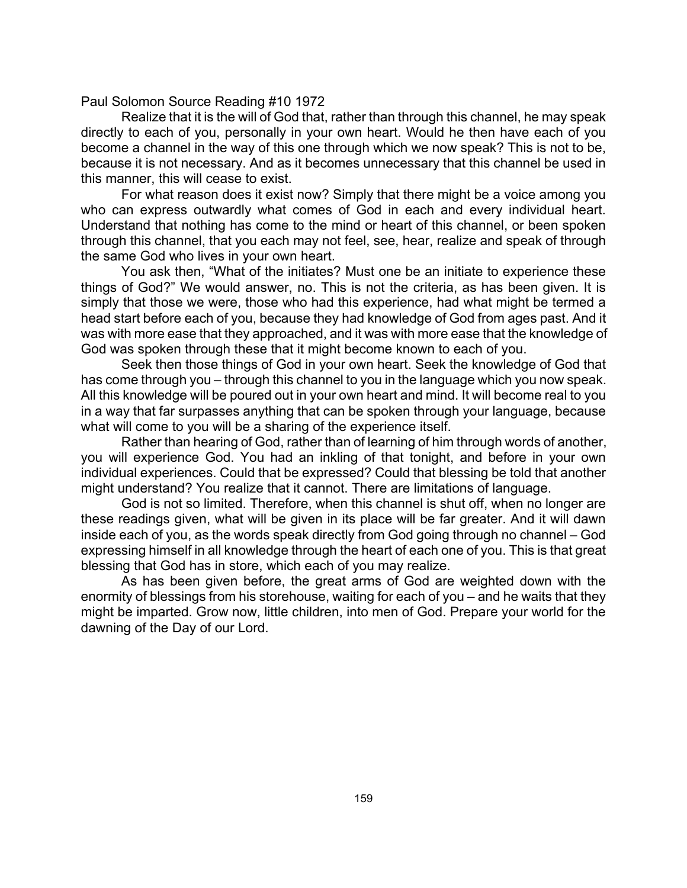Paul Solomon Source Reading #10 1972

Realize that it is the will of God that, rather than through this channel, he may speak directly to each of you, personally in your own heart. Would he then have each of you become a channel in the way of this one through which we now speak? This is not to be, because it is not necessary. And as it becomes unnecessary that this channel be used in this manner, this will cease to exist.

For what reason does it exist now? Simply that there might be a voice among you who can express outwardly what comes of God in each and every individual heart. Understand that nothing has come to the mind or heart of this channel, or been spoken through this channel, that you each may not feel, see, hear, realize and speak of through the same God who lives in your own heart.

You ask then, "What of the initiates? Must one be an initiate to experience these things of God?" We would answer, no. This is not the criteria, as has been given. It is simply that those we were, those who had this experience, had what might be termed a head start before each of you, because they had knowledge of God from ages past. And it was with more ease that they approached, and it was with more ease that the knowledge of God was spoken through these that it might become known to each of you.

Seek then those things of God in your own heart. Seek the knowledge of God that has come through you – through this channel to you in the language which you now speak. All this knowledge will be poured out in your own heart and mind. It will become real to you in a way that far surpasses anything that can be spoken through your language, because what will come to you will be a sharing of the experience itself.

Rather than hearing of God, rather than of learning of him through words of another, you will experience God. You had an inkling of that tonight, and before in your own individual experiences. Could that be expressed? Could that blessing be told that another might understand? You realize that it cannot. There are limitations of language.

God is not so limited. Therefore, when this channel is shut off, when no longer are these readings given, what will be given in its place will be far greater. And it will dawn inside each of you, as the words speak directly from God going through no channel – God expressing himself in all knowledge through the heart of each one of you. This is that great blessing that God has in store, which each of you may realize.

As has been given before, the great arms of God are weighted down with the enormity of blessings from his storehouse, waiting for each of you – and he waits that they might be imparted. Grow now, little children, into men of God. Prepare your world for the dawning of the Day of our Lord.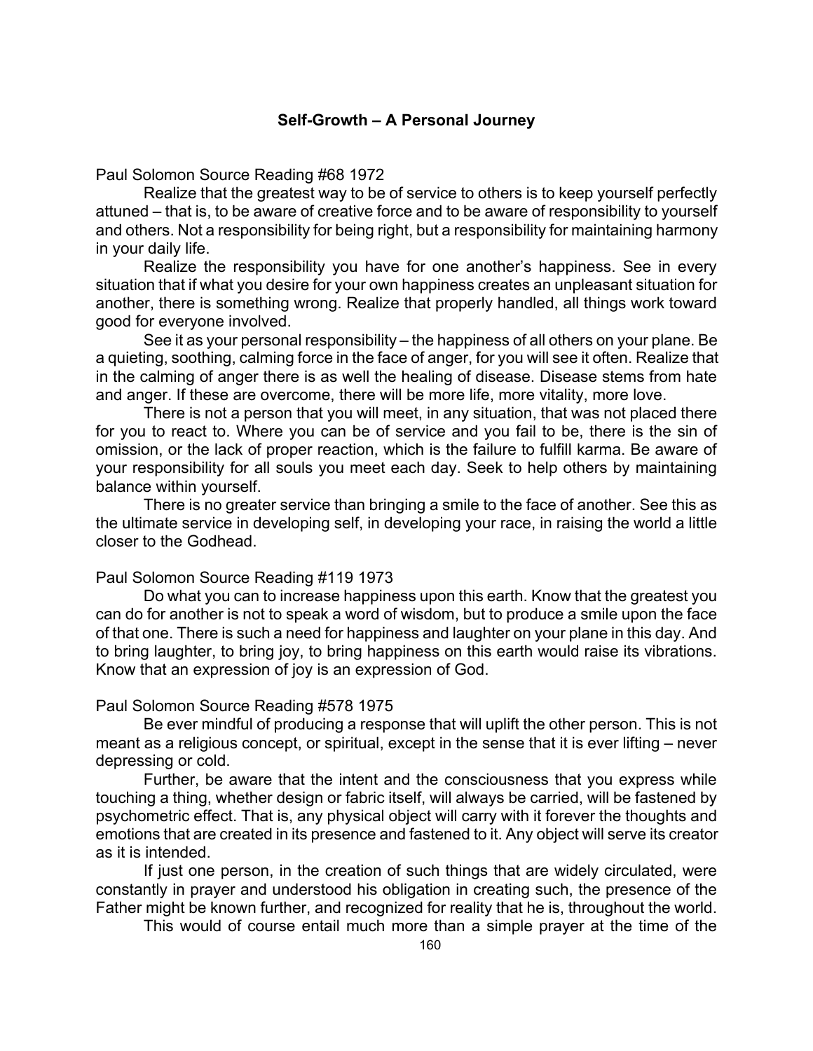**Self-Growth – A Personal Journey**

Paul Solomon Source Reading #68 1972

Realize that the greatest way to be of service to others is to keep yourself perfectly attuned – that is, to be aware of creative force and to be aware of responsibility to yourself and others. Not a responsibility for being right, but a responsibility for maintaining harmony in your daily life.

Realize the responsibility you have for one another's happiness. See in every situation that if what you desire for your own happiness creates an unpleasant situation for another, there is something wrong. Realize that properly handled, all things work toward good for everyone involved.

See it as your personal responsibility – the happiness of all others on your plane. Be a quieting, soothing, calming force in the face of anger, for you will see it often. Realize that in the calming of anger there is as well the healing of disease. Disease stems from hate and anger. If these are overcome, there will be more life, more vitality, more love.

There is not a person that you will meet, in any situation, that was not placed there for you to react to. Where you can be of service and you fail to be, there is the sin of omission, or the lack of proper reaction, which is the failure to fulfill karma. Be aware of your responsibility for all souls you meet each day. Seek to help others by maintaining balance within yourself.

There is no greater service than bringing a smile to the face of another. See this as the ultimate service in developing self, in developing your race, in raising the world a little closer to the Godhead.

Paul Solomon Source Reading #119 1973

Do what you can to increase happiness upon this earth. Know that the greatest you can do for another is not to speak a word of wisdom, but to produce a smile upon the face of that one. There is such a need for happiness and laughter on your plane in this day. And to bring laughter, to bring joy, to bring happiness on this earth would raise its vibrations. Know that an expression of joy is an expression of God.

Paul Solomon Source Reading #578 1975

Be ever mindful of producing a response that will uplift the other person. This is not meant as a religious concept, or spiritual, except in the sense that it is ever lifting – never depressing or cold.

Further, be aware that the intent and the consciousness that you express while touching a thing, whether design or fabric itself, will always be carried, will be fastened by psychometric effect. That is, any physical object will carry with it forever the thoughts and emotions that are created in its presence and fastened to it. Any object will serve its creator as it is intended.

If just one person, in the creation of such things that are widely circulated, were constantly in prayer and understood his obligation in creating such, the presence of the Father might be known further, and recognized for reality that he is, throughout the world.

This would of course entail much more than a simple prayer at the time of the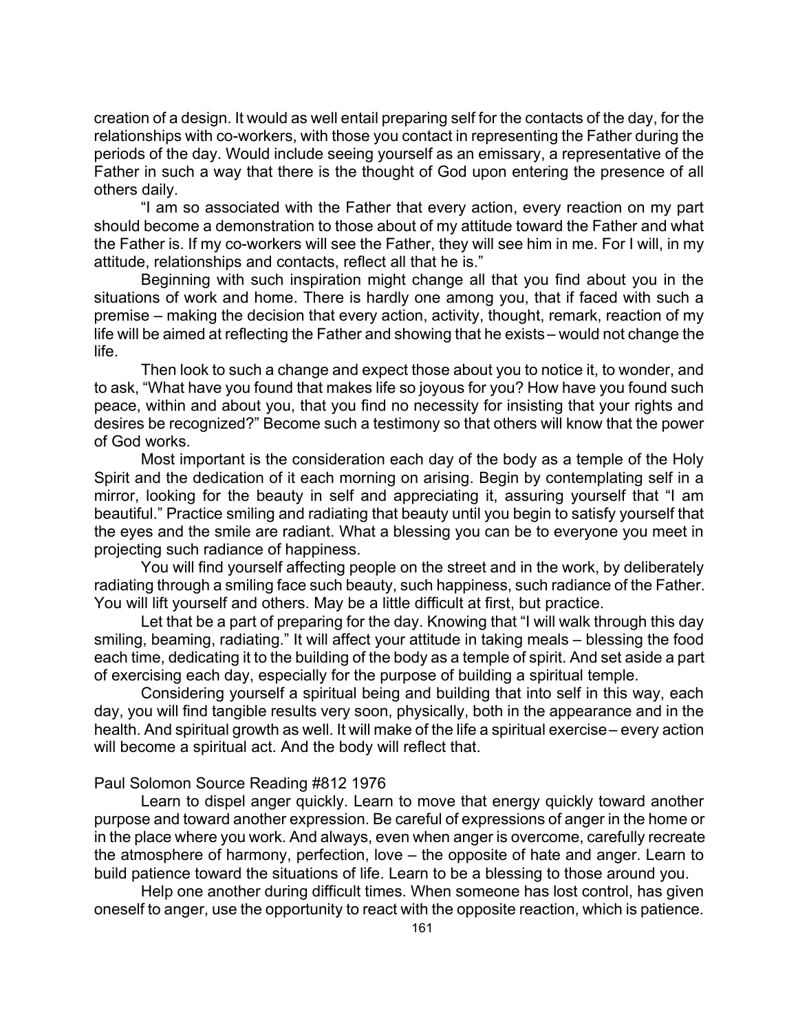creation of a design. It would as well entail preparing self for the contacts of the day, for the relationships with co-workers, with those you contact in representing the Father during the periods of the day. Would include seeing yourself as an emissary, a representative of the Father in such a way that there is the thought of God upon entering the presence of all others daily.

"I am so associated with the Father that every action, every reaction on my part should become a demonstration to those about of my attitude toward the Father and what the Father is. If my co-workers will see the Father, they will see him in me. For I will, in my attitude, relationships and contacts, reflect all that he is."

Beginning with such inspiration might change all that you find about you in the situations of work and home. There is hardly one among you, that if faced with such a premise – making the decision that every action, activity, thought, remark, reaction of my life will be aimed at reflecting the Father and showing that he exists – would not change the life.

Then look to such a change and expect those about you to notice it, to wonder, and to ask, "What have you found that makes life so joyous for you? How have you found such peace, within and about you, that you find no necessity for insisting that your rights and desires be recognized?" Become such a testimony so that others will know that the power of God works.

Most important is the consideration each day of the body as a temple of the Holy Spirit and the dedication of it each morning on arising. Begin by contemplating self in a mirror, looking for the beauty in self and appreciating it, assuring yourself that "I am beautiful." Practice smiling and radiating that beauty until you begin to satisfy yourself that the eyes and the smile are radiant. What a blessing you can be to everyone you meet in projecting such radiance of happiness.

You will find yourself affecting people on the street and in the work, by deliberately radiating through a smiling face such beauty, such happiness, such radiance of the Father. You will lift yourself and others. May be a little difficult at first, but practice.

Let that be a part of preparing for the day. Knowing that "I will walk through this day smiling, beaming, radiating." It will affect your attitude in taking meals – blessing the food each time, dedicating it to the building of the body as a temple of spirit. And set aside a part of exercising each day, especially for the purpose of building a spiritual temple.

Considering yourself a spiritual being and building that into self in this way, each day, you will find tangible results very soon, physically, both in the appearance and in the health. And spiritual growth as well. It will make of the life a spiritual exercise – every action will become a spiritual act. And the body will reflect that.

Paul Solomon Source Reading #812 1976

Learn to dispel anger quickly. Learn to move that energy quickly toward another purpose and toward another expression. Be careful of expressions of anger in the home or in the place where you work. And always, even when anger is overcome, carefully recreate the atmosphere of harmony, perfection, love – the opposite of hate and anger. Learn to build patience toward the situations of life. Learn to be a blessing to those around you.

Help one another during difficult times. When someone has lost control, has given oneself to anger, use the opportunity to react with the opposite reaction, which is patience.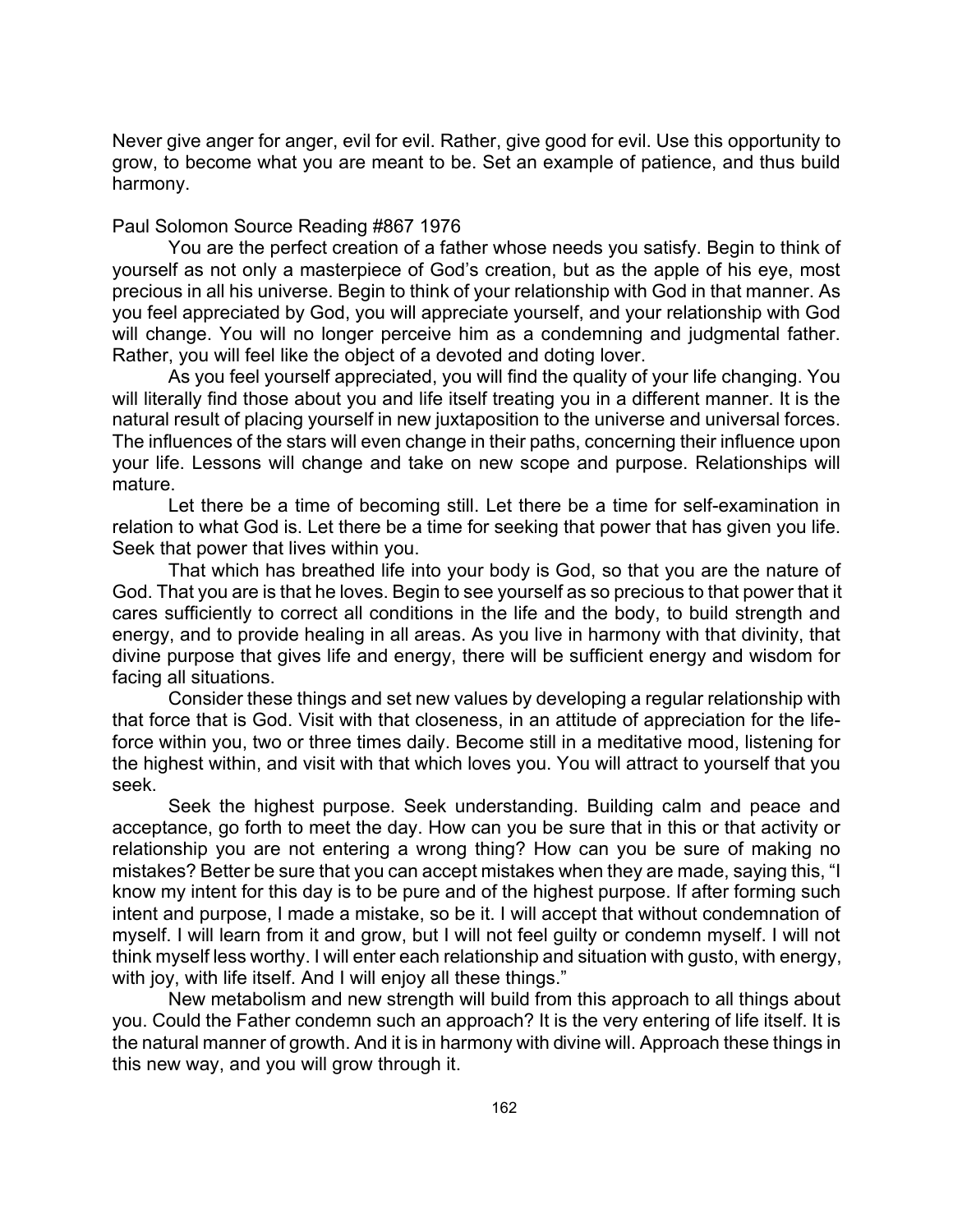Never give anger for anger, evil for evil. Rather, give good for evil. Use this opportunity to grow, to become what you are meant to be. Set an example of patience, and thus build harmony.

Paul Solomon Source Reading #867 1976

You are the perfect creation of a father whose needs you satisfy. Begin to think of yourself as not only a masterpiece of God's creation, but as the apple of his eye, most precious in all his universe. Begin to think of your relationship with God in that manner. As you feel appreciated by God, you will appreciate yourself, and your relationship with God will change. You will no longer perceive him as a condemning and judgmental father. Rather, you will feel like the object of a devoted and doting lover.

As you feel yourself appreciated, you will find the quality of your life changing. You will literally find those about you and life itself treating you in a different manner. It is the natural result of placing yourself in new juxtaposition to the universe and universal forces. The influences of the stars will even change in their paths, concerning their influence upon your life. Lessons will change and take on new scope and purpose. Relationships will mature.

Let there be a time of becoming still. Let there be a time for self-examination in relation to what God is. Let there be a time for seeking that power that has given you life. Seek that power that lives within you.

That which has breathed life into your body is God, so that you are the nature of God. That you are is that he loves. Begin to see yourself as so precious to that power that it cares sufficiently to correct all conditions in the life and the body, to build strength and energy, and to provide healing in all areas. As you live in harmony with that divinity, that divine purpose that gives life and energy, there will be sufficient energy and wisdom for facing all situations.

Consider these things and set new values by developing a regular relationship with that force that is God. Visit with that closeness, in an attitude of appreciation for the life-force within you, two or three times daily. Become still in a meditative mood, listening for the highest within, and visit with that which loves you. You will attract to yourself that you seek.

Seek the highest purpose. Seek understanding. Building calm and peace and acceptance, go forth to meet the day. How can you be sure that in this or that activity or relationship you are not entering a wrong thing? How can you be sure of making no mistakes? Better be sure that you can accept mistakes when they are made, saying this, "I know my intent for this day is to be pure and of the highest purpose. If after forming such intent and purpose, I made a mistake, so be it. I will accept that without condemnation of myself. I will learn from it and grow, but I will not feel guilty or condemn myself. I will not think myself less worthy. I will enter each relationship and situation with gusto, with energy, with joy, with life itself. And I will enjoy all these things."

New metabolism and new strength will build from this approach to all things about you. Could the Father condemn such an approach? It is the very entering of life itself. It is the natural manner of growth. And it is in harmony with divine will. Approach these things in this new way, and you will grow through it.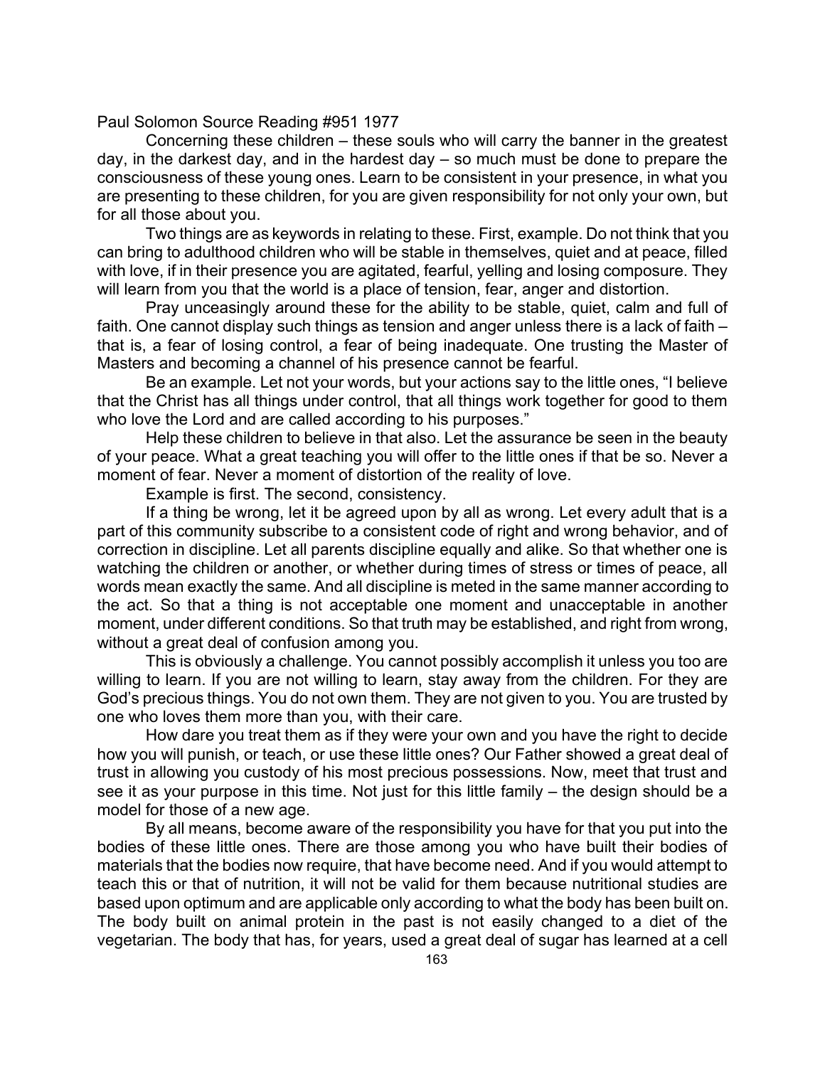Paul Solomon Source Reading #951 1977

Concerning these children – these souls who will carry the banner in the greatest day, in the darkest day, and in the hardest day – so much must be done to prepare the consciousness of these young ones. Learn to be consistent in your presence, in what you are presenting to these children, for you are given responsibility for not only your own, but for all those about you.

Two things are as keywords in relating to these. First, example. Do not think that you can bring to adulthood children who will be stable in themselves, quiet and at peace, filled with love, if in their presence you are agitated, fearful, yelling and losing composure. They will learn from you that the world is a place of tension, fear, anger and distortion.

Pray unceasingly around these for the ability to be stable, quiet, calm and full of faith. One cannot display such things as tension and anger unless there is a lack of faith – that is, a fear of losing control, a fear of being inadequate. One trusting the Master of Masters and becoming a channel of his presence cannot be fearful.

Be an example. Let not your words, but your actions say to the little ones, "I believe that the Christ has all things under control, that all things work together for good to them who love the Lord and are called according to his purposes."

Help these children to believe in that also. Let the assurance be seen in the beauty of your peace. What a great teaching you will offer to the little ones if that be so. Never a moment of fear. Never a moment of distortion of the reality of love.

Example is first. The second, consistency.

If a thing be wrong, let it be agreed upon by all as wrong. Let every adult that is a part of this community subscribe to a consistent code of right and wrong behavior, and of correction in discipline. Let all parents discipline equally and alike. So that whether one is watching the children or another, or whether during times of stress or times of peace, all words mean exactly the same. And all discipline is meted in the same manner according to the act. So that a thing is not acceptable one moment and unacceptable in another moment, under different conditions. So that truth may be established, and right from wrong, without a great deal of confusion among you.

This is obviously a challenge. You cannot possibly accomplish it unless you too are willing to learn. If you are not willing to learn, stay away from the children. For they are God's precious things. You do not own them. They are not given to you. You are trusted by one who loves them more than you, with their care.

How dare you treat them as if they were your own and you have the right to decide how you will punish, or teach, or use these little ones? Our Father showed a great deal of trust in allowing you custody of his most precious possessions. Now, meet that trust and see it as your purpose in this time. Not just for this little family – the design should be a model for those of a new age.

By all means, become aware of the responsibility you have for that you put into the bodies of these little ones. There are those among you who have built their bodies of materials that the bodies now require, that have become need. And if you would attempt to teach this or that of nutrition, it will not be valid for them because nutritional studies are based upon optimum and are applicable only according to what the body has been built on. The body built on animal protein in the past is not easily changed to a diet of the vegetarian. The body that has, for years, used a great deal of sugar has learned at a cell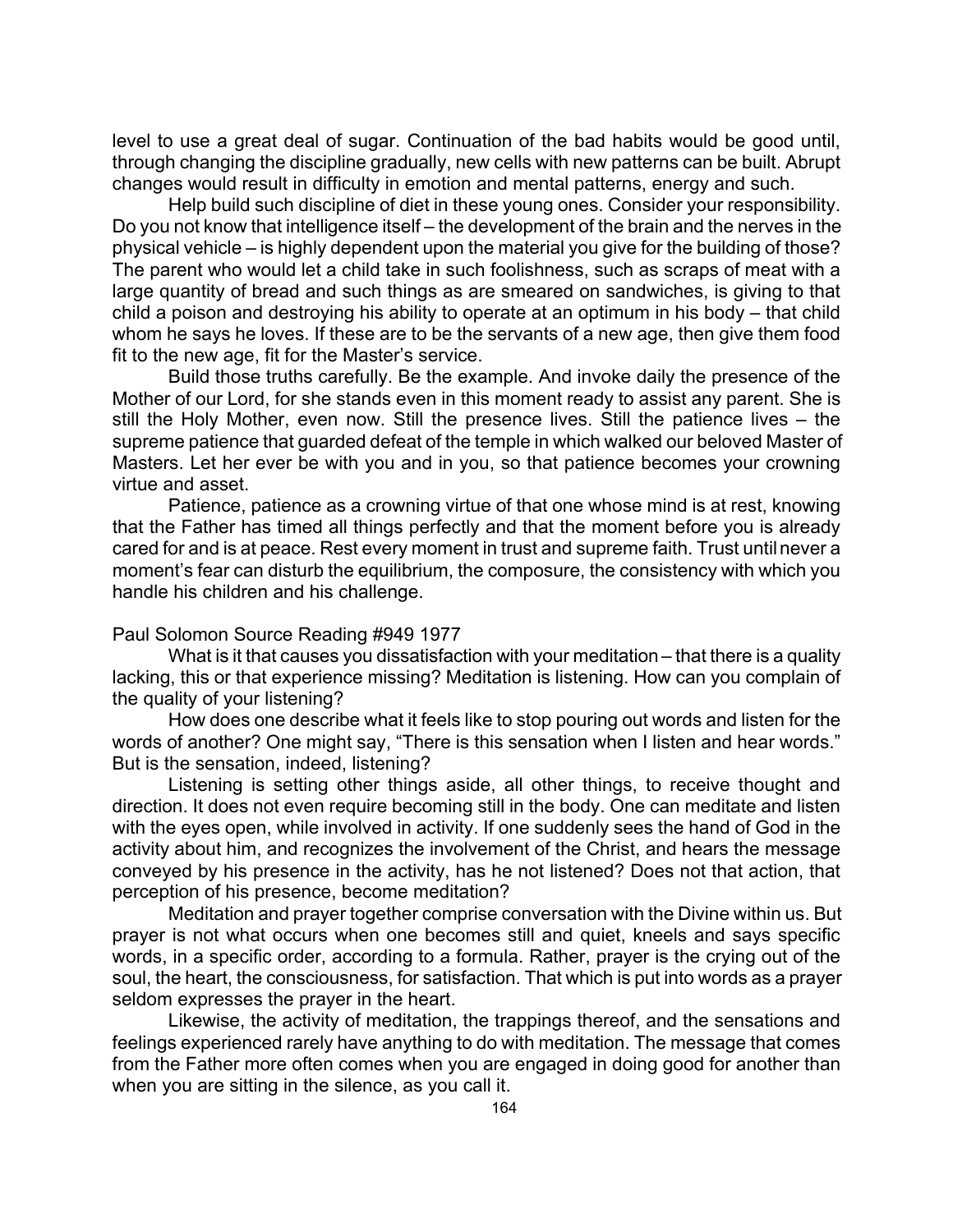level to use a great deal of sugar. Continuation of the bad habits would be good until, through changing the discipline gradually, new cells with new patterns can be built. Abrupt changes would result in difficulty in emotion and mental patterns, energy and such.

Help build such discipline of diet in these young ones. Consider your responsibility. Do you not know that intelligence itself – the development of the brain and the nerves in the physical vehicle – is highly dependent upon the material you give for the building of those? The parent who would let a child take in such foolishness, such as scraps of meat with a large quantity of bread and such things as are smeared on sandwiches, is giving to that child a poison and destroying his ability to operate at an optimum in his body – that child whom he says he loves. If these are to be the servants of a new age, then give them food fit to the new age, fit for the Master's service.

Build those truths carefully. Be the example. And invoke daily the presence of the Mother of our Lord, for she stands even in this moment ready to assist any parent. She is still the Holy Mother, even now. Still the presence lives. Still the patience lives – the supreme patience that guarded defeat of the temple in which walked our beloved Master of Masters. Let her ever be with you and in you, so that patience becomes your crowning virtue and asset.

Patience, patience as a crowning virtue of that one whose mind is at rest, knowing that the Father has timed all things perfectly and that the moment before you is already cared for and is at peace. Rest every moment in trust and supreme faith. Trust until never a moment's fear can disturb the equilibrium, the composure, the consistency with which you handle his children and his challenge.

Paul Solomon Source Reading #949 1977

What is it that causes you dissatisfaction with your meditation – that there is a quality lacking, this or that experience missing? Meditation is listening. How can you complain of the quality of your listening?

How does one describe what it feels like to stop pouring out words and listen for the words of another? One might say, "There is this sensation when I listen and hear words." But is the sensation, indeed, listening?

Listening is setting other things aside, all other things, to receive thought and direction. It does not even require becoming still in the body. One can meditate and listen with the eyes open, while involved in activity. If one suddenly sees the hand of God in the activity about him, and recognizes the involvement of the Christ, and hears the message conveyed by his presence in the activity, has he not listened? Does not that action, that perception of his presence, become meditation?

Meditation and prayer together comprise conversation with the Divine within us. But prayer is not what occurs when one becomes still and quiet, kneels and says specific words, in a specific order, according to a formula. Rather, prayer is the crying out of the soul, the heart, the consciousness, for satisfaction. That which is put into words as a prayer seldom expresses the prayer in the heart.

Likewise, the activity of meditation, the trappings thereof, and the sensations and feelings experienced rarely have anything to do with meditation. The message that comes from the Father more often comes when you are engaged in doing good for another than when you are sitting in the silence, as you call it.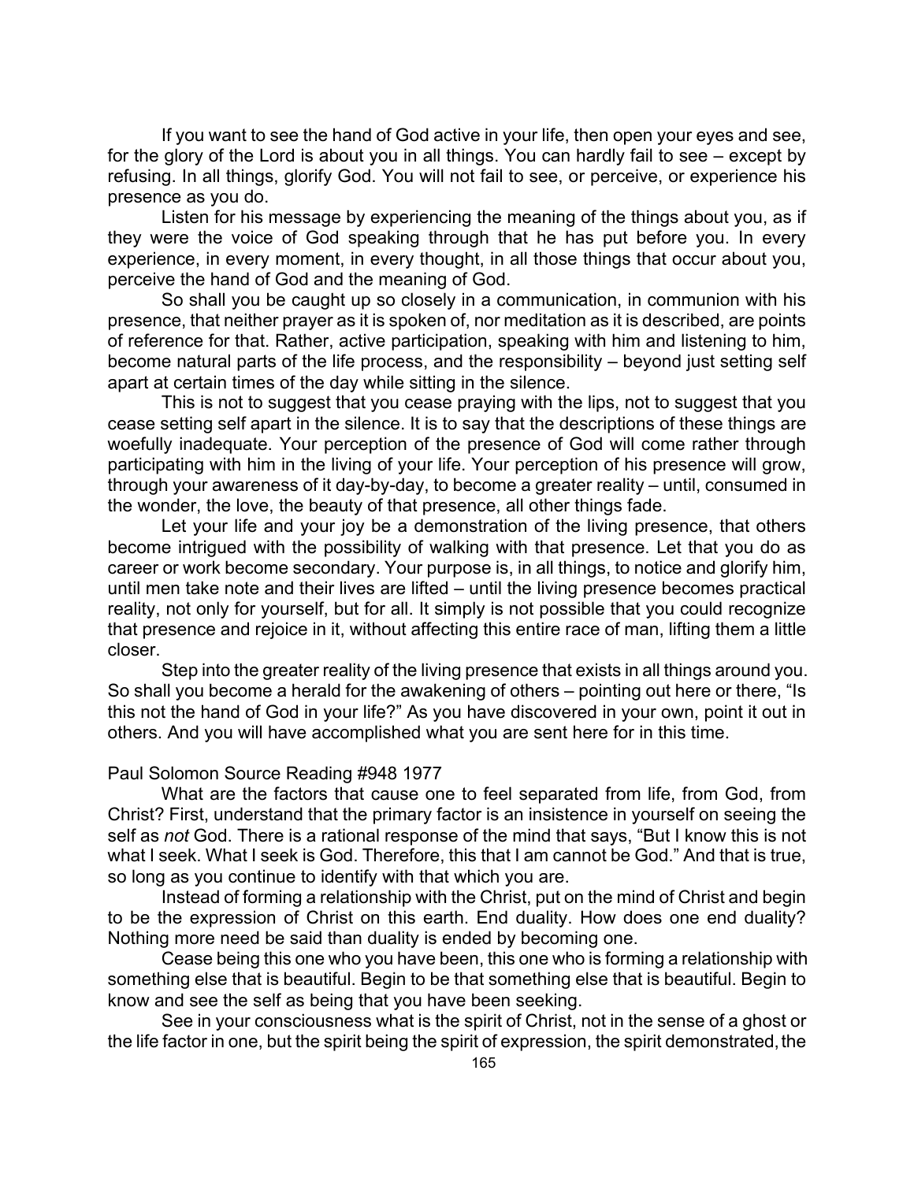If you want to see the hand of God active in your life, then open your eyes and see, for the glory of the Lord is about you in all things. You can hardly fail to see – except by refusing. In all things, glorify God. You will not fail to see, or perceive, or experience his presence as you do.

Listen for his message by experiencing the meaning of the things about you, as if they were the voice of God speaking through that he has put before you. In every experience, in every moment, in every thought, in all those things that occur about you, perceive the hand of God and the meaning of God.

So shall you be caught up so closely in a communication, in communion with his presence, that neither prayer as it is spoken of, nor meditation as it is described, are points of reference for that. Rather, active participation, speaking with him and listening to him, become natural parts of the life process, and the responsibility – beyond just setting self apart at certain times of the day while sitting in the silence.

This is not to suggest that you cease praying with the lips, not to suggest that you cease setting self apart in the silence. It is to say that the descriptions of these things are woefully inadequate. Your perception of the presence of God will come rather through participating with him in the living of your life. Your perception of his presence will grow, through your awareness of it day-by-day, to become a greater reality – until, consumed in the wonder, the love, the beauty of that presence, all other things fade.

Let your life and your joy be a demonstration of the living presence, that others become intrigued with the possibility of walking with that presence. Let that you do as career or work become secondary. Your purpose is, in all things, to notice and glorify him, until men take note and their lives are lifted – until the living presence becomes practical reality, not only for yourself, but for all. It simply is not possible that you could recognize that presence and rejoice in it, without affecting this entire race of man, lifting them a little closer.

Step into the greater reality of the living presence that exists in all things around you. So shall you become a herald for the awakening of others – pointing out here or there, "Is this not the hand of God in your life?" As you have discovered in your own, point it out in others. And you will have accomplished what you are sent here for in this time.

Paul Solomon Source Reading #948 1977

What are the factors that cause one to feel separated from life, from God, from Christ? First, understand that the primary factor is an insistence in yourself on seeing the self as *not* God. There is a rational response of the mind that says, "But I know this is not what I seek. What I seek is God. Therefore, this that I am cannot be God." And that is true, so long as you continue to identify with that which you are.

Instead of forming a relationship with the Christ, put on the mind of Christ and begin to be the expression of Christ on this earth. End duality. How does one end duality? Nothing more need be said than duality is ended by becoming one.

Cease being this one who you have been, this one who is forming a relationship with something else that is beautiful. Begin to be that something else that is beautiful. Begin to know and see the self as being that you have been seeking.

See in your consciousness what is the spirit of Christ, not in the sense of a ghost or the life factor in one, but the spirit being the spirit of expression, the spirit demonstrated, the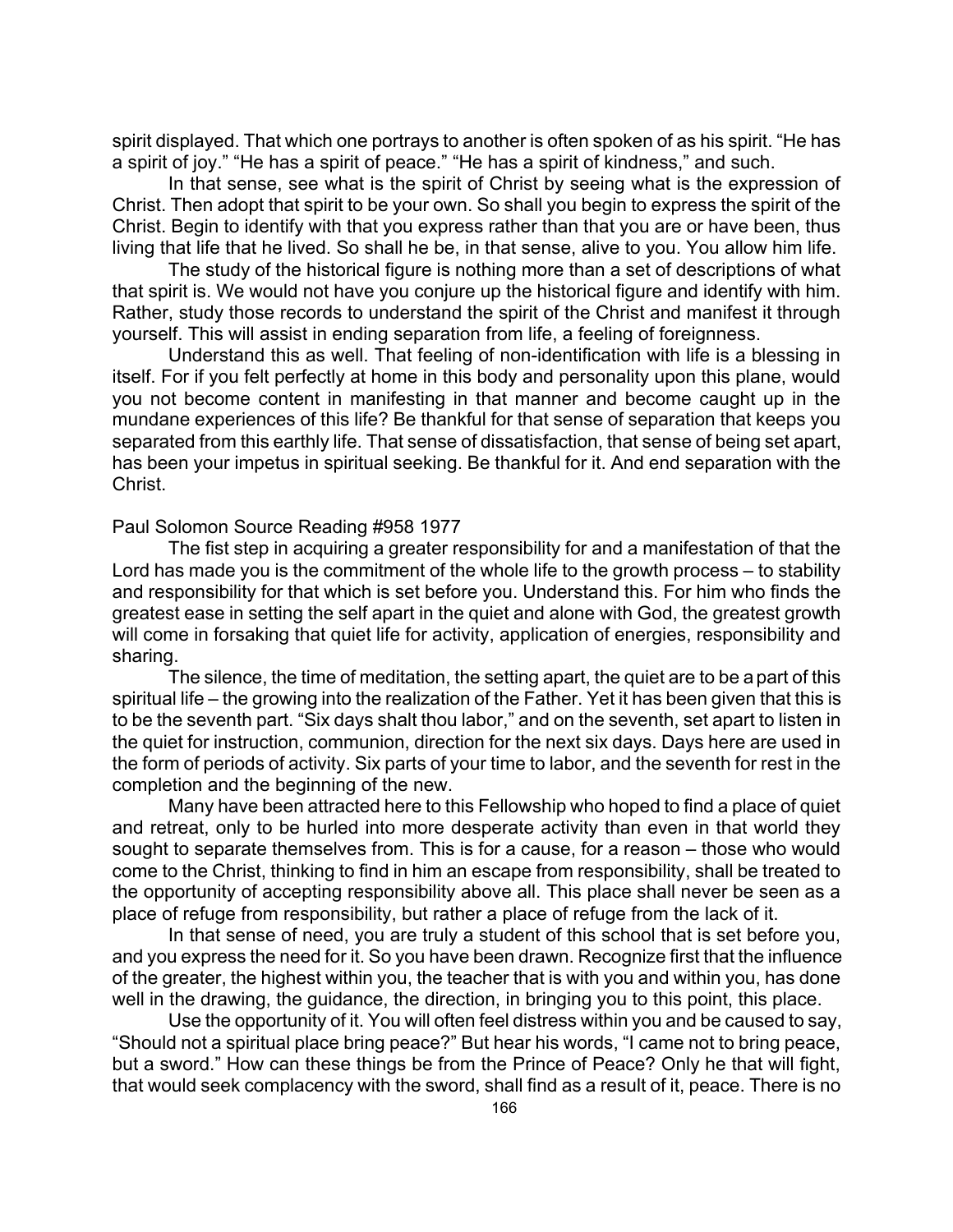spirit displayed. That which one portrays to another is often spoken of as his spirit. "He has a spirit of joy." "He has a spirit of peace." "He has a spirit of kindness," and such.

In that sense, see what is the spirit of Christ by seeing what is the expression of Christ. Then adopt that spirit to be your own. So shall you begin to express the spirit of the Christ. Begin to identify with that you express rather than that you are or have been, thus living that life that he lived. So shall he be, in that sense, alive to you. You allow him life.

The study of the historical figure is nothing more than a set of descriptions of what that spirit is. We would not have you conjure up the historical figure and identify with him. Rather, study those records to understand the spirit of the Christ and manifest it through yourself. This will assist in ending separation from life, a feeling of foreignness.

Understand this as well. That feeling of non-identification with life is a blessing in itself. For if you felt perfectly at home in this body and personality upon this plane, would you not become content in manifesting in that manner and become caught up in the mundane experiences of this life? Be thankful for that sense of separation that keeps you separated from this earthly life. That sense of dissatisfaction, that sense of being set apart, has been your impetus in spiritual seeking. Be thankful for it. And end separation with the Christ.

Paul Solomon Source Reading #958 1977

The fist step in acquiring a greater responsibility for and a manifestation of that the Lord has made you is the commitment of the whole life to the growth process – to stability and responsibility for that which is set before you. Understand this. For him who finds the greatest ease in setting the self apart in the quiet and alone with God, the greatest growth will come in forsaking that quiet life for activity, application of energies, responsibility and sharing.

The silence, the time of meditation, the setting apart, the quiet are to be a part of this spiritual life – the growing into the realization of the Father. Yet it has been given that this is to be the seventh part. "Six days shalt thou labor," and on the seventh, set apart to listen in the quiet for instruction, communion, direction for the next six days. Days here are used in the form of periods of activity. Six parts of your time to labor, and the seventh for rest in the completion and the beginning of the new.

Many have been attracted here to this Fellowship who hoped to find a place of quiet and retreat, only to be hurled into more desperate activity than even in that world they sought to separate themselves from. This is for a cause, for a reason – those who would come to the Christ, thinking to find in him an escape from responsibility, shall be treated to the opportunity of accepting responsibility above all. This place shall never be seen as a place of refuge from responsibility, but rather a place of refuge from the lack of it.

In that sense of need, you are truly a student of this school that is set before you, and you express the need for it. So you have been drawn. Recognize first that the influence of the greater, the highest within you, the teacher that is with you and within you, has done well in the drawing, the guidance, the direction, in bringing you to this point, this place.

Use the opportunity of it. You will often feel distress within you and be caused to say, "Should not a spiritual place bring peace?" But hear his words, "I came not to bring peace, but a sword." How can these things be from the Prince of Peace? Only he that will fight, that would seek complacency with the sword, shall find as a result of it, peace. There is no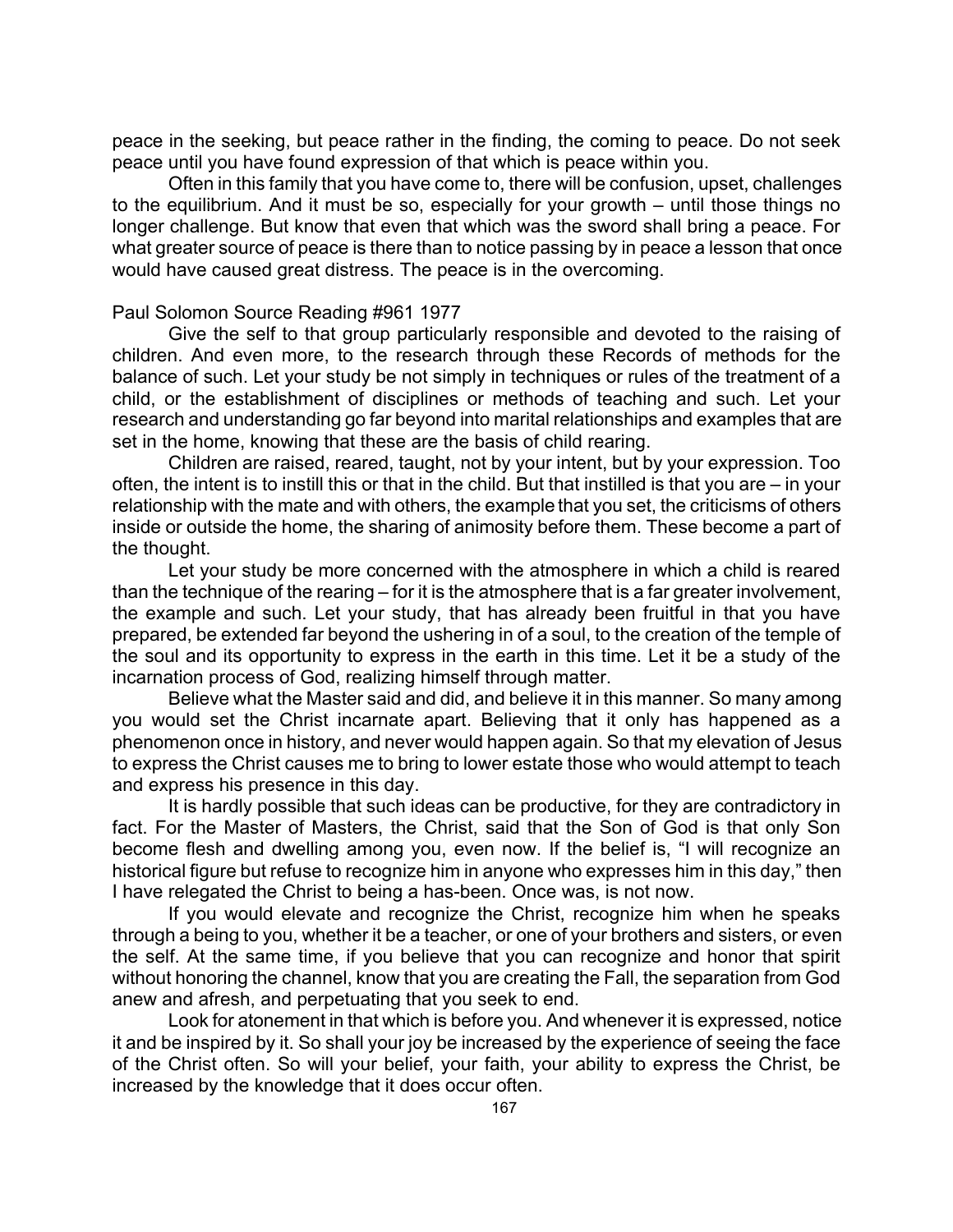peace in the seeking, but peace rather in the finding, the coming to peace. Do not seek peace until you have found expression of that which is peace within you.

Often in this family that you have come to, there will be confusion, upset, challenges to the equilibrium. And it must be so, especially for your growth – until those things no longer challenge. But know that even that which was the sword shall bring a peace. For what greater source of peace is there than to notice passing by in peace a lesson that once would have caused great distress. The peace is in the overcoming.

Paul Solomon Source Reading #961 1977

Give the self to that group particularly responsible and devoted to the raising of children. And even more, to the research through these Records of methods for the balance of such. Let your study be not simply in techniques or rules of the treatment of a child, or the establishment of disciplines or methods of teaching and such. Let your research and understanding go far beyond into marital relationships and examples that are set in the home, knowing that these are the basis of child rearing.

Children are raised, reared, taught, not by your intent, but by your expression. Too often, the intent is to instill this or that in the child. But that instilled is that you are – in your relationship with the mate and with others, the example that you set, the criticisms of others inside or outside the home, the sharing of animosity before them. These become a part of the thought.

Let your study be more concerned with the atmosphere in which a child is reared than the technique of the rearing – for it is the atmosphere that is a far greater involvement, the example and such. Let your study, that has already been fruitful in that you have prepared, be extended far beyond the ushering in of a soul, to the creation of the temple of the soul and its opportunity to express in the earth in this time. Let it be a study of the incarnation process of God, realizing himself through matter.

Believe what the Master said and did, and believe it in this manner. So many among you would set the Christ incarnate apart. Believing that it only has happened as a phenomenon once in history, and never would happen again. So that my elevation of Jesus to express the Christ causes me to bring to lower estate those who would attempt to teach and express his presence in this day.

It is hardly possible that such ideas can be productive, for they are contradictory in fact. For the Master of Masters, the Christ, said that the Son of God is that only Son become flesh and dwelling among you, even now. If the belief is, "I will recognize an historical figure but refuse to recognize him in anyone who expresses him in this day," then I have relegated the Christ to being a has-been. Once was, is not now.

If you would elevate and recognize the Christ, recognize him when he speaks through a being to you, whether it be a teacher, or one of your brothers and sisters, or even the self. At the same time, if you believe that you can recognize and honor that spirit without honoring the channel, know that you are creating the Fall, the separation from God anew and afresh, and perpetuating that you seek to end.

Look for atonement in that which is before you. And whenever it is expressed, notice it and be inspired by it. So shall your joy be increased by the experience of seeing the face of the Christ often. So will your belief, your faith, your ability to express the Christ, be increased by the knowledge that it does occur often.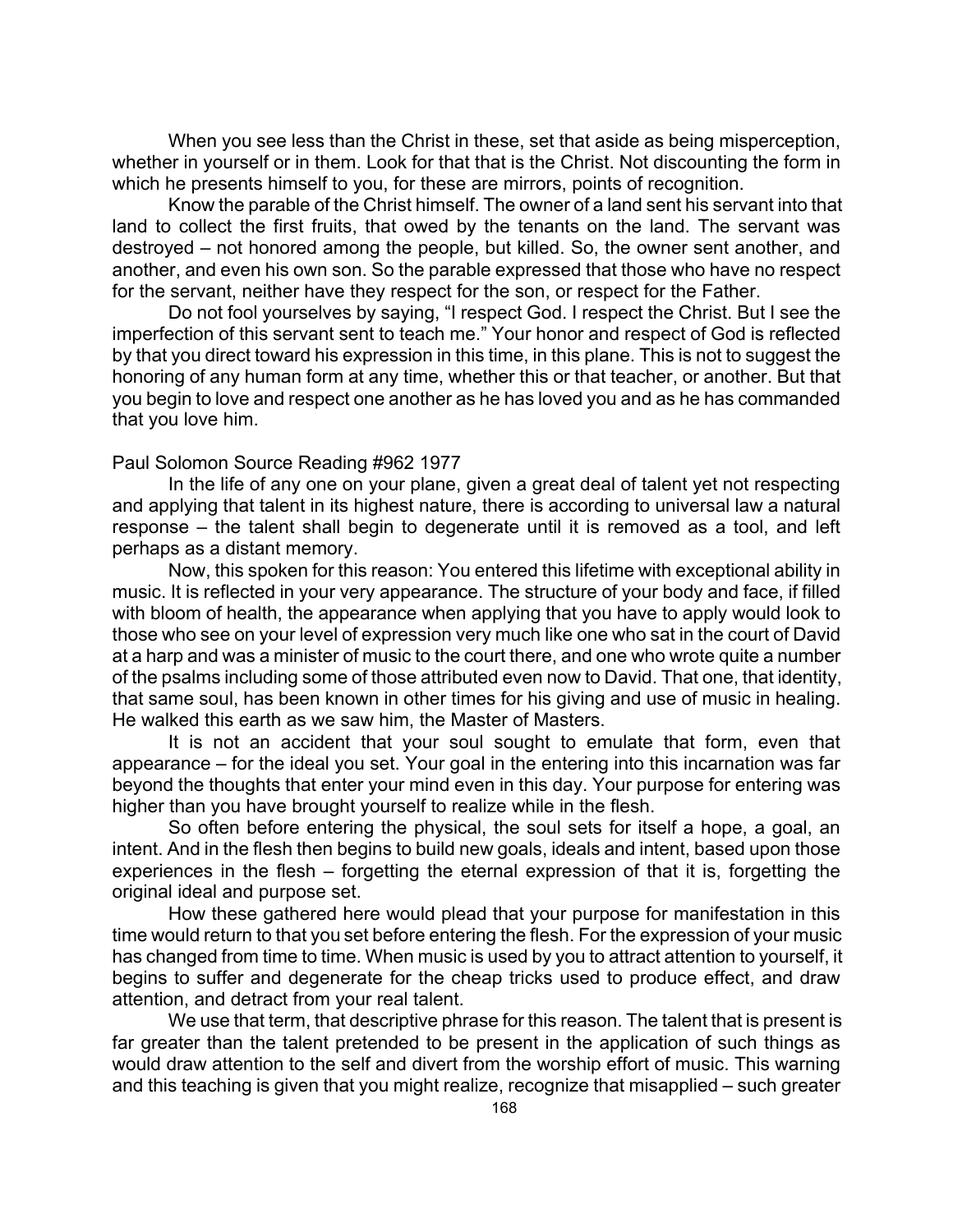When you see less than the Christ in these, set that aside as being misperception, whether in yourself or in them. Look for that that is the Christ. Not discounting the form in which he presents himself to you, for these are mirrors, points of recognition.

Know the parable of the Christ himself. The owner of a land sent his servant into that land to collect the first fruits, that owed by the tenants on the land. The servant was destroyed – not honored among the people, but killed. So, the owner sent another, and another, and even his own son. So the parable expressed that those who have no respect for the servant, neither have they respect for the son, or respect for the Father.

Do not fool yourselves by saying, "I respect God. I respect the Christ. But I see the imperfection of this servant sent to teach me." Your honor and respect of God is reflected by that you direct toward his expression in this time, in this plane. This is not to suggest the honoring of any human form at any time, whether this or that teacher, or another. But that you begin to love and respect one another as he has loved you and as he has commanded that you love him.

Paul Solomon Source Reading #962 1977

In the life of any one on your plane, given a great deal of talent yet not respecting and applying that talent in its highest nature, there is according to universal law a natural response – the talent shall begin to degenerate until it is removed as a tool, and left perhaps as a distant memory.

Now, this spoken for this reason: You entered this lifetime with exceptional ability in music. It is reflected in your very appearance. The structure of your body and face, if filled with bloom of health, the appearance when applying that you have to apply would look to those who see on your level of expression very much like one who sat in the court of David at a harp and was a minister of music to the court there, and one who wrote quite a number of the psalms including some of those attributed even now to David. That one, that identity, that same soul, has been known in other times for his giving and use of music in healing. He walked this earth as we saw him, the Master of Masters.

It is not an accident that your soul sought to emulate that form, even that appearance – for the ideal you set. Your goal in the entering into this incarnation was far beyond the thoughts that enter your mind even in this day. Your purpose for entering was higher than you have brought yourself to realize while in the flesh.

So often before entering the physical, the soul sets for itself a hope, a goal, an intent. And in the flesh then begins to build new goals, ideals and intent, based upon those experiences in the flesh – forgetting the eternal expression of that it is, forgetting the original ideal and purpose set.

How these gathered here would plead that your purpose for manifestation in this time would return to that you set before entering the flesh. For the expression of your music has changed from time to time. When music is used by you to attract attention to yourself, it begins to suffer and degenerate for the cheap tricks used to produce effect, and draw attention, and detract from your real talent.

We use that term, that descriptive phrase for this reason. The talent that is present is far greater than the talent pretended to be present in the application of such things as would draw attention to the self and divert from the worship effort of music. This warning and this teaching is given that you might realize, recognize that misapplied – such greater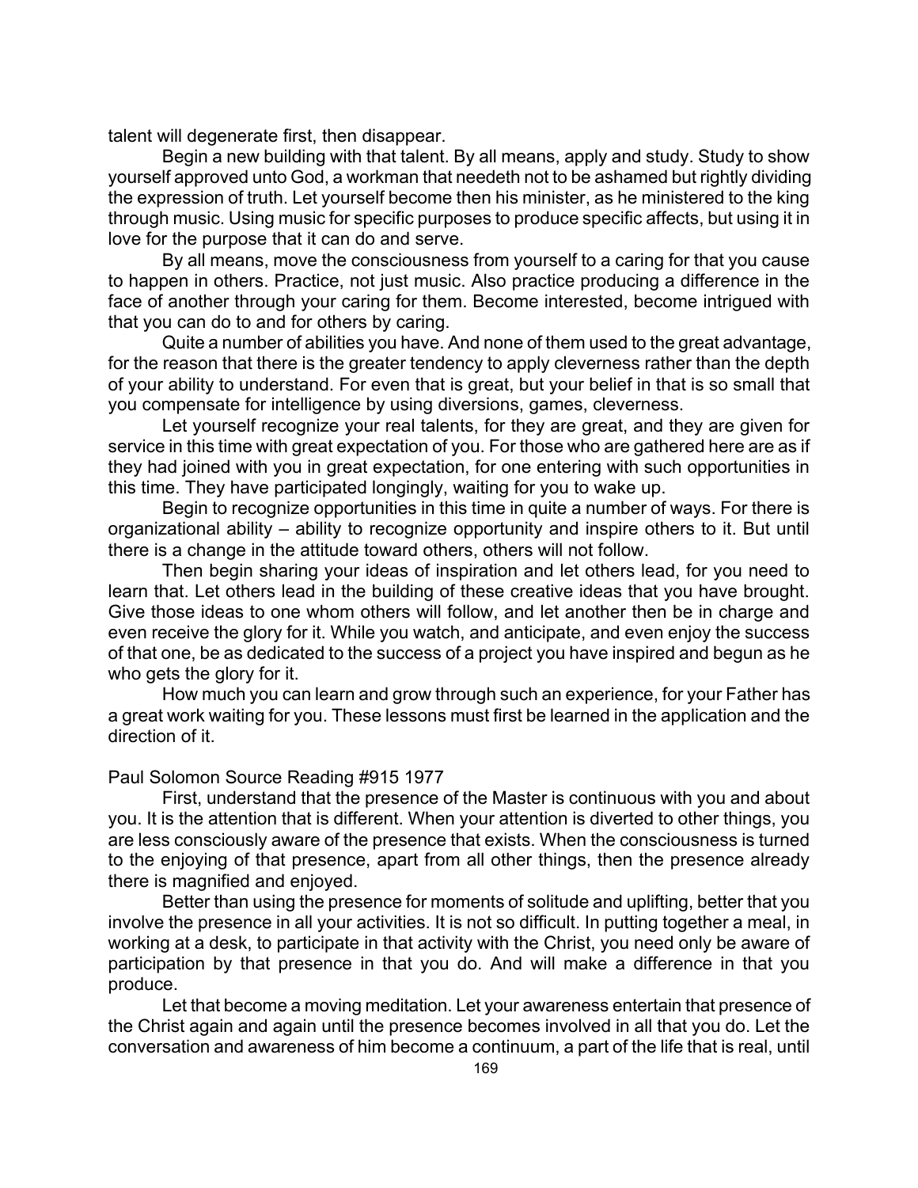talent will degenerate first, then disappear.

Begin a new building with that talent. By all means, apply and study. Study to show yourself approved unto God, a workman that needeth not to be ashamed but rightly dividing the expression of truth. Let yourself become then his minister, as he ministered to the king through music. Using music for specific purposes to produce specific affects, but using it in love for the purpose that it can do and serve.

By all means, move the consciousness from yourself to a caring for that you cause to happen in others. Practice, not just music. Also practice producing a difference in the face of another through your caring for them. Become interested, become intrigued with that you can do to and for others by caring.

Quite a number of abilities you have. And none of them used to the great advantage, for the reason that there is the greater tendency to apply cleverness rather than the depth of your ability to understand. For even that is great, but your belief in that is so small that you compensate for intelligence by using diversions, games, cleverness.

Let yourself recognize your real talents, for they are great, and they are given for service in this time with great expectation of you. For those who are gathered here are as if they had joined with you in great expectation, for one entering with such opportunities in this time. They have participated longingly, waiting for you to wake up.

Begin to recognize opportunities in this time in quite a number of ways. For there is organizational ability – ability to recognize opportunity and inspire others to it. But until there is a change in the attitude toward others, others will not follow.

Then begin sharing your ideas of inspiration and let others lead, for you need to learn that. Let others lead in the building of these creative ideas that you have brought. Give those ideas to one whom others will follow, and let another then be in charge and even receive the glory for it. While you watch, and anticipate, and even enjoy the success of that one, be as dedicated to the success of a project you have inspired and begun as he who gets the glory for it.

How much you can learn and grow through such an experience, for your Father has a great work waiting for you. These lessons must first be learned in the application and the direction of it.

Paul Solomon Source Reading #915 1977

First, understand that the presence of the Master is continuous with you and about you. It is the attention that is different. When your attention is diverted to other things, you are less consciously aware of the presence that exists. When the consciousness is turned to the enjoying of that presence, apart from all other things, then the presence already there is magnified and enjoyed.

Better than using the presence for moments of solitude and uplifting, better that you involve the presence in all your activities. It is not so difficult. In putting together a meal, in working at a desk, to participate in that activity with the Christ, you need only be aware of participation by that presence in that you do. And will make a difference in that you produce.

Let that become a moving meditation. Let your awareness entertain that presence of the Christ again and again until the presence becomes involved in all that you do. Let the conversation and awareness of him become a continuum, a part of the life that is real, until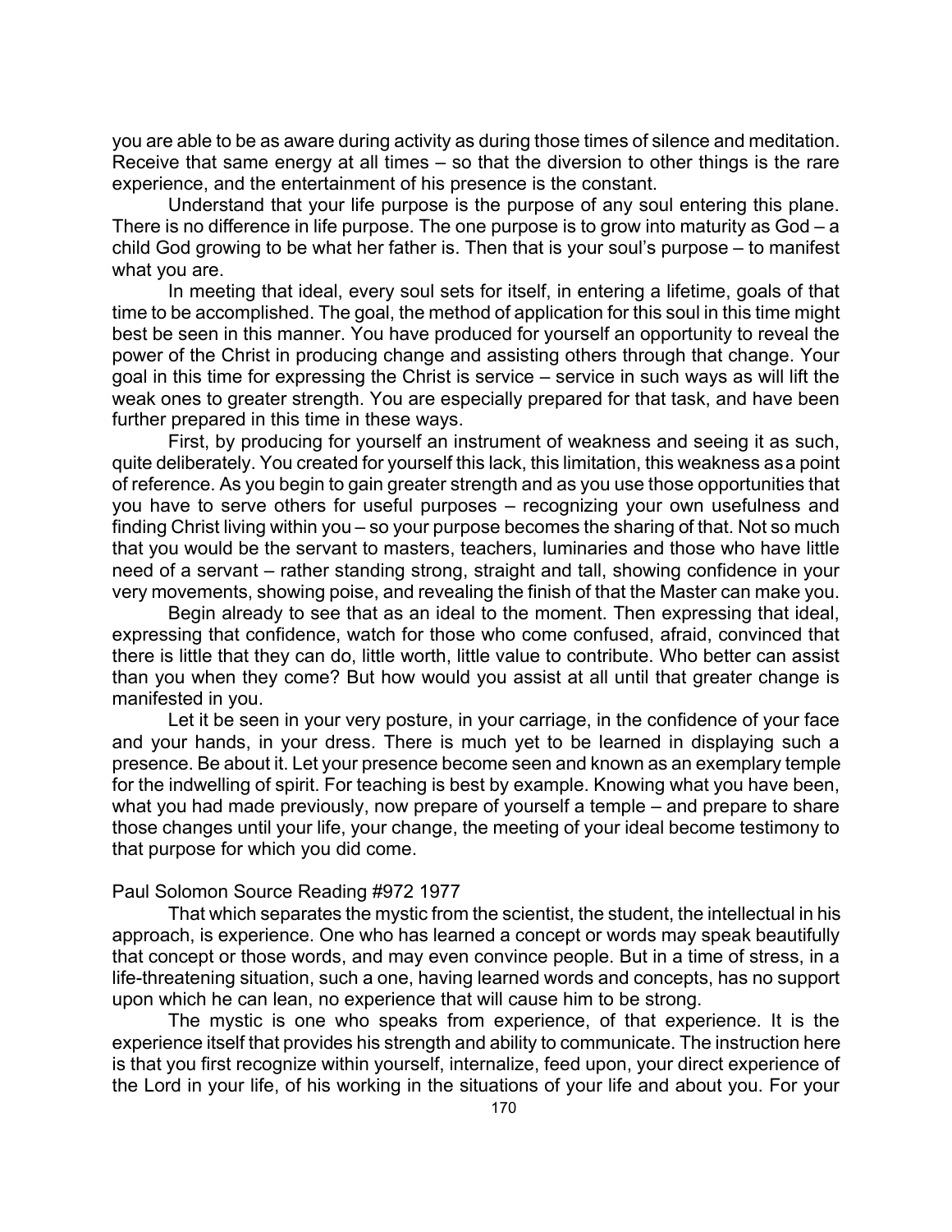you are able to be as aware during activity as during those times of silence and meditation. Receive that same energy at all times – so that the diversion to other things is the rare experience, and the entertainment of his presence is the constant.

Understand that your life purpose is the purpose of any soul entering this plane. There is no difference in life purpose. The one purpose is to grow into maturity as God – a child God growing to be what her father is. Then that is your soul's purpose – to manifest what you are.

In meeting that ideal, every soul sets for itself, in entering a lifetime, goals of that time to be accomplished. The goal, the method of application for this soul in this time might best be seen in this manner. You have produced for yourself an opportunity to reveal the power of the Christ in producing change and assisting others through that change. Your goal in this time for expressing the Christ is service – service in such ways as will lift the weak ones to greater strength. You are especially prepared for that task, and have been further prepared in this time in these ways.

First, by producing for yourself an instrument of weakness and seeing it as such, quite deliberately. You created for yourself this lack, this limitation, this weakness as a point of reference. As you begin to gain greater strength and as you use those opportunities that you have to serve others for useful purposes – recognizing your own usefulness and finding Christ living within you – so your purpose becomes the sharing of that. Not so much that you would be the servant to masters, teachers, luminaries and those who have little need of a servant – rather standing strong, straight and tall, showing confidence in your very movements, showing poise, and revealing the finish of that the Master can make you.

Begin already to see that as an ideal to the moment. Then expressing that ideal, expressing that confidence, watch for those who come confused, afraid, convinced that there is little that they can do, little worth, little value to contribute. Who better can assist than you when they come? But how would you assist at all until that greater change is manifested in you.

Let it be seen in your very posture, in your carriage, in the confidence of your face and your hands, in your dress. There is much yet to be learned in displaying such a presence. Be about it. Let your presence become seen and known as an exemplary temple for the indwelling of spirit. For teaching is best by example. Knowing what you have been, what you had made previously, now prepare of yourself a temple – and prepare to share those changes until your life, your change, the meeting of your ideal become testimony to that purpose for which you did come.

Paul Solomon Source Reading #972 1977

That which separates the mystic from the scientist, the student, the intellectual in his approach, is experience. One who has learned a concept or words may speak beautifully that concept or those words, and may even convince people. But in a time of stress, in a life-threatening situation, such a one, having learned words and concepts, has no support upon which he can lean, no experience that will cause him to be strong.

The mystic is one who speaks from experience, of that experience. It is the experience itself that provides his strength and ability to communicate. The instruction here is that you first recognize within yourself, internalize, feed upon, your direct experience of the Lord in your life, of his working in the situations of your life and about you. For your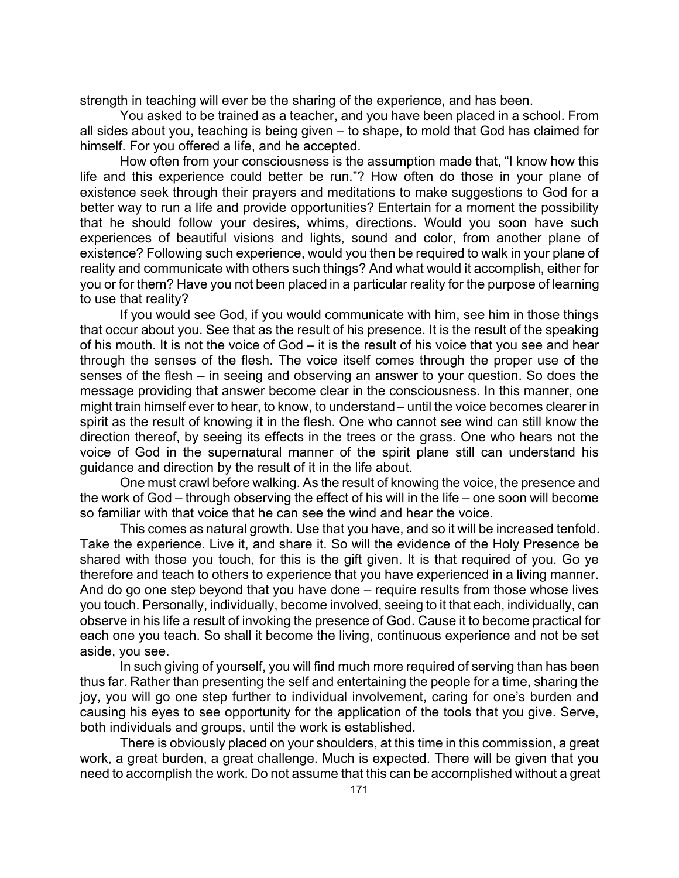strength in teaching will ever be the sharing of the experience, and has been.

You asked to be trained as a teacher, and you have been placed in a school. From all sides about you, teaching is being given – to shape, to mold that God has claimed for himself. For you offered a life, and he accepted.

How often from your consciousness is the assumption made that, "I know how this life and this experience could better be run."? How often do those in your plane of existence seek through their prayers and meditations to make suggestions to God for a better way to run a life and provide opportunities? Entertain for a moment the possibility that he should follow your desires, whims, directions. Would you soon have such experiences of beautiful visions and lights, sound and color, from another plane of existence? Following such experience, would you then be required to walk in your plane of reality and communicate with others such things? And what would it accomplish, either for you or for them? Have you not been placed in a particular reality for the purpose of learning to use that reality?

If you would see God, if you would communicate with him, see him in those things that occur about you. See that as the result of his presence. It is the result of the speaking of his mouth. It is not the voice of God – it is the result of his voice that you see and hear through the senses of the flesh. The voice itself comes through the proper use of the senses of the flesh – in seeing and observing an answer to your question. So does the message providing that answer become clear in the consciousness. In this manner, one might train himself ever to hear, to know, to understand – until the voice becomes clearer in spirit as the result of knowing it in the flesh. One who cannot see wind can still know the direction thereof, by seeing its effects in the trees or the grass. One who hears not the voice of God in the supernatural manner of the spirit plane still can understand his guidance and direction by the result of it in the life about.

One must crawl before walking. As the result of knowing the voice, the presence and the work of God – through observing the effect of his will in the life – one soon will become so familiar with that voice that he can see the wind and hear the voice.

This comes as natural growth. Use that you have, and so it will be increased tenfold. Take the experience. Live it, and share it. So will the evidence of the Holy Presence be shared with those you touch, for this is the gift given. It is that required of you. Go ye therefore and teach to others to experience that you have experienced in a living manner. And do go one step beyond that you have done – require results from those whose lives you touch. Personally, individually, become involved, seeing to it that each, individually, can observe in his life a result of invoking the presence of God. Cause it to become practical for each one you teach. So shall it become the living, continuous experience and not be set aside, you see.

In such giving of yourself, you will find much more required of serving than has been thus far. Rather than presenting the self and entertaining the people for a time, sharing the joy, you will go one step further to individual involvement, caring for one's burden and causing his eyes to see opportunity for the application of the tools that you give. Serve, both individuals and groups, until the work is established.

There is obviously placed on your shoulders, at this time in this commission, a great work, a great burden, a great challenge. Much is expected. There will be given that you need to accomplish the work. Do not assume that this can be accomplished without a great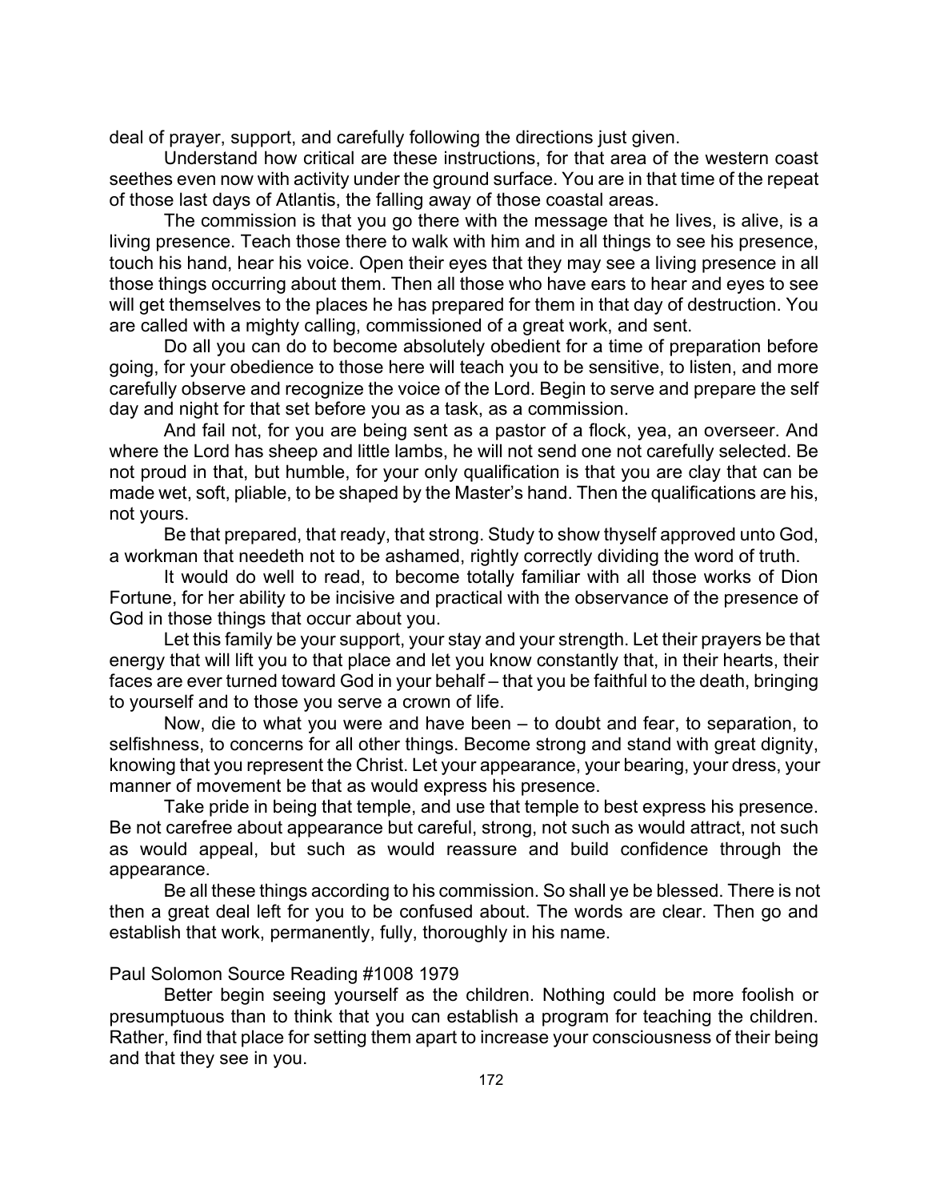deal of prayer, support, and carefully following the directions just given.

Understand how critical are these instructions, for that area of the western coast seethes even now with activity under the ground surface. You are in that time of the repeat of those last days of Atlantis, the falling away of those coastal areas.

The commission is that you go there with the message that he lives, is alive, is a living presence. Teach those there to walk with him and in all things to see his presence, touch his hand, hear his voice. Open their eyes that they may see a living presence in all those things occurring about them. Then all those who have ears to hear and eyes to see will get themselves to the places he has prepared for them in that day of destruction. You are called with a mighty calling, commissioned of a great work, and sent.

Do all you can do to become absolutely obedient for a time of preparation before going, for your obedience to those here will teach you to be sensitive, to listen, and more carefully observe and recognize the voice of the Lord. Begin to serve and prepare the self day and night for that set before you as a task, as a commission.

And fail not, for you are being sent as a pastor of a flock, yea, an overseer. And where the Lord has sheep and little lambs, he will not send one not carefully selected. Be not proud in that, but humble, for your only qualification is that you are clay that can be made wet, soft, pliable, to be shaped by the Master's hand. Then the qualifications are his, not yours.

Be that prepared, that ready, that strong. Study to show thyself approved unto God, a workman that needeth not to be ashamed, rightly correctly dividing the word of truth.

It would do well to read, to become totally familiar with all those works of Dion Fortune, for her ability to be incisive and practical with the observance of the presence of God in those things that occur about you.

Let this family be your support, your stay and your strength. Let their prayers be that energy that will lift you to that place and let you know constantly that, in their hearts, their faces are ever turned toward God in your behalf – that you be faithful to the death, bringing to yourself and to those you serve a crown of life.

Now, die to what you were and have been – to doubt and fear, to separation, to selfishness, to concerns for all other things. Become strong and stand with great dignity, knowing that you represent the Christ. Let your appearance, your bearing, your dress, your manner of movement be that as would express his presence.

Take pride in being that temple, and use that temple to best express his presence. Be not carefree about appearance but careful, strong, not such as would attract, not such as would appeal, but such as would reassure and build confidence through the appearance.

Be all these things according to his commission. So shall ye be blessed. There is not then a great deal left for you to be confused about. The words are clear. Then go and establish that work, permanently, fully, thoroughly in his name.

Paul Solomon Source Reading #1008 1979

Better begin seeing yourself as the children. Nothing could be more foolish or presumptuous than to think that you can establish a program for teaching the children. Rather, find that place for setting them apart to increase your consciousness of their being and that they see in you.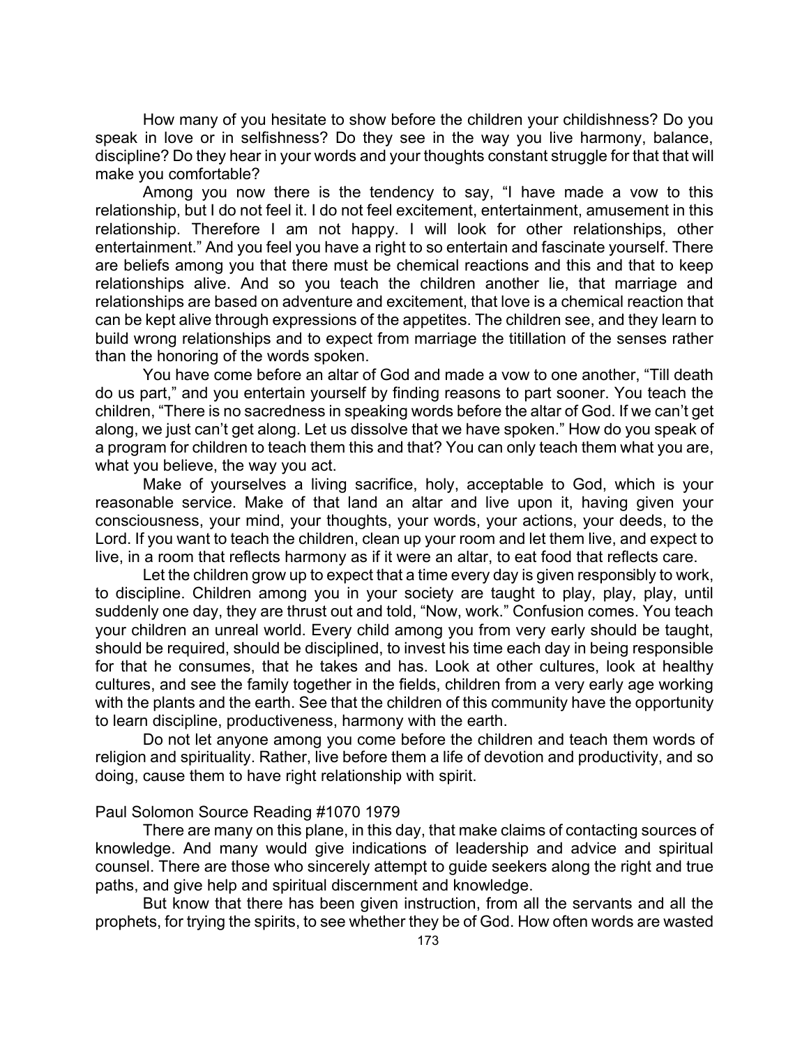How many of you hesitate to show before the children your childishness? Do you speak in love or in selfishness? Do they see in the way you live harmony, balance, discipline? Do they hear in your words and your thoughts constant struggle for that that will make you comfortable?

Among you now there is the tendency to say, "I have made a vow to this relationship, but I do not feel it. I do not feel excitement, entertainment, amusement in this relationship. Therefore I am not happy. I will look for other relationships, other entertainment." And you feel you have a right to so entertain and fascinate yourself. There are beliefs among you that there must be chemical reactions and this and that to keep relationships alive. And so you teach the children another lie, that marriage and relationships are based on adventure and excitement, that love is a chemical reaction that can be kept alive through expressions of the appetites. The children see, and they learn to build wrong relationships and to expect from marriage the titillation of the senses rather than the honoring of the words spoken.

You have come before an altar of God and made a vow to one another, "Till death do us part," and you entertain yourself by finding reasons to part sooner. You teach the children, "There is no sacredness in speaking words before the altar of God. If we can't get along, we just can't get along. Let us dissolve that we have spoken." How do you speak of a program for children to teach them this and that? You can only teach them what you are, what you believe, the way you act.

Make of yourselves a living sacrifice, holy, acceptable to God, which is your reasonable service. Make of that land an altar and live upon it, having given your consciousness, your mind, your thoughts, your words, your actions, your deeds, to the Lord. If you want to teach the children, clean up your room and let them live, and expect to live, in a room that reflects harmony as if it were an altar, to eat food that reflects care.

Let the children grow up to expect that a time every day is given responsibly to work, to discipline. Children among you in your society are taught to play, play, play, until suddenly one day, they are thrust out and told, "Now, work." Confusion comes. You teach your children an unreal world. Every child among you from very early should be taught, should be required, should be disciplined, to invest his time each day in being responsible for that he consumes, that he takes and has. Look at other cultures, look at healthy cultures, and see the family together in the fields, children from a very early age working with the plants and the earth. See that the children of this community have the opportunity to learn discipline, productiveness, harmony with the earth.

Do not let anyone among you come before the children and teach them words of religion and spirituality. Rather, live before them a life of devotion and productivity, and so doing, cause them to have right relationship with spirit.

Paul Solomon Source Reading #1070 1979

There are many on this plane, in this day, that make claims of contacting sources of knowledge. And many would give indications of leadership and advice and spiritual counsel. There are those who sincerely attempt to guide seekers along the right and true paths, and give help and spiritual discernment and knowledge.

But know that there has been given instruction, from all the servants and all the prophets, for trying the spirits, to see whether they be of God. How often words are wasted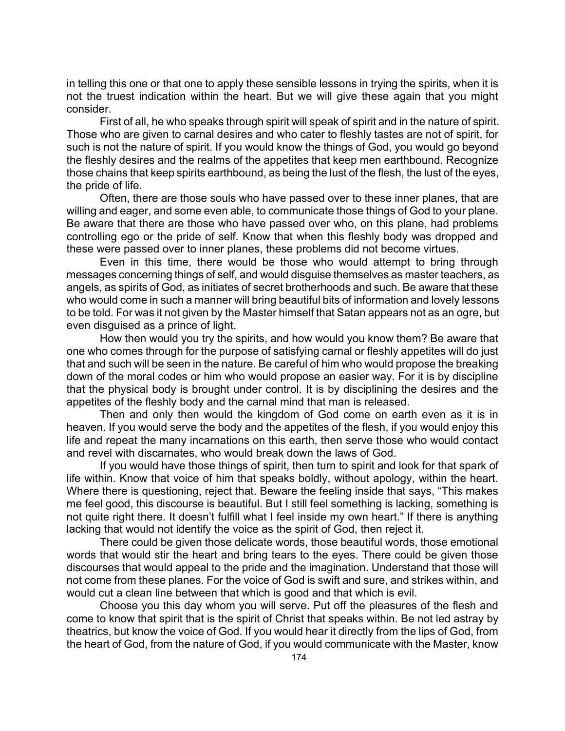in telling this one or that one to apply these sensible lessons in trying the spirits, when it is not the truest indication within the heart. But we will give these again that you might consider.

First of all, he who speaks through spirit will speak of spirit and in the nature of spirit. Those who are given to carnal desires and who cater to fleshly tastes are not of spirit, for such is not the nature of spirit. If you would know the things of God, you would go beyond the fleshly desires and the realms of the appetites that keep men earthbound. Recognize those chains that keep spirits earthbound, as being the lust of the flesh, the lust of the eyes, the pride of life.

Often, there are those souls who have passed over to these inner planes, that are willing and eager, and some even able, to communicate those things of God to your plane. Be aware that there are those who have passed over who, on this plane, had problems controlling ego or the pride of self. Know that when this fleshly body was dropped and these were passed over to inner planes, these problems did not become virtues.

Even in this time, there would be those who would attempt to bring through messages concerning things of self, and would disguise themselves as master teachers, as angels, as spirits of God, as initiates of secret brotherhoods and such. Be aware that these who would come in such a manner will bring beautiful bits of information and lovely lessons to be told. For was it not given by the Master himself that Satan appears not as an ogre, but even disguised as a prince of light.

How then would you try the spirits, and how would you know them? Be aware that one who comes through for the purpose of satisfying carnal or fleshly appetites will do just that and such will be seen in the nature. Be careful of him who would propose the breaking down of the moral codes or him who would propose an easier way. For it is by discipline that the physical body is brought under control. It is by disciplining the desires and the appetites of the fleshly body and the carnal mind that man is released.

Then and only then would the kingdom of God come on earth even as it is in heaven. If you would serve the body and the appetites of the flesh, if you would enjoy this life and repeat the many incarnations on this earth, then serve those who would contact and revel with discarnates, who would break down the laws of God.

If you would have those things of spirit, then turn to spirit and look for that spark of life within. Know that voice of him that speaks boldly, without apology, within the heart. Where there is questioning, reject that. Beware the feeling inside that says, "This makes me feel good, this discourse is beautiful. But I still feel something is lacking, something is not quite right there. It doesn't fulfill what I feel inside my own heart." If there is anything lacking that would not identify the voice as the spirit of God, then reject it.

There could be given those delicate words, those beautiful words, those emotional words that would stir the heart and bring tears to the eyes. There could be given those discourses that would appeal to the pride and the imagination. Understand that those will not come from these planes. For the voice of God is swift and sure, and strikes within, and would cut a clean line between that which is good and that which is evil.

Choose you this day whom you will serve. Put off the pleasures of the flesh and come to know that spirit that is the spirit of Christ that speaks within. Be not led astray by theatrics, but know the voice of God. If you would hear it directly from the lips of God, from the heart of God, from the nature of God, if you would communicate with the Master, know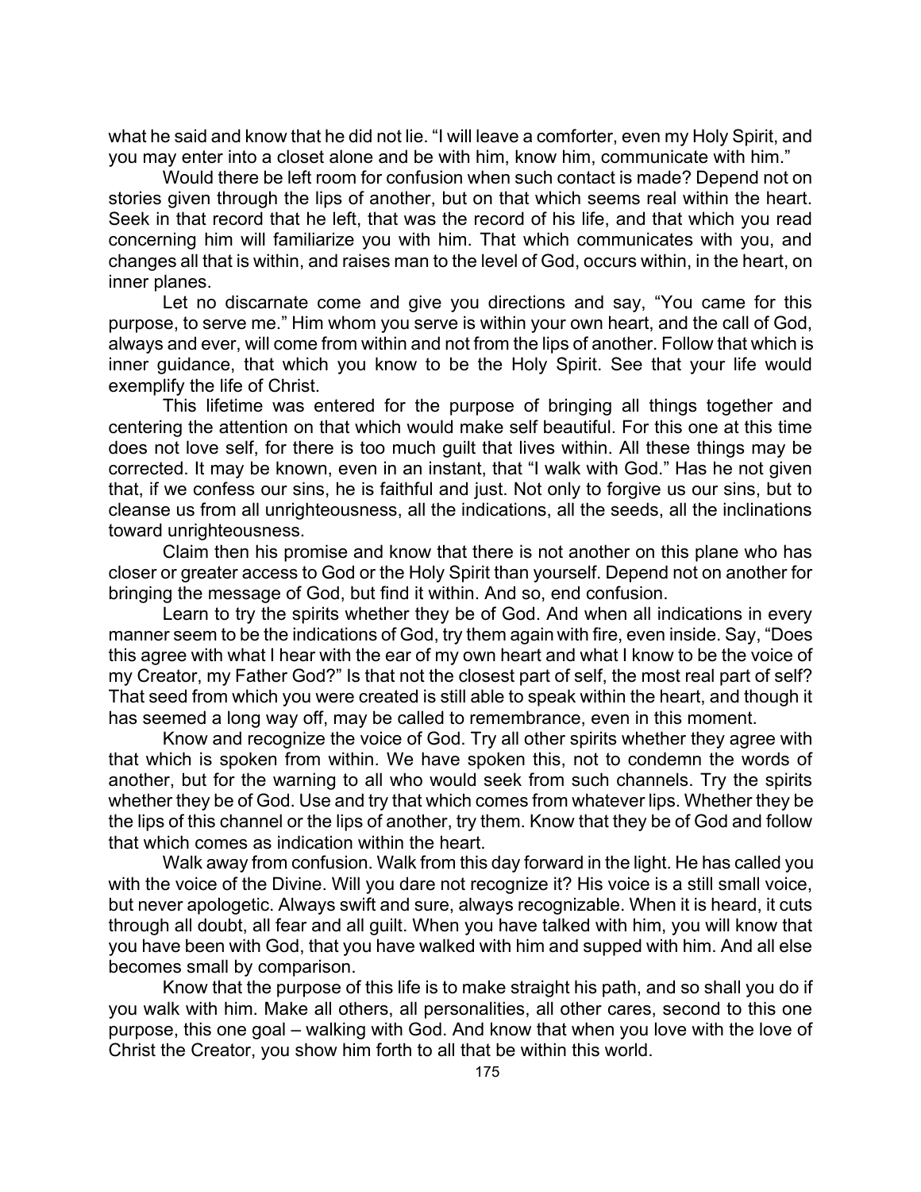what he said and know that he did not lie. “I will leave a comforter, even my Holy Spirit, and you may enter into a closet alone and be with him, know him, communicate with him.”

Would there be left room for confusion when such contact is made? Depend not on stories given through the lips of another, but on that which seems real within the heart. Seek in that record that he left, that was the record of his life, and that which you read concerning him will familiarize you with him. That which communicates with you, and changes all that is within, and raises man to the level of God, occurs within, in the heart, on inner planes.

Let no discarnate come and give you directions and say, “You came for this purpose, to serve me.” Him whom you serve is within your own heart, and the call of God, always and ever, will come from within and not from the lips of another. Follow that which is inner guidance, that which you know to be the Holy Spirit. See that your life would exemplify the life of Christ.

This lifetime was entered for the purpose of bringing all things together and centering the attention on that which would make self beautiful. For this one at this time does not love self, for there is too much guilt that lives within. All these things may be corrected. It may be known, even in an instant, that “I walk with God.” Has he not given that, if we confess our sins, he is faithful and just. Not only to forgive us our sins, but to cleanse us from all unrighteousness, all the indications, all the seeds, all the inclinations toward unrighteousness.

Claim then his promise and know that there is not another on this plane who has closer or greater access to God or the Holy Spirit than yourself. Depend not on another for bringing the message of God, but find it within. And so, end confusion.

Learn to try the spirits whether they be of God. And when all indications in every manner seem to be the indications of God, try them again with fire, even inside. Say, “Does this agree with what I hear with the ear of my own heart and what I know to be the voice of my Creator, my Father God?” Is that not the closest part of self, the most real part of self? That seed from which you were created is still able to speak within the heart, and though it has seemed a long way off, may be called to remembrance, even in this moment.

Know and recognize the voice of God. Try all other spirits whether they agree with that which is spoken from within. We have spoken this, not to condemn the words of another, but for the warning to all who would seek from such channels. Try the spirits whether they be of God. Use and try that which comes from whatever lips. Whether they be the lips of this channel or the lips of another, try them. Know that they be of God and follow that which comes as indication within the heart.

Walk away from confusion. Walk from this day forward in the light. He has called you with the voice of the Divine. Will you dare not recognize it? His voice is a still small voice, but never apologetic. Always swift and sure, always recognizable. When it is heard, it cuts through all doubt, all fear and all guilt. When you have talked with him, you will know that you have been with God, that you have walked with him and supped with him. And all else becomes small by comparison.

Know that the purpose of this life is to make straight his path, and so shall you do if you walk with him. Make all others, all personalities, all other cares, second to this one purpose, this one goal – walking with God. And know that when you love with the love of Christ the Creator, you show him forth to all that be within this world.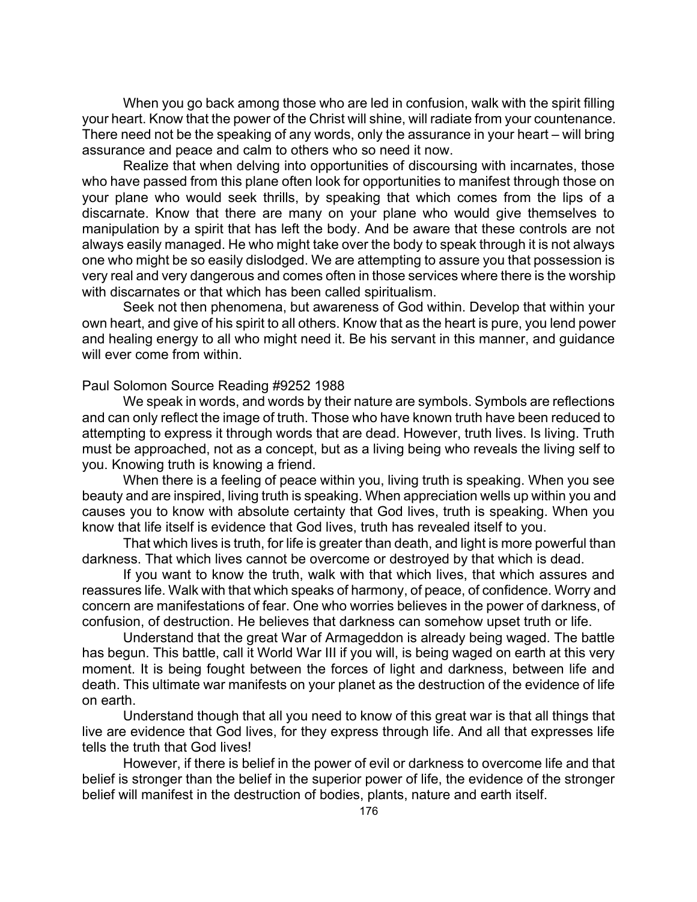When you go back among those who are led in confusion, walk with the spirit filling your heart. Know that the power of the Christ will shine, will radiate from your countenance. There need not be the speaking of any words, only the assurance in your heart – will bring assurance and peace and calm to others who so need it now.

Realize that when delving into opportunities of discoursing with incarnates, those who have passed from this plane often look for opportunities to manifest through those on your plane who would seek thrills, by speaking that which comes from the lips of a discarnate. Know that there are many on your plane who would give themselves to manipulation by a spirit that has left the body. And be aware that these controls are not always easily managed. He who might take over the body to speak through it is not always one who might be so easily dislodged. We are attempting to assure you that possession is very real and very dangerous and comes often in those services where there is the worship with discarnates or that which has been called spiritualism.

Seek not then phenomena, but awareness of God within. Develop that within your own heart, and give of his spirit to all others. Know that as the heart is pure, you lend power and healing energy to all who might need it. Be his servant in this manner, and guidance will ever come from within.

Paul Solomon Source Reading #9252 1988

We speak in words, and words by their nature are symbols. Symbols are reflections and can only reflect the image of truth. Those who have known truth have been reduced to attempting to express it through words that are dead. However, truth lives. Is living. Truth must be approached, not as a concept, but as a living being who reveals the living self to you. Knowing truth is knowing a friend.

When there is a feeling of peace within you, living truth is speaking. When you see beauty and are inspired, living truth is speaking. When appreciation wells up within you and causes you to know with absolute certainty that God lives, truth is speaking. When you know that life itself is evidence that God lives, truth has revealed itself to you.

That which lives is truth, for life is greater than death, and light is more powerful than darkness. That which lives cannot be overcome or destroyed by that which is dead.

If you want to know the truth, walk with that which lives, that which assures and reassures life. Walk with that which speaks of harmony, of peace, of confidence. Worry and concern are manifestations of fear. One who worries believes in the power of darkness, of confusion, of destruction. He believes that darkness can somehow upset truth or life.

Understand that the great War of Armageddon is already being waged. The battle has begun. This battle, call it World War III if you will, is being waged on earth at this very moment. It is being fought between the forces of light and darkness, between life and death. This ultimate war manifests on your planet as the destruction of the evidence of life on earth.

Understand though that all you need to know of this great war is that all things that live are evidence that God lives, for they express through life. And all that expresses life tells the truth that God lives!

However, if there is belief in the power of evil or darkness to overcome life and that belief is stronger than the belief in the superior power of life, the evidence of the stronger belief will manifest in the destruction of bodies, plants, nature and earth itself.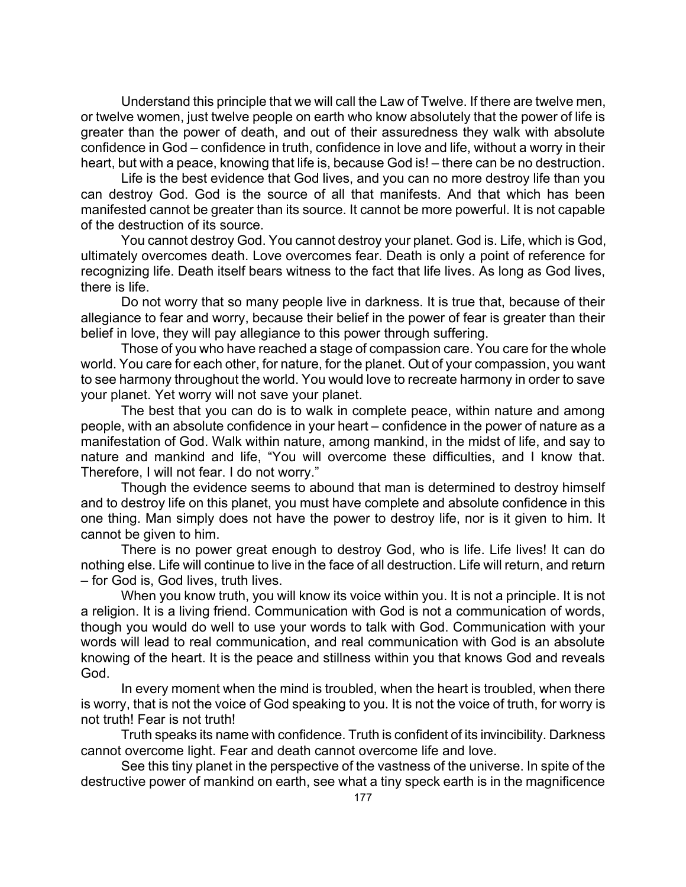Understand this principle that we will call the Law of Twelve. If there are twelve men, or twelve women, just twelve people on earth who know absolutely that the power of life is greater than the power of death, and out of their assuredness they walk with absolute confidence in God – confidence in truth, confidence in love and life, without a worry in their heart, but with a peace, knowing that life is, because God is! – there can be no destruction.

Life is the best evidence that God lives, and you can no more destroy life than you can destroy God. God is the source of all that manifests. And that which has been manifested cannot be greater than its source. It cannot be more powerful. It is not capable of the destruction of its source.

You cannot destroy God. You cannot destroy your planet. God is. Life, which is God, ultimately overcomes death. Love overcomes fear. Death is only a point of reference for recognizing life. Death itself bears witness to the fact that life lives. As long as God lives, there is life.

Do not worry that so many people live in darkness. It is true that, because of their allegiance to fear and worry, because their belief in the power of fear is greater than their belief in love, they will pay allegiance to this power through suffering.

Those of you who have reached a stage of compassion care. You care for the whole world. You care for each other, for nature, for the planet. Out of your compassion, you want to see harmony throughout the world. You would love to recreate harmony in order to save your planet. Yet worry will not save your planet.

The best that you can do is to walk in complete peace, within nature and among people, with an absolute confidence in your heart – confidence in the power of nature as a manifestation of God. Walk within nature, among mankind, in the midst of life, and say to nature and mankind and life, "You will overcome these difficulties, and I know that. Therefore, I will not fear. I do not worry."

Though the evidence seems to abound that man is determined to destroy himself and to destroy life on this planet, you must have complete and absolute confidence in this one thing. Man simply does not have the power to destroy life, nor is it given to him. It cannot be given to him.

There is no power great enough to destroy God, who is life. Life lives! It can do nothing else. Life will continue to live in the face of all destruction. Life will return, and return – for God is, God lives, truth lives.

When you know truth, you will know its voice within you. It is not a principle. It is not a religion. It is a living friend. Communication with God is not a communication of words, though you would do well to use your words to talk with God. Communication with your words will lead to real communication, and real communication with God is an absolute knowing of the heart. It is the peace and stillness within you that knows God and reveals God.

In every moment when the mind is troubled, when the heart is troubled, when there is worry, that is not the voice of God speaking to you. It is not the voice of truth, for worry is not truth! Fear is not truth!

Truth speaks its name with confidence. Truth is confident of its invincibility. Darkness cannot overcome light. Fear and death cannot overcome life and love.

See this tiny planet in the perspective of the vastness of the universe. In spite of the destructive power of mankind on earth, see what a tiny speck earth is in the magnificence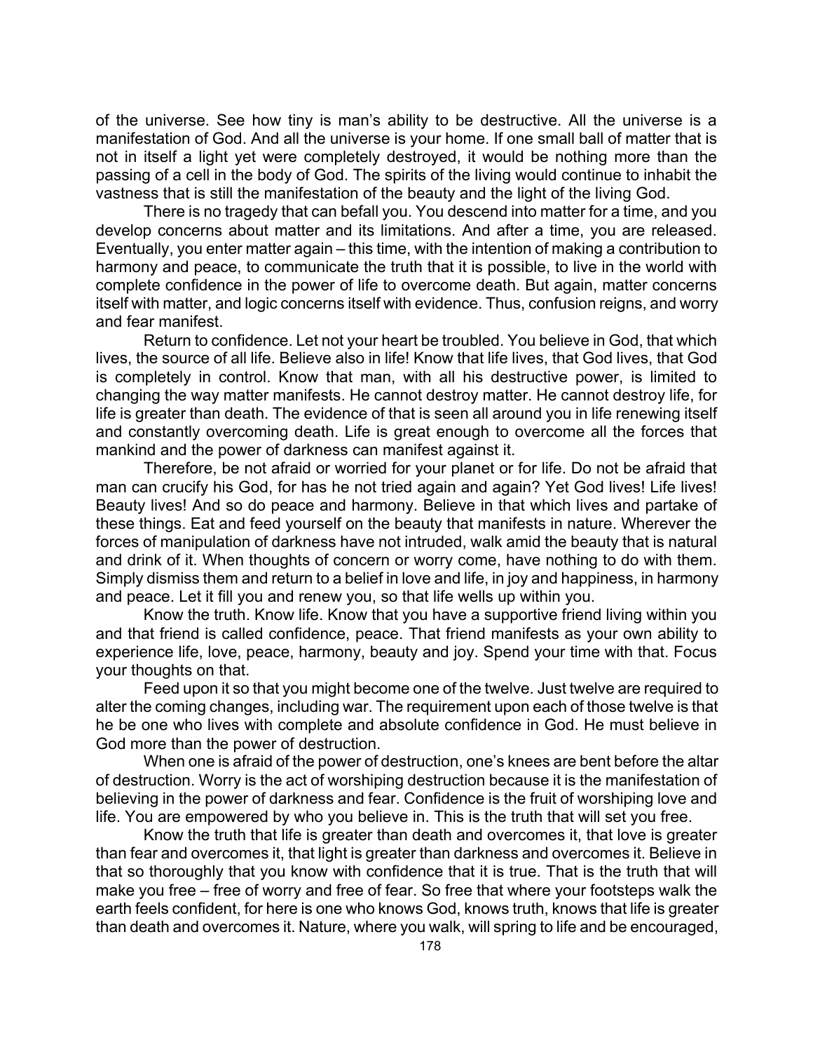of the universe. See how tiny is man's ability to be destructive. All the universe is a manifestation of God. And all the universe is your home. If one small ball of matter that is not in itself a light yet were completely destroyed, it would be nothing more than the passing of a cell in the body of God. The spirits of the living would continue to inhabit the vastness that is still the manifestation of the beauty and the light of the living God.

There is no tragedy that can befall you. You descend into matter for a time, and you develop concerns about matter and its limitations. And after a time, you are released. Eventually, you enter matter again – this time, with the intention of making a contribution to harmony and peace, to communicate the truth that it is possible, to live in the world with complete confidence in the power of life to overcome death. But again, matter concerns itself with matter, and logic concerns itself with evidence. Thus, confusion reigns, and worry and fear manifest.

Return to confidence. Let not your heart be troubled. You believe in God, that which lives, the source of all life. Believe also in life! Know that life lives, that God lives, that God is completely in control. Know that man, with all his destructive power, is limited to changing the way matter manifests. He cannot destroy matter. He cannot destroy life, for life is greater than death. The evidence of that is seen all around you in life renewing itself and constantly overcoming death. Life is great enough to overcome all the forces that mankind and the power of darkness can manifest against it.

Therefore, be not afraid or worried for your planet or for life. Do not be afraid that man can crucify his God, for has he not tried again and again? Yet God lives! Life lives! Beauty lives! And so do peace and harmony. Believe in that which lives and partake of these things. Eat and feed yourself on the beauty that manifests in nature. Wherever the forces of manipulation of darkness have not intruded, walk amid the beauty that is natural and drink of it. When thoughts of concern or worry come, have nothing to do with them. Simply dismiss them and return to a belief in love and life, in joy and happiness, in harmony and peace. Let it fill you and renew you, so that life wells up within you.

Know the truth. Know life. Know that you have a supportive friend living within you and that friend is called confidence, peace. That friend manifests as your own ability to experience life, love, peace, harmony, beauty and joy. Spend your time with that. Focus your thoughts on that.

Feed upon it so that you might become one of the twelve. Just twelve are required to alter the coming changes, including war. The requirement upon each of those twelve is that he be one who lives with complete and absolute confidence in God. He must believe in God more than the power of destruction.

When one is afraid of the power of destruction, one's knees are bent before the altar of destruction. Worry is the act of worshiping destruction because it is the manifestation of believing in the power of darkness and fear. Confidence is the fruit of worshiping love and life. You are empowered by who you believe in. This is the truth that will set you free.

Know the truth that life is greater than death and overcomes it, that love is greater than fear and overcomes it, that light is greater than darkness and overcomes it. Believe in that so thoroughly that you know with confidence that it is true. That is the truth that will make you free – free of worry and free of fear. So free that where your footsteps walk the earth feels confident, for here is one who knows God, knows truth, knows that life is greater than death and overcomes it. Nature, where you walk, will spring to life and be encouraged,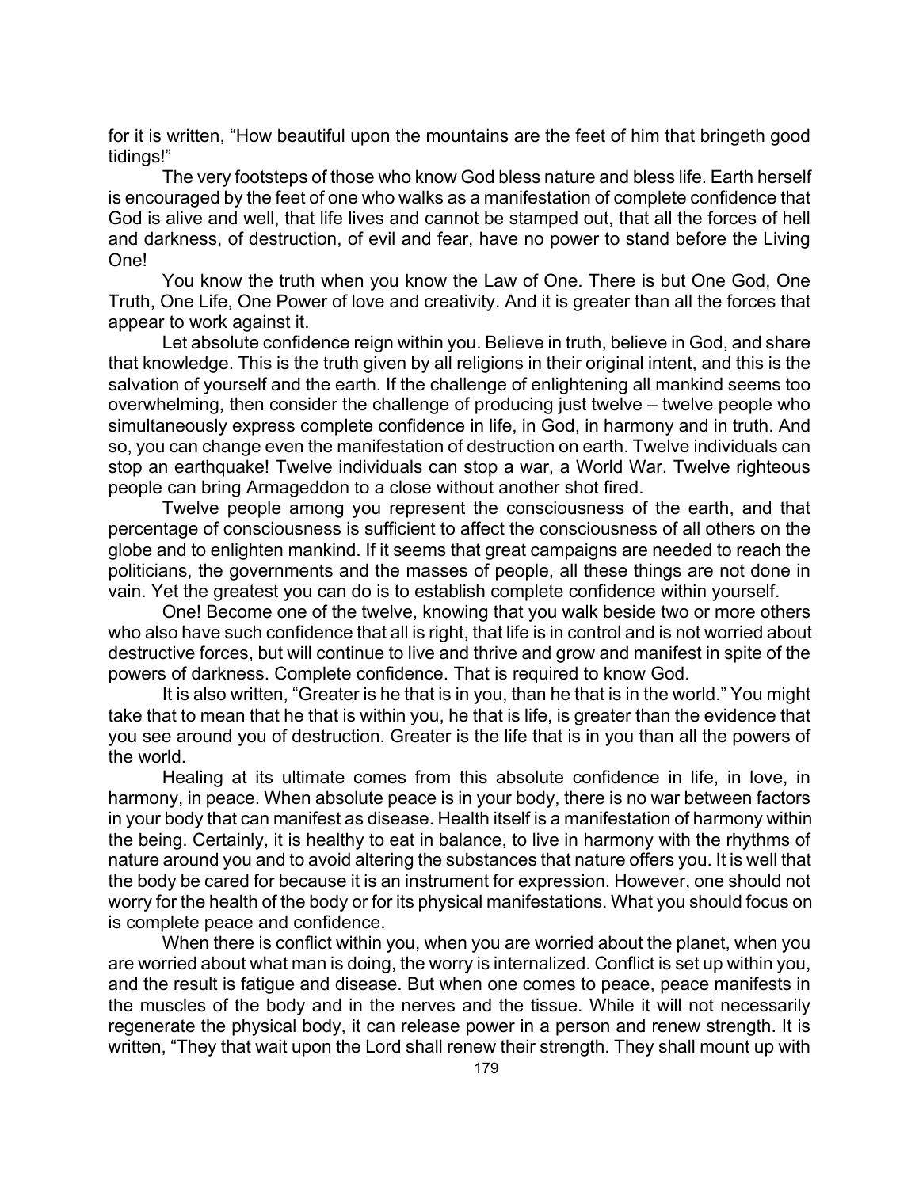for it is written, "How beautiful upon the mountains are the feet of him that bringeth good tidings!"

The very footsteps of those who know God bless nature and bless life. Earth herself is encouraged by the feet of one who walks as a manifestation of complete confidence that God is alive and well, that life lives and cannot be stamped out, that all the forces of hell and darkness, of destruction, of evil and fear, have no power to stand before the Living One!

You know the truth when you know the Law of One. There is but One God, One Truth, One Life, One Power of love and creativity. And it is greater than all the forces that appear to work against it.

Let absolute confidence reign within you. Believe in truth, believe in God, and share that knowledge. This is the truth given by all religions in their original intent, and this is the salvation of yourself and the earth. If the challenge of enlightening all mankind seems too overwhelming, then consider the challenge of producing just twelve – twelve people who simultaneously express complete confidence in life, in God, in harmony and in truth. And so, you can change even the manifestation of destruction on earth. Twelve individuals can stop an earthquake! Twelve individuals can stop a war, a World War. Twelve righteous people can bring Armageddon to a close without another shot fired.

Twelve people among you represent the consciousness of the earth, and that percentage of consciousness is sufficient to affect the consciousness of all others on the globe and to enlighten mankind. If it seems that great campaigns are needed to reach the politicians, the governments and the masses of people, all these things are not done in vain. Yet the greatest you can do is to establish complete confidence within yourself.

One! Become one of the twelve, knowing that you walk beside two or more others who also have such confidence that all is right, that life is in control and is not worried about destructive forces, but will continue to live and thrive and grow and manifest in spite of the powers of darkness. Complete confidence. That is required to know God.

It is also written, "Greater is he that is in you, than he that is in the world." You might take that to mean that he that is within you, he that is life, is greater than the evidence that you see around you of destruction. Greater is the life that is in you than all the powers of the world.

Healing at its ultimate comes from this absolute confidence in life, in love, in harmony, in peace. When absolute peace is in your body, there is no war between factors in your body that can manifest as disease. Health itself is a manifestation of harmony within the being. Certainly, it is healthy to eat in balance, to live in harmony with the rhythms of nature around you and to avoid altering the substances that nature offers you. It is well that the body be cared for because it is an instrument for expression. However, one should not worry for the health of the body or for its physical manifestations. What you should focus on is complete peace and confidence.

When there is conflict within you, when you are worried about the planet, when you are worried about what man is doing, the worry is internalized. Conflict is set up within you, and the result is fatigue and disease. But when one comes to peace, peace manifests in the muscles of the body and in the nerves and the tissue. While it will not necessarily regenerate the physical body, it can release power in a person and renew strength. It is written, "They that wait upon the Lord shall renew their strength. They shall mount up with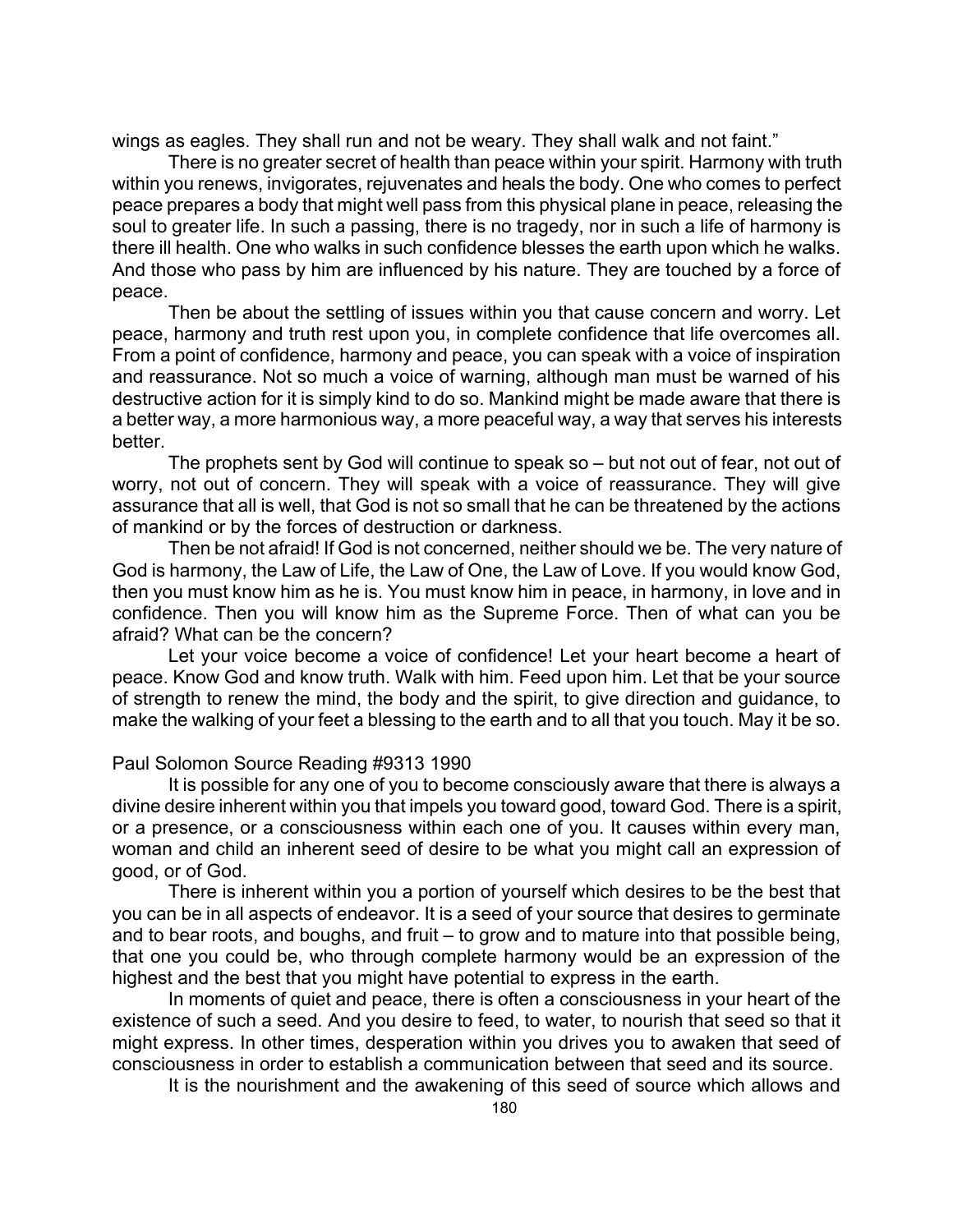wings as eagles. They shall run and not be weary. They shall walk and not faint."

There is no greater secret of health than peace within your spirit. Harmony with truth within you renews, invigorates, rejuvenates and heals the body. One who comes to perfect peace prepares a body that might well pass from this physical plane in peace, releasing the soul to greater life. In such a passing, there is no tragedy, nor in such a life of harmony is there ill health. One who walks in such confidence blesses the earth upon which he walks. And those who pass by him are influenced by his nature. They are touched by a force of peace.

Then be about the settling of issues within you that cause concern and worry. Let peace, harmony and truth rest upon you, in complete confidence that life overcomes all. From a point of confidence, harmony and peace, you can speak with a voice of inspiration and reassurance. Not so much a voice of warning, although man must be warned of his destructive action for it is simply kind to do so. Mankind might be made aware that there is a better way, a more harmonious way, a more peaceful way, a way that serves his interests better.

The prophets sent by God will continue to speak so – but not out of fear, not out of worry, not out of concern. They will speak with a voice of reassurance. They will give assurance that all is well, that God is not so small that he can be threatened by the actions of mankind or by the forces of destruction or darkness.

Then be not afraid! If God is not concerned, neither should we be. The very nature of God is harmony, the Law of Life, the Law of One, the Law of Love. If you would know God, then you must know him as he is. You must know him in peace, in harmony, in love and in confidence. Then you will know him as the Supreme Force. Then of what can you be afraid? What can be the concern?

Let your voice become a voice of confidence! Let your heart become a heart of peace. Know God and know truth. Walk with him. Feed upon him. Let that be your source of strength to renew the mind, the body and the spirit, to give direction and guidance, to make the walking of your feet a blessing to the earth and to all that you touch. May it be so.

Paul Solomon Source Reading #9313 1990

It is possible for any one of you to become consciously aware that there is always a divine desire inherent within you that impels you toward good, toward God. There is a spirit, or a presence, or a consciousness within each one of you. It causes within every man, woman and child an inherent seed of desire to be what you might call an expression of good, or of God.

There is inherent within you a portion of yourself which desires to be the best that you can be in all aspects of endeavor. It is a seed of your source that desires to germinate and to bear roots, and boughs, and fruit – to grow and to mature into that possible being, that one you could be, who through complete harmony would be an expression of the highest and the best that you might have potential to express in the earth.

In moments of quiet and peace, there is often a consciousness in your heart of the existence of such a seed. And you desire to feed, to water, to nourish that seed so that it might express. In other times, desperation within you drives you to awaken that seed of consciousness in order to establish a communication between that seed and its source.

It is the nourishment and the awakening of this seed of source which allows and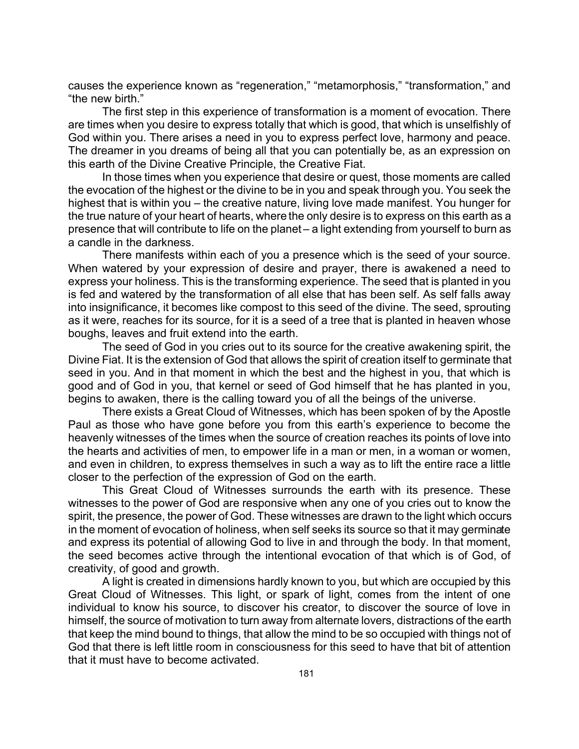causes the experience known as "regeneration," "metamorphosis," "transformation," and "the new birth."

The first step in this experience of transformation is a moment of evocation. There are times when you desire to express totally that which is good, that which is unselfishly of God within you. There arises a need in you to express perfect love, harmony and peace. The dreamer in you dreams of being all that you can potentially be, as an expression on this earth of the Divine Creative Principle, the Creative Fiat.

In those times when you experience that desire or quest, those moments are called the evocation of the highest or the divine to be in you and speak through you. You seek the highest that is within you – the creative nature, living love made manifest. You hunger for the true nature of your heart of hearts, where the only desire is to express on this earth as a presence that will contribute to life on the planet – a light extending from yourself to burn as a candle in the darkness.

There manifests within each of you a presence which is the seed of your source. When watered by your expression of desire and prayer, there is awakened a need to express your holiness. This is the transforming experience. The seed that is planted in you is fed and watered by the transformation of all else that has been self. As self falls away into insignificance, it becomes like compost to this seed of the divine. The seed, sprouting as it were, reaches for its source, for it is a seed of a tree that is planted in heaven whose boughs, leaves and fruit extend into the earth.

The seed of God in you cries out to its source for the creative awakening spirit, the Divine Fiat. It is the extension of God that allows the spirit of creation itself to germinate that seed in you. And in that moment in which the best and the highest in you, that which is good and of God in you, that kernel or seed of God himself that he has planted in you, begins to awaken, there is the calling toward you of all the beings of the universe.

There exists a Great Cloud of Witnesses, which has been spoken of by the Apostle Paul as those who have gone before you from this earth's experience to become the heavenly witnesses of the times when the source of creation reaches its points of love into the hearts and activities of men, to empower life in a man or men, in a woman or women, and even in children, to express themselves in such a way as to lift the entire race a little closer to the perfection of the expression of God on the earth.

This Great Cloud of Witnesses surrounds the earth with its presence. These witnesses to the power of God are responsive when any one of you cries out to know the spirit, the presence, the power of God. These witnesses are drawn to the light which occurs in the moment of evocation of holiness, when self seeks its source so that it may germinate and express its potential of allowing God to live in and through the body. In that moment, the seed becomes active through the intentional evocation of that which is of God, of creativity, of good and growth.

A light is created in dimensions hardly known to you, but which are occupied by this Great Cloud of Witnesses. This light, or spark of light, comes from the intent of one individual to know his source, to discover his creator, to discover the source of love in himself, the source of motivation to turn away from alternate lovers, distractions of the earth that keep the mind bound to things, that allow the mind to be so occupied with things not of God that there is left little room in consciousness for this seed to have that bit of attention that it must have to become activated.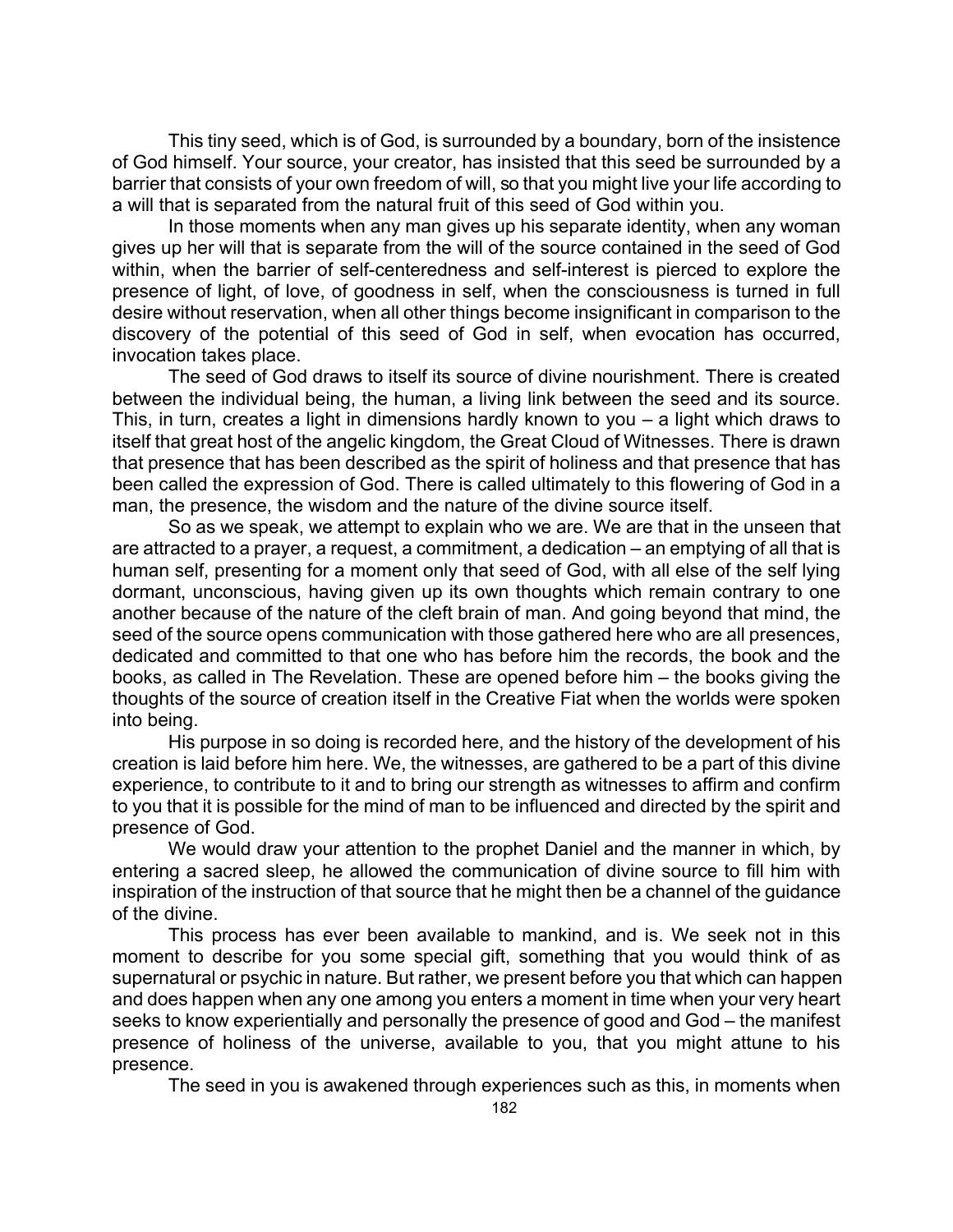This tiny seed, which is of God, is surrounded by a boundary, born of the insistence of God himself. Your source, your creator, has insisted that this seed be surrounded by a barrier that consists of your own freedom of will, so that you might live your life according to a will that is separated from the natural fruit of this seed of God within you.

In those moments when any man gives up his separate identity, when any woman gives up her will that is separate from the will of the source contained in the seed of God within, when the barrier of self-centeredness and self-interest is pierced to explore the presence of light, of love, of goodness in self, when the consciousness is turned in full desire without reservation, when all other things become insignificant in comparison to the discovery of the potential of this seed of God in self, when evocation has occurred, invocation takes place.

The seed of God draws to itself its source of divine nourishment. There is created between the individual being, the human, a living link between the seed and its source. This, in turn, creates a light in dimensions hardly known to you – a light which draws to itself that great host of the angelic kingdom, the Great Cloud of Witnesses. There is drawn that presence that has been described as the spirit of holiness and that presence that has been called the expression of God. There is called ultimately to this flowering of God in a man, the presence, the wisdom and the nature of the divine source itself.

So as we speak, we attempt to explain who we are. We are that in the unseen that are attracted to a prayer, a request, a commitment, a dedication – an emptying of all that is human self, presenting for a moment only that seed of God, with all else of the self lying dormant, unconscious, having given up its own thoughts which remain contrary to one another because of the nature of the cleft brain of man. And going beyond that mind, the seed of the source opens communication with those gathered here who are all presences, dedicated and committed to that one who has before him the records, the book and the books, as called in The Revelation. These are opened before him – the books giving the thoughts of the source of creation itself in the Creative Fiat when the worlds were spoken into being.

His purpose in so doing is recorded here, and the history of the development of his creation is laid before him here. We, the witnesses, are gathered to be a part of this divine experience, to contribute to it and to bring our strength as witnesses to affirm and confirm to you that it is possible for the mind of man to be influenced and directed by the spirit and presence of God.

We would draw your attention to the prophet Daniel and the manner in which, by entering a sacred sleep, he allowed the communication of divine source to fill him with inspiration of the instruction of that source that he might then be a channel of the guidance of the divine.

This process has ever been available to mankind, and is. We seek not in this moment to describe for you some special gift, something that you would think of as supernatural or psychic in nature. But rather, we present before you that which can happen and does happen when any one among you enters a moment in time when your very heart seeks to know experientially and personally the presence of good and God – the manifest presence of holiness of the universe, available to you, that you might attune to his presence.

The seed in you is awakened through experiences such as this, in moments when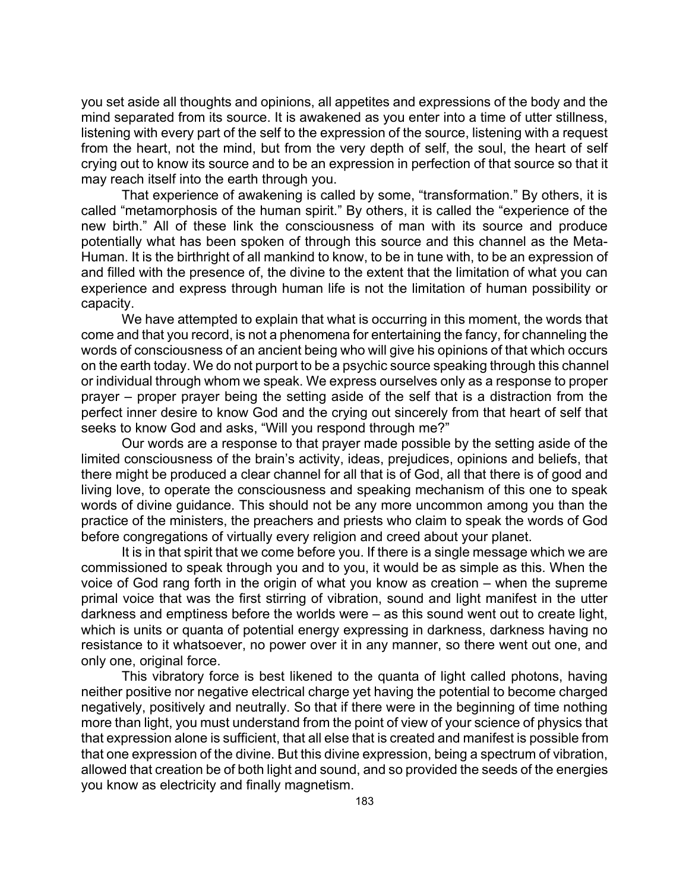you set aside all thoughts and opinions, all appetites and expressions of the body and the mind separated from its source. It is awakened as you enter into a time of utter stillness, listening with every part of the self to the expression of the source, listening with a request from the heart, not the mind, but from the very depth of self, the soul, the heart of self crying out to know its source and to be an expression in perfection of that source so that it may reach itself into the earth through you.

That experience of awakening is called by some, “transformation.” By others, it is called “metamorphosis of the human spirit.” By others, it is called the “experience of the new birth.” All of these link the consciousness of man with its source and produce potentially what has been spoken of through this source and this channel as the Meta-Human. It is the birthright of all mankind to know, to be in tune with, to be an expression of and filled with the presence of, the divine to the extent that the limitation of what you can experience and express through human life is not the limitation of human possibility or capacity.

We have attempted to explain that what is occurring in this moment, the words that come and that you record, is not a phenomena for entertaining the fancy, for channeling the words of consciousness of an ancient being who will give his opinions of that which occurs on the earth today. We do not purport to be a psychic source speaking through this channel or individual through whom we speak. We express ourselves only as a response to proper prayer – proper prayer being the setting aside of the self that is a distraction from the perfect inner desire to know God and the crying out sincerely from that heart of self that seeks to know God and asks, “Will you respond through me?”

Our words are a response to that prayer made possible by the setting aside of the limited consciousness of the brain’s activity, ideas, prejudices, opinions and beliefs, that there might be produced a clear channel for all that is of God, all that there is of good and living love, to operate the consciousness and speaking mechanism of this one to speak words of divine guidance. This should not be any more uncommon among you than the practice of the ministers, the preachers and priests who claim to speak the words of God before congregations of virtually every religion and creed about your planet.

It is in that spirit that we come before you. If there is a single message which we are commissioned to speak through you and to you, it would be as simple as this. When the voice of God rang forth in the origin of what you know as creation – when the supreme primal voice that was the first stirring of vibration, sound and light manifest in the utter darkness and emptiness before the worlds were – as this sound went out to create light, which is units or quanta of potential energy expressing in darkness, darkness having no resistance to it whatsoever, no power over it in any manner, so there went out one, and only one, original force.

This vibratory force is best likened to the quanta of light called photons, having neither positive nor negative electrical charge yet having the potential to become charged negatively, positively and neutrally. So that if there were in the beginning of time nothing more than light, you must understand from the point of view of your science of physics that that expression alone is sufficient, that all else that is created and manifest is possible from that one expression of the divine. But this divine expression, being a spectrum of vibration, allowed that creation be of both light and sound, and so provided the seeds of the energies you know as electricity and finally magnetism.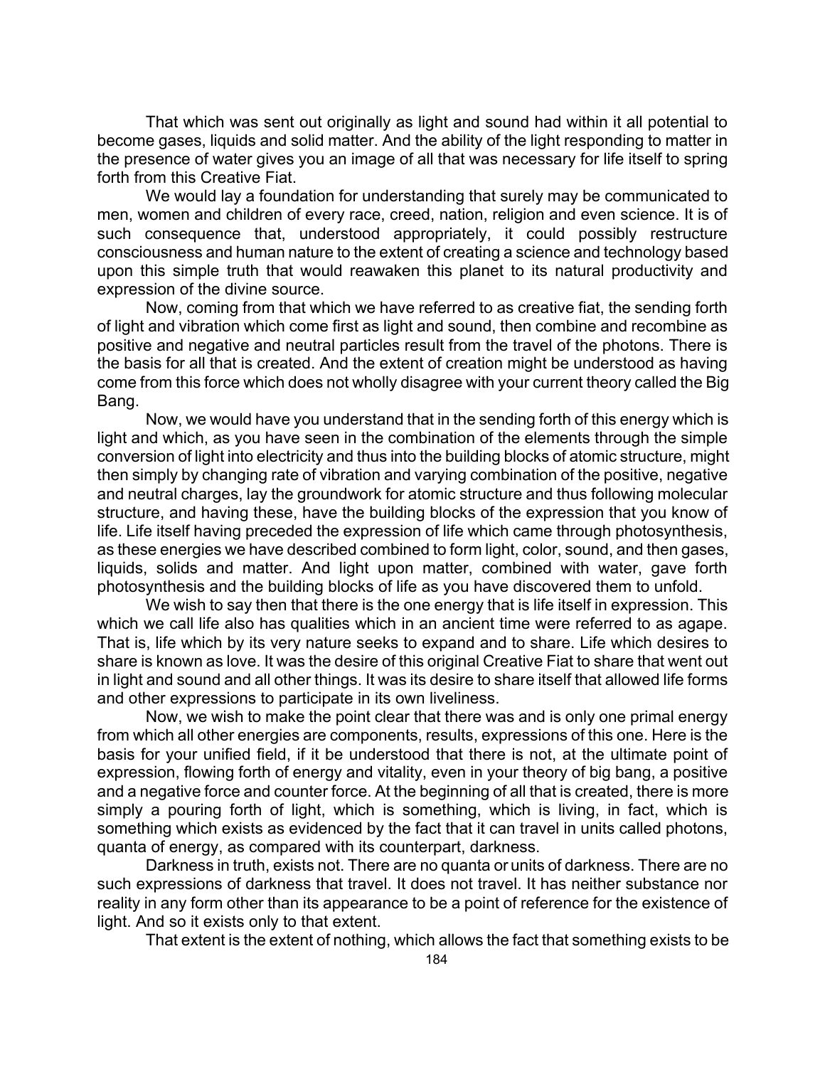That which was sent out originally as light and sound had within it all potential to become gases, liquids and solid matter. And the ability of the light responding to matter in the presence of water gives you an image of all that was necessary for life itself to spring forth from this Creative Fiat.

We would lay a foundation for understanding that surely may be communicated to men, women and children of every race, creed, nation, religion and even science. It is of such consequence that, understood appropriately, it could possibly restructure consciousness and human nature to the extent of creating a science and technology based upon this simple truth that would reawaken this planet to its natural productivity and expression of the divine source.

Now, coming from that which we have referred to as creative fiat, the sending forth of light and vibration which come first as light and sound, then combine and recombine as positive and negative and neutral particles result from the travel of the photons. There is the basis for all that is created. And the extent of creation might be understood as having come from this force which does not wholly disagree with your current theory called the Big Bang.

Now, we would have you understand that in the sending forth of this energy which is light and which, as you have seen in the combination of the elements through the simple conversion of light into electricity and thus into the building blocks of atomic structure, might then simply by changing rate of vibration and varying combination of the positive, negative and neutral charges, lay the groundwork for atomic structure and thus following molecular structure, and having these, have the building blocks of the expression that you know of life. Life itself having preceded the expression of life which came through photosynthesis, as these energies we have described combined to form light, color, sound, and then gases, liquids, solids and matter. And light upon matter, combined with water, gave forth photosynthesis and the building blocks of life as you have discovered them to unfold.

We wish to say then that there is the one energy that is life itself in expression. This which we call life also has qualities which in an ancient time were referred to as agape. That is, life which by its very nature seeks to expand and to share. Life which desires to share is known as love. It was the desire of this original Creative Fiat to share that went out in light and sound and all other things. It was its desire to share itself that allowed life forms and other expressions to participate in its own liveliness.

Now, we wish to make the point clear that there was and is only one primal energy from which all other energies are components, results, expressions of this one. Here is the basis for your unified field, if it be understood that there is not, at the ultimate point of expression, flowing forth of energy and vitality, even in your theory of big bang, a positive and a negative force and counter force. At the beginning of all that is created, there is more simply a pouring forth of light, which is something, which is living, in fact, which is something which exists as evidenced by the fact that it can travel in units called photons, quanta of energy, as compared with its counterpart, darkness.

Darkness in truth, exists not. There are no quanta or units of darkness. There are no such expressions of darkness that travel. It does not travel. It has neither substance nor reality in any form other than its appearance to be a point of reference for the existence of light. And so it exists only to that extent.

That extent is the extent of nothing, which allows the fact that something exists to be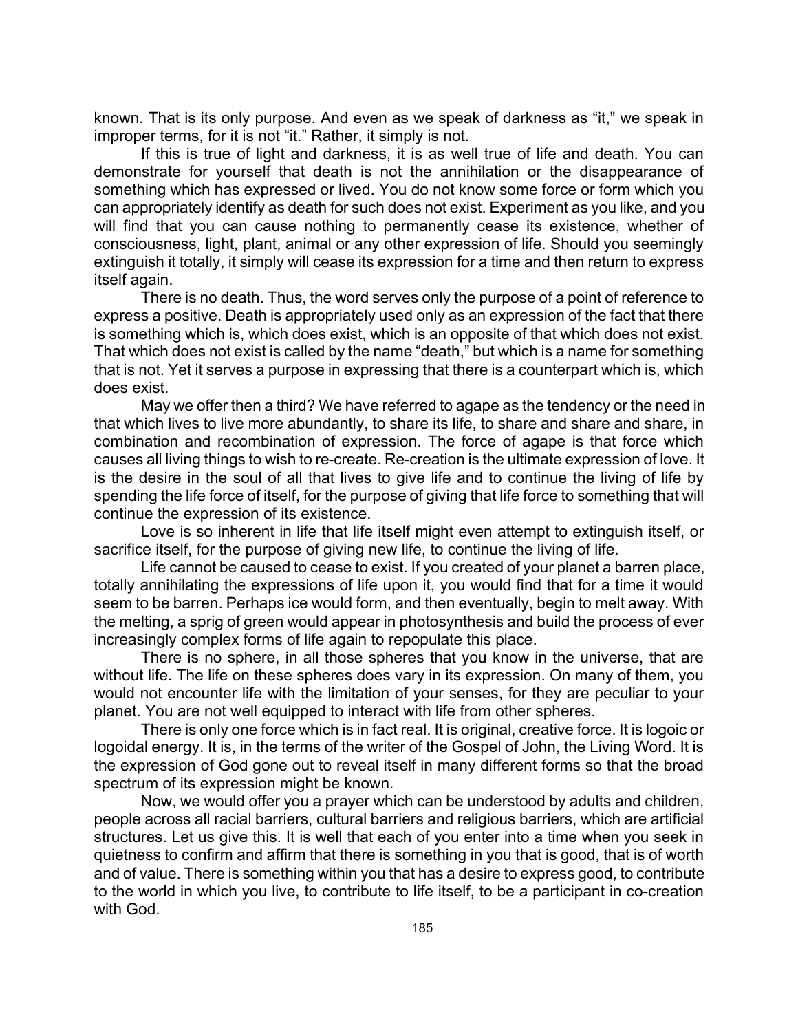known. That is its only purpose. And even as we speak of darkness as "it," we speak in improper terms, for it is not "it." Rather, it simply is not.

If this is true of light and darkness, it is as well true of life and death. You can demonstrate for yourself that death is not the annihilation or the disappearance of something which has expressed or lived. You do not know some force or form which you can appropriately identify as death for such does not exist. Experiment as you like, and you will find that you can cause nothing to permanently cease its existence, whether of consciousness, light, plant, animal or any other expression of life. Should you seemingly extinguish it totally, it simply will cease its expression for a time and then return to express itself again.

There is no death. Thus, the word serves only the purpose of a point of reference to express a positive. Death is appropriately used only as an expression of the fact that there is something which is, which does exist, which is an opposite of that which does not exist. That which does not exist is called by the name "death," but which is a name for something that is not. Yet it serves a purpose in expressing that there is a counterpart which is, which does exist.

May we offer then a third? We have referred to agape as the tendency or the need in that which lives to live more abundantly, to share its life, to share and share and share, in combination and recombination of expression. The force of agape is that force which causes all living things to wish to re-create. Re-creation is the ultimate expression of love. It is the desire in the soul of all that lives to give life and to continue the living of life by spending the life force of itself, for the purpose of giving that life force to something that will continue the expression of its existence.

Love is so inherent in life that life itself might even attempt to extinguish itself, or sacrifice itself, for the purpose of giving new life, to continue the living of life.

Life cannot be caused to cease to exist. If you created of your planet a barren place, totally annihilating the expressions of life upon it, you would find that for a time it would seem to be barren. Perhaps ice would form, and then eventually, begin to melt away. With the melting, a sprig of green would appear in photosynthesis and build the process of ever increasingly complex forms of life again to repopulate this place.

There is no sphere, in all those spheres that you know in the universe, that are without life. The life on these spheres does vary in its expression. On many of them, you would not encounter life with the limitation of your senses, for they are peculiar to your planet. You are not well equipped to interact with life from other spheres.

There is only one force which is in fact real. It is original, creative force. It is logoic or logoidal energy. It is, in the terms of the writer of the Gospel of John, the Living Word. It is the expression of God gone out to reveal itself in many different forms so that the broad spectrum of its expression might be known.

Now, we would offer you a prayer which can be understood by adults and children, people across all racial barriers, cultural barriers and religious barriers, which are artificial structures. Let us give this. It is well that each of you enter into a time when you seek in quietness to confirm and affirm that there is something in you that is good, that is of worth and of value. There is something within you that has a desire to express good, to contribute to the world in which you live, to contribute to life itself, to be a participant in co-creation with God.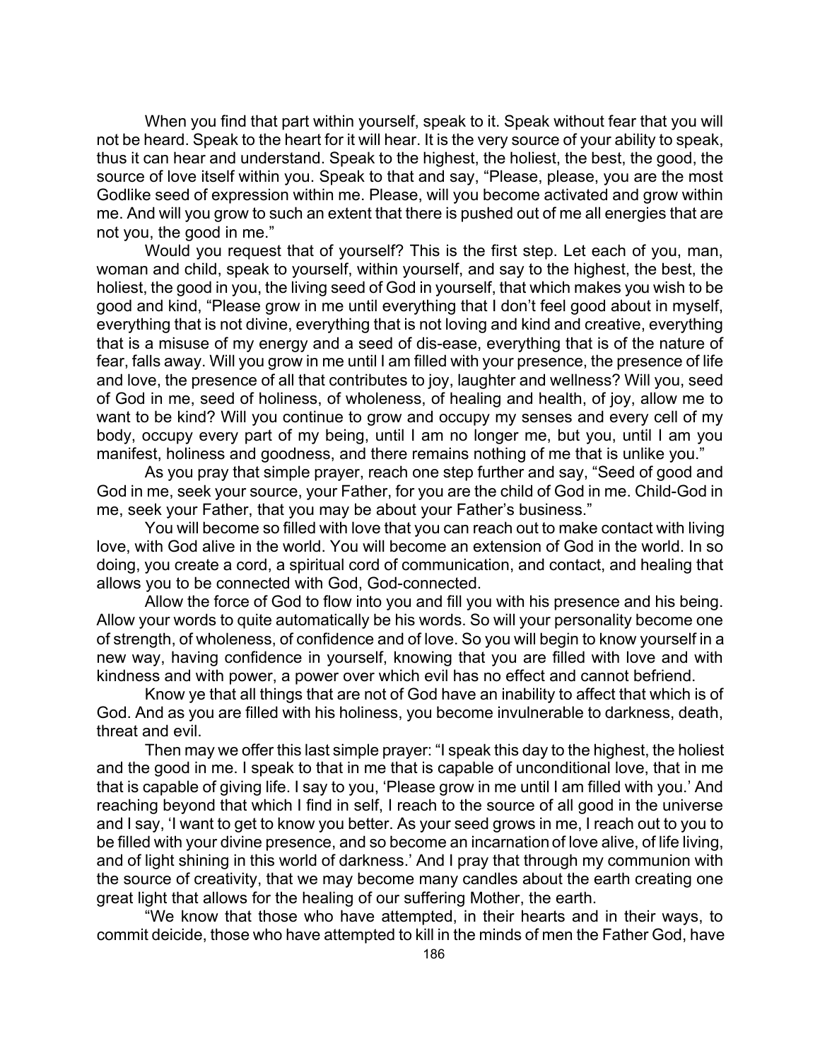When you find that part within yourself, speak to it. Speak without fear that you will not be heard. Speak to the heart for it will hear. It is the very source of your ability to speak, thus it can hear and understand. Speak to the highest, the holiest, the best, the good, the source of love itself within you. Speak to that and say, "Please, please, you are the most Godlike seed of expression within me. Please, will you become activated and grow within me. And will you grow to such an extent that there is pushed out of me all energies that are not you, the good in me."

Would you request that of yourself? This is the first step. Let each of you, man, woman and child, speak to yourself, within yourself, and say to the highest, the best, the holiest, the good in you, the living seed of God in yourself, that which makes you wish to be good and kind, "Please grow in me until everything that I don't feel good about in myself, everything that is not divine, everything that is not loving and kind and creative, everything that is a misuse of my energy and a seed of dis-ease, everything that is of the nature of fear, falls away. Will you grow in me until I am filled with your presence, the presence of life and love, the presence of all that contributes to joy, laughter and wellness? Will you, seed of God in me, seed of holiness, of wholeness, of healing and health, of joy, allow me to want to be kind? Will you continue to grow and occupy my senses and every cell of my body, occupy every part of my being, until I am no longer me, but you, until I am you manifest, holiness and goodness, and there remains nothing of me that is unlike you."

As you pray that simple prayer, reach one step further and say, "Seed of good and God in me, seek your source, your Father, for you are the child of God in me. Child-God in me, seek your Father, that you may be about your Father's business."

You will become so filled with love that you can reach out to make contact with living love, with God alive in the world. You will become an extension of God in the world. In so doing, you create a cord, a spiritual cord of communication, and contact, and healing that allows you to be connected with God, God-connected.

Allow the force of God to flow into you and fill you with his presence and his being. Allow your words to quite automatically be his words. So will your personality become one of strength, of wholeness, of confidence and of love. So you will begin to know yourself in a new way, having confidence in yourself, knowing that you are filled with love and with kindness and with power, a power over which evil has no effect and cannot befriend.

Know ye that all things that are not of God have an inability to affect that which is of God. And as you are filled with his holiness, you become invulnerable to darkness, death, threat and evil.

Then may we offer this last simple prayer: "I speak this day to the highest, the holiest and the good in me. I speak to that in me that is capable of unconditional love, that in me that is capable of giving life. I say to you, 'Please grow in me until I am filled with you.' And reaching beyond that which I find in self, I reach to the source of all good in the universe and I say, 'I want to get to know you better. As your seed grows in me, I reach out to you to be filled with your divine presence, and so become an incarnation of love alive, of life living, and of light shining in this world of darkness.' And I pray that through my communion with the source of creativity, that we may become many candles about the earth creating one great light that allows for the healing of our suffering Mother, the earth.

"We know that those who have attempted, in their hearts and in their ways, to commit deicide, those who have attempted to kill in the minds of men the Father God, have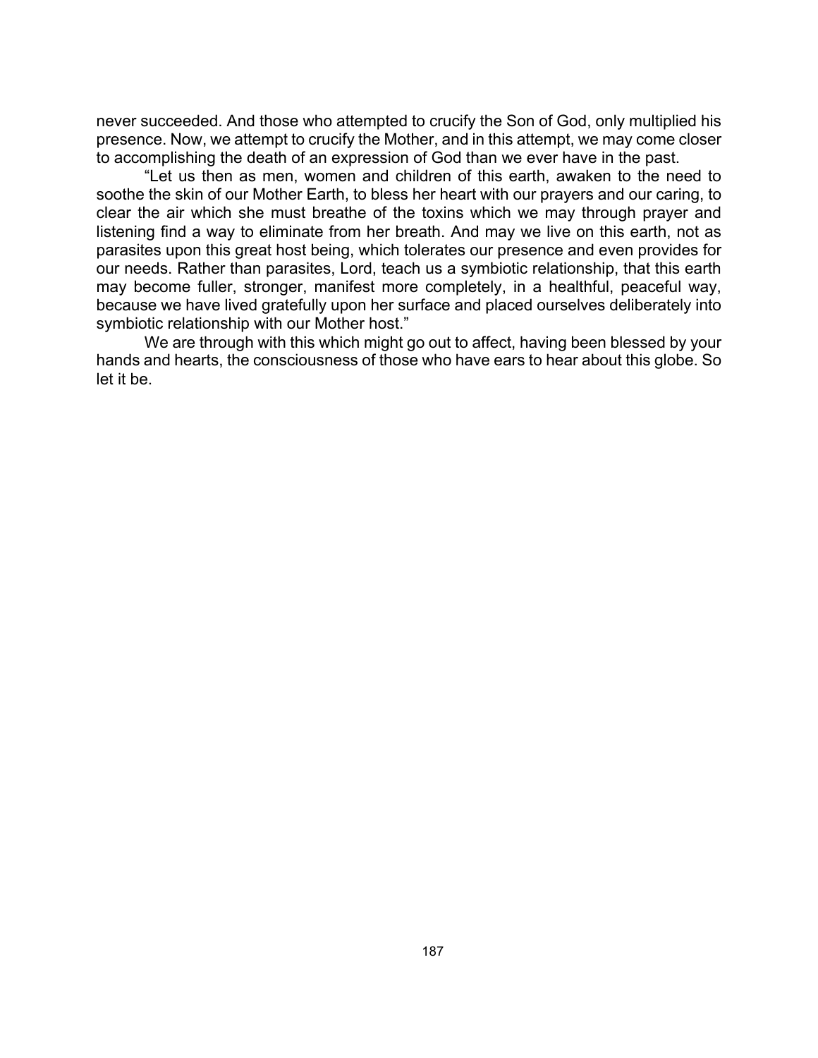never succeeded. And those who attempted to crucify the Son of God, only multiplied his presence. Now, we attempt to crucify the Mother, and in this attempt, we may come closer to accomplishing the death of an expression of God than we ever have in the past.

"Let us then as men, women and children of this earth, awaken to the need to soothe the skin of our Mother Earth, to bless her heart with our prayers and our caring, to clear the air which she must breathe of the toxins which we may through prayer and listening find a way to eliminate from her breath. And may we live on this earth, not as parasites upon this great host being, which tolerates our presence and even provides for our needs. Rather than parasites, Lord, teach us a symbiotic relationship, that this earth may become fuller, stronger, manifest more completely, in a healthful, peaceful way, because we have lived gratefully upon her surface and placed ourselves deliberately into symbiotic relationship with our Mother host."

We are through with this which might go out to affect, having been blessed by your hands and hearts, the consciousness of those who have ears to hear about this globe. So let it be.